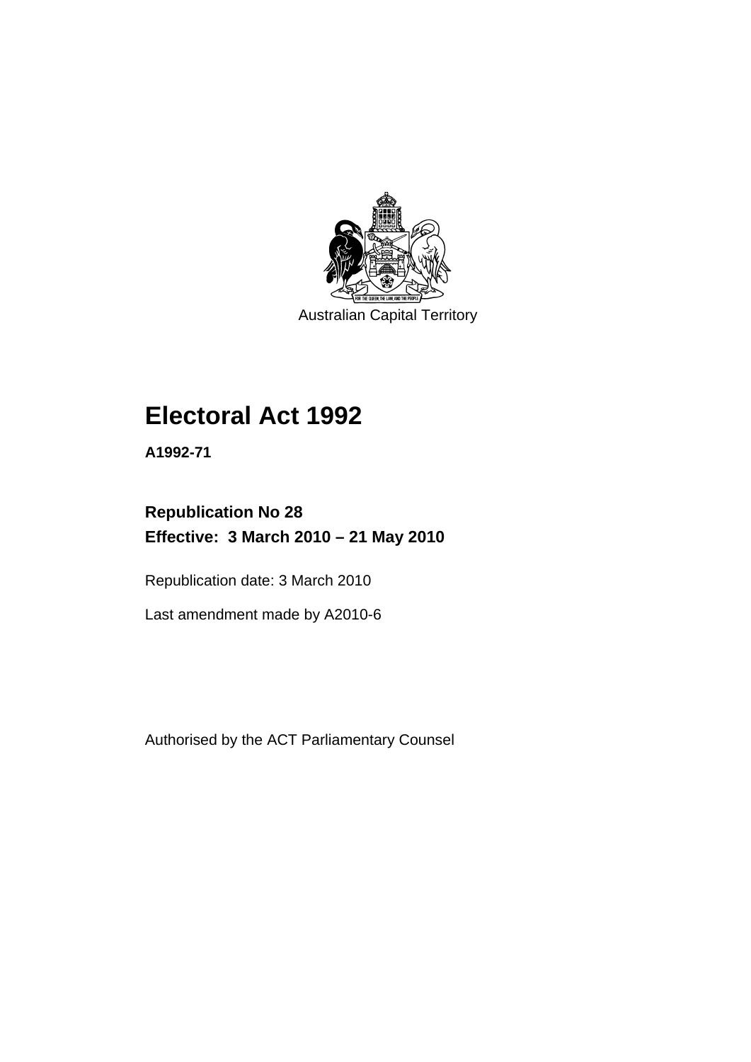Australian Capital Territory

# Electoral Act 1992

**A1992-71**

## Republication No 28
## Effective: 3 March 2010 – 21 May 2010

Republication date: 3 March 2010

Last amendment made by A2010-6

Authorised by the ACT Parliamentary Counsel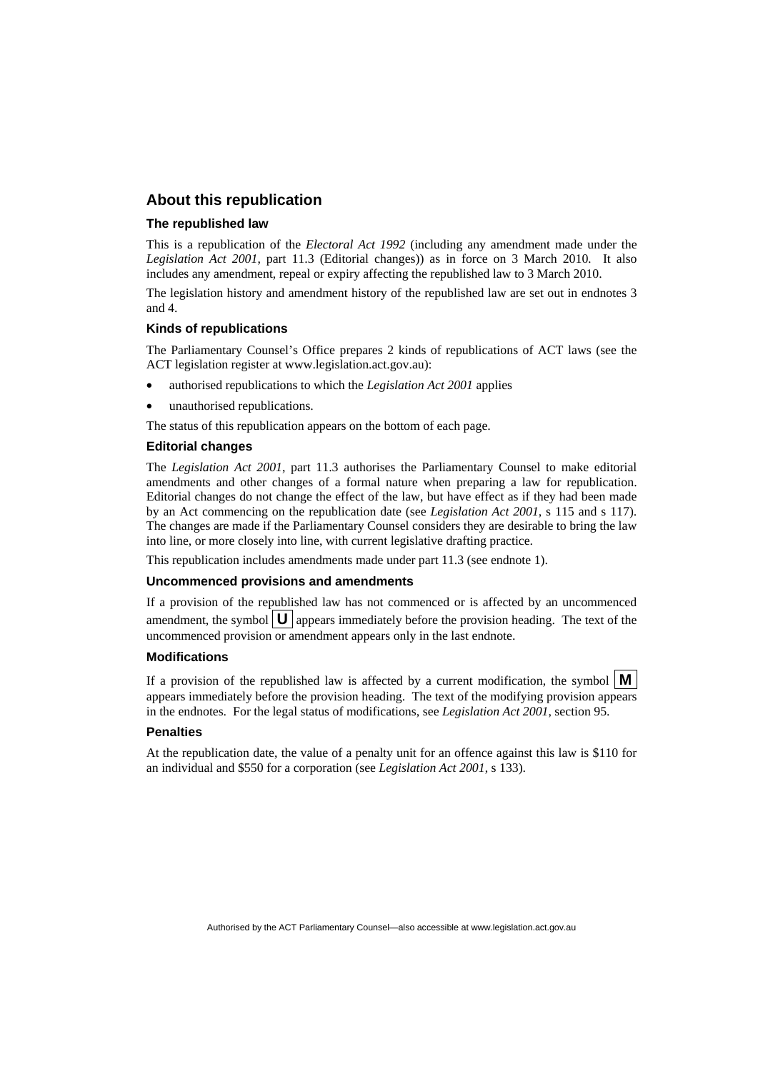## About this republication

### The republished law

This is a republication of the *Electoral Act 1992* (including any amendment made under the *Legislation Act 2001*, part 11.3 (Editorial changes)) as in force on 3 March 2010. It also includes any amendment, repeal or expiry affecting the republished law to 3 March 2010.

The legislation history and amendment history of the republished law are set out in endnotes 3 and 4.

### Kinds of republications

The Parliamentary Counsel's Office prepares 2 kinds of republications of ACT laws (see the ACT legislation register at www.legislation.act.gov.au):

- authorised republications to which the *Legislation Act 2001* applies
- unauthorised republications.

The status of this republication appears on the bottom of each page.

### Editorial changes

The *Legislation Act 2001*, part 11.3 authorises the Parliamentary Counsel to make editorial amendments and other changes of a formal nature when preparing a law for republication. Editorial changes do not change the effect of the law, but have effect as if they had been made by an Act commencing on the republication date (see *Legislation Act 2001*, s 115 and s 117). The changes are made if the Parliamentary Counsel considers they are desirable to bring the law into line, or more closely into line, with current legislative drafting practice.

This republication includes amendments made under part 11.3 (see endnote 1).

### Uncommenced provisions and amendments

If a provision of the republished law has not commenced or is affected by an uncommenced amendment, the symbol **U** appears immediately before the provision heading. The text of the uncommenced provision or amendment appears only in the last endnote.

### Modifications

If a provision of the republished law is affected by a current modification, the symbol **M** appears immediately before the provision heading. The text of the modifying provision appears in the endnotes. For the legal status of modifications, see *Legislation Act 2001*, section 95.

### Penalties

At the republication date, the value of a penalty unit for an offence against this law is $110 for an individual and $550 for a corporation (see *Legislation Act 2001*, s 133).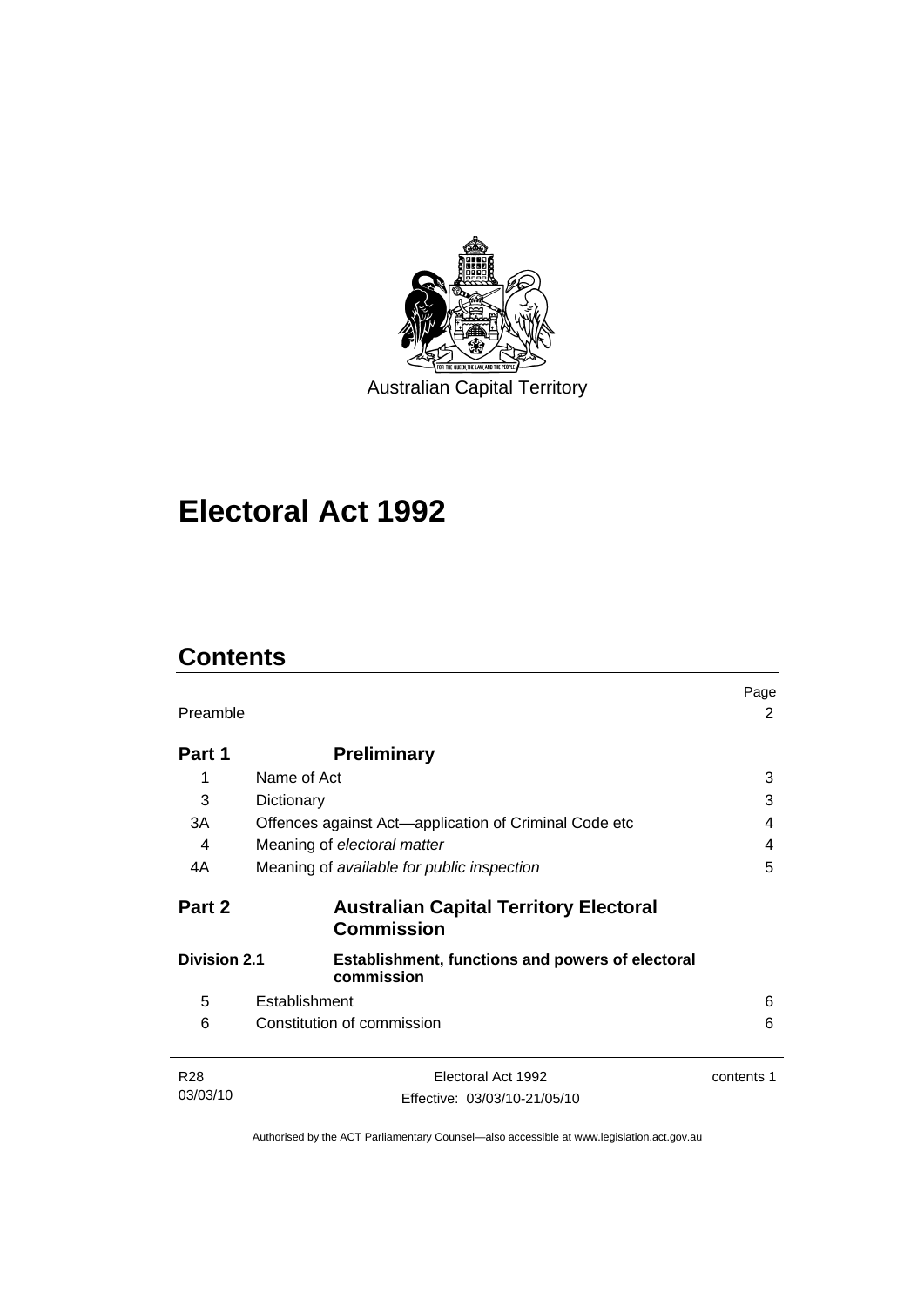Australian Capital Territory

# Electoral Act 1992

## Contents

| | | Page |
|---|---|---|
| Preamble | | 2 |
| **Part 1** | **Preliminary** | |
| 1 | Name of Act | 3 |
| 3 | Dictionary | 3 |
| 3A | Offences against Act—application of Criminal Code etc | 4 |
| 4 | Meaning of *electoral matter* | 4 |
| 4A | Meaning of *available for public inspection* | 5 |
| **Part 2** | **Australian Capital Territory Electoral Commission** | |
| **Division 2.1** | **Establishment, functions and powers of electoral commission** | |
| 5 | Establishment | 6 |
| 6 | Constitution of commission | 6 |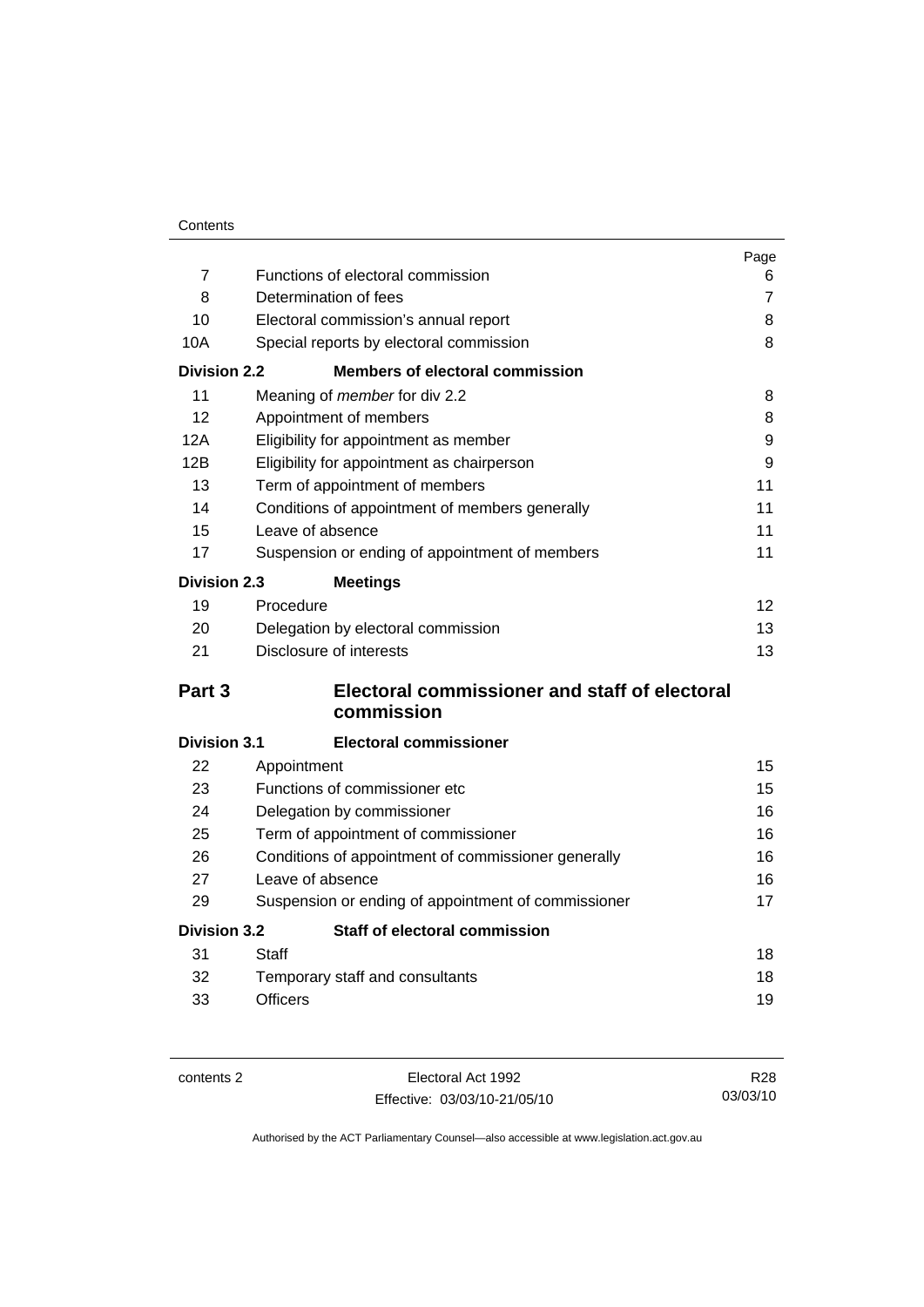| | | Page |
|---|---|---|
| 7 | Functions of electoral commission | 6 |
| 8 | Determination of fees | 7 |
| 10 | Electoral commission's annual report | 8 |
| 10A | Special reports by electoral commission | 8 |
| **Division 2.2** | **Members of electoral commission** | |
| 11 | Meaning of *member* for div 2.2 | 8 |
| 12 | Appointment of members | 8 |
| 12A | Eligibility for appointment as member | 9 |
| 12B | Eligibility for appointment as chairperson | 9 |
| 13 | Term of appointment of members | 11 |
| 14 | Conditions of appointment of members generally | 11 |
| 15 | Leave of absence | 11 |
| 17 | Suspension or ending of appointment of members | 11 |
| **Division 2.3** | **Meetings** | |
| 19 | Procedure | 12 |
| 20 | Delegation by electoral commission | 13 |
| 21 | Disclosure of interests | 13 |
| **Part 3** | **Electoral commissioner and staff of electoral commission** | |
| **Division 3.1** | **Electoral commissioner** | |
| 22 | Appointment | 15 |
| 23 | Functions of commissioner etc | 15 |
| 24 | Delegation by commissioner | 16 |
| 25 | Term of appointment of commissioner | 16 |
| 26 | Conditions of appointment of commissioner generally | 16 |
| 27 | Leave of absence | 16 |
| 29 | Suspension or ending of appointment of commissioner | 17 |
| **Division 3.2** | **Staff of electoral commission** | |
| 31 | Staff | 18 |
| 32 | Temporary staff and consultants | 18 |
| 33 | Officers | 19 |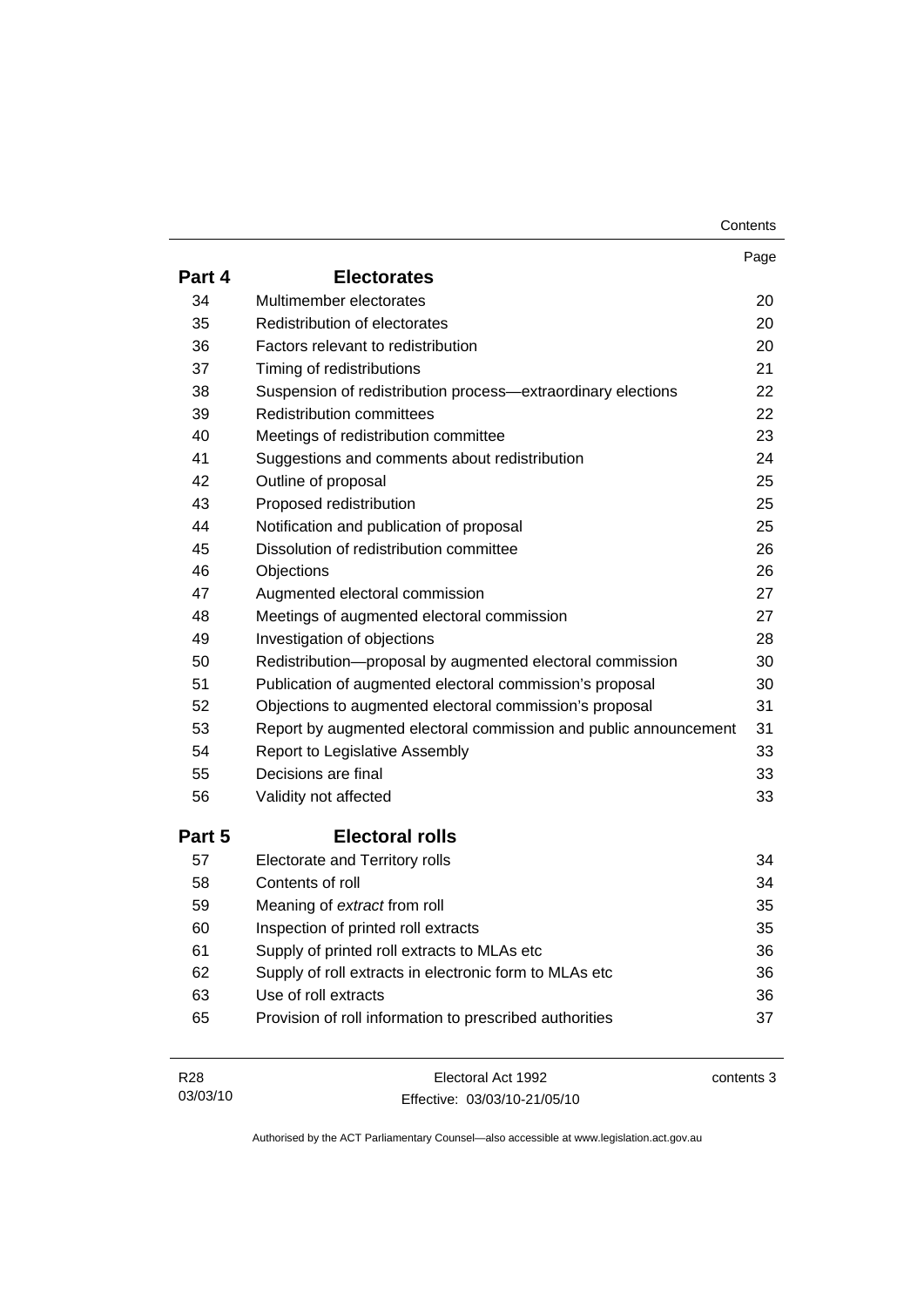| | | Page |
|---|---|---|
| **Part 4** | **Electorates** | |
| 34 | Multimember electorates | 20 |
| 35 | Redistribution of electorates | 20 |
| 36 | Factors relevant to redistribution | 20 |
| 37 | Timing of redistributions | 21 |
| 38 | Suspension of redistribution process—extraordinary elections | 22 |
| 39 | Redistribution committees | 22 |
| 40 | Meetings of redistribution committee | 23 |
| 41 | Suggestions and comments about redistribution | 24 |
| 42 | Outline of proposal | 25 |
| 43 | Proposed redistribution | 25 |
| 44 | Notification and publication of proposal | 25 |
| 45 | Dissolution of redistribution committee | 26 |
| 46 | Objections | 26 |
| 47 | Augmented electoral commission | 27 |
| 48 | Meetings of augmented electoral commission | 27 |
| 49 | Investigation of objections | 28 |
| 50 | Redistribution—proposal by augmented electoral commission | 30 |
| 51 | Publication of augmented electoral commission's proposal | 30 |
| 52 | Objections to augmented electoral commission's proposal | 31 |
| 53 | Report by augmented electoral commission and public announcement | 31 |
| 54 | Report to Legislative Assembly | 33 |
| 55 | Decisions are final | 33 |
| 56 | Validity not affected | 33 |
| **Part 5** | **Electoral rolls** | |
| 57 | Electorate and Territory rolls | 34 |
| 58 | Contents of roll | 34 |
| 59 | Meaning of *extract* from roll | 35 |
| 60 | Inspection of printed roll extracts | 35 |
| 61 | Supply of printed roll extracts to MLAs etc | 36 |
| 62 | Supply of roll extracts in electronic form to MLAs etc | 36 |
| 63 | Use of roll extracts | 36 |
| 65 | Provision of roll information to prescribed authorities | 37 |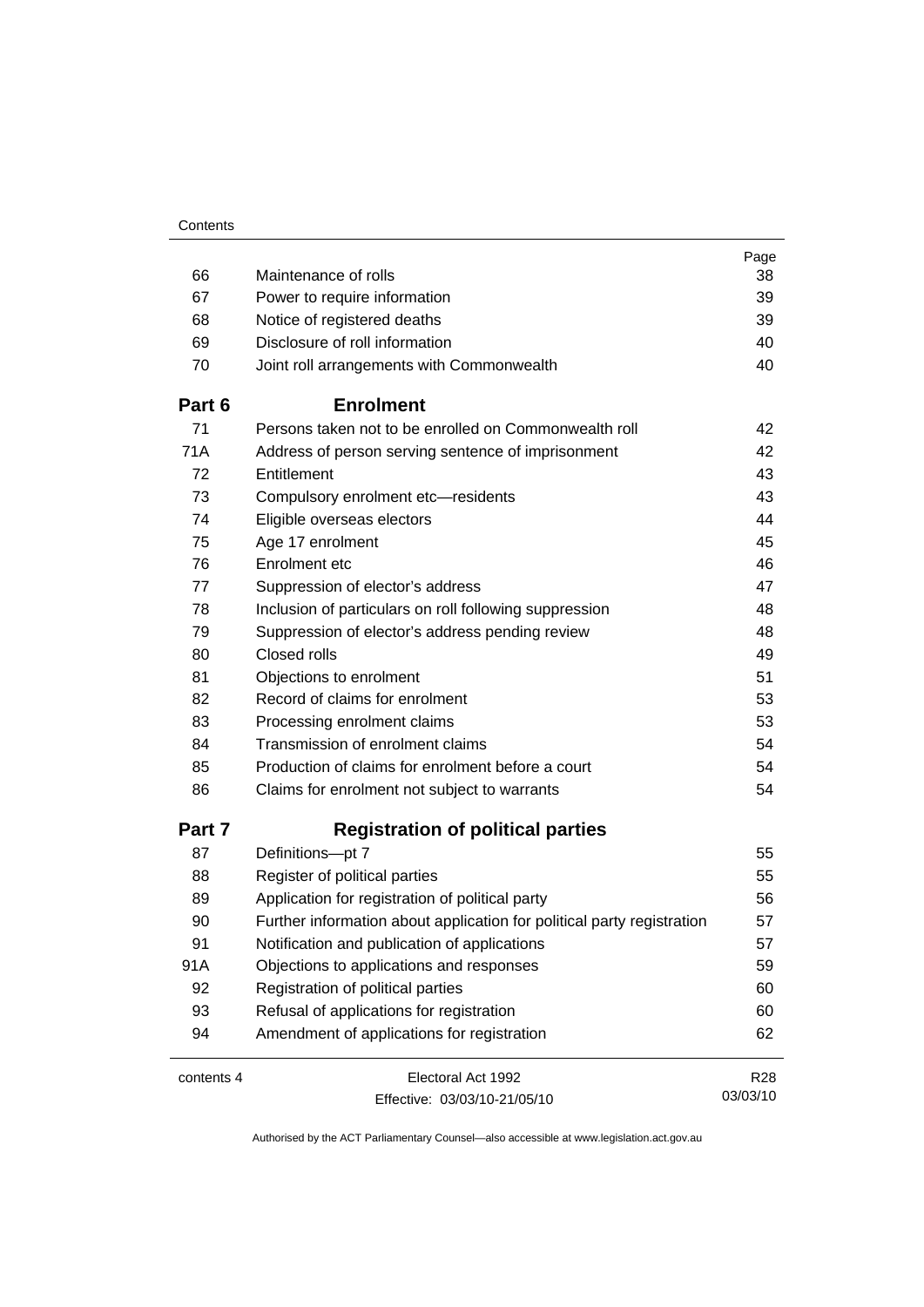| | | Page |
|---|---|---|
| 66 | Maintenance of rolls | 38 |
| 67 | Power to require information | 39 |
| 68 | Notice of registered deaths | 39 |
| 69 | Disclosure of roll information | 40 |
| 70 | Joint roll arrangements with Commonwealth | 40 |

## Part 6 Enrolment

| | | |
|---|---|---|
| 71 | Persons taken not to be enrolled on Commonwealth roll | 42 |
| 71A | Address of person serving sentence of imprisonment | 42 |
| 72 | Entitlement | 43 |
| 73 | Compulsory enrolment etc—residents | 43 |
| 74 | Eligible overseas electors | 44 |
| 75 | Age 17 enrolment | 45 |
| 76 | Enrolment etc | 46 |
| 77 | Suppression of elector's address | 47 |
| 78 | Inclusion of particulars on roll following suppression | 48 |
| 79 | Suppression of elector's address pending review | 48 |
| 80 | Closed rolls | 49 |
| 81 | Objections to enrolment | 51 |
| 82 | Record of claims for enrolment | 53 |
| 83 | Processing enrolment claims | 53 |
| 84 | Transmission of enrolment claims | 54 |
| 85 | Production of claims for enrolment before a court | 54 |
| 86 | Claims for enrolment not subject to warrants | 54 |

## Part 7 Registration of political parties

| | | |
|---|---|---|
| 87 | Definitions—pt 7 | 55 |
| 88 | Register of political parties | 55 |
| 89 | Application for registration of political party | 56 |
| 90 | Further information about application for political party registration | 57 |
| 91 | Notification and publication of applications | 57 |
| 91A | Objections to applications and responses | 59 |
| 92 | Registration of political parties | 60 |
| 93 | Refusal of applications for registration | 60 |
| 94 | Amendment of applications for registration | 62 |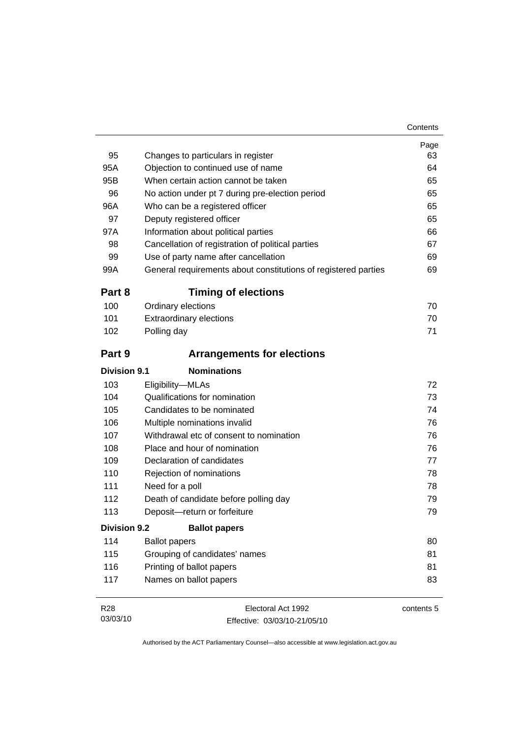| | | Page |
|---|---|---|
| 95 | Changes to particulars in register | 63 |
| 95A | Objection to continued use of name | 64 |
| 95B | When certain action cannot be taken | 65 |
| 96 | No action under pt 7 during pre-election period | 65 |
| 96A | Who can be a registered officer | 65 |
| 97 | Deputy registered officer | 65 |
| 97A | Information about political parties | 66 |
| 98 | Cancellation of registration of political parties | 67 |
| 99 | Use of party name after cancellation | 69 |
| 99A | General requirements about constitutions of registered parties | 69 |

## Part 8 Timing of elections

| | | |
|---|---|---|
| 100 | Ordinary elections | 70 |
| 101 | Extraordinary elections | 70 |
| 102 | Polling day | 71 |

## Part 9 Arrangements for elections

### Division 9.1 Nominations

| | | |
|---|---|---|
| 103 | Eligibility—MLAs | 72 |
| 104 | Qualifications for nomination | 73 |
| 105 | Candidates to be nominated | 74 |
| 106 | Multiple nominations invalid | 76 |
| 107 | Withdrawal etc of consent to nomination | 76 |
| 108 | Place and hour of nomination | 76 |
| 109 | Declaration of candidates | 77 |
| 110 | Rejection of nominations | 78 |
| 111 | Need for a poll | 78 |
| 112 | Death of candidate before polling day | 79 |
| 113 | Deposit—return or forfeiture | 79 |

### Division 9.2 Ballot papers

| | | |
|---|---|---|
| 114 | Ballot papers | 80 |
| 115 | Grouping of candidates' names | 81 |
| 116 | Printing of ballot papers | 81 |
| 117 | Names on ballot papers | 83 |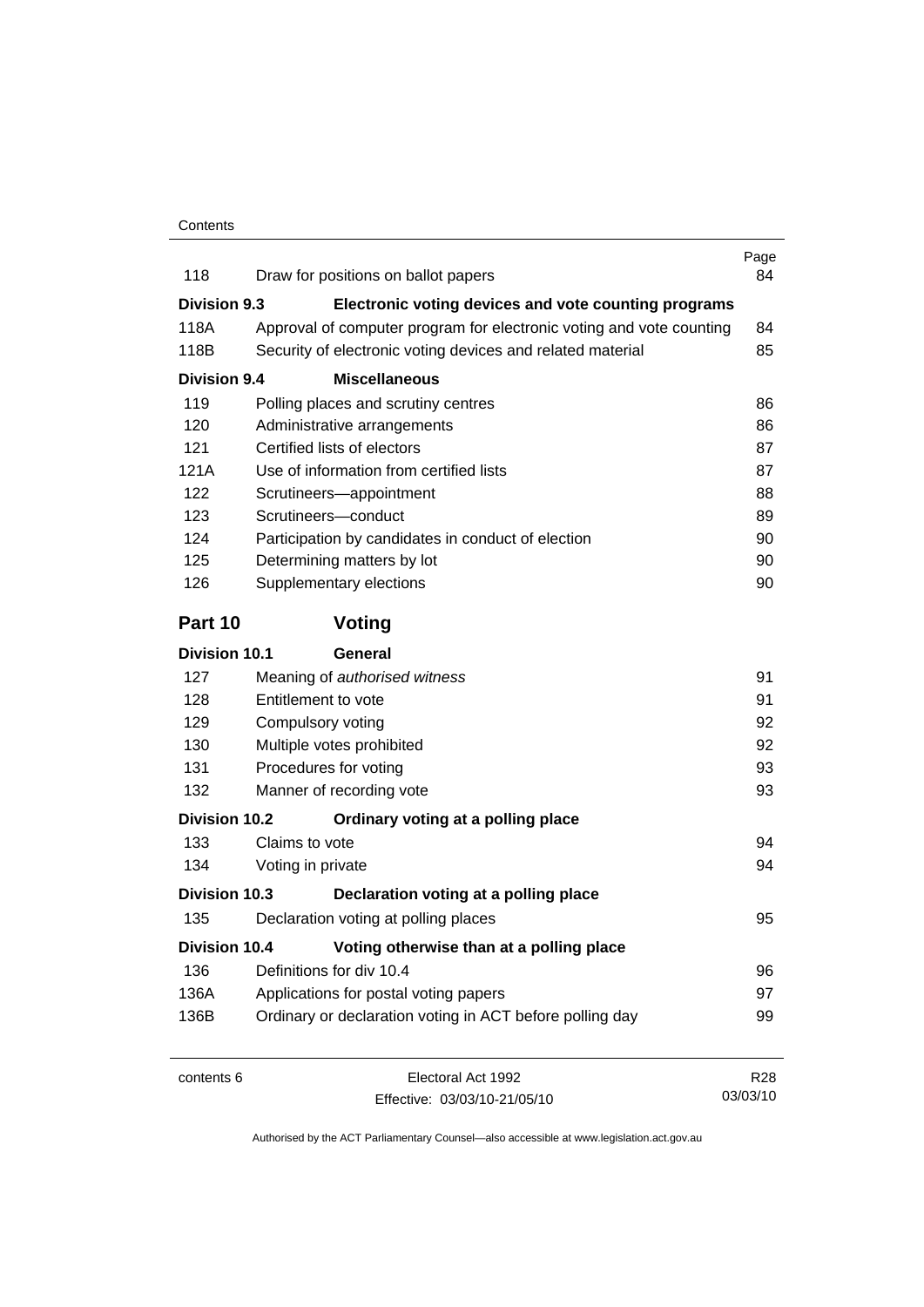| | | Page |
|---|---|---|
| 118 | Draw for positions on ballot papers | 84 |
| **Division 9.3** | **Electronic voting devices and vote counting programs** | |
| 118A | Approval of computer program for electronic voting and vote counting | 84 |
| 118B | Security of electronic voting devices and related material | 85 |
| **Division 9.4** | **Miscellaneous** | |
| 119 | Polling places and scrutiny centres | 86 |
| 120 | Administrative arrangements | 86 |
| 121 | Certified lists of electors | 87 |
| 121A | Use of information from certified lists | 87 |
| 122 | Scrutineers—appointment | 88 |
| 123 | Scrutineers—conduct | 89 |
| 124 | Participation by candidates in conduct of election | 90 |
| 125 | Determining matters by lot | 90 |
| 126 | Supplementary elections | 90 |

## Part 10 Voting

| | | |
|---|---|---|
| **Division 10.1** | **General** | |
| 127 | Meaning of *authorised witness* | 91 |
| 128 | Entitlement to vote | 91 |
| 129 | Compulsory voting | 92 |
| 130 | Multiple votes prohibited | 92 |
| 131 | Procedures for voting | 93 |
| 132 | Manner of recording vote | 93 |
| **Division 10.2** | **Ordinary voting at a polling place** | |
| 133 | Claims to vote | 94 |
| 134 | Voting in private | 94 |
| **Division 10.3** | **Declaration voting at a polling place** | |
| 135 | Declaration voting at polling places | 95 |
| **Division 10.4** | **Voting otherwise than at a polling place** | |
| 136 | Definitions for div 10.4 | 96 |
| 136A | Applications for postal voting papers | 97 |
| 136B | Ordinary or declaration voting in ACT before polling day | 99 |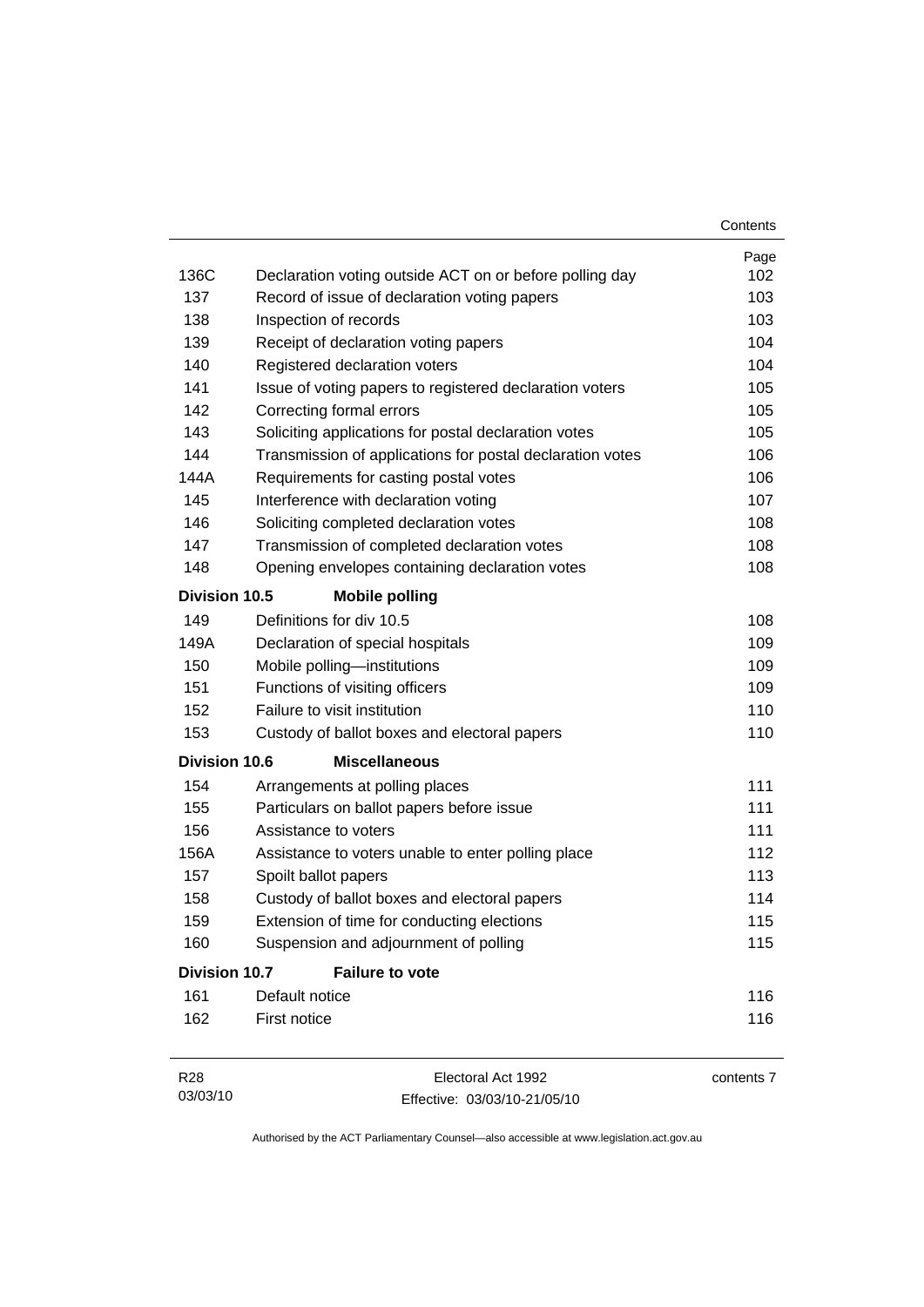| | | Page |
|---|---|---|
| 136C | Declaration voting outside ACT on or before polling day | 102 |
| 137 | Record of issue of declaration voting papers | 103 |
| 138 | Inspection of records | 103 |
| 139 | Receipt of declaration voting papers | 104 |
| 140 | Registered declaration voters | 104 |
| 141 | Issue of voting papers to registered declaration voters | 105 |
| 142 | Correcting formal errors | 105 |
| 143 | Soliciting applications for postal declaration votes | 105 |
| 144 | Transmission of applications for postal declaration votes | 106 |
| 144A | Requirements for casting postal votes | 106 |
| 145 | Interference with declaration voting | 107 |
| 146 | Soliciting completed declaration votes | 108 |
| 147 | Transmission of completed declaration votes | 108 |
| 148 | Opening envelopes containing declaration votes | 108 |
| **Division 10.5** | **Mobile polling** | |
| 149 | Definitions for div 10.5 | 108 |
| 149A | Declaration of special hospitals | 109 |
| 150 | Mobile polling—institutions | 109 |
| 151 | Functions of visiting officers | 109 |
| 152 | Failure to visit institution | 110 |
| 153 | Custody of ballot boxes and electoral papers | 110 |
| **Division 10.6** | **Miscellaneous** | |
| 154 | Arrangements at polling places | 111 |
| 155 | Particulars on ballot papers before issue | 111 |
| 156 | Assistance to voters | 111 |
| 156A | Assistance to voters unable to enter polling place | 112 |
| 157 | Spoilt ballot papers | 113 |
| 158 | Custody of ballot boxes and electoral papers | 114 |
| 159 | Extension of time for conducting elections | 115 |
| 160 | Suspension and adjournment of polling | 115 |
| **Division 10.7** | **Failure to vote** | |
| 161 | Default notice | 116 |
| 162 | First notice | 116 |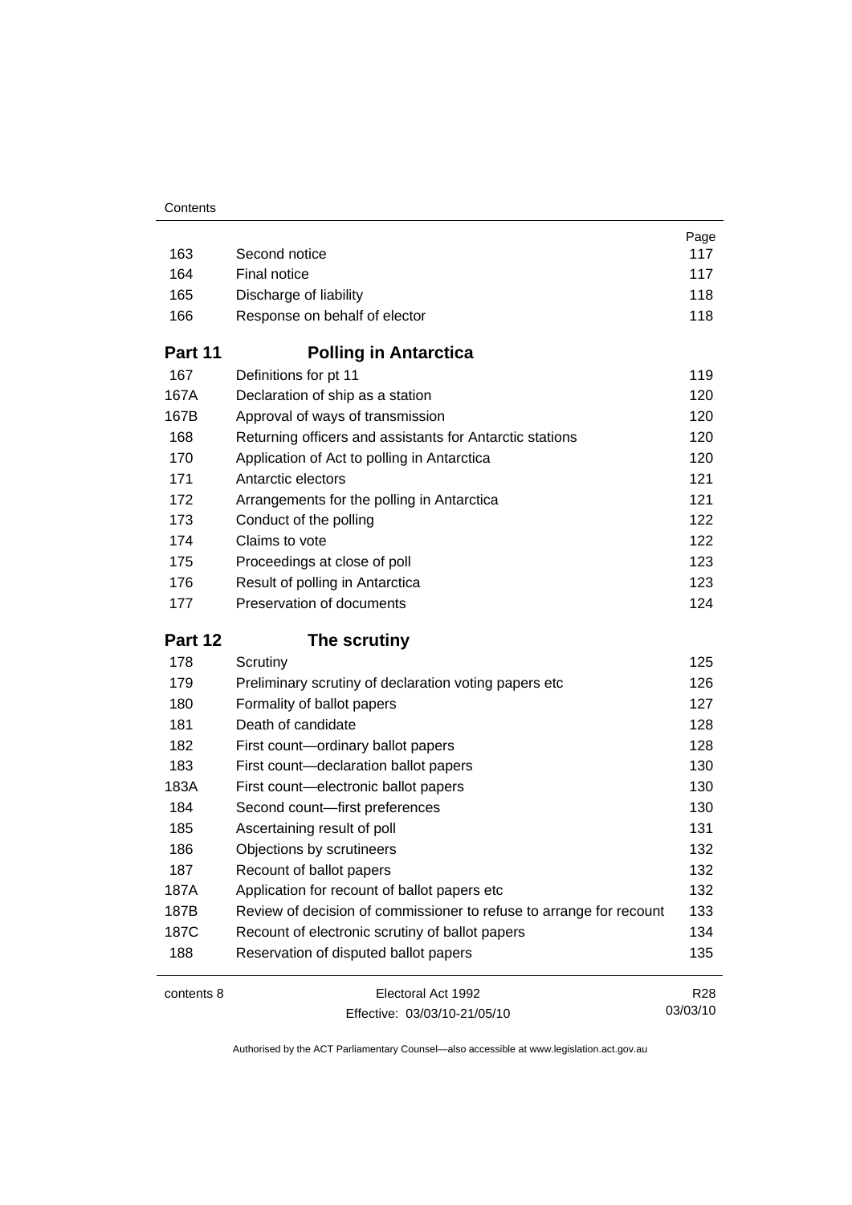| | | Page |
|---|---|---|
| 163 | Second notice | 117 |
| 164 | Final notice | 117 |
| 165 | Discharge of liability | 118 |
| 166 | Response on behalf of elector | 118 |

## Part 11 Polling in Antarctica

| | | |
|---|---|---|
| 167 | Definitions for pt 11 | 119 |
| 167A | Declaration of ship as a station | 120 |
| 167B | Approval of ways of transmission | 120 |
| 168 | Returning officers and assistants for Antarctic stations | 120 |
| 170 | Application of Act to polling in Antarctica | 120 |
| 171 | Antarctic electors | 121 |
| 172 | Arrangements for the polling in Antarctica | 121 |
| 173 | Conduct of the polling | 122 |
| 174 | Claims to vote | 122 |
| 175 | Proceedings at close of poll | 123 |
| 176 | Result of polling in Antarctica | 123 |
| 177 | Preservation of documents | 124 |

## Part 12 The scrutiny

| | | |
|---|---|---|
| 178 | Scrutiny | 125 |
| 179 | Preliminary scrutiny of declaration voting papers etc | 126 |
| 180 | Formality of ballot papers | 127 |
| 181 | Death of candidate | 128 |
| 182 | First count—ordinary ballot papers | 128 |
| 183 | First count—declaration ballot papers | 130 |
| 183A | First count—electronic ballot papers | 130 |
| 184 | Second count—first preferences | 130 |
| 185 | Ascertaining result of poll | 131 |
| 186 | Objections by scrutineers | 132 |
| 187 | Recount of ballot papers | 132 |
| 187A | Application for recount of ballot papers etc | 132 |
| 187B | Review of decision of commissioner to refuse to arrange for recount | 133 |
| 187C | Recount of electronic scrutiny of ballot papers | 134 |
| 188 | Reservation of disputed ballot papers | 135 |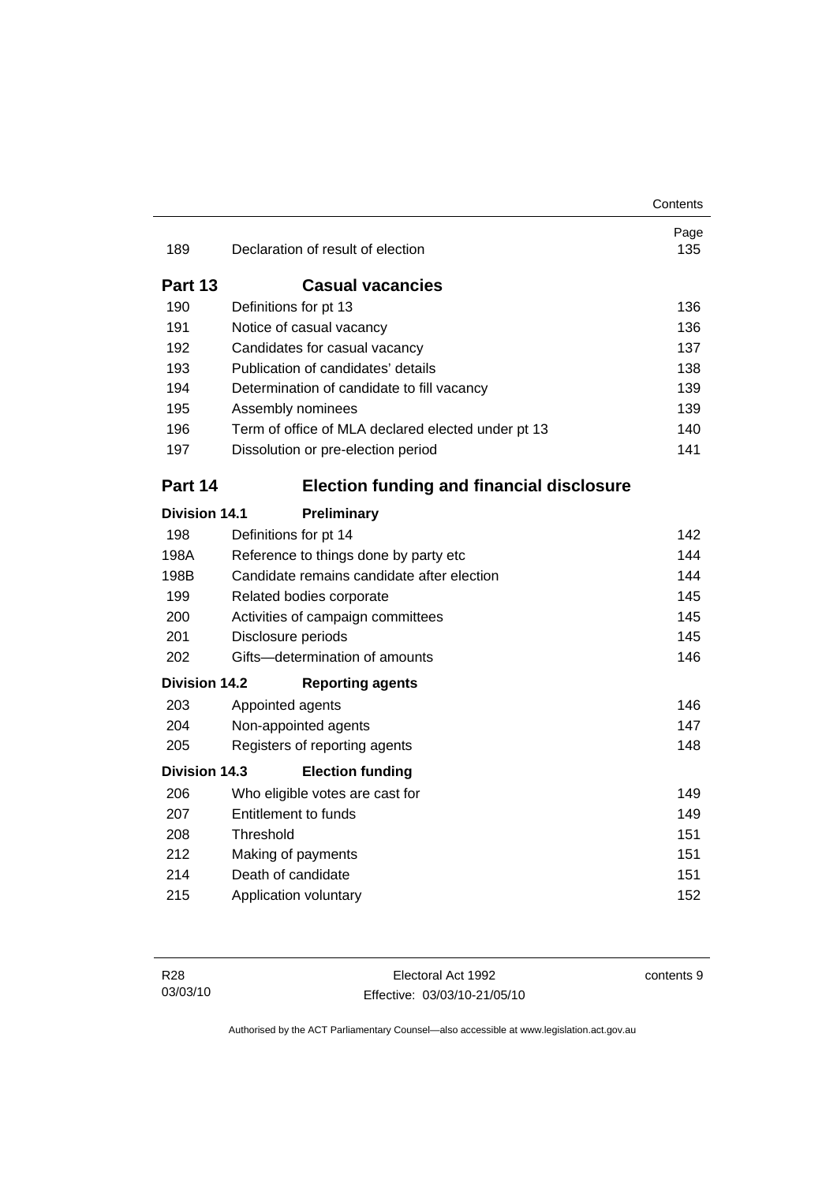| | | Page |
|---|---|---|
| 189 | Declaration of result of election | 135 |

## Part 13 Casual vacancies

| | | |
|---|---|---|
| 190 | Definitions for pt 13 | 136 |
| 191 | Notice of casual vacancy | 136 |
| 192 | Candidates for casual vacancy | 137 |
| 193 | Publication of candidates' details | 138 |
| 194 | Determination of candidate to fill vacancy | 139 |
| 195 | Assembly nominees | 139 |
| 196 | Term of office of MLA declared elected under pt 13 | 140 |
| 197 | Dissolution or pre-election period | 141 |

## Part 14 Election funding and financial disclosure

### Division 14.1 Preliminary

| | | |
|---|---|---|
| 198 | Definitions for pt 14 | 142 |
| 198A | Reference to things done by party etc | 144 |
| 198B | Candidate remains candidate after election | 144 |
| 199 | Related bodies corporate | 145 |
| 200 | Activities of campaign committees | 145 |
| 201 | Disclosure periods | 145 |
| 202 | Gifts—determination of amounts | 146 |

### Division 14.2 Reporting agents

| | | |
|---|---|---|
| 203 | Appointed agents | 146 |
| 204 | Non-appointed agents | 147 |
| 205 | Registers of reporting agents | 148 |

### Division 14.3 Election funding

| | | |
|---|---|---|
| 206 | Who eligible votes are cast for | 149 |
| 207 | Entitlement to funds | 149 |
| 208 | Threshold | 151 |
| 212 | Making of payments | 151 |
| 214 | Death of candidate | 151 |
| 215 | Application voluntary | 152 |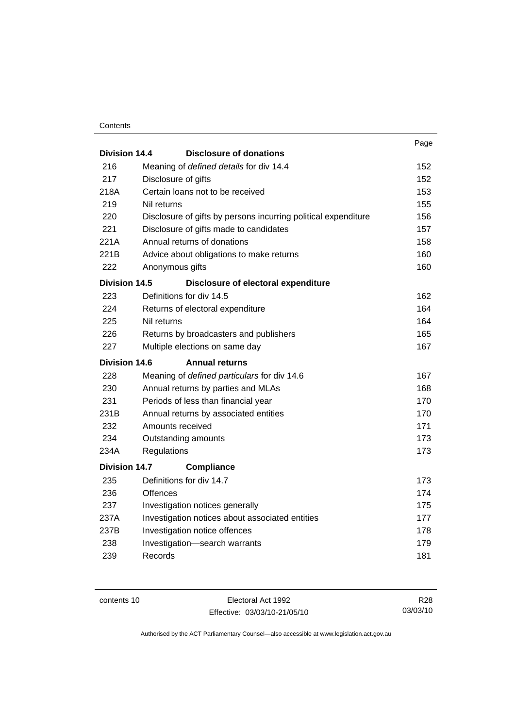| | | Page |
|---|---|---|
| **Division 14.4** | **Disclosure of donations** | |
| 216 | Meaning of *defined details* for div 14.4 | 152 |
| 217 | Disclosure of gifts | 152 |
| 218A | Certain loans not to be received | 153 |
| 219 | Nil returns | 155 |
| 220 | Disclosure of gifts by persons incurring political expenditure | 156 |
| 221 | Disclosure of gifts made to candidates | 157 |
| 221A | Annual returns of donations | 158 |
| 221B | Advice about obligations to make returns | 160 |
| 222 | Anonymous gifts | 160 |
| **Division 14.5** | **Disclosure of electoral expenditure** | |
| 223 | Definitions for div 14.5 | 162 |
| 224 | Returns of electoral expenditure | 164 |
| 225 | Nil returns | 164 |
| 226 | Returns by broadcasters and publishers | 165 |
| 227 | Multiple elections on same day | 167 |
| **Division 14.6** | **Annual returns** | |
| 228 | Meaning of *defined particulars* for div 14.6 | 167 |
| 230 | Annual returns by parties and MLAs | 168 |
| 231 | Periods of less than financial year | 170 |
| 231B | Annual returns by associated entities | 170 |
| 232 | Amounts received | 171 |
| 234 | Outstanding amounts | 173 |
| 234A | Regulations | 173 |
| **Division 14.7** | **Compliance** | |
| 235 | Definitions for div 14.7 | 173 |
| 236 | Offences | 174 |
| 237 | Investigation notices generally | 175 |
| 237A | Investigation notices about associated entities | 177 |
| 237B | Investigation notice offences | 178 |
| 238 | Investigation—search warrants | 179 |
| 239 | Records | 181 |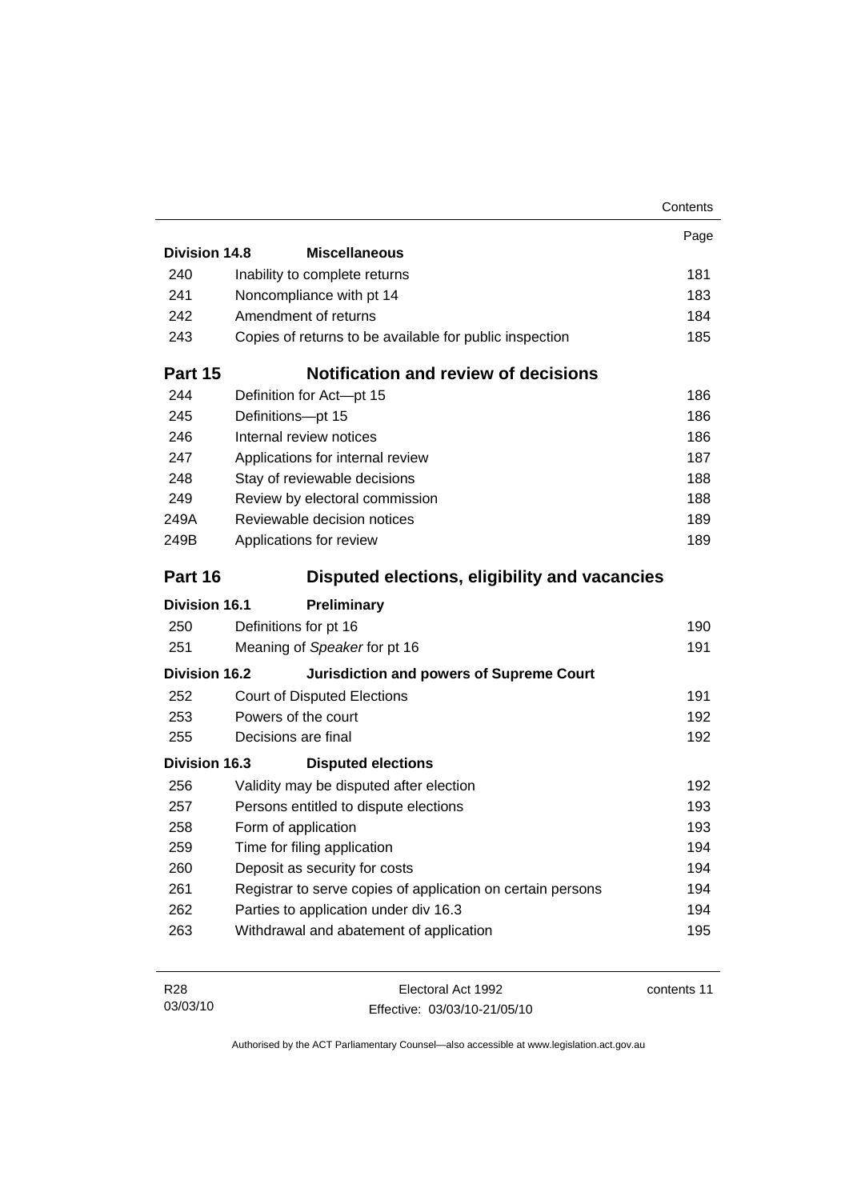| | | Page |
|---|---|---|
| **Division 14.8** | **Miscellaneous** | |
| 240 | Inability to complete returns | 181 |
| 241 | Noncompliance with pt 14 | 183 |
| 242 | Amendment of returns | 184 |
| 243 | Copies of returns to be available for public inspection | 185 |
| **Part 15** | **Notification and review of decisions** | |
| 244 | Definition for Act—pt 15 | 186 |
| 245 | Definitions—pt 15 | 186 |
| 246 | Internal review notices | 186 |
| 247 | Applications for internal review | 187 |
| 248 | Stay of reviewable decisions | 188 |
| 249 | Review by electoral commission | 188 |
| 249A | Reviewable decision notices | 189 |
| 249B | Applications for review | 189 |
| **Part 16** | **Disputed elections, eligibility and vacancies** | |
| **Division 16.1** | **Preliminary** | |
| 250 | Definitions for pt 16 | 190 |
| 251 | Meaning of *Speaker* for pt 16 | 191 |
| **Division 16.2** | **Jurisdiction and powers of Supreme Court** | |
| 252 | Court of Disputed Elections | 191 |
| 253 | Powers of the court | 192 |
| 255 | Decisions are final | 192 |
| **Division 16.3** | **Disputed elections** | |
| 256 | Validity may be disputed after election | 192 |
| 257 | Persons entitled to dispute elections | 193 |
| 258 | Form of application | 193 |
| 259 | Time for filing application | 194 |
| 260 | Deposit as security for costs | 194 |
| 261 | Registrar to serve copies of application on certain persons | 194 |
| 262 | Parties to application under div 16.3 | 194 |
| 263 | Withdrawal and abatement of application | 195 |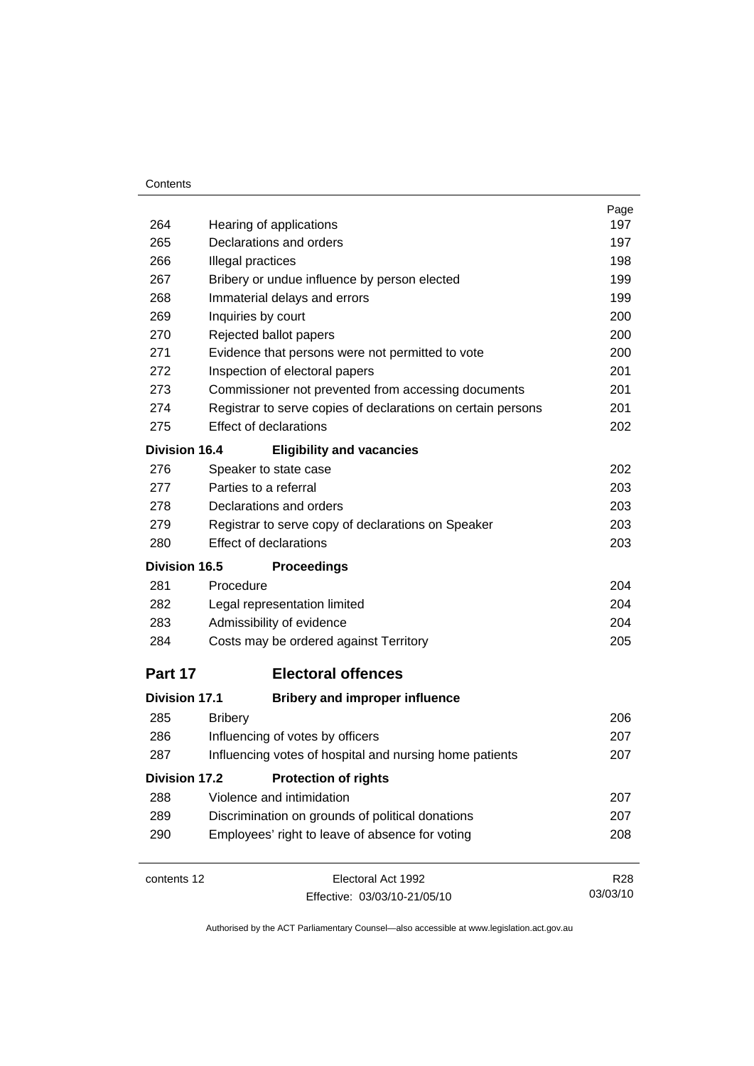| | | Page |
|---|---|---|
| 264 | Hearing of applications | 197 |
| 265 | Declarations and orders | 197 |
| 266 | Illegal practices | 198 |
| 267 | Bribery or undue influence by person elected | 199 |
| 268 | Immaterial delays and errors | 199 |
| 269 | Inquiries by court | 200 |
| 270 | Rejected ballot papers | 200 |
| 271 | Evidence that persons were not permitted to vote | 200 |
| 272 | Inspection of electoral papers | 201 |
| 273 | Commissioner not prevented from accessing documents | 201 |
| 274 | Registrar to serve copies of declarations on certain persons | 201 |
| 275 | Effect of declarations | 202 |
| **Division 16.4** | **Eligibility and vacancies** | |
| 276 | Speaker to state case | 202 |
| 277 | Parties to a referral | 203 |
| 278 | Declarations and orders | 203 |
| 279 | Registrar to serve copy of declarations on Speaker | 203 |
| 280 | Effect of declarations | 203 |
| **Division 16.5** | **Proceedings** | |
| 281 | Procedure | 204 |
| 282 | Legal representation limited | 204 |
| 283 | Admissibility of evidence | 204 |
| 284 | Costs may be ordered against Territory | 205 |
| **Part 17** | **Electoral offences** | |
| **Division 17.1** | **Bribery and improper influence** | |
| 285 | Bribery | 206 |
| 286 | Influencing of votes by officers | 207 |
| 287 | Influencing votes of hospital and nursing home patients | 207 |
| **Division 17.2** | **Protection of rights** | |
| 288 | Violence and intimidation | 207 |
| 289 | Discrimination on grounds of political donations | 207 |
| 290 | Employees' right to leave of absence for voting | 208 |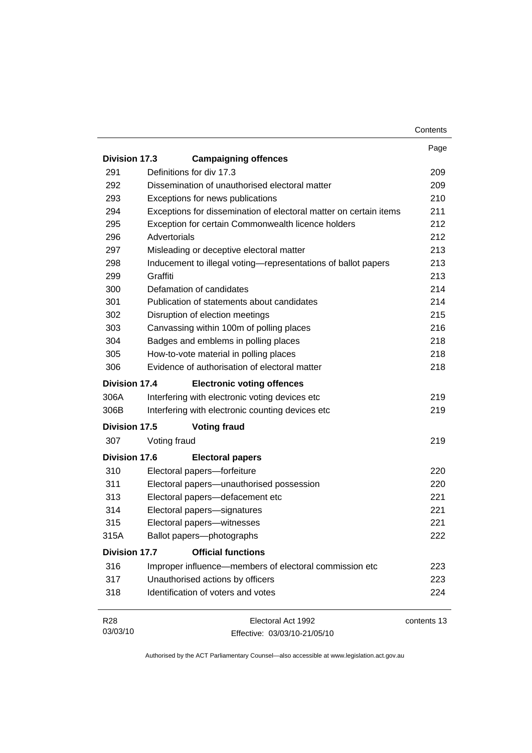| | | Page |
|---|---|---|
| **Division 17.3** | **Campaigning offences** | |
| 291 | Definitions for div 17.3 | 209 |
| 292 | Dissemination of unauthorised electoral matter | 209 |
| 293 | Exceptions for news publications | 210 |
| 294 | Exceptions for dissemination of electoral matter on certain items | 211 |
| 295 | Exception for certain Commonwealth licence holders | 212 |
| 296 | Advertorials | 212 |
| 297 | Misleading or deceptive electoral matter | 213 |
| 298 | Inducement to illegal voting—representations of ballot papers | 213 |
| 299 | Graffiti | 213 |
| 300 | Defamation of candidates | 214 |
| 301 | Publication of statements about candidates | 214 |
| 302 | Disruption of election meetings | 215 |
| 303 | Canvassing within 100m of polling places | 216 |
| 304 | Badges and emblems in polling places | 218 |
| 305 | How-to-vote material in polling places | 218 |
| 306 | Evidence of authorisation of electoral matter | 218 |
| **Division 17.4** | **Electronic voting offences** | |
| 306A | Interfering with electronic voting devices etc | 219 |
| 306B | Interfering with electronic counting devices etc | 219 |
| **Division 17.5** | **Voting fraud** | |
| 307 | Voting fraud | 219 |
| **Division 17.6** | **Electoral papers** | |
| 310 | Electoral papers—forfeiture | 220 |
| 311 | Electoral papers—unauthorised possession | 220 |
| 313 | Electoral papers—defacement etc | 221 |
| 314 | Electoral papers—signatures | 221 |
| 315 | Electoral papers—witnesses | 221 |
| 315A | Ballot papers—photographs | 222 |
| **Division 17.7** | **Official functions** | |
| 316 | Improper influence—members of electoral commission etc | 223 |
| 317 | Unauthorised actions by officers | 223 |
| 318 | Identification of voters and votes | 224 |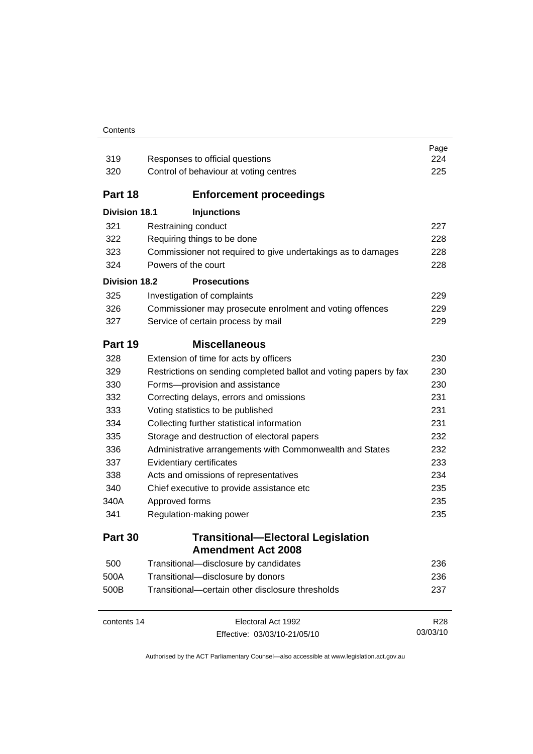| | | Page |
|---|---|---|
| 319 | Responses to official questions | 224 |
| 320 | Control of behaviour at voting centres | 225 |

## Part 18 Enforcement proceedings

**Division 18.1 Injunctions**

| | | |
|---|---|---|
| 321 | Restraining conduct | 227 |
| 322 | Requiring things to be done | 228 |
| 323 | Commissioner not required to give undertakings as to damages | 228 |
| 324 | Powers of the court | 228 |

**Division 18.2 Prosecutions**

| | | |
|---|---|---|
| 325 | Investigation of complaints | 229 |
| 326 | Commissioner may prosecute enrolment and voting offences | 229 |
| 327 | Service of certain process by mail | 229 |

## Part 19 Miscellaneous

| | | |
|---|---|---|
| 328 | Extension of time for acts by officers | 230 |
| 329 | Restrictions on sending completed ballot and voting papers by fax | 230 |
| 330 | Forms—provision and assistance | 230 |
| 332 | Correcting delays, errors and omissions | 231 |
| 333 | Voting statistics to be published | 231 |
| 334 | Collecting further statistical information | 231 |
| 335 | Storage and destruction of electoral papers | 232 |
| 336 | Administrative arrangements with Commonwealth and States | 232 |
| 337 | Evidentiary certificates | 233 |
| 338 | Acts and omissions of representatives | 234 |
| 340 | Chief executive to provide assistance etc | 235 |
| 340A | Approved forms | 235 |
| 341 | Regulation-making power | 235 |

## Part 30 Transitional—Electoral Legislation Amendment Act 2008

| | | |
|---|---|---|
| 500 | Transitional—disclosure by candidates | 236 |
| 500A | Transitional—disclosure by donors | 236 |
| 500B | Transitional—certain other disclosure thresholds | 237 |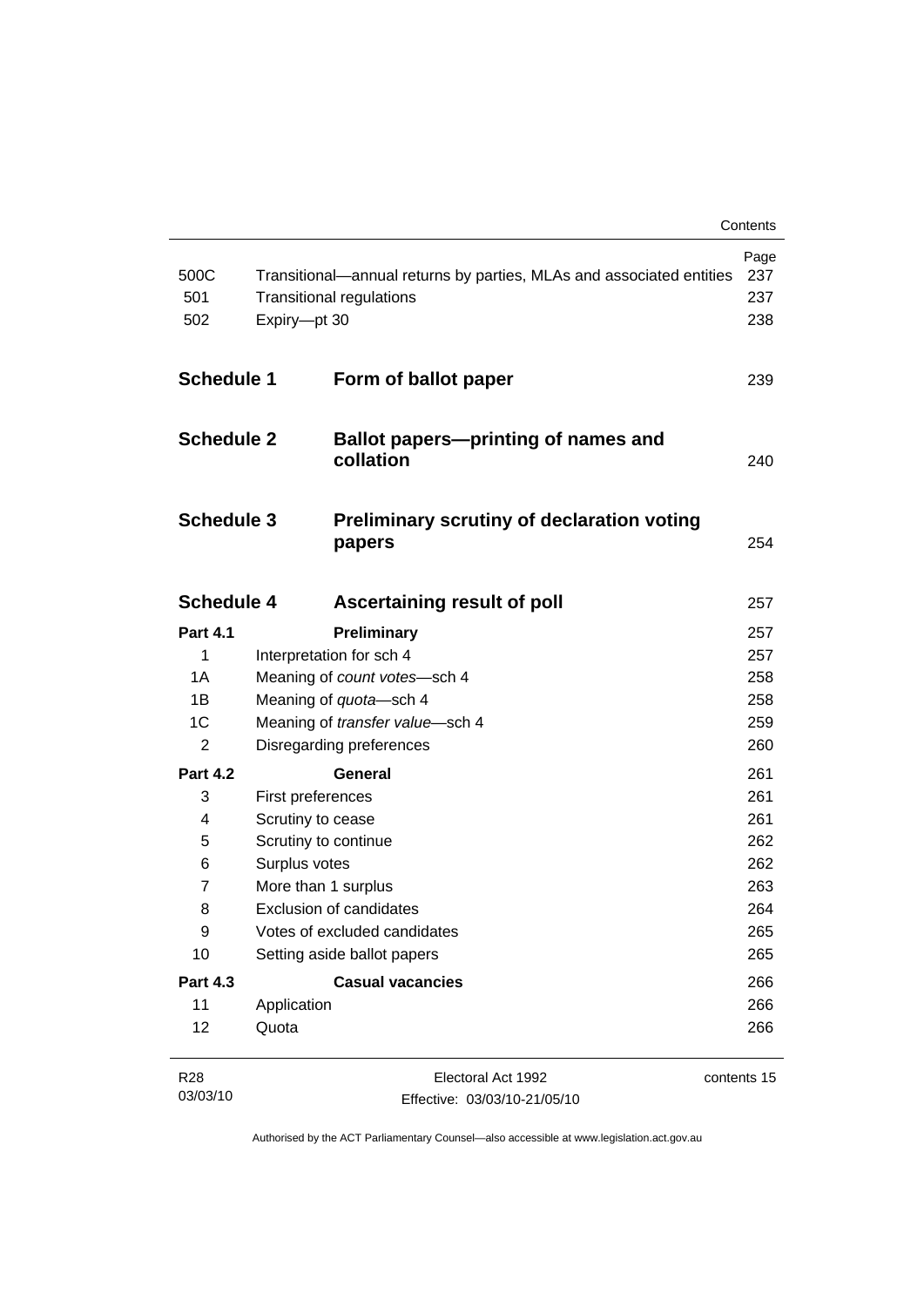| | | Page |
|---|---|---|
| 500C | Transitional—annual returns by parties, MLAs and associated entities | 237 |
| 501 | Transitional regulations | 237 |
| 502 | Expiry—pt 30 | 238 |

| | | |
|---|---|---|
| **Schedule 1** | **Form of ballot paper** | 239 |
| **Schedule 2** | **Ballot papers—printing of names and collation** | 240 |
| **Schedule 3** | **Preliminary scrutiny of declaration voting papers** | 254 |
| **Schedule 4** | **Ascertaining result of poll** | 257 |
| **Part 4.1** | **Preliminary** | 257 |
| 1 | Interpretation for sch 4 | 257 |
| 1A | Meaning of *count votes*—sch 4 | 258 |
| 1B | Meaning of *quota*—sch 4 | 258 |
| 1C | Meaning of *transfer value*—sch 4 | 259 |
| 2 | Disregarding preferences | 260 |
| **Part 4.2** | **General** | 261 |
| 3 | First preferences | 261 |
| 4 | Scrutiny to cease | 261 |
| 5 | Scrutiny to continue | 262 |
| 6 | Surplus votes | 262 |
| 7 | More than 1 surplus | 263 |
| 8 | Exclusion of candidates | 264 |
| 9 | Votes of excluded candidates | 265 |
| 10 | Setting aside ballot papers | 265 |
| **Part 4.3** | **Casual vacancies** | 266 |
| 11 | Application | 266 |
| 12 | Quota | 266 |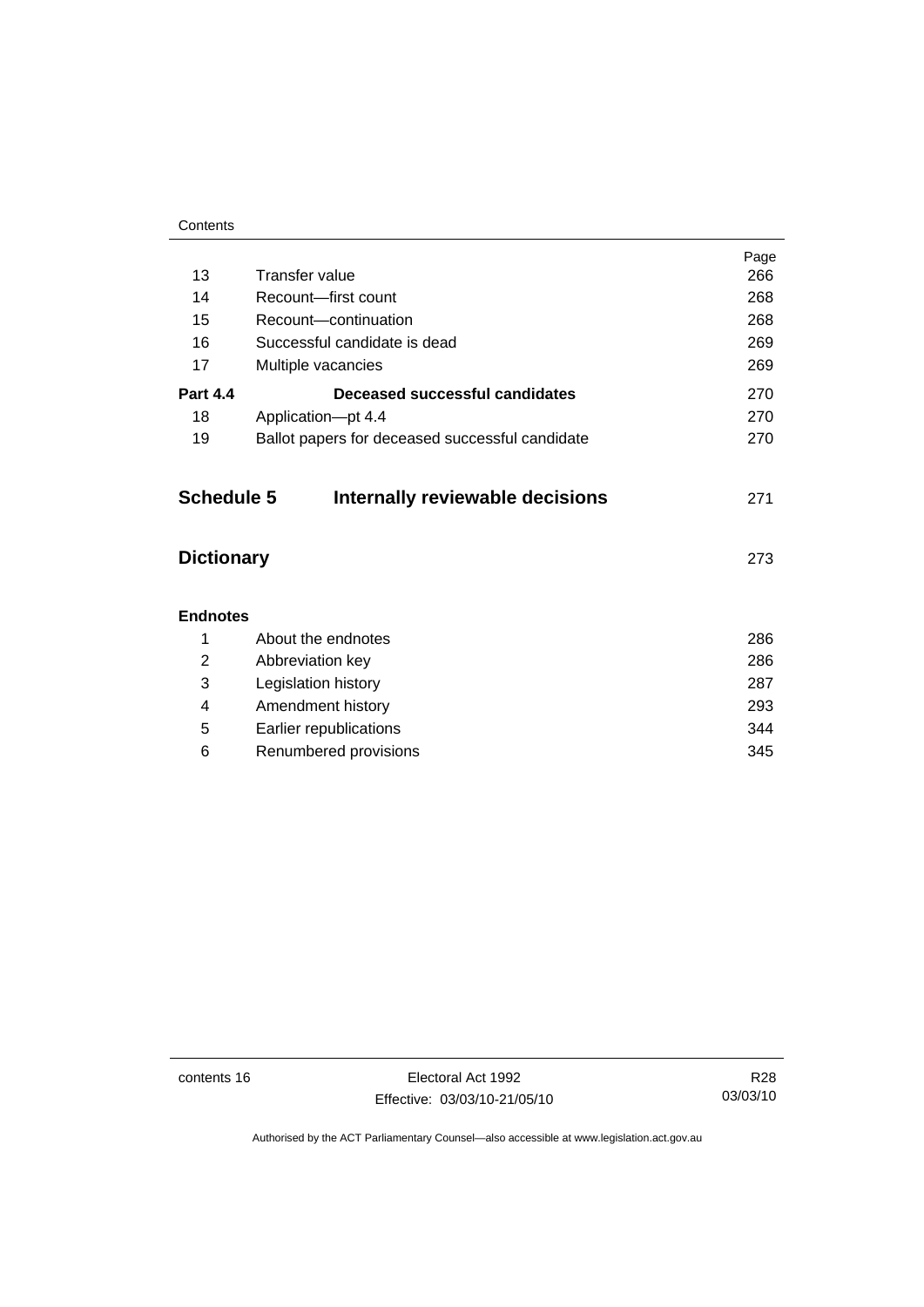| | | Page |
|---|---|---|
| 13 | Transfer value | 266 |
| 14 | Recount—first count | 268 |
| 15 | Recount—continuation | 268 |
| 16 | Successful candidate is dead | 269 |
| 17 | Multiple vacancies | 269 |
| **Part 4.4** | **Deceased successful candidates** | 270 |
| 18 | Application—pt 4.4 | 270 |
| 19 | Ballot papers for deceased successful candidate | 270 |

## Schedule 5 Internally reviewable decisions 271

## Dictionary 273

**Endnotes**

| | | |
|---|---|---|
| 1 | About the endnotes | 286 |
| 2 | Abbreviation key | 286 |
| 3 | Legislation history | 287 |
| 4 | Amendment history | 293 |
| 5 | Earlier republications | 344 |
| 6 | Renumbered provisions | 345 |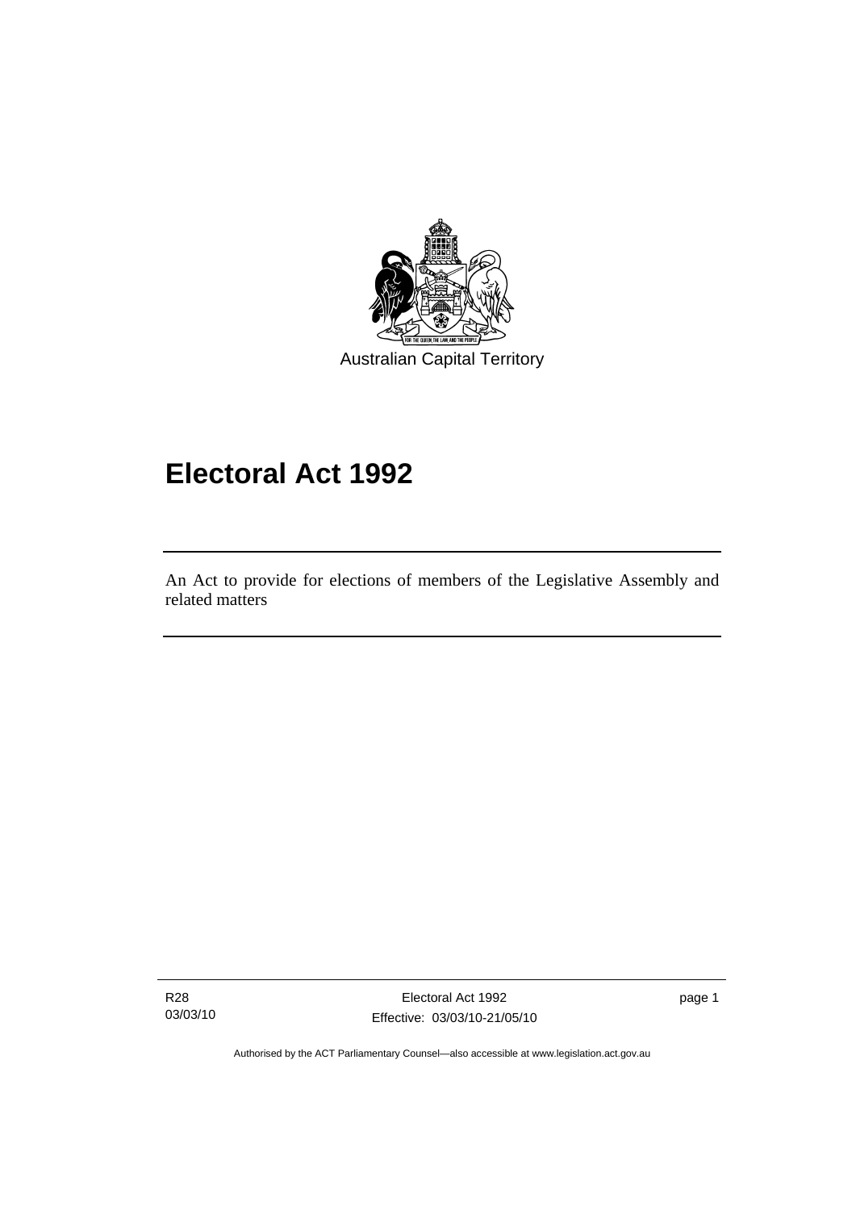Australian Capital Territory

# Electoral Act 1992

An Act to provide for elections of members of the Legislative Assembly and related matters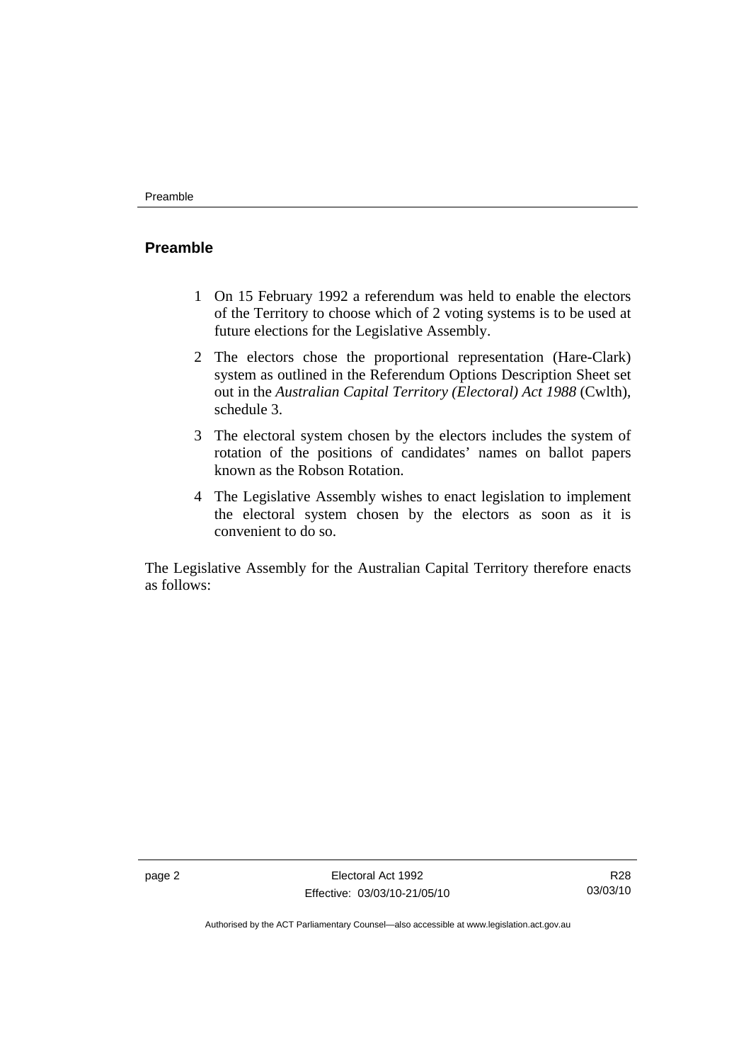## Preamble

1 On 15 February 1992 a referendum was held to enable the electors of the Territory to choose which of 2 voting systems is to be used at future elections for the Legislative Assembly.

2 The electors chose the proportional representation (Hare-Clark) system as outlined in the Referendum Options Description Sheet set out in the *Australian Capital Territory (Electoral) Act 1988* (Cwlth), schedule 3.

3 The electoral system chosen by the electors includes the system of rotation of the positions of candidates' names on ballot papers known as the Robson Rotation.

4 The Legislative Assembly wishes to enact legislation to implement the electoral system chosen by the electors as soon as it is convenient to do so.

The Legislative Assembly for the Australian Capital Territory therefore enacts as follows: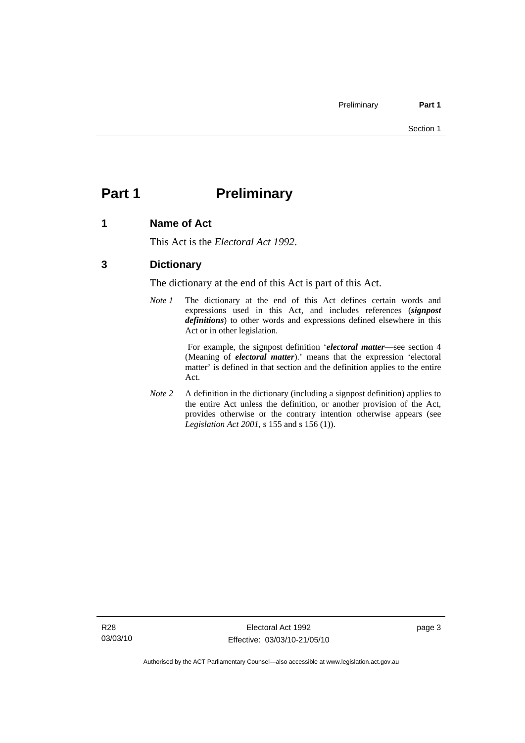# Part 1 Preliminary

## 1 Name of Act

This Act is the *Electoral Act 1992*.

## 3 Dictionary

The dictionary at the end of this Act is part of this Act.

*Note 1* The dictionary at the end of this Act defines certain words and expressions used in this Act, and includes references (***signpost definitions***) to other words and expressions defined elsewhere in this Act or in other legislation.

For example, the signpost definition '***electoral matter***—see section 4 (Meaning of ***electoral matter***).' means that the expression 'electoral matter' is defined in that section and the definition applies to the entire Act.

*Note 2* A definition in the dictionary (including a signpost definition) applies to the entire Act unless the definition, or another provision of the Act, provides otherwise or the contrary intention otherwise appears (see *Legislation Act 2001*, s 155 and s 156 (1)).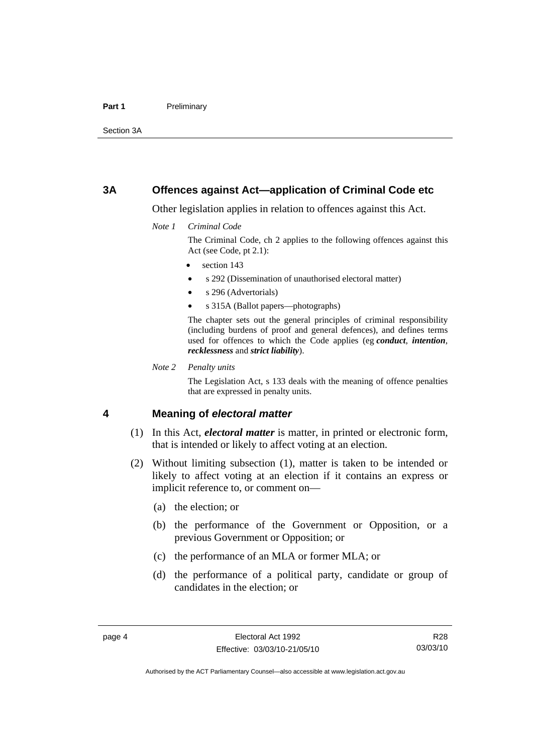## 3A Offences against Act—application of Criminal Code etc

Other legislation applies in relation to offences against this Act.

*Note 1 Criminal Code*

The Criminal Code, ch 2 applies to the following offences against this Act (see Code, pt 2.1):

- section 143
- s 292 (Dissemination of unauthorised electoral matter)
- s 296 (Advertorials)
- s 315A (Ballot papers—photographs)

The chapter sets out the general principles of criminal responsibility (including burdens of proof and general defences), and defines terms used for offences to which the Code applies (eg ***conduct***, ***intention***, ***recklessness*** and ***strict liability***).

*Note 2 Penalty units*

The Legislation Act, s 133 deals with the meaning of offence penalties that are expressed in penalty units.

## 4 Meaning of *electoral matter*

(1) In this Act, ***electoral matter*** is matter, in printed or electronic form, that is intended or likely to affect voting at an election.

(2) Without limiting subsection (1), matter is taken to be intended or likely to affect voting at an election if it contains an express or implicit reference to, or comment on—

(a) the election; or

(b) the performance of the Government or Opposition, or a previous Government or Opposition; or

(c) the performance of an MLA or former MLA; or

(d) the performance of a political party, candidate or group of candidates in the election; or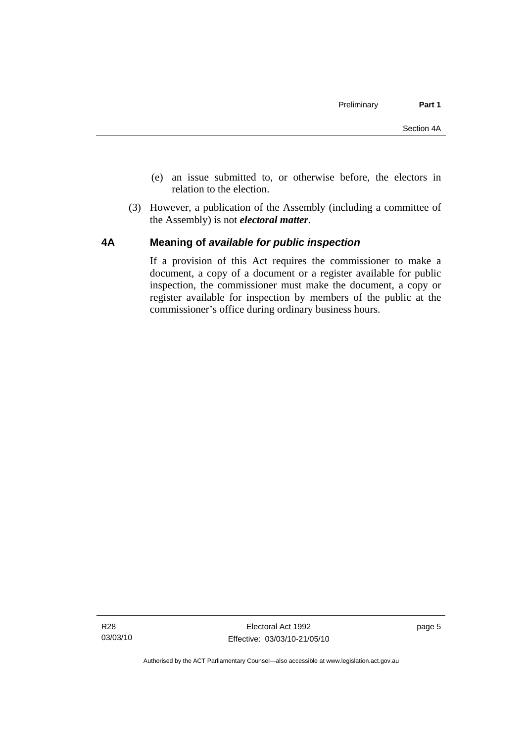(e) an issue submitted to, or otherwise before, the electors in relation to the election.

(3) However, a publication of the Assembly (including a committee of the Assembly) is not ***electoral matter***.

## 4A Meaning of *available for public inspection*

If a provision of this Act requires the commissioner to make a document, a copy of a document or a register available for public inspection, the commissioner must make the document, a copy or register available for inspection by members of the public at the commissioner's office during ordinary business hours.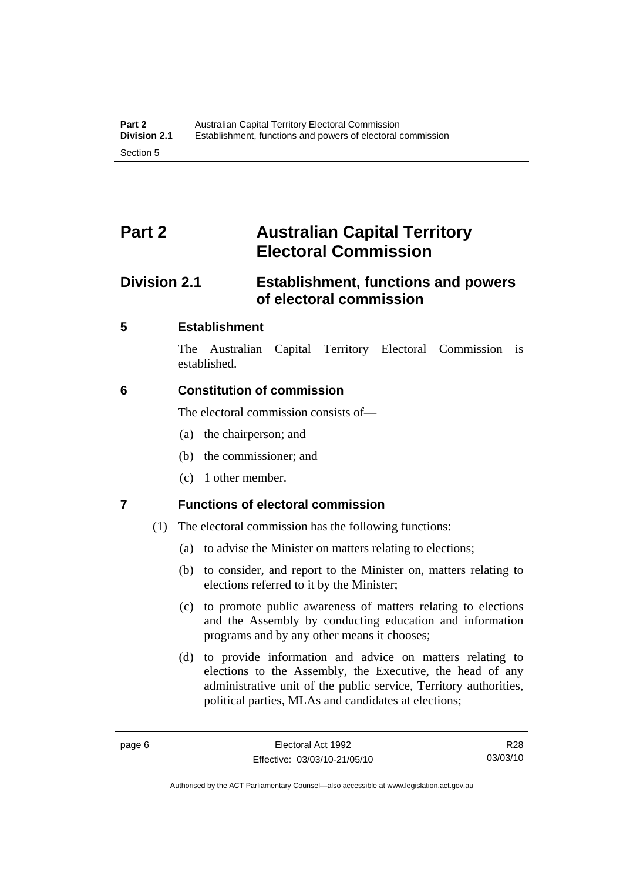# Part 2 Australian Capital Territory Electoral Commission

## Division 2.1 Establishment, functions and powers of electoral commission

### 5 Establishment

The Australian Capital Territory Electoral Commission is established.

### 6 Constitution of commission

The electoral commission consists of—

(a) the chairperson; and

(b) the commissioner; and

(c) 1 other member.

### 7 Functions of electoral commission

(1) The electoral commission has the following functions:

(a) to advise the Minister on matters relating to elections;

(b) to consider, and report to the Minister on, matters relating to elections referred to it by the Minister;

(c) to promote public awareness of matters relating to elections and the Assembly by conducting education and information programs and by any other means it chooses;

(d) to provide information and advice on matters relating to elections to the Assembly, the Executive, the head of any administrative unit of the public service, Territory authorities, political parties, MLAs and candidates at elections;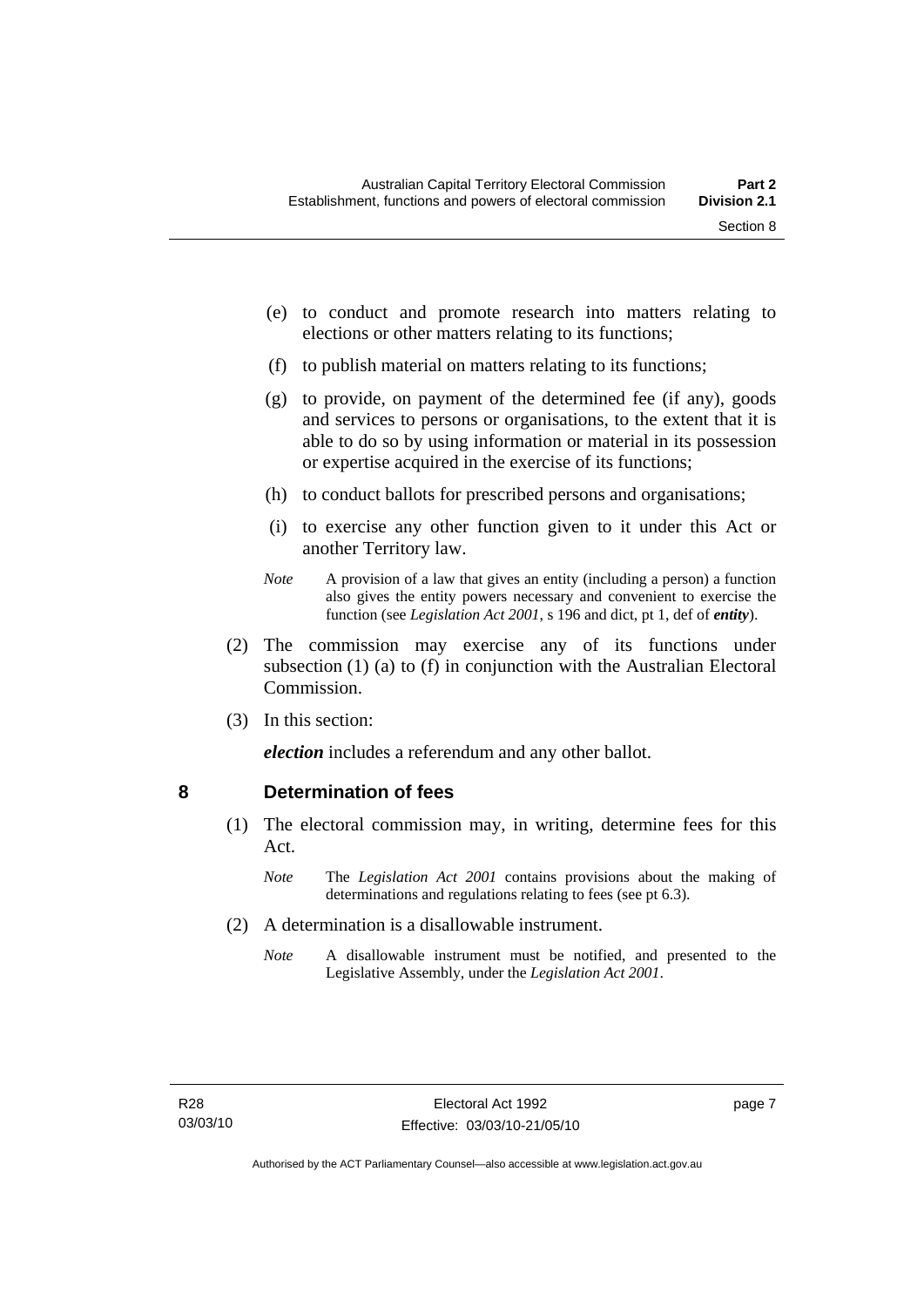(e) to conduct and promote research into matters relating to elections or other matters relating to its functions;

(f) to publish material on matters relating to its functions;

(g) to provide, on payment of the determined fee (if any), goods and services to persons or organisations, to the extent that it is able to do so by using information or material in its possession or expertise acquired in the exercise of its functions;

(h) to conduct ballots for prescribed persons and organisations;

(i) to exercise any other function given to it under this Act or another Territory law.

*Note* A provision of a law that gives an entity (including a person) a function also gives the entity powers necessary and convenient to exercise the function (see *Legislation Act 2001*, s 196 and dict, pt 1, def of ***entity***).

(2) The commission may exercise any of its functions under subsection (1) (a) to (f) in conjunction with the Australian Electoral Commission.

(3) In this section:

***election*** includes a referendum and any other ballot.

## 8 Determination of fees

(1) The electoral commission may, in writing, determine fees for this Act.

*Note* The *Legislation Act 2001* contains provisions about the making of determinations and regulations relating to fees (see pt 6.3).

(2) A determination is a disallowable instrument.

*Note* A disallowable instrument must be notified, and presented to the Legislative Assembly, under the *Legislation Act 2001*.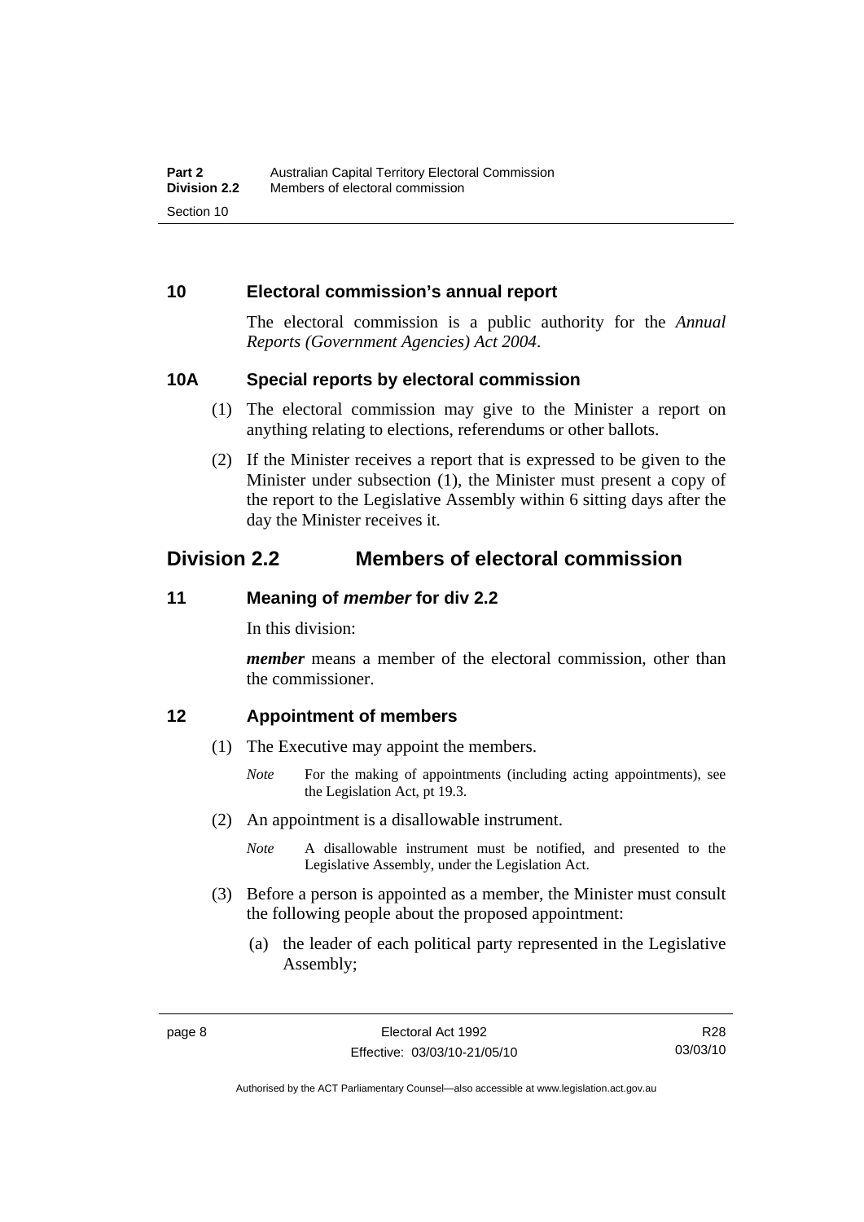## 10 Electoral commission's annual report

The electoral commission is a public authority for the *Annual Reports (Government Agencies) Act 2004*.

## 10A Special reports by electoral commission

(1) The electoral commission may give to the Minister a report on anything relating to elections, referendums or other ballots.

(2) If the Minister receives a report that is expressed to be given to the Minister under subsection (1), the Minister must present a copy of the report to the Legislative Assembly within 6 sitting days after the day the Minister receives it.

# Division 2.2 Members of electoral commission

## 11 Meaning of *member* for div 2.2

In this division:

***member*** means a member of the electoral commission, other than the commissioner.

## 12 Appointment of members

(1) The Executive may appoint the members.

*Note* For the making of appointments (including acting appointments), see the Legislation Act, pt 19.3.

(2) An appointment is a disallowable instrument.

*Note* A disallowable instrument must be notified, and presented to the Legislative Assembly, under the Legislation Act.

(3) Before a person is appointed as a member, the Minister must consult the following people about the proposed appointment:

(a) the leader of each political party represented in the Legislative Assembly;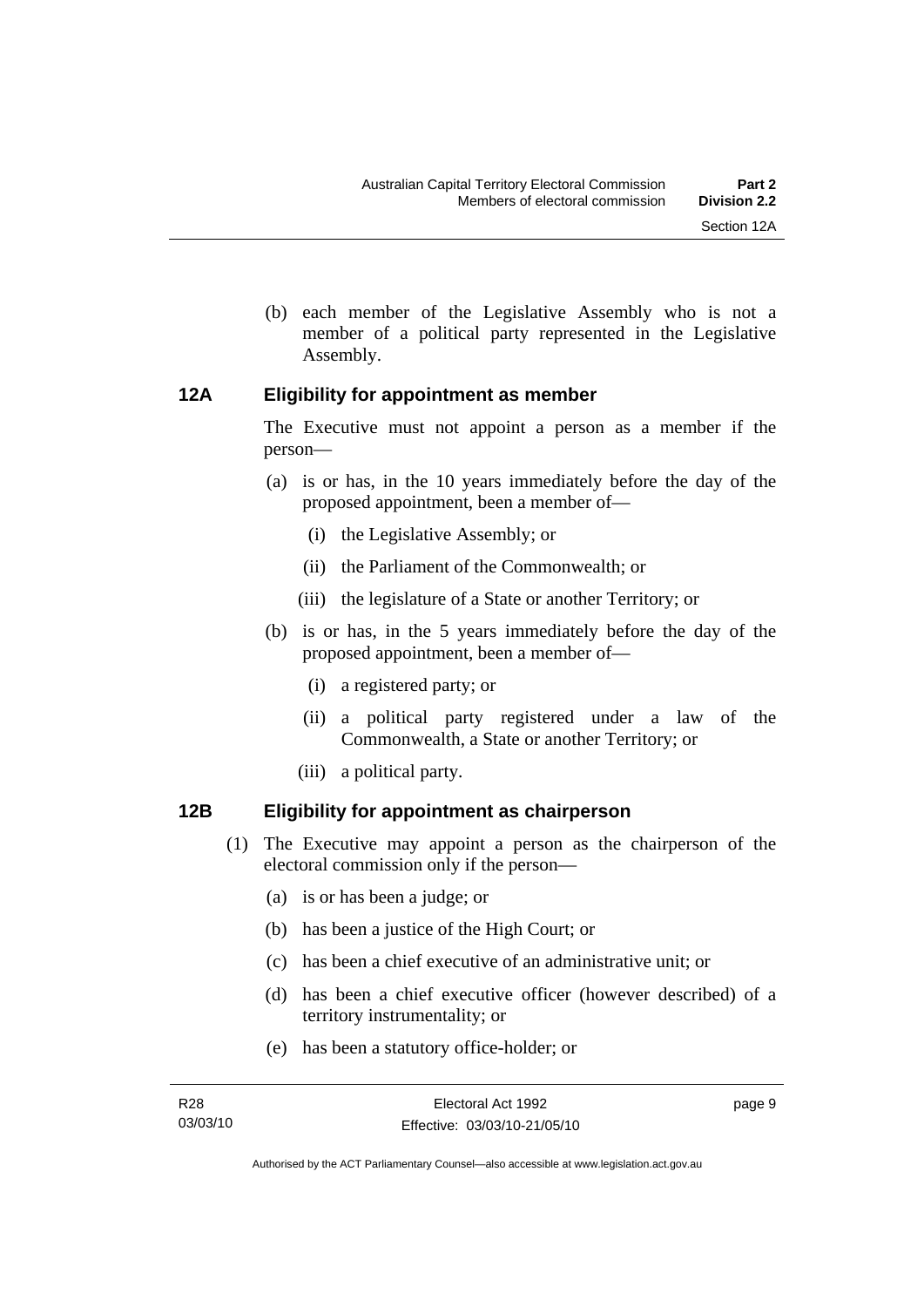(b) each member of the Legislative Assembly who is not a member of a political party represented in the Legislative Assembly.

### 12A Eligibility for appointment as member

The Executive must not appoint a person as a member if the person—

(a) is or has, in the 10 years immediately before the day of the proposed appointment, been a member of—

(i) the Legislative Assembly; or

(ii) the Parliament of the Commonwealth; or

(iii) the legislature of a State or another Territory; or

(b) is or has, in the 5 years immediately before the day of the proposed appointment, been a member of—

(i) a registered party; or

(ii) a political party registered under a law of the Commonwealth, a State or another Territory; or

(iii) a political party.

### 12B Eligibility for appointment as chairperson

(1) The Executive may appoint a person as the chairperson of the electoral commission only if the person—

(a) is or has been a judge; or

(b) has been a justice of the High Court; or

(c) has been a chief executive of an administrative unit; or

(d) has been a chief executive officer (however described) of a territory instrumentality; or

(e) has been a statutory office-holder; or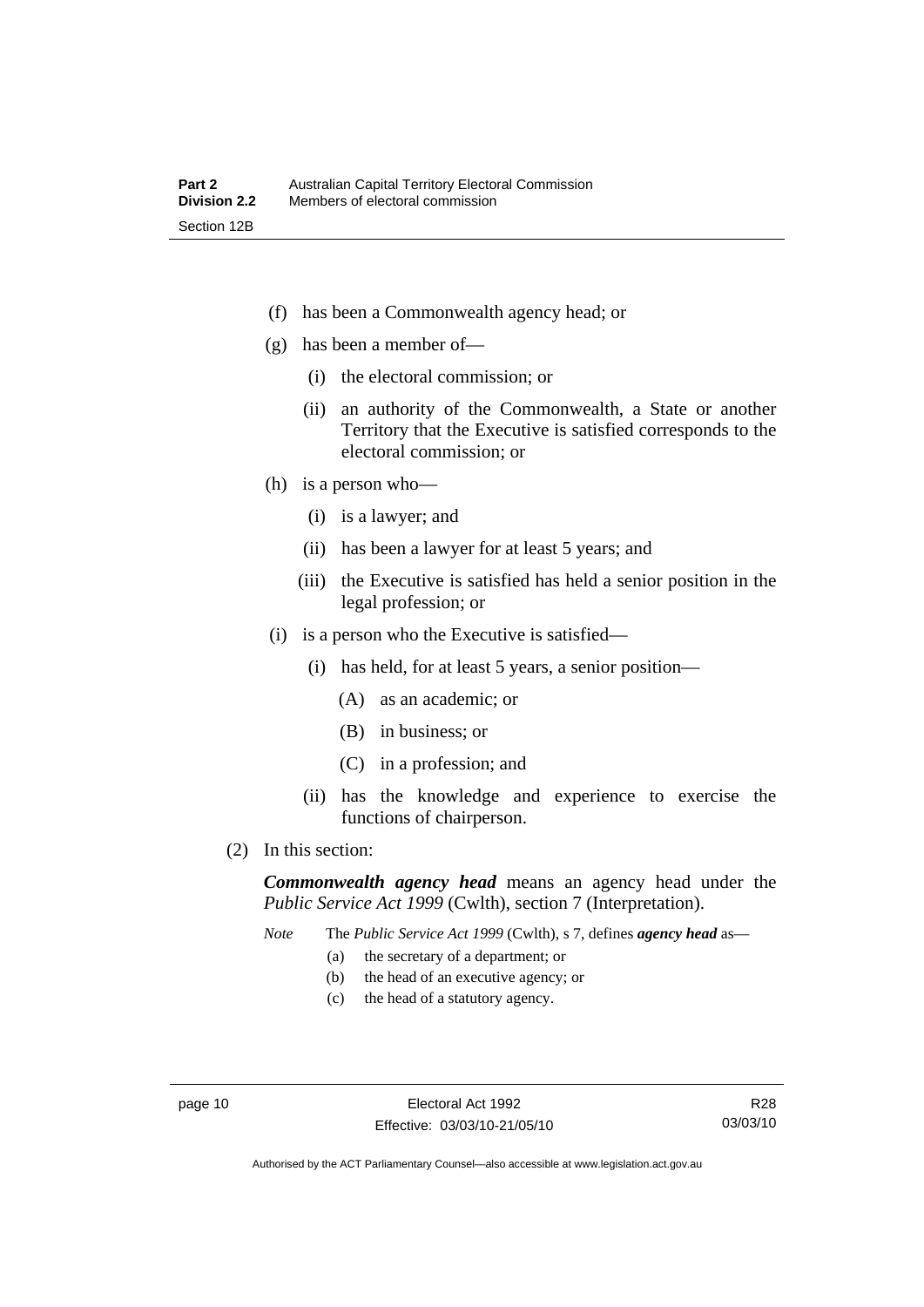(f) has been a Commonwealth agency head; or

(g) has been a member of—

(i) the electoral commission; or

(ii) an authority of the Commonwealth, a State or another Territory that the Executive is satisfied corresponds to the electoral commission; or

(h) is a person who—

(i) is a lawyer; and

(ii) has been a lawyer for at least 5 years; and

(iii) the Executive is satisfied has held a senior position in the legal profession; or

(i) is a person who the Executive is satisfied—

(i) has held, for at least 5 years, a senior position—

(A) as an academic; or

(B) in business; or

(C) in a profession; and

(ii) has the knowledge and experience to exercise the functions of chairperson.

(2) In this section:

***Commonwealth agency head*** means an agency head under the *Public Service Act 1999* (Cwlth), section 7 (Interpretation).

*Note* The *Public Service Act 1999* (Cwlth), s 7, defines ***agency head*** as—

(a) the secretary of a department; or

(b) the head of an executive agency; or

(c) the head of a statutory agency.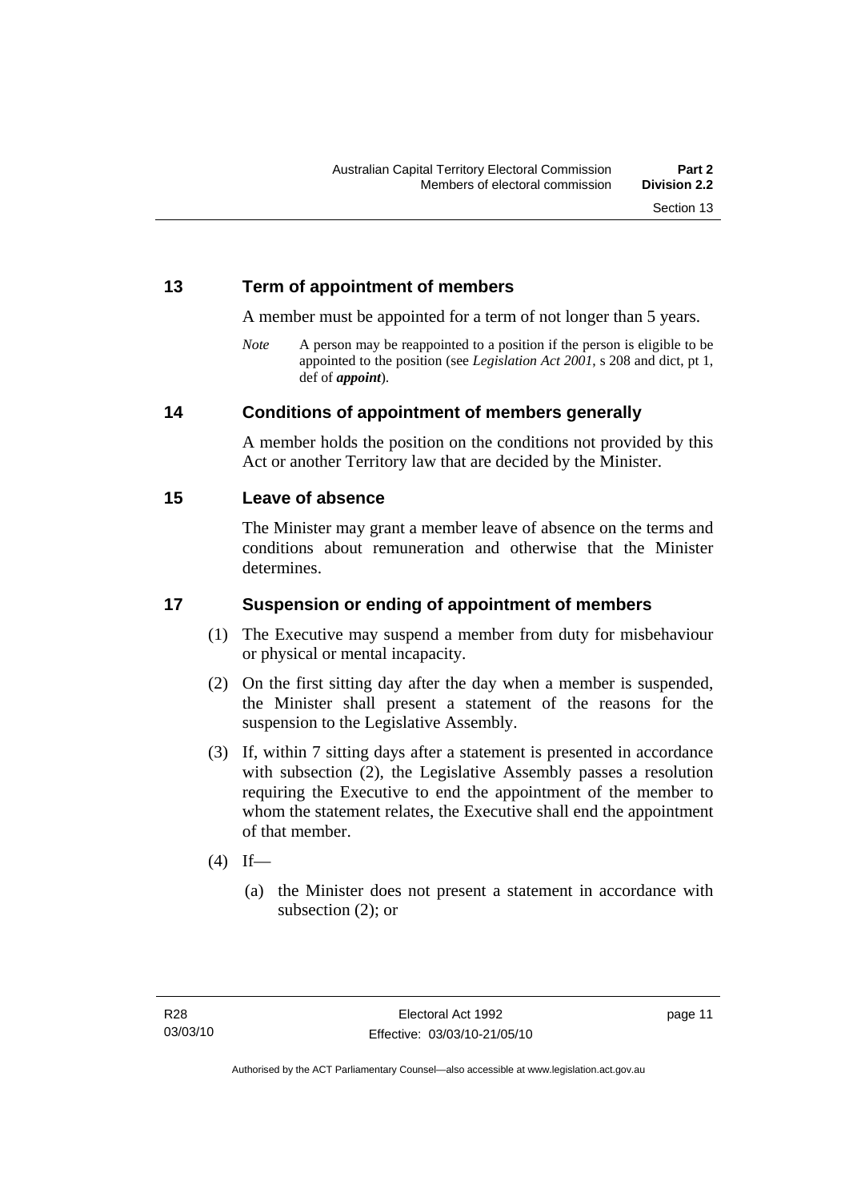## 13 Term of appointment of members

A member must be appointed for a term of not longer than 5 years.

*Note* A person may be reappointed to a position if the person is eligible to be appointed to the position (see *Legislation Act 2001*, s 208 and dict, pt 1, def of ***appoint***).

## 14 Conditions of appointment of members generally

A member holds the position on the conditions not provided by this Act or another Territory law that are decided by the Minister.

## 15 Leave of absence

The Minister may grant a member leave of absence on the terms and conditions about remuneration and otherwise that the Minister determines.

## 17 Suspension or ending of appointment of members

(1) The Executive may suspend a member from duty for misbehaviour or physical or mental incapacity.

(2) On the first sitting day after the day when a member is suspended, the Minister shall present a statement of the reasons for the suspension to the Legislative Assembly.

(3) If, within 7 sitting days after a statement is presented in accordance with subsection (2), the Legislative Assembly passes a resolution requiring the Executive to end the appointment of the member to whom the statement relates, the Executive shall end the appointment of that member.

(4) If—

(a) the Minister does not present a statement in accordance with subsection (2); or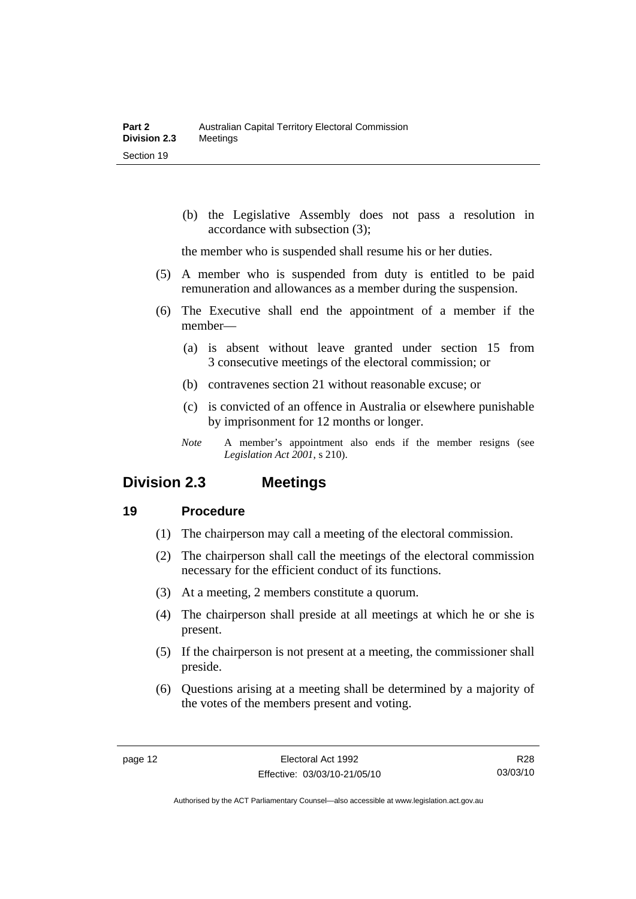(b) the Legislative Assembly does not pass a resolution in accordance with subsection (3);

the member who is suspended shall resume his or her duties.

(5) A member who is suspended from duty is entitled to be paid remuneration and allowances as a member during the suspension.

(6) The Executive shall end the appointment of a member if the member—

(a) is absent without leave granted under section 15 from 3 consecutive meetings of the electoral commission; or

(b) contravenes section 21 without reasonable excuse; or

(c) is convicted of an offence in Australia or elsewhere punishable by imprisonment for 12 months or longer.

*Note* A member's appointment also ends if the member resigns (see *Legislation Act 2001*, s 210).

## Division 2.3 Meetings

### 19 Procedure

(1) The chairperson may call a meeting of the electoral commission.

(2) The chairperson shall call the meetings of the electoral commission necessary for the efficient conduct of its functions.

(3) At a meeting, 2 members constitute a quorum.

(4) The chairperson shall preside at all meetings at which he or she is present.

(5) If the chairperson is not present at a meeting, the commissioner shall preside.

(6) Questions arising at a meeting shall be determined by a majority of the votes of the members present and voting.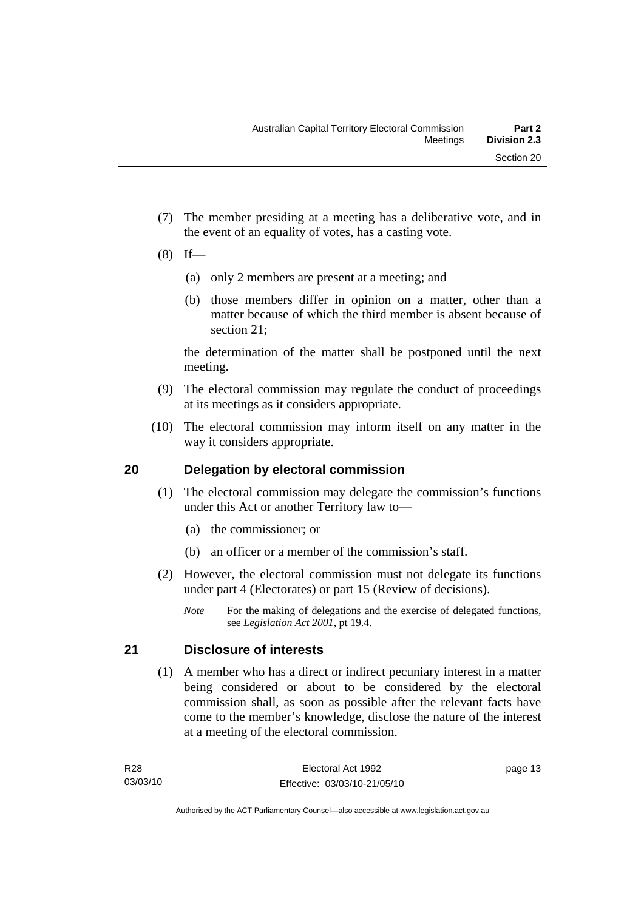(7) The member presiding at a meeting has a deliberative vote, and in the event of an equality of votes, has a casting vote.

(8) If—

(a) only 2 members are present at a meeting; and

(b) those members differ in opinion on a matter, other than a matter because of which the third member is absent because of section 21;

the determination of the matter shall be postponed until the next meeting.

(9) The electoral commission may regulate the conduct of proceedings at its meetings as it considers appropriate.

(10) The electoral commission may inform itself on any matter in the way it considers appropriate.

## 20 Delegation by electoral commission

(1) The electoral commission may delegate the commission's functions under this Act or another Territory law to—

(a) the commissioner; or

(b) an officer or a member of the commission's staff.

(2) However, the electoral commission must not delegate its functions under part 4 (Electorates) or part 15 (Review of decisions).

*Note* For the making of delegations and the exercise of delegated functions, see *Legislation Act 2001*, pt 19.4.

## 21 Disclosure of interests

(1) A member who has a direct or indirect pecuniary interest in a matter being considered or about to be considered by the electoral commission shall, as soon as possible after the relevant facts have come to the member's knowledge, disclose the nature of the interest at a meeting of the electoral commission.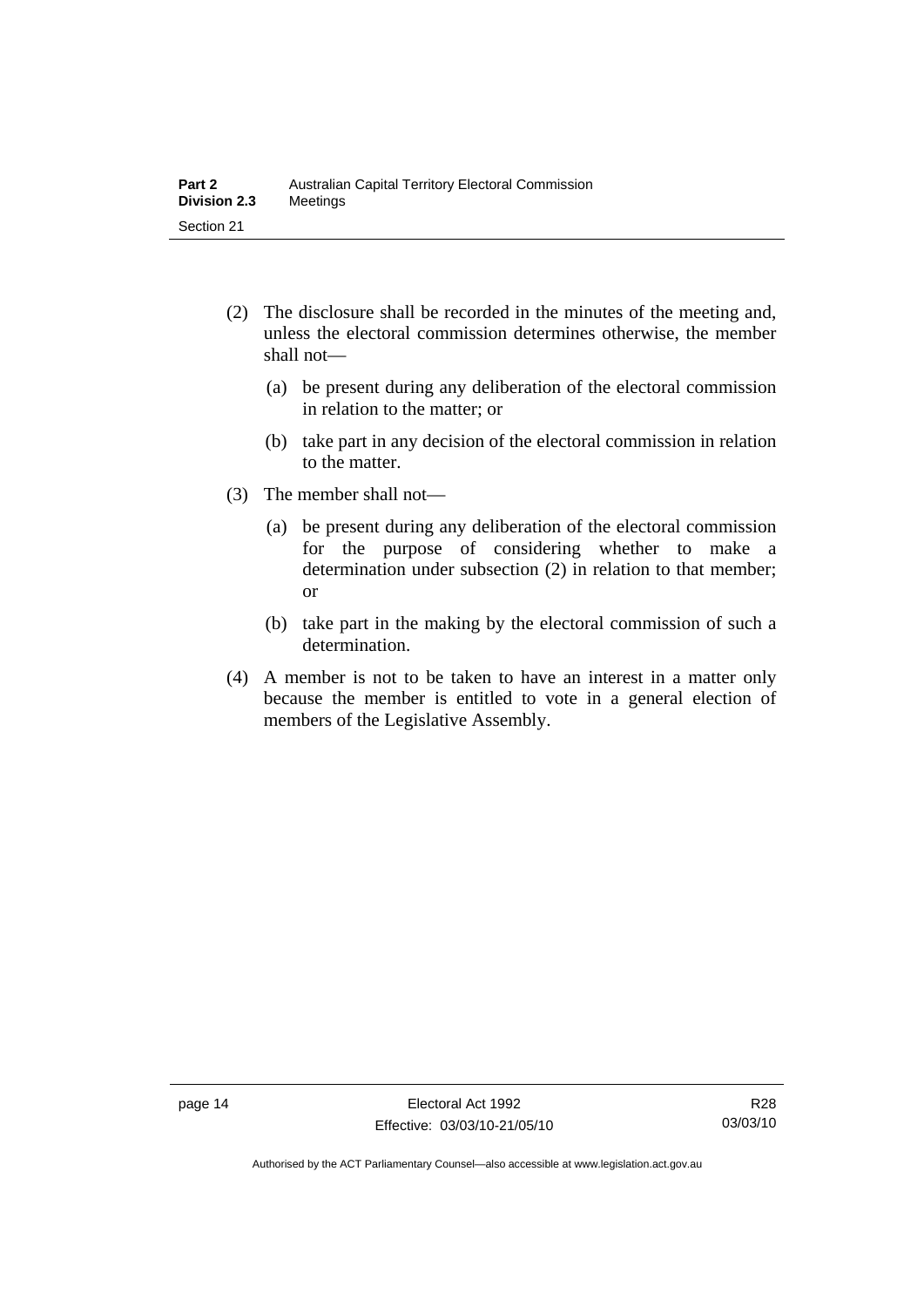(2) The disclosure shall be recorded in the minutes of the meeting and, unless the electoral commission determines otherwise, the member shall not—

(a) be present during any deliberation of the electoral commission in relation to the matter; or

(b) take part in any decision of the electoral commission in relation to the matter.

(3) The member shall not—

(a) be present during any deliberation of the electoral commission for the purpose of considering whether to make a determination under subsection (2) in relation to that member; or

(b) take part in the making by the electoral commission of such a determination.

(4) A member is not to be taken to have an interest in a matter only because the member is entitled to vote in a general election of members of the Legislative Assembly.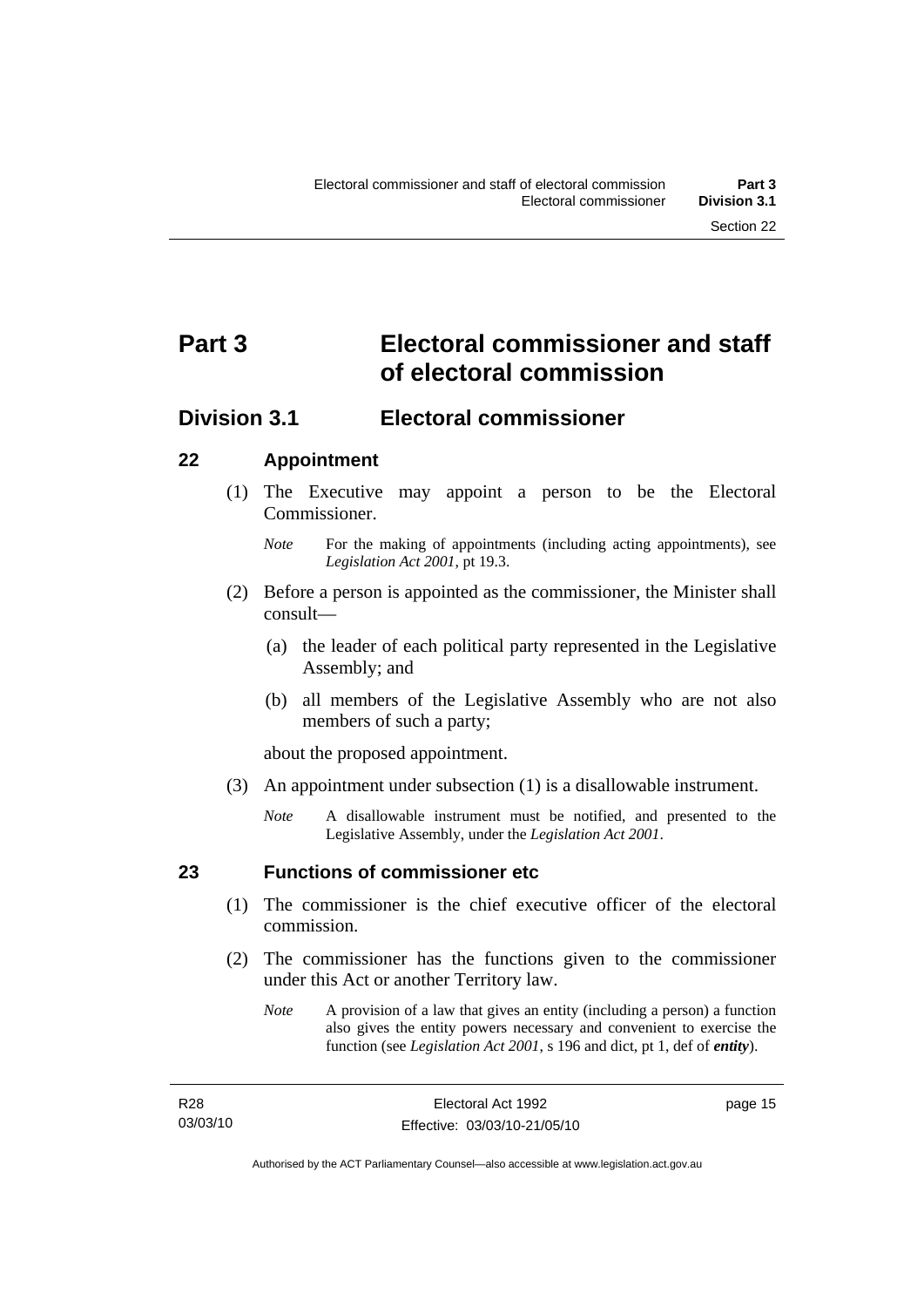# Part 3 Electoral commissioner and staff of electoral commission

## Division 3.1 Electoral commissioner

### 22 Appointment

(1) The Executive may appoint a person to be the Electoral Commissioner.

*Note* For the making of appointments (including acting appointments), see *Legislation Act 2001*, pt 19.3.

(2) Before a person is appointed as the commissioner, the Minister shall consult—

(a) the leader of each political party represented in the Legislative Assembly; and

(b) all members of the Legislative Assembly who are not also members of such a party;

about the proposed appointment.

(3) An appointment under subsection (1) is a disallowable instrument.

*Note* A disallowable instrument must be notified, and presented to the Legislative Assembly, under the *Legislation Act 2001*.

### 23 Functions of commissioner etc

(1) The commissioner is the chief executive officer of the electoral commission.

(2) The commissioner has the functions given to the commissioner under this Act or another Territory law.

*Note* A provision of a law that gives an entity (including a person) a function also gives the entity powers necessary and convenient to exercise the function (see *Legislation Act 2001*, s 196 and dict, pt 1, def of ***entity***).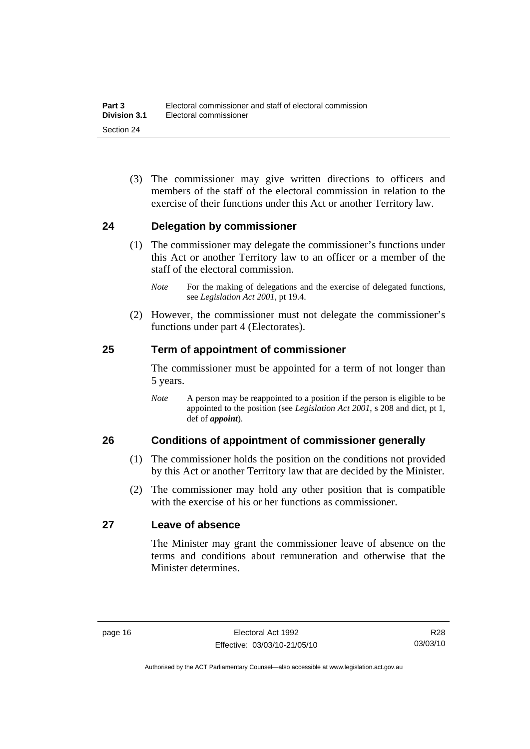(3) The commissioner may give written directions to officers and members of the staff of the electoral commission in relation to the exercise of their functions under this Act or another Territory law.

## 24 Delegation by commissioner

(1) The commissioner may delegate the commissioner's functions under this Act or another Territory law to an officer or a member of the staff of the electoral commission.

*Note* For the making of delegations and the exercise of delegated functions, see *Legislation Act 2001*, pt 19.4.

(2) However, the commissioner must not delegate the commissioner's functions under part 4 (Electorates).

## 25 Term of appointment of commissioner

The commissioner must be appointed for a term of not longer than 5 years.

*Note* A person may be reappointed to a position if the person is eligible to be appointed to the position (see *Legislation Act 2001*, s 208 and dict, pt 1, def of ***appoint***).

## 26 Conditions of appointment of commissioner generally

(1) The commissioner holds the position on the conditions not provided by this Act or another Territory law that are decided by the Minister.

(2) The commissioner may hold any other position that is compatible with the exercise of his or her functions as commissioner.

## 27 Leave of absence

The Minister may grant the commissioner leave of absence on the terms and conditions about remuneration and otherwise that the Minister determines.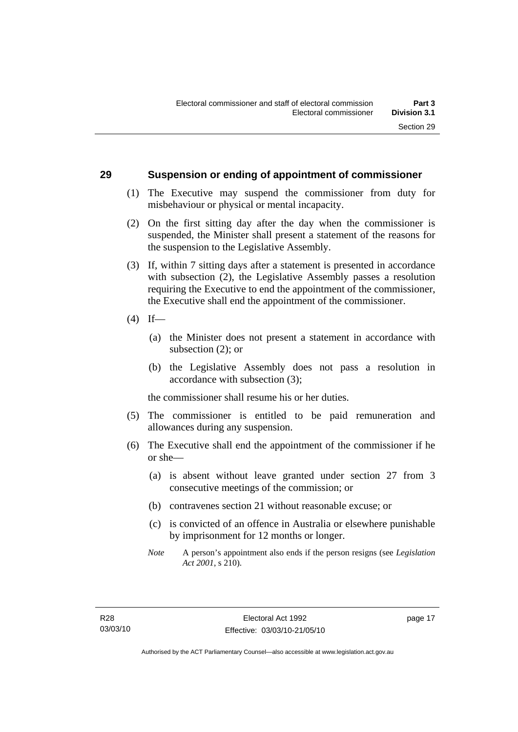## 29 Suspension or ending of appointment of commissioner

(1) The Executive may suspend the commissioner from duty for misbehaviour or physical or mental incapacity.

(2) On the first sitting day after the day when the commissioner is suspended, the Minister shall present a statement of the reasons for the suspension to the Legislative Assembly.

(3) If, within 7 sitting days after a statement is presented in accordance with subsection (2), the Legislative Assembly passes a resolution requiring the Executive to end the appointment of the commissioner, the Executive shall end the appointment of the commissioner.

(4) If—

(a) the Minister does not present a statement in accordance with subsection (2); or

(b) the Legislative Assembly does not pass a resolution in accordance with subsection (3);

the commissioner shall resume his or her duties.

(5) The commissioner is entitled to be paid remuneration and allowances during any suspension.

(6) The Executive shall end the appointment of the commissioner if he or she—

(a) is absent without leave granted under section 27 from 3 consecutive meetings of the commission; or

(b) contravenes section 21 without reasonable excuse; or

(c) is convicted of an offence in Australia or elsewhere punishable by imprisonment for 12 months or longer.

*Note* A person's appointment also ends if the person resigns (see *Legislation Act 2001*, s 210).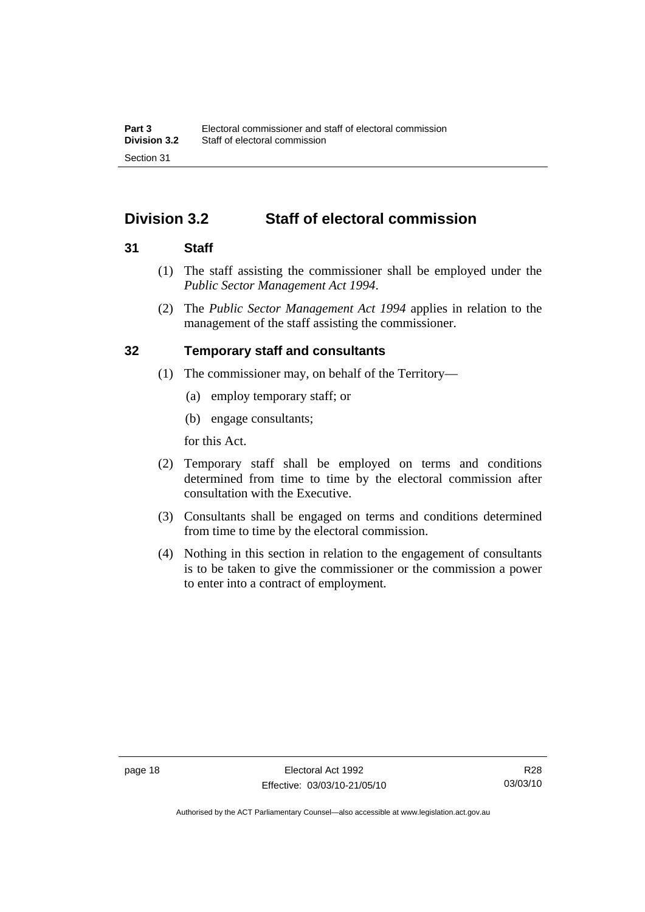## Division 3.2 Staff of electoral commission

### 31 Staff

(1) The staff assisting the commissioner shall be employed under the *Public Sector Management Act 1994*.

(2) The *Public Sector Management Act 1994* applies in relation to the management of the staff assisting the commissioner.

### 32 Temporary staff and consultants

(1) The commissioner may, on behalf of the Territory—

(a) employ temporary staff; or

(b) engage consultants;

for this Act.

(2) Temporary staff shall be employed on terms and conditions determined from time to time by the electoral commission after consultation with the Executive.

(3) Consultants shall be engaged on terms and conditions determined from time to time by the electoral commission.

(4) Nothing in this section in relation to the engagement of consultants is to be taken to give the commissioner or the commission a power to enter into a contract of employment.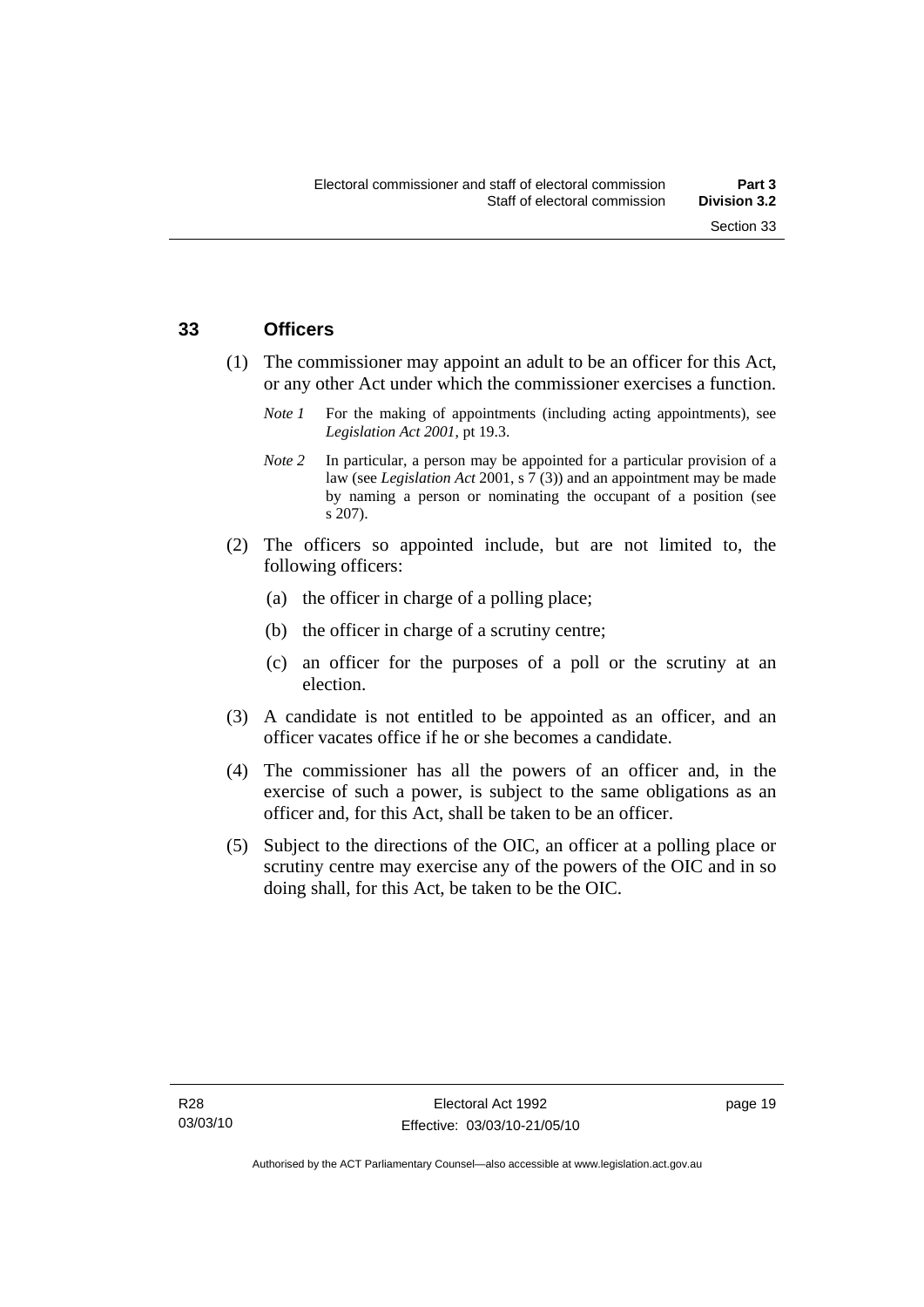## 33 Officers

(1) The commissioner may appoint an adult to be an officer for this Act, or any other Act under which the commissioner exercises a function.

*Note 1* For the making of appointments (including acting appointments), see *Legislation Act 2001*, pt 19.3.

*Note 2* In particular, a person may be appointed for a particular provision of a law (see *Legislation Act* 2001, s 7 (3)) and an appointment may be made by naming a person or nominating the occupant of a position (see s 207).

(2) The officers so appointed include, but are not limited to, the following officers:

(a) the officer in charge of a polling place;

(b) the officer in charge of a scrutiny centre;

(c) an officer for the purposes of a poll or the scrutiny at an election.

(3) A candidate is not entitled to be appointed as an officer, and an officer vacates office if he or she becomes a candidate.

(4) The commissioner has all the powers of an officer and, in the exercise of such a power, is subject to the same obligations as an officer and, for this Act, shall be taken to be an officer.

(5) Subject to the directions of the OIC, an officer at a polling place or scrutiny centre may exercise any of the powers of the OIC and in so doing shall, for this Act, be taken to be the OIC.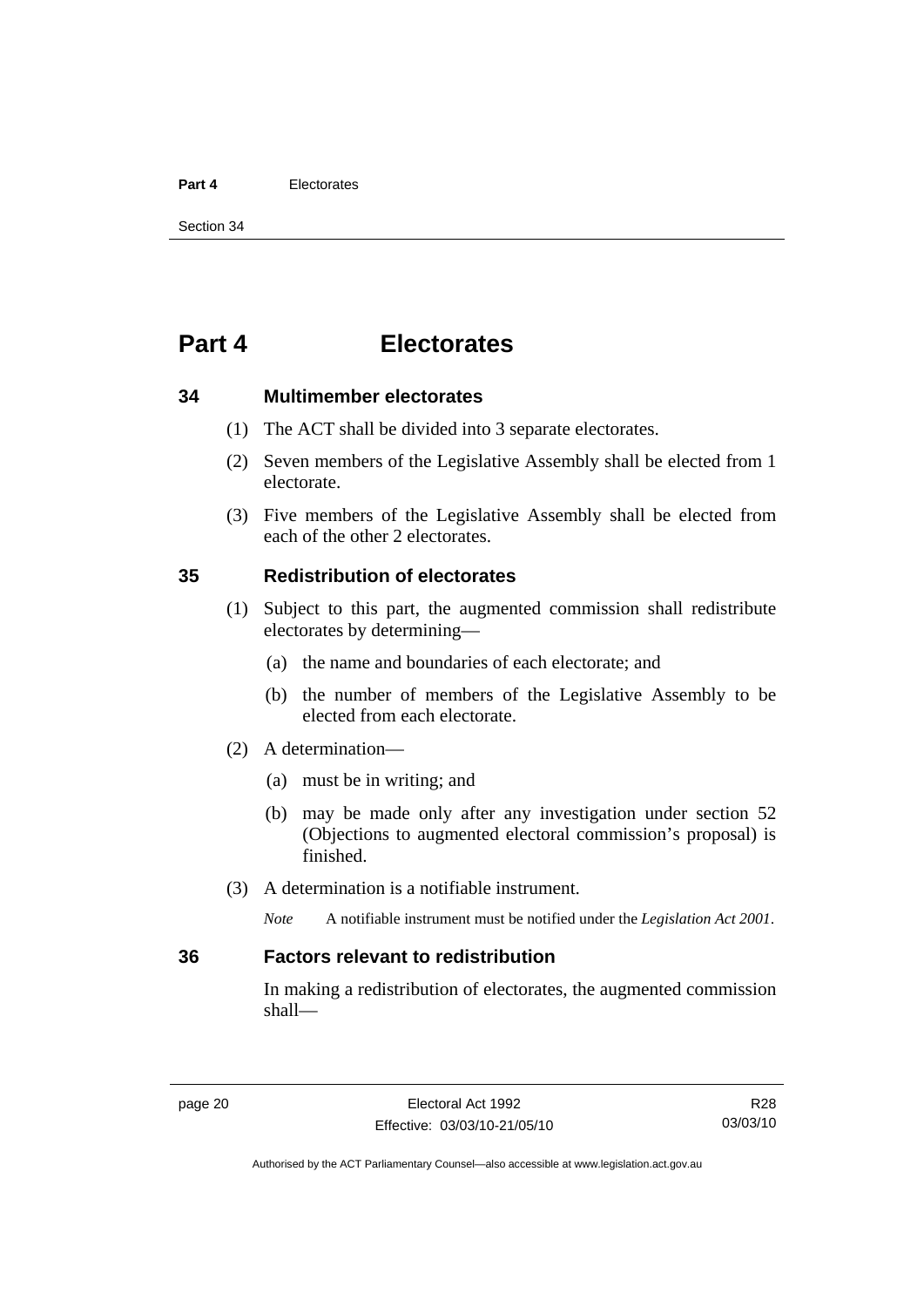# Part 4 Electorates

## 34 Multimember electorates

(1) The ACT shall be divided into 3 separate electorates.

(2) Seven members of the Legislative Assembly shall be elected from 1 electorate.

(3) Five members of the Legislative Assembly shall be elected from each of the other 2 electorates.

## 35 Redistribution of electorates

(1) Subject to this part, the augmented commission shall redistribute electorates by determining—

(a) the name and boundaries of each electorate; and

(b) the number of members of the Legislative Assembly to be elected from each electorate.

(2) A determination—

(a) must be in writing; and

(b) may be made only after any investigation under section 52 (Objections to augmented electoral commission's proposal) is finished.

(3) A determination is a notifiable instrument.

*Note* A notifiable instrument must be notified under the *Legislation Act 2001*.

## 36 Factors relevant to redistribution

In making a redistribution of electorates, the augmented commission shall—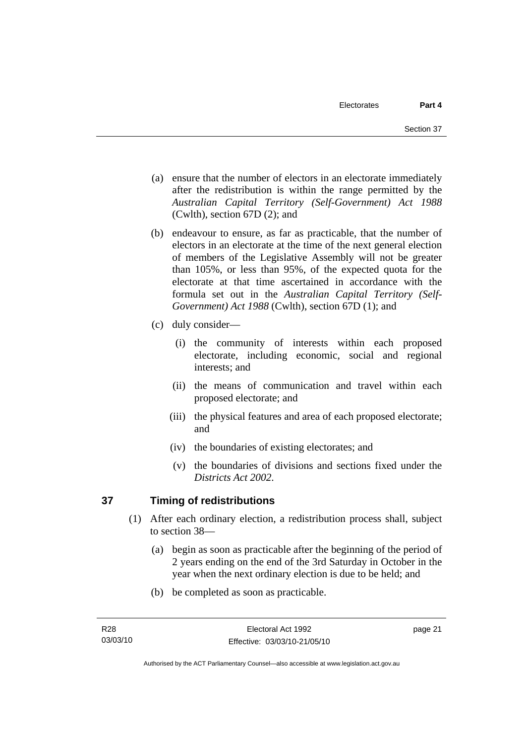(a) ensure that the number of electors in an electorate immediately after the redistribution is within the range permitted by the *Australian Capital Territory (Self-Government) Act 1988* (Cwlth), section 67D (2); and

(b) endeavour to ensure, as far as practicable, that the number of electors in an electorate at the time of the next general election of members of the Legislative Assembly will not be greater than 105%, or less than 95%, of the expected quota for the electorate at that time ascertained in accordance with the formula set out in the *Australian Capital Territory (Self-Government) Act 1988* (Cwlth), section 67D (1); and

(c) duly consider—

(i) the community of interests within each proposed electorate, including economic, social and regional interests; and

(ii) the means of communication and travel within each proposed electorate; and

(iii) the physical features and area of each proposed electorate; and

(iv) the boundaries of existing electorates; and

(v) the boundaries of divisions and sections fixed under the *Districts Act 2002*.

## 37 Timing of redistributions

(1) After each ordinary election, a redistribution process shall, subject to section 38—

(a) begin as soon as practicable after the beginning of the period of 2 years ending on the end of the 3rd Saturday in October in the year when the next ordinary election is due to be held; and

(b) be completed as soon as practicable.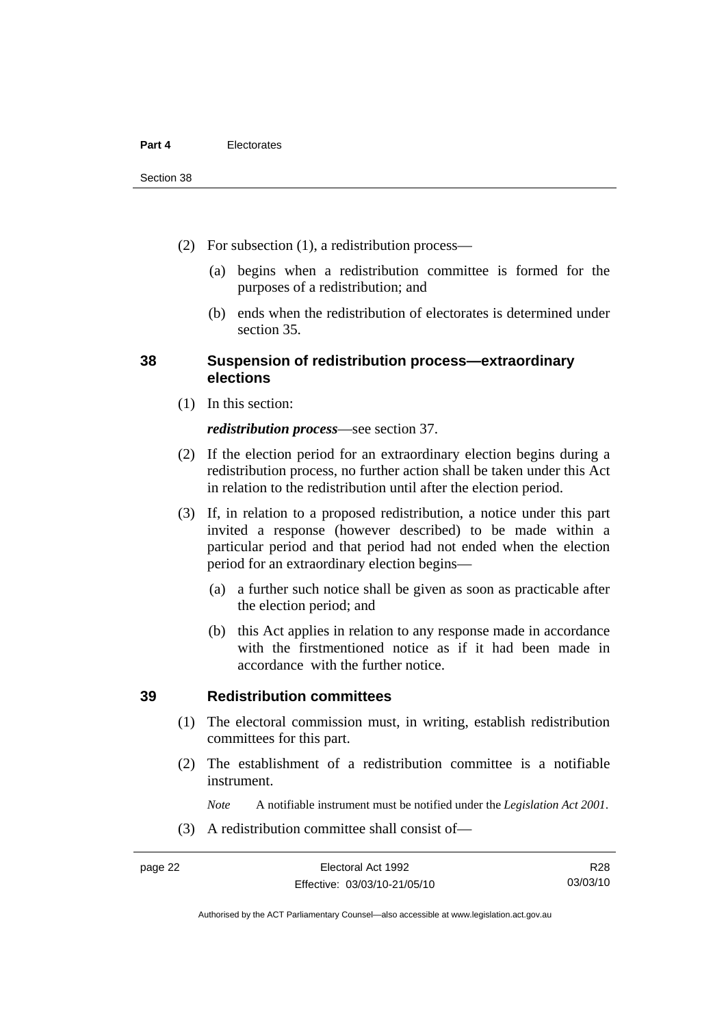(2) For subsection (1), a redistribution process—

(a) begins when a redistribution committee is formed for the purposes of a redistribution; and

(b) ends when the redistribution of electorates is determined under section 35.

### 38 Suspension of redistribution process—extraordinary elections

(1) In this section:

***redistribution process***—see section 37.

(2) If the election period for an extraordinary election begins during a redistribution process, no further action shall be taken under this Act in relation to the redistribution until after the election period.

(3) If, in relation to a proposed redistribution, a notice under this part invited a response (however described) to be made within a particular period and that period had not ended when the election period for an extraordinary election begins—

(a) a further such notice shall be given as soon as practicable after the election period; and

(b) this Act applies in relation to any response made in accordance with the firstmentioned notice as if it had been made in accordance with the further notice.

### 39 Redistribution committees

(1) The electoral commission must, in writing, establish redistribution committees for this part.

(2) The establishment of a redistribution committee is a notifiable instrument.

*Note* A notifiable instrument must be notified under the *Legislation Act 2001*.

(3) A redistribution committee shall consist of—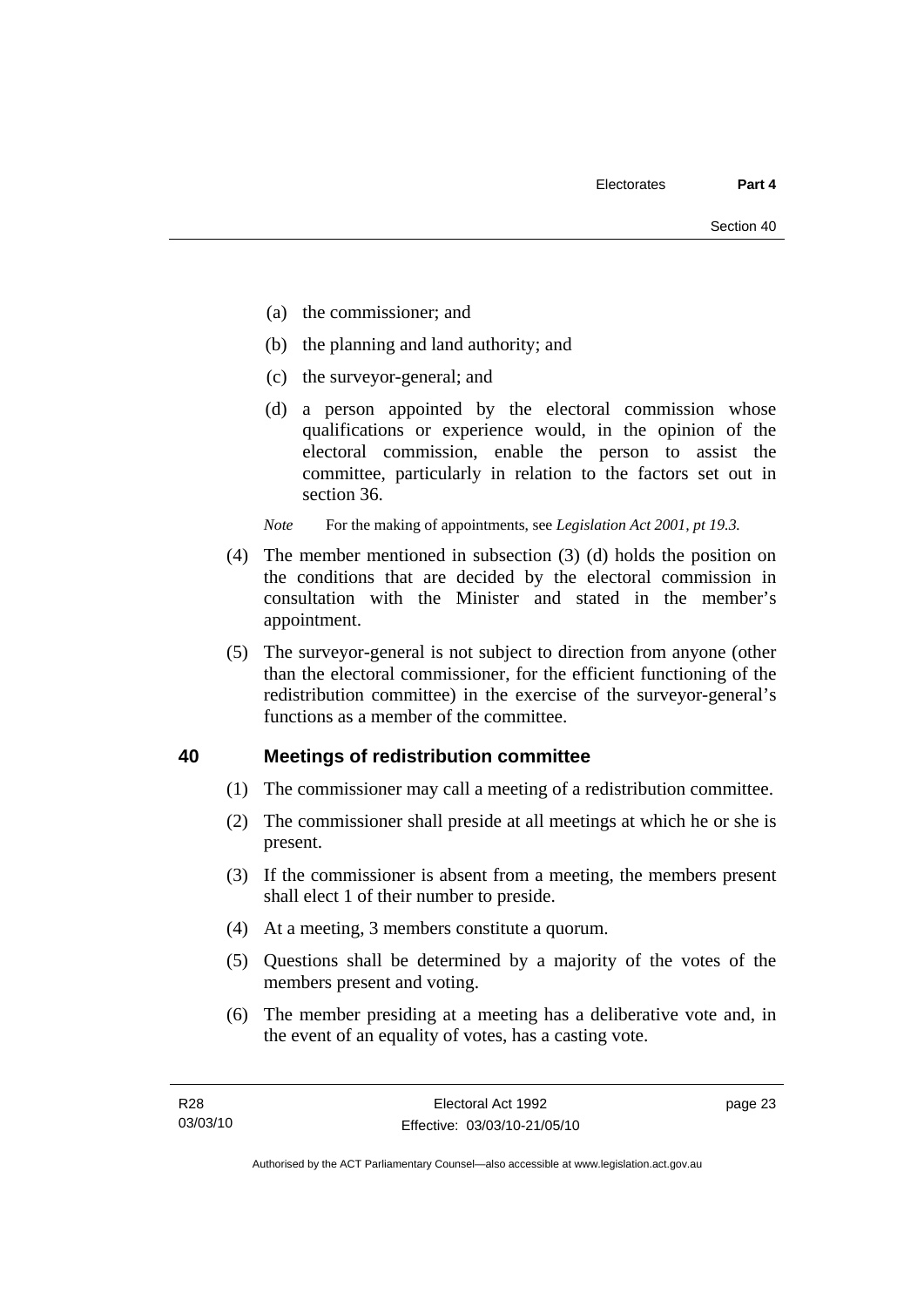(a) the commissioner; and

(b) the planning and land authority; and

(c) the surveyor-general; and

(d) a person appointed by the electoral commission whose qualifications or experience would, in the opinion of the electoral commission, enable the person to assist the committee, particularly in relation to the factors set out in section 36.

*Note* For the making of appointments, see *Legislation Act 2001, pt 19.3.*

(4) The member mentioned in subsection (3) (d) holds the position on the conditions that are decided by the electoral commission in consultation with the Minister and stated in the member's appointment.

(5) The surveyor-general is not subject to direction from anyone (other than the electoral commissioner, for the efficient functioning of the redistribution committee) in the exercise of the surveyor-general's functions as a member of the committee.

## 40 Meetings of redistribution committee

(1) The commissioner may call a meeting of a redistribution committee.

(2) The commissioner shall preside at all meetings at which he or she is present.

(3) If the commissioner is absent from a meeting, the members present shall elect 1 of their number to preside.

(4) At a meeting, 3 members constitute a quorum.

(5) Questions shall be determined by a majority of the votes of the members present and voting.

(6) The member presiding at a meeting has a deliberative vote and, in the event of an equality of votes, has a casting vote.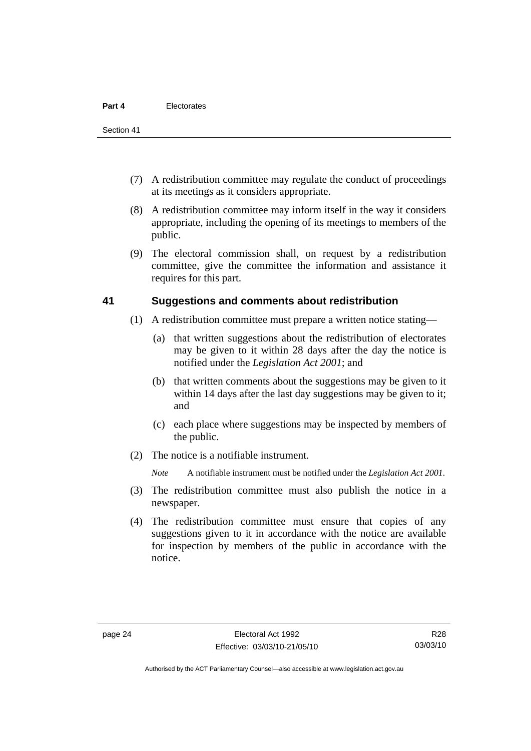(7) A redistribution committee may regulate the conduct of proceedings at its meetings as it considers appropriate.

(8) A redistribution committee may inform itself in the way it considers appropriate, including the opening of its meetings to members of the public.

(9) The electoral commission shall, on request by a redistribution committee, give the committee the information and assistance it requires for this part.

## 41 Suggestions and comments about redistribution

(1) A redistribution committee must prepare a written notice stating—

(a) that written suggestions about the redistribution of electorates may be given to it within 28 days after the day the notice is notified under the *Legislation Act 2001*; and

(b) that written comments about the suggestions may be given to it within 14 days after the last day suggestions may be given to it; and

(c) each place where suggestions may be inspected by members of the public.

(2) The notice is a notifiable instrument.

*Note* A notifiable instrument must be notified under the *Legislation Act 2001*.

(3) The redistribution committee must also publish the notice in a newspaper.

(4) The redistribution committee must ensure that copies of any suggestions given to it in accordance with the notice are available for inspection by members of the public in accordance with the notice.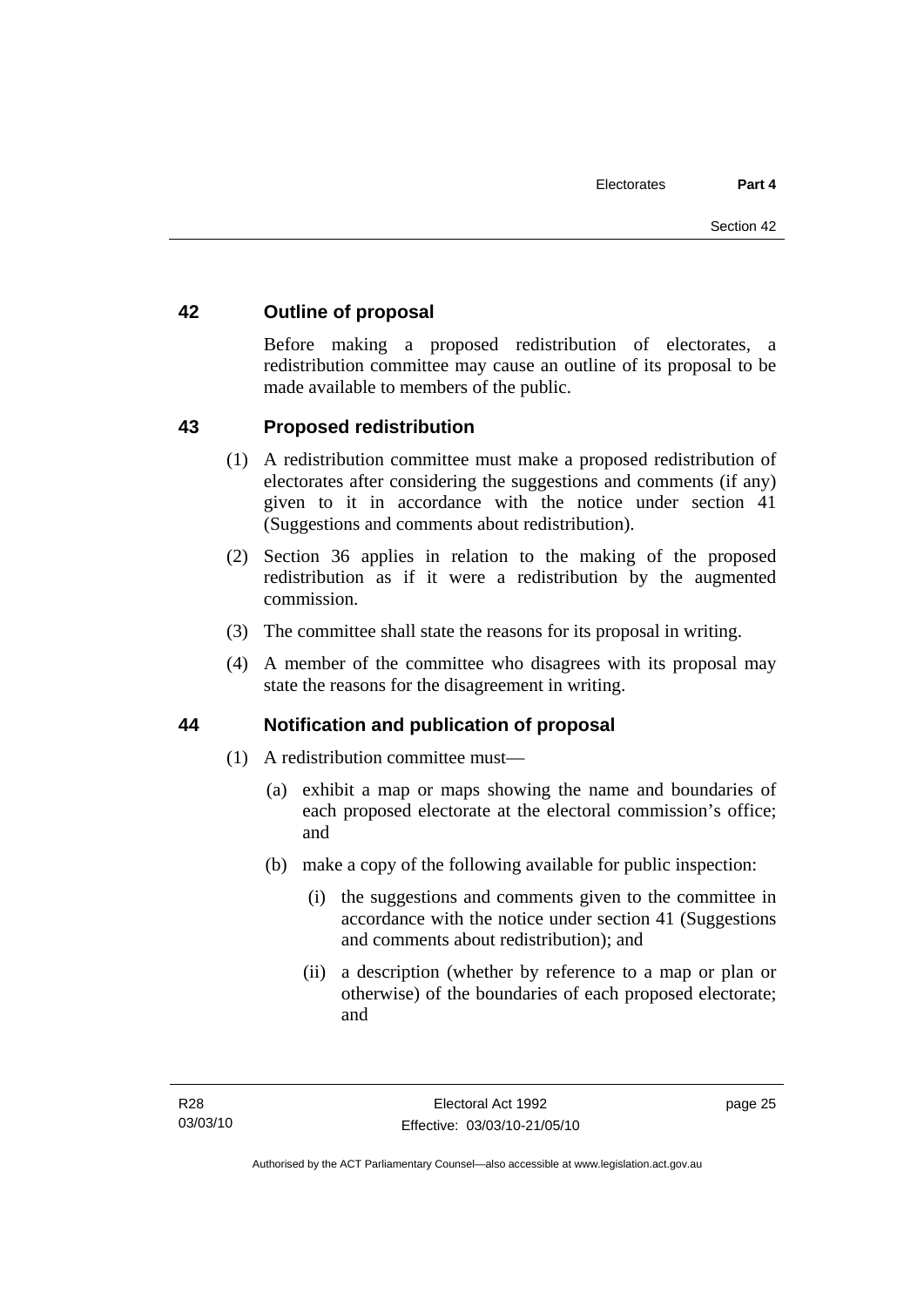## 42 Outline of proposal

Before making a proposed redistribution of electorates, a redistribution committee may cause an outline of its proposal to be made available to members of the public.

## 43 Proposed redistribution

(1) A redistribution committee must make a proposed redistribution of electorates after considering the suggestions and comments (if any) given to it in accordance with the notice under section 41 (Suggestions and comments about redistribution).

(2) Section 36 applies in relation to the making of the proposed redistribution as if it were a redistribution by the augmented commission.

(3) The committee shall state the reasons for its proposal in writing.

(4) A member of the committee who disagrees with its proposal may state the reasons for the disagreement in writing.

## 44 Notification and publication of proposal

(1) A redistribution committee must—

   (a) exhibit a map or maps showing the name and boundaries of each proposed electorate at the electoral commission's office; and

   (b) make a copy of the following available for public inspection:

      (i) the suggestions and comments given to the committee in accordance with the notice under section 41 (Suggestions and comments about redistribution); and

      (ii) a description (whether by reference to a map or plan or otherwise) of the boundaries of each proposed electorate; and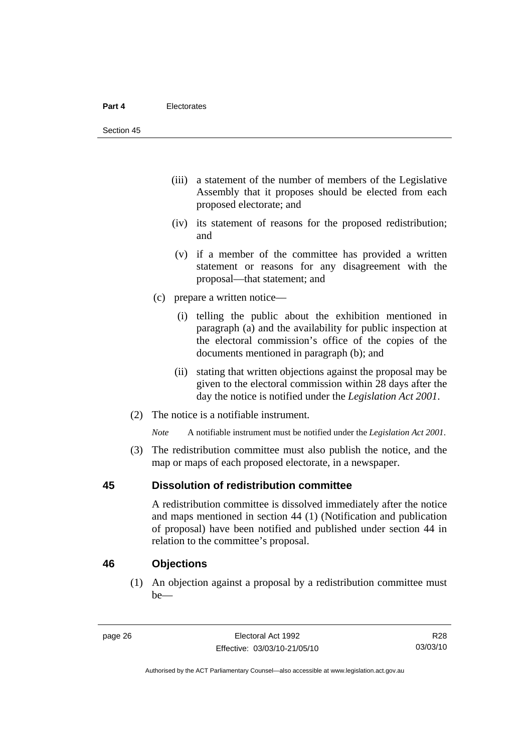(iii) a statement of the number of members of the Legislative Assembly that it proposes should be elected from each proposed electorate; and

(iv) its statement of reasons for the proposed redistribution; and

(v) if a member of the committee has provided a written statement or reasons for any disagreement with the proposal—that statement; and

(c) prepare a written notice—

(i) telling the public about the exhibition mentioned in paragraph (a) and the availability for public inspection at the electoral commission's office of the copies of the documents mentioned in paragraph (b); and

(ii) stating that written objections against the proposal may be given to the electoral commission within 28 days after the day the notice is notified under the *Legislation Act 2001*.

(2) The notice is a notifiable instrument.

*Note* A notifiable instrument must be notified under the *Legislation Act 2001*.

(3) The redistribution committee must also publish the notice, and the map or maps of each proposed electorate, in a newspaper.

## 45 Dissolution of redistribution committee

A redistribution committee is dissolved immediately after the notice and maps mentioned in section 44 (1) (Notification and publication of proposal) have been notified and published under section 44 in relation to the committee's proposal.

## 46 Objections

(1) An objection against a proposal by a redistribution committee must be—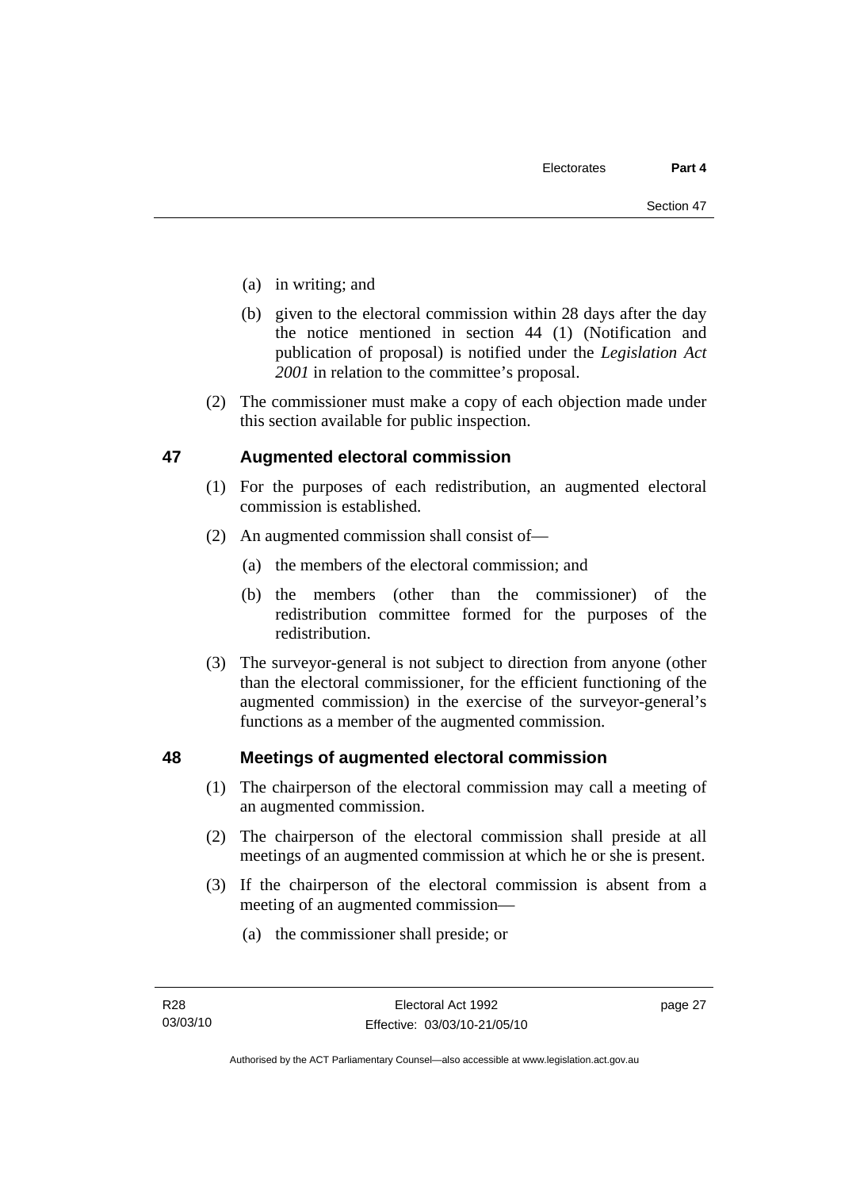(a) in writing; and

(b) given to the electoral commission within 28 days after the day the notice mentioned in section 44 (1) (Notification and publication of proposal) is notified under the *Legislation Act 2001* in relation to the committee's proposal.

(2) The commissioner must make a copy of each objection made under this section available for public inspection.

## 47 Augmented electoral commission

(1) For the purposes of each redistribution, an augmented electoral commission is established.

(2) An augmented commission shall consist of—

(a) the members of the electoral commission; and

(b) the members (other than the commissioner) of the redistribution committee formed for the purposes of the redistribution.

(3) The surveyor-general is not subject to direction from anyone (other than the electoral commissioner, for the efficient functioning of the augmented commission) in the exercise of the surveyor-general's functions as a member of the augmented commission.

## 48 Meetings of augmented electoral commission

(1) The chairperson of the electoral commission may call a meeting of an augmented commission.

(2) The chairperson of the electoral commission shall preside at all meetings of an augmented commission at which he or she is present.

(3) If the chairperson of the electoral commission is absent from a meeting of an augmented commission—

(a) the commissioner shall preside; or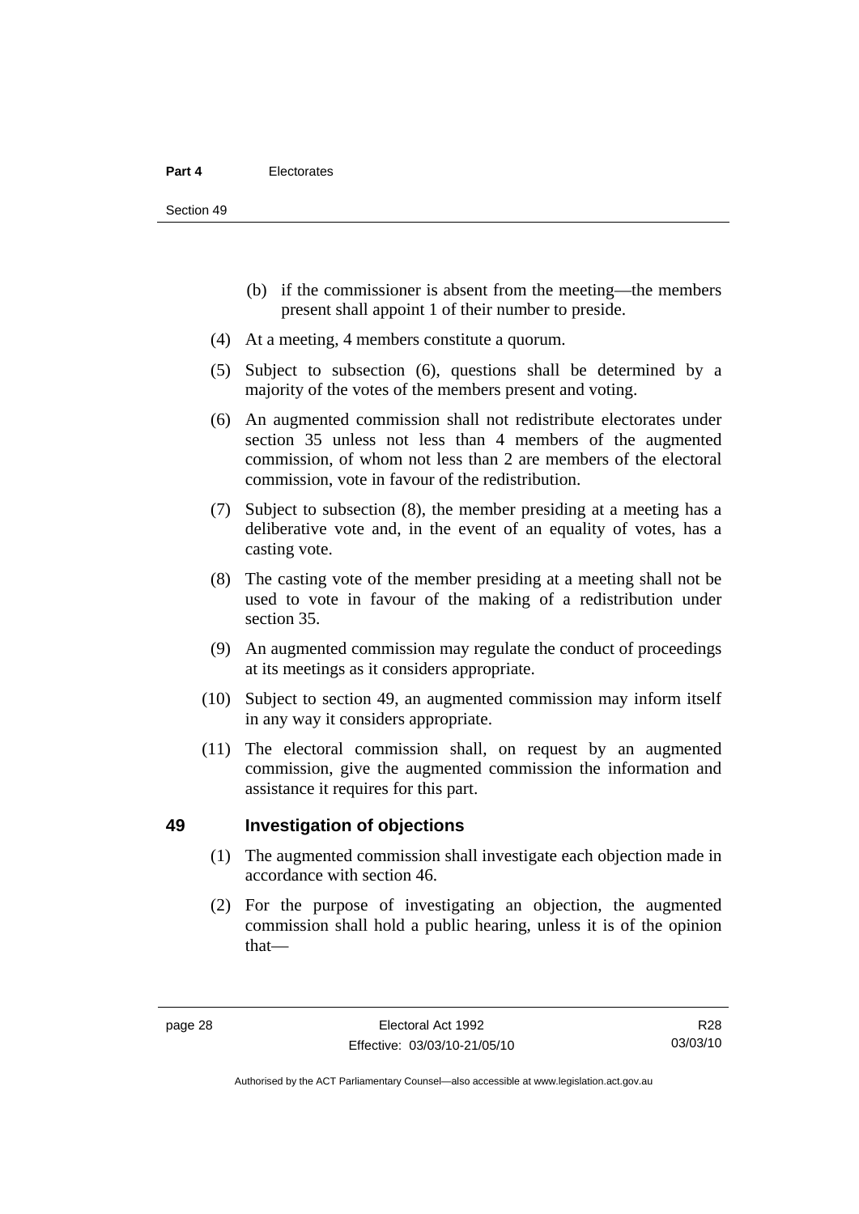(b) if the commissioner is absent from the meeting—the members present shall appoint 1 of their number to preside.

(4) At a meeting, 4 members constitute a quorum.

(5) Subject to subsection (6), questions shall be determined by a majority of the votes of the members present and voting.

(6) An augmented commission shall not redistribute electorates under section 35 unless not less than 4 members of the augmented commission, of whom not less than 2 are members of the electoral commission, vote in favour of the redistribution.

(7) Subject to subsection (8), the member presiding at a meeting has a deliberative vote and, in the event of an equality of votes, has a casting vote.

(8) The casting vote of the member presiding at a meeting shall not be used to vote in favour of the making of a redistribution under section 35.

(9) An augmented commission may regulate the conduct of proceedings at its meetings as it considers appropriate.

(10) Subject to section 49, an augmented commission may inform itself in any way it considers appropriate.

(11) The electoral commission shall, on request by an augmented commission, give the augmented commission the information and assistance it requires for this part.

## 49 Investigation of objections

(1) The augmented commission shall investigate each objection made in accordance with section 46.

(2) For the purpose of investigating an objection, the augmented commission shall hold a public hearing, unless it is of the opinion that—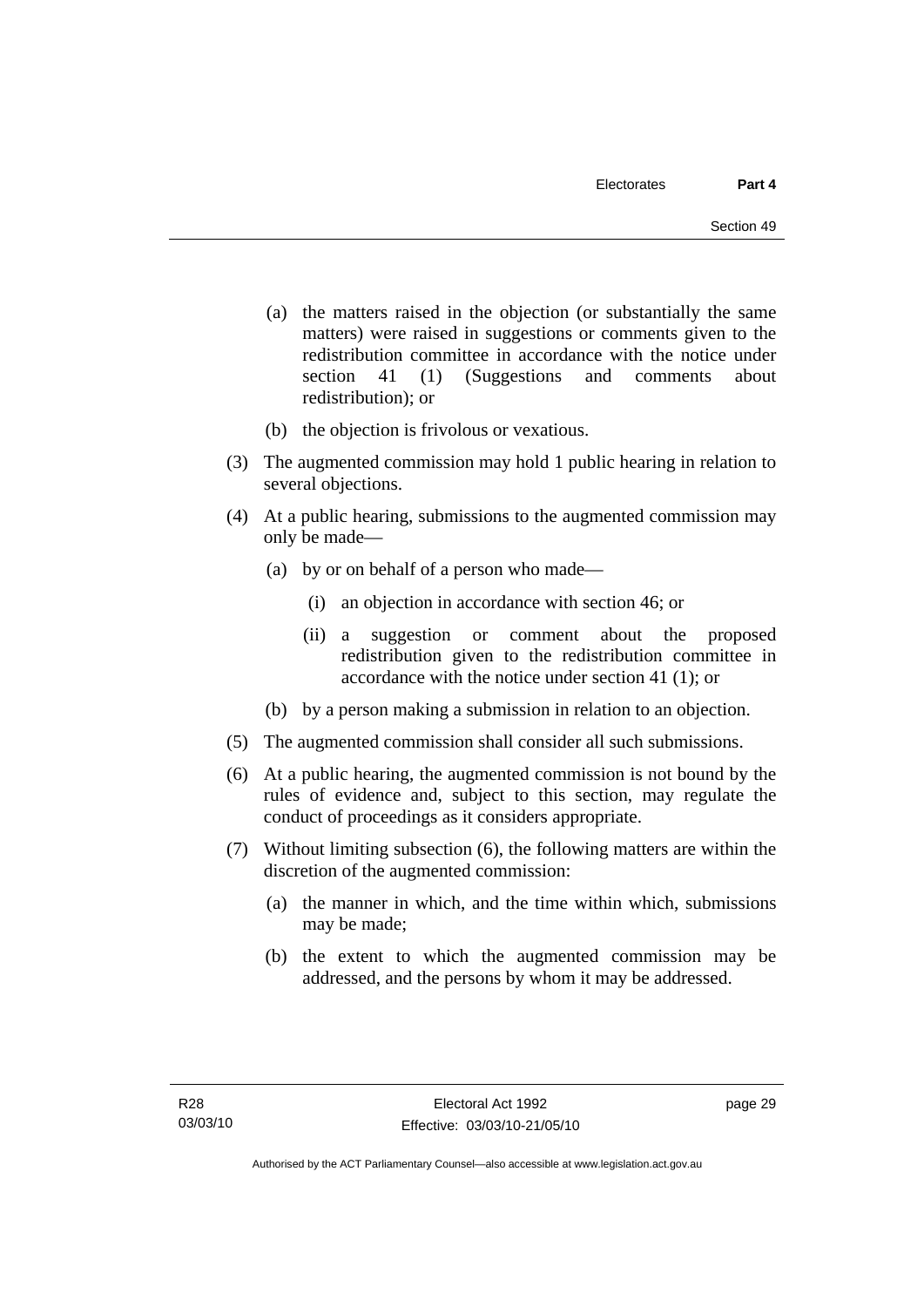(a) the matters raised in the objection (or substantially the same matters) were raised in suggestions or comments given to the redistribution committee in accordance with the notice under section 41 (1) (Suggestions and comments about redistribution); or

(b) the objection is frivolous or vexatious.

(3) The augmented commission may hold 1 public hearing in relation to several objections.

(4) At a public hearing, submissions to the augmented commission may only be made—

(a) by or on behalf of a person who made—

(i) an objection in accordance with section 46; or

(ii) a suggestion or comment about the proposed redistribution given to the redistribution committee in accordance with the notice under section 41 (1); or

(b) by a person making a submission in relation to an objection.

(5) The augmented commission shall consider all such submissions.

(6) At a public hearing, the augmented commission is not bound by the rules of evidence and, subject to this section, may regulate the conduct of proceedings as it considers appropriate.

(7) Without limiting subsection (6), the following matters are within the discretion of the augmented commission:

(a) the manner in which, and the time within which, submissions may be made;

(b) the extent to which the augmented commission may be addressed, and the persons by whom it may be addressed.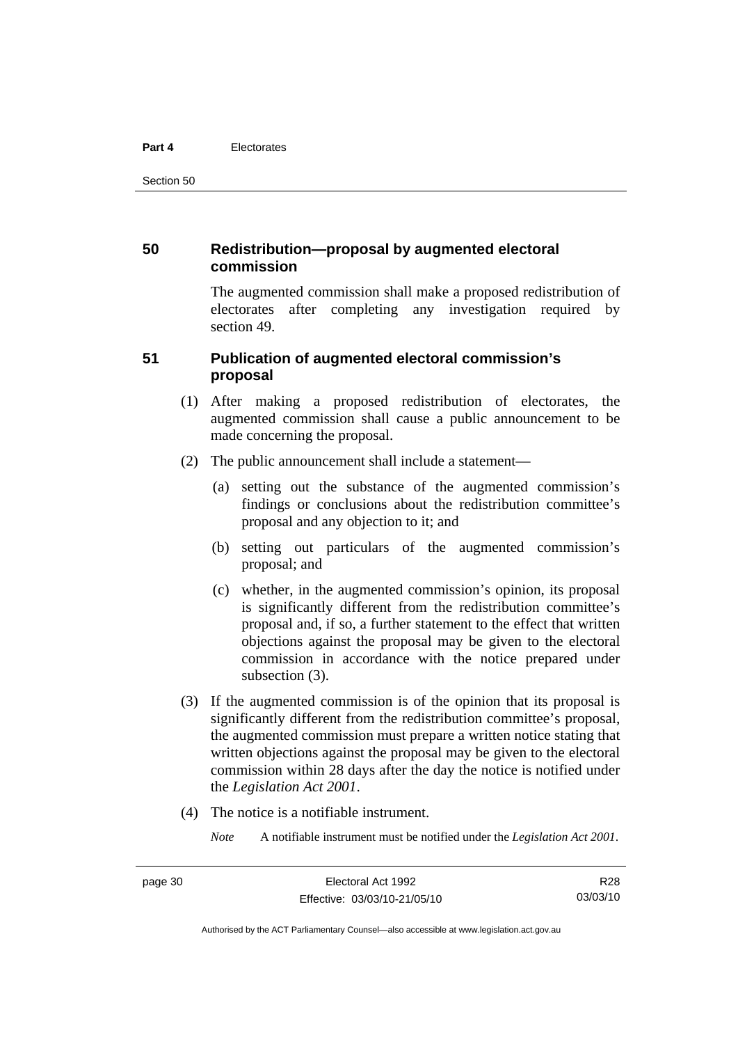## 50 Redistribution—proposal by augmented electoral commission

The augmented commission shall make a proposed redistribution of electorates after completing any investigation required by section 49.

## 51 Publication of augmented electoral commission's proposal

(1) After making a proposed redistribution of electorates, the augmented commission shall cause a public announcement to be made concerning the proposal.

(2) The public announcement shall include a statement—

(a) setting out the substance of the augmented commission's findings or conclusions about the redistribution committee's proposal and any objection to it; and

(b) setting out particulars of the augmented commission's proposal; and

(c) whether, in the augmented commission's opinion, its proposal is significantly different from the redistribution committee's proposal and, if so, a further statement to the effect that written objections against the proposal may be given to the electoral commission in accordance with the notice prepared under subsection (3).

(3) If the augmented commission is of the opinion that its proposal is significantly different from the redistribution committee's proposal, the augmented commission must prepare a written notice stating that written objections against the proposal may be given to the electoral commission within 28 days after the day the notice is notified under the *Legislation Act 2001*.

(4) The notice is a notifiable instrument.

*Note* A notifiable instrument must be notified under the *Legislation Act 2001*.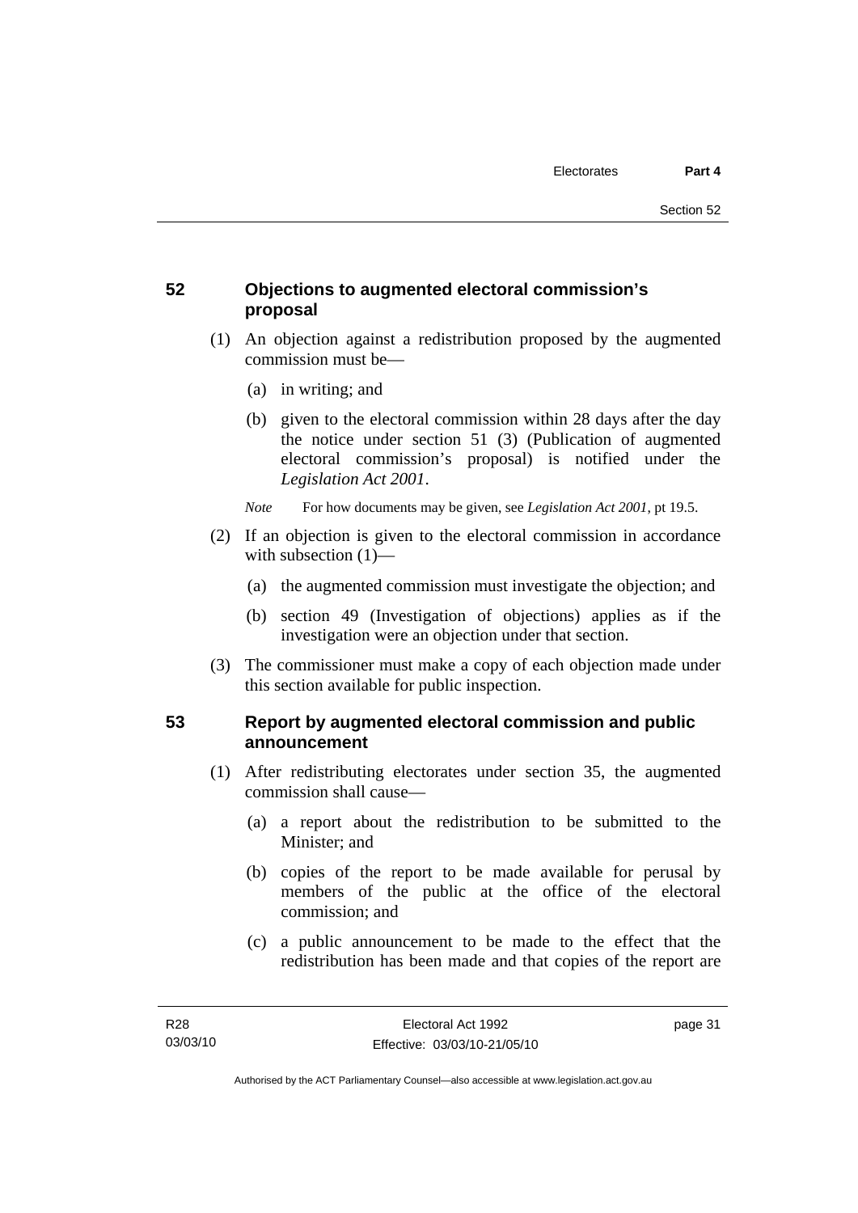## 52 Objections to augmented electoral commission's proposal

(1) An objection against a redistribution proposed by the augmented commission must be—

(a) in writing; and

(b) given to the electoral commission within 28 days after the day the notice under section 51 (3) (Publication of augmented electoral commission's proposal) is notified under the *Legislation Act 2001*.

*Note* For how documents may be given, see *Legislation Act 2001*, pt 19.5.

(2) If an objection is given to the electoral commission in accordance with subsection (1)—

(a) the augmented commission must investigate the objection; and

(b) section 49 (Investigation of objections) applies as if the investigation were an objection under that section.

(3) The commissioner must make a copy of each objection made under this section available for public inspection.

## 53 Report by augmented electoral commission and public announcement

(1) After redistributing electorates under section 35, the augmented commission shall cause—

(a) a report about the redistribution to be submitted to the Minister; and

(b) copies of the report to be made available for perusal by members of the public at the office of the electoral commission; and

(c) a public announcement to be made to the effect that the redistribution has been made and that copies of the report are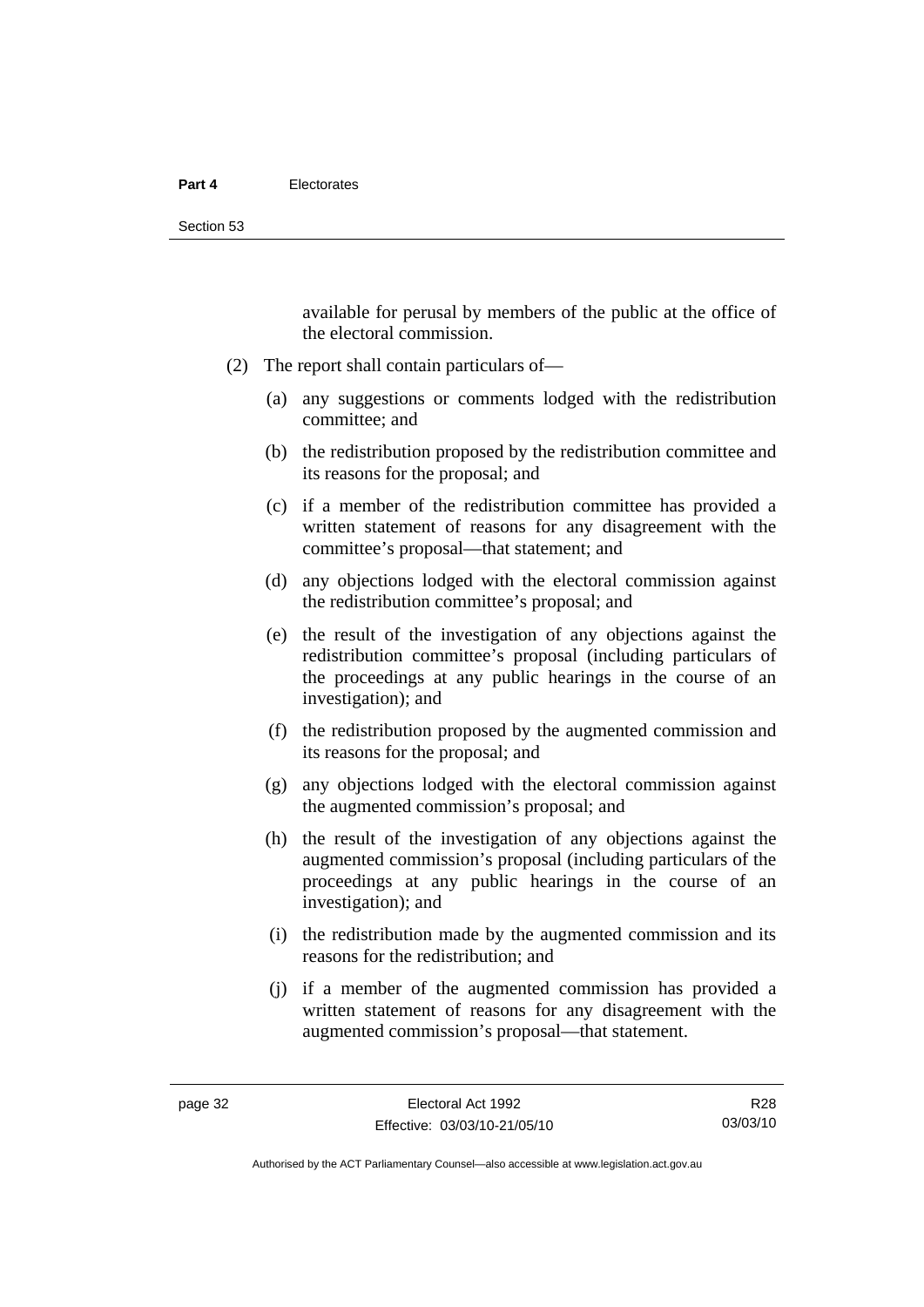available for perusal by members of the public at the office of the electoral commission.

(2) The report shall contain particulars of—

(a) any suggestions or comments lodged with the redistribution committee; and

(b) the redistribution proposed by the redistribution committee and its reasons for the proposal; and

(c) if a member of the redistribution committee has provided a written statement of reasons for any disagreement with the committee's proposal—that statement; and

(d) any objections lodged with the electoral commission against the redistribution committee's proposal; and

(e) the result of the investigation of any objections against the redistribution committee's proposal (including particulars of the proceedings at any public hearings in the course of an investigation); and

(f) the redistribution proposed by the augmented commission and its reasons for the proposal; and

(g) any objections lodged with the electoral commission against the augmented commission's proposal; and

(h) the result of the investigation of any objections against the augmented commission's proposal (including particulars of the proceedings at any public hearings in the course of an investigation); and

(i) the redistribution made by the augmented commission and its reasons for the redistribution; and

(j) if a member of the augmented commission has provided a written statement of reasons for any disagreement with the augmented commission's proposal—that statement.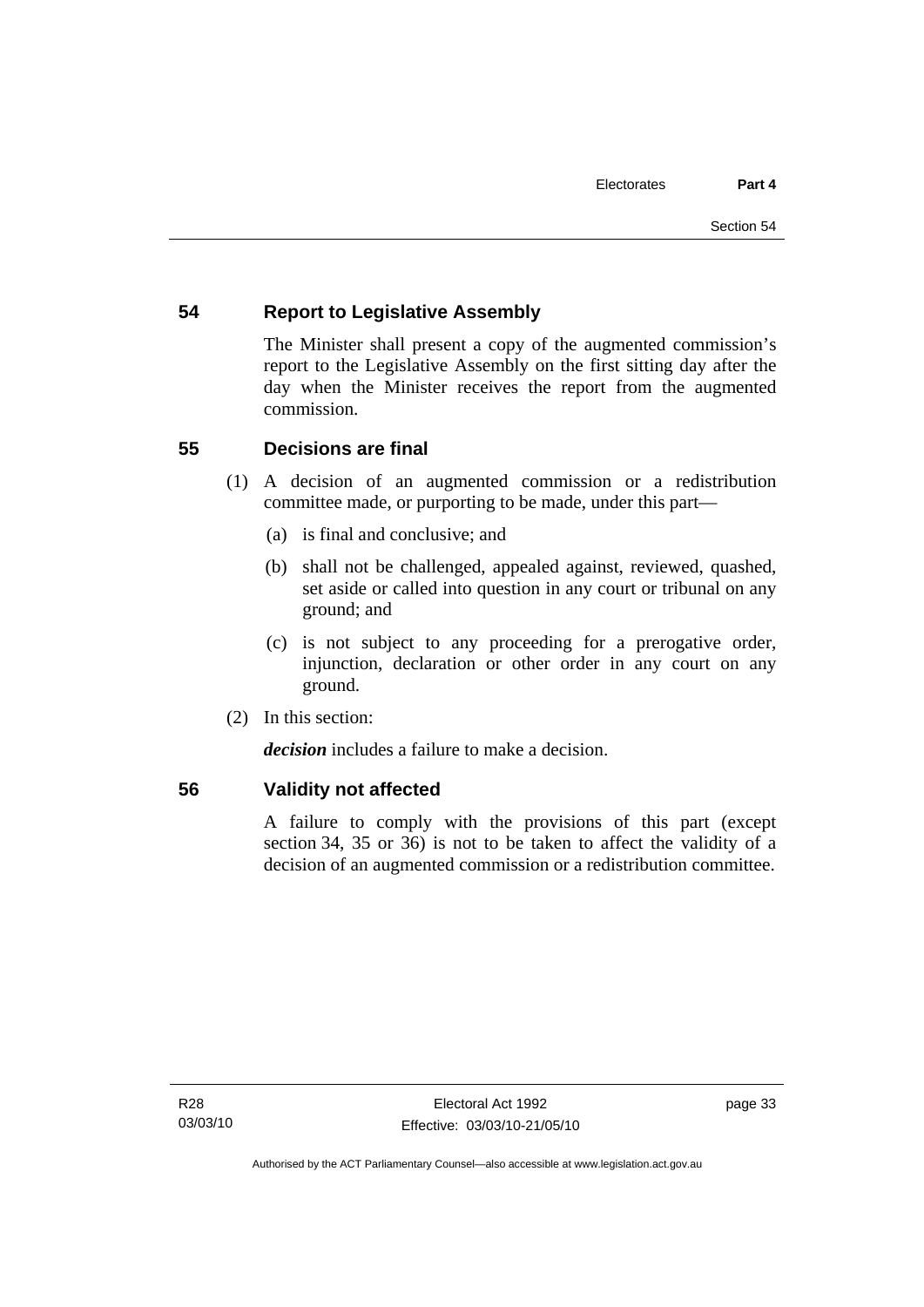## 54 Report to Legislative Assembly

The Minister shall present a copy of the augmented commission's report to the Legislative Assembly on the first sitting day after the day when the Minister receives the report from the augmented commission.

## 55 Decisions are final

(1) A decision of an augmented commission or a redistribution committee made, or purporting to be made, under this part—

(a) is final and conclusive; and

(b) shall not be challenged, appealed against, reviewed, quashed, set aside or called into question in any court or tribunal on any ground; and

(c) is not subject to any proceeding for a prerogative order, injunction, declaration or other order in any court on any ground.

(2) In this section:

***decision*** includes a failure to make a decision.

## 56 Validity not affected

A failure to comply with the provisions of this part (except section 34, 35 or 36) is not to be taken to affect the validity of a decision of an augmented commission or a redistribution committee.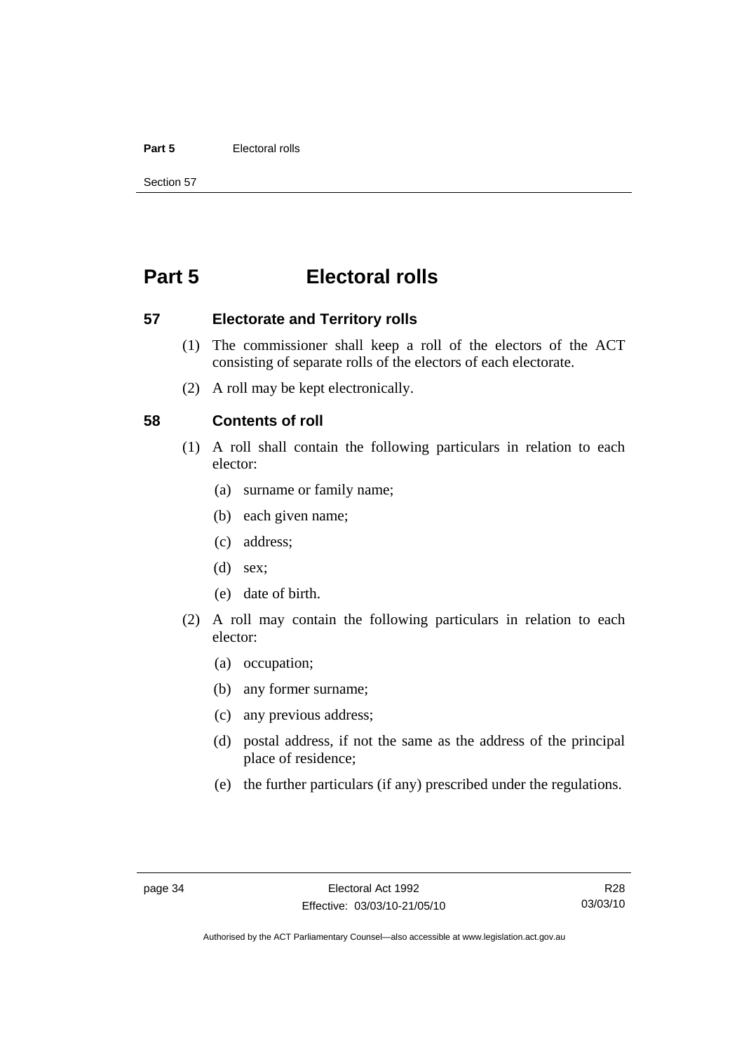# Part 5 Electoral rolls

## 57 Electorate and Territory rolls

(1) The commissioner shall keep a roll of the electors of the ACT consisting of separate rolls of the electors of each electorate.

(2) A roll may be kept electronically.

## 58 Contents of roll

(1) A roll shall contain the following particulars in relation to each elector:

- (a) surname or family name;
- (b) each given name;
- (c) address;
- (d) sex;
- (e) date of birth.

(2) A roll may contain the following particulars in relation to each elector:

- (a) occupation;
- (b) any former surname;
- (c) any previous address;
- (d) postal address, if not the same as the address of the principal place of residence;
- (e) the further particulars (if any) prescribed under the regulations.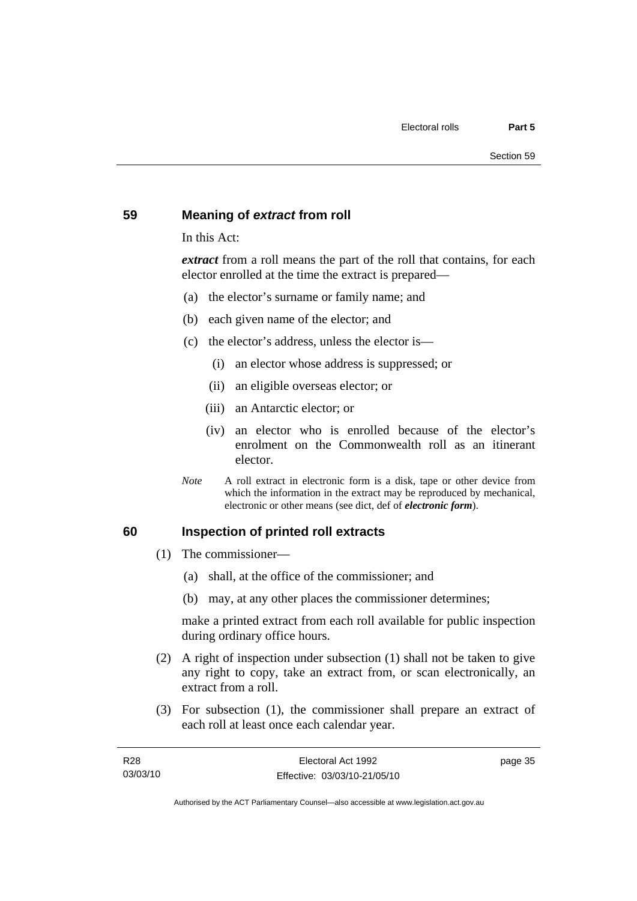## 59 Meaning of *extract* from roll

In this Act:

***extract*** from a roll means the part of the roll that contains, for each elector enrolled at the time the extract is prepared—

(a) the elector's surname or family name; and

(b) each given name of the elector; and

(c) the elector's address, unless the elector is—

 (i) an elector whose address is suppressed; or

 (ii) an eligible overseas elector; or

 (iii) an Antarctic elector; or

 (iv) an elector who is enrolled because of the elector's enrolment on the Commonwealth roll as an itinerant elector.

*Note* A roll extract in electronic form is a disk, tape or other device from which the information in the extract may be reproduced by mechanical, electronic or other means (see dict, def of ***electronic form***).

## 60 Inspection of printed roll extracts

(1) The commissioner—

 (a) shall, at the office of the commissioner; and

 (b) may, at any other places the commissioner determines;

 make a printed extract from each roll available for public inspection during ordinary office hours.

(2) A right of inspection under subsection (1) shall not be taken to give any right to copy, take an extract from, or scan electronically, an extract from a roll.

(3) For subsection (1), the commissioner shall prepare an extract of each roll at least once each calendar year.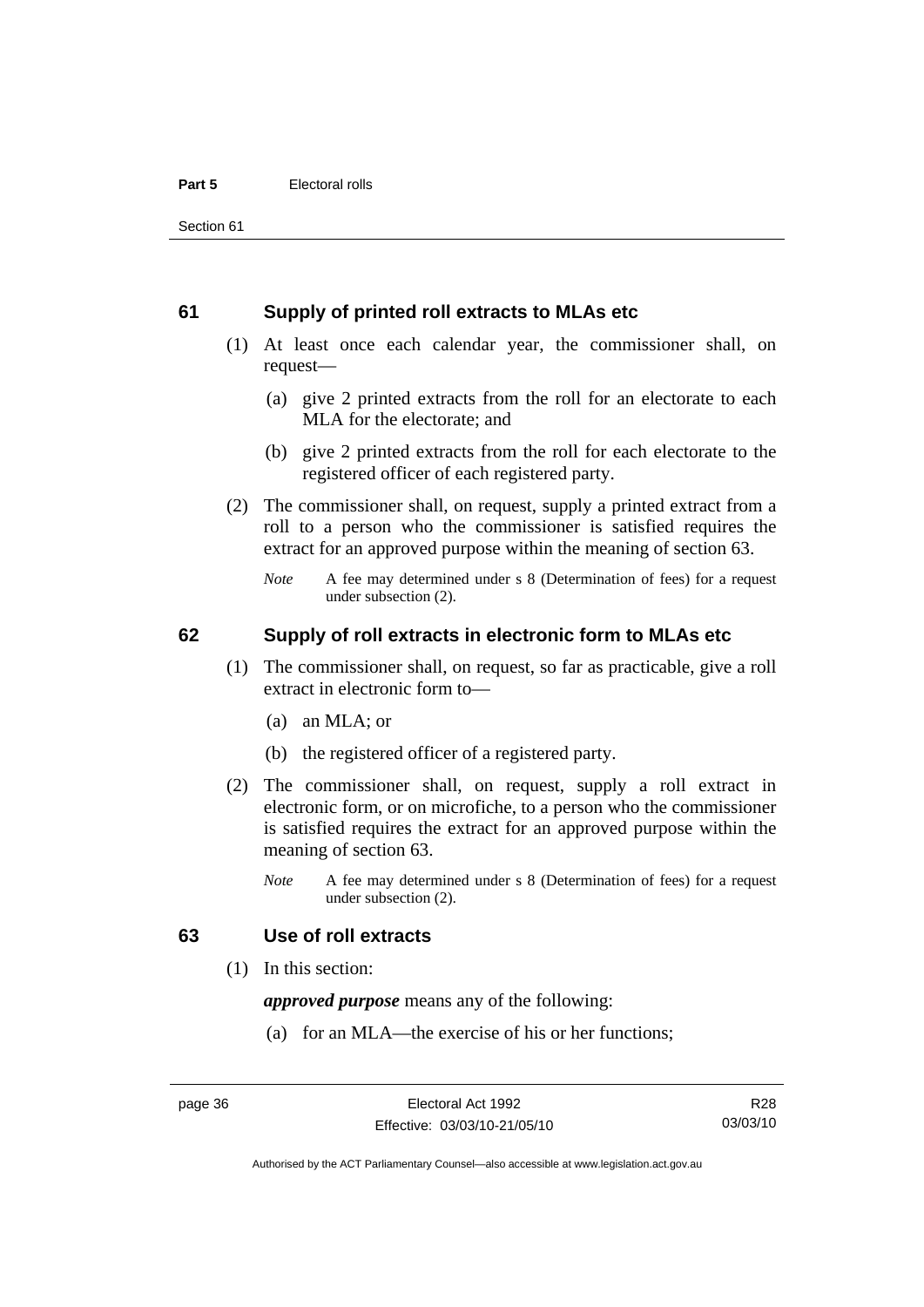## 61 Supply of printed roll extracts to MLAs etc

(1) At least once each calendar year, the commissioner shall, on request—

(a) give 2 printed extracts from the roll for an electorate to each MLA for the electorate; and

(b) give 2 printed extracts from the roll for each electorate to the registered officer of each registered party.

(2) The commissioner shall, on request, supply a printed extract from a roll to a person who the commissioner is satisfied requires the extract for an approved purpose within the meaning of section 63.

*Note* A fee may determined under s 8 (Determination of fees) for a request under subsection (2).

## 62 Supply of roll extracts in electronic form to MLAs etc

(1) The commissioner shall, on request, so far as practicable, give a roll extract in electronic form to—

(a) an MLA; or

(b) the registered officer of a registered party.

(2) The commissioner shall, on request, supply a roll extract in electronic form, or on microfiche, to a person who the commissioner is satisfied requires the extract for an approved purpose within the meaning of section 63.

*Note* A fee may determined under s 8 (Determination of fees) for a request under subsection (2).

## 63 Use of roll extracts

(1) In this section:

***approved purpose*** means any of the following:

(a) for an MLA—the exercise of his or her functions;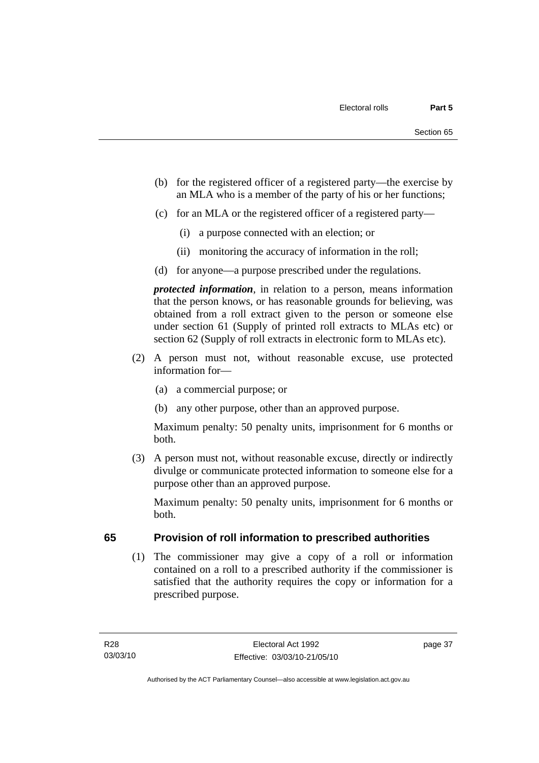(b) for the registered officer of a registered party—the exercise by an MLA who is a member of the party of his or her functions;

(c) for an MLA or the registered officer of a registered party—

(i) a purpose connected with an election; or

(ii) monitoring the accuracy of information in the roll;

(d) for anyone—a purpose prescribed under the regulations.

***protected information***, in relation to a person, means information that the person knows, or has reasonable grounds for believing, was obtained from a roll extract given to the person or someone else under section 61 (Supply of printed roll extracts to MLAs etc) or section 62 (Supply of roll extracts in electronic form to MLAs etc).

(2) A person must not, without reasonable excuse, use protected information for—

(a) a commercial purpose; or

(b) any other purpose, other than an approved purpose.

Maximum penalty: 50 penalty units, imprisonment for 6 months or both.

(3) A person must not, without reasonable excuse, directly or indirectly divulge or communicate protected information to someone else for a purpose other than an approved purpose.

Maximum penalty: 50 penalty units, imprisonment for 6 months or both.

## 65 Provision of roll information to prescribed authorities

(1) The commissioner may give a copy of a roll or information contained on a roll to a prescribed authority if the commissioner is satisfied that the authority requires the copy or information for a prescribed purpose.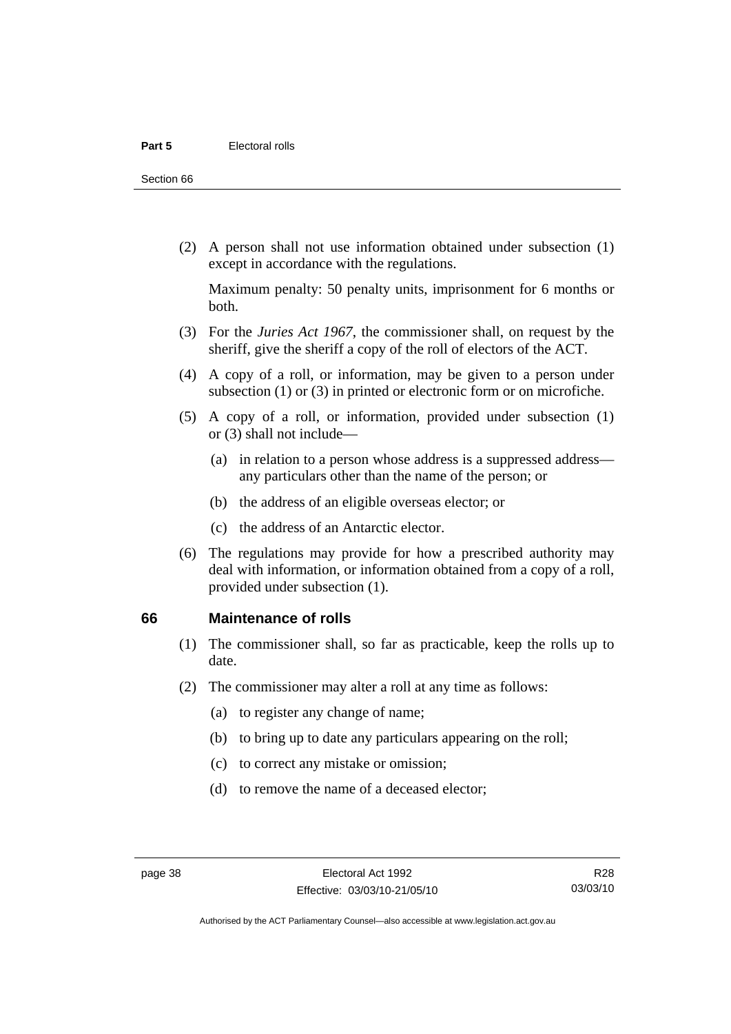(2) A person shall not use information obtained under subsection (1) except in accordance with the regulations.

Maximum penalty: 50 penalty units, imprisonment for 6 months or both.

(3) For the *Juries Act 1967*, the commissioner shall, on request by the sheriff, give the sheriff a copy of the roll of electors of the ACT.

(4) A copy of a roll, or information, may be given to a person under subsection (1) or (3) in printed or electronic form or on microfiche.

(5) A copy of a roll, or information, provided under subsection (1) or (3) shall not include—

(a) in relation to a person whose address is a suppressed address—any particulars other than the name of the person; or

(b) the address of an eligible overseas elector; or

(c) the address of an Antarctic elector.

(6) The regulations may provide for how a prescribed authority may deal with information, or information obtained from a copy of a roll, provided under subsection (1).

## 66 Maintenance of rolls

(1) The commissioner shall, so far as practicable, keep the rolls up to date.

(2) The commissioner may alter a roll at any time as follows:

(a) to register any change of name;

(b) to bring up to date any particulars appearing on the roll;

(c) to correct any mistake or omission;

(d) to remove the name of a deceased elector;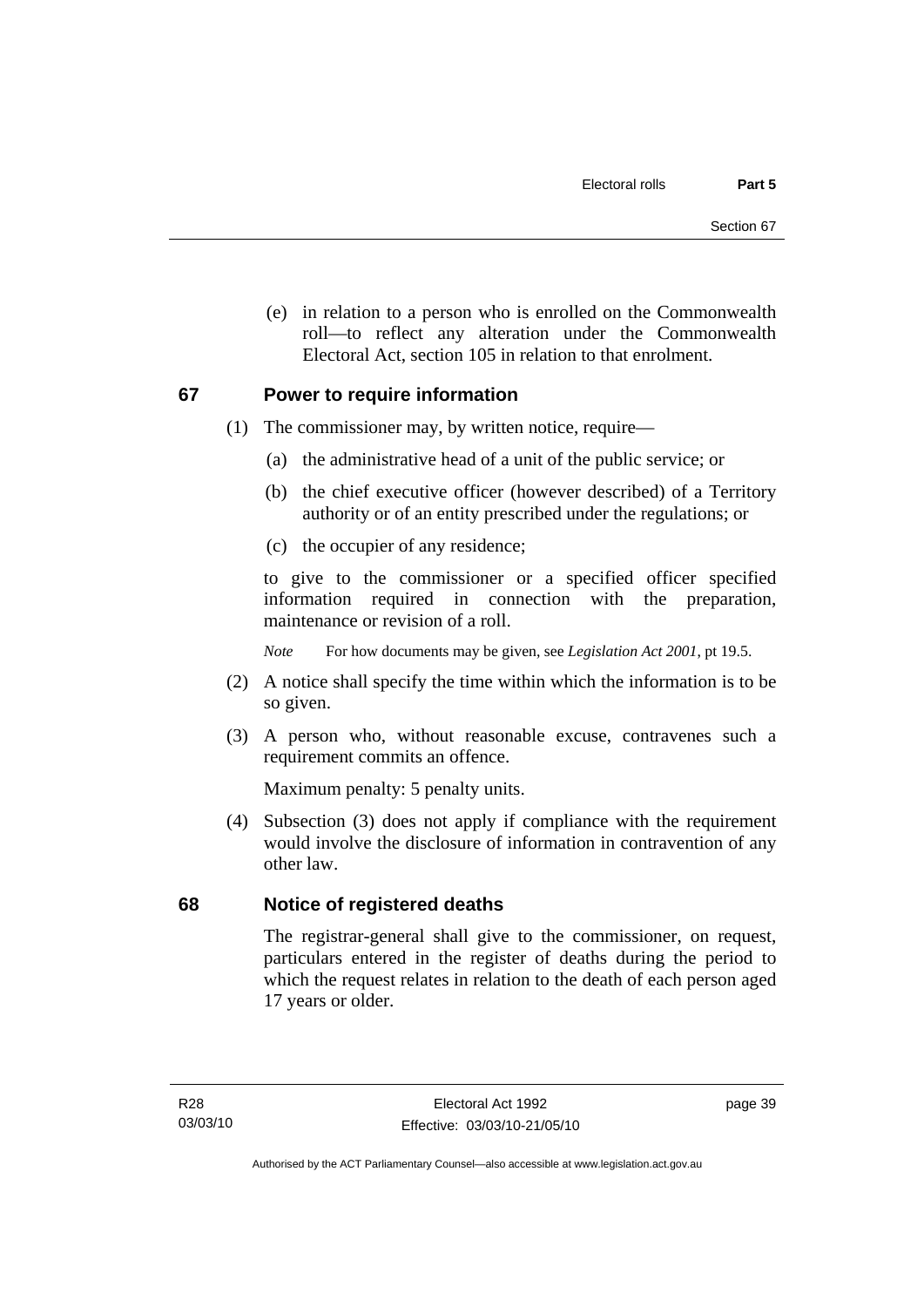(e) in relation to a person who is enrolled on the Commonwealth roll—to reflect any alteration under the Commonwealth Electoral Act, section 105 in relation to that enrolment.

## 67 Power to require information

(1) The commissioner may, by written notice, require—

(a) the administrative head of a unit of the public service; or

(b) the chief executive officer (however described) of a Territory authority or of an entity prescribed under the regulations; or

(c) the occupier of any residence;

to give to the commissioner or a specified officer specified information required in connection with the preparation, maintenance or revision of a roll.

*Note* For how documents may be given, see *Legislation Act 2001*, pt 19.5.

(2) A notice shall specify the time within which the information is to be so given.

(3) A person who, without reasonable excuse, contravenes such a requirement commits an offence.

Maximum penalty: 5 penalty units.

(4) Subsection (3) does not apply if compliance with the requirement would involve the disclosure of information in contravention of any other law.

## 68 Notice of registered deaths

The registrar-general shall give to the commissioner, on request, particulars entered in the register of deaths during the period to which the request relates in relation to the death of each person aged 17 years or older.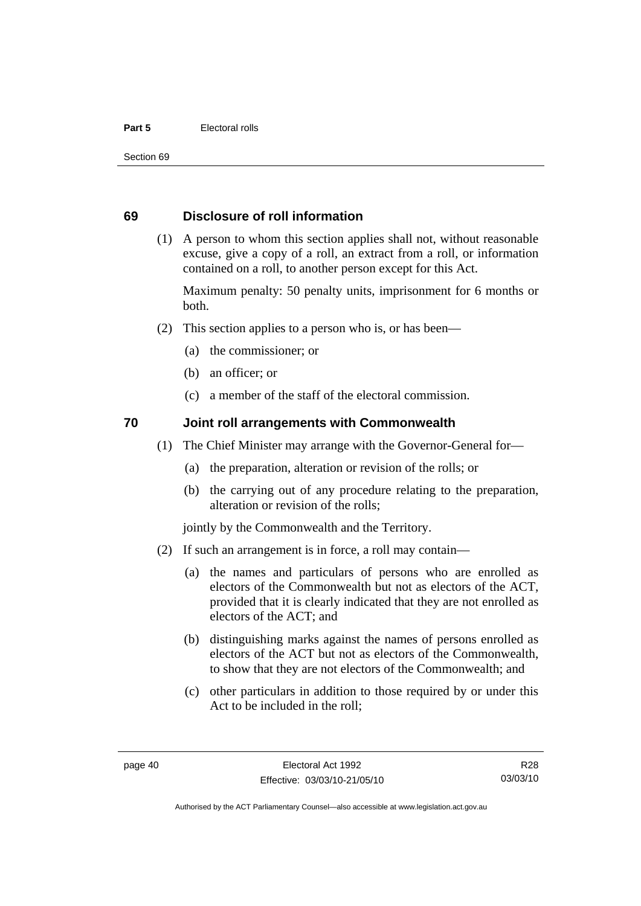## 69 Disclosure of roll information

(1) A person to whom this section applies shall not, without reasonable excuse, give a copy of a roll, an extract from a roll, or information contained on a roll, to another person except for this Act.

Maximum penalty: 50 penalty units, imprisonment for 6 months or both.

(2) This section applies to a person who is, or has been—

(a) the commissioner; or

(b) an officer; or

(c) a member of the staff of the electoral commission.

## 70 Joint roll arrangements with Commonwealth

(1) The Chief Minister may arrange with the Governor-General for—

(a) the preparation, alteration or revision of the rolls; or

(b) the carrying out of any procedure relating to the preparation, alteration or revision of the rolls;

jointly by the Commonwealth and the Territory.

(2) If such an arrangement is in force, a roll may contain—

(a) the names and particulars of persons who are enrolled as electors of the Commonwealth but not as electors of the ACT, provided that it is clearly indicated that they are not enrolled as electors of the ACT; and

(b) distinguishing marks against the names of persons enrolled as electors of the ACT but not as electors of the Commonwealth, to show that they are not electors of the Commonwealth; and

(c) other particulars in addition to those required by or under this Act to be included in the roll;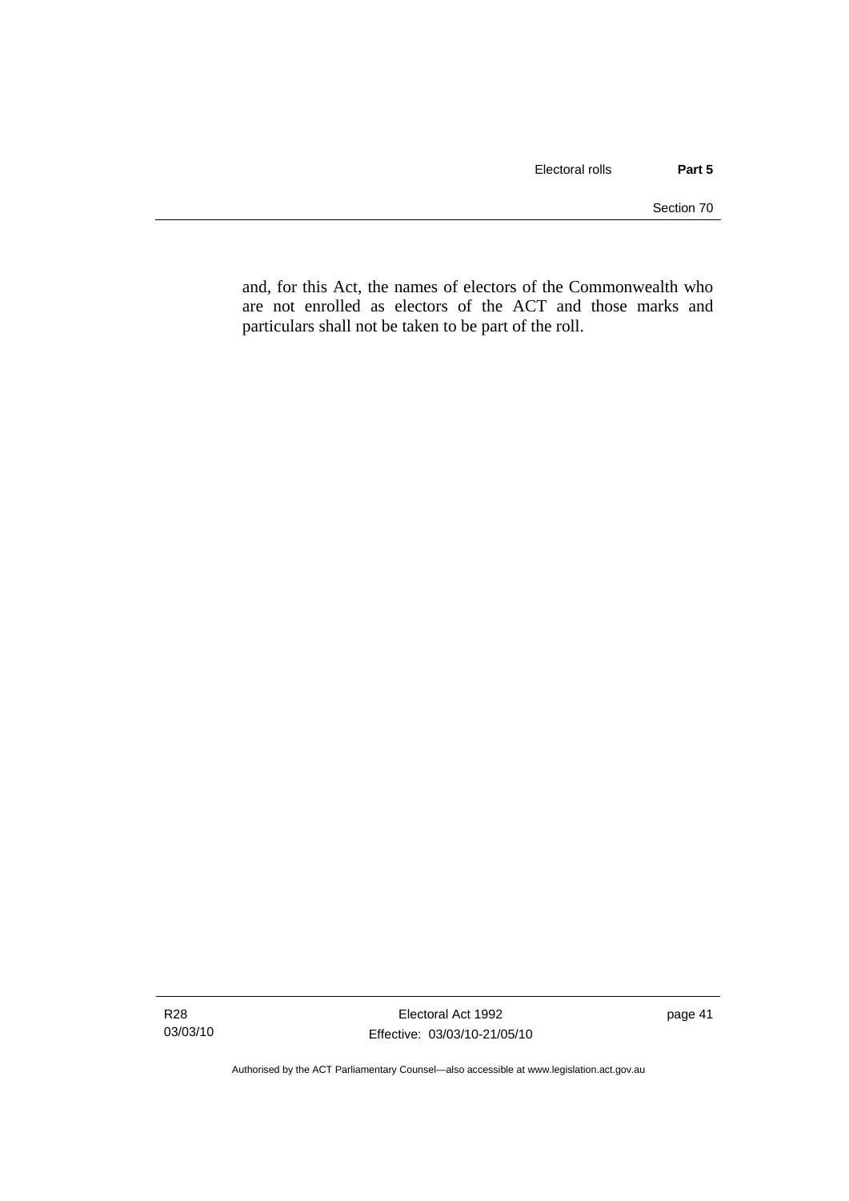and, for this Act, the names of electors of the Commonwealth who are not enrolled as electors of the ACT and those marks and particulars shall not be taken to be part of the roll.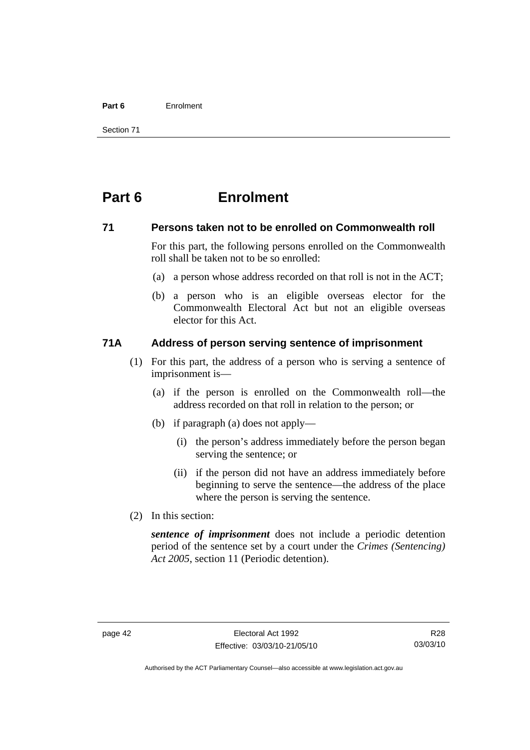# Part 6 Enrolment

## 71 Persons taken not to be enrolled on Commonwealth roll

For this part, the following persons enrolled on the Commonwealth roll shall be taken not to be so enrolled:

(a) a person whose address recorded on that roll is not in the ACT;

(b) a person who is an eligible overseas elector for the Commonwealth Electoral Act but not an eligible overseas elector for this Act.

## 71A Address of person serving sentence of imprisonment

(1) For this part, the address of a person who is serving a sentence of imprisonment is—

(a) if the person is enrolled on the Commonwealth roll—the address recorded on that roll in relation to the person; or

(b) if paragraph (a) does not apply—

(i) the person's address immediately before the person began serving the sentence; or

(ii) if the person did not have an address immediately before beginning to serve the sentence—the address of the place where the person is serving the sentence.

(2) In this section:

***sentence of imprisonment*** does not include a periodic detention period of the sentence set by a court under the *Crimes (Sentencing) Act 2005*, section 11 (Periodic detention).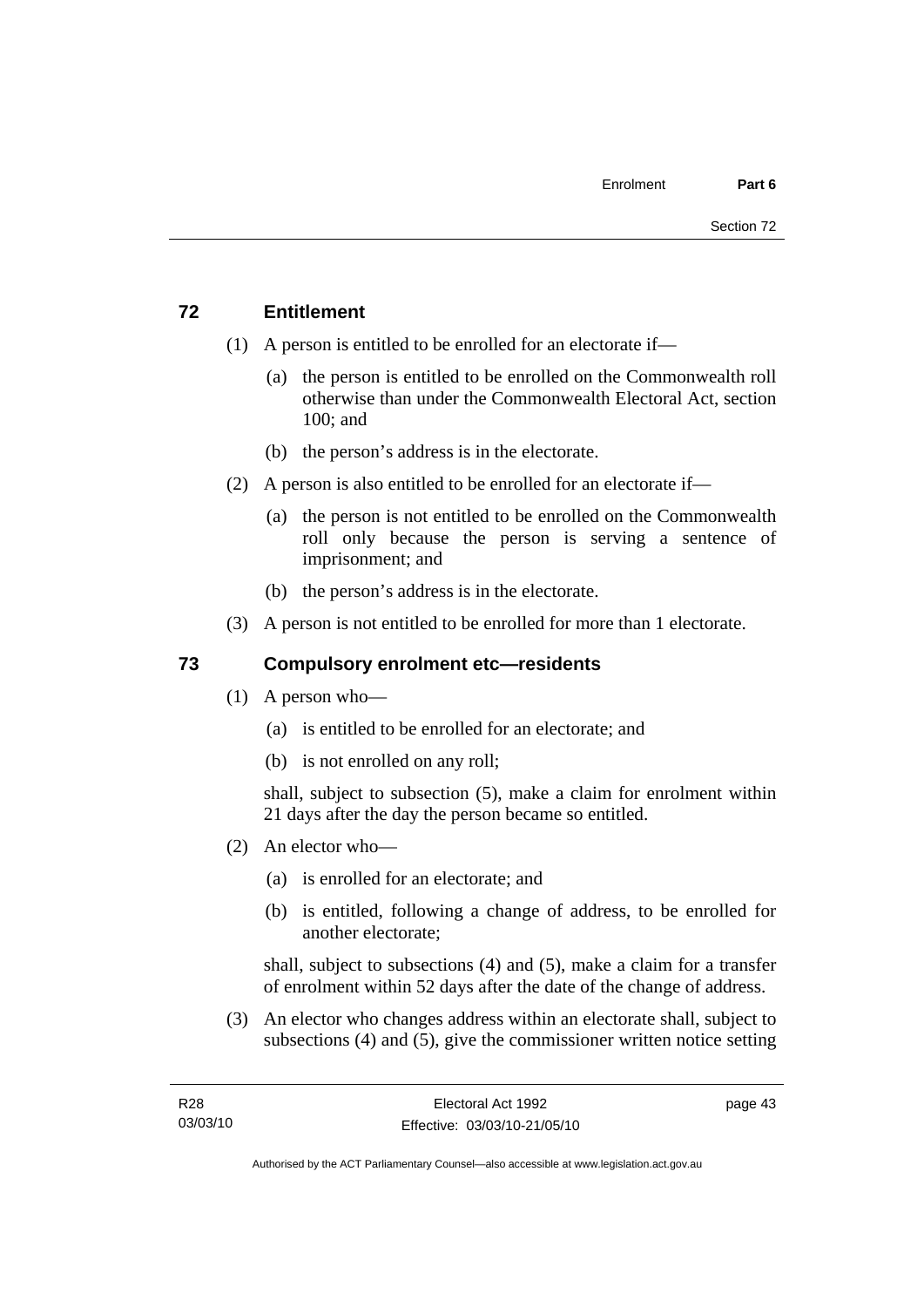## 72 Entitlement

(1) A person is entitled to be enrolled for an electorate if—

(a) the person is entitled to be enrolled on the Commonwealth roll otherwise than under the Commonwealth Electoral Act, section 100; and

(b) the person's address is in the electorate.

(2) A person is also entitled to be enrolled for an electorate if—

(a) the person is not entitled to be enrolled on the Commonwealth roll only because the person is serving a sentence of imprisonment; and

(b) the person's address is in the electorate.

(3) A person is not entitled to be enrolled for more than 1 electorate.

## 73 Compulsory enrolment etc—residents

(1) A person who—

(a) is entitled to be enrolled for an electorate; and

(b) is not enrolled on any roll;

shall, subject to subsection (5), make a claim for enrolment within 21 days after the day the person became so entitled.

(2) An elector who—

(a) is enrolled for an electorate; and

(b) is entitled, following a change of address, to be enrolled for another electorate;

shall, subject to subsections (4) and (5), make a claim for a transfer of enrolment within 52 days after the date of the change of address.

(3) An elector who changes address within an electorate shall, subject to subsections (4) and (5), give the commissioner written notice setting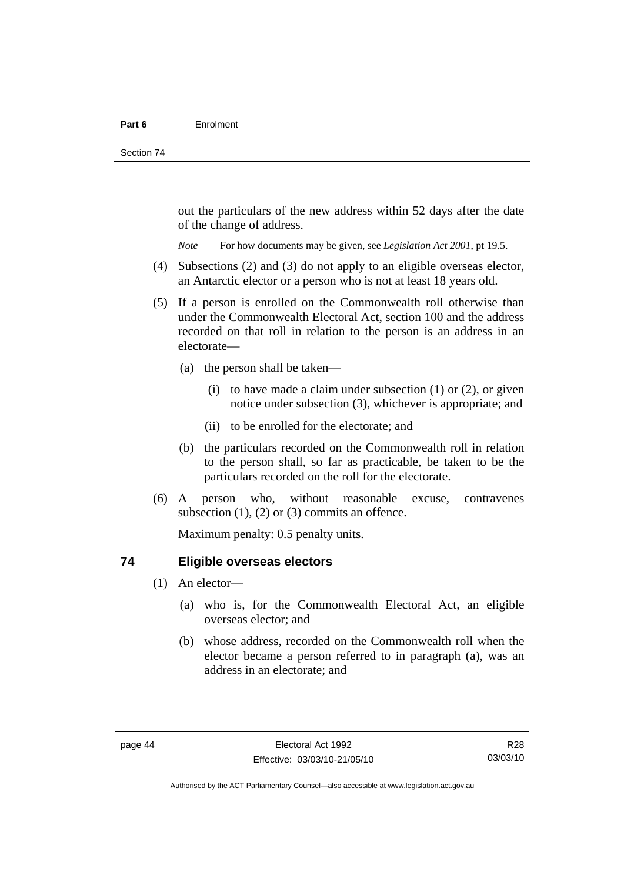out the particulars of the new address within 52 days after the date of the change of address.

*Note* For how documents may be given, see *Legislation Act 2001*, pt 19.5.

(4) Subsections (2) and (3) do not apply to an eligible overseas elector, an Antarctic elector or a person who is not at least 18 years old.

(5) If a person is enrolled on the Commonwealth roll otherwise than under the Commonwealth Electoral Act, section 100 and the address recorded on that roll in relation to the person is an address in an electorate—

(a) the person shall be taken—

(i) to have made a claim under subsection (1) or (2), or given notice under subsection (3), whichever is appropriate; and

(ii) to be enrolled for the electorate; and

(b) the particulars recorded on the Commonwealth roll in relation to the person shall, so far as practicable, be taken to be the particulars recorded on the roll for the electorate.

(6) A person who, without reasonable excuse, contravenes subsection (1), (2) or (3) commits an offence.

Maximum penalty: 0.5 penalty units.

## 74 Eligible overseas electors

(1) An elector—

(a) who is, for the Commonwealth Electoral Act, an eligible overseas elector; and

(b) whose address, recorded on the Commonwealth roll when the elector became a person referred to in paragraph (a), was an address in an electorate; and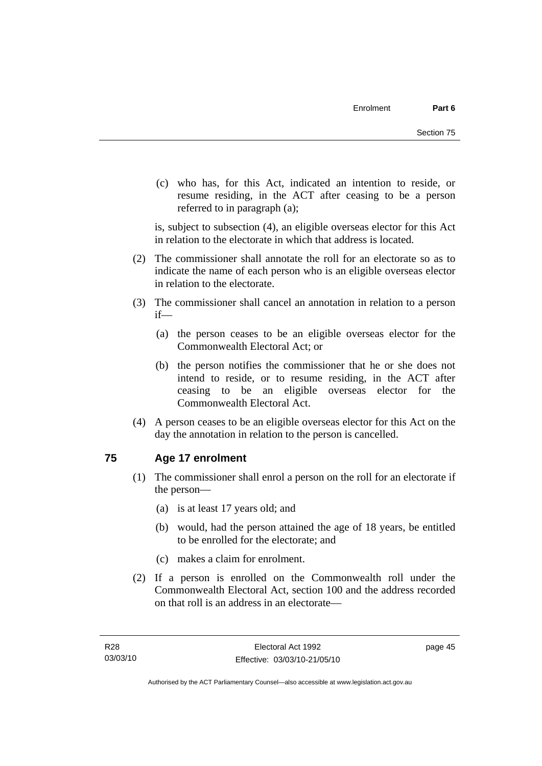(c) who has, for this Act, indicated an intention to reside, or resume residing, in the ACT after ceasing to be a person referred to in paragraph (a);

is, subject to subsection (4), an eligible overseas elector for this Act in relation to the electorate in which that address is located.

(2) The commissioner shall annotate the roll for an electorate so as to indicate the name of each person who is an eligible overseas elector in relation to the electorate.

(3) The commissioner shall cancel an annotation in relation to a person if—

(a) the person ceases to be an eligible overseas elector for the Commonwealth Electoral Act; or

(b) the person notifies the commissioner that he or she does not intend to reside, or to resume residing, in the ACT after ceasing to be an eligible overseas elector for the Commonwealth Electoral Act.

(4) A person ceases to be an eligible overseas elector for this Act on the day the annotation in relation to the person is cancelled.

## 75 Age 17 enrolment

(1) The commissioner shall enrol a person on the roll for an electorate if the person—

(a) is at least 17 years old; and

(b) would, had the person attained the age of 18 years, be entitled to be enrolled for the electorate; and

(c) makes a claim for enrolment.

(2) If a person is enrolled on the Commonwealth roll under the Commonwealth Electoral Act, section 100 and the address recorded on that roll is an address in an electorate—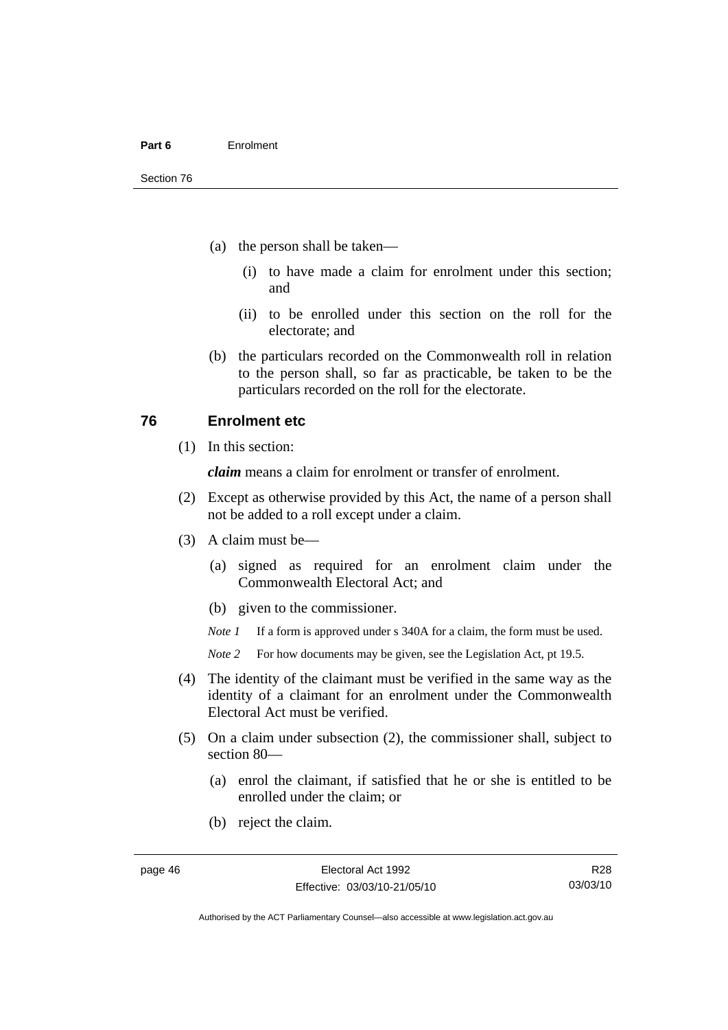(a) the person shall be taken—

  (i) to have made a claim for enrolment under this section; and

  (ii) to be enrolled under this section on the roll for the electorate; and

(b) the particulars recorded on the Commonwealth roll in relation to the person shall, so far as practicable, be taken to be the particulars recorded on the roll for the electorate.

## 76 Enrolment etc

(1) In this section:

***claim*** means a claim for enrolment or transfer of enrolment.

(2) Except as otherwise provided by this Act, the name of a person shall not be added to a roll except under a claim.

(3) A claim must be—

  (a) signed as required for an enrolment claim under the Commonwealth Electoral Act; and

  (b) given to the commissioner.

*Note 1* If a form is approved under s 340A for a claim, the form must be used.

*Note 2* For how documents may be given, see the Legislation Act, pt 19.5.

(4) The identity of the claimant must be verified in the same way as the identity of a claimant for an enrolment under the Commonwealth Electoral Act must be verified.

(5) On a claim under subsection (2), the commissioner shall, subject to section 80—

  (a) enrol the claimant, if satisfied that he or she is entitled to be enrolled under the claim; or

  (b) reject the claim.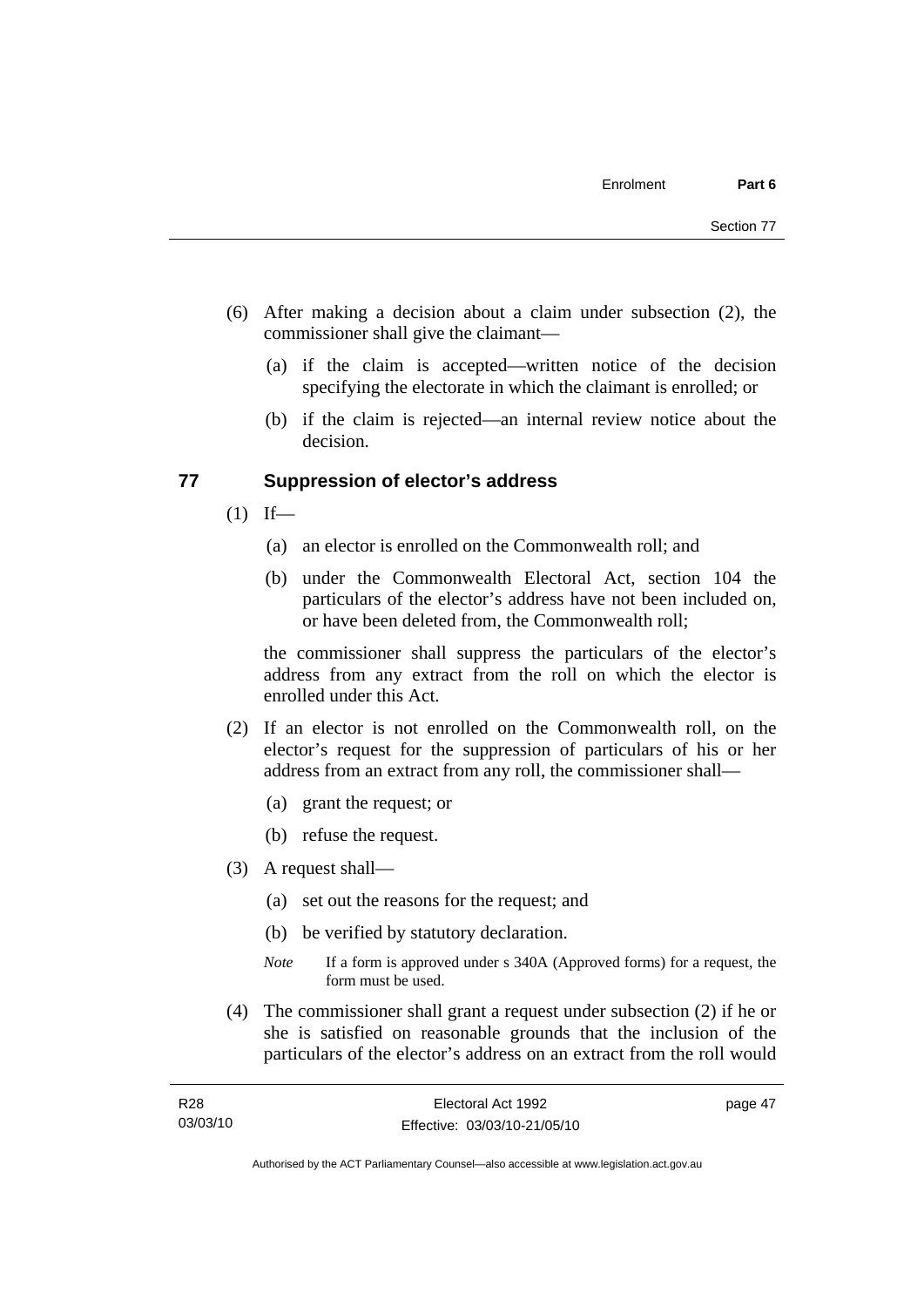(6) After making a decision about a claim under subsection (2), the commissioner shall give the claimant—

(a) if the claim is accepted—written notice of the decision specifying the electorate in which the claimant is enrolled; or

(b) if the claim is rejected—an internal review notice about the decision.

## 77 Suppression of elector's address

(1) If—

(a) an elector is enrolled on the Commonwealth roll; and

(b) under the Commonwealth Electoral Act, section 104 the particulars of the elector's address have not been included on, or have been deleted from, the Commonwealth roll;

the commissioner shall suppress the particulars of the elector's address from any extract from the roll on which the elector is enrolled under this Act.

(2) If an elector is not enrolled on the Commonwealth roll, on the elector's request for the suppression of particulars of his or her address from an extract from any roll, the commissioner shall—

(a) grant the request; or

(b) refuse the request.

(3) A request shall—

(a) set out the reasons for the request; and

(b) be verified by statutory declaration.

*Note* If a form is approved under s 340A (Approved forms) for a request, the form must be used.

(4) The commissioner shall grant a request under subsection (2) if he or she is satisfied on reasonable grounds that the inclusion of the particulars of the elector's address on an extract from the roll would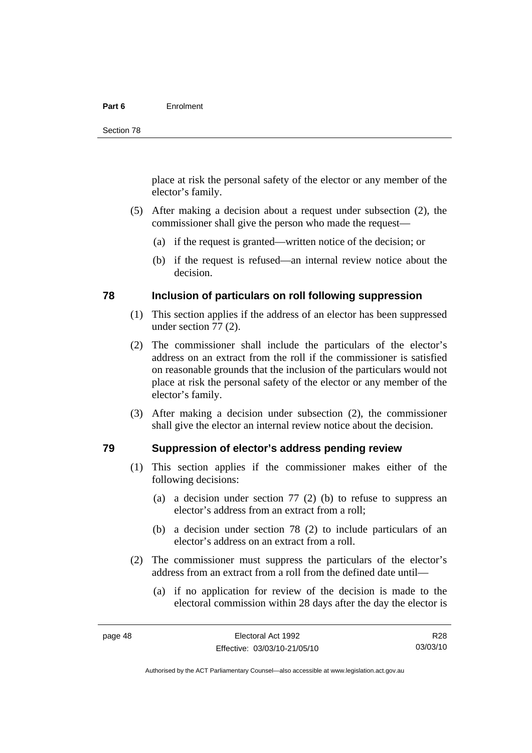place at risk the personal safety of the elector or any member of the elector's family.

(5) After making a decision about a request under subsection (2), the commissioner shall give the person who made the request—

(a) if the request is granted—written notice of the decision; or

(b) if the request is refused—an internal review notice about the decision.

## 78 Inclusion of particulars on roll following suppression

(1) This section applies if the address of an elector has been suppressed under section 77 (2).

(2) The commissioner shall include the particulars of the elector's address on an extract from the roll if the commissioner is satisfied on reasonable grounds that the inclusion of the particulars would not place at risk the personal safety of the elector or any member of the elector's family.

(3) After making a decision under subsection (2), the commissioner shall give the elector an internal review notice about the decision.

## 79 Suppression of elector's address pending review

(1) This section applies if the commissioner makes either of the following decisions:

(a) a decision under section 77 (2) (b) to refuse to suppress an elector's address from an extract from a roll;

(b) a decision under section 78 (2) to include particulars of an elector's address on an extract from a roll.

(2) The commissioner must suppress the particulars of the elector's address from an extract from a roll from the defined date until—

(a) if no application for review of the decision is made to the electoral commission within 28 days after the day the elector is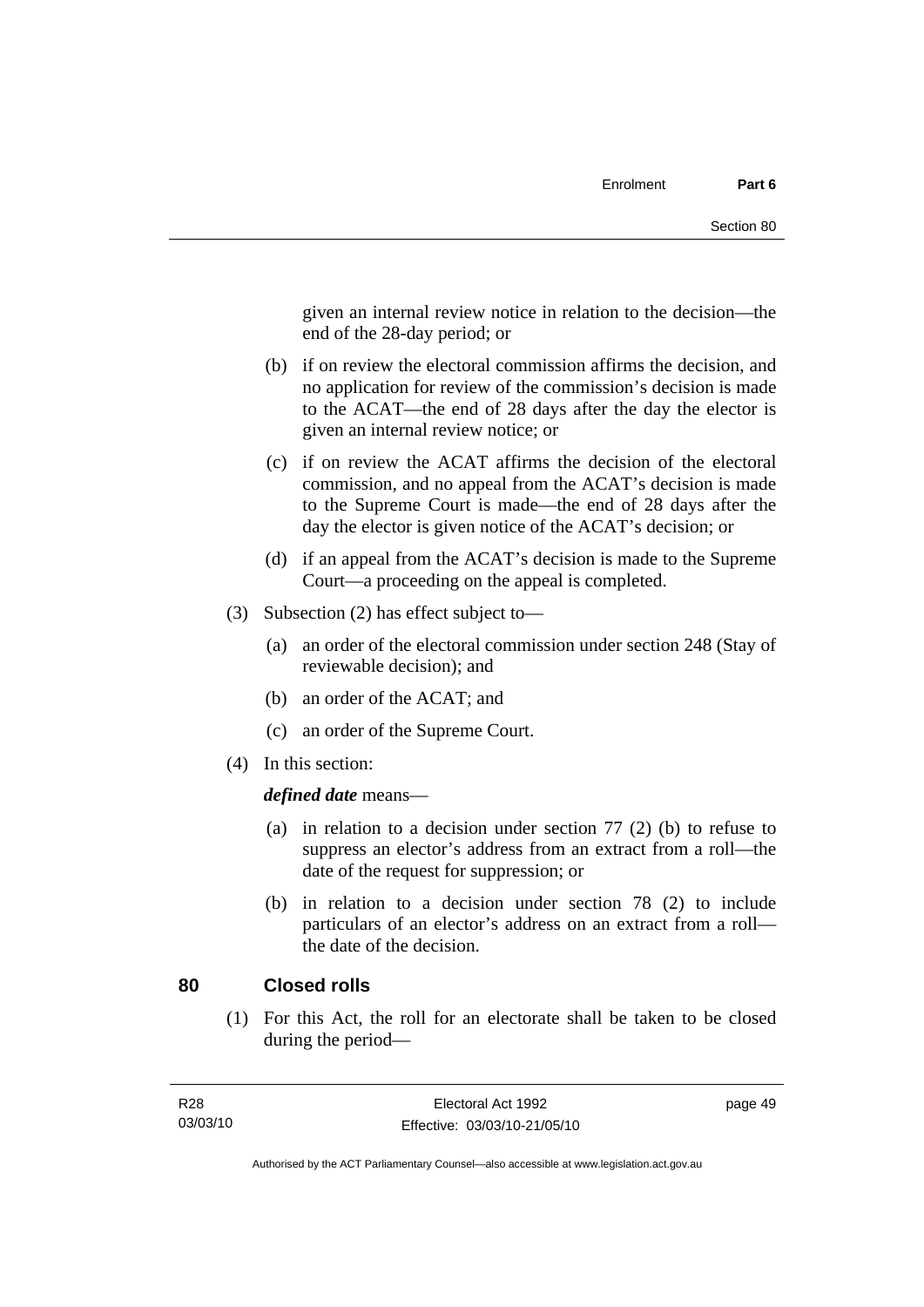given an internal review notice in relation to the decision—the end of the 28-day period; or

(b) if on review the electoral commission affirms the decision, and no application for review of the commission's decision is made to the ACAT—the end of 28 days after the day the elector is given an internal review notice; or

(c) if on review the ACAT affirms the decision of the electoral commission, and no appeal from the ACAT's decision is made to the Supreme Court is made—the end of 28 days after the day the elector is given notice of the ACAT's decision; or

(d) if an appeal from the ACAT's decision is made to the Supreme Court—a proceeding on the appeal is completed.

(3) Subsection (2) has effect subject to—

(a) an order of the electoral commission under section 248 (Stay of reviewable decision); and

(b) an order of the ACAT; and

(c) an order of the Supreme Court.

(4) In this section:

***defined date*** means—

(a) in relation to a decision under section 77 (2) (b) to refuse to suppress an elector's address from an extract from a roll—the date of the request for suppression; or

(b) in relation to a decision under section 78 (2) to include particulars of an elector's address on an extract from a roll—the date of the decision.

## 80 Closed rolls

(1) For this Act, the roll for an electorate shall be taken to be closed during the period—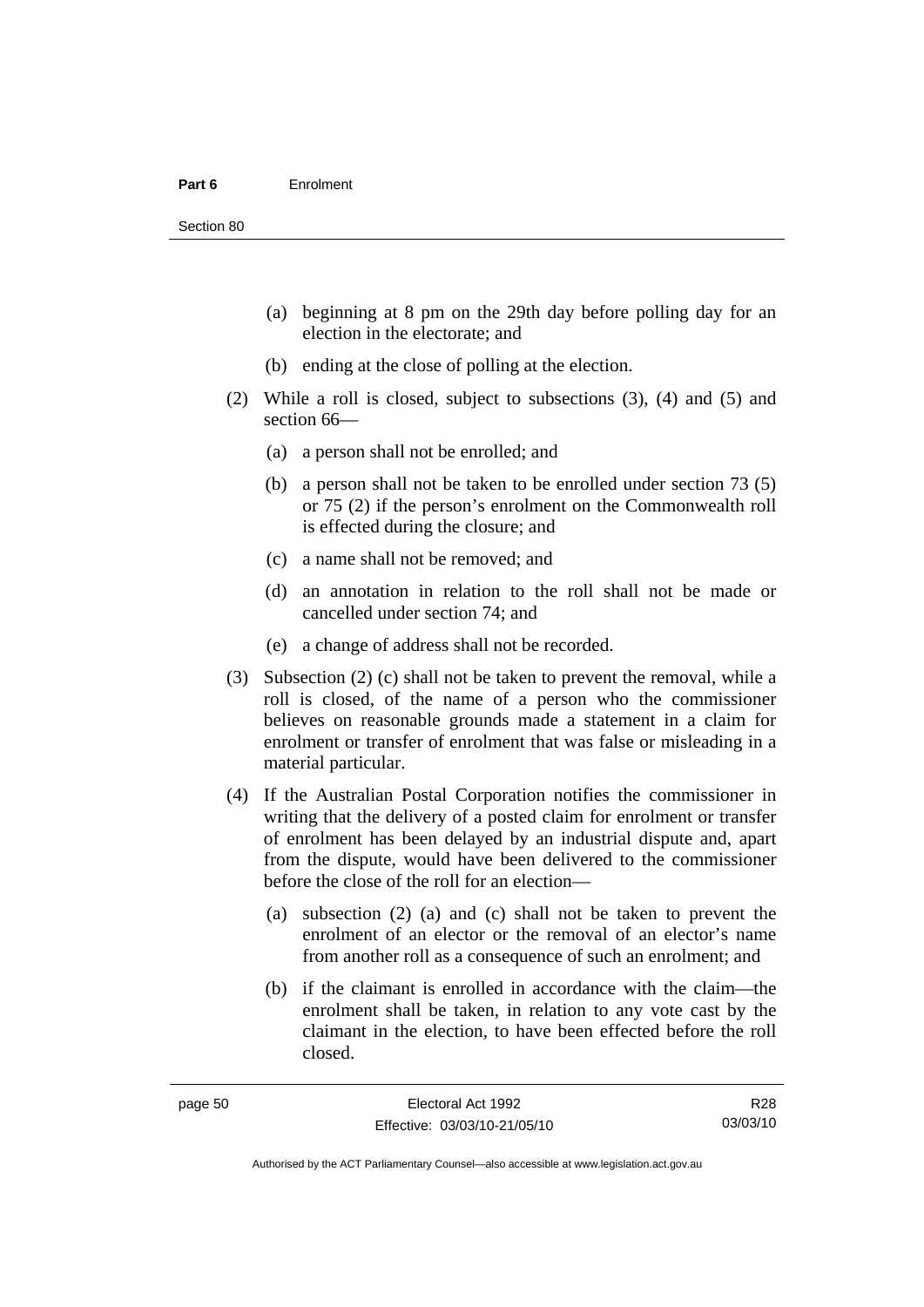(a) beginning at 8 pm on the 29th day before polling day for an election in the electorate; and

(b) ending at the close of polling at the election.

(2) While a roll is closed, subject to subsections (3), (4) and (5) and section 66—

(a) a person shall not be enrolled; and

(b) a person shall not be taken to be enrolled under section 73 (5) or 75 (2) if the person's enrolment on the Commonwealth roll is effected during the closure; and

(c) a name shall not be removed; and

(d) an annotation in relation to the roll shall not be made or cancelled under section 74; and

(e) a change of address shall not be recorded.

(3) Subsection (2) (c) shall not be taken to prevent the removal, while a roll is closed, of the name of a person who the commissioner believes on reasonable grounds made a statement in a claim for enrolment or transfer of enrolment that was false or misleading in a material particular.

(4) If the Australian Postal Corporation notifies the commissioner in writing that the delivery of a posted claim for enrolment or transfer of enrolment has been delayed by an industrial dispute and, apart from the dispute, would have been delivered to the commissioner before the close of the roll for an election—

(a) subsection (2) (a) and (c) shall not be taken to prevent the enrolment of an elector or the removal of an elector's name from another roll as a consequence of such an enrolment; and

(b) if the claimant is enrolled in accordance with the claim—the enrolment shall be taken, in relation to any vote cast by the claimant in the election, to have been effected before the roll closed.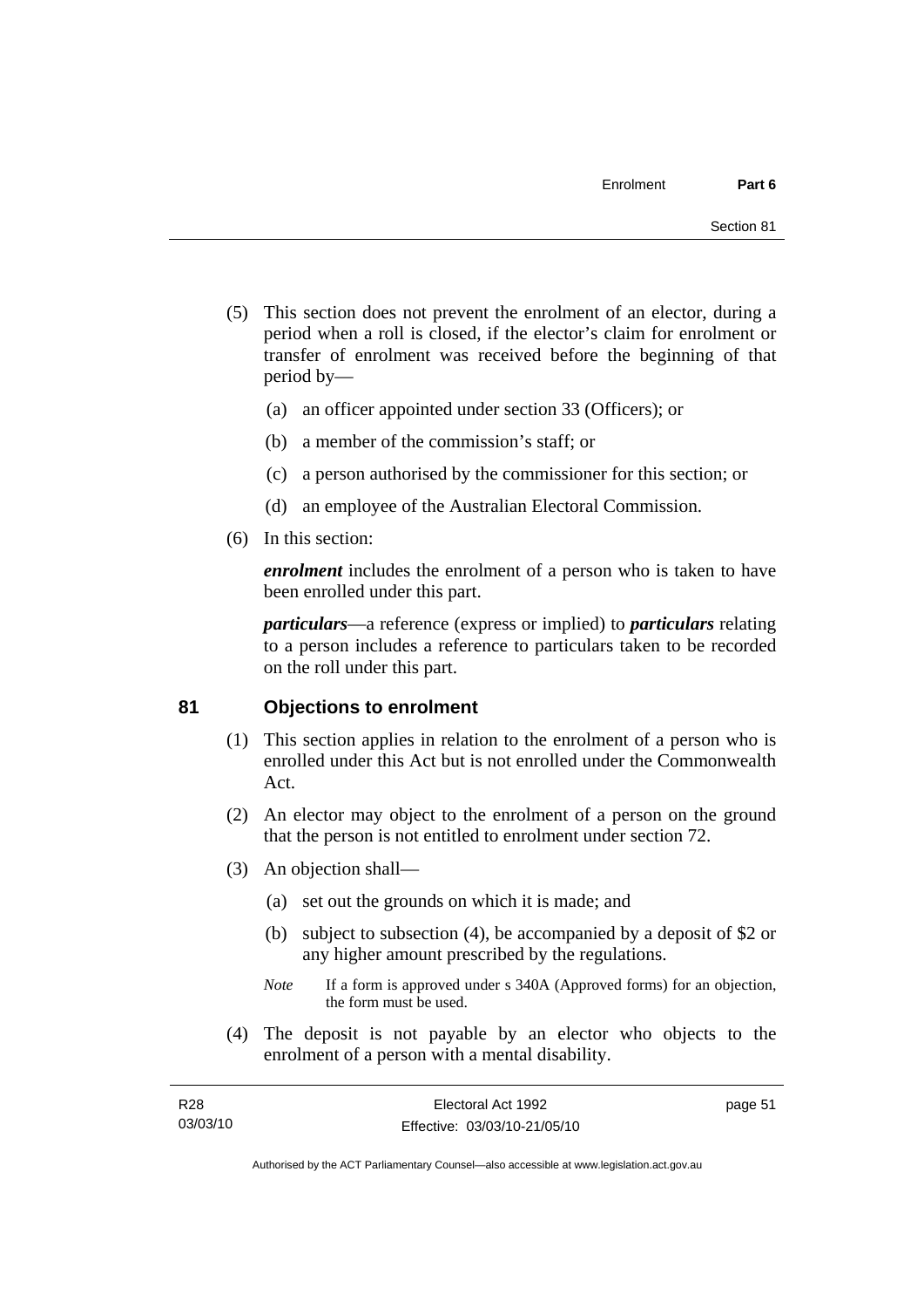(5) This section does not prevent the enrolment of an elector, during a period when a roll is closed, if the elector's claim for enrolment or transfer of enrolment was received before the beginning of that period by—

(a) an officer appointed under section 33 (Officers); or

(b) a member of the commission's staff; or

(c) a person authorised by the commissioner for this section; or

(d) an employee of the Australian Electoral Commission.

(6) In this section:

***enrolment*** includes the enrolment of a person who is taken to have been enrolled under this part.

***particulars***—a reference (express or implied) to ***particulars*** relating to a person includes a reference to particulars taken to be recorded on the roll under this part.

## 81 Objections to enrolment

(1) This section applies in relation to the enrolment of a person who is enrolled under this Act but is not enrolled under the Commonwealth Act.

(2) An elector may object to the enrolment of a person on the ground that the person is not entitled to enrolment under section 72.

(3) An objection shall—

(a) set out the grounds on which it is made; and

(b) subject to subsection (4), be accompanied by a deposit of $2 or any higher amount prescribed by the regulations.

*Note* If a form is approved under s 340A (Approved forms) for an objection, the form must be used.

(4) The deposit is not payable by an elector who objects to the enrolment of a person with a mental disability.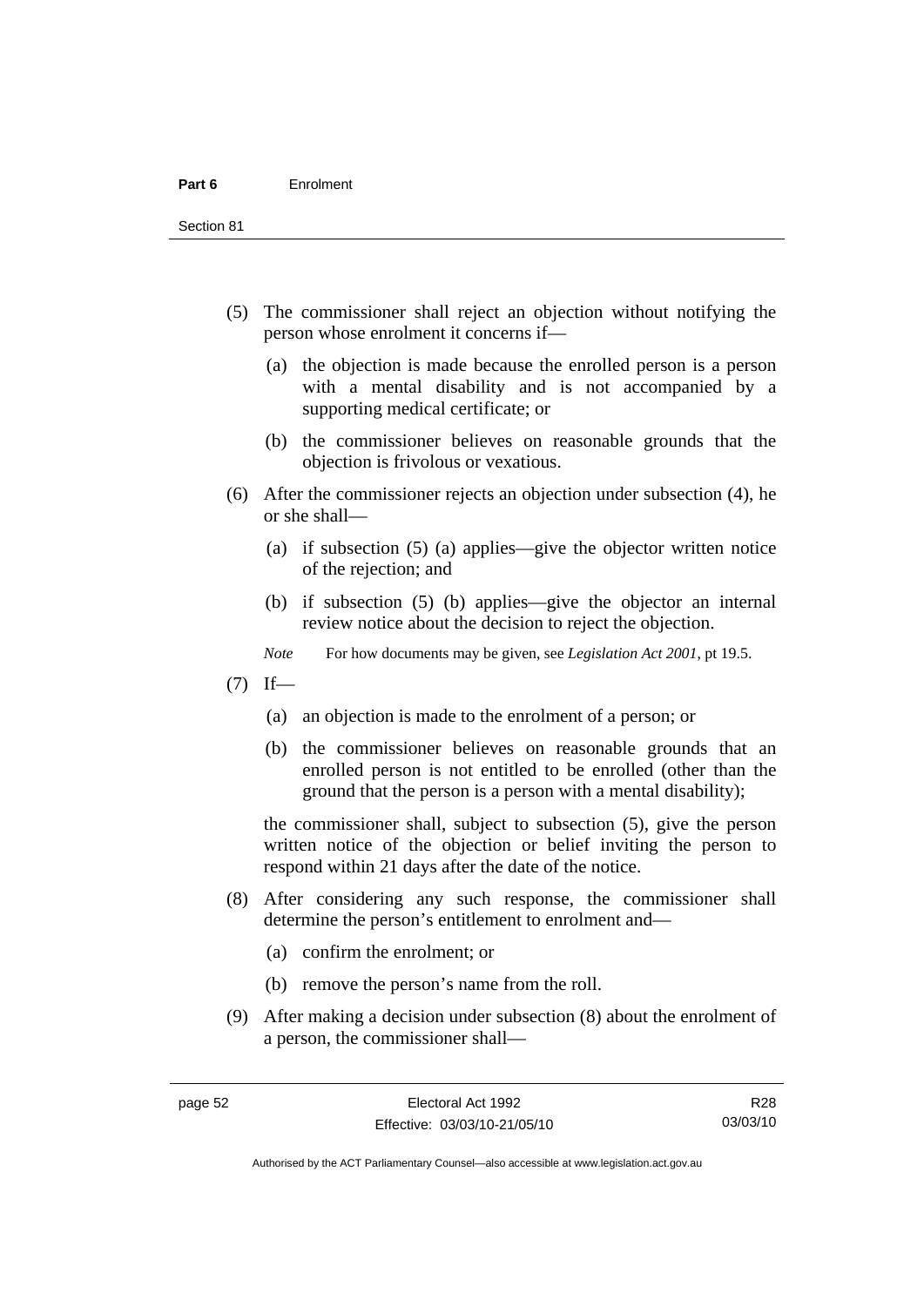(5) The commissioner shall reject an objection without notifying the person whose enrolment it concerns if—

(a) the objection is made because the enrolled person is a person with a mental disability and is not accompanied by a supporting medical certificate; or

(b) the commissioner believes on reasonable grounds that the objection is frivolous or vexatious.

(6) After the commissioner rejects an objection under subsection (4), he or she shall—

(a) if subsection (5) (a) applies—give the objector written notice of the rejection; and

(b) if subsection (5) (b) applies—give the objector an internal review notice about the decision to reject the objection.

*Note* For how documents may be given, see *Legislation Act 2001*, pt 19.5.

(7) If—

(a) an objection is made to the enrolment of a person; or

(b) the commissioner believes on reasonable grounds that an enrolled person is not entitled to be enrolled (other than the ground that the person is a person with a mental disability);

the commissioner shall, subject to subsection (5), give the person written notice of the objection or belief inviting the person to respond within 21 days after the date of the notice.

(8) After considering any such response, the commissioner shall determine the person's entitlement to enrolment and—

(a) confirm the enrolment; or

(b) remove the person's name from the roll.

(9) After making a decision under subsection (8) about the enrolment of a person, the commissioner shall—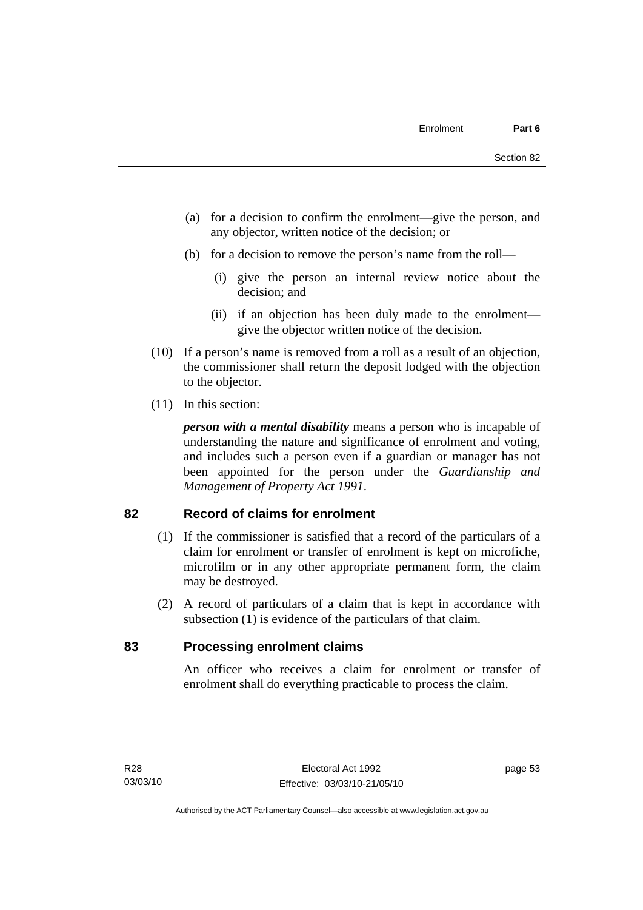(a) for a decision to confirm the enrolment—give the person, and any objector, written notice of the decision; or

(b) for a decision to remove the person's name from the roll—

(i) give the person an internal review notice about the decision; and

(ii) if an objection has been duly made to the enrolment—give the objector written notice of the decision.

(10) If a person's name is removed from a roll as a result of an objection, the commissioner shall return the deposit lodged with the objection to the objector.

(11) In this section:

***person with a mental disability*** means a person who is incapable of understanding the nature and significance of enrolment and voting, and includes such a person even if a guardian or manager has not been appointed for the person under the *Guardianship and Management of Property Act 1991*.

## 82 Record of claims for enrolment

(1) If the commissioner is satisfied that a record of the particulars of a claim for enrolment or transfer of enrolment is kept on microfiche, microfilm or in any other appropriate permanent form, the claim may be destroyed.

(2) A record of particulars of a claim that is kept in accordance with subsection (1) is evidence of the particulars of that claim.

## 83 Processing enrolment claims

An officer who receives a claim for enrolment or transfer of enrolment shall do everything practicable to process the claim.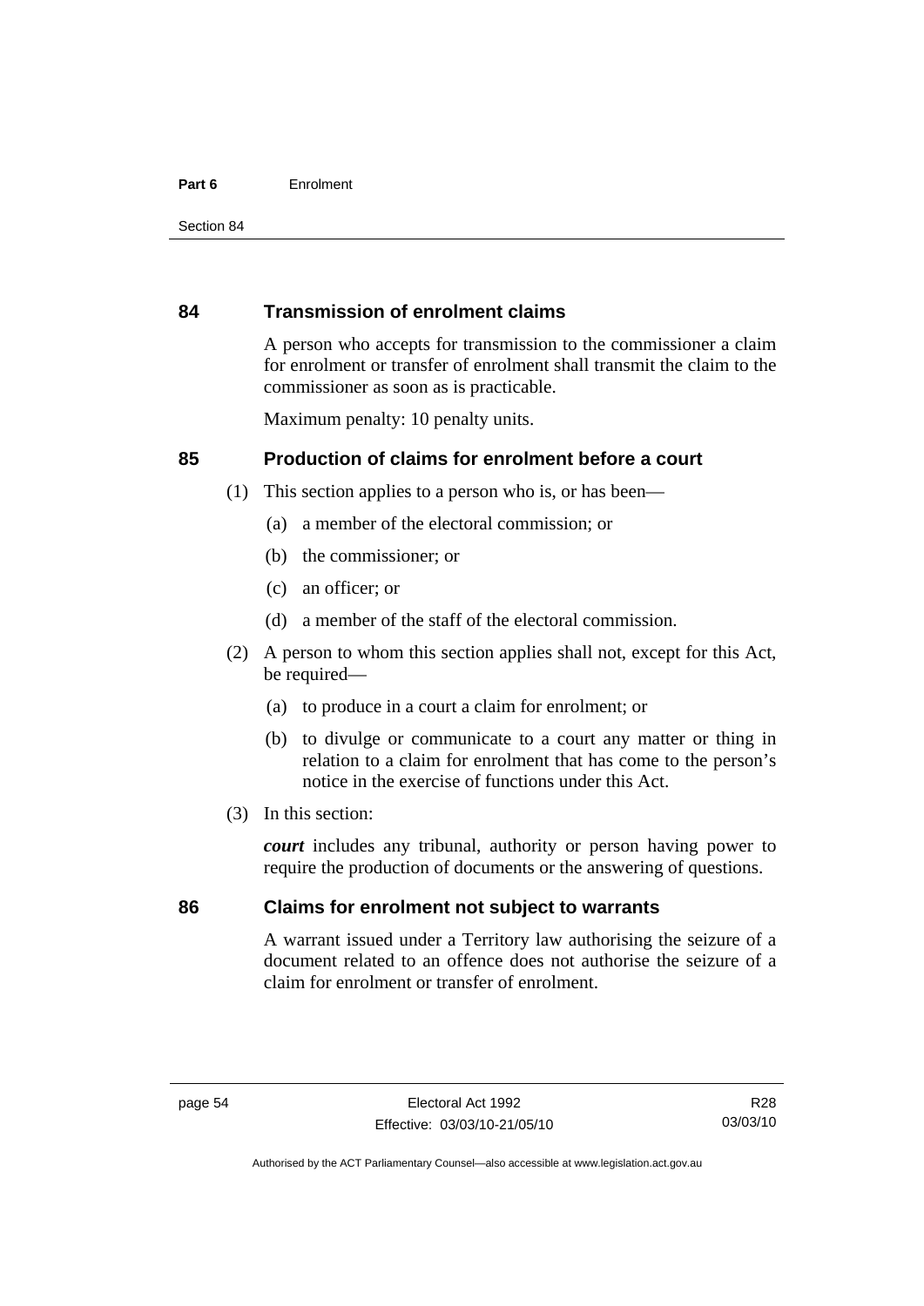## 84 Transmission of enrolment claims

A person who accepts for transmission to the commissioner a claim for enrolment or transfer of enrolment shall transmit the claim to the commissioner as soon as is practicable.

Maximum penalty: 10 penalty units.

## 85 Production of claims for enrolment before a court

(1) This section applies to a person who is, or has been—

(a) a member of the electoral commission; or

(b) the commissioner; or

(c) an officer; or

(d) a member of the staff of the electoral commission.

(2) A person to whom this section applies shall not, except for this Act, be required—

(a) to produce in a court a claim for enrolment; or

(b) to divulge or communicate to a court any matter or thing in relation to a claim for enrolment that has come to the person's notice in the exercise of functions under this Act.

(3) In this section:

***court*** includes any tribunal, authority or person having power to require the production of documents or the answering of questions.

## 86 Claims for enrolment not subject to warrants

A warrant issued under a Territory law authorising the seizure of a document related to an offence does not authorise the seizure of a claim for enrolment or transfer of enrolment.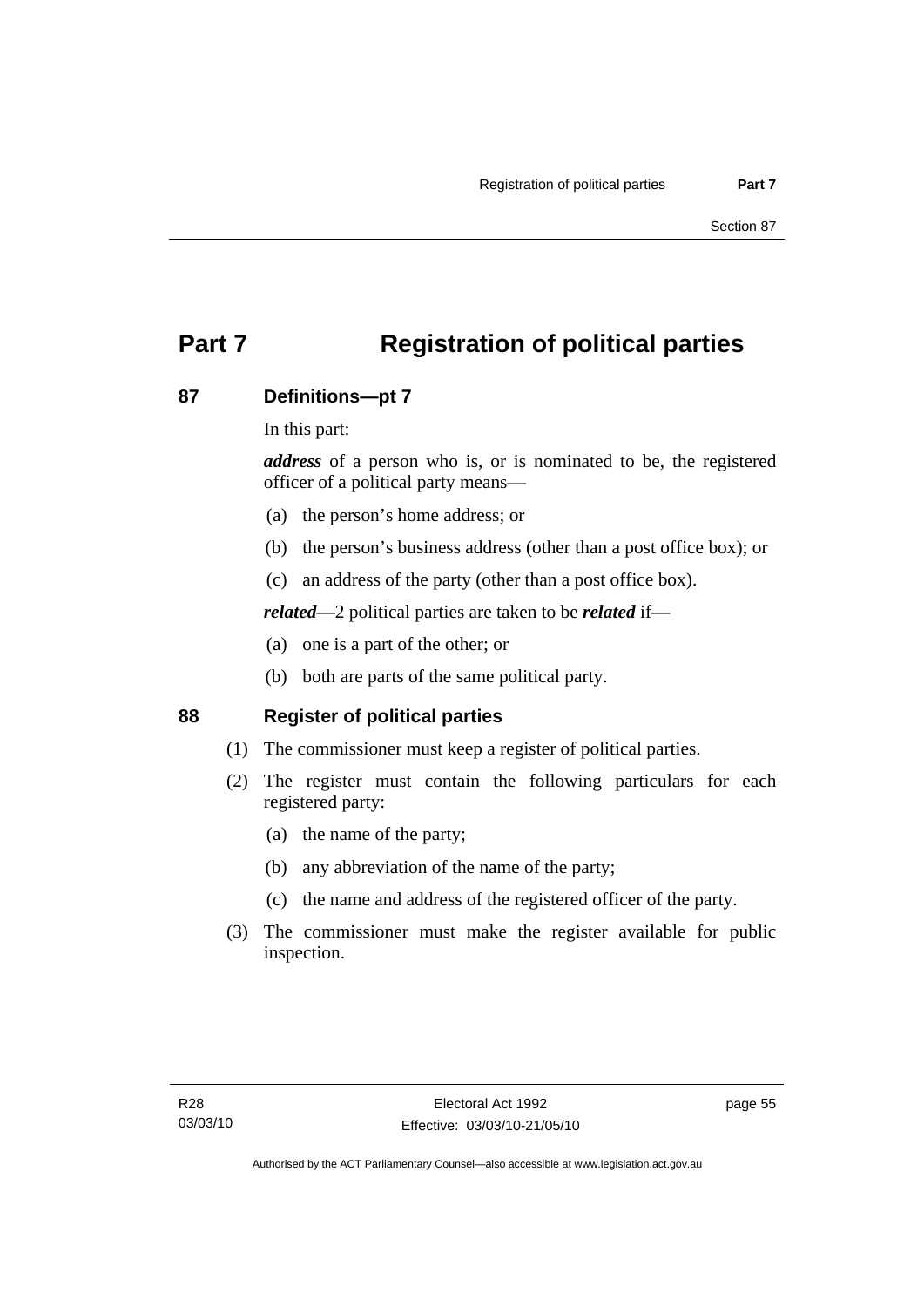# Part 7 Registration of political parties

## 87 Definitions—pt 7

In this part:

***address*** of a person who is, or is nominated to be, the registered officer of a political party means—

(a) the person's home address; or

(b) the person's business address (other than a post office box); or

(c) an address of the party (other than a post office box).

***related***—2 political parties are taken to be ***related*** if—

(a) one is a part of the other; or

(b) both are parts of the same political party.

## 88 Register of political parties

(1) The commissioner must keep a register of political parties.

(2) The register must contain the following particulars for each registered party:

(a) the name of the party;

(b) any abbreviation of the name of the party;

(c) the name and address of the registered officer of the party.

(3) The commissioner must make the register available for public inspection.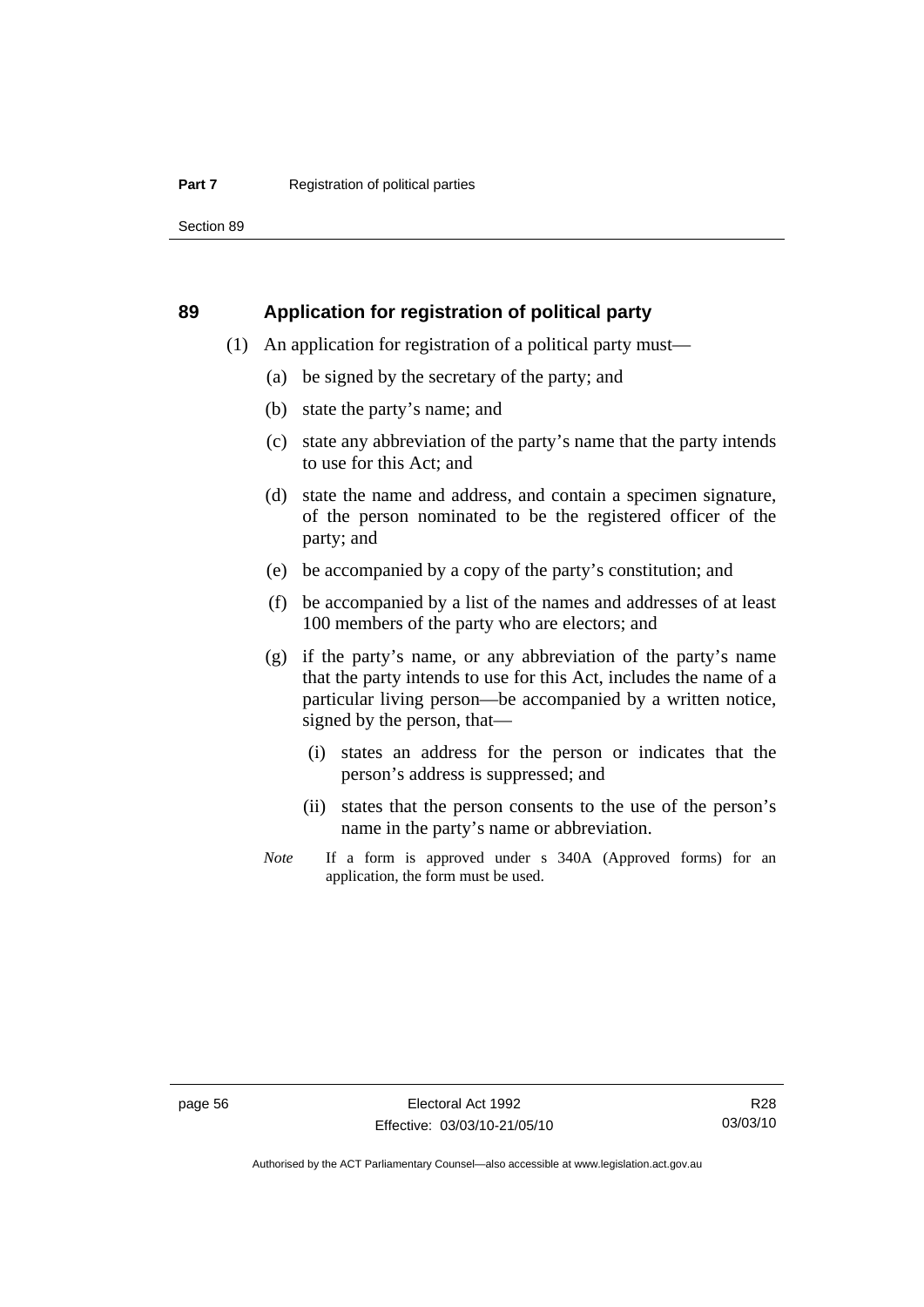## 89 Application for registration of political party

(1) An application for registration of a political party must—

(a) be signed by the secretary of the party; and

(b) state the party's name; and

(c) state any abbreviation of the party's name that the party intends to use for this Act; and

(d) state the name and address, and contain a specimen signature, of the person nominated to be the registered officer of the party; and

(e) be accompanied by a copy of the party's constitution; and

(f) be accompanied by a list of the names and addresses of at least 100 members of the party who are electors; and

(g) if the party's name, or any abbreviation of the party's name that the party intends to use for this Act, includes the name of a particular living person—be accompanied by a written notice, signed by the person, that—

(i) states an address for the person or indicates that the person's address is suppressed; and

(ii) states that the person consents to the use of the person's name in the party's name or abbreviation.

*Note* If a form is approved under s 340A (Approved forms) for an application, the form must be used.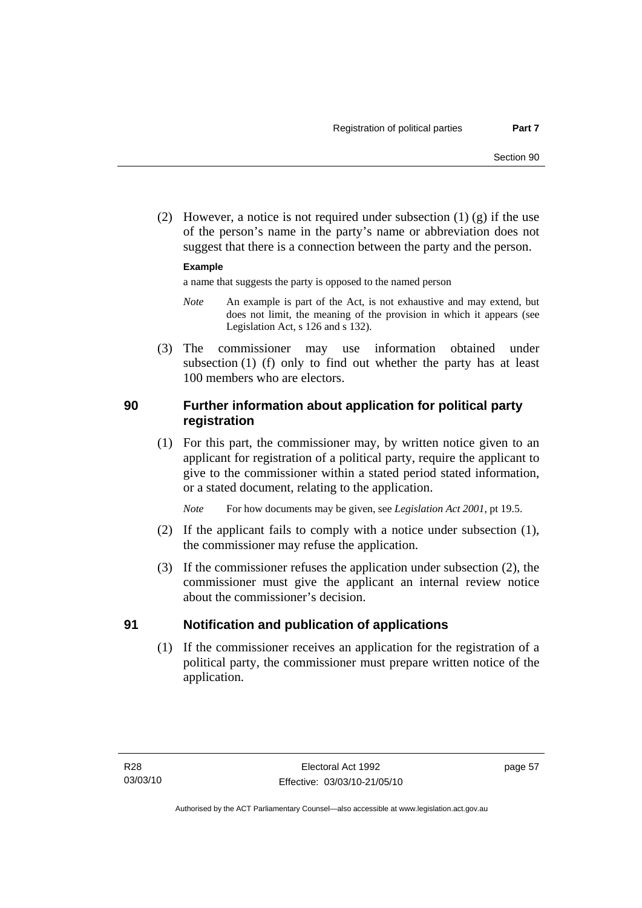(2) However, a notice is not required under subsection (1) (g) if the use of the person's name in the party's name or abbreviation does not suggest that there is a connection between the party and the person.

**Example**

a name that suggests the party is opposed to the named person

*Note* An example is part of the Act, is not exhaustive and may extend, but does not limit, the meaning of the provision in which it appears (see Legislation Act, s 126 and s 132).

(3) The commissioner may use information obtained under subsection (1) (f) only to find out whether the party has at least 100 members who are electors.

## 90 Further information about application for political party registration

(1) For this part, the commissioner may, by written notice given to an applicant for registration of a political party, require the applicant to give to the commissioner within a stated period stated information, or a stated document, relating to the application.

*Note* For how documents may be given, see *Legislation Act 2001*, pt 19.5.

(2) If the applicant fails to comply with a notice under subsection (1), the commissioner may refuse the application.

(3) If the commissioner refuses the application under subsection (2), the commissioner must give the applicant an internal review notice about the commissioner's decision.

## 91 Notification and publication of applications

(1) If the commissioner receives an application for the registration of a political party, the commissioner must prepare written notice of the application.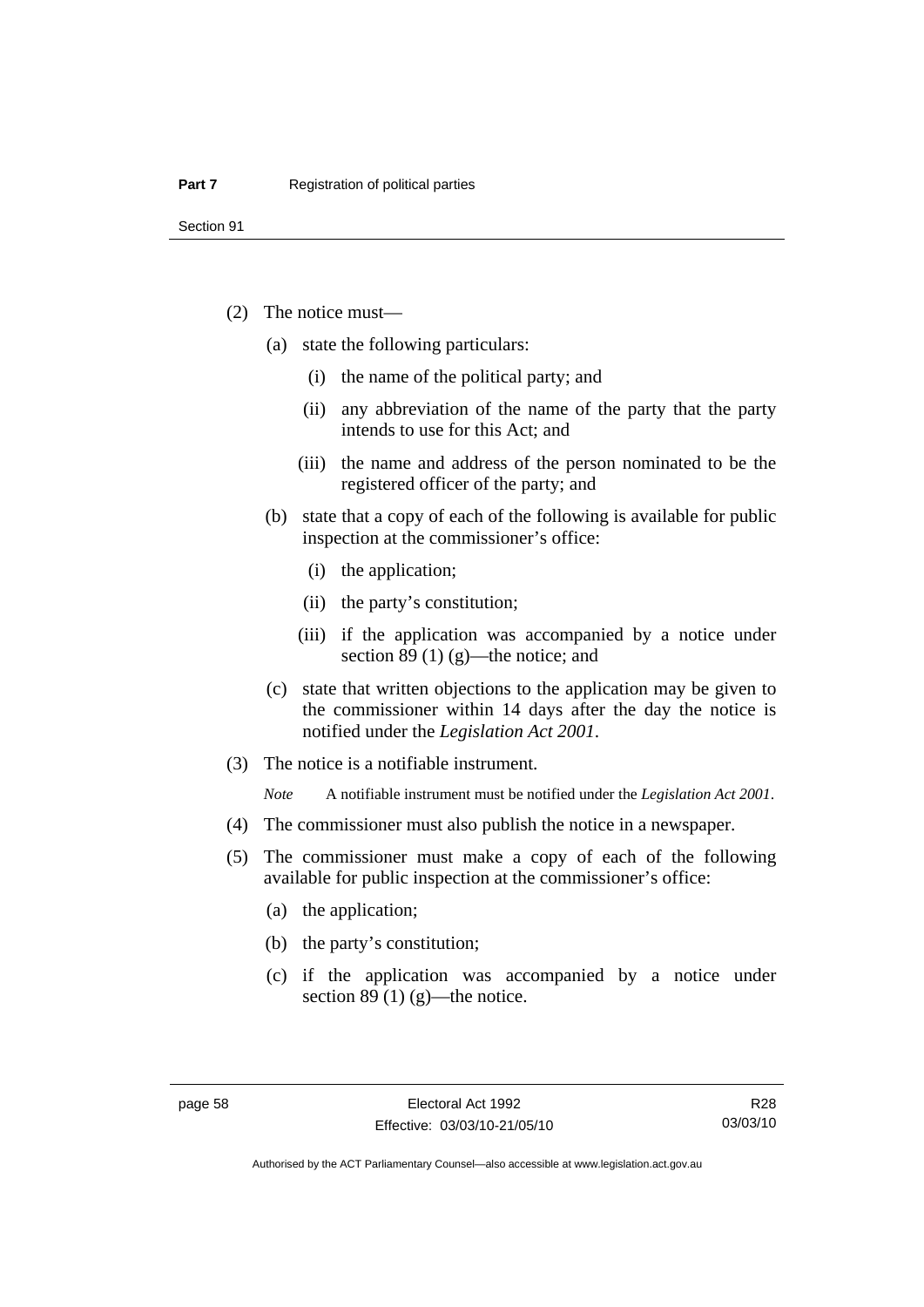(2) The notice must—

(a) state the following particulars:

(i) the name of the political party; and

(ii) any abbreviation of the name of the party that the party intends to use for this Act; and

(iii) the name and address of the person nominated to be the registered officer of the party; and

(b) state that a copy of each of the following is available for public inspection at the commissioner's office:

(i) the application;

(ii) the party's constitution;

(iii) if the application was accompanied by a notice under section 89 (1) (g)—the notice; and

(c) state that written objections to the application may be given to the commissioner within 14 days after the day the notice is notified under the *Legislation Act 2001*.

(3) The notice is a notifiable instrument.

*Note* A notifiable instrument must be notified under the *Legislation Act 2001*.

(4) The commissioner must also publish the notice in a newspaper.

(5) The commissioner must make a copy of each of the following available for public inspection at the commissioner's office:

(a) the application;

(b) the party's constitution;

(c) if the application was accompanied by a notice under section 89 (1) (g)—the notice.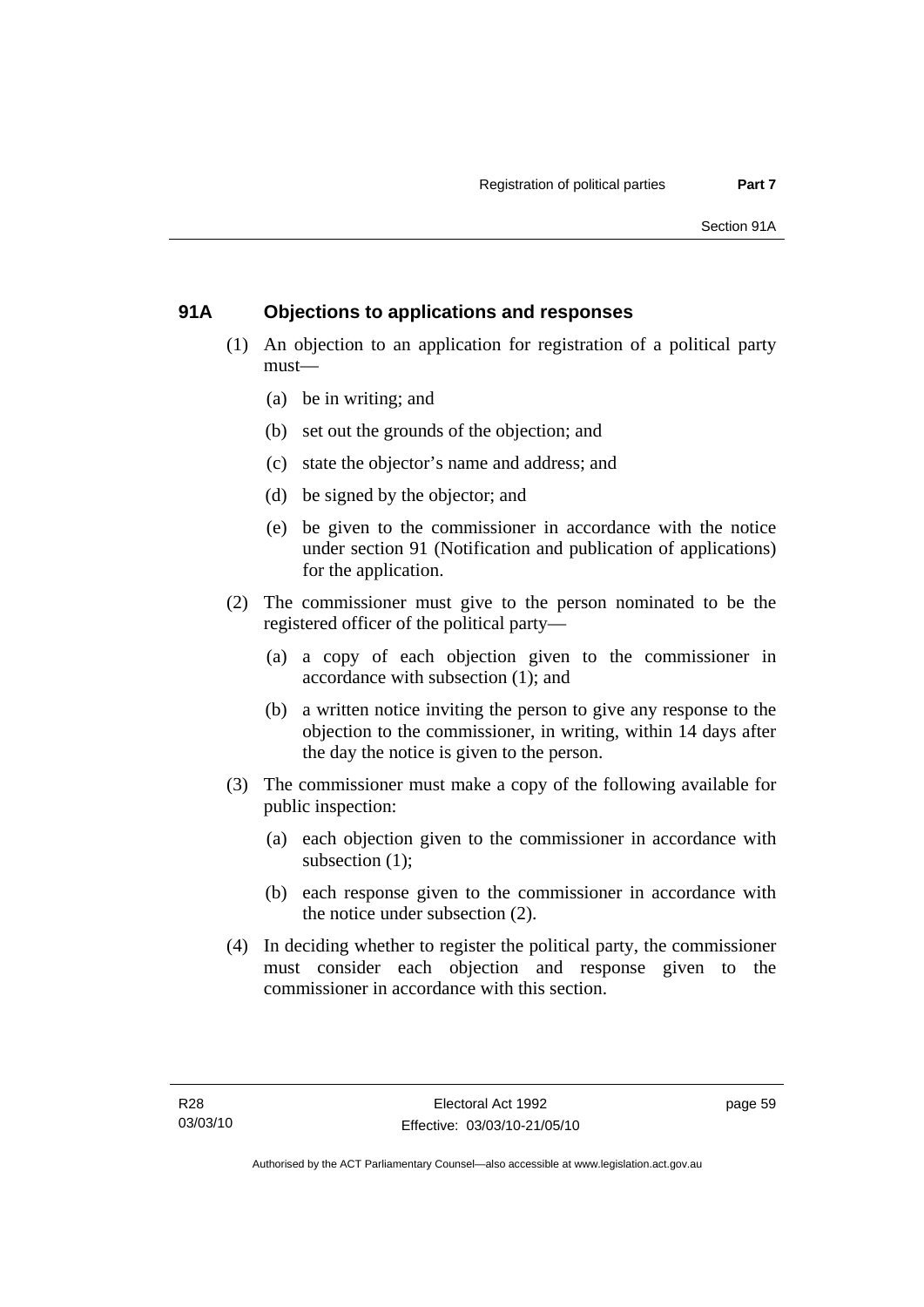## 91A Objections to applications and responses

(1) An objection to an application for registration of a political party must—

(a) be in writing; and

(b) set out the grounds of the objection; and

(c) state the objector's name and address; and

(d) be signed by the objector; and

(e) be given to the commissioner in accordance with the notice under section 91 (Notification and publication of applications) for the application.

(2) The commissioner must give to the person nominated to be the registered officer of the political party—

(a) a copy of each objection given to the commissioner in accordance with subsection (1); and

(b) a written notice inviting the person to give any response to the objection to the commissioner, in writing, within 14 days after the day the notice is given to the person.

(3) The commissioner must make a copy of the following available for public inspection:

(a) each objection given to the commissioner in accordance with subsection (1);

(b) each response given to the commissioner in accordance with the notice under subsection (2).

(4) In deciding whether to register the political party, the commissioner must consider each objection and response given to the commissioner in accordance with this section.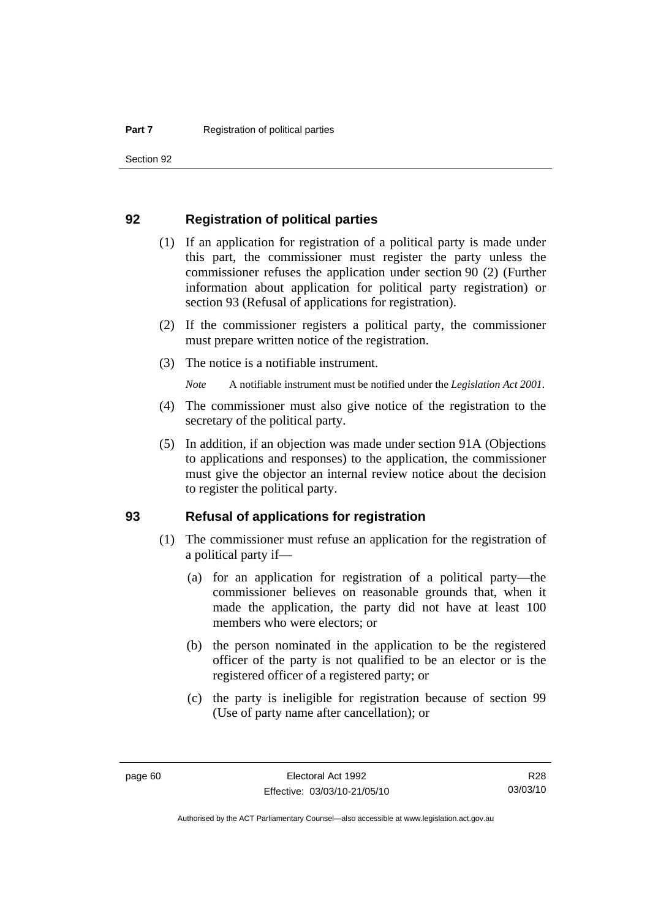## 92 Registration of political parties

(1) If an application for registration of a political party is made under this part, the commissioner must register the party unless the commissioner refuses the application under section 90 (2) (Further information about application for political party registration) or section 93 (Refusal of applications for registration).

(2) If the commissioner registers a political party, the commissioner must prepare written notice of the registration.

(3) The notice is a notifiable instrument.

*Note* A notifiable instrument must be notified under the *Legislation Act 2001*.

(4) The commissioner must also give notice of the registration to the secretary of the political party.

(5) In addition, if an objection was made under section 91A (Objections to applications and responses) to the application, the commissioner must give the objector an internal review notice about the decision to register the political party.

## 93 Refusal of applications for registration

(1) The commissioner must refuse an application for the registration of a political party if—

(a) for an application for registration of a political party—the commissioner believes on reasonable grounds that, when it made the application, the party did not have at least 100 members who were electors; or

(b) the person nominated in the application to be the registered officer of the party is not qualified to be an elector or is the registered officer of a registered party; or

(c) the party is ineligible for registration because of section 99 (Use of party name after cancellation); or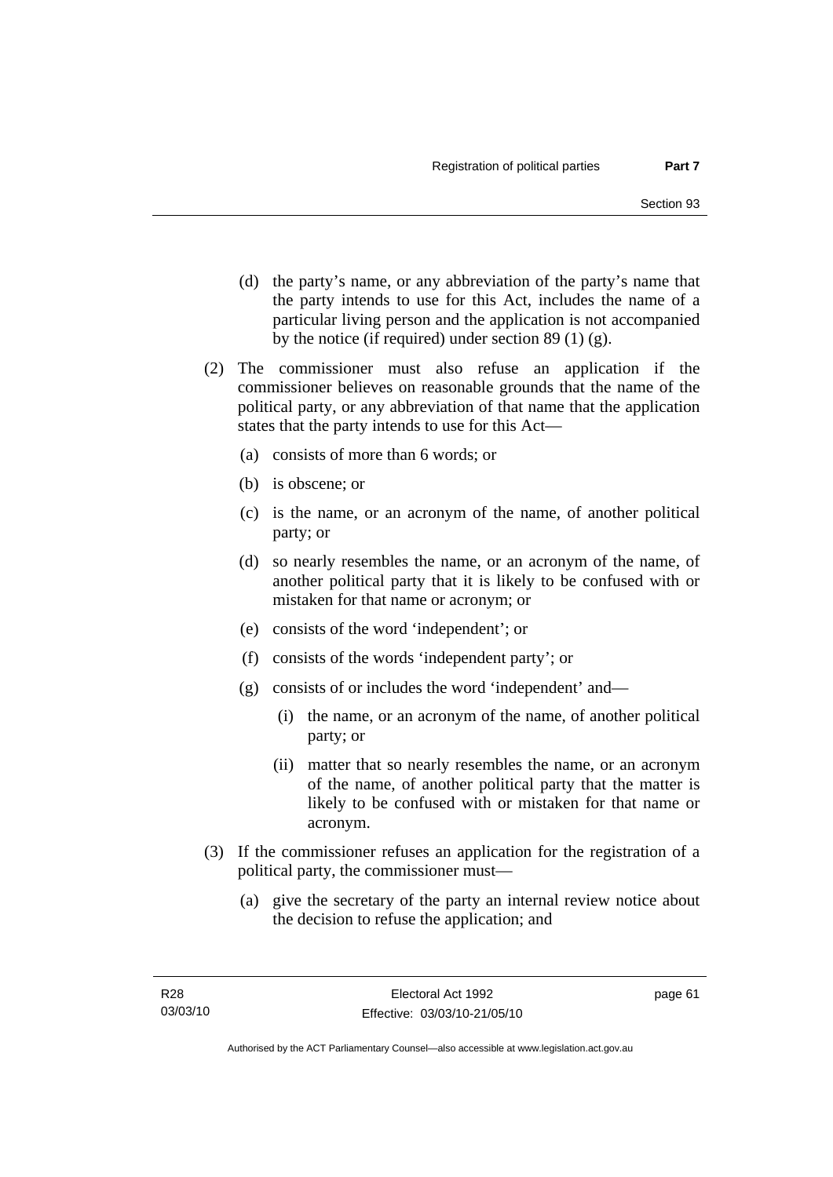(d) the party's name, or any abbreviation of the party's name that the party intends to use for this Act, includes the name of a particular living person and the application is not accompanied by the notice (if required) under section 89 (1) (g).

(2) The commissioner must also refuse an application if the commissioner believes on reasonable grounds that the name of the political party, or any abbreviation of that name that the application states that the party intends to use for this Act—

(a) consists of more than 6 words; or

(b) is obscene; or

(c) is the name, or an acronym of the name, of another political party; or

(d) so nearly resembles the name, or an acronym of the name, of another political party that it is likely to be confused with or mistaken for that name or acronym; or

(e) consists of the word 'independent'; or

(f) consists of the words 'independent party'; or

(g) consists of or includes the word 'independent' and—

(i) the name, or an acronym of the name, of another political party; or

(ii) matter that so nearly resembles the name, or an acronym of the name, of another political party that the matter is likely to be confused with or mistaken for that name or acronym.

(3) If the commissioner refuses an application for the registration of a political party, the commissioner must—

(a) give the secretary of the party an internal review notice about the decision to refuse the application; and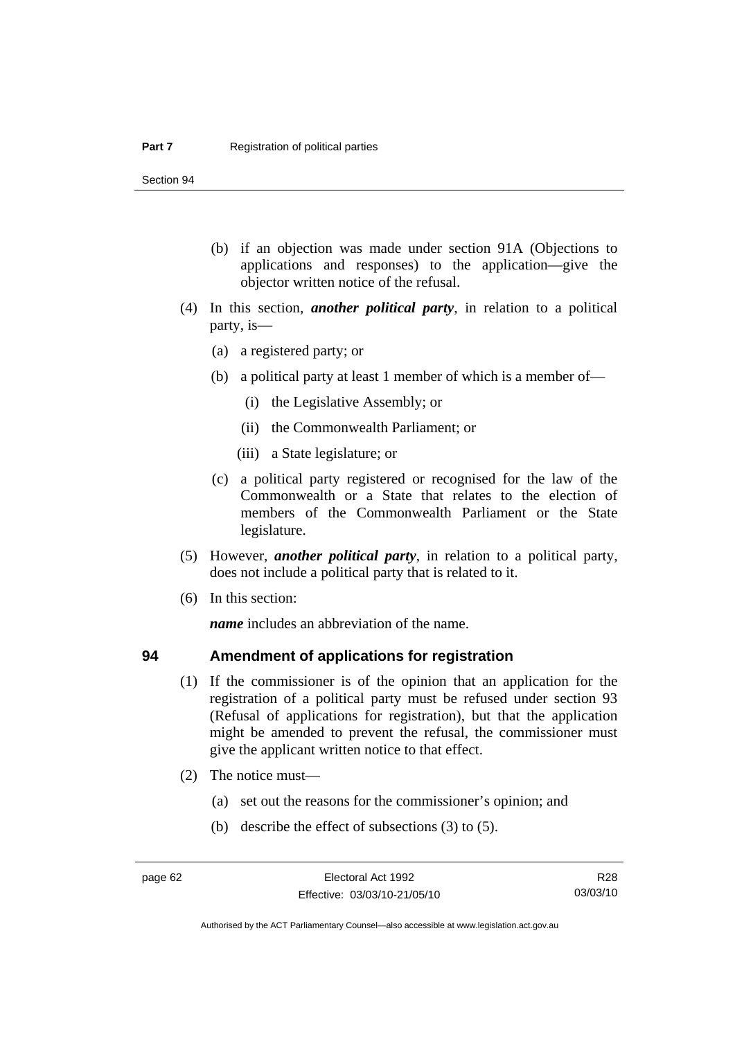(b) if an objection was made under section 91A (Objections to applications and responses) to the application—give the objector written notice of the refusal.

(4) In this section, ***another political party***, in relation to a political party, is—

(a) a registered party; or

(b) a political party at least 1 member of which is a member of—

(i) the Legislative Assembly; or

(ii) the Commonwealth Parliament; or

(iii) a State legislature; or

(c) a political party registered or recognised for the law of the Commonwealth or a State that relates to the election of members of the Commonwealth Parliament or the State legislature.

(5) However, ***another political party***, in relation to a political party, does not include a political party that is related to it.

(6) In this section:

***name*** includes an abbreviation of the name.

## 94 Amendment of applications for registration

(1) If the commissioner is of the opinion that an application for the registration of a political party must be refused under section 93 (Refusal of applications for registration), but that the application might be amended to prevent the refusal, the commissioner must give the applicant written notice to that effect.

(2) The notice must—

(a) set out the reasons for the commissioner's opinion; and

(b) describe the effect of subsections (3) to (5).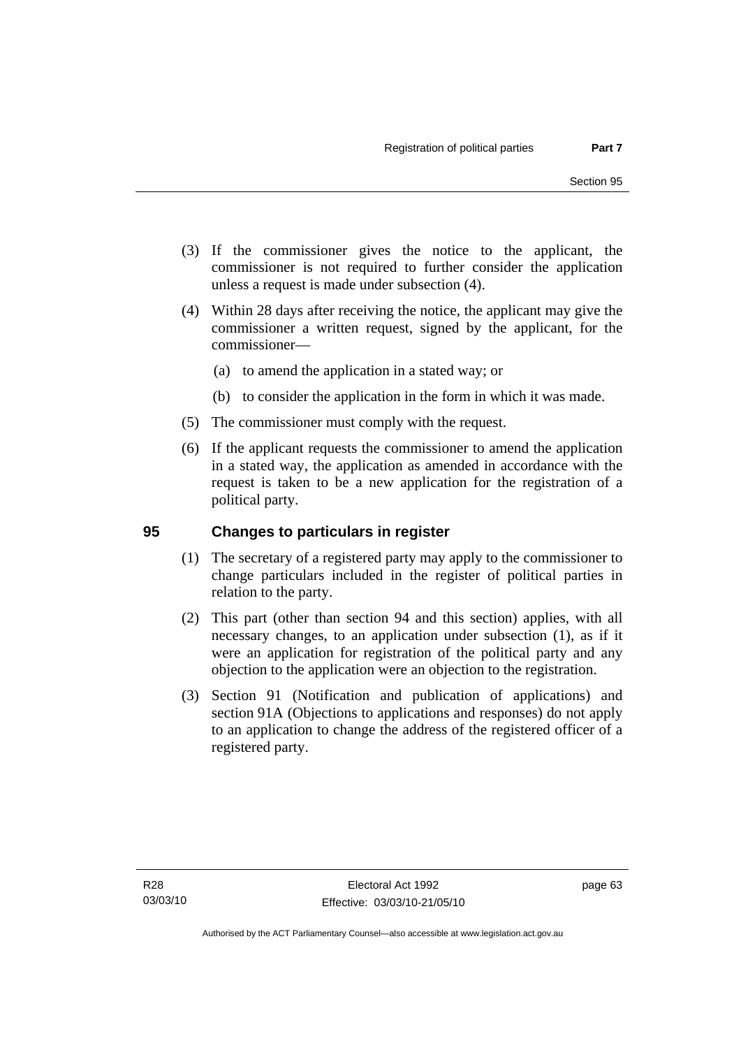(3) If the commissioner gives the notice to the applicant, the commissioner is not required to further consider the application unless a request is made under subsection (4).

(4) Within 28 days after receiving the notice, the applicant may give the commissioner a written request, signed by the applicant, for the commissioner—

(a) to amend the application in a stated way; or

(b) to consider the application in the form in which it was made.

(5) The commissioner must comply with the request.

(6) If the applicant requests the commissioner to amend the application in a stated way, the application as amended in accordance with the request is taken to be a new application for the registration of a political party.

## 95 Changes to particulars in register

(1) The secretary of a registered party may apply to the commissioner to change particulars included in the register of political parties in relation to the party.

(2) This part (other than section 94 and this section) applies, with all necessary changes, to an application under subsection (1), as if it were an application for registration of the political party and any objection to the application were an objection to the registration.

(3) Section 91 (Notification and publication of applications) and section 91A (Objections to applications and responses) do not apply to an application to change the address of the registered officer of a registered party.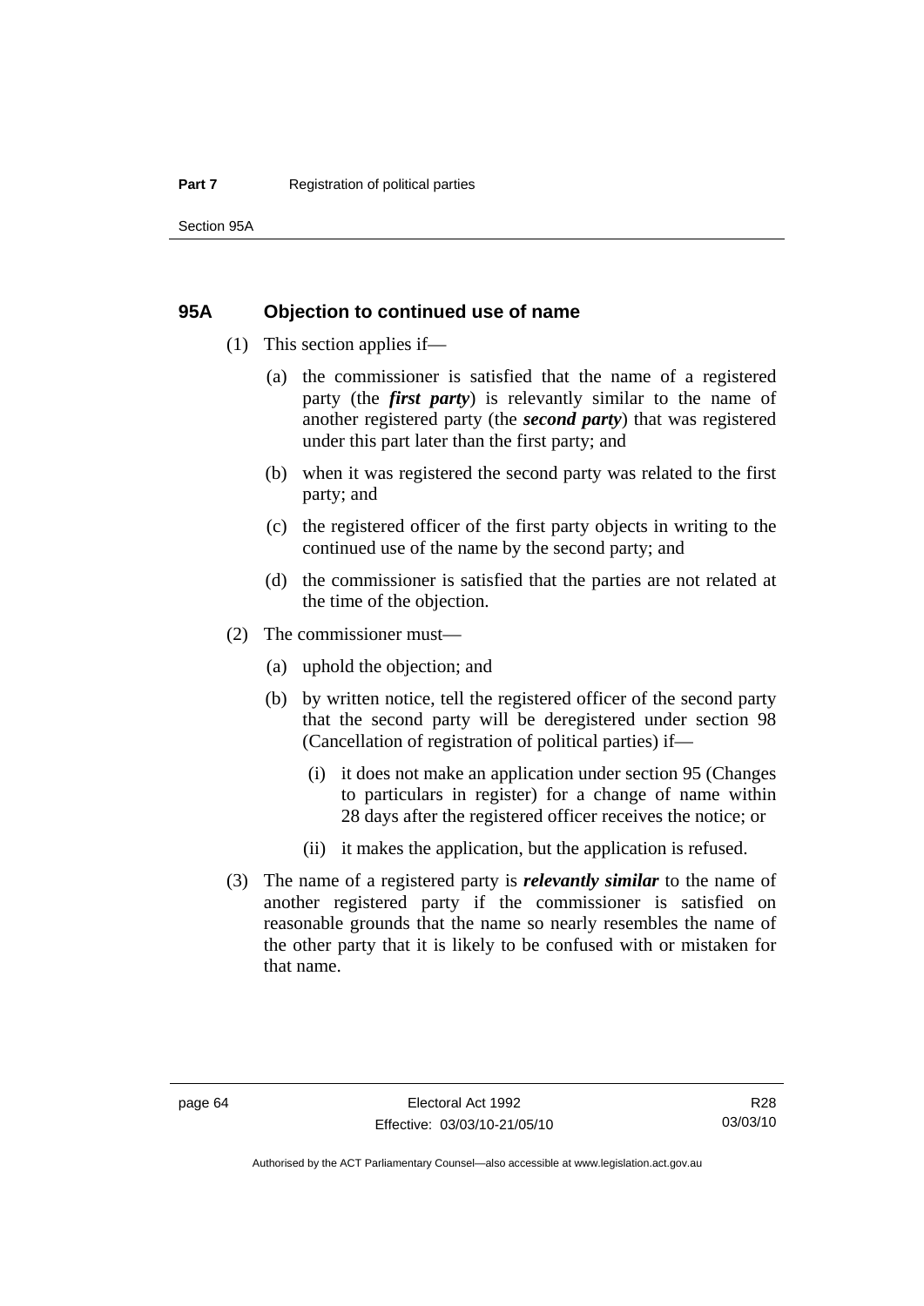## 95A Objection to continued use of name

(1) This section applies if—

(a) the commissioner is satisfied that the name of a registered party (the ***first party***) is relevantly similar to the name of another registered party (the ***second party***) that was registered under this part later than the first party; and

(b) when it was registered the second party was related to the first party; and

(c) the registered officer of the first party objects in writing to the continued use of the name by the second party; and

(d) the commissioner is satisfied that the parties are not related at the time of the objection.

(2) The commissioner must—

(a) uphold the objection; and

(b) by written notice, tell the registered officer of the second party that the second party will be deregistered under section 98 (Cancellation of registration of political parties) if—

(i) it does not make an application under section 95 (Changes to particulars in register) for a change of name within 28 days after the registered officer receives the notice; or

(ii) it makes the application, but the application is refused.

(3) The name of a registered party is ***relevantly similar*** to the name of another registered party if the commissioner is satisfied on reasonable grounds that the name so nearly resembles the name of the other party that it is likely to be confused with or mistaken for that name.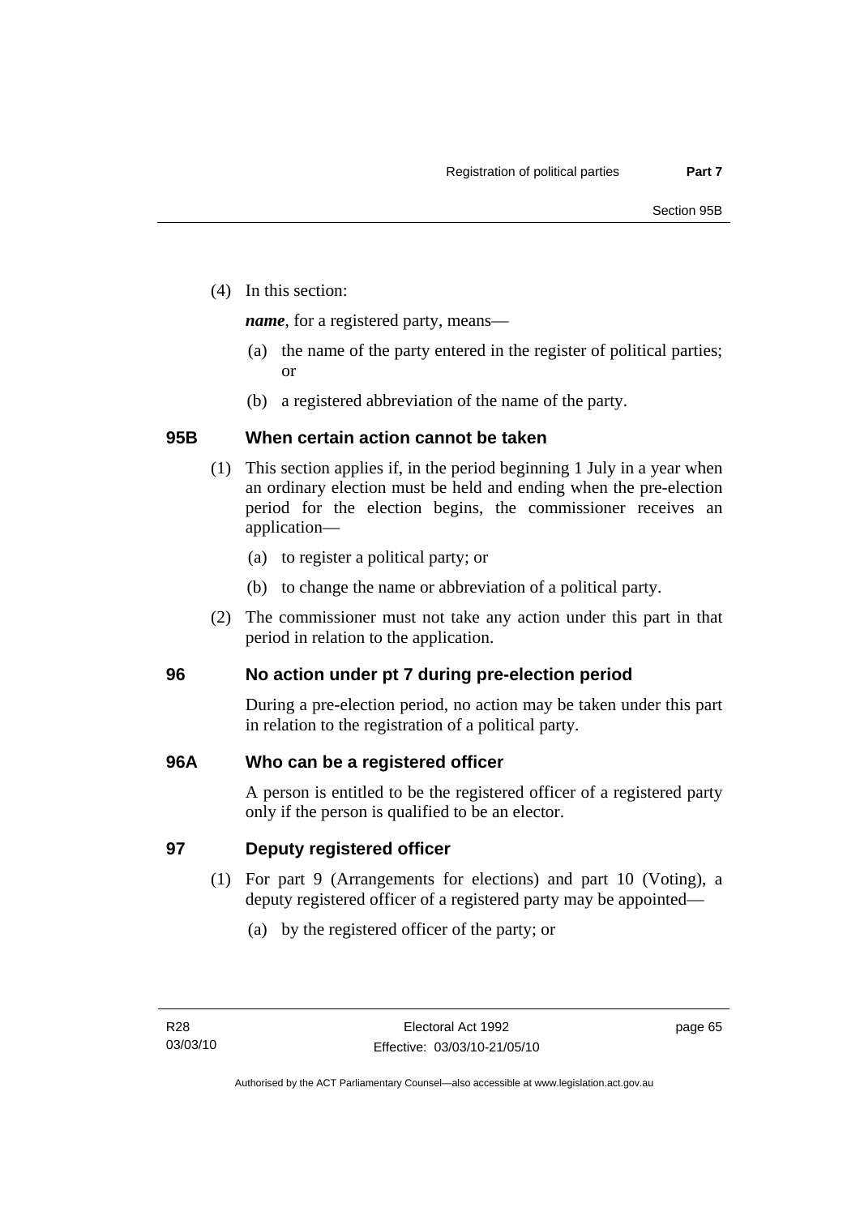(4) In this section:

***name***, for a registered party, means—

(a) the name of the party entered in the register of political parties; or

(b) a registered abbreviation of the name of the party.

## 95B When certain action cannot be taken

(1) This section applies if, in the period beginning 1 July in a year when an ordinary election must be held and ending when the pre-election period for the election begins, the commissioner receives an application—

(a) to register a political party; or

(b) to change the name or abbreviation of a political party.

(2) The commissioner must not take any action under this part in that period in relation to the application.

## 96 No action under pt 7 during pre-election period

During a pre-election period, no action may be taken under this part in relation to the registration of a political party.

## 96A Who can be a registered officer

A person is entitled to be the registered officer of a registered party only if the person is qualified to be an elector.

## 97 Deputy registered officer

(1) For part 9 (Arrangements for elections) and part 10 (Voting), a deputy registered officer of a registered party may be appointed—

(a) by the registered officer of the party; or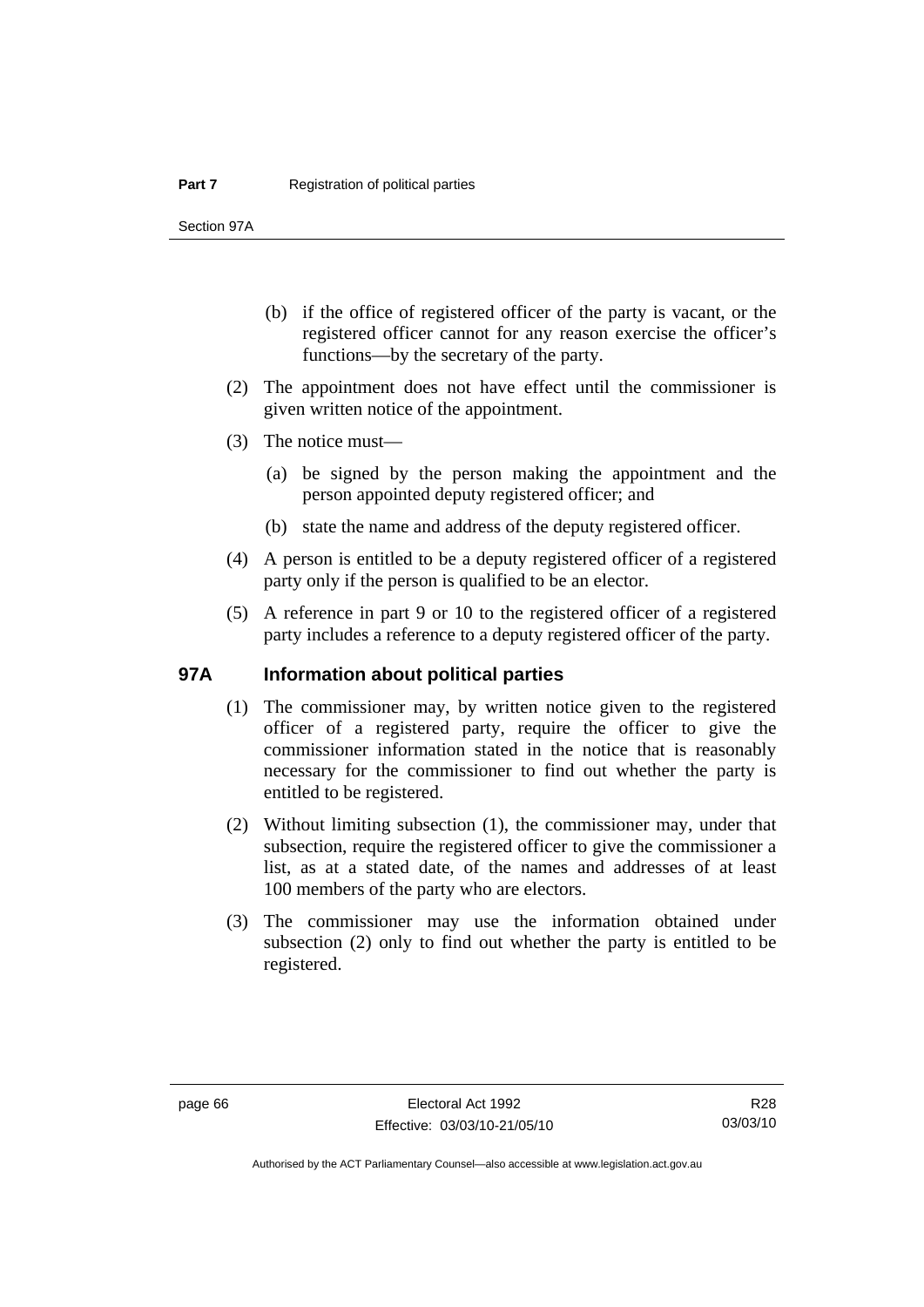(b) if the office of registered officer of the party is vacant, or the registered officer cannot for any reason exercise the officer's functions—by the secretary of the party.

(2) The appointment does not have effect until the commissioner is given written notice of the appointment.

(3) The notice must—

(a) be signed by the person making the appointment and the person appointed deputy registered officer; and

(b) state the name and address of the deputy registered officer.

(4) A person is entitled to be a deputy registered officer of a registered party only if the person is qualified to be an elector.

(5) A reference in part 9 or 10 to the registered officer of a registered party includes a reference to a deputy registered officer of the party.

## 97A Information about political parties

(1) The commissioner may, by written notice given to the registered officer of a registered party, require the officer to give the commissioner information stated in the notice that is reasonably necessary for the commissioner to find out whether the party is entitled to be registered.

(2) Without limiting subsection (1), the commissioner may, under that subsection, require the registered officer to give the commissioner a list, as at a stated date, of the names and addresses of at least 100 members of the party who are electors.

(3) The commissioner may use the information obtained under subsection (2) only to find out whether the party is entitled to be registered.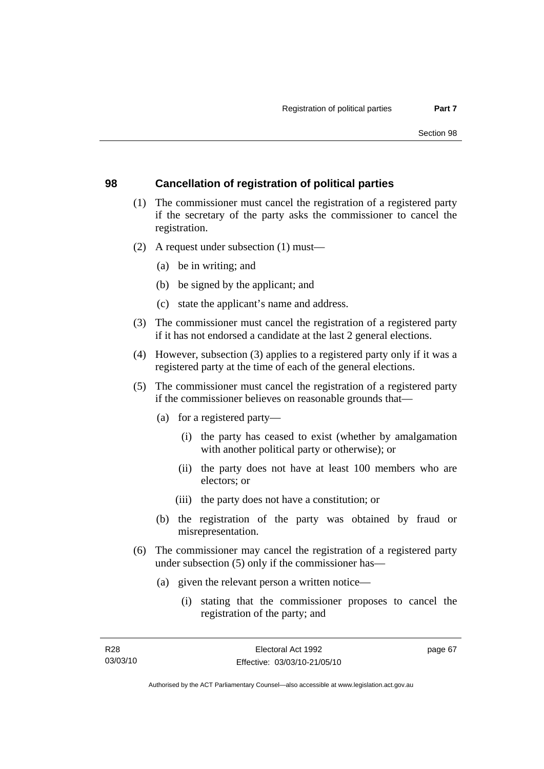## 98 Cancellation of registration of political parties

(1) The commissioner must cancel the registration of a registered party if the secretary of the party asks the commissioner to cancel the registration.

(2) A request under subsection (1) must—

- (a) be in writing; and
- (b) be signed by the applicant; and
- (c) state the applicant's name and address.

(3) The commissioner must cancel the registration of a registered party if it has not endorsed a candidate at the last 2 general elections.

(4) However, subsection (3) applies to a registered party only if it was a registered party at the time of each of the general elections.

(5) The commissioner must cancel the registration of a registered party if the commissioner believes on reasonable grounds that—

- (a) for a registered party—
  - (i) the party has ceased to exist (whether by amalgamation with another political party or otherwise); or
  - (ii) the party does not have at least 100 members who are electors; or
  - (iii) the party does not have a constitution; or
- (b) the registration of the party was obtained by fraud or misrepresentation.

(6) The commissioner may cancel the registration of a registered party under subsection (5) only if the commissioner has—

- (a) given the relevant person a written notice—
  - (i) stating that the commissioner proposes to cancel the registration of the party; and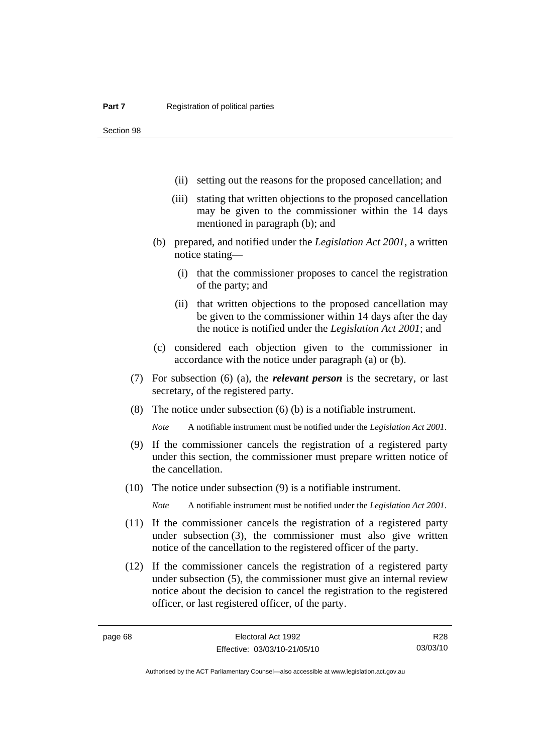(ii) setting out the reasons for the proposed cancellation; and

(iii) stating that written objections to the proposed cancellation may be given to the commissioner within the 14 days mentioned in paragraph (b); and

(b) prepared, and notified under the *Legislation Act 2001*, a written notice stating—

(i) that the commissioner proposes to cancel the registration of the party; and

(ii) that written objections to the proposed cancellation may be given to the commissioner within 14 days after the day the notice is notified under the *Legislation Act 2001*; and

(c) considered each objection given to the commissioner in accordance with the notice under paragraph (a) or (b).

(7) For subsection (6) (a), the ***relevant person*** is the secretary, or last secretary, of the registered party.

(8) The notice under subsection (6) (b) is a notifiable instrument.

*Note* A notifiable instrument must be notified under the *Legislation Act 2001*.

(9) If the commissioner cancels the registration of a registered party under this section, the commissioner must prepare written notice of the cancellation.

(10) The notice under subsection (9) is a notifiable instrument.

*Note* A notifiable instrument must be notified under the *Legislation Act 2001*.

(11) If the commissioner cancels the registration of a registered party under subsection (3), the commissioner must also give written notice of the cancellation to the registered officer of the party.

(12) If the commissioner cancels the registration of a registered party under subsection (5), the commissioner must give an internal review notice about the decision to cancel the registration to the registered officer, or last registered officer, of the party.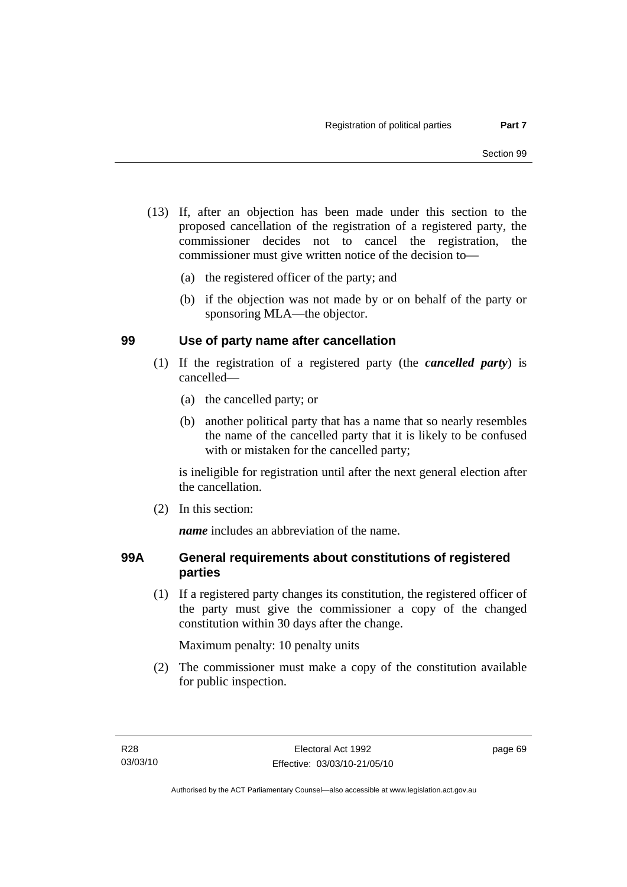(13) If, after an objection has been made under this section to the proposed cancellation of the registration of a registered party, the commissioner decides not to cancel the registration, the commissioner must give written notice of the decision to—

(a) the registered officer of the party; and

(b) if the objection was not made by or on behalf of the party or sponsoring MLA—the objector.

## 99 Use of party name after cancellation

(1) If the registration of a registered party (the ***cancelled party***) is cancelled—

(a) the cancelled party; or

(b) another political party that has a name that so nearly resembles the name of the cancelled party that it is likely to be confused with or mistaken for the cancelled party;

is ineligible for registration until after the next general election after the cancellation.

(2) In this section:

***name*** includes an abbreviation of the name.

## 99A General requirements about constitutions of registered parties

(1) If a registered party changes its constitution, the registered officer of the party must give the commissioner a copy of the changed constitution within 30 days after the change.

Maximum penalty: 10 penalty units

(2) The commissioner must make a copy of the constitution available for public inspection.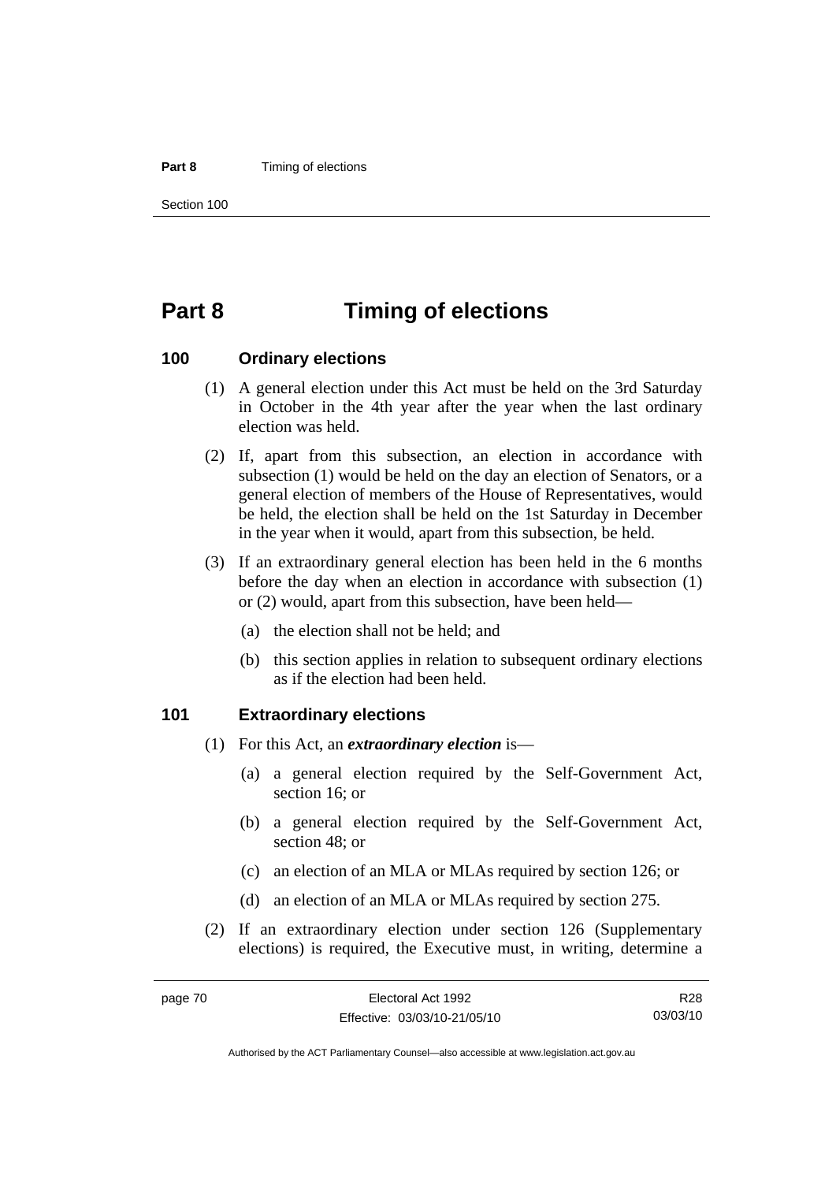# Part 8 Timing of elections

## 100 Ordinary elections

(1) A general election under this Act must be held on the 3rd Saturday in October in the 4th year after the year when the last ordinary election was held.

(2) If, apart from this subsection, an election in accordance with subsection (1) would be held on the day an election of Senators, or a general election of members of the House of Representatives, would be held, the election shall be held on the 1st Saturday in December in the year when it would, apart from this subsection, be held.

(3) If an extraordinary general election has been held in the 6 months before the day when an election in accordance with subsection (1) or (2) would, apart from this subsection, have been held—

(a) the election shall not be held; and

(b) this section applies in relation to subsequent ordinary elections as if the election had been held.

## 101 Extraordinary elections

(1) For this Act, an ***extraordinary election*** is—

(a) a general election required by the Self-Government Act, section 16; or

(b) a general election required by the Self-Government Act, section 48; or

(c) an election of an MLA or MLAs required by section 126; or

(d) an election of an MLA or MLAs required by section 275.

(2) If an extraordinary election under section 126 (Supplementary elections) is required, the Executive must, in writing, determine a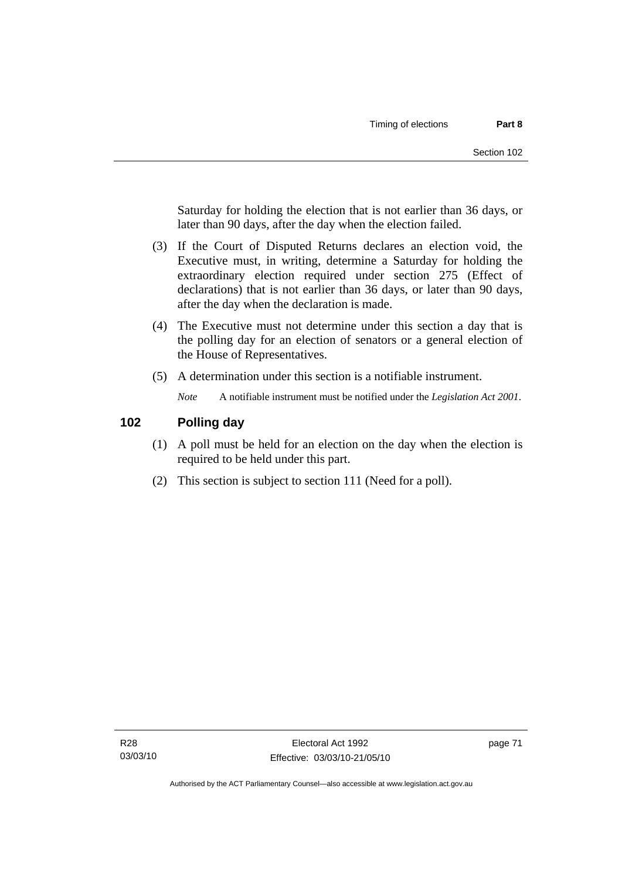Saturday for holding the election that is not earlier than 36 days, or later than 90 days, after the day when the election failed.

(3) If the Court of Disputed Returns declares an election void, the Executive must, in writing, determine a Saturday for holding the extraordinary election required under section 275 (Effect of declarations) that is not earlier than 36 days, or later than 90 days, after the day when the declaration is made.

(4) The Executive must not determine under this section a day that is the polling day for an election of senators or a general election of the House of Representatives.

(5) A determination under this section is a notifiable instrument.

*Note* A notifiable instrument must be notified under the *Legislation Act 2001*.

## 102 Polling day

(1) A poll must be held for an election on the day when the election is required to be held under this part.

(2) This section is subject to section 111 (Need for a poll).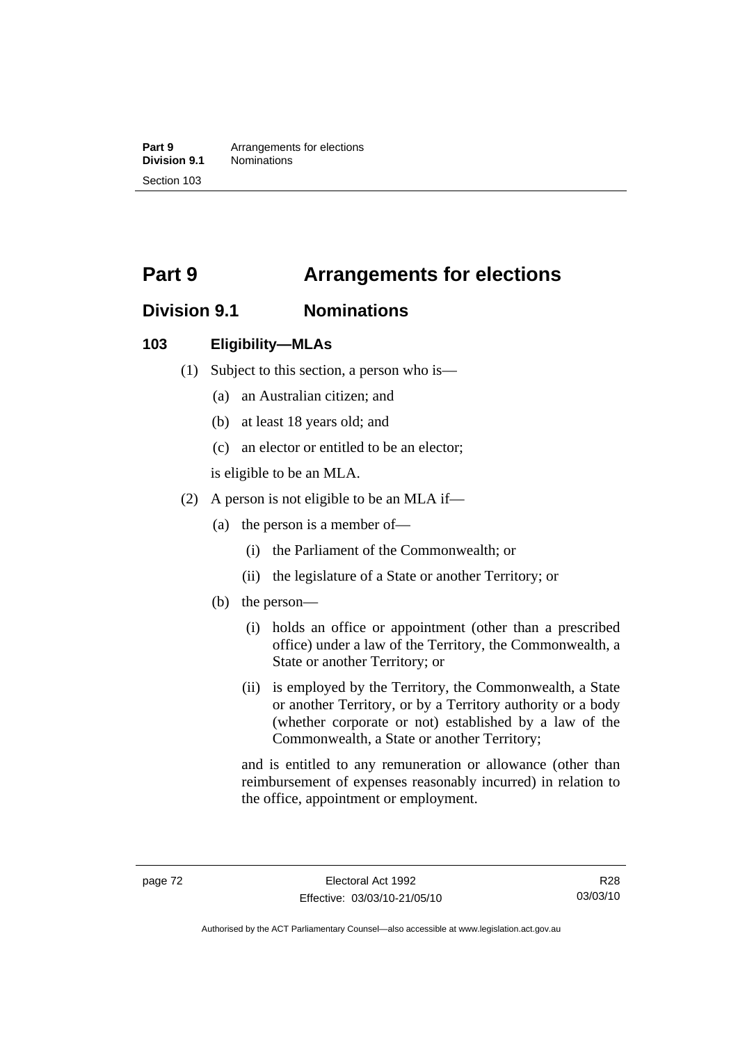# Part 9 Arrangements for elections

## Division 9.1 Nominations

### 103 Eligibility—MLAs

(1) Subject to this section, a person who is—

(a) an Australian citizen; and

(b) at least 18 years old; and

(c) an elector or entitled to be an elector;

is eligible to be an MLA.

(2) A person is not eligible to be an MLA if—

(a) the person is a member of—

(i) the Parliament of the Commonwealth; or

(ii) the legislature of a State or another Territory; or

(b) the person—

(i) holds an office or appointment (other than a prescribed office) under a law of the Territory, the Commonwealth, a State or another Territory; or

(ii) is employed by the Territory, the Commonwealth, a State or another Territory, or by a Territory authority or a body (whether corporate or not) established by a law of the Commonwealth, a State or another Territory;

and is entitled to any remuneration or allowance (other than reimbursement of expenses reasonably incurred) in relation to the office, appointment or employment.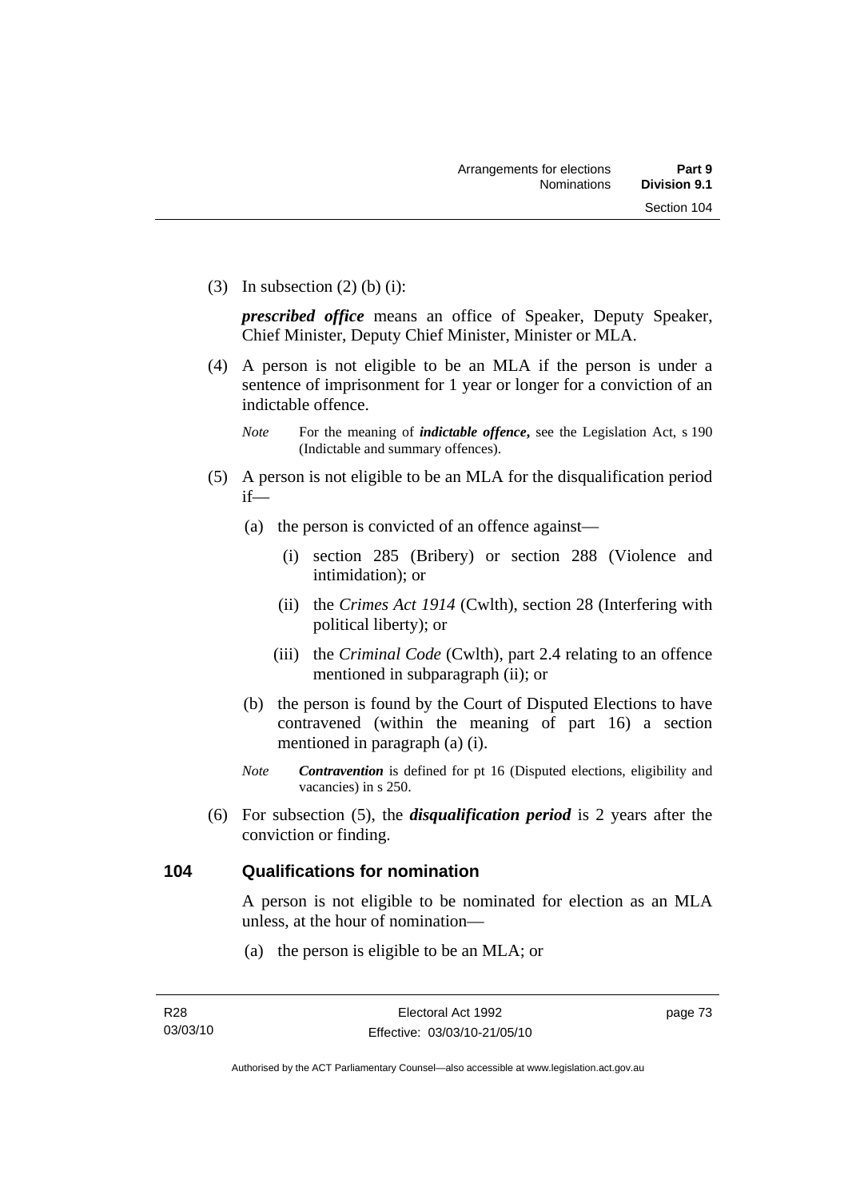(3) In subsection (2) (b) (i):

***prescribed office*** means an office of Speaker, Deputy Speaker, Chief Minister, Deputy Chief Minister, Minister or MLA.

(4) A person is not eligible to be an MLA if the person is under a sentence of imprisonment for 1 year or longer for a conviction of an indictable offence.

*Note* For the meaning of ***indictable offence***, see the Legislation Act, s 190 (Indictable and summary offences).

(5) A person is not eligible to be an MLA for the disqualification period if—

(a) the person is convicted of an offence against—

(i) section 285 (Bribery) or section 288 (Violence and intimidation); or

(ii) the *Crimes Act 1914* (Cwlth), section 28 (Interfering with political liberty); or

(iii) the *Criminal Code* (Cwlth), part 2.4 relating to an offence mentioned in subparagraph (ii); or

(b) the person is found by the Court of Disputed Elections to have contravened (within the meaning of part 16) a section mentioned in paragraph (a) (i).

*Note* ***Contravention*** is defined for pt 16 (Disputed elections, eligibility and vacancies) in s 250.

(6) For subsection (5), the ***disqualification period*** is 2 years after the conviction or finding.

## 104 Qualifications for nomination

A person is not eligible to be nominated for election as an MLA unless, at the hour of nomination—

(a) the person is eligible to be an MLA; or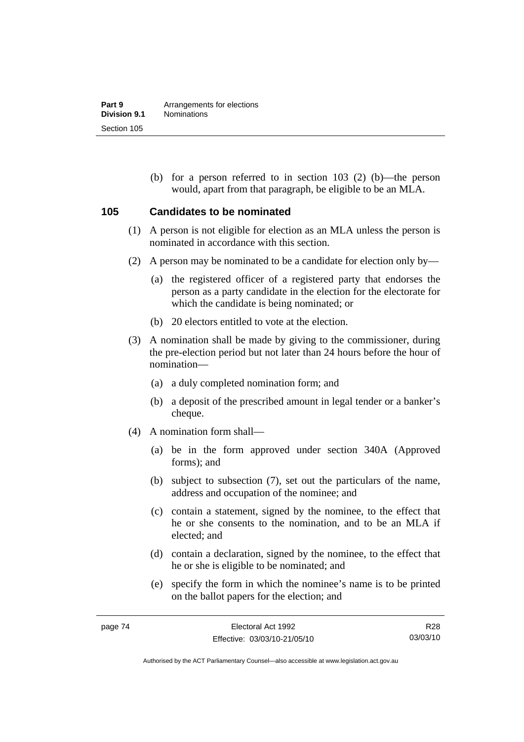(b) for a person referred to in section 103 (2) (b)—the person would, apart from that paragraph, be eligible to be an MLA.

## 105 Candidates to be nominated

(1) A person is not eligible for election as an MLA unless the person is nominated in accordance with this section.

(2) A person may be nominated to be a candidate for election only by—

(a) the registered officer of a registered party that endorses the person as a party candidate in the election for the electorate for which the candidate is being nominated; or

(b) 20 electors entitled to vote at the election.

(3) A nomination shall be made by giving to the commissioner, during the pre-election period but not later than 24 hours before the hour of nomination—

(a) a duly completed nomination form; and

(b) a deposit of the prescribed amount in legal tender or a banker's cheque.

(4) A nomination form shall—

(a) be in the form approved under section 340A (Approved forms); and

(b) subject to subsection (7), set out the particulars of the name, address and occupation of the nominee; and

(c) contain a statement, signed by the nominee, to the effect that he or she consents to the nomination, and to be an MLA if elected; and

(d) contain a declaration, signed by the nominee, to the effect that he or she is eligible to be nominated; and

(e) specify the form in which the nominee's name is to be printed on the ballot papers for the election; and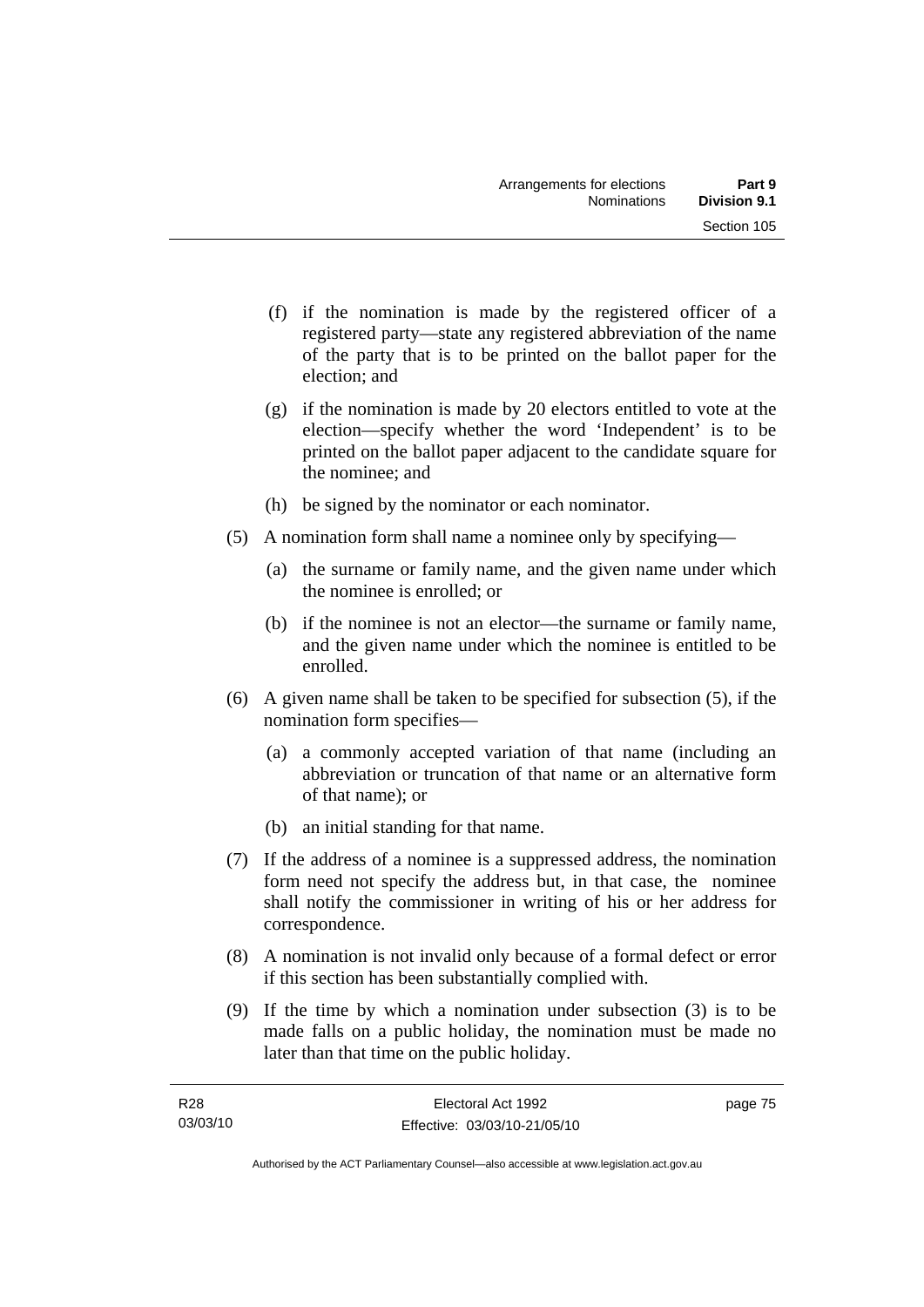(f) if the nomination is made by the registered officer of a registered party—state any registered abbreviation of the name of the party that is to be printed on the ballot paper for the election; and

(g) if the nomination is made by 20 electors entitled to vote at the election—specify whether the word 'Independent' is to be printed on the ballot paper adjacent to the candidate square for the nominee; and

(h) be signed by the nominator or each nominator.

(5) A nomination form shall name a nominee only by specifying—

(a) the surname or family name, and the given name under which the nominee is enrolled; or

(b) if the nominee is not an elector—the surname or family name, and the given name under which the nominee is entitled to be enrolled.

(6) A given name shall be taken to be specified for subsection (5), if the nomination form specifies—

(a) a commonly accepted variation of that name (including an abbreviation or truncation of that name or an alternative form of that name); or

(b) an initial standing for that name.

(7) If the address of a nominee is a suppressed address, the nomination form need not specify the address but, in that case, the nominee shall notify the commissioner in writing of his or her address for correspondence.

(8) A nomination is not invalid only because of a formal defect or error if this section has been substantially complied with.

(9) If the time by which a nomination under subsection (3) is to be made falls on a public holiday, the nomination must be made no later than that time on the public holiday.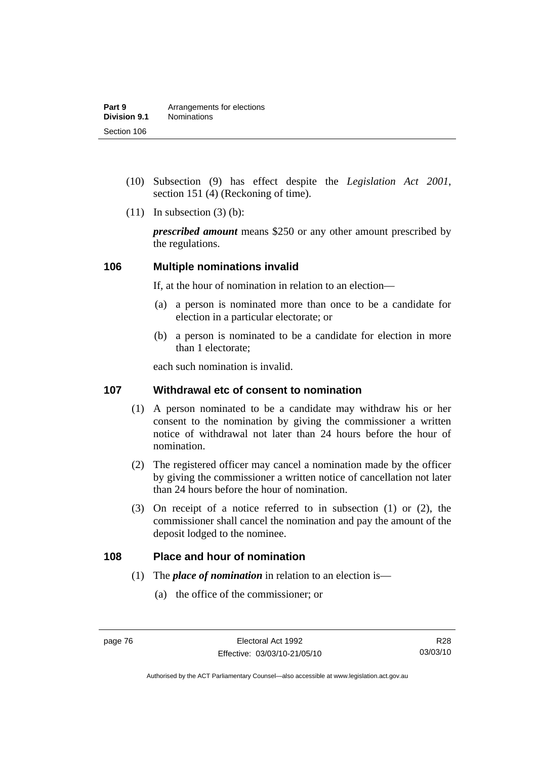(10) Subsection (9) has effect despite the *Legislation Act 2001*, section 151 (4) (Reckoning of time).

(11) In subsection (3) (b):

***prescribed amount*** means $250 or any other amount prescribed by the regulations.

## 106 Multiple nominations invalid

If, at the hour of nomination in relation to an election—

(a) a person is nominated more than once to be a candidate for election in a particular electorate; or

(b) a person is nominated to be a candidate for election in more than 1 electorate;

each such nomination is invalid.

## 107 Withdrawal etc of consent to nomination

(1) A person nominated to be a candidate may withdraw his or her consent to the nomination by giving the commissioner a written notice of withdrawal not later than 24 hours before the hour of nomination.

(2) The registered officer may cancel a nomination made by the officer by giving the commissioner a written notice of cancellation not later than 24 hours before the hour of nomination.

(3) On receipt of a notice referred to in subsection (1) or (2), the commissioner shall cancel the nomination and pay the amount of the deposit lodged to the nominee.

## 108 Place and hour of nomination

(1) The ***place of nomination*** in relation to an election is—

(a) the office of the commissioner; or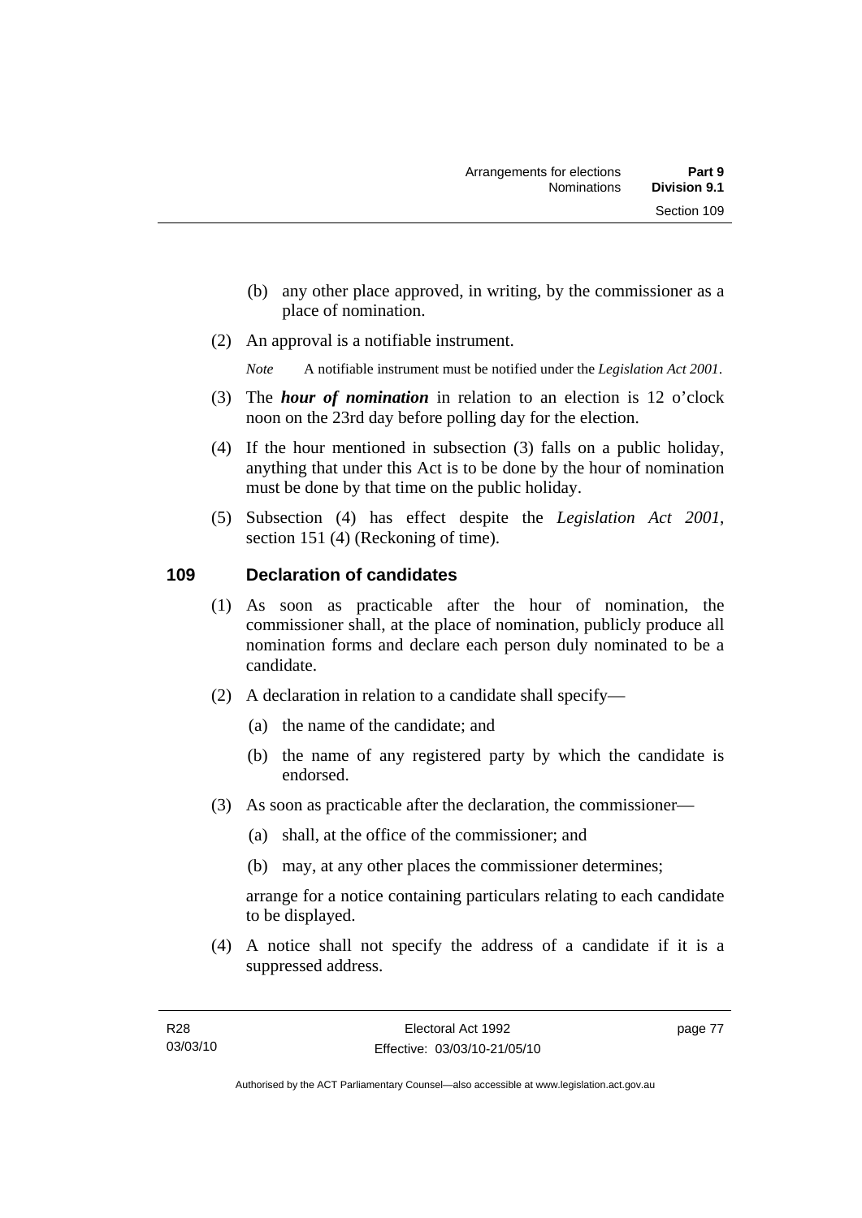(b) any other place approved, in writing, by the commissioner as a place of nomination.

(2) An approval is a notifiable instrument.

*Note* A notifiable instrument must be notified under the *Legislation Act 2001*.

(3) The ***hour of nomination*** in relation to an election is 12 o'clock noon on the 23rd day before polling day for the election.

(4) If the hour mentioned in subsection (3) falls on a public holiday, anything that under this Act is to be done by the hour of nomination must be done by that time on the public holiday.

(5) Subsection (4) has effect despite the *Legislation Act 2001*, section 151 (4) (Reckoning of time).

## 109 Declaration of candidates

(1) As soon as practicable after the hour of nomination, the commissioner shall, at the place of nomination, publicly produce all nomination forms and declare each person duly nominated to be a candidate.

(2) A declaration in relation to a candidate shall specify—

(a) the name of the candidate; and

(b) the name of any registered party by which the candidate is endorsed.

(3) As soon as practicable after the declaration, the commissioner—

(a) shall, at the office of the commissioner; and

(b) may, at any other places the commissioner determines;

arrange for a notice containing particulars relating to each candidate to be displayed.

(4) A notice shall not specify the address of a candidate if it is a suppressed address.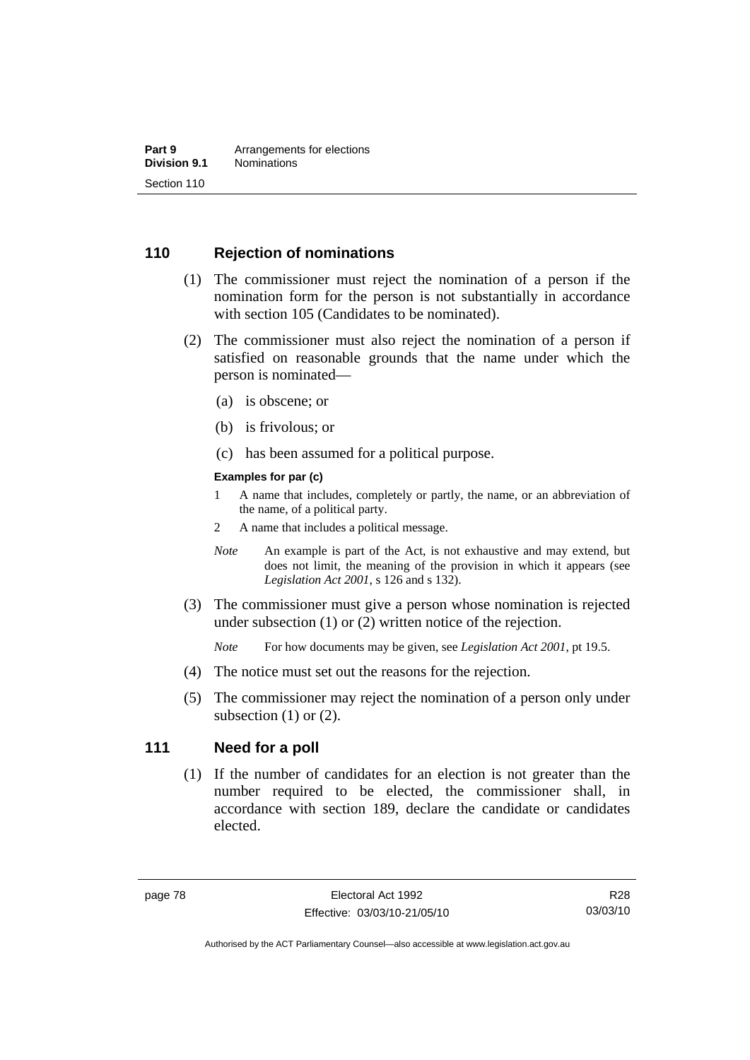## 110 Rejection of nominations

(1) The commissioner must reject the nomination of a person if the nomination form for the person is not substantially in accordance with section 105 (Candidates to be nominated).

(2) The commissioner must also reject the nomination of a person if satisfied on reasonable grounds that the name under which the person is nominated—

(a) is obscene; or

(b) is frivolous; or

(c) has been assumed for a political purpose.

**Examples for par (c)**

1 A name that includes, completely or partly, the name, or an abbreviation of the name, of a political party.

2 A name that includes a political message.

*Note* An example is part of the Act, is not exhaustive and may extend, but does not limit, the meaning of the provision in which it appears (see *Legislation Act 2001*, s 126 and s 132).

(3) The commissioner must give a person whose nomination is rejected under subsection (1) or (2) written notice of the rejection.

*Note* For how documents may be given, see *Legislation Act 2001*, pt 19.5.

(4) The notice must set out the reasons for the rejection.

(5) The commissioner may reject the nomination of a person only under subsection (1) or (2).

## 111 Need for a poll

(1) If the number of candidates for an election is not greater than the number required to be elected, the commissioner shall, in accordance with section 189, declare the candidate or candidates elected.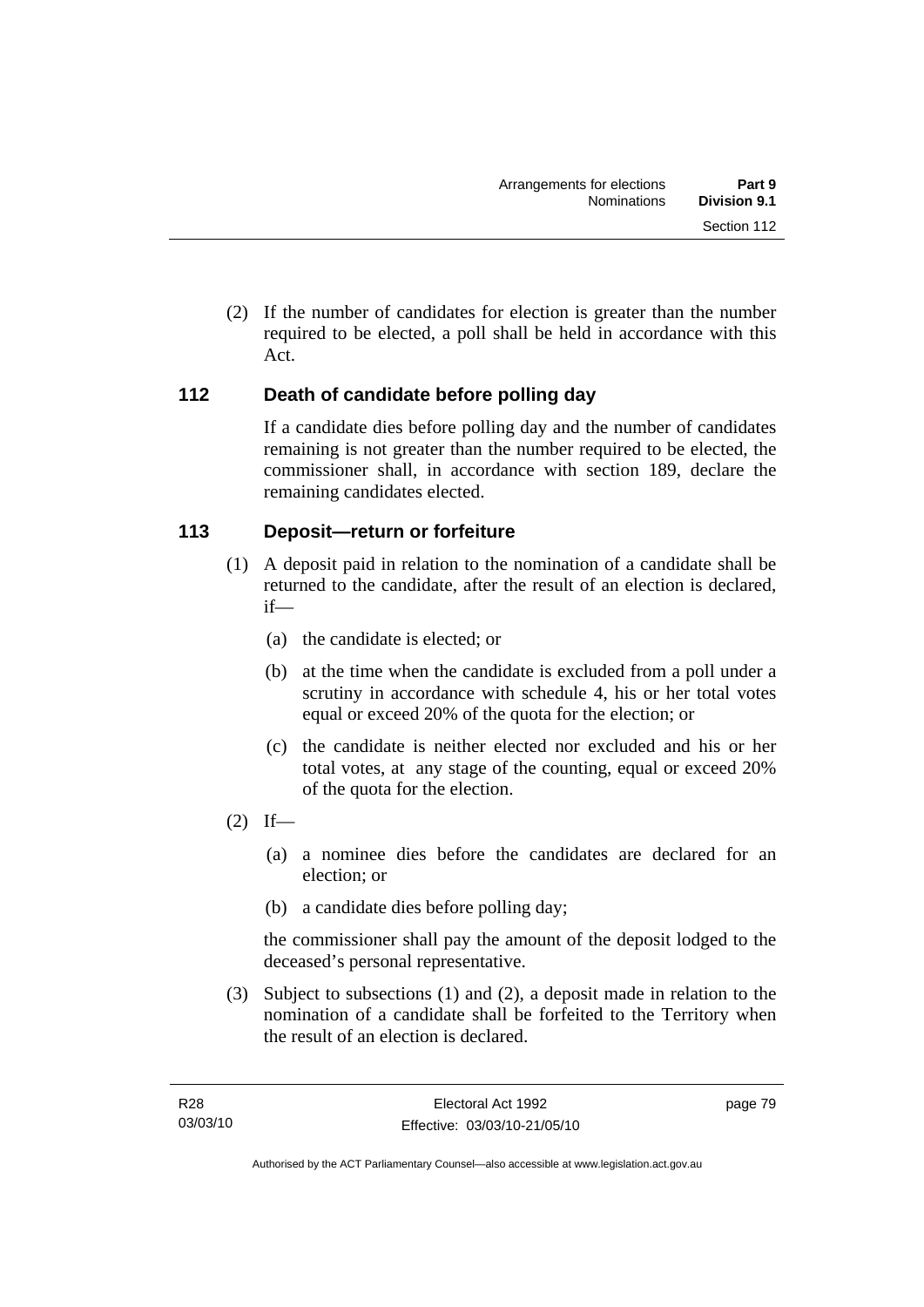(2) If the number of candidates for election is greater than the number required to be elected, a poll shall be held in accordance with this Act.

## 112 Death of candidate before polling day

If a candidate dies before polling day and the number of candidates remaining is not greater than the number required to be elected, the commissioner shall, in accordance with section 189, declare the remaining candidates elected.

## 113 Deposit—return or forfeiture

(1) A deposit paid in relation to the nomination of a candidate shall be returned to the candidate, after the result of an election is declared, if—

(a) the candidate is elected; or

(b) at the time when the candidate is excluded from a poll under a scrutiny in accordance with schedule 4, his or her total votes equal or exceed 20% of the quota for the election; or

(c) the candidate is neither elected nor excluded and his or her total votes, at any stage of the counting, equal or exceed 20% of the quota for the election.

(2) If—

(a) a nominee dies before the candidates are declared for an election; or

(b) a candidate dies before polling day;

the commissioner shall pay the amount of the deposit lodged to the deceased's personal representative.

(3) Subject to subsections (1) and (2), a deposit made in relation to the nomination of a candidate shall be forfeited to the Territory when the result of an election is declared.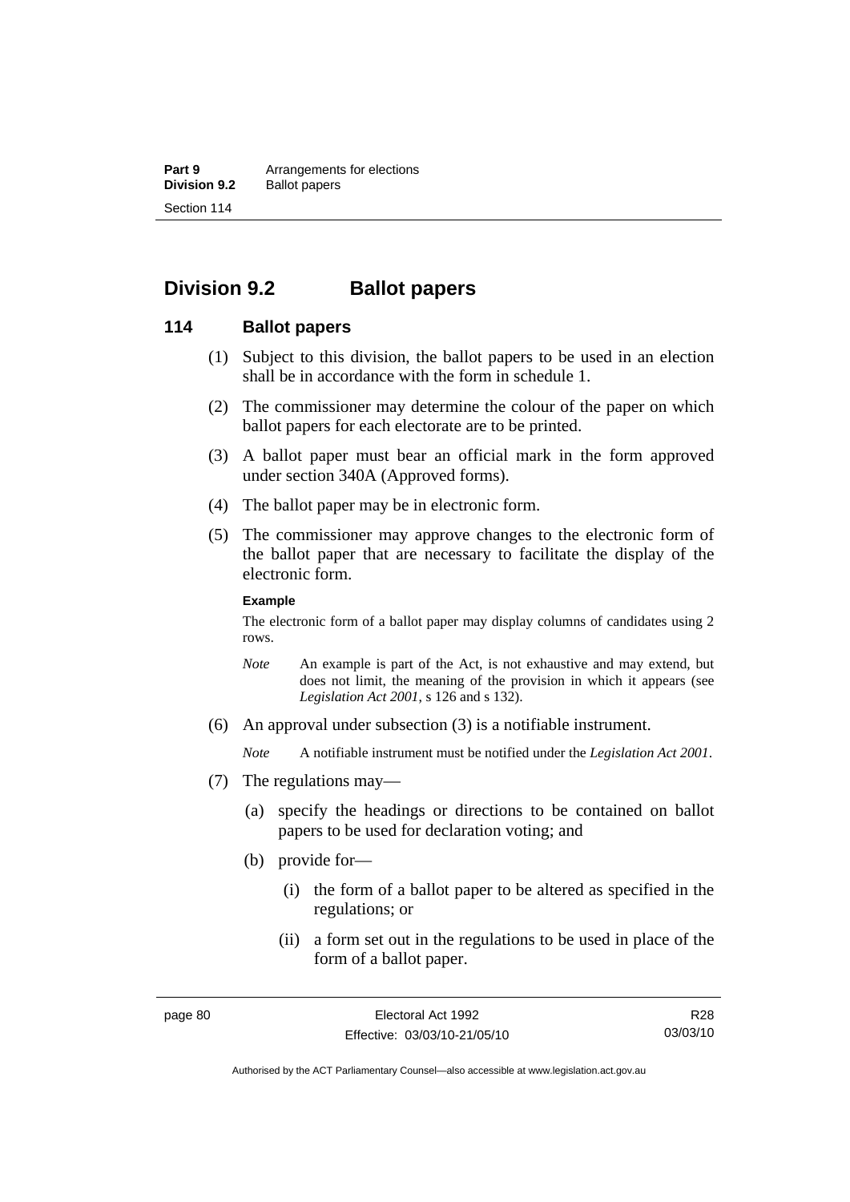## Division 9.2 Ballot papers

### 114 Ballot papers

(1) Subject to this division, the ballot papers to be used in an election shall be in accordance with the form in schedule 1.

(2) The commissioner may determine the colour of the paper on which ballot papers for each electorate are to be printed.

(3) A ballot paper must bear an official mark in the form approved under section 340A (Approved forms).

(4) The ballot paper may be in electronic form.

(5) The commissioner may approve changes to the electronic form of the ballot paper that are necessary to facilitate the display of the electronic form.

**Example**

The electronic form of a ballot paper may display columns of candidates using 2 rows.

*Note* An example is part of the Act, is not exhaustive and may extend, but does not limit, the meaning of the provision in which it appears (see *Legislation Act 2001*, s 126 and s 132).

(6) An approval under subsection (3) is a notifiable instrument.

*Note* A notifiable instrument must be notified under the *Legislation Act 2001*.

(7) The regulations may—

(a) specify the headings or directions to be contained on ballot papers to be used for declaration voting; and

(b) provide for—

(i) the form of a ballot paper to be altered as specified in the regulations; or

(ii) a form set out in the regulations to be used in place of the form of a ballot paper.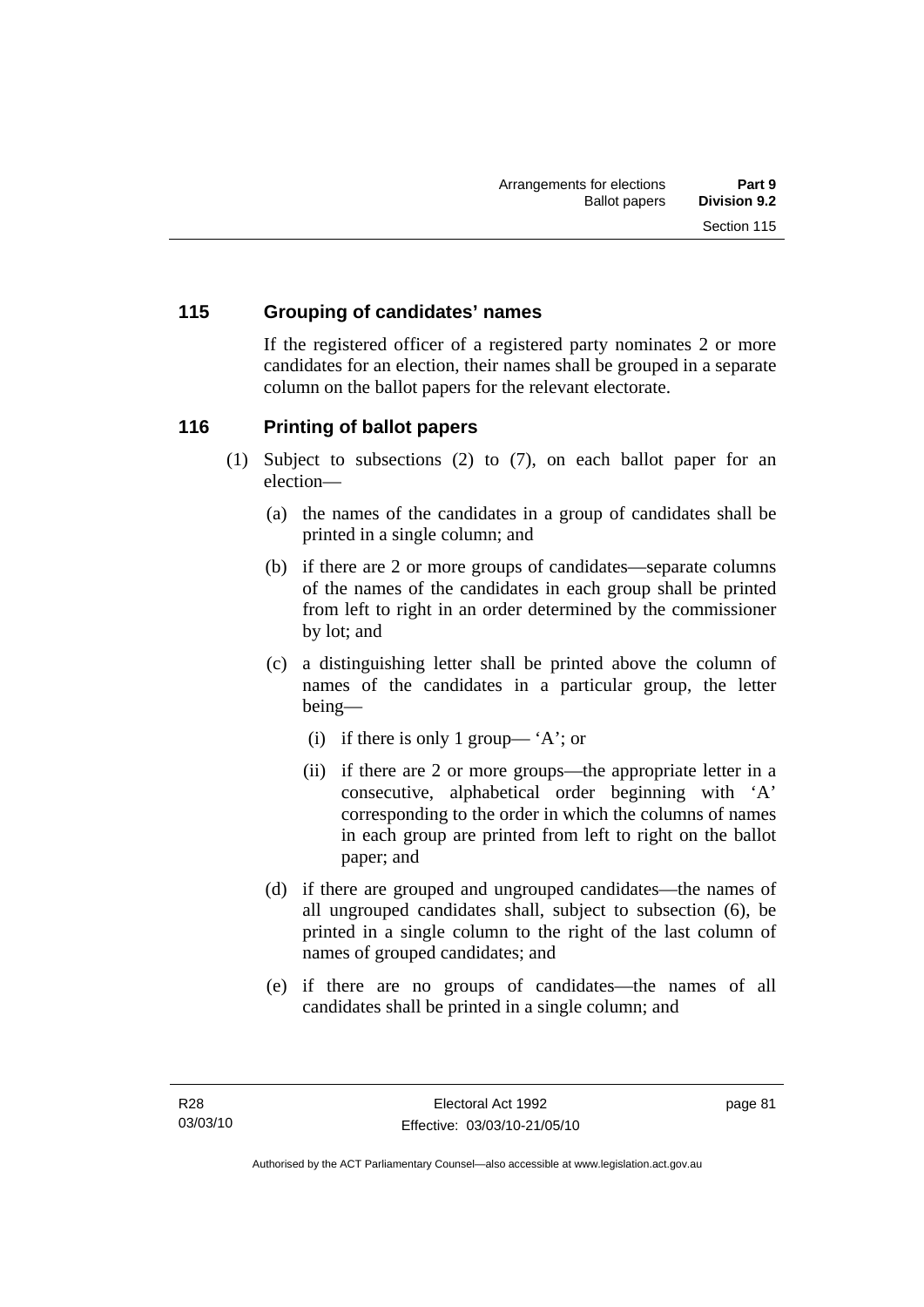## 115 Grouping of candidates' names

If the registered officer of a registered party nominates 2 or more candidates for an election, their names shall be grouped in a separate column on the ballot papers for the relevant electorate.

## 116 Printing of ballot papers

(1) Subject to subsections (2) to (7), on each ballot paper for an election—

(a) the names of the candidates in a group of candidates shall be printed in a single column; and

(b) if there are 2 or more groups of candidates—separate columns of the names of the candidates in each group shall be printed from left to right in an order determined by the commissioner by lot; and

(c) a distinguishing letter shall be printed above the column of names of the candidates in a particular group, the letter being—

(i) if there is only 1 group— 'A'; or

(ii) if there are 2 or more groups—the appropriate letter in a consecutive, alphabetical order beginning with 'A' corresponding to the order in which the columns of names in each group are printed from left to right on the ballot paper; and

(d) if there are grouped and ungrouped candidates—the names of all ungrouped candidates shall, subject to subsection (6), be printed in a single column to the right of the last column of names of grouped candidates; and

(e) if there are no groups of candidates—the names of all candidates shall be printed in a single column; and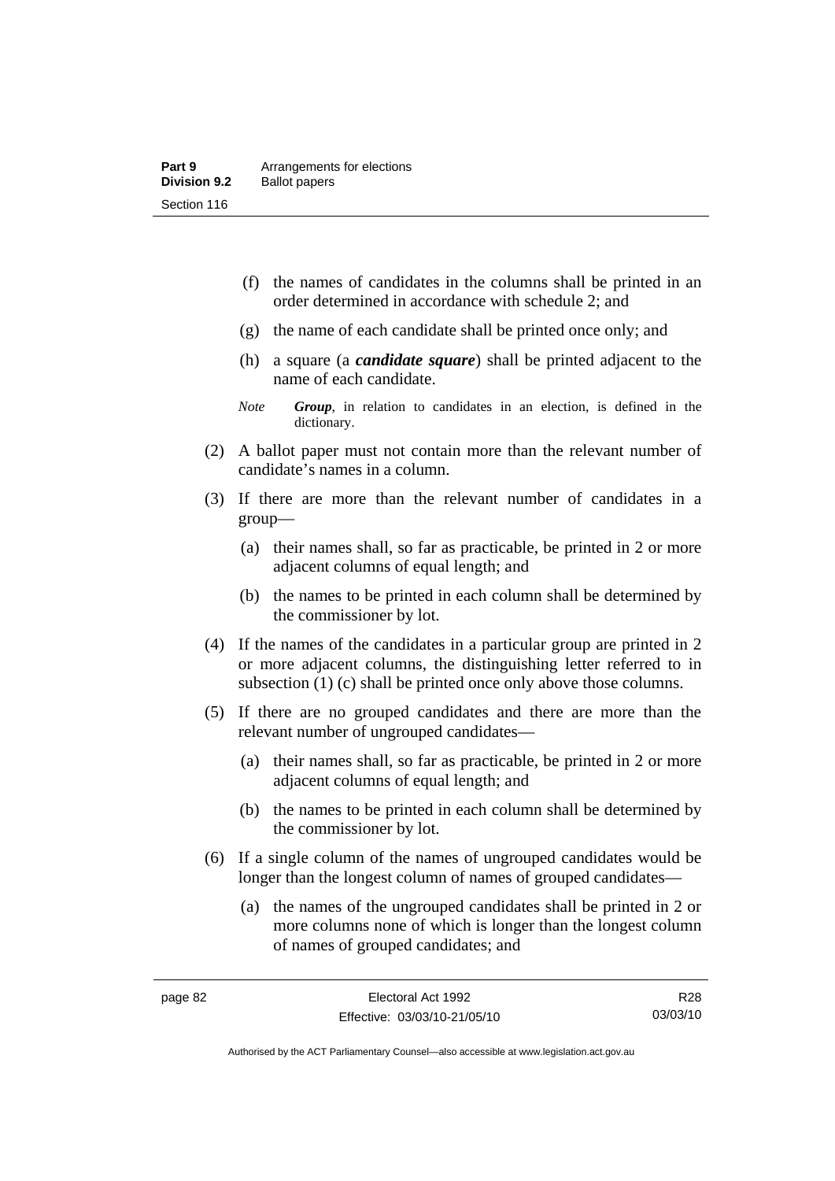(f) the names of candidates in the columns shall be printed in an order determined in accordance with schedule 2; and

(g) the name of each candidate shall be printed once only; and

(h) a square (a ***candidate square***) shall be printed adjacent to the name of each candidate.

*Note* ***Group***, in relation to candidates in an election, is defined in the dictionary.

(2) A ballot paper must not contain more than the relevant number of candidate's names in a column.

(3) If there are more than the relevant number of candidates in a group—

(a) their names shall, so far as practicable, be printed in 2 or more adjacent columns of equal length; and

(b) the names to be printed in each column shall be determined by the commissioner by lot.

(4) If the names of the candidates in a particular group are printed in 2 or more adjacent columns, the distinguishing letter referred to in subsection (1) (c) shall be printed once only above those columns.

(5) If there are no grouped candidates and there are more than the relevant number of ungrouped candidates—

(a) their names shall, so far as practicable, be printed in 2 or more adjacent columns of equal length; and

(b) the names to be printed in each column shall be determined by the commissioner by lot.

(6) If a single column of the names of ungrouped candidates would be longer than the longest column of names of grouped candidates—

(a) the names of the ungrouped candidates shall be printed in 2 or more columns none of which is longer than the longest column of names of grouped candidates; and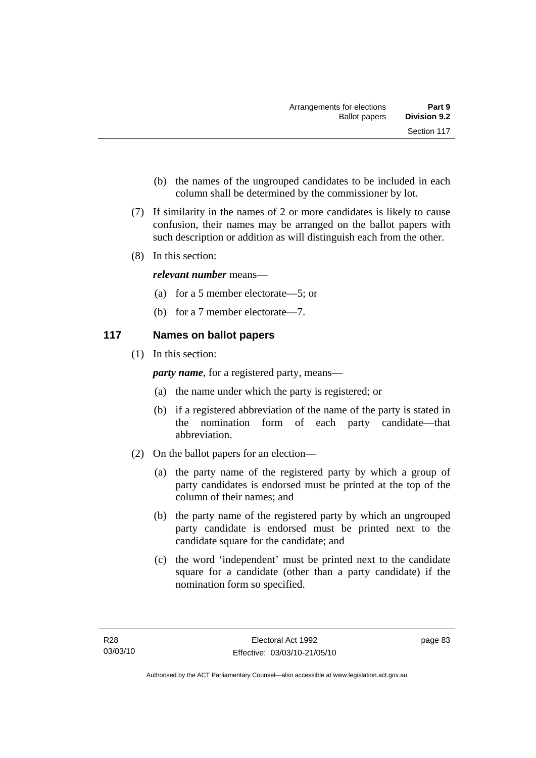(b) the names of the ungrouped candidates to be included in each column shall be determined by the commissioner by lot.

(7) If similarity in the names of 2 or more candidates is likely to cause confusion, their names may be arranged on the ballot papers with such description or addition as will distinguish each from the other.

(8) In this section:

***relevant number*** means—

(a) for a 5 member electorate—5; or

(b) for a 7 member electorate—7.

## 117 Names on ballot papers

(1) In this section:

***party name***, for a registered party, means—

(a) the name under which the party is registered; or

(b) if a registered abbreviation of the name of the party is stated in the nomination form of each party candidate—that abbreviation.

(2) On the ballot papers for an election—

(a) the party name of the registered party by which a group of party candidates is endorsed must be printed at the top of the column of their names; and

(b) the party name of the registered party by which an ungrouped party candidate is endorsed must be printed next to the candidate square for the candidate; and

(c) the word 'independent' must be printed next to the candidate square for a candidate (other than a party candidate) if the nomination form so specified.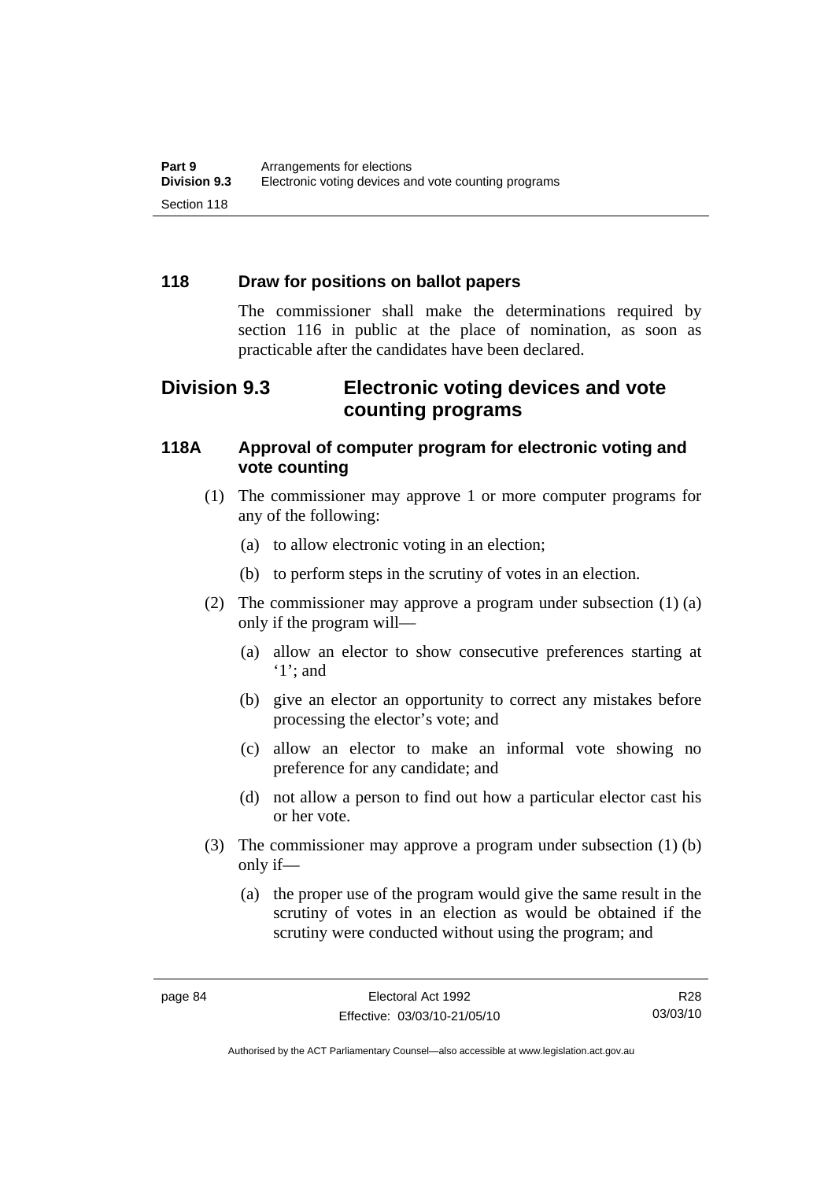### 118 Draw for positions on ballot papers

The commissioner shall make the determinations required by section 116 in public at the place of nomination, as soon as practicable after the candidates have been declared.

## Division 9.3 Electronic voting devices and vote counting programs

### 118A Approval of computer program for electronic voting and vote counting

(1) The commissioner may approve 1 or more computer programs for any of the following:

- (a) to allow electronic voting in an election;
- (b) to perform steps in the scrutiny of votes in an election.

(2) The commissioner may approve a program under subsection (1) (a) only if the program will—

- (a) allow an elector to show consecutive preferences starting at '1'; and
- (b) give an elector an opportunity to correct any mistakes before processing the elector's vote; and
- (c) allow an elector to make an informal vote showing no preference for any candidate; and
- (d) not allow a person to find out how a particular elector cast his or her vote.

(3) The commissioner may approve a program under subsection (1) (b) only if—

- (a) the proper use of the program would give the same result in the scrutiny of votes in an election as would be obtained if the scrutiny were conducted without using the program; and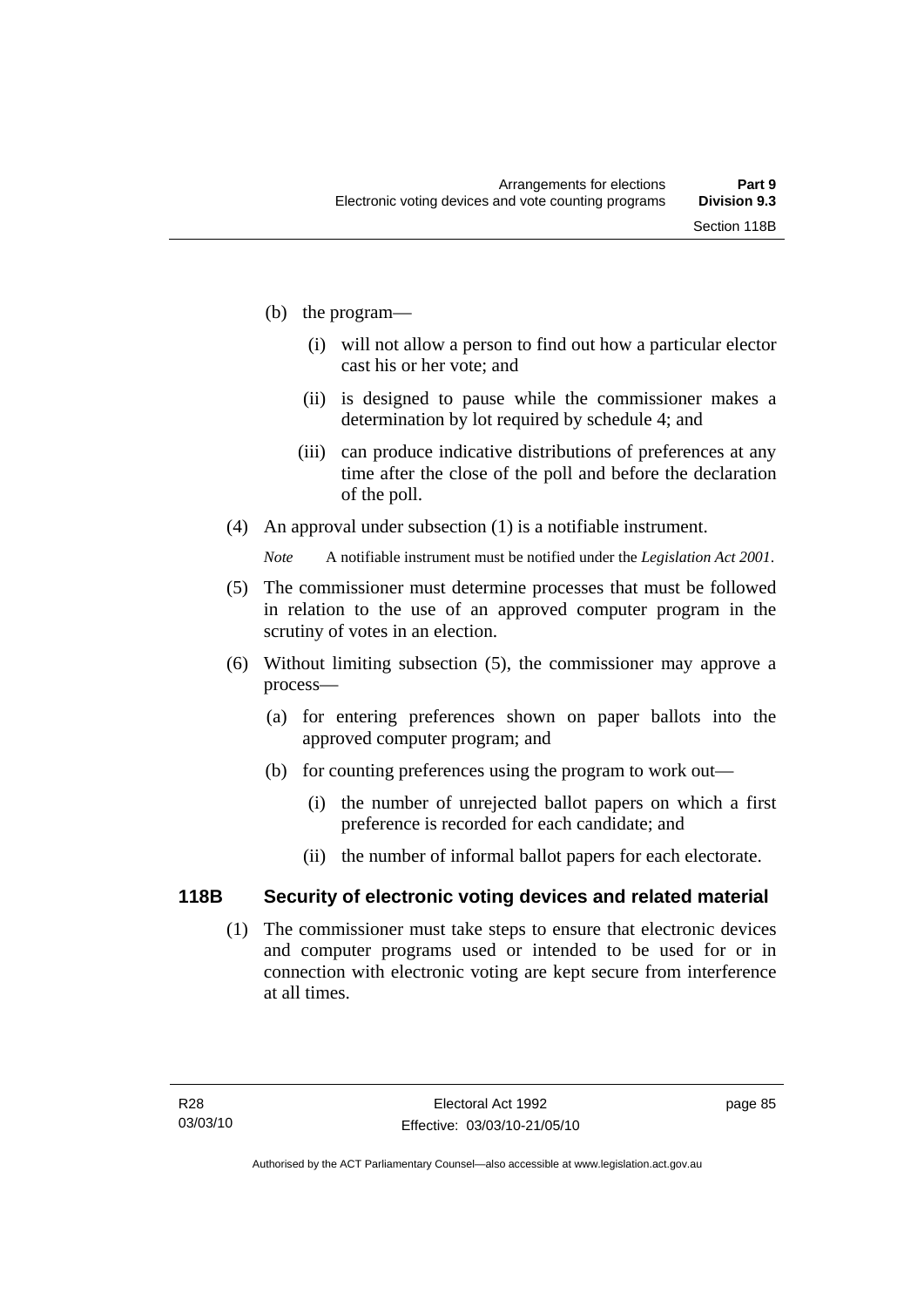(b) the program—

   (i) will not allow a person to find out how a particular elector cast his or her vote; and

   (ii) is designed to pause while the commissioner makes a determination by lot required by schedule 4; and

   (iii) can produce indicative distributions of preferences at any time after the close of the poll and before the declaration of the poll.

(4) An approval under subsection (1) is a notifiable instrument.

*Note* A notifiable instrument must be notified under the *Legislation Act 2001*.

(5) The commissioner must determine processes that must be followed in relation to the use of an approved computer program in the scrutiny of votes in an election.

(6) Without limiting subsection (5), the commissioner may approve a process—

   (a) for entering preferences shown on paper ballots into the approved computer program; and

   (b) for counting preferences using the program to work out—

      (i) the number of unrejected ballot papers on which a first preference is recorded for each candidate; and

      (ii) the number of informal ballot papers for each electorate.

## 118B Security of electronic voting devices and related material

(1) The commissioner must take steps to ensure that electronic devices and computer programs used or intended to be used for or in connection with electronic voting are kept secure from interference at all times.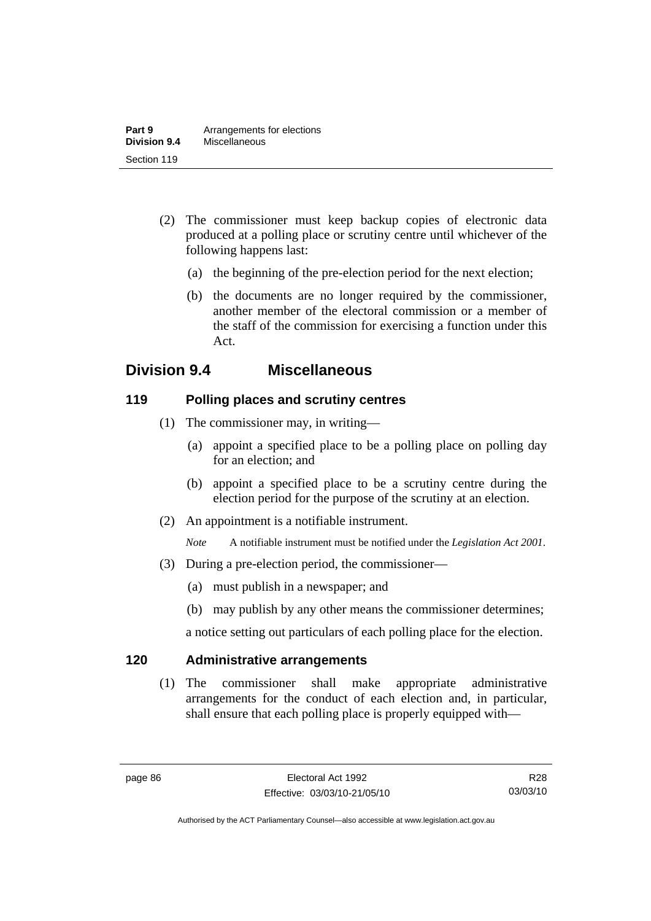(2) The commissioner must keep backup copies of electronic data produced at a polling place or scrutiny centre until whichever of the following happens last:

(a) the beginning of the pre-election period for the next election;

(b) the documents are no longer required by the commissioner, another member of the electoral commission or a member of the staff of the commission for exercising a function under this Act.

## Division 9.4 Miscellaneous

### 119 Polling places and scrutiny centres

(1) The commissioner may, in writing—

(a) appoint a specified place to be a polling place on polling day for an election; and

(b) appoint a specified place to be a scrutiny centre during the election period for the purpose of the scrutiny at an election.

(2) An appointment is a notifiable instrument.

*Note* A notifiable instrument must be notified under the *Legislation Act 2001*.

(3) During a pre-election period, the commissioner—

(a) must publish in a newspaper; and

(b) may publish by any other means the commissioner determines;

a notice setting out particulars of each polling place for the election.

### 120 Administrative arrangements

(1) The commissioner shall make appropriate administrative arrangements for the conduct of each election and, in particular, shall ensure that each polling place is properly equipped with—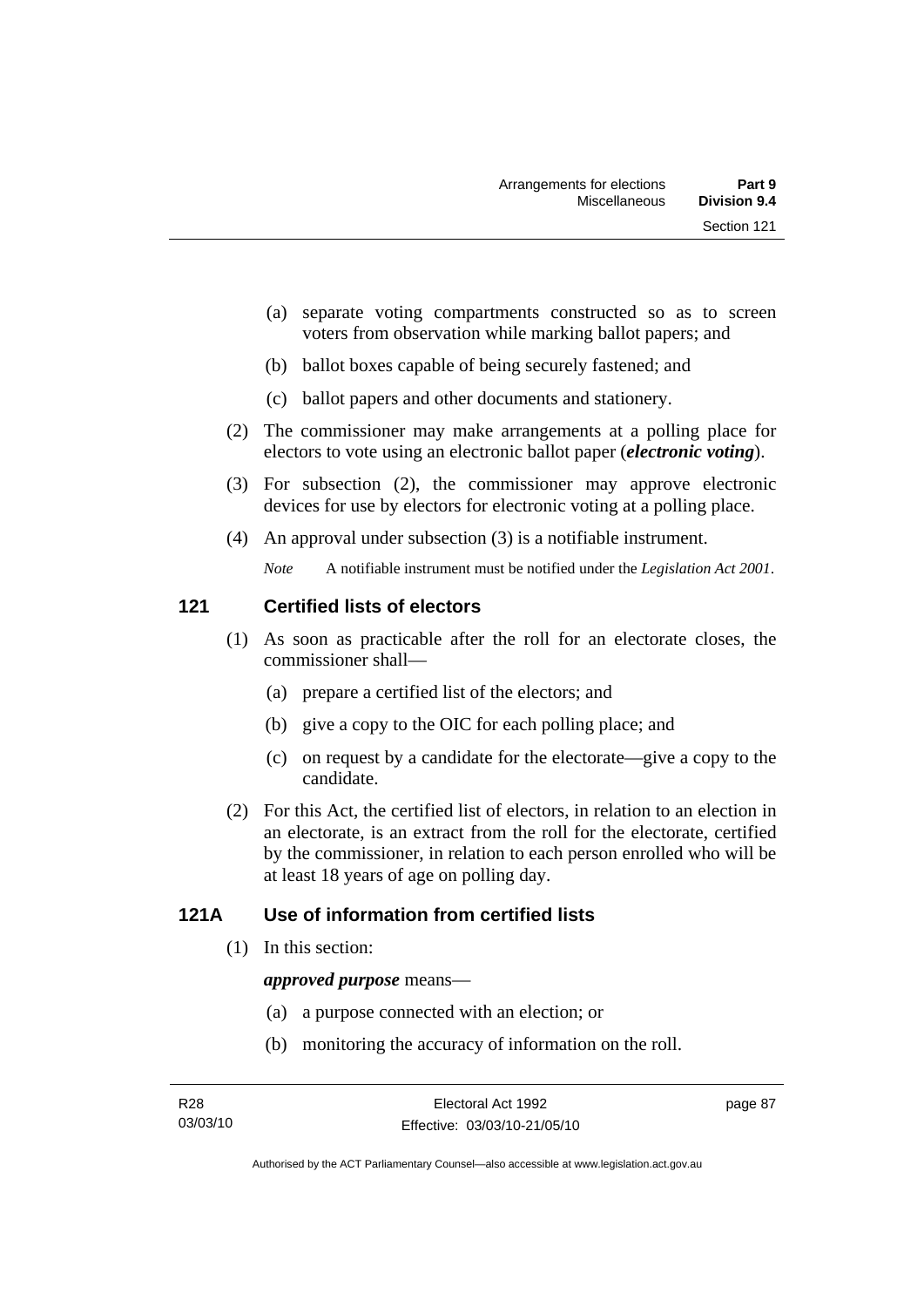(a) separate voting compartments constructed so as to screen voters from observation while marking ballot papers; and

(b) ballot boxes capable of being securely fastened; and

(c) ballot papers and other documents and stationery.

(2) The commissioner may make arrangements at a polling place for electors to vote using an electronic ballot paper (***electronic voting***).

(3) For subsection (2), the commissioner may approve electronic devices for use by electors for electronic voting at a polling place.

(4) An approval under subsection (3) is a notifiable instrument.

*Note* A notifiable instrument must be notified under the *Legislation Act 2001*.

## 121 Certified lists of electors

(1) As soon as practicable after the roll for an electorate closes, the commissioner shall—

(a) prepare a certified list of the electors; and

(b) give a copy to the OIC for each polling place; and

(c) on request by a candidate for the electorate—give a copy to the candidate.

(2) For this Act, the certified list of electors, in relation to an election in an electorate, is an extract from the roll for the electorate, certified by the commissioner, in relation to each person enrolled who will be at least 18 years of age on polling day.

## 121A Use of information from certified lists

(1) In this section:

***approved purpose*** means—

(a) a purpose connected with an election; or

(b) monitoring the accuracy of information on the roll.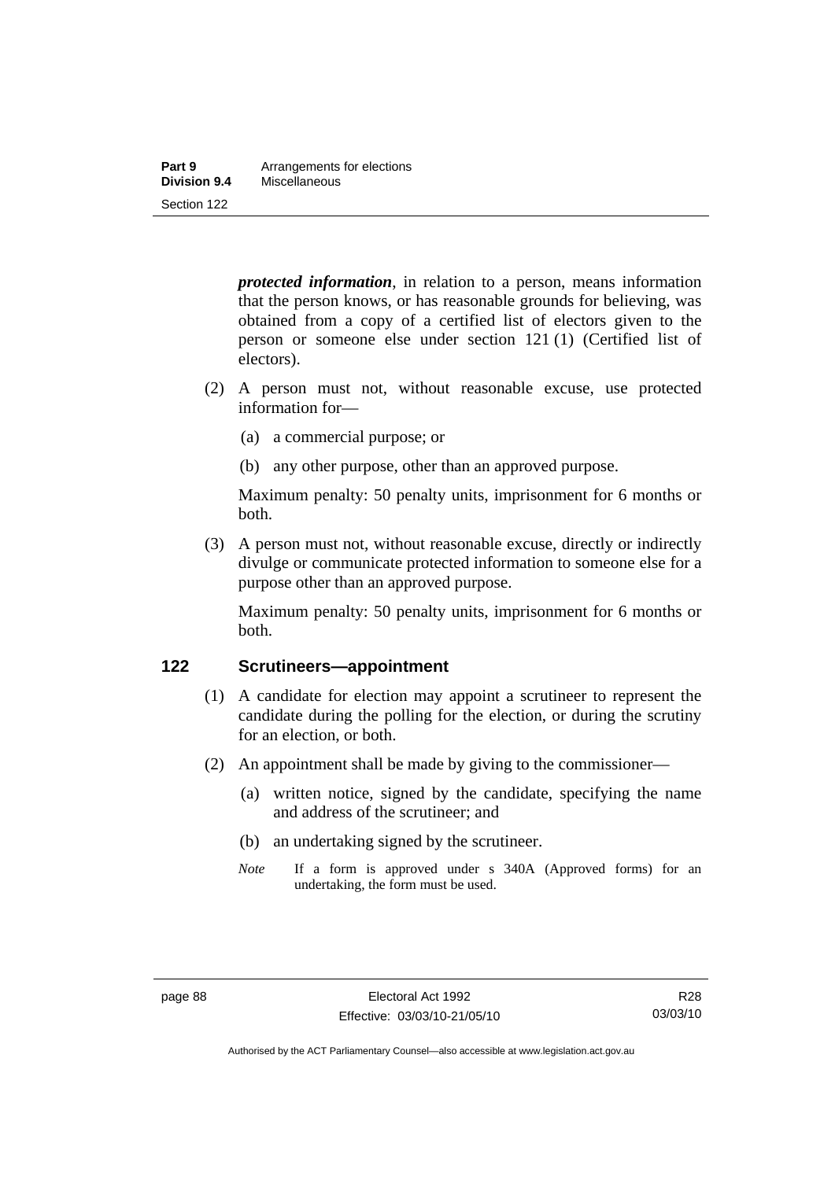***protected information***, in relation to a person, means information that the person knows, or has reasonable grounds for believing, was obtained from a copy of a certified list of electors given to the person or someone else under section 121 (1) (Certified list of electors).

(2) A person must not, without reasonable excuse, use protected information for—

(a) a commercial purpose; or

(b) any other purpose, other than an approved purpose.

Maximum penalty: 50 penalty units, imprisonment for 6 months or both.

(3) A person must not, without reasonable excuse, directly or indirectly divulge or communicate protected information to someone else for a purpose other than an approved purpose.

Maximum penalty: 50 penalty units, imprisonment for 6 months or both.

## 122 Scrutineers—appointment

(1) A candidate for election may appoint a scrutineer to represent the candidate during the polling for the election, or during the scrutiny for an election, or both.

(2) An appointment shall be made by giving to the commissioner—

(a) written notice, signed by the candidate, specifying the name and address of the scrutineer; and

(b) an undertaking signed by the scrutineer.

*Note* If a form is approved under s 340A (Approved forms) for an undertaking, the form must be used.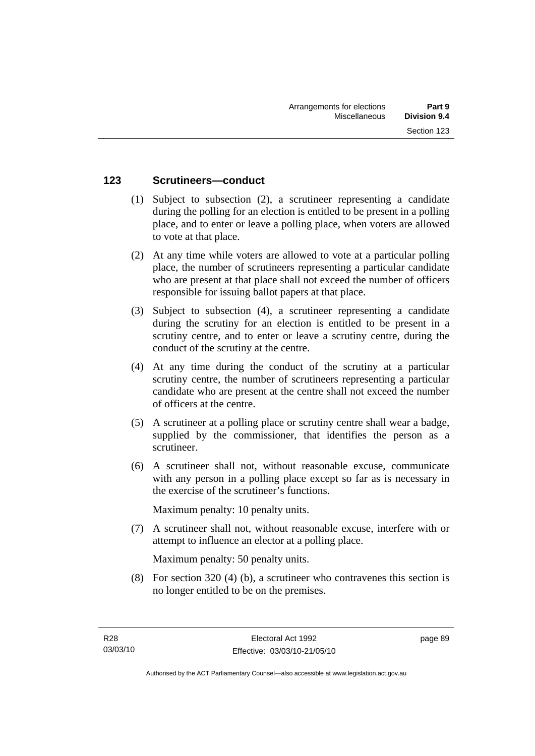### 123 Scrutineers—conduct

(1) Subject to subsection (2), a scrutineer representing a candidate during the polling for an election is entitled to be present in a polling place, and to enter or leave a polling place, when voters are allowed to vote at that place.

(2) At any time while voters are allowed to vote at a particular polling place, the number of scrutineers representing a particular candidate who are present at that place shall not exceed the number of officers responsible for issuing ballot papers at that place.

(3) Subject to subsection (4), a scrutineer representing a candidate during the scrutiny for an election is entitled to be present in a scrutiny centre, and to enter or leave a scrutiny centre, during the conduct of the scrutiny at the centre.

(4) At any time during the conduct of the scrutiny at a particular scrutiny centre, the number of scrutineers representing a particular candidate who are present at the centre shall not exceed the number of officers at the centre.

(5) A scrutineer at a polling place or scrutiny centre shall wear a badge, supplied by the commissioner, that identifies the person as a scrutineer.

(6) A scrutineer shall not, without reasonable excuse, communicate with any person in a polling place except so far as is necessary in the exercise of the scrutineer's functions.

Maximum penalty: 10 penalty units.

(7) A scrutineer shall not, without reasonable excuse, interfere with or attempt to influence an elector at a polling place.

Maximum penalty: 50 penalty units.

(8) For section 320 (4) (b), a scrutineer who contravenes this section is no longer entitled to be on the premises.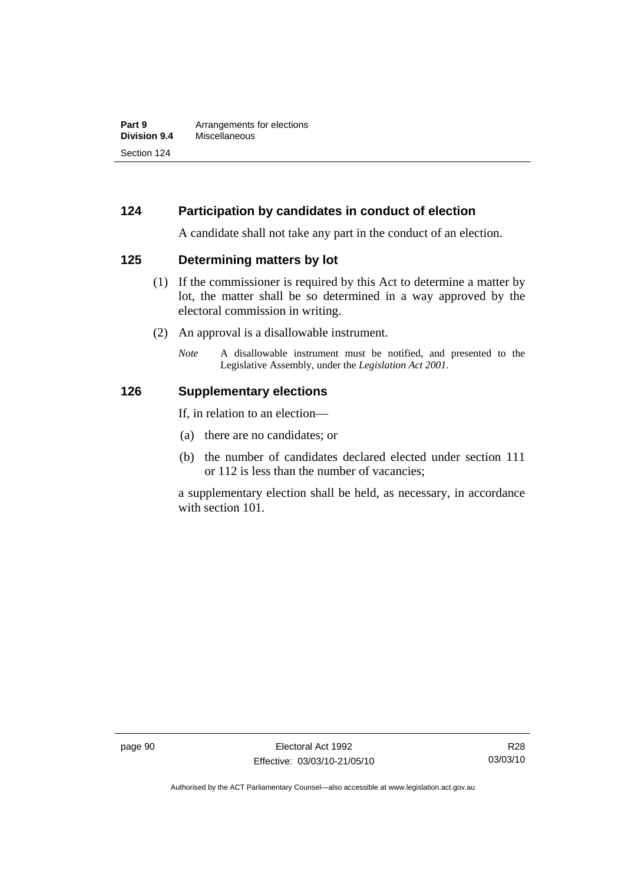## 124 Participation by candidates in conduct of election

A candidate shall not take any part in the conduct of an election.

## 125 Determining matters by lot

(1) If the commissioner is required by this Act to determine a matter by lot, the matter shall be so determined in a way approved by the electoral commission in writing.

(2) An approval is a disallowable instrument.

*Note* A disallowable instrument must be notified, and presented to the Legislative Assembly, under the *Legislation Act 2001*.

## 126 Supplementary elections

If, in relation to an election—

(a) there are no candidates; or

(b) the number of candidates declared elected under section 111 or 112 is less than the number of vacancies;

a supplementary election shall be held, as necessary, in accordance with section 101.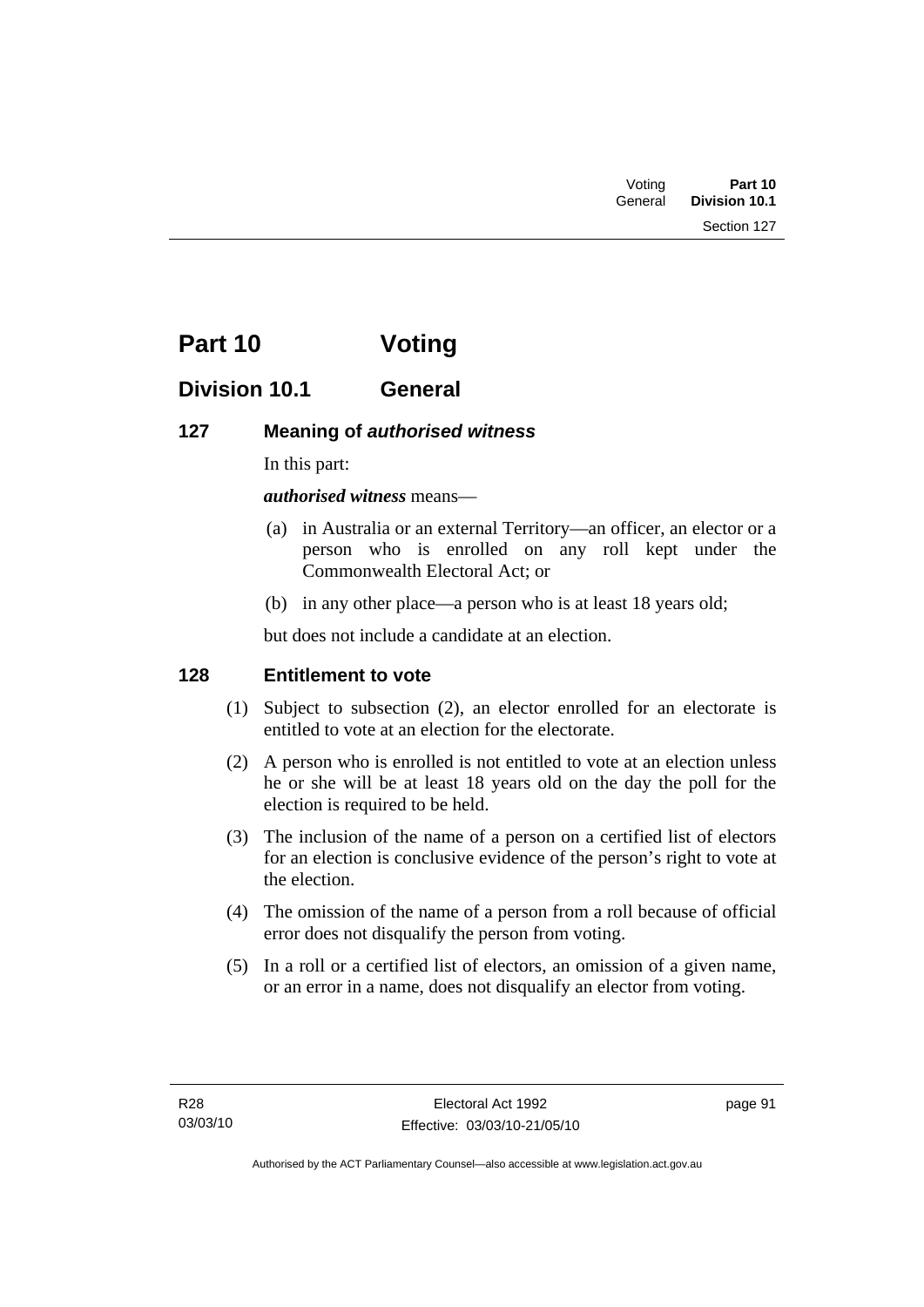# Part 10 Voting

## Division 10.1 General

### 127 Meaning of *authorised witness*

In this part:

***authorised witness*** means—

(a) in Australia or an external Territory—an officer, an elector or a person who is enrolled on any roll kept under the Commonwealth Electoral Act; or

(b) in any other place—a person who is at least 18 years old;

but does not include a candidate at an election.

### 128 Entitlement to vote

(1) Subject to subsection (2), an elector enrolled for an electorate is entitled to vote at an election for the electorate.

(2) A person who is enrolled is not entitled to vote at an election unless he or she will be at least 18 years old on the day the poll for the election is required to be held.

(3) The inclusion of the name of a person on a certified list of electors for an election is conclusive evidence of the person's right to vote at the election.

(4) The omission of the name of a person from a roll because of official error does not disqualify the person from voting.

(5) In a roll or a certified list of electors, an omission of a given name, or an error in a name, does not disqualify an elector from voting.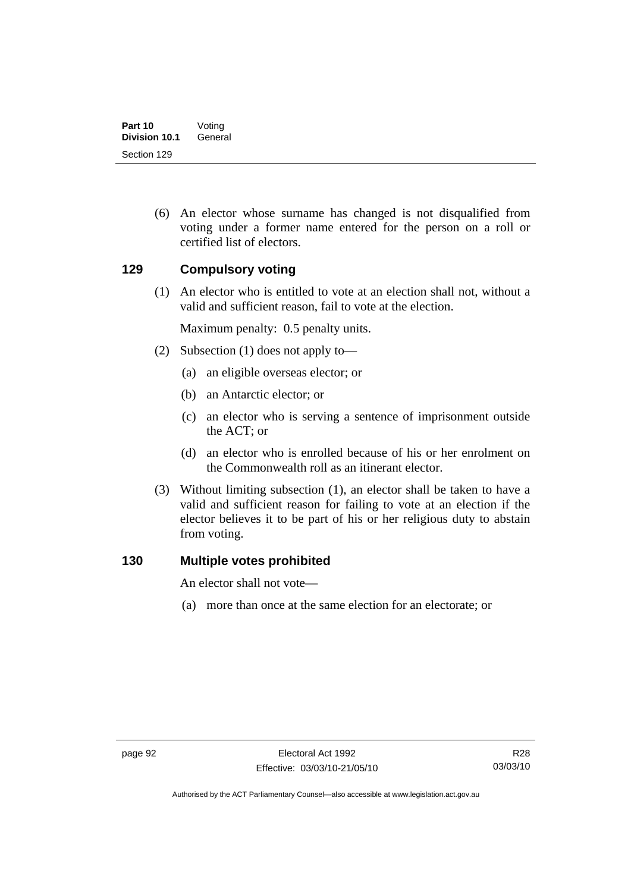(6) An elector whose surname has changed is not disqualified from voting under a former name entered for the person on a roll or certified list of electors.

## 129 Compulsory voting

(1) An elector who is entitled to vote at an election shall not, without a valid and sufficient reason, fail to vote at the election.

Maximum penalty: 0.5 penalty units.

(2) Subsection (1) does not apply to—

(a) an eligible overseas elector; or

(b) an Antarctic elector; or

(c) an elector who is serving a sentence of imprisonment outside the ACT; or

(d) an elector who is enrolled because of his or her enrolment on the Commonwealth roll as an itinerant elector.

(3) Without limiting subsection (1), an elector shall be taken to have a valid and sufficient reason for failing to vote at an election if the elector believes it to be part of his or her religious duty to abstain from voting.

## 130 Multiple votes prohibited

An elector shall not vote—

(a) more than once at the same election for an electorate; or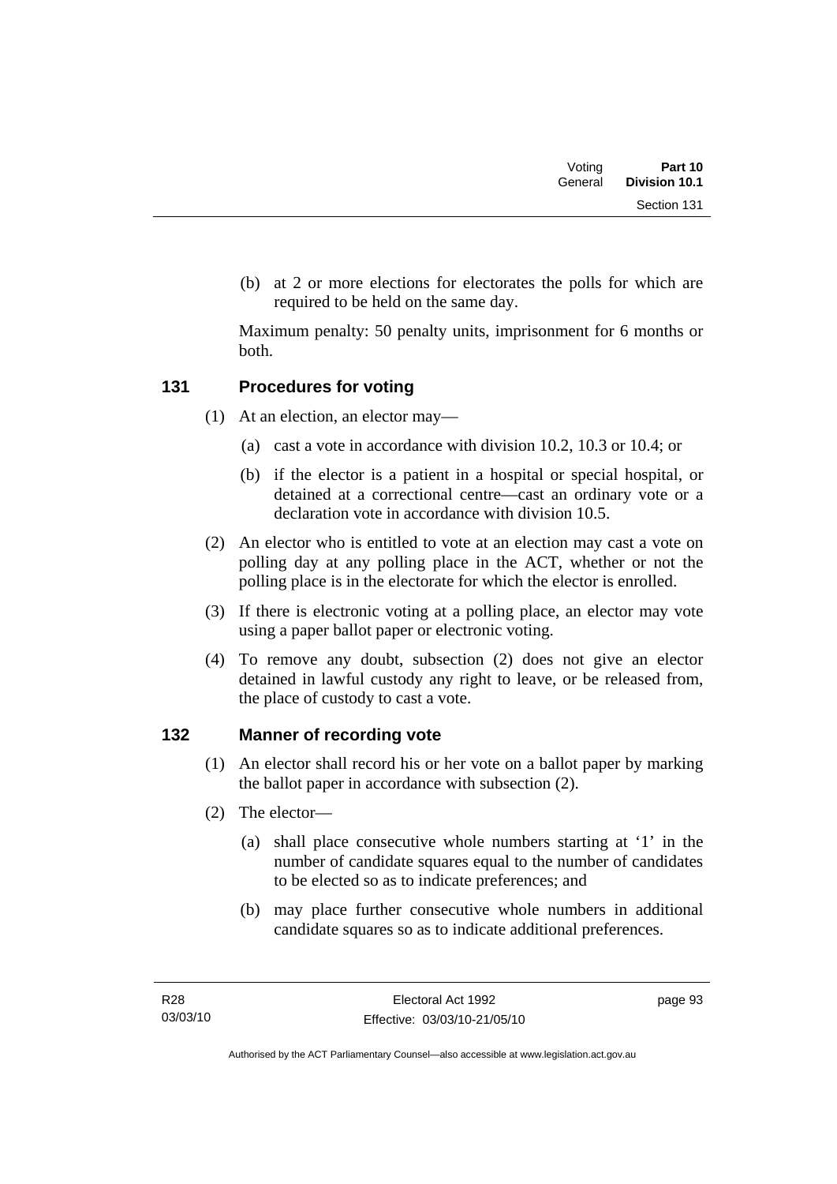(b) at 2 or more elections for electorates the polls for which are required to be held on the same day.

Maximum penalty: 50 penalty units, imprisonment for 6 months or both.

## 131 Procedures for voting

(1) At an election, an elector may—

(a) cast a vote in accordance with division 10.2, 10.3 or 10.4; or

(b) if the elector is a patient in a hospital or special hospital, or detained at a correctional centre—cast an ordinary vote or a declaration vote in accordance with division 10.5.

(2) An elector who is entitled to vote at an election may cast a vote on polling day at any polling place in the ACT, whether or not the polling place is in the electorate for which the elector is enrolled.

(3) If there is electronic voting at a polling place, an elector may vote using a paper ballot paper or electronic voting.

(4) To remove any doubt, subsection (2) does not give an elector detained in lawful custody any right to leave, or be released from, the place of custody to cast a vote.

## 132 Manner of recording vote

(1) An elector shall record his or her vote on a ballot paper by marking the ballot paper in accordance with subsection (2).

(2) The elector—

(a) shall place consecutive whole numbers starting at '1' in the number of candidate squares equal to the number of candidates to be elected so as to indicate preferences; and

(b) may place further consecutive whole numbers in additional candidate squares so as to indicate additional preferences.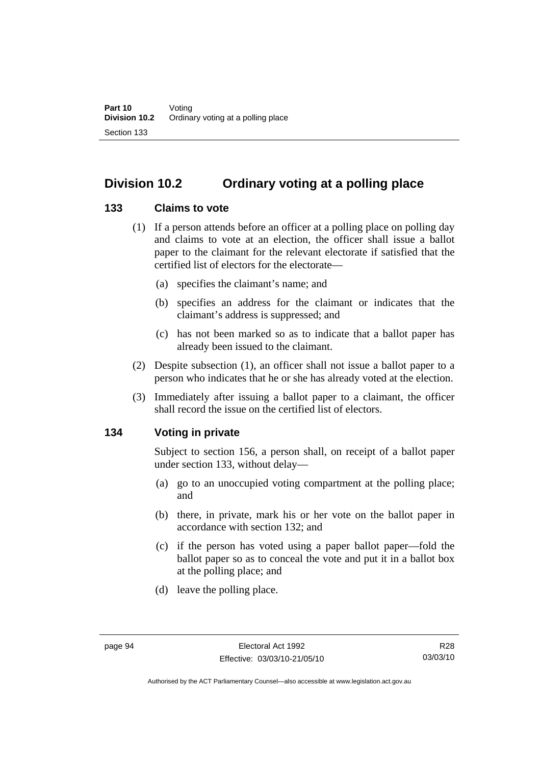## Division 10.2 Ordinary voting at a polling place

### 133 Claims to vote

(1) If a person attends before an officer at a polling place on polling day and claims to vote at an election, the officer shall issue a ballot paper to the claimant for the relevant electorate if satisfied that the certified list of electors for the electorate—

(a) specifies the claimant's name; and

(b) specifies an address for the claimant or indicates that the claimant's address is suppressed; and

(c) has not been marked so as to indicate that a ballot paper has already been issued to the claimant.

(2) Despite subsection (1), an officer shall not issue a ballot paper to a person who indicates that he or she has already voted at the election.

(3) Immediately after issuing a ballot paper to a claimant, the officer shall record the issue on the certified list of electors.

### 134 Voting in private

Subject to section 156, a person shall, on receipt of a ballot paper under section 133, without delay—

(a) go to an unoccupied voting compartment at the polling place; and

(b) there, in private, mark his or her vote on the ballot paper in accordance with section 132; and

(c) if the person has voted using a paper ballot paper—fold the ballot paper so as to conceal the vote and put it in a ballot box at the polling place; and

(d) leave the polling place.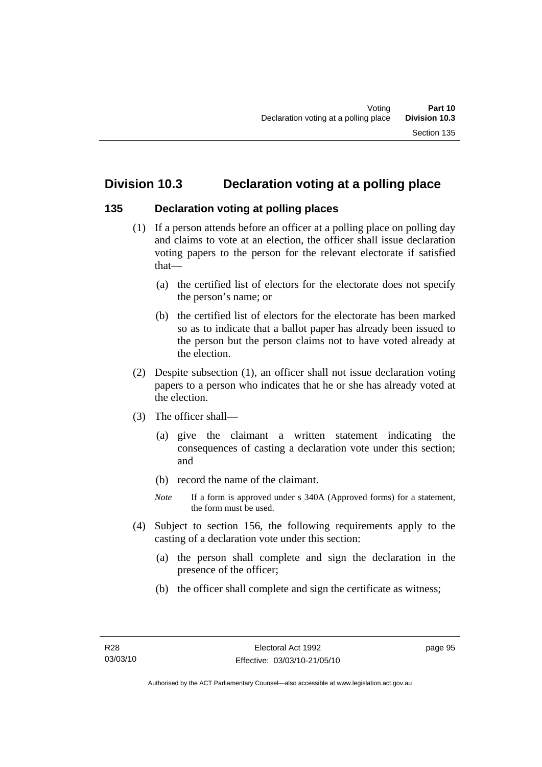## Division 10.3 Declaration voting at a polling place

### 135 Declaration voting at polling places

(1) If a person attends before an officer at a polling place on polling day and claims to vote at an election, the officer shall issue declaration voting papers to the person for the relevant electorate if satisfied that—

(a) the certified list of electors for the electorate does not specify the person's name; or

(b) the certified list of electors for the electorate has been marked so as to indicate that a ballot paper has already been issued to the person but the person claims not to have voted already at the election.

(2) Despite subsection (1), an officer shall not issue declaration voting papers to a person who indicates that he or she has already voted at the election.

(3) The officer shall—

(a) give the claimant a written statement indicating the consequences of casting a declaration vote under this section; and

(b) record the name of the claimant.

*Note* If a form is approved under s 340A (Approved forms) for a statement, the form must be used.

(4) Subject to section 156, the following requirements apply to the casting of a declaration vote under this section:

(a) the person shall complete and sign the declaration in the presence of the officer;

(b) the officer shall complete and sign the certificate as witness;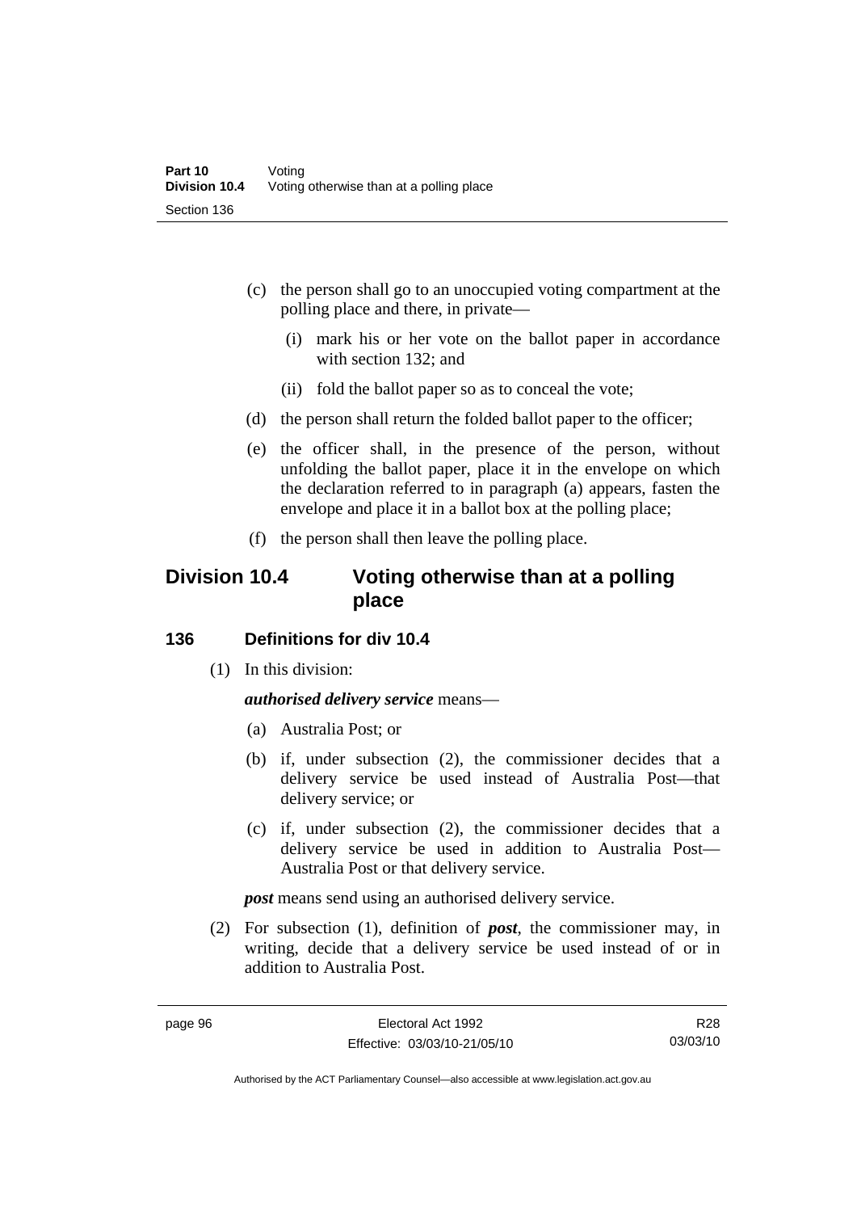(c) the person shall go to an unoccupied voting compartment at the polling place and there, in private—

(i) mark his or her vote on the ballot paper in accordance with section 132; and

(ii) fold the ballot paper so as to conceal the vote;

(d) the person shall return the folded ballot paper to the officer;

(e) the officer shall, in the presence of the person, without unfolding the ballot paper, place it in the envelope on which the declaration referred to in paragraph (a) appears, fasten the envelope and place it in a ballot box at the polling place;

(f) the person shall then leave the polling place.

## Division 10.4 Voting otherwise than at a polling place

### 136 Definitions for div 10.4

(1) In this division:

***authorised delivery service*** means—

(a) Australia Post; or

(b) if, under subsection (2), the commissioner decides that a delivery service be used instead of Australia Post—that delivery service; or

(c) if, under subsection (2), the commissioner decides that a delivery service be used in addition to Australia Post—Australia Post or that delivery service.

***post*** means send using an authorised delivery service.

(2) For subsection (1), definition of ***post***, the commissioner may, in writing, decide that a delivery service be used instead of or in addition to Australia Post.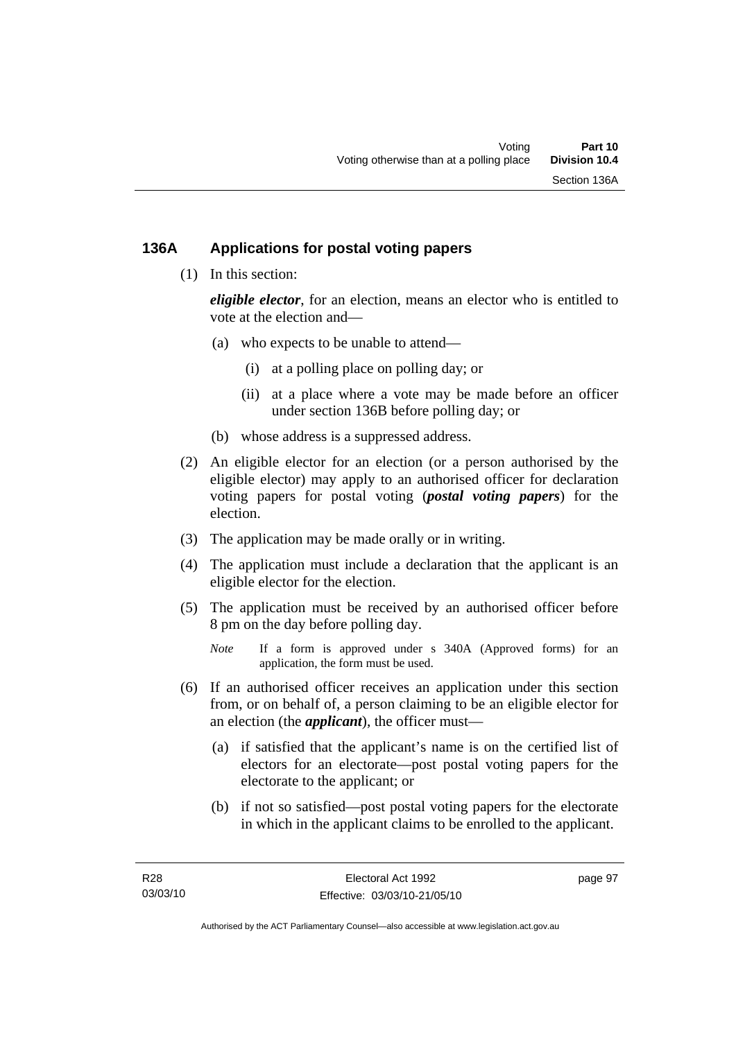## 136A Applications for postal voting papers

(1) In this section:

***eligible elector***, for an election, means an elector who is entitled to vote at the election and—

- (a) who expects to be unable to attend—
  - (i) at a polling place on polling day; or
  - (ii) at a place where a vote may be made before an officer under section 136B before polling day; or
- (b) whose address is a suppressed address.

(2) An eligible elector for an election (or a person authorised by the eligible elector) may apply to an authorised officer for declaration voting papers for postal voting (***postal voting papers***) for the election.

(3) The application may be made orally or in writing.

(4) The application must include a declaration that the applicant is an eligible elector for the election.

(5) The application must be received by an authorised officer before 8 pm on the day before polling day.

*Note* If a form is approved under s 340A (Approved forms) for an application, the form must be used.

(6) If an authorised officer receives an application under this section from, or on behalf of, a person claiming to be an eligible elector for an election (the ***applicant***), the officer must—

- (a) if satisfied that the applicant's name is on the certified list of electors for an electorate—post postal voting papers for the electorate to the applicant; or
- (b) if not so satisfied—post postal voting papers for the electorate in which in the applicant claims to be enrolled to the applicant.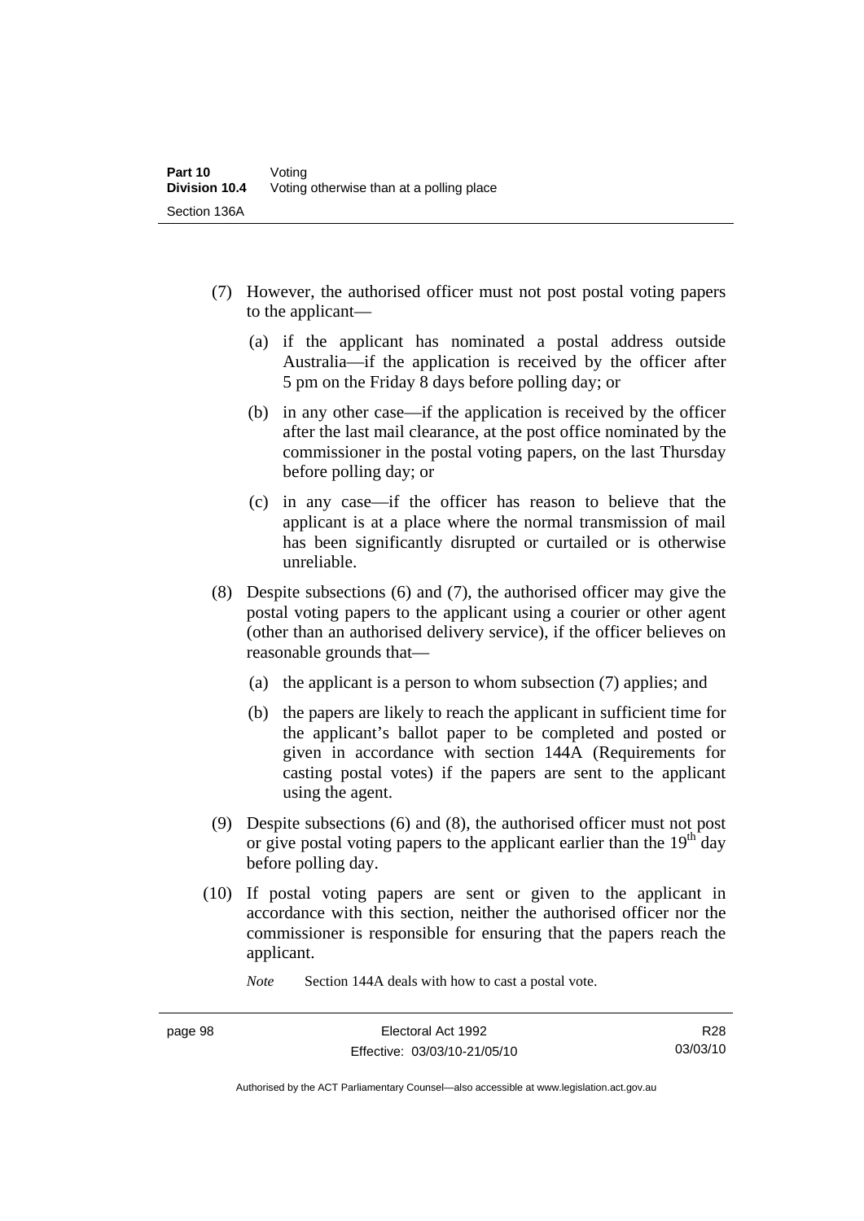(7) However, the authorised officer must not post postal voting papers to the applicant—

(a) if the applicant has nominated a postal address outside Australia—if the application is received by the officer after 5 pm on the Friday 8 days before polling day; or

(b) in any other case—if the application is received by the officer after the last mail clearance, at the post office nominated by the commissioner in the postal voting papers, on the last Thursday before polling day; or

(c) in any case—if the officer has reason to believe that the applicant is at a place where the normal transmission of mail has been significantly disrupted or curtailed or is otherwise unreliable.

(8) Despite subsections (6) and (7), the authorised officer may give the postal voting papers to the applicant using a courier or other agent (other than an authorised delivery service), if the officer believes on reasonable grounds that—

(a) the applicant is a person to whom subsection (7) applies; and

(b) the papers are likely to reach the applicant in sufficient time for the applicant's ballot paper to be completed and posted or given in accordance with section 144A (Requirements for casting postal votes) if the papers are sent to the applicant using the agent.

(9) Despite subsections (6) and (8), the authorised officer must not post or give postal voting papers to the applicant earlier than the 19th day before polling day.

(10) If postal voting papers are sent or given to the applicant in accordance with this section, neither the authorised officer nor the commissioner is responsible for ensuring that the papers reach the applicant.

*Note* Section 144A deals with how to cast a postal vote.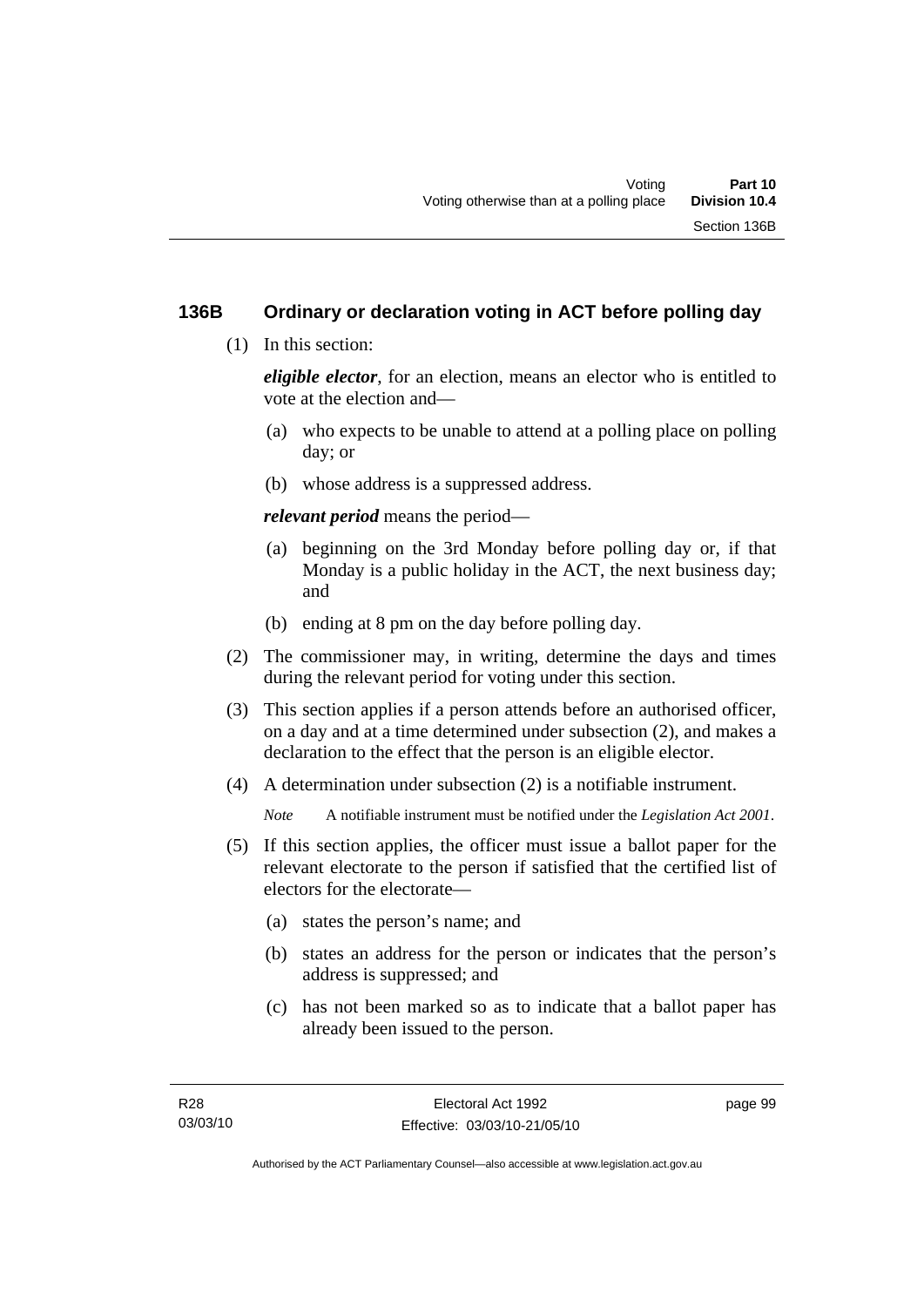## 136B Ordinary or declaration voting in ACT before polling day

(1) In this section:

***eligible elector***, for an election, means an elector who is entitled to vote at the election and—

(a) who expects to be unable to attend at a polling place on polling day; or

(b) whose address is a suppressed address.

***relevant period*** means the period—

(a) beginning on the 3rd Monday before polling day or, if that Monday is a public holiday in the ACT, the next business day; and

(b) ending at 8 pm on the day before polling day.

(2) The commissioner may, in writing, determine the days and times during the relevant period for voting under this section.

(3) This section applies if a person attends before an authorised officer, on a day and at a time determined under subsection (2), and makes a declaration to the effect that the person is an eligible elector.

(4) A determination under subsection (2) is a notifiable instrument.

*Note* A notifiable instrument must be notified under the *Legislation Act 2001*.

(5) If this section applies, the officer must issue a ballot paper for the relevant electorate to the person if satisfied that the certified list of electors for the electorate—

(a) states the person's name; and

(b) states an address for the person or indicates that the person's address is suppressed; and

(c) has not been marked so as to indicate that a ballot paper has already been issued to the person.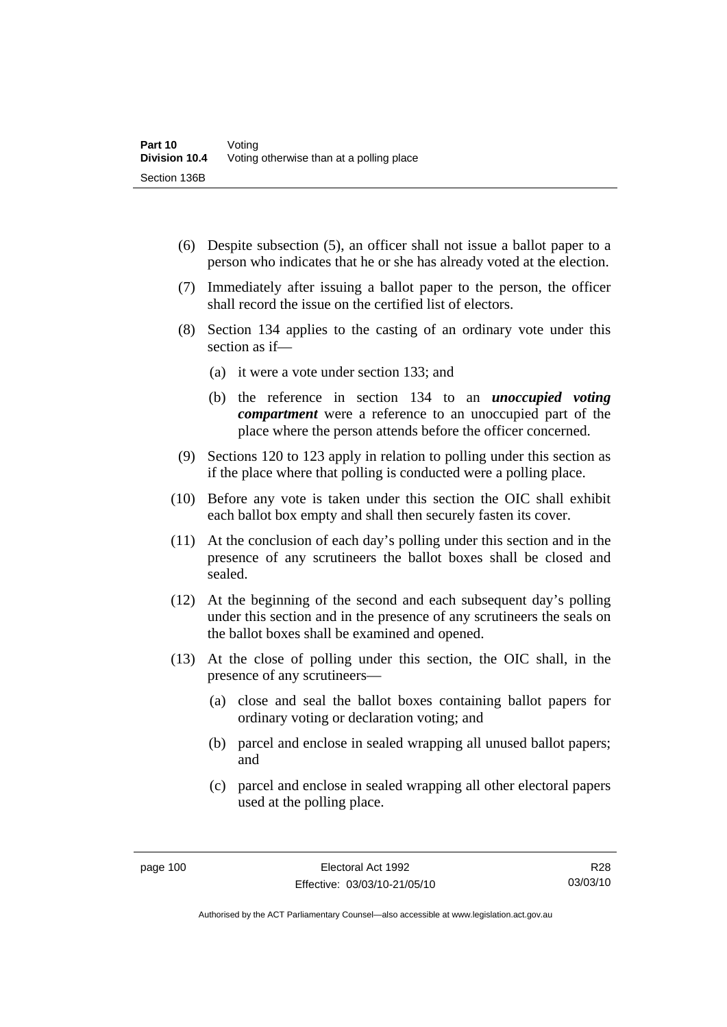(6) Despite subsection (5), an officer shall not issue a ballot paper to a person who indicates that he or she has already voted at the election.

(7) Immediately after issuing a ballot paper to the person, the officer shall record the issue on the certified list of electors.

(8) Section 134 applies to the casting of an ordinary vote under this section as if—

(a) it were a vote under section 133; and

(b) the reference in section 134 to an ***unoccupied voting compartment*** were a reference to an unoccupied part of the place where the person attends before the officer concerned.

(9) Sections 120 to 123 apply in relation to polling under this section as if the place where that polling is conducted were a polling place.

(10) Before any vote is taken under this section the OIC shall exhibit each ballot box empty and shall then securely fasten its cover.

(11) At the conclusion of each day's polling under this section and in the presence of any scrutineers the ballot boxes shall be closed and sealed.

(12) At the beginning of the second and each subsequent day's polling under this section and in the presence of any scrutineers the seals on the ballot boxes shall be examined and opened.

(13) At the close of polling under this section, the OIC shall, in the presence of any scrutineers—

(a) close and seal the ballot boxes containing ballot papers for ordinary voting or declaration voting; and

(b) parcel and enclose in sealed wrapping all unused ballot papers; and

(c) parcel and enclose in sealed wrapping all other electoral papers used at the polling place.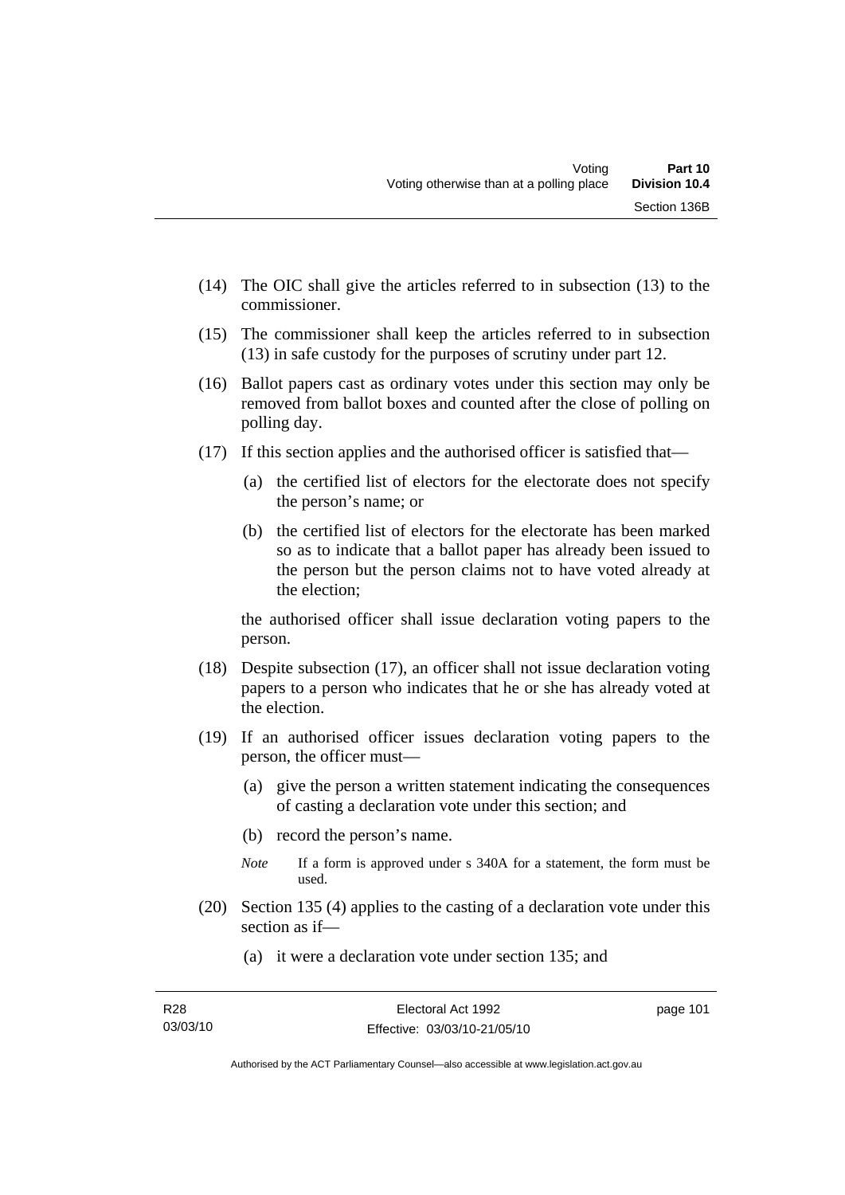(14) The OIC shall give the articles referred to in subsection (13) to the commissioner.

(15) The commissioner shall keep the articles referred to in subsection (13) in safe custody for the purposes of scrutiny under part 12.

(16) Ballot papers cast as ordinary votes under this section may only be removed from ballot boxes and counted after the close of polling on polling day.

(17) If this section applies and the authorised officer is satisfied that—

   (a) the certified list of electors for the electorate does not specify the person's name; or

   (b) the certified list of electors for the electorate has been marked so as to indicate that a ballot paper has already been issued to the person but the person claims not to have voted already at the election;

   the authorised officer shall issue declaration voting papers to the person.

(18) Despite subsection (17), an officer shall not issue declaration voting papers to a person who indicates that he or she has already voted at the election.

(19) If an authorised officer issues declaration voting papers to the person, the officer must—

   (a) give the person a written statement indicating the consequences of casting a declaration vote under this section; and

   (b) record the person's name.

   *Note* If a form is approved under s 340A for a statement, the form must be used.

(20) Section 135 (4) applies to the casting of a declaration vote under this section as if—

   (a) it were a declaration vote under section 135; and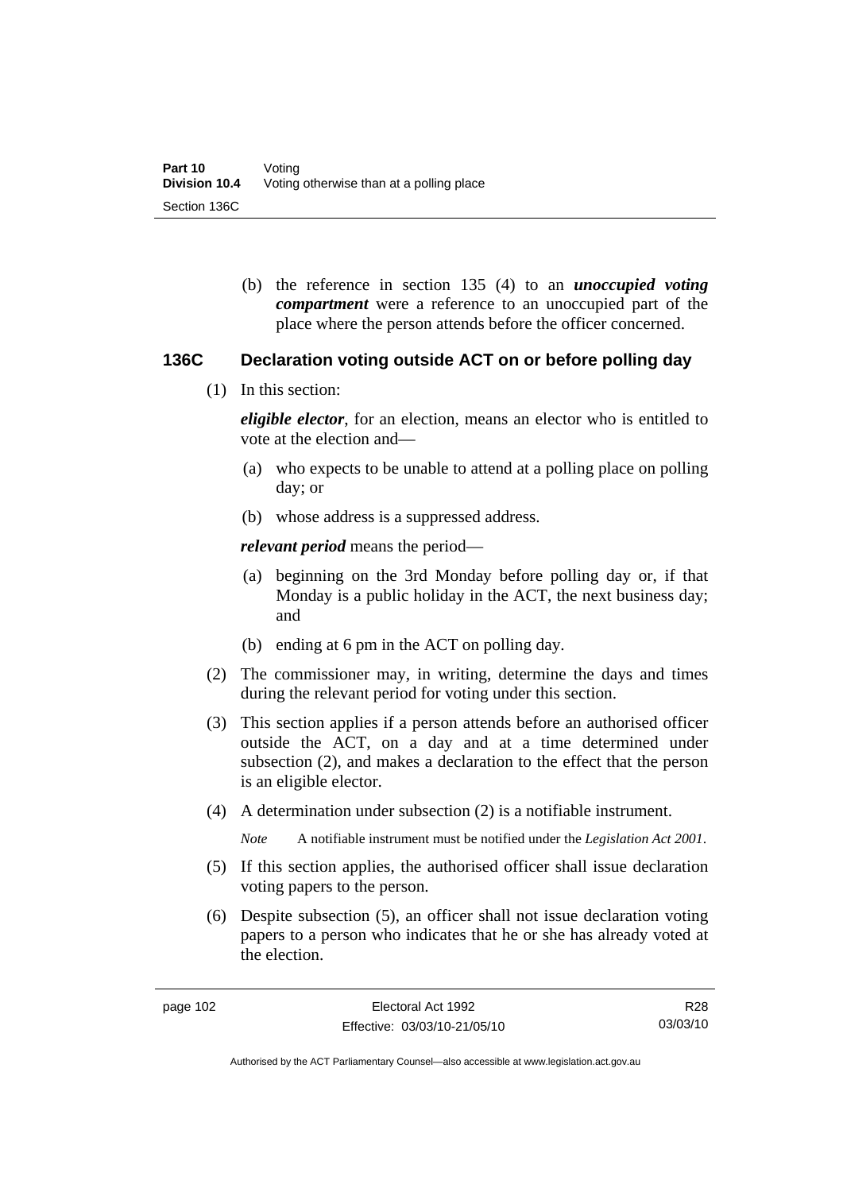(b) the reference in section 135 (4) to an ***unoccupied voting compartment*** were a reference to an unoccupied part of the place where the person attends before the officer concerned.

## 136C Declaration voting outside ACT on or before polling day

(1) In this section:

***eligible elector***, for an election, means an elector who is entitled to vote at the election and—

(a) who expects to be unable to attend at a polling place on polling day; or

(b) whose address is a suppressed address.

***relevant period*** means the period—

(a) beginning on the 3rd Monday before polling day or, if that Monday is a public holiday in the ACT, the next business day; and

(b) ending at 6 pm in the ACT on polling day.

(2) The commissioner may, in writing, determine the days and times during the relevant period for voting under this section.

(3) This section applies if a person attends before an authorised officer outside the ACT, on a day and at a time determined under subsection (2), and makes a declaration to the effect that the person is an eligible elector.

(4) A determination under subsection (2) is a notifiable instrument.

*Note* A notifiable instrument must be notified under the *Legislation Act 2001*.

(5) If this section applies, the authorised officer shall issue declaration voting papers to the person.

(6) Despite subsection (5), an officer shall not issue declaration voting papers to a person who indicates that he or she has already voted at the election.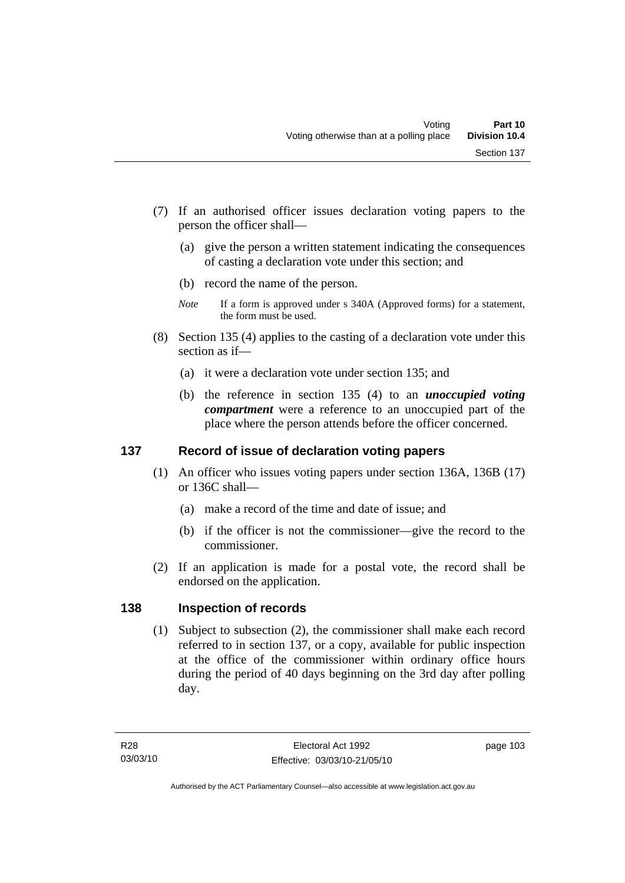(7) If an authorised officer issues declaration voting papers to the person the officer shall—

  (a) give the person a written statement indicating the consequences of casting a declaration vote under this section; and

  (b) record the name of the person.

*Note* If a form is approved under s 340A (Approved forms) for a statement, the form must be used.

(8) Section 135 (4) applies to the casting of a declaration vote under this section as if—

  (a) it were a declaration vote under section 135; and

  (b) the reference in section 135 (4) to an ***unoccupied voting compartment*** were a reference to an unoccupied part of the place where the person attends before the officer concerned.

## 137 Record of issue of declaration voting papers

(1) An officer who issues voting papers under section 136A, 136B (17) or 136C shall—

  (a) make a record of the time and date of issue; and

  (b) if the officer is not the commissioner—give the record to the commissioner.

(2) If an application is made for a postal vote, the record shall be endorsed on the application.

## 138 Inspection of records

(1) Subject to subsection (2), the commissioner shall make each record referred to in section 137, or a copy, available for public inspection at the office of the commissioner within ordinary office hours during the period of 40 days beginning on the 3rd day after polling day.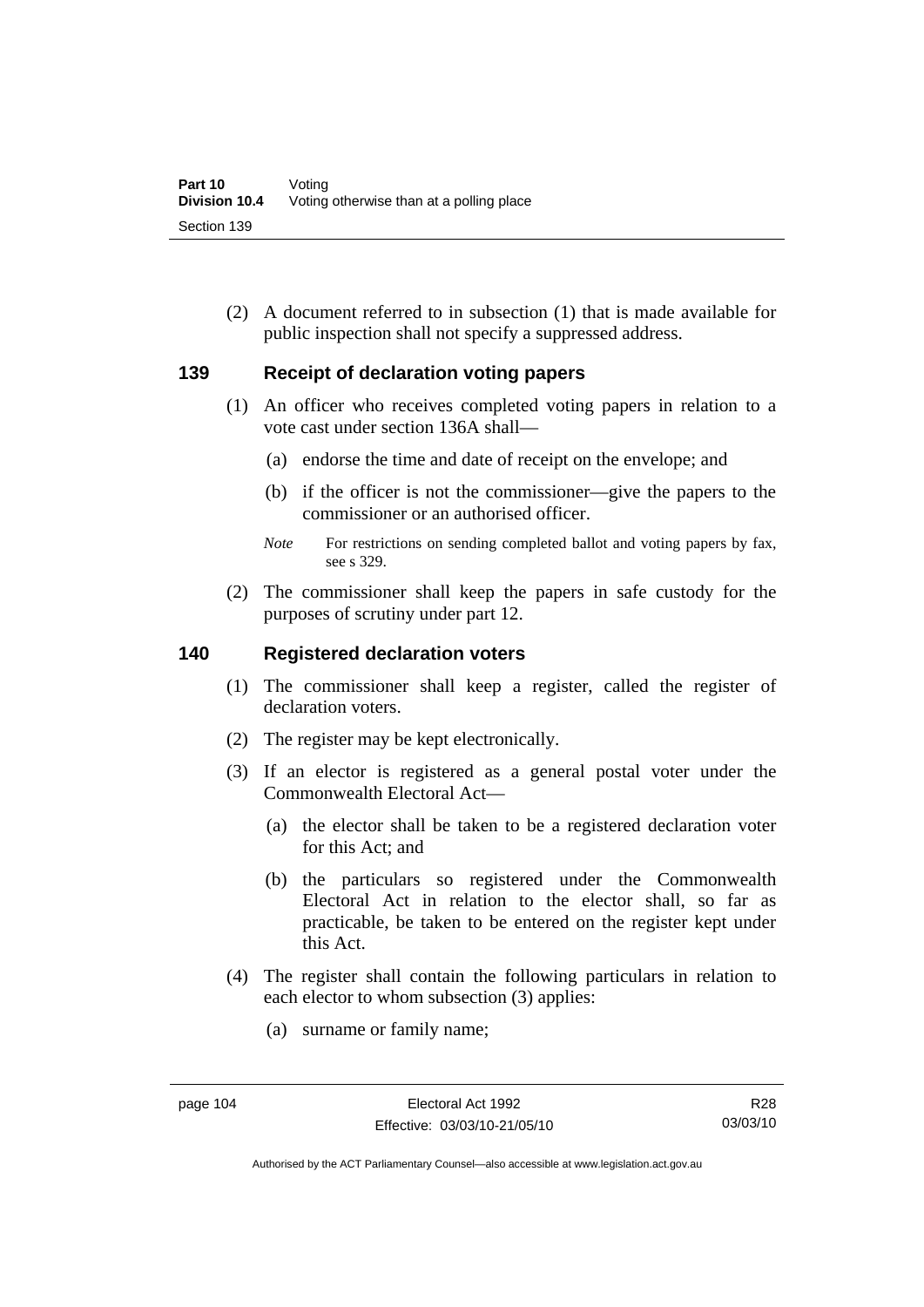(2) A document referred to in subsection (1) that is made available for public inspection shall not specify a suppressed address.

## 139 Receipt of declaration voting papers

(1) An officer who receives completed voting papers in relation to a vote cast under section 136A shall—

(a) endorse the time and date of receipt on the envelope; and

(b) if the officer is not the commissioner—give the papers to the commissioner or an authorised officer.

*Note* For restrictions on sending completed ballot and voting papers by fax, see s 329.

(2) The commissioner shall keep the papers in safe custody for the purposes of scrutiny under part 12.

## 140 Registered declaration voters

(1) The commissioner shall keep a register, called the register of declaration voters.

(2) The register may be kept electronically.

(3) If an elector is registered as a general postal voter under the Commonwealth Electoral Act—

(a) the elector shall be taken to be a registered declaration voter for this Act; and

(b) the particulars so registered under the Commonwealth Electoral Act in relation to the elector shall, so far as practicable, be taken to be entered on the register kept under this Act.

(4) The register shall contain the following particulars in relation to each elector to whom subsection (3) applies:

(a) surname or family name;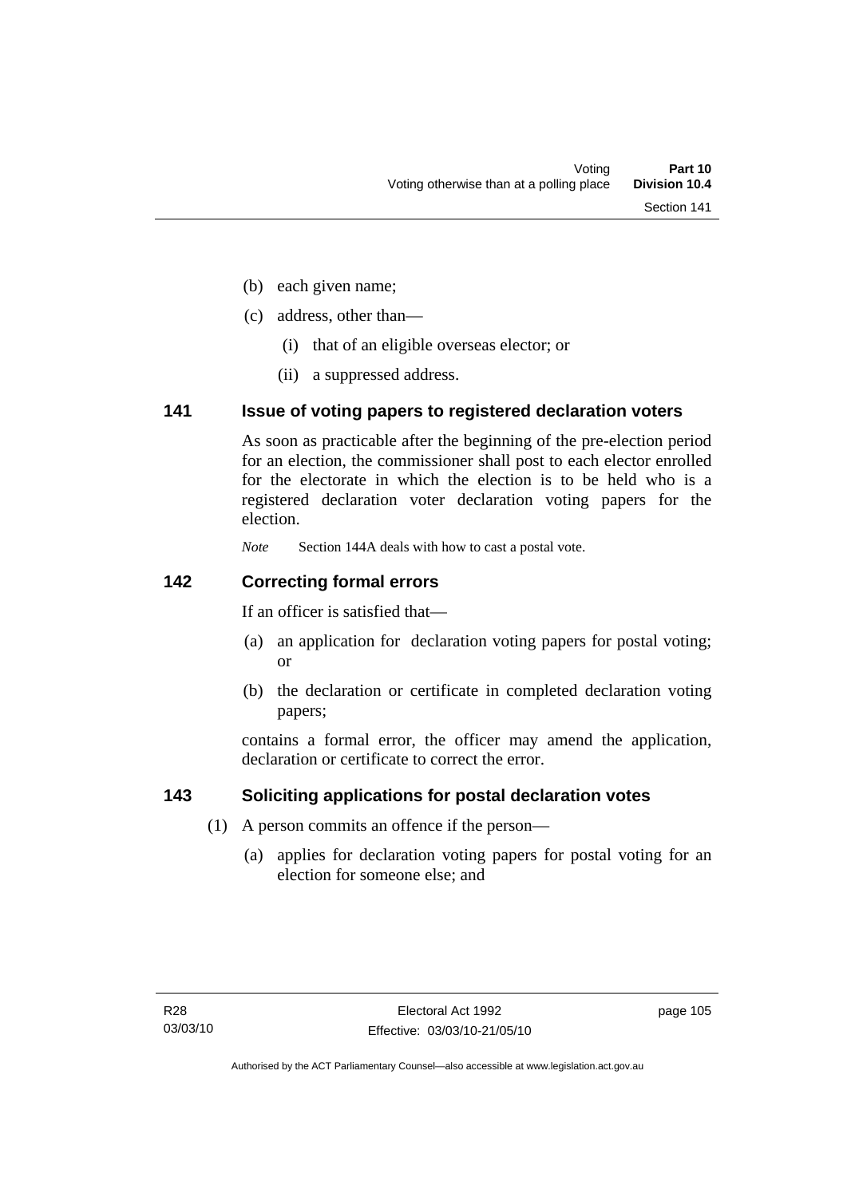(b) each given name;

(c) address, other than—

  (i) that of an eligible overseas elector; or

  (ii) a suppressed address.

## 141 Issue of voting papers to registered declaration voters

As soon as practicable after the beginning of the pre-election period for an election, the commissioner shall post to each elector enrolled for the electorate in which the election is to be held who is a registered declaration voter declaration voting papers for the election.

*Note* Section 144A deals with how to cast a postal vote.

## 142 Correcting formal errors

If an officer is satisfied that—

(a) an application for declaration voting papers for postal voting; or

(b) the declaration or certificate in completed declaration voting papers;

contains a formal error, the officer may amend the application, declaration or certificate to correct the error.

## 143 Soliciting applications for postal declaration votes

(1) A person commits an offence if the person—

  (a) applies for declaration voting papers for postal voting for an election for someone else; and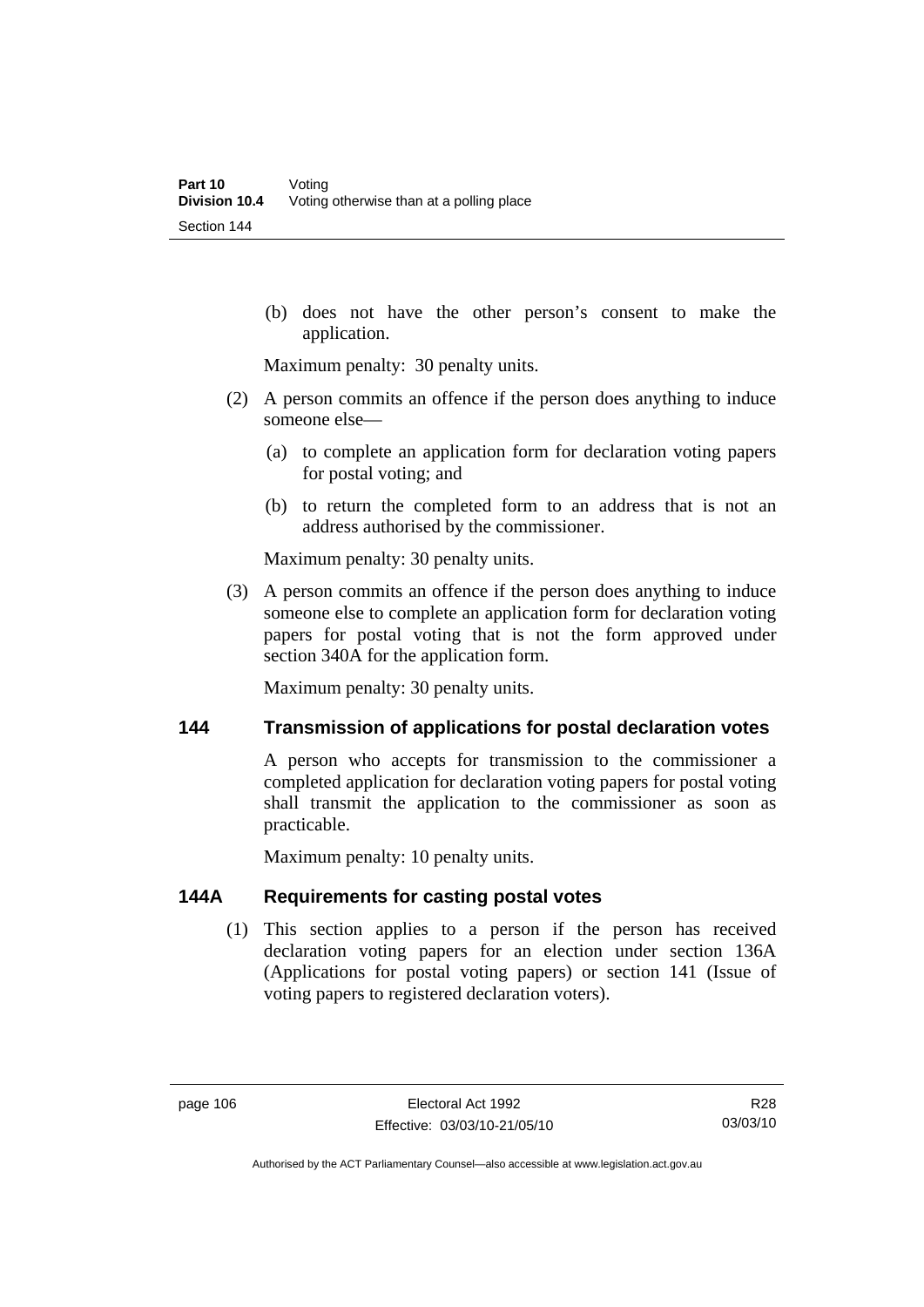(b) does not have the other person's consent to make the application.

Maximum penalty: 30 penalty units.

(2) A person commits an offence if the person does anything to induce someone else—

(a) to complete an application form for declaration voting papers for postal voting; and

(b) to return the completed form to an address that is not an address authorised by the commissioner.

Maximum penalty: 30 penalty units.

(3) A person commits an offence if the person does anything to induce someone else to complete an application form for declaration voting papers for postal voting that is not the form approved under section 340A for the application form.

Maximum penalty: 30 penalty units.

## 144 Transmission of applications for postal declaration votes

A person who accepts for transmission to the commissioner a completed application for declaration voting papers for postal voting shall transmit the application to the commissioner as soon as practicable.

Maximum penalty: 10 penalty units.

## 144A Requirements for casting postal votes

(1) This section applies to a person if the person has received declaration voting papers for an election under section 136A (Applications for postal voting papers) or section 141 (Issue of voting papers to registered declaration voters).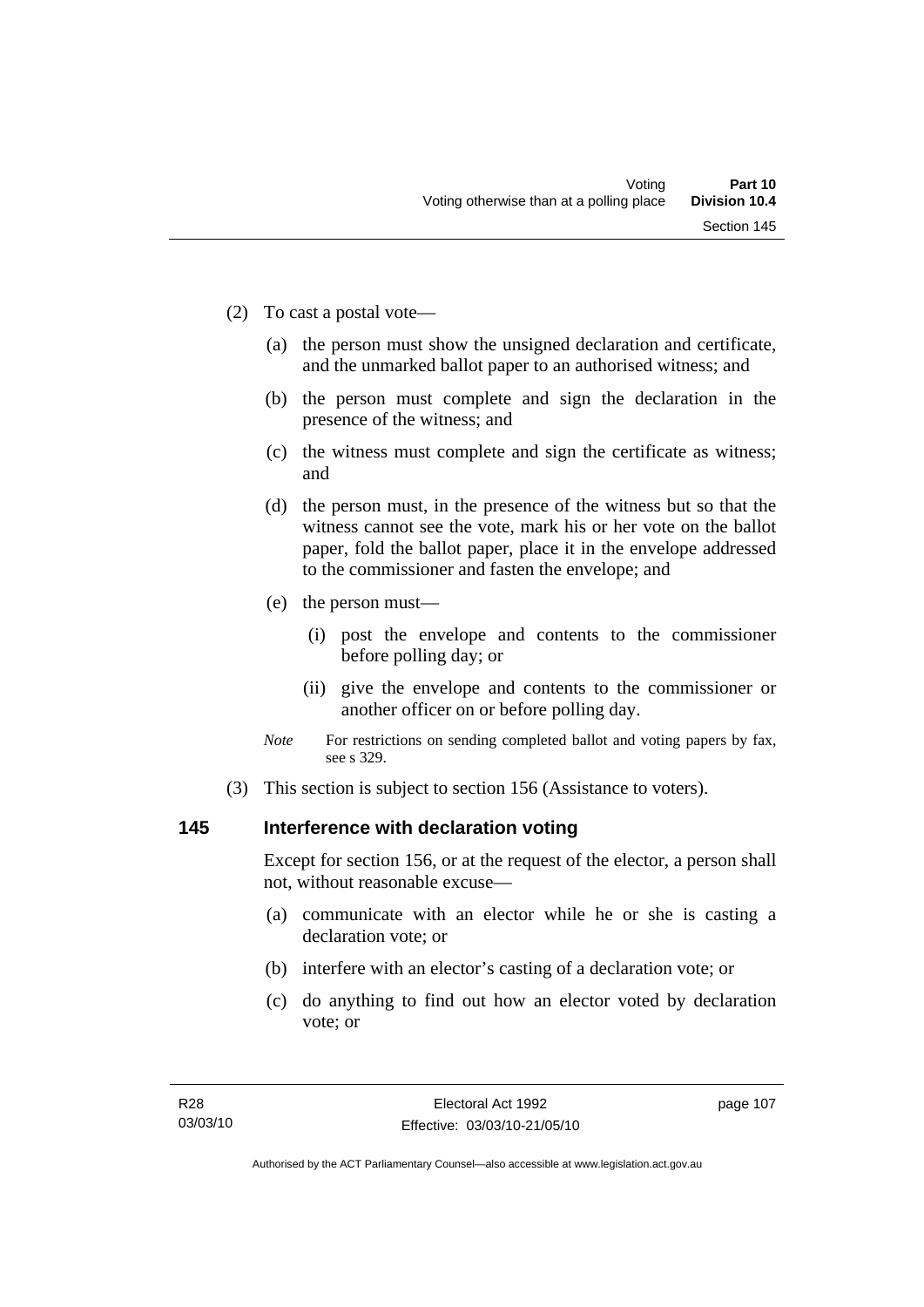(2) To cast a postal vote—

(a) the person must show the unsigned declaration and certificate, and the unmarked ballot paper to an authorised witness; and

(b) the person must complete and sign the declaration in the presence of the witness; and

(c) the witness must complete and sign the certificate as witness; and

(d) the person must, in the presence of the witness but so that the witness cannot see the vote, mark his or her vote on the ballot paper, fold the ballot paper, place it in the envelope addressed to the commissioner and fasten the envelope; and

(e) the person must—

(i) post the envelope and contents to the commissioner before polling day; or

(ii) give the envelope and contents to the commissioner or another officer on or before polling day.

*Note* For restrictions on sending completed ballot and voting papers by fax, see s 329.

(3) This section is subject to section 156 (Assistance to voters).

### 145 Interference with declaration voting

Except for section 156, or at the request of the elector, a person shall not, without reasonable excuse—

(a) communicate with an elector while he or she is casting a declaration vote; or

(b) interfere with an elector's casting of a declaration vote; or

(c) do anything to find out how an elector voted by declaration vote; or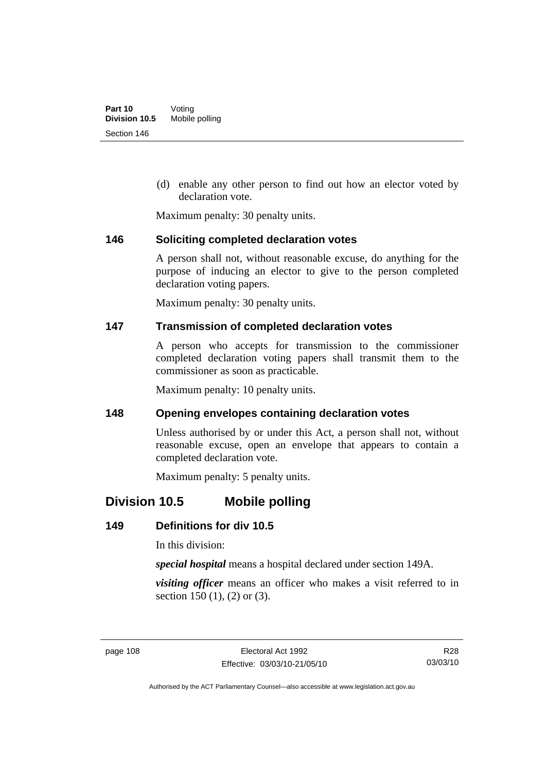(d) enable any other person to find out how an elector voted by declaration vote.

Maximum penalty: 30 penalty units.

### 146 Soliciting completed declaration votes

A person shall not, without reasonable excuse, do anything for the purpose of inducing an elector to give to the person completed declaration voting papers.

Maximum penalty: 30 penalty units.

### 147 Transmission of completed declaration votes

A person who accepts for transmission to the commissioner completed declaration voting papers shall transmit them to the commissioner as soon as practicable.

Maximum penalty: 10 penalty units.

### 148 Opening envelopes containing declaration votes

Unless authorised by or under this Act, a person shall not, without reasonable excuse, open an envelope that appears to contain a completed declaration vote.

Maximum penalty: 5 penalty units.

## Division 10.5 Mobile polling

### 149 Definitions for div 10.5

In this division:

***special hospital*** means a hospital declared under section 149A.

***visiting officer*** means an officer who makes a visit referred to in section 150 (1), (2) or (3).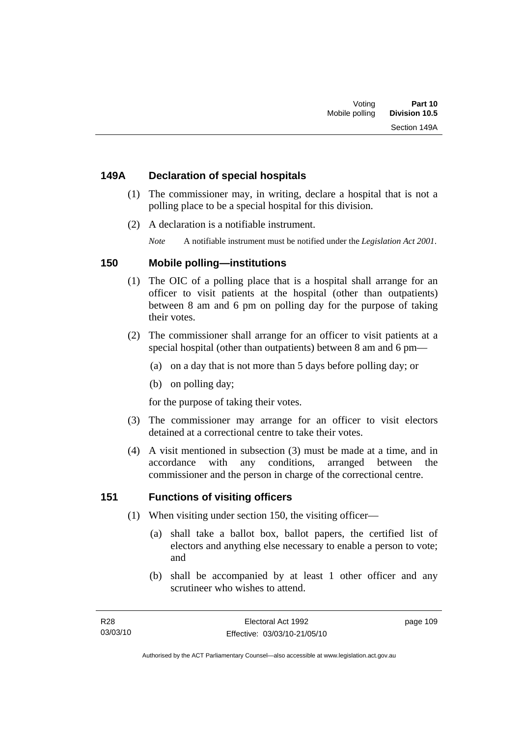## 149A Declaration of special hospitals

(1) The commissioner may, in writing, declare a hospital that is not a polling place to be a special hospital for this division.

(2) A declaration is a notifiable instrument.

*Note* A notifiable instrument must be notified under the *Legislation Act 2001*.

## 150 Mobile polling—institutions

(1) The OIC of a polling place that is a hospital shall arrange for an officer to visit patients at the hospital (other than outpatients) between 8 am and 6 pm on polling day for the purpose of taking their votes.

(2) The commissioner shall arrange for an officer to visit patients at a special hospital (other than outpatients) between 8 am and 6 pm—

(a) on a day that is not more than 5 days before polling day; or

(b) on polling day;

for the purpose of taking their votes.

(3) The commissioner may arrange for an officer to visit electors detained at a correctional centre to take their votes.

(4) A visit mentioned in subsection (3) must be made at a time, and in accordance with any conditions, arranged between the commissioner and the person in charge of the correctional centre.

## 151 Functions of visiting officers

(1) When visiting under section 150, the visiting officer—

(a) shall take a ballot box, ballot papers, the certified list of electors and anything else necessary to enable a person to vote; and

(b) shall be accompanied by at least 1 other officer and any scrutineer who wishes to attend.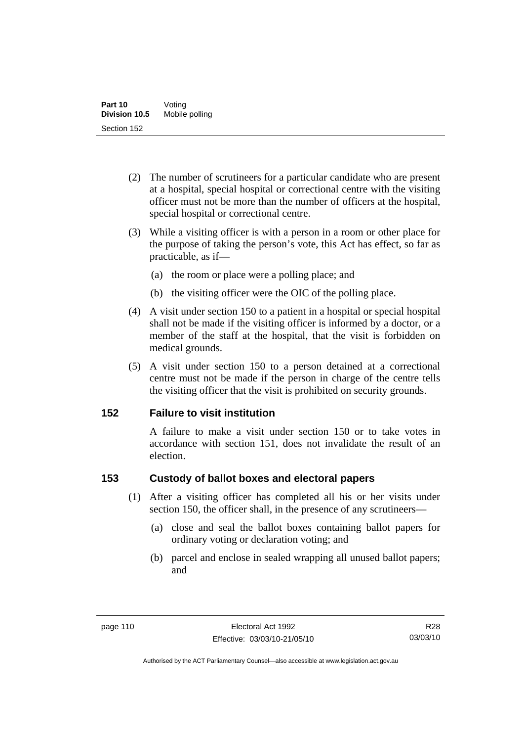(2) The number of scrutineers for a particular candidate who are present at a hospital, special hospital or correctional centre with the visiting officer must not be more than the number of officers at the hospital, special hospital or correctional centre.

(3) While a visiting officer is with a person in a room or other place for the purpose of taking the person's vote, this Act has effect, so far as practicable, as if—

(a) the room or place were a polling place; and

(b) the visiting officer were the OIC of the polling place.

(4) A visit under section 150 to a patient in a hospital or special hospital shall not be made if the visiting officer is informed by a doctor, or a member of the staff at the hospital, that the visit is forbidden on medical grounds.

(5) A visit under section 150 to a person detained at a correctional centre must not be made if the person in charge of the centre tells the visiting officer that the visit is prohibited on security grounds.

## 152 Failure to visit institution

A failure to make a visit under section 150 or to take votes in accordance with section 151, does not invalidate the result of an election.

## 153 Custody of ballot boxes and electoral papers

(1) After a visiting officer has completed all his or her visits under section 150, the officer shall, in the presence of any scrutineers—

(a) close and seal the ballot boxes containing ballot papers for ordinary voting or declaration voting; and

(b) parcel and enclose in sealed wrapping all unused ballot papers; and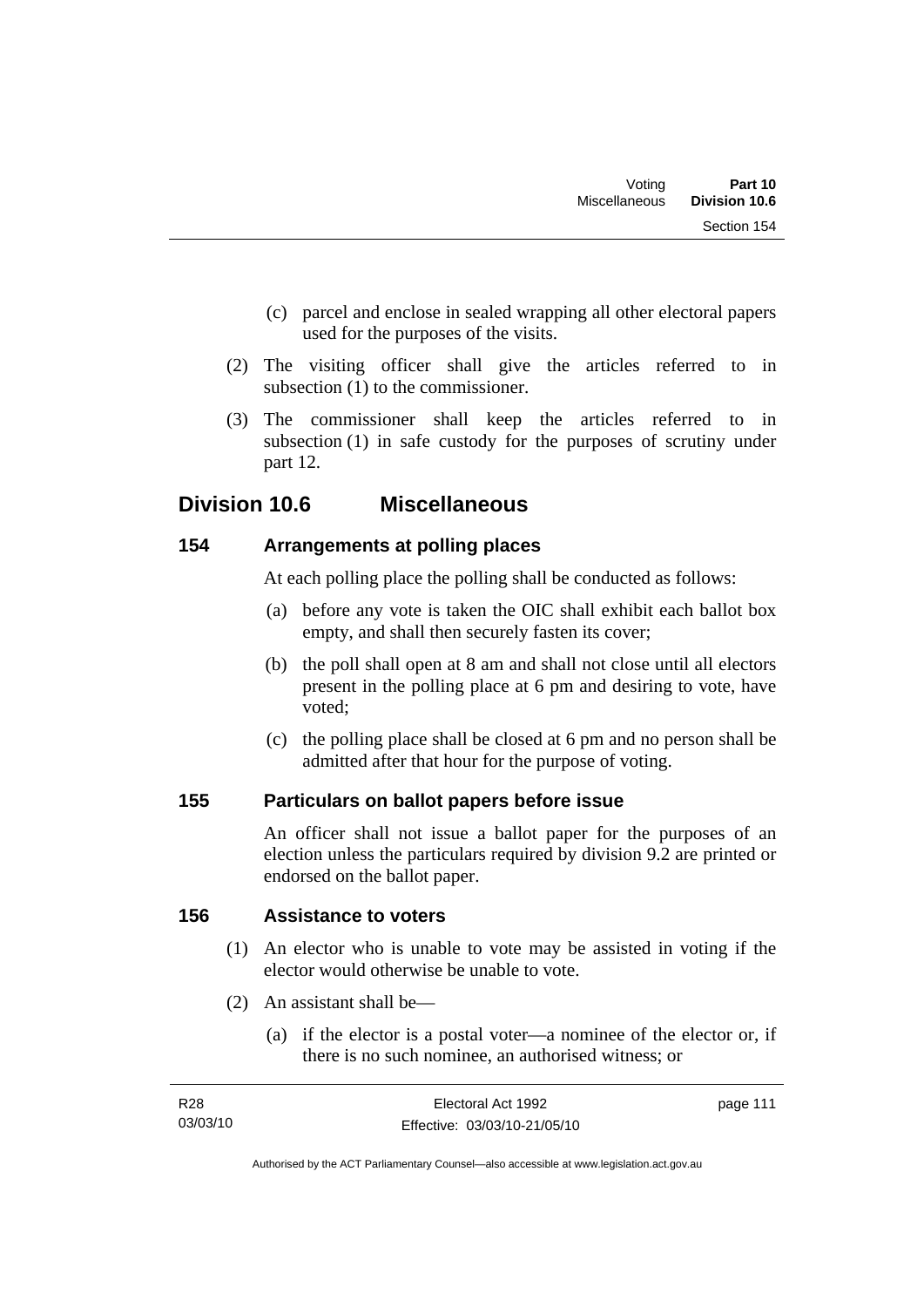(c) parcel and enclose in sealed wrapping all other electoral papers used for the purposes of the visits.

(2) The visiting officer shall give the articles referred to in subsection (1) to the commissioner.

(3) The commissioner shall keep the articles referred to in subsection (1) in safe custody for the purposes of scrutiny under part 12.

## Division 10.6 Miscellaneous

### 154 Arrangements at polling places

At each polling place the polling shall be conducted as follows:

(a) before any vote is taken the OIC shall exhibit each ballot box empty, and shall then securely fasten its cover;

(b) the poll shall open at 8 am and shall not close until all electors present in the polling place at 6 pm and desiring to vote, have voted;

(c) the polling place shall be closed at 6 pm and no person shall be admitted after that hour for the purpose of voting.

### 155 Particulars on ballot papers before issue

An officer shall not issue a ballot paper for the purposes of an election unless the particulars required by division 9.2 are printed or endorsed on the ballot paper.

### 156 Assistance to voters

(1) An elector who is unable to vote may be assisted in voting if the elector would otherwise be unable to vote.

(2) An assistant shall be—

(a) if the elector is a postal voter—a nominee of the elector or, if there is no such nominee, an authorised witness; or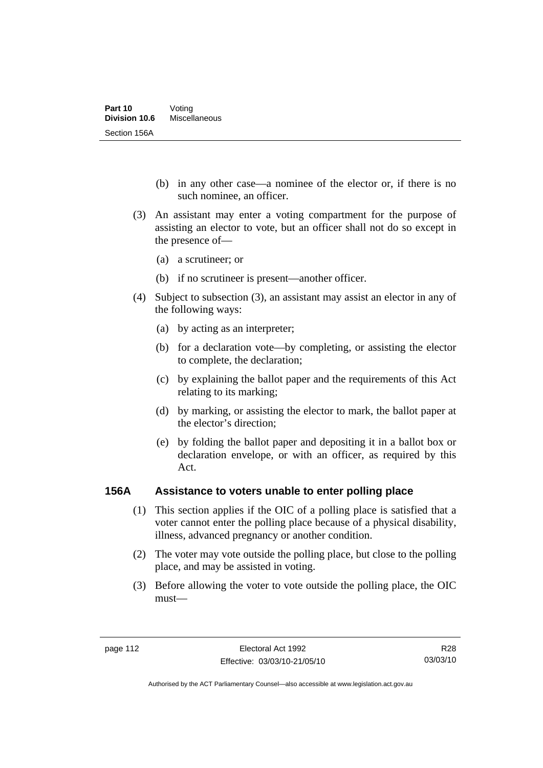(b) in any other case—a nominee of the elector or, if there is no such nominee, an officer.

(3) An assistant may enter a voting compartment for the purpose of assisting an elector to vote, but an officer shall not do so except in the presence of—

(a) a scrutineer; or

(b) if no scrutineer is present—another officer.

(4) Subject to subsection (3), an assistant may assist an elector in any of the following ways:

(a) by acting as an interpreter;

(b) for a declaration vote—by completing, or assisting the elector to complete, the declaration;

(c) by explaining the ballot paper and the requirements of this Act relating to its marking;

(d) by marking, or assisting the elector to mark, the ballot paper at the elector's direction;

(e) by folding the ballot paper and depositing it in a ballot box or declaration envelope, or with an officer, as required by this Act.

### 156A Assistance to voters unable to enter polling place

(1) This section applies if the OIC of a polling place is satisfied that a voter cannot enter the polling place because of a physical disability, illness, advanced pregnancy or another condition.

(2) The voter may vote outside the polling place, but close to the polling place, and may be assisted in voting.

(3) Before allowing the voter to vote outside the polling place, the OIC must—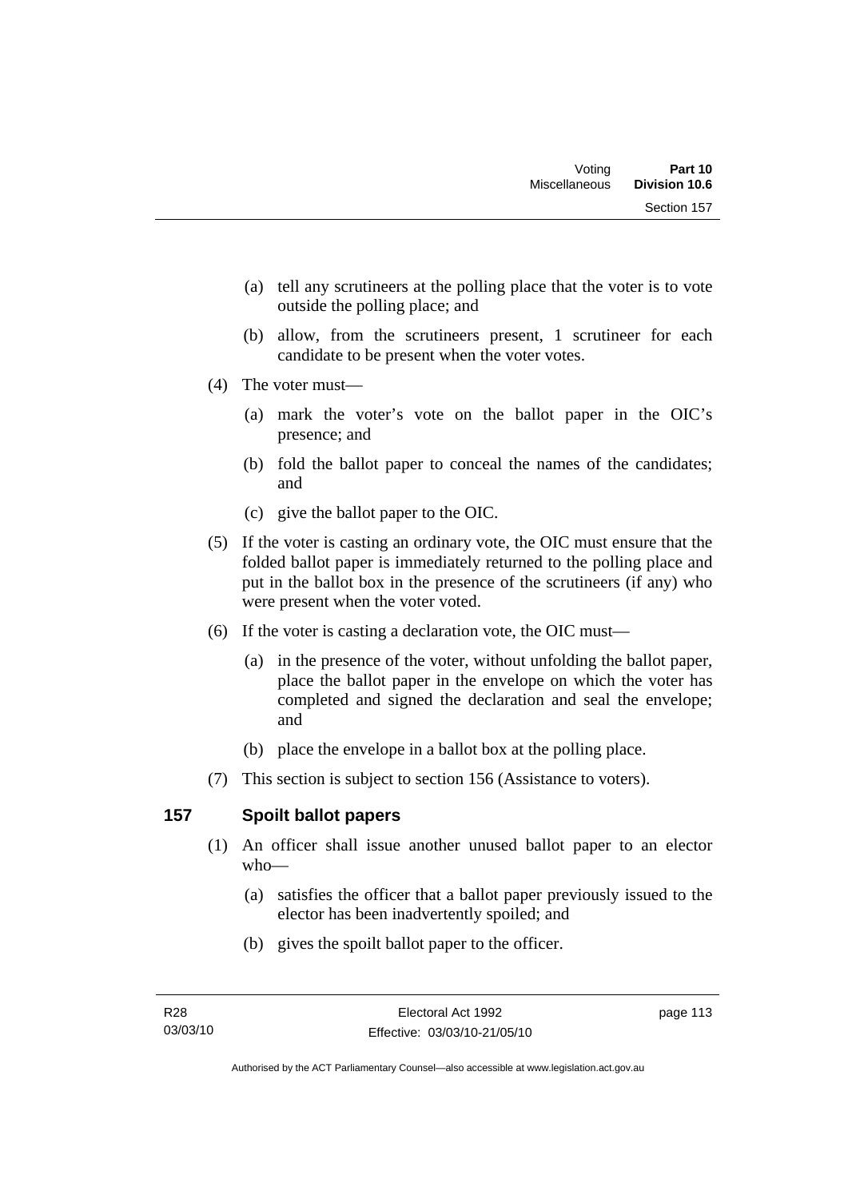(a) tell any scrutineers at the polling place that the voter is to vote outside the polling place; and

(b) allow, from the scrutineers present, 1 scrutineer for each candidate to be present when the voter votes.

(4) The voter must—

(a) mark the voter's vote on the ballot paper in the OIC's presence; and

(b) fold the ballot paper to conceal the names of the candidates; and

(c) give the ballot paper to the OIC.

(5) If the voter is casting an ordinary vote, the OIC must ensure that the folded ballot paper is immediately returned to the polling place and put in the ballot box in the presence of the scrutineers (if any) who were present when the voter voted.

(6) If the voter is casting a declaration vote, the OIC must—

(a) in the presence of the voter, without unfolding the ballot paper, place the ballot paper in the envelope on which the voter has completed and signed the declaration and seal the envelope; and

(b) place the envelope in a ballot box at the polling place.

(7) This section is subject to section 156 (Assistance to voters).

## 157 Spoilt ballot papers

(1) An officer shall issue another unused ballot paper to an elector who—

(a) satisfies the officer that a ballot paper previously issued to the elector has been inadvertently spoiled; and

(b) gives the spoilt ballot paper to the officer.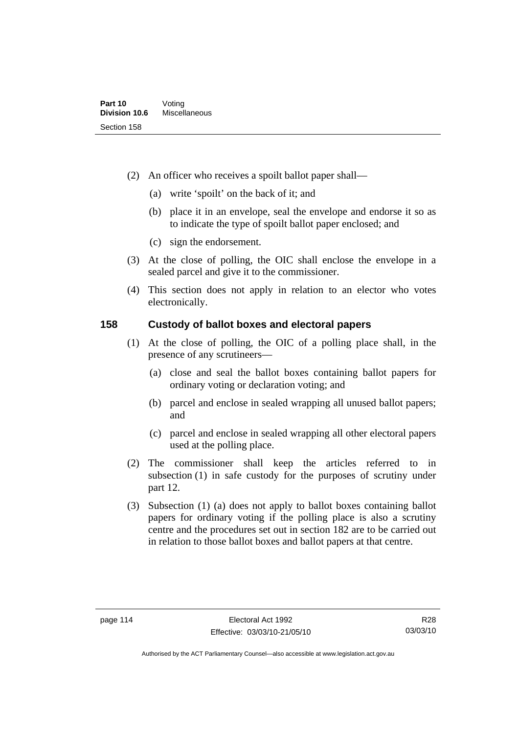(2) An officer who receives a spoilt ballot paper shall—

(a) write 'spoilt' on the back of it; and

(b) place it in an envelope, seal the envelope and endorse it so as to indicate the type of spoilt ballot paper enclosed; and

(c) sign the endorsement.

(3) At the close of polling, the OIC shall enclose the envelope in a sealed parcel and give it to the commissioner.

(4) This section does not apply in relation to an elector who votes electronically.

## 158 Custody of ballot boxes and electoral papers

(1) At the close of polling, the OIC of a polling place shall, in the presence of any scrutineers—

(a) close and seal the ballot boxes containing ballot papers for ordinary voting or declaration voting; and

(b) parcel and enclose in sealed wrapping all unused ballot papers; and

(c) parcel and enclose in sealed wrapping all other electoral papers used at the polling place.

(2) The commissioner shall keep the articles referred to in subsection (1) in safe custody for the purposes of scrutiny under part 12.

(3) Subsection (1) (a) does not apply to ballot boxes containing ballot papers for ordinary voting if the polling place is also a scrutiny centre and the procedures set out in section 182 are to be carried out in relation to those ballot boxes and ballot papers at that centre.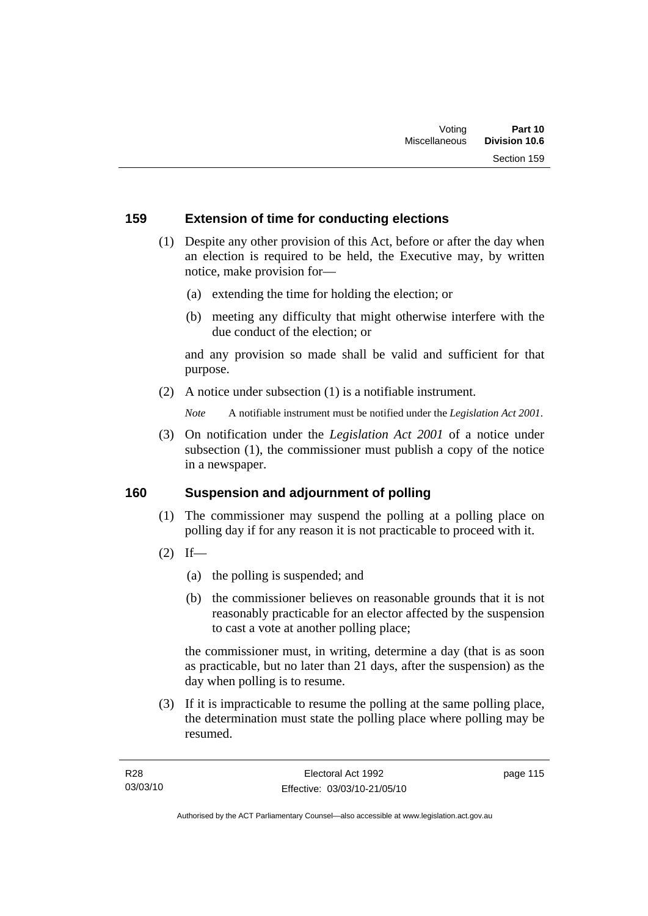## 159 Extension of time for conducting elections

(1) Despite any other provision of this Act, before or after the day when an election is required to be held, the Executive may, by written notice, make provision for—

(a) extending the time for holding the election; or

(b) meeting any difficulty that might otherwise interfere with the due conduct of the election; or

and any provision so made shall be valid and sufficient for that purpose.

(2) A notice under subsection (1) is a notifiable instrument.

*Note* A notifiable instrument must be notified under the *Legislation Act 2001*.

(3) On notification under the *Legislation Act 2001* of a notice under subsection (1), the commissioner must publish a copy of the notice in a newspaper.

## 160 Suspension and adjournment of polling

(1) The commissioner may suspend the polling at a polling place on polling day if for any reason it is not practicable to proceed with it.

(2) If—

(a) the polling is suspended; and

(b) the commissioner believes on reasonable grounds that it is not reasonably practicable for an elector affected by the suspension to cast a vote at another polling place;

the commissioner must, in writing, determine a day (that is as soon as practicable, but no later than 21 days, after the suspension) as the day when polling is to resume.

(3) If it is impracticable to resume the polling at the same polling place, the determination must state the polling place where polling may be resumed.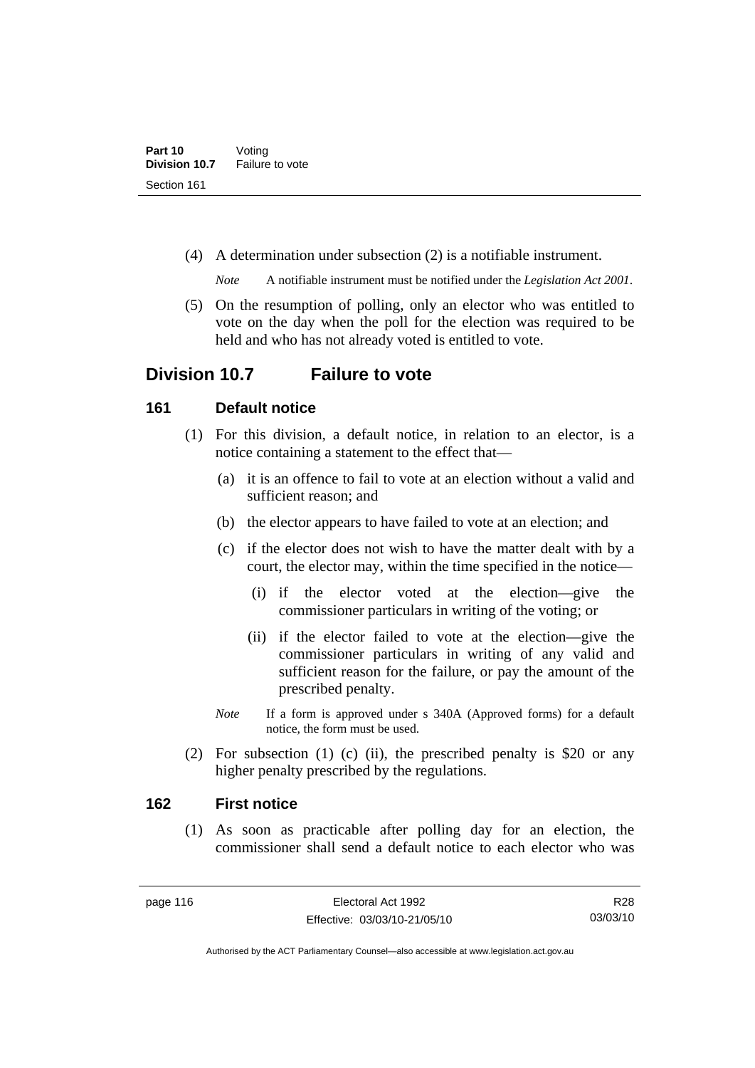(4) A determination under subsection (2) is a notifiable instrument.

*Note* A notifiable instrument must be notified under the *Legislation Act 2001*.

(5) On the resumption of polling, only an elector who was entitled to vote on the day when the poll for the election was required to be held and who has not already voted is entitled to vote.

## Division 10.7 Failure to vote

### 161 Default notice

(1) For this division, a default notice, in relation to an elector, is a notice containing a statement to the effect that—

(a) it is an offence to fail to vote at an election without a valid and sufficient reason; and

(b) the elector appears to have failed to vote at an election; and

(c) if the elector does not wish to have the matter dealt with by a court, the elector may, within the time specified in the notice—

(i) if the elector voted at the election—give the commissioner particulars in writing of the voting; or

(ii) if the elector failed to vote at the election—give the commissioner particulars in writing of any valid and sufficient reason for the failure, or pay the amount of the prescribed penalty.

*Note* If a form is approved under s 340A (Approved forms) for a default notice, the form must be used.

(2) For subsection (1) (c) (ii), the prescribed penalty is $20 or any higher penalty prescribed by the regulations.

### 162 First notice

(1) As soon as practicable after polling day for an election, the commissioner shall send a default notice to each elector who was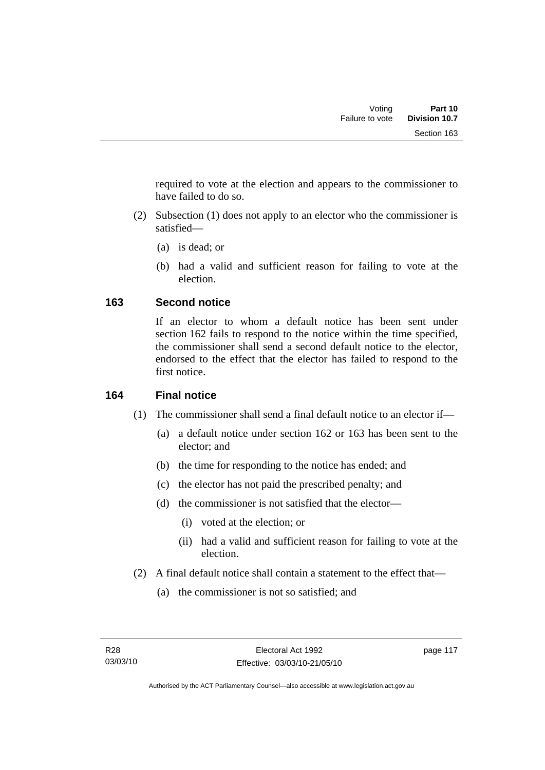required to vote at the election and appears to the commissioner to have failed to do so.

(2) Subsection (1) does not apply to an elector who the commissioner is satisfied—

(a) is dead; or

(b) had a valid and sufficient reason for failing to vote at the election.

## 163 Second notice

If an elector to whom a default notice has been sent under section 162 fails to respond to the notice within the time specified, the commissioner shall send a second default notice to the elector, endorsed to the effect that the elector has failed to respond to the first notice.

## 164 Final notice

(1) The commissioner shall send a final default notice to an elector if—

(a) a default notice under section 162 or 163 has been sent to the elector; and

(b) the time for responding to the notice has ended; and

(c) the elector has not paid the prescribed penalty; and

(d) the commissioner is not satisfied that the elector—

(i) voted at the election; or

(ii) had a valid and sufficient reason for failing to vote at the election.

(2) A final default notice shall contain a statement to the effect that—

(a) the commissioner is not so satisfied; and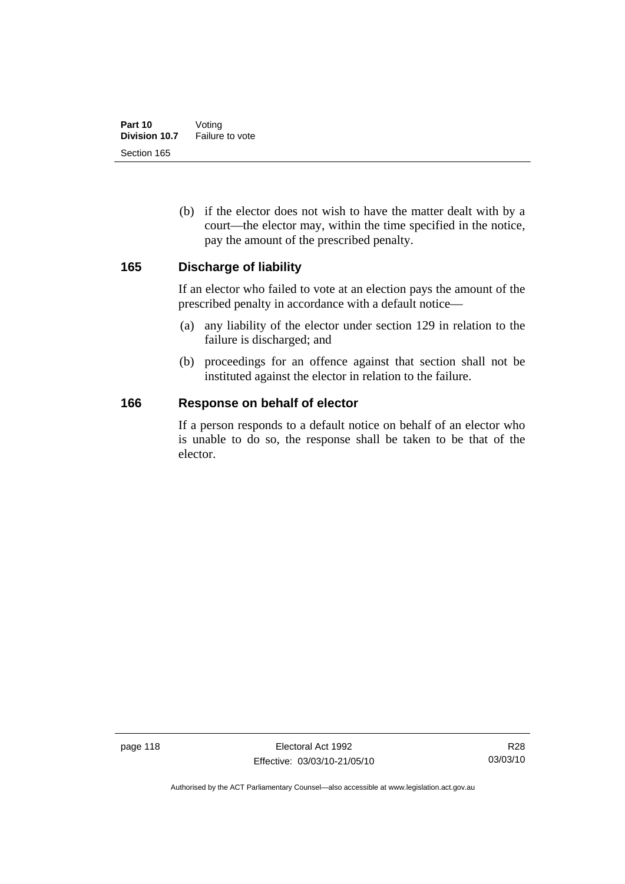(b) if the elector does not wish to have the matter dealt with by a court—the elector may, within the time specified in the notice, pay the amount of the prescribed penalty.

## 165 Discharge of liability

If an elector who failed to vote at an election pays the amount of the prescribed penalty in accordance with a default notice—

(a) any liability of the elector under section 129 in relation to the failure is discharged; and

(b) proceedings for an offence against that section shall not be instituted against the elector in relation to the failure.

## 166 Response on behalf of elector

If a person responds to a default notice on behalf of an elector who is unable to do so, the response shall be taken to be that of the elector.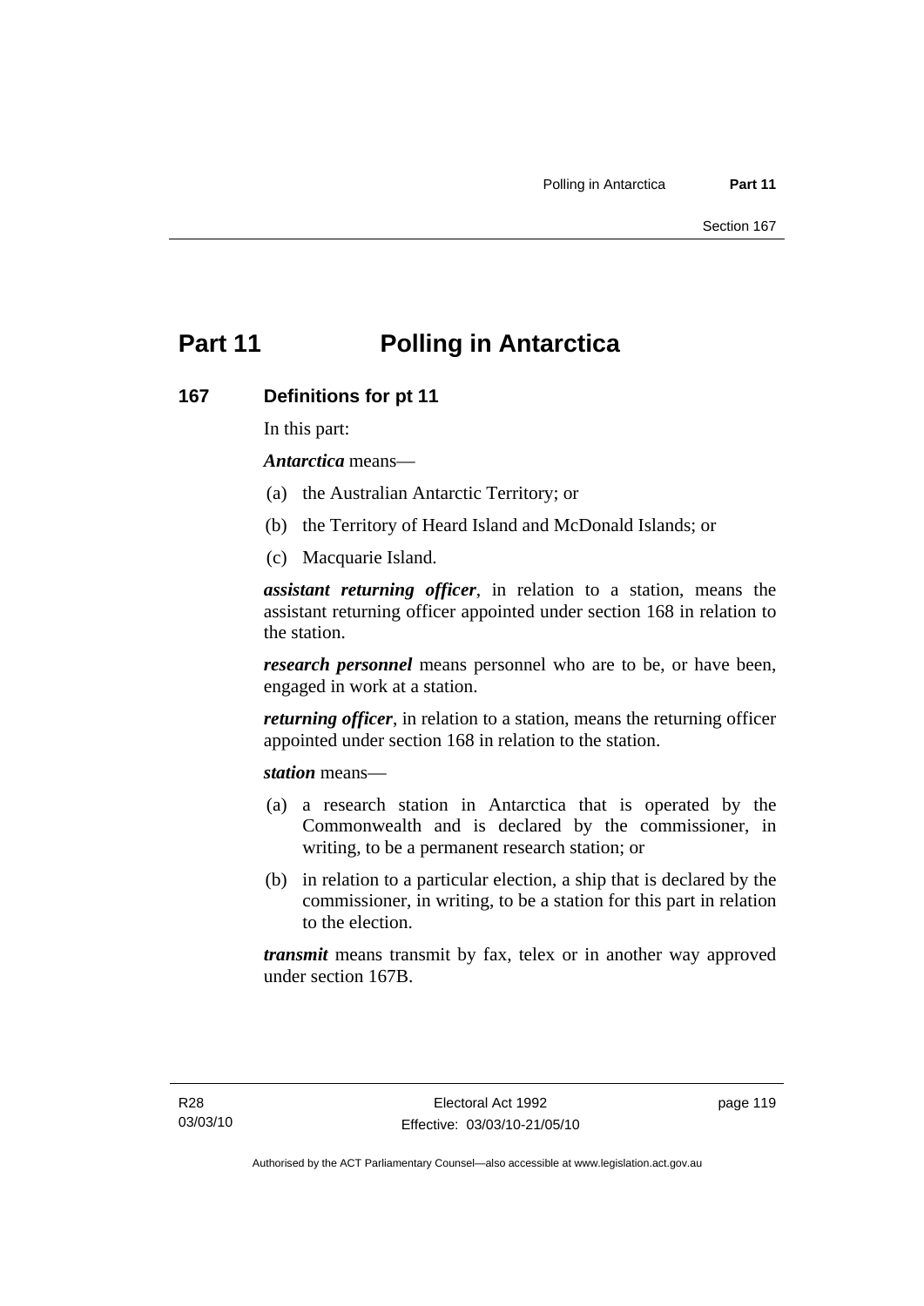# Part 11 Polling in Antarctica

## 167 Definitions for pt 11

In this part:

***Antarctica*** means—

(a) the Australian Antarctic Territory; or

(b) the Territory of Heard Island and McDonald Islands; or

(c) Macquarie Island.

***assistant returning officer***, in relation to a station, means the assistant returning officer appointed under section 168 in relation to the station.

***research personnel*** means personnel who are to be, or have been, engaged in work at a station.

***returning officer***, in relation to a station, means the returning officer appointed under section 168 in relation to the station.

***station*** means—

(a) a research station in Antarctica that is operated by the Commonwealth and is declared by the commissioner, in writing, to be a permanent research station; or

(b) in relation to a particular election, a ship that is declared by the commissioner, in writing, to be a station for this part in relation to the election.

***transmit*** means transmit by fax, telex or in another way approved under section 167B.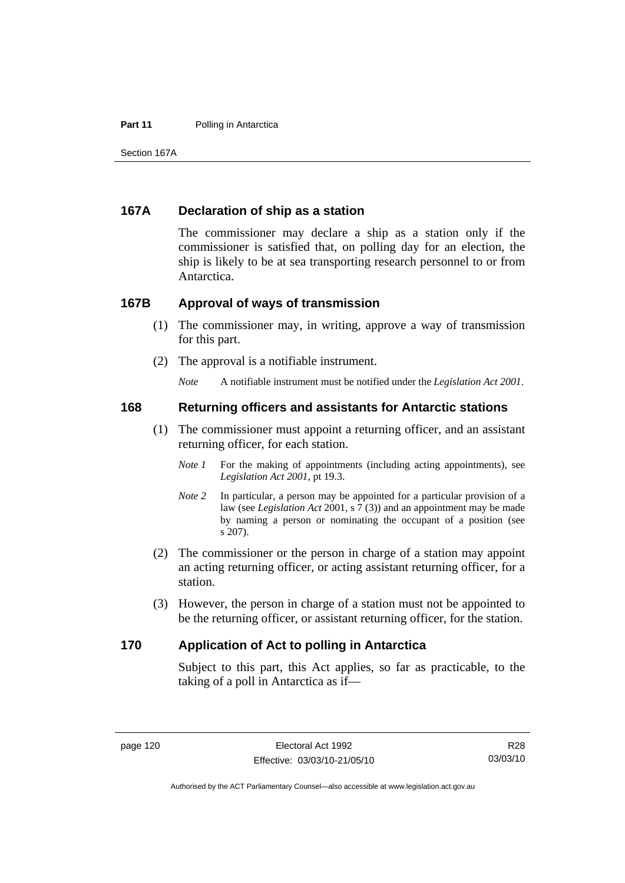## 167A Declaration of ship as a station

The commissioner may declare a ship as a station only if the commissioner is satisfied that, on polling day for an election, the ship is likely to be at sea transporting research personnel to or from Antarctica.

## 167B Approval of ways of transmission

(1) The commissioner may, in writing, approve a way of transmission for this part.

(2) The approval is a notifiable instrument.

*Note* A notifiable instrument must be notified under the *Legislation Act 2001*.

## 168 Returning officers and assistants for Antarctic stations

(1) The commissioner must appoint a returning officer, and an assistant returning officer, for each station.

*Note 1* For the making of appointments (including acting appointments), see *Legislation Act 2001*, pt 19.3.

*Note 2* In particular, a person may be appointed for a particular provision of a law (see *Legislation Act* 2001, s 7 (3)) and an appointment may be made by naming a person or nominating the occupant of a position (see s 207).

(2) The commissioner or the person in charge of a station may appoint an acting returning officer, or acting assistant returning officer, for a station.

(3) However, the person in charge of a station must not be appointed to be the returning officer, or assistant returning officer, for the station.

## 170 Application of Act to polling in Antarctica

Subject to this part, this Act applies, so far as practicable, to the taking of a poll in Antarctica as if—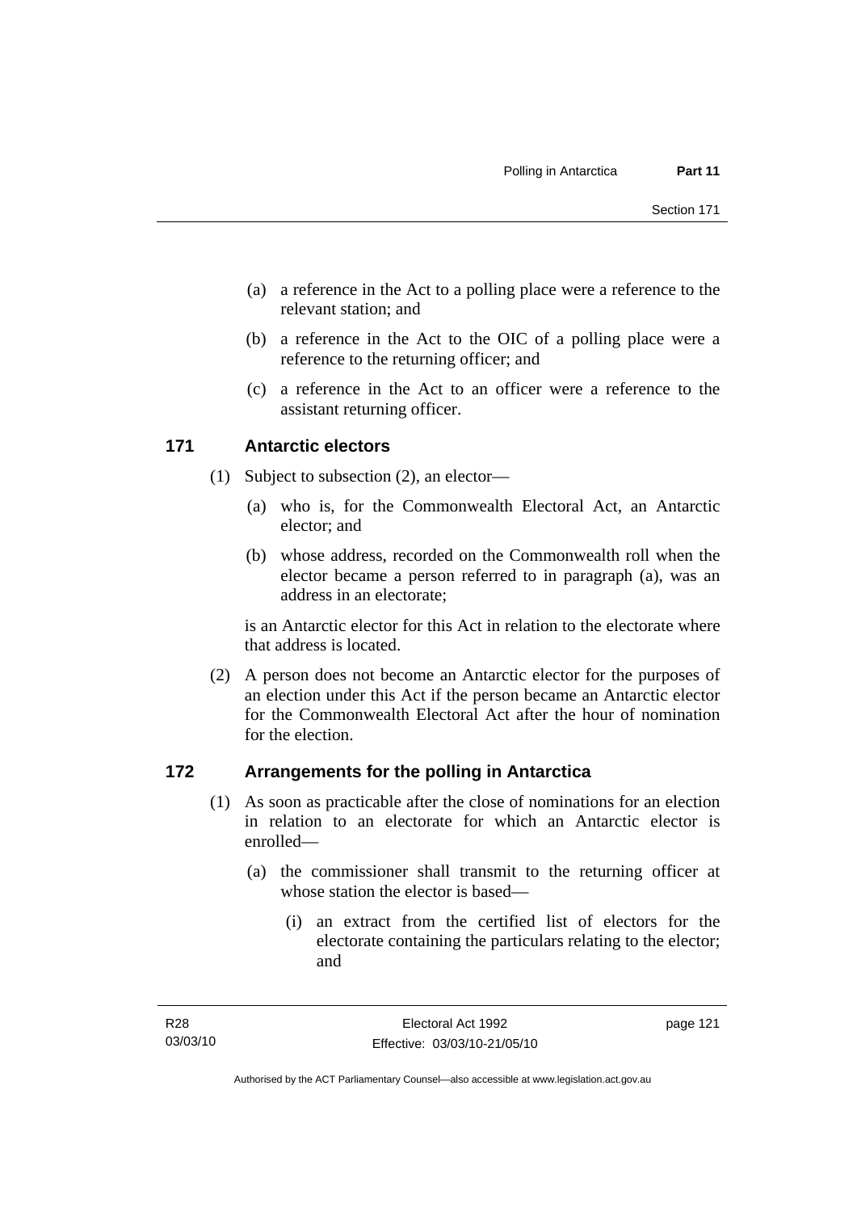(a) a reference in the Act to a polling place were a reference to the relevant station; and

(b) a reference in the Act to the OIC of a polling place were a reference to the returning officer; and

(c) a reference in the Act to an officer were a reference to the assistant returning officer.

## 171 Antarctic electors

(1) Subject to subsection (2), an elector—

(a) who is, for the Commonwealth Electoral Act, an Antarctic elector; and

(b) whose address, recorded on the Commonwealth roll when the elector became a person referred to in paragraph (a), was an address in an electorate;

is an Antarctic elector for this Act in relation to the electorate where that address is located.

(2) A person does not become an Antarctic elector for the purposes of an election under this Act if the person became an Antarctic elector for the Commonwealth Electoral Act after the hour of nomination for the election.

## 172 Arrangements for the polling in Antarctica

(1) As soon as practicable after the close of nominations for an election in relation to an electorate for which an Antarctic elector is enrolled—

(a) the commissioner shall transmit to the returning officer at whose station the elector is based—

(i) an extract from the certified list of electors for the electorate containing the particulars relating to the elector; and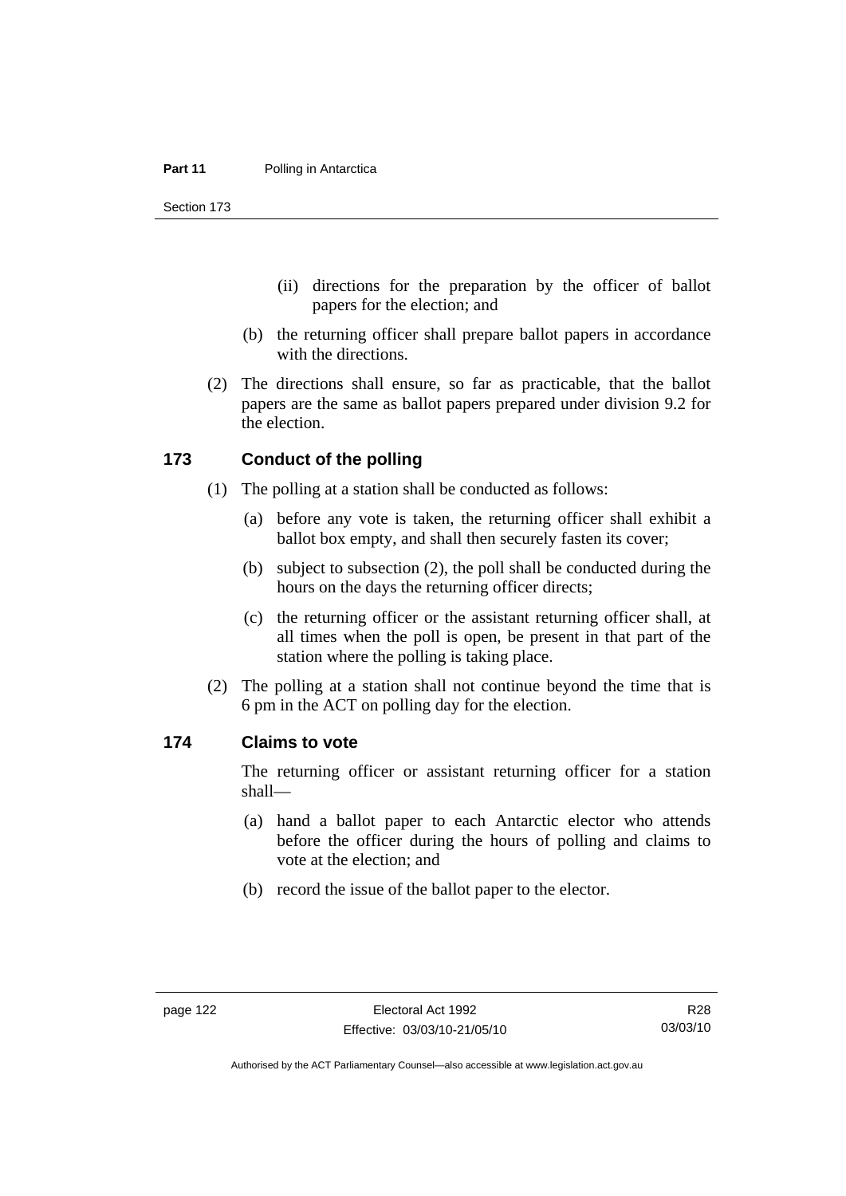(ii) directions for the preparation by the officer of ballot papers for the election; and

(b) the returning officer shall prepare ballot papers in accordance with the directions.

(2) The directions shall ensure, so far as practicable, that the ballot papers are the same as ballot papers prepared under division 9.2 for the election.

## 173 Conduct of the polling

(1) The polling at a station shall be conducted as follows:

(a) before any vote is taken, the returning officer shall exhibit a ballot box empty, and shall then securely fasten its cover;

(b) subject to subsection (2), the poll shall be conducted during the hours on the days the returning officer directs;

(c) the returning officer or the assistant returning officer shall, at all times when the poll is open, be present in that part of the station where the polling is taking place.

(2) The polling at a station shall not continue beyond the time that is 6 pm in the ACT on polling day for the election.

## 174 Claims to vote

The returning officer or assistant returning officer for a station shall—

(a) hand a ballot paper to each Antarctic elector who attends before the officer during the hours of polling and claims to vote at the election; and

(b) record the issue of the ballot paper to the elector.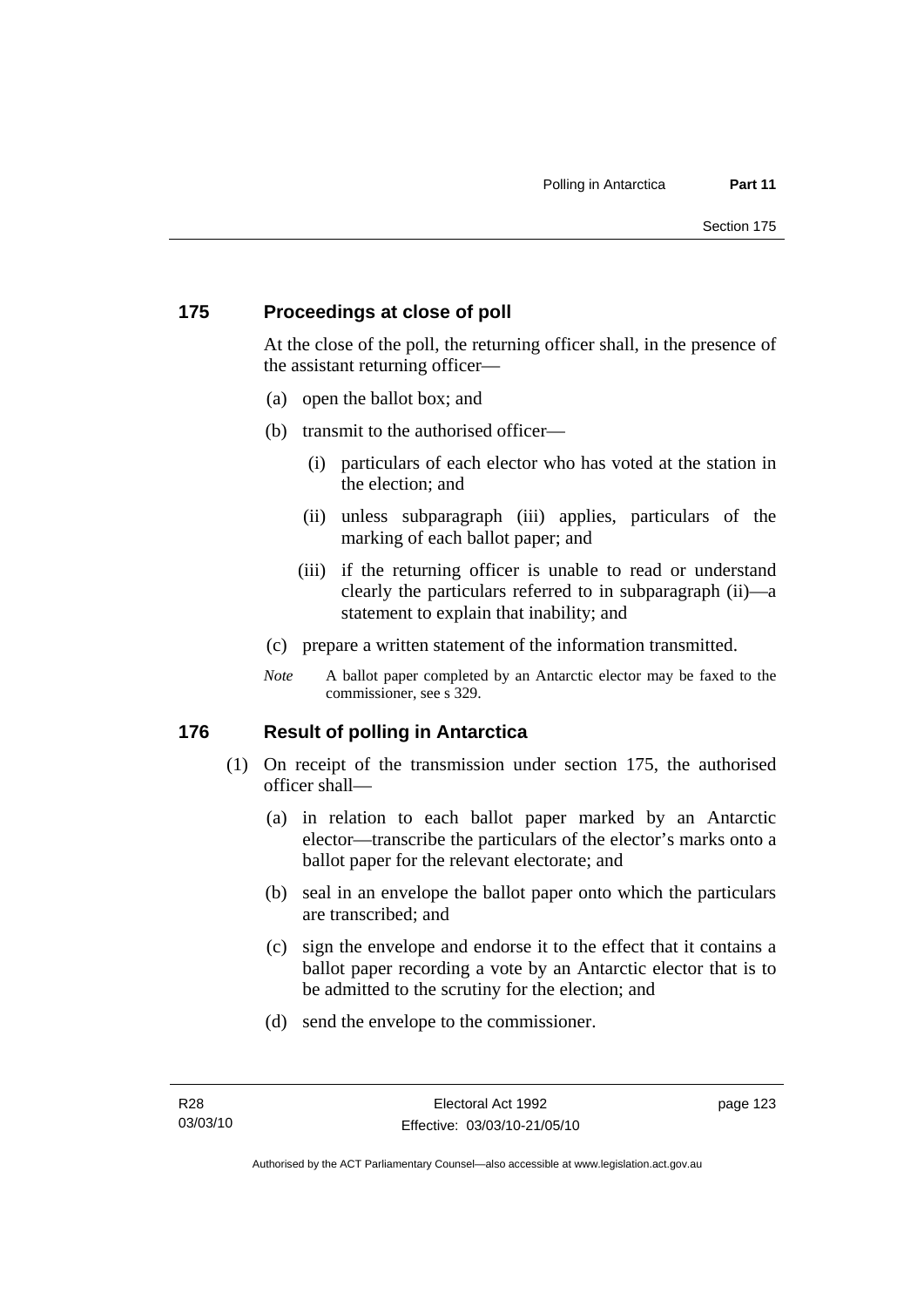## 175 Proceedings at close of poll

At the close of the poll, the returning officer shall, in the presence of the assistant returning officer—

(a) open the ballot box; and

(b) transmit to the authorised officer—

  (i) particulars of each elector who has voted at the station in the election; and

  (ii) unless subparagraph (iii) applies, particulars of the marking of each ballot paper; and

  (iii) if the returning officer is unable to read or understand clearly the particulars referred to in subparagraph (ii)—a statement to explain that inability; and

(c) prepare a written statement of the information transmitted.

*Note* A ballot paper completed by an Antarctic elector may be faxed to the commissioner, see s 329.

## 176 Result of polling in Antarctica

(1) On receipt of the transmission under section 175, the authorised officer shall—

  (a) in relation to each ballot paper marked by an Antarctic elector—transcribe the particulars of the elector's marks onto a ballot paper for the relevant electorate; and

  (b) seal in an envelope the ballot paper onto which the particulars are transcribed; and

  (c) sign the envelope and endorse it to the effect that it contains a ballot paper recording a vote by an Antarctic elector that is to be admitted to the scrutiny for the election; and

  (d) send the envelope to the commissioner.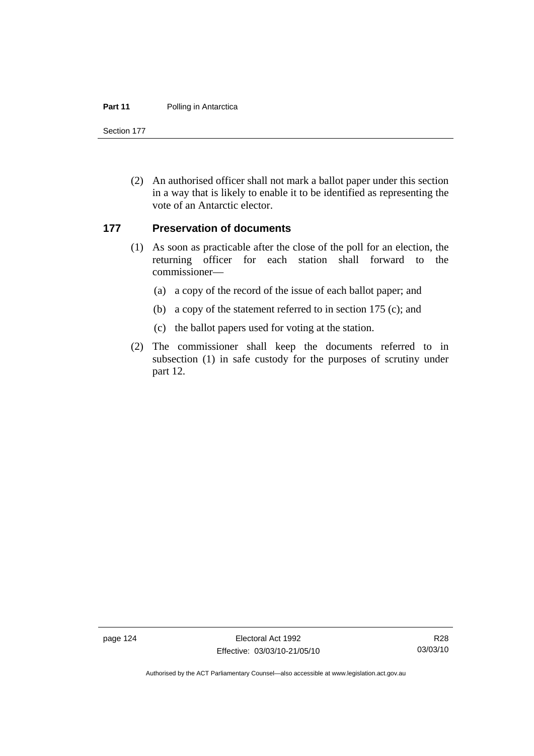(2) An authorised officer shall not mark a ballot paper under this section in a way that is likely to enable it to be identified as representing the vote of an Antarctic elector.

## 177 Preservation of documents

(1) As soon as practicable after the close of the poll for an election, the returning officer for each station shall forward to the commissioner—

(a) a copy of the record of the issue of each ballot paper; and

(b) a copy of the statement referred to in section 175 (c); and

(c) the ballot papers used for voting at the station.

(2) The commissioner shall keep the documents referred to in subsection (1) in safe custody for the purposes of scrutiny under part 12.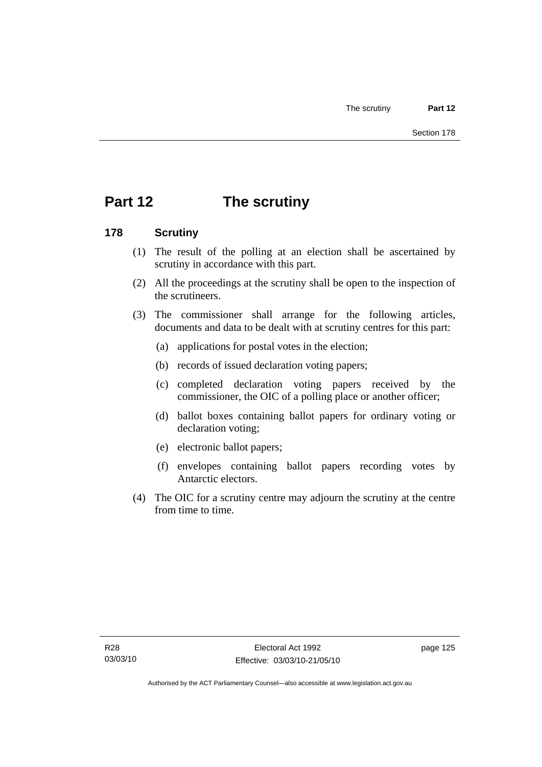# Part 12 The scrutiny

## 178 Scrutiny

(1) The result of the polling at an election shall be ascertained by scrutiny in accordance with this part.

(2) All the proceedings at the scrutiny shall be open to the inspection of the scrutineers.

(3) The commissioner shall arrange for the following articles, documents and data to be dealt with at scrutiny centres for this part:

(a) applications for postal votes in the election;

(b) records of issued declaration voting papers;

(c) completed declaration voting papers received by the commissioner, the OIC of a polling place or another officer;

(d) ballot boxes containing ballot papers for ordinary voting or declaration voting;

(e) electronic ballot papers;

(f) envelopes containing ballot papers recording votes by Antarctic electors.

(4) The OIC for a scrutiny centre may adjourn the scrutiny at the centre from time to time.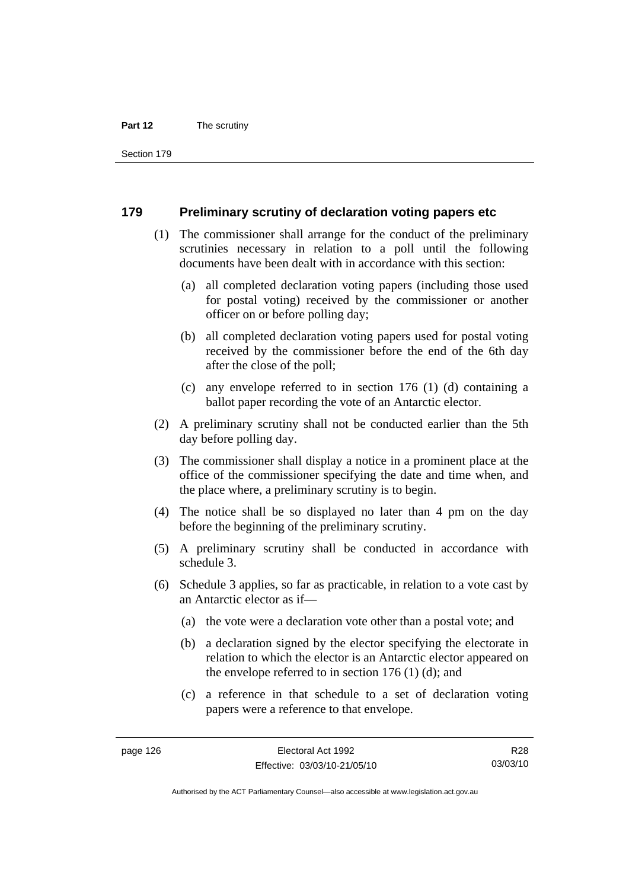## 179 Preliminary scrutiny of declaration voting papers etc

(1) The commissioner shall arrange for the conduct of the preliminary scrutinies necessary in relation to a poll until the following documents have been dealt with in accordance with this section:

(a) all completed declaration voting papers (including those used for postal voting) received by the commissioner or another officer on or before polling day;

(b) all completed declaration voting papers used for postal voting received by the commissioner before the end of the 6th day after the close of the poll;

(c) any envelope referred to in section 176 (1) (d) containing a ballot paper recording the vote of an Antarctic elector.

(2) A preliminary scrutiny shall not be conducted earlier than the 5th day before polling day.

(3) The commissioner shall display a notice in a prominent place at the office of the commissioner specifying the date and time when, and the place where, a preliminary scrutiny is to begin.

(4) The notice shall be so displayed no later than 4 pm on the day before the beginning of the preliminary scrutiny.

(5) A preliminary scrutiny shall be conducted in accordance with schedule 3.

(6) Schedule 3 applies, so far as practicable, in relation to a vote cast by an Antarctic elector as if—

(a) the vote were a declaration vote other than a postal vote; and

(b) a declaration signed by the elector specifying the electorate in relation to which the elector is an Antarctic elector appeared on the envelope referred to in section 176 (1) (d); and

(c) a reference in that schedule to a set of declaration voting papers were a reference to that envelope.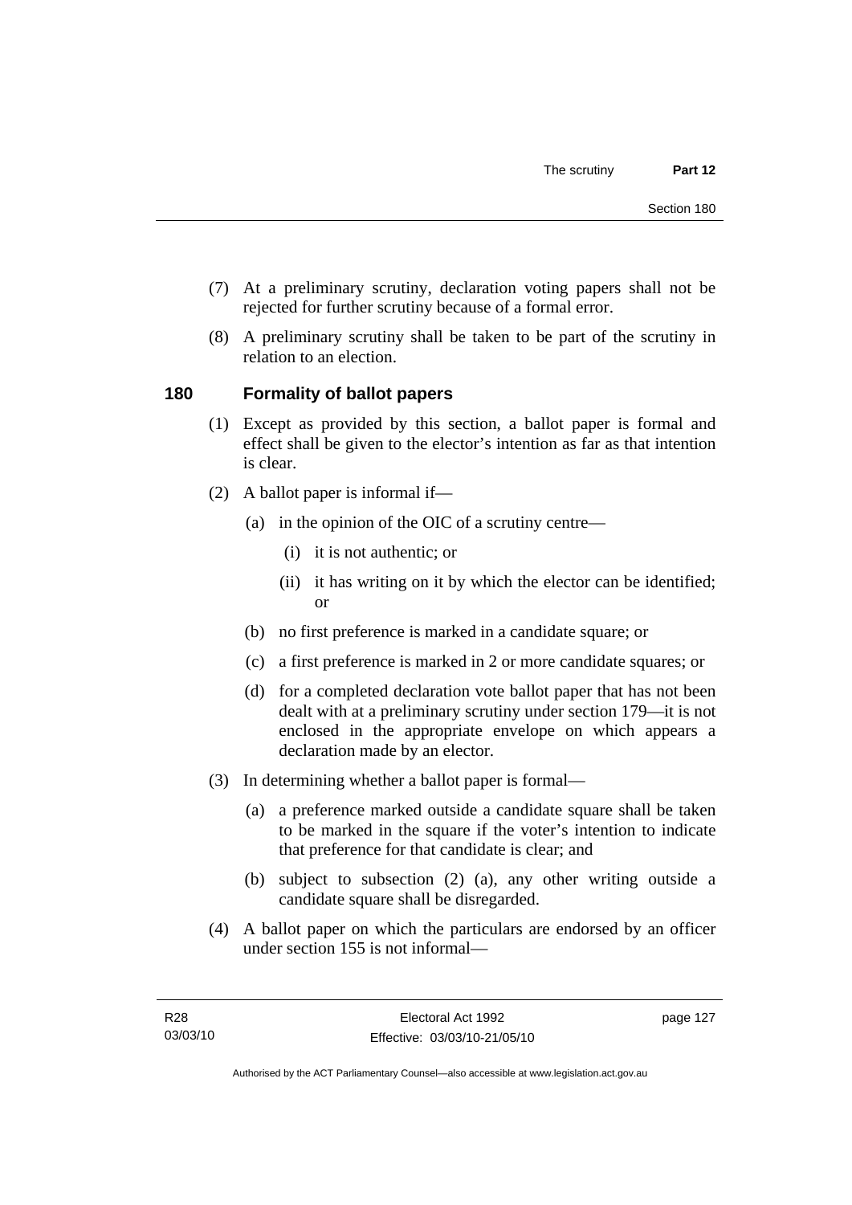(7) At a preliminary scrutiny, declaration voting papers shall not be rejected for further scrutiny because of a formal error.

(8) A preliminary scrutiny shall be taken to be part of the scrutiny in relation to an election.

## 180 Formality of ballot papers

(1) Except as provided by this section, a ballot paper is formal and effect shall be given to the elector's intention as far as that intention is clear.

(2) A ballot paper is informal if—

  (a) in the opinion of the OIC of a scrutiny centre—

    (i) it is not authentic; or

    (ii) it has writing on it by which the elector can be identified; or

  (b) no first preference is marked in a candidate square; or

  (c) a first preference is marked in 2 or more candidate squares; or

  (d) for a completed declaration vote ballot paper that has not been dealt with at a preliminary scrutiny under section 179—it is not enclosed in the appropriate envelope on which appears a declaration made by an elector.

(3) In determining whether a ballot paper is formal—

  (a) a preference marked outside a candidate square shall be taken to be marked in the square if the voter's intention to indicate that preference for that candidate is clear; and

  (b) subject to subsection (2) (a), any other writing outside a candidate square shall be disregarded.

(4) A ballot paper on which the particulars are endorsed by an officer under section 155 is not informal—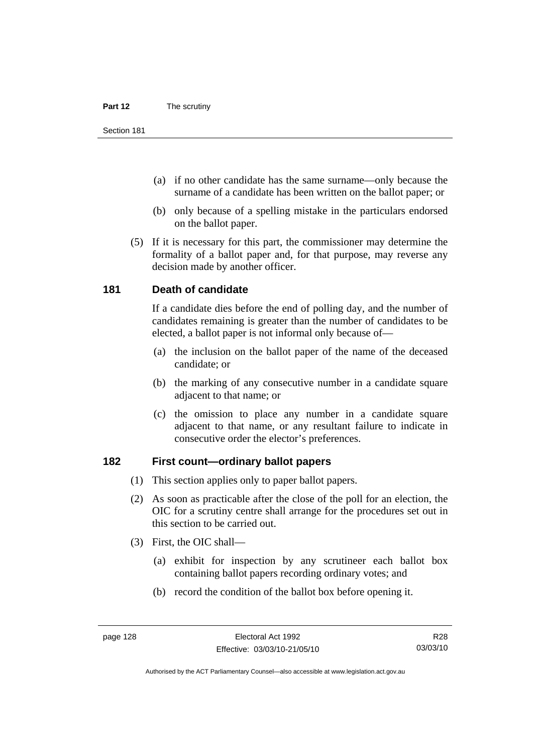(a) if no other candidate has the same surname—only because the surname of a candidate has been written on the ballot paper; or

(b) only because of a spelling mistake in the particulars endorsed on the ballot paper.

(5) If it is necessary for this part, the commissioner may determine the formality of a ballot paper and, for that purpose, may reverse any decision made by another officer.

## 181 Death of candidate

If a candidate dies before the end of polling day, and the number of candidates remaining is greater than the number of candidates to be elected, a ballot paper is not informal only because of—

(a) the inclusion on the ballot paper of the name of the deceased candidate; or

(b) the marking of any consecutive number in a candidate square adjacent to that name; or

(c) the omission to place any number in a candidate square adjacent to that name, or any resultant failure to indicate in consecutive order the elector's preferences.

## 182 First count—ordinary ballot papers

(1) This section applies only to paper ballot papers.

(2) As soon as practicable after the close of the poll for an election, the OIC for a scrutiny centre shall arrange for the procedures set out in this section to be carried out.

(3) First, the OIC shall—

(a) exhibit for inspection by any scrutineer each ballot box containing ballot papers recording ordinary votes; and

(b) record the condition of the ballot box before opening it.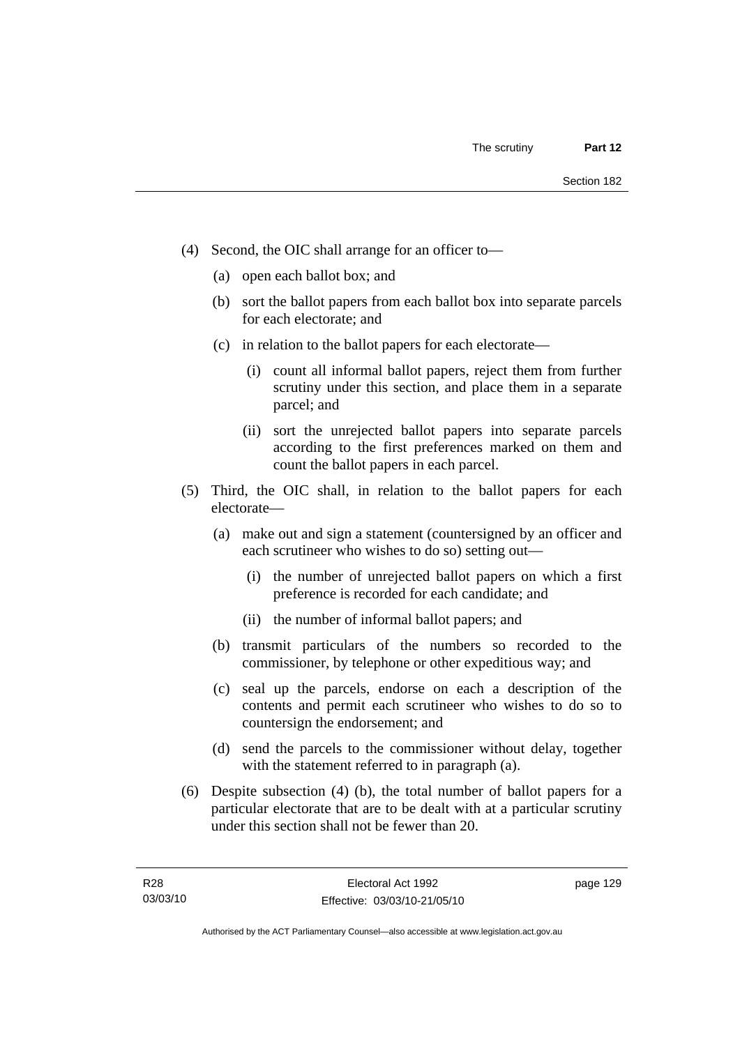(4) Second, the OIC shall arrange for an officer to—

(a) open each ballot box; and

(b) sort the ballot papers from each ballot box into separate parcels for each electorate; and

(c) in relation to the ballot papers for each electorate—

(i) count all informal ballot papers, reject them from further scrutiny under this section, and place them in a separate parcel; and

(ii) sort the unrejected ballot papers into separate parcels according to the first preferences marked on them and count the ballot papers in each parcel.

(5) Third, the OIC shall, in relation to the ballot papers for each electorate—

(a) make out and sign a statement (countersigned by an officer and each scrutineer who wishes to do so) setting out—

(i) the number of unrejected ballot papers on which a first preference is recorded for each candidate; and

(ii) the number of informal ballot papers; and

(b) transmit particulars of the numbers so recorded to the commissioner, by telephone or other expeditious way; and

(c) seal up the parcels, endorse on each a description of the contents and permit each scrutineer who wishes to do so to countersign the endorsement; and

(d) send the parcels to the commissioner without delay, together with the statement referred to in paragraph (a).

(6) Despite subsection (4) (b), the total number of ballot papers for a particular electorate that are to be dealt with at a particular scrutiny under this section shall not be fewer than 20.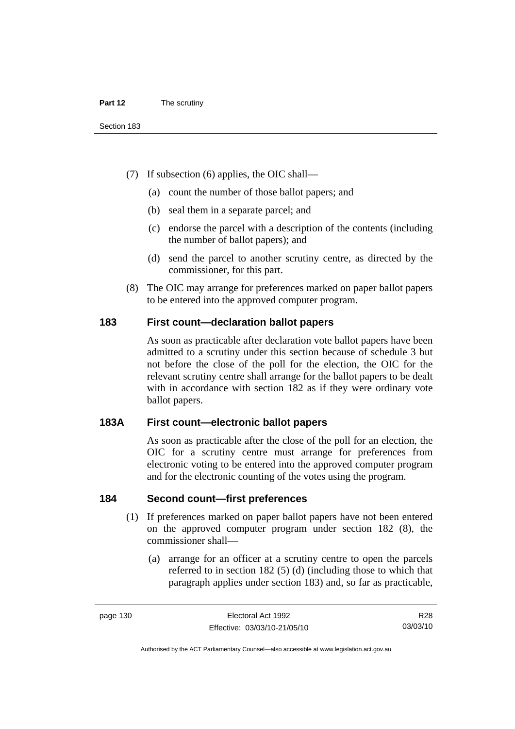(7) If subsection (6) applies, the OIC shall—

(a) count the number of those ballot papers; and

(b) seal them in a separate parcel; and

(c) endorse the parcel with a description of the contents (including the number of ballot papers); and

(d) send the parcel to another scrutiny centre, as directed by the commissioner, for this part.

(8) The OIC may arrange for preferences marked on paper ballot papers to be entered into the approved computer program.

## 183 First count—declaration ballot papers

As soon as practicable after declaration vote ballot papers have been admitted to a scrutiny under this section because of schedule 3 but not before the close of the poll for the election, the OIC for the relevant scrutiny centre shall arrange for the ballot papers to be dealt with in accordance with section 182 as if they were ordinary vote ballot papers.

## 183A First count—electronic ballot papers

As soon as practicable after the close of the poll for an election, the OIC for a scrutiny centre must arrange for preferences from electronic voting to be entered into the approved computer program and for the electronic counting of the votes using the program.

## 184 Second count—first preferences

(1) If preferences marked on paper ballot papers have not been entered on the approved computer program under section 182 (8), the commissioner shall—

(a) arrange for an officer at a scrutiny centre to open the parcels referred to in section 182 (5) (d) (including those to which that paragraph applies under section 183) and, so far as practicable,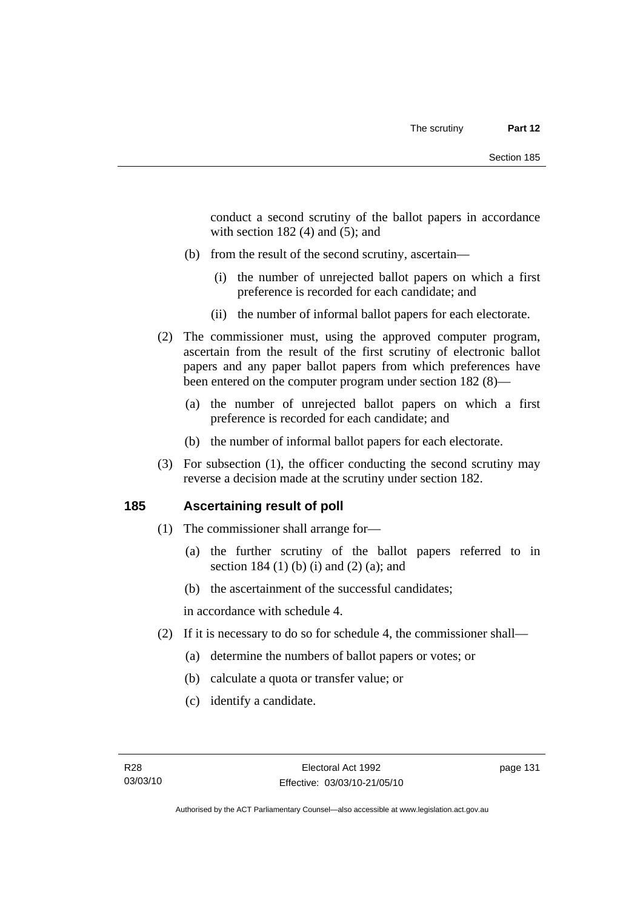conduct a second scrutiny of the ballot papers in accordance with section 182 (4) and (5); and

(b) from the result of the second scrutiny, ascertain—

(i) the number of unrejected ballot papers on which a first preference is recorded for each candidate; and

(ii) the number of informal ballot papers for each electorate.

(2) The commissioner must, using the approved computer program, ascertain from the result of the first scrutiny of electronic ballot papers and any paper ballot papers from which preferences have been entered on the computer program under section 182 (8)—

(a) the number of unrejected ballot papers on which a first preference is recorded for each candidate; and

(b) the number of informal ballot papers for each electorate.

(3) For subsection (1), the officer conducting the second scrutiny may reverse a decision made at the scrutiny under section 182.

## 185 Ascertaining result of poll

(1) The commissioner shall arrange for—

(a) the further scrutiny of the ballot papers referred to in section 184 (1) (b) (i) and (2) (a); and

(b) the ascertainment of the successful candidates;

in accordance with schedule 4.

(2) If it is necessary to do so for schedule 4, the commissioner shall—

(a) determine the numbers of ballot papers or votes; or

(b) calculate a quota or transfer value; or

(c) identify a candidate.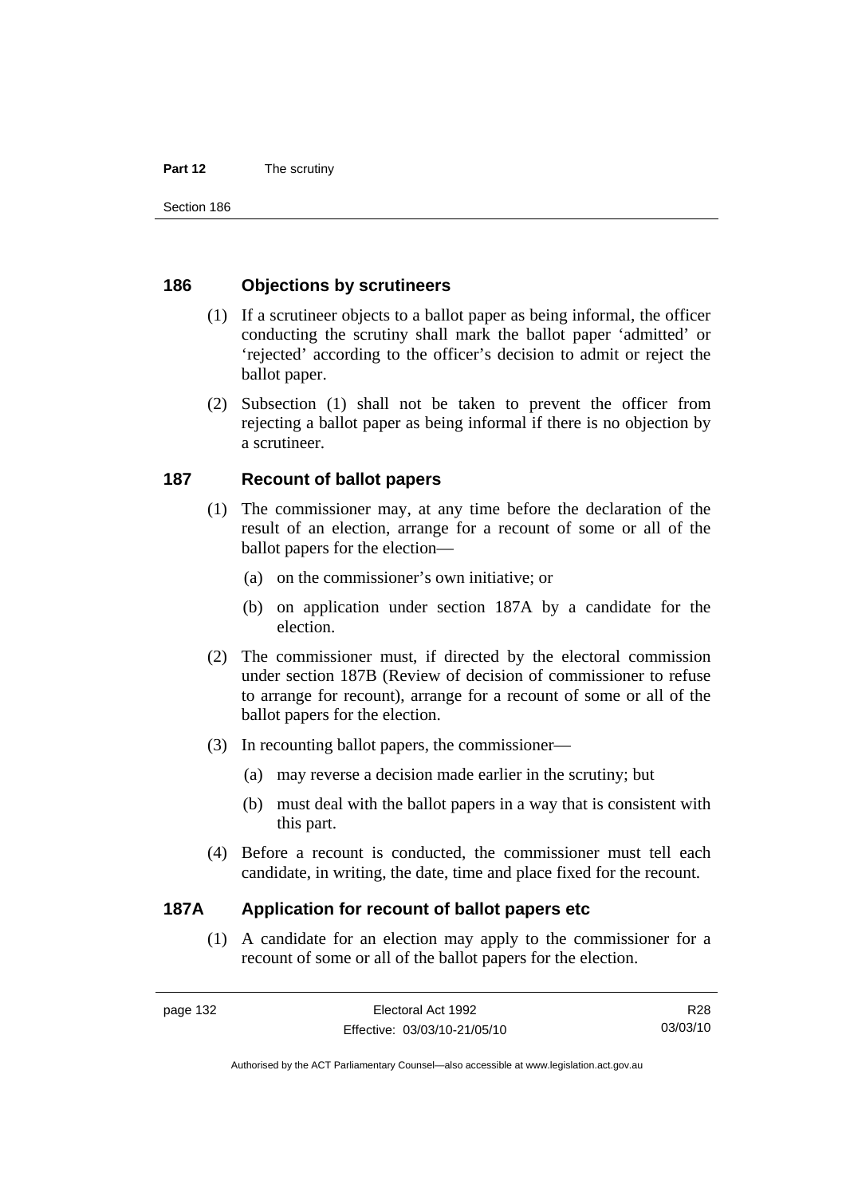## 186 Objections by scrutineers

(1) If a scrutineer objects to a ballot paper as being informal, the officer conducting the scrutiny shall mark the ballot paper 'admitted' or 'rejected' according to the officer's decision to admit or reject the ballot paper.

(2) Subsection (1) shall not be taken to prevent the officer from rejecting a ballot paper as being informal if there is no objection by a scrutineer.

## 187 Recount of ballot papers

(1) The commissioner may, at any time before the declaration of the result of an election, arrange for a recount of some or all of the ballot papers for the election—

(a) on the commissioner's own initiative; or

(b) on application under section 187A by a candidate for the election.

(2) The commissioner must, if directed by the electoral commission under section 187B (Review of decision of commissioner to refuse to arrange for recount), arrange for a recount of some or all of the ballot papers for the election.

(3) In recounting ballot papers, the commissioner—

(a) may reverse a decision made earlier in the scrutiny; but

(b) must deal with the ballot papers in a way that is consistent with this part.

(4) Before a recount is conducted, the commissioner must tell each candidate, in writing, the date, time and place fixed for the recount.

## 187A Application for recount of ballot papers etc

(1) A candidate for an election may apply to the commissioner for a recount of some or all of the ballot papers for the election.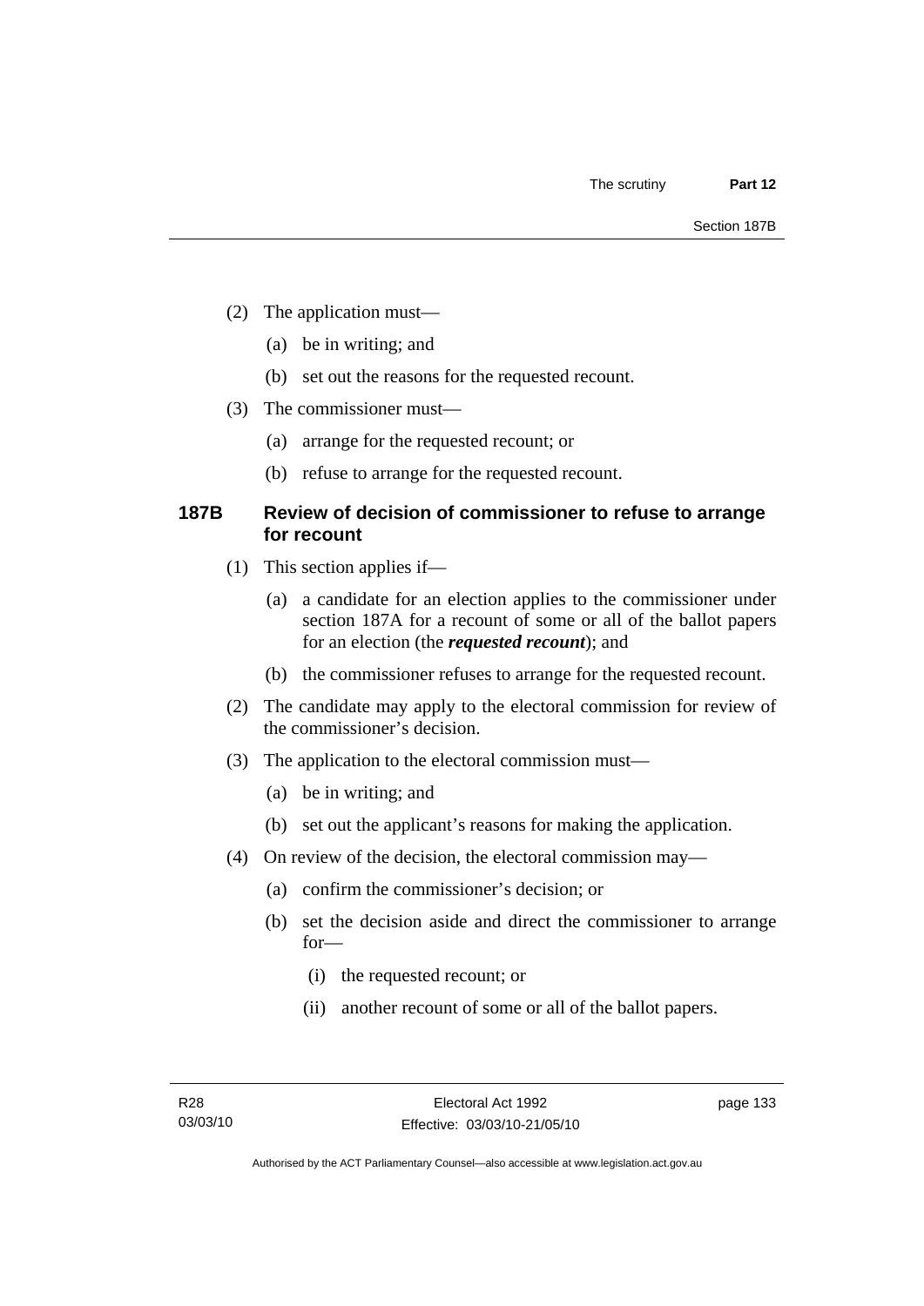(2) The application must—

(a) be in writing; and

(b) set out the reasons for the requested recount.

(3) The commissioner must—

(a) arrange for the requested recount; or

(b) refuse to arrange for the requested recount.

### 187B Review of decision of commissioner to refuse to arrange for recount

(1) This section applies if—

(a) a candidate for an election applies to the commissioner under section 187A for a recount of some or all of the ballot papers for an election (the ***requested recount***); and

(b) the commissioner refuses to arrange for the requested recount.

(2) The candidate may apply to the electoral commission for review of the commissioner's decision.

(3) The application to the electoral commission must—

(a) be in writing; and

(b) set out the applicant's reasons for making the application.

(4) On review of the decision, the electoral commission may—

(a) confirm the commissioner's decision; or

(b) set the decision aside and direct the commissioner to arrange for—

(i) the requested recount; or

(ii) another recount of some or all of the ballot papers.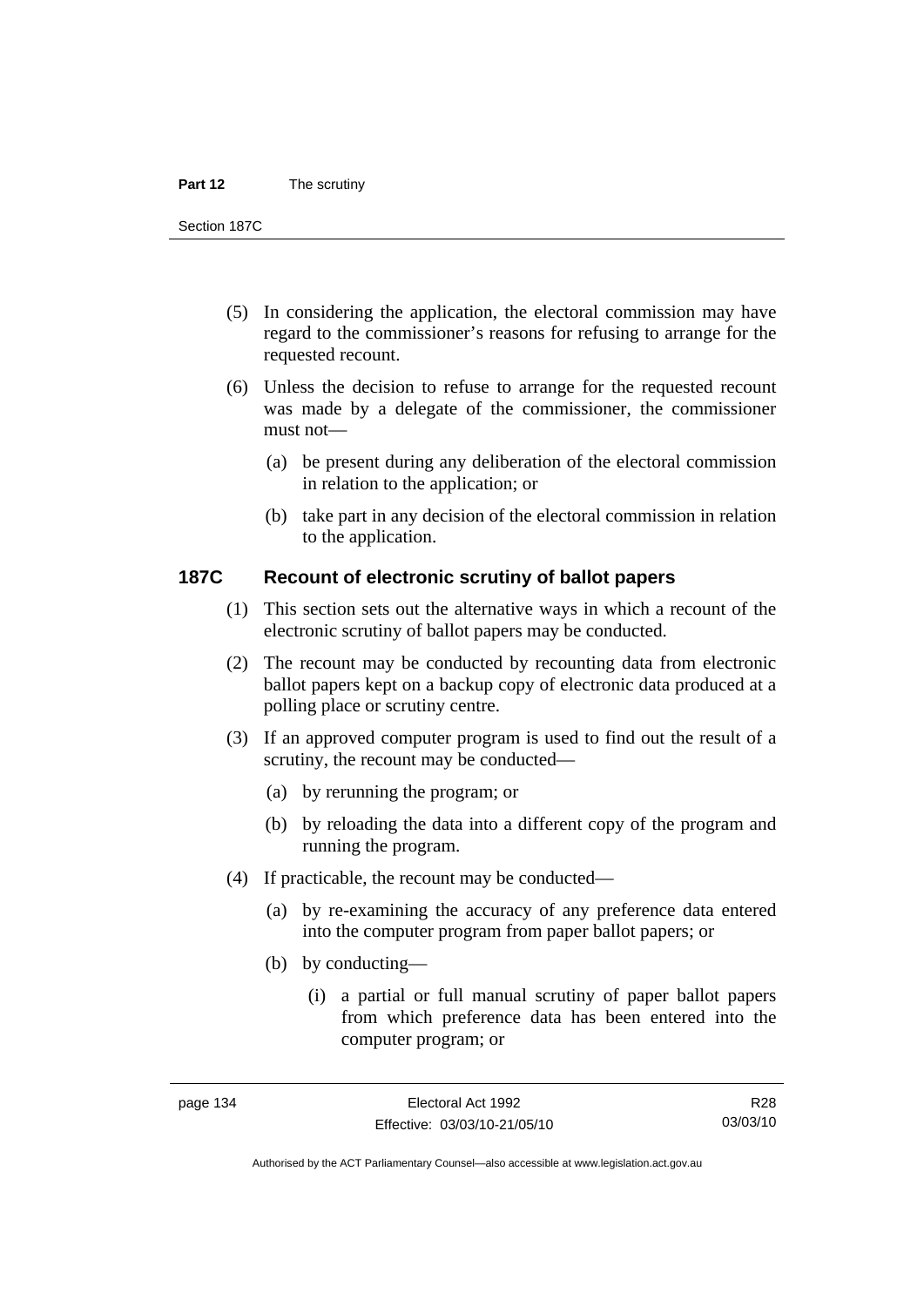(5) In considering the application, the electoral commission may have regard to the commissioner's reasons for refusing to arrange for the requested recount.

(6) Unless the decision to refuse to arrange for the requested recount was made by a delegate of the commissioner, the commissioner must not—

(a) be present during any deliberation of the electoral commission in relation to the application; or

(b) take part in any decision of the electoral commission in relation to the application.

### 187C Recount of electronic scrutiny of ballot papers

(1) This section sets out the alternative ways in which a recount of the electronic scrutiny of ballot papers may be conducted.

(2) The recount may be conducted by recounting data from electronic ballot papers kept on a backup copy of electronic data produced at a polling place or scrutiny centre.

(3) If an approved computer program is used to find out the result of a scrutiny, the recount may be conducted—

(a) by rerunning the program; or

(b) by reloading the data into a different copy of the program and running the program.

(4) If practicable, the recount may be conducted—

(a) by re-examining the accuracy of any preference data entered into the computer program from paper ballot papers; or

(b) by conducting—

(i) a partial or full manual scrutiny of paper ballot papers from which preference data has been entered into the computer program; or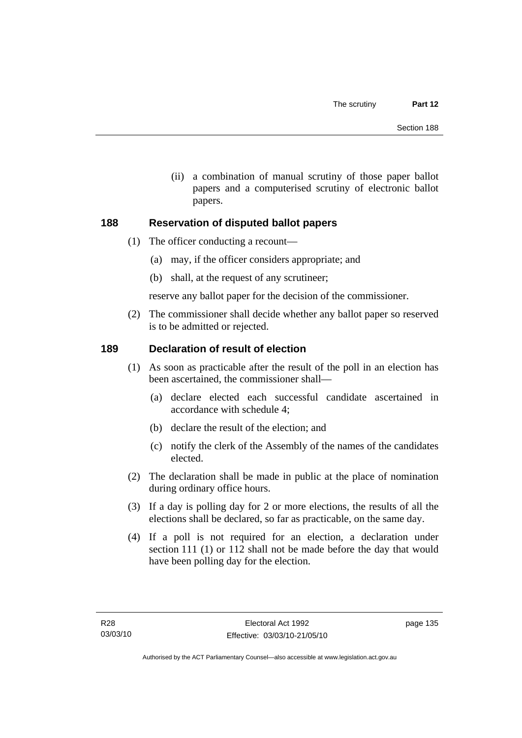(ii) a combination of manual scrutiny of those paper ballot papers and a computerised scrutiny of electronic ballot papers.

## 188 Reservation of disputed ballot papers

(1) The officer conducting a recount—

  (a) may, if the officer considers appropriate; and

  (b) shall, at the request of any scrutineer;

reserve any ballot paper for the decision of the commissioner.

(2) The commissioner shall decide whether any ballot paper so reserved is to be admitted or rejected.

## 189 Declaration of result of election

(1) As soon as practicable after the result of the poll in an election has been ascertained, the commissioner shall—

  (a) declare elected each successful candidate ascertained in accordance with schedule 4;

  (b) declare the result of the election; and

  (c) notify the clerk of the Assembly of the names of the candidates elected.

(2) The declaration shall be made in public at the place of nomination during ordinary office hours.

(3) If a day is polling day for 2 or more elections, the results of all the elections shall be declared, so far as practicable, on the same day.

(4) If a poll is not required for an election, a declaration under section 111 (1) or 112 shall not be made before the day that would have been polling day for the election.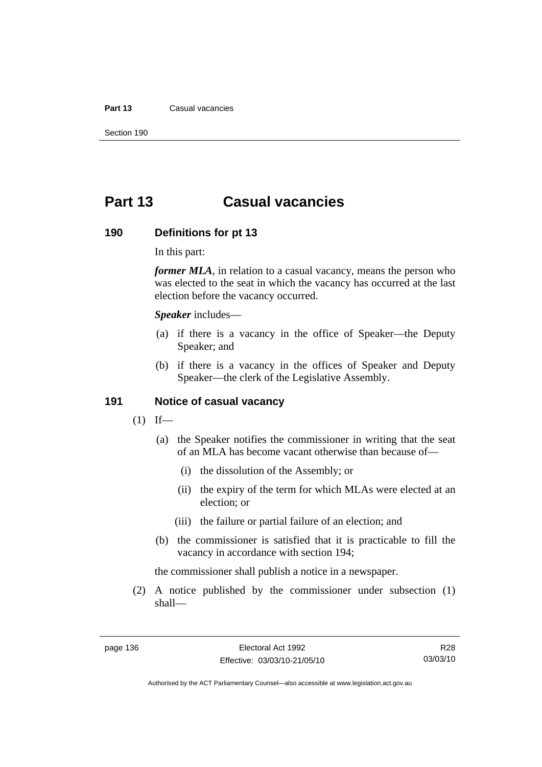# Part 13 Casual vacancies

## 190 Definitions for pt 13

In this part:

***former MLA***, in relation to a casual vacancy, means the person who was elected to the seat in which the vacancy has occurred at the last election before the vacancy occurred.

***Speaker*** includes—

(a) if there is a vacancy in the office of Speaker—the Deputy Speaker; and

(b) if there is a vacancy in the offices of Speaker and Deputy Speaker—the clerk of the Legislative Assembly.

## 191 Notice of casual vacancy

(1) If—

(a) the Speaker notifies the commissioner in writing that the seat of an MLA has become vacant otherwise than because of—

(i) the dissolution of the Assembly; or

(ii) the expiry of the term for which MLAs were elected at an election; or

(iii) the failure or partial failure of an election; and

(b) the commissioner is satisfied that it is practicable to fill the vacancy in accordance with section 194;

the commissioner shall publish a notice in a newspaper.

(2) A notice published by the commissioner under subsection (1) shall—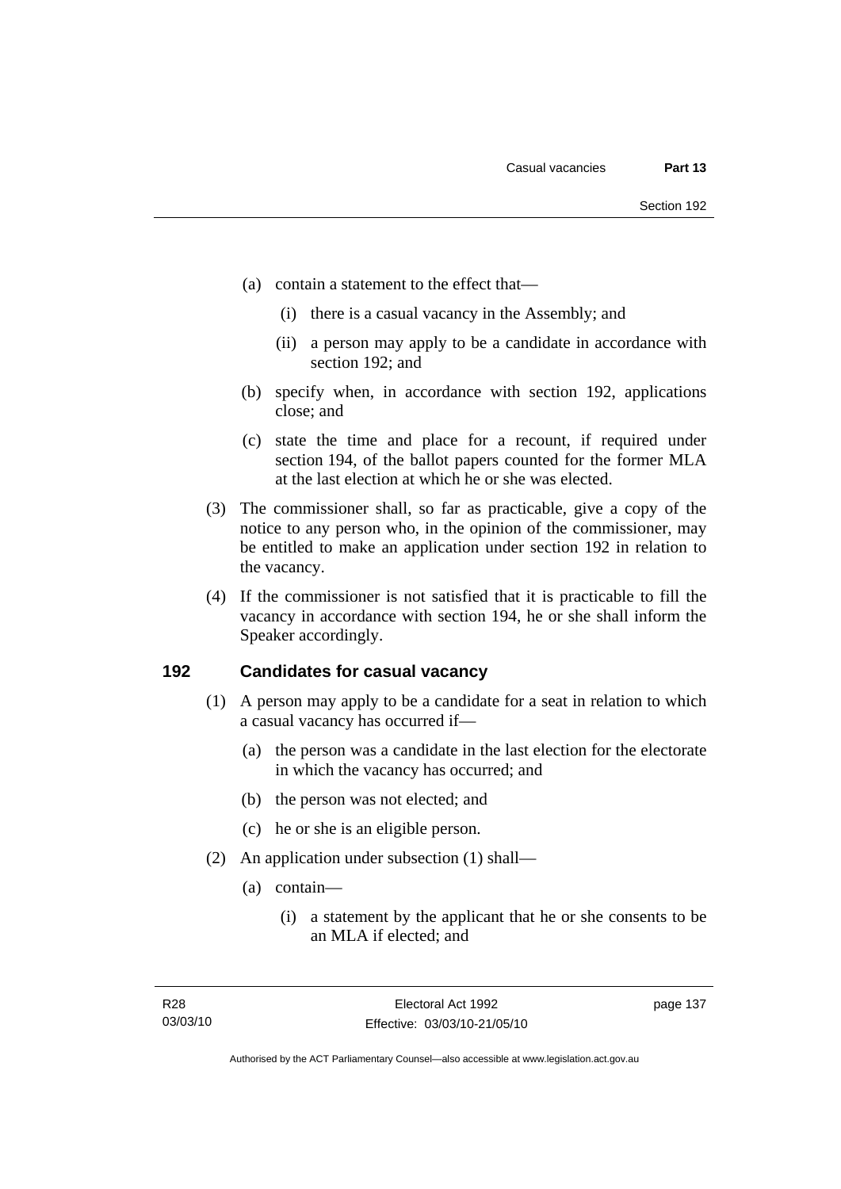(a) contain a statement to the effect that—

   (i) there is a casual vacancy in the Assembly; and

   (ii) a person may apply to be a candidate in accordance with section 192; and

(b) specify when, in accordance with section 192, applications close; and

(c) state the time and place for a recount, if required under section 194, of the ballot papers counted for the former MLA at the last election at which he or she was elected.

(3) The commissioner shall, so far as practicable, give a copy of the notice to any person who, in the opinion of the commissioner, may be entitled to make an application under section 192 in relation to the vacancy.

(4) If the commissioner is not satisfied that it is practicable to fill the vacancy in accordance with section 194, he or she shall inform the Speaker accordingly.

## 192 Candidates for casual vacancy

(1) A person may apply to be a candidate for a seat in relation to which a casual vacancy has occurred if—

   (a) the person was a candidate in the last election for the electorate in which the vacancy has occurred; and

   (b) the person was not elected; and

   (c) he or she is an eligible person.

(2) An application under subsection (1) shall—

   (a) contain—

      (i) a statement by the applicant that he or she consents to be an MLA if elected; and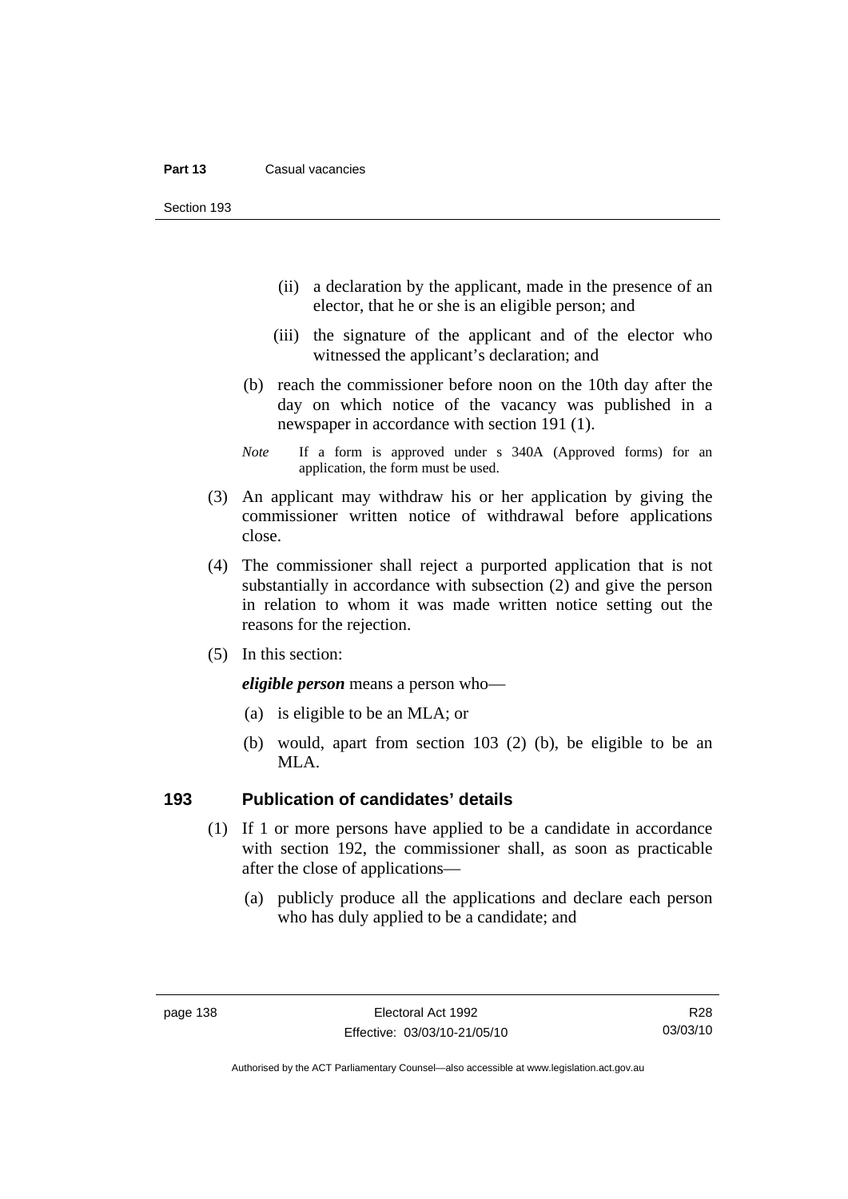(ii) a declaration by the applicant, made in the presence of an elector, that he or she is an eligible person; and

(iii) the signature of the applicant and of the elector who witnessed the applicant's declaration; and

(b) reach the commissioner before noon on the 10th day after the day on which notice of the vacancy was published in a newspaper in accordance with section 191 (1).

*Note* If a form is approved under s 340A (Approved forms) for an application, the form must be used.

(3) An applicant may withdraw his or her application by giving the commissioner written notice of withdrawal before applications close.

(4) The commissioner shall reject a purported application that is not substantially in accordance with subsection (2) and give the person in relation to whom it was made written notice setting out the reasons for the rejection.

(5) In this section:

***eligible person*** means a person who—

(a) is eligible to be an MLA; or

(b) would, apart from section 103 (2) (b), be eligible to be an MLA.

### 193 Publication of candidates' details

(1) If 1 or more persons have applied to be a candidate in accordance with section 192, the commissioner shall, as soon as practicable after the close of applications—

(a) publicly produce all the applications and declare each person who has duly applied to be a candidate; and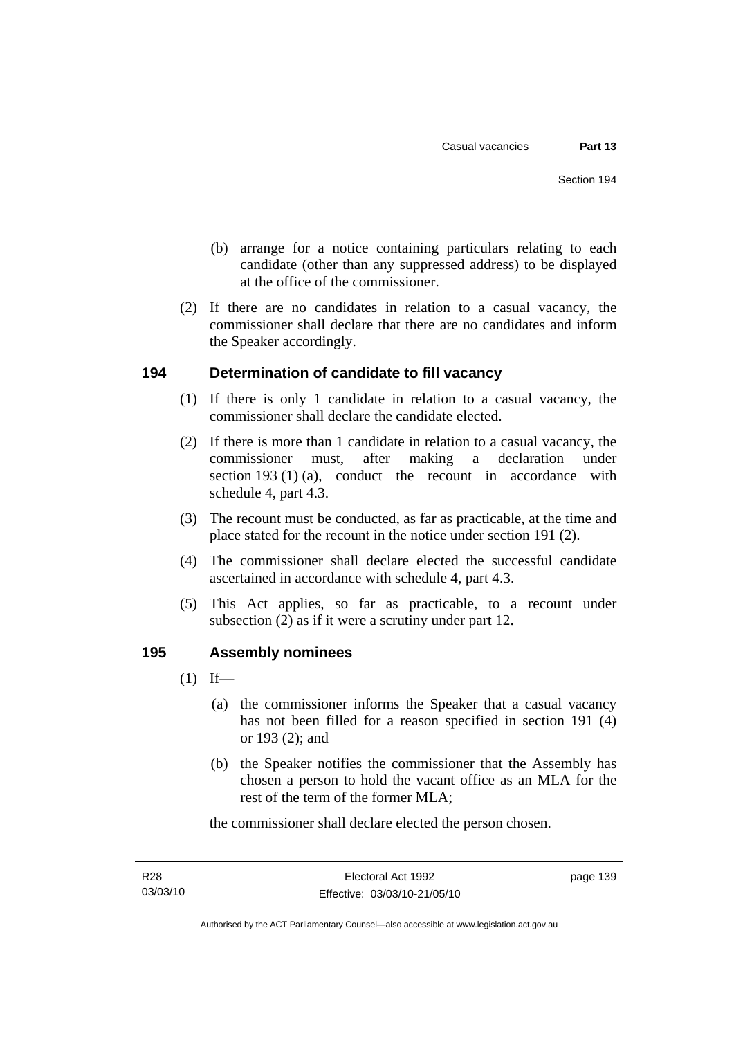(b) arrange for a notice containing particulars relating to each candidate (other than any suppressed address) to be displayed at the office of the commissioner.

(2) If there are no candidates in relation to a casual vacancy, the commissioner shall declare that there are no candidates and inform the Speaker accordingly.

## 194 Determination of candidate to fill vacancy

(1) If there is only 1 candidate in relation to a casual vacancy, the commissioner shall declare the candidate elected.

(2) If there is more than 1 candidate in relation to a casual vacancy, the commissioner must, after making a declaration under section 193 (1) (a), conduct the recount in accordance with schedule 4, part 4.3.

(3) The recount must be conducted, as far as practicable, at the time and place stated for the recount in the notice under section 191 (2).

(4) The commissioner shall declare elected the successful candidate ascertained in accordance with schedule 4, part 4.3.

(5) This Act applies, so far as practicable, to a recount under subsection (2) as if it were a scrutiny under part 12.

## 195 Assembly nominees

(1) If—

(a) the commissioner informs the Speaker that a casual vacancy has not been filled for a reason specified in section 191 (4) or 193 (2); and

(b) the Speaker notifies the commissioner that the Assembly has chosen a person to hold the vacant office as an MLA for the rest of the term of the former MLA;

the commissioner shall declare elected the person chosen.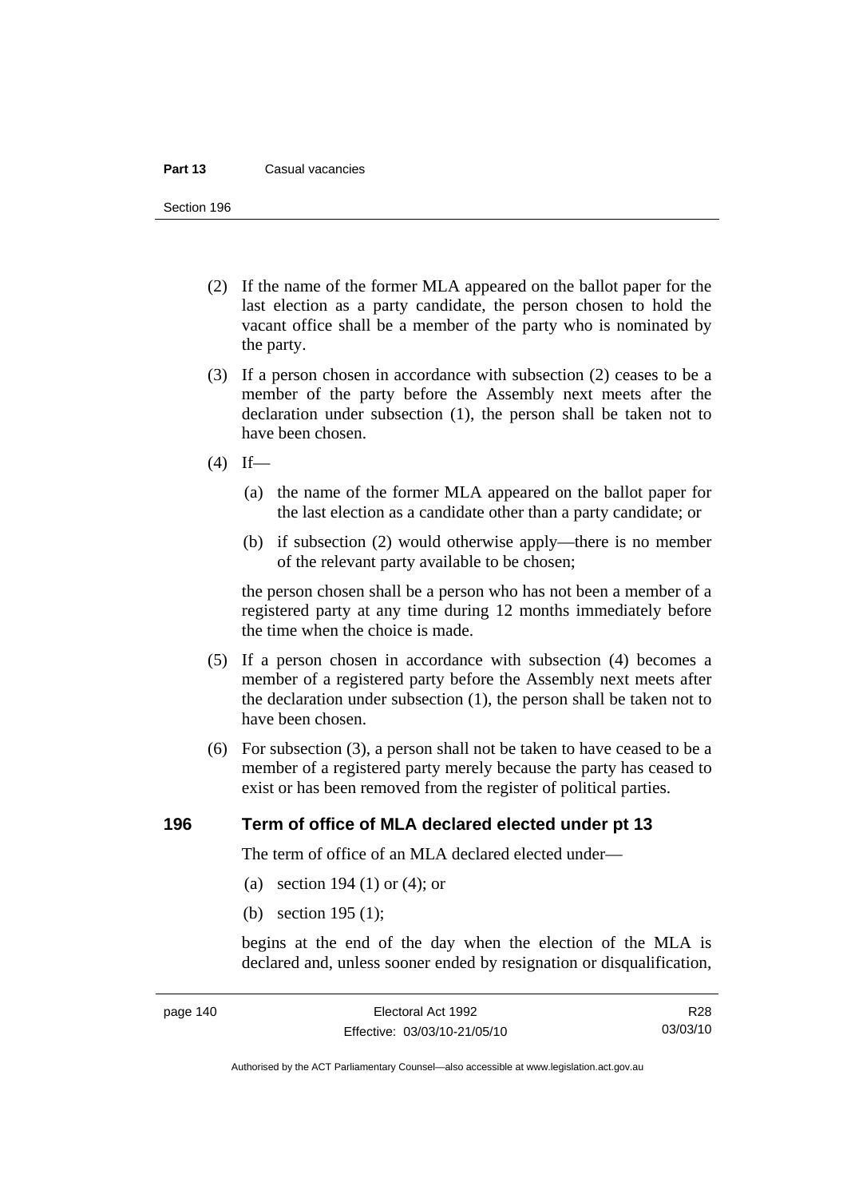(2) If the name of the former MLA appeared on the ballot paper for the last election as a party candidate, the person chosen to hold the vacant office shall be a member of the party who is nominated by the party.

(3) If a person chosen in accordance with subsection (2) ceases to be a member of the party before the Assembly next meets after the declaration under subsection (1), the person shall be taken not to have been chosen.

(4) If—

(a) the name of the former MLA appeared on the ballot paper for the last election as a candidate other than a party candidate; or

(b) if subsection (2) would otherwise apply—there is no member of the relevant party available to be chosen;

the person chosen shall be a person who has not been a member of a registered party at any time during 12 months immediately before the time when the choice is made.

(5) If a person chosen in accordance with subsection (4) becomes a member of a registered party before the Assembly next meets after the declaration under subsection (1), the person shall be taken not to have been chosen.

(6) For subsection (3), a person shall not be taken to have ceased to be a member of a registered party merely because the party has ceased to exist or has been removed from the register of political parties.

## 196 Term of office of MLA declared elected under pt 13

The term of office of an MLA declared elected under—

(a) section 194 (1) or (4); or

(b) section 195 (1);

begins at the end of the day when the election of the MLA is declared and, unless sooner ended by resignation or disqualification,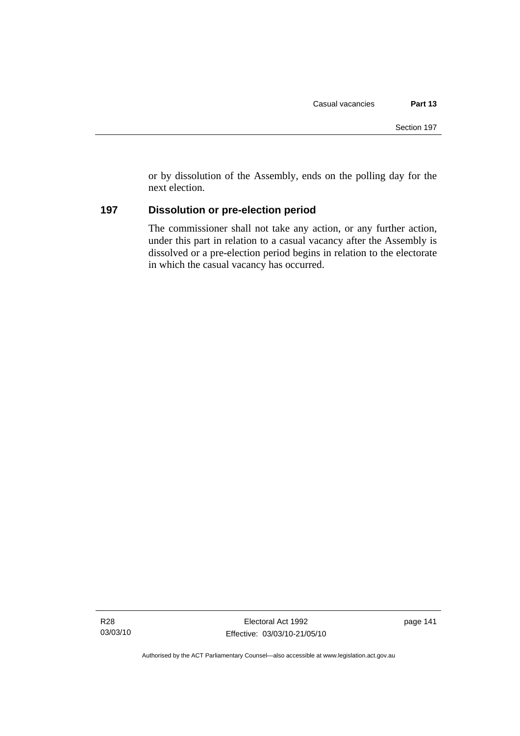or by dissolution of the Assembly, ends on the polling day for the next election.

## 197 Dissolution or pre-election period

The commissioner shall not take any action, or any further action, under this part in relation to a casual vacancy after the Assembly is dissolved or a pre-election period begins in relation to the electorate in which the casual vacancy has occurred.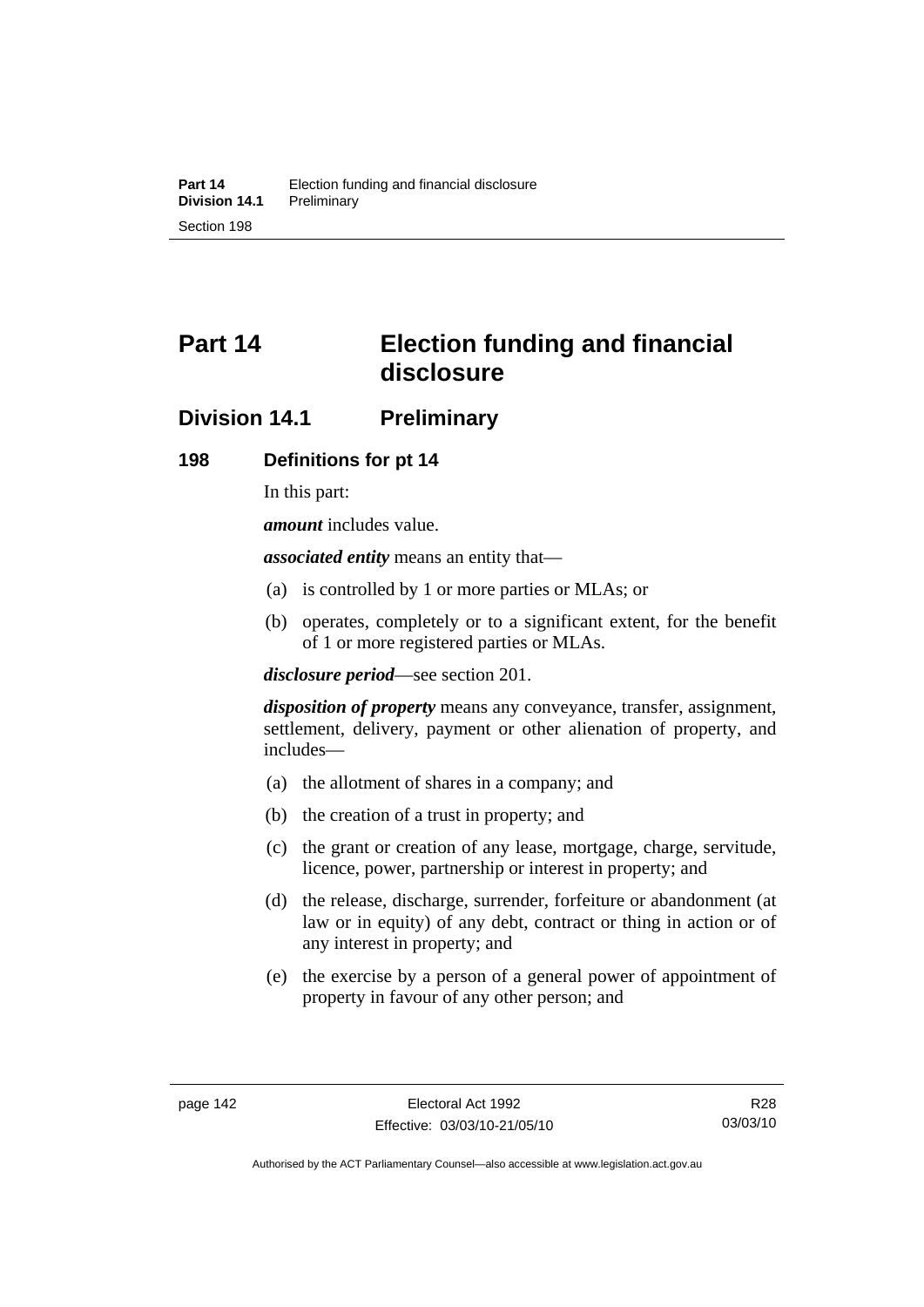# Part 14 Election funding and financial disclosure

## Division 14.1 Preliminary

### 198 Definitions for pt 14

In this part:

***amount*** includes value.

***associated entity*** means an entity that—

(a) is controlled by 1 or more parties or MLAs; or

(b) operates, completely or to a significant extent, for the benefit of 1 or more registered parties or MLAs.

***disclosure period***—see section 201.

***disposition of property*** means any conveyance, transfer, assignment, settlement, delivery, payment or other alienation of property, and includes—

(a) the allotment of shares in a company; and

(b) the creation of a trust in property; and

(c) the grant or creation of any lease, mortgage, charge, servitude, licence, power, partnership or interest in property; and

(d) the release, discharge, surrender, forfeiture or abandonment (at law or in equity) of any debt, contract or thing in action or of any interest in property; and

(e) the exercise by a person of a general power of appointment of property in favour of any other person; and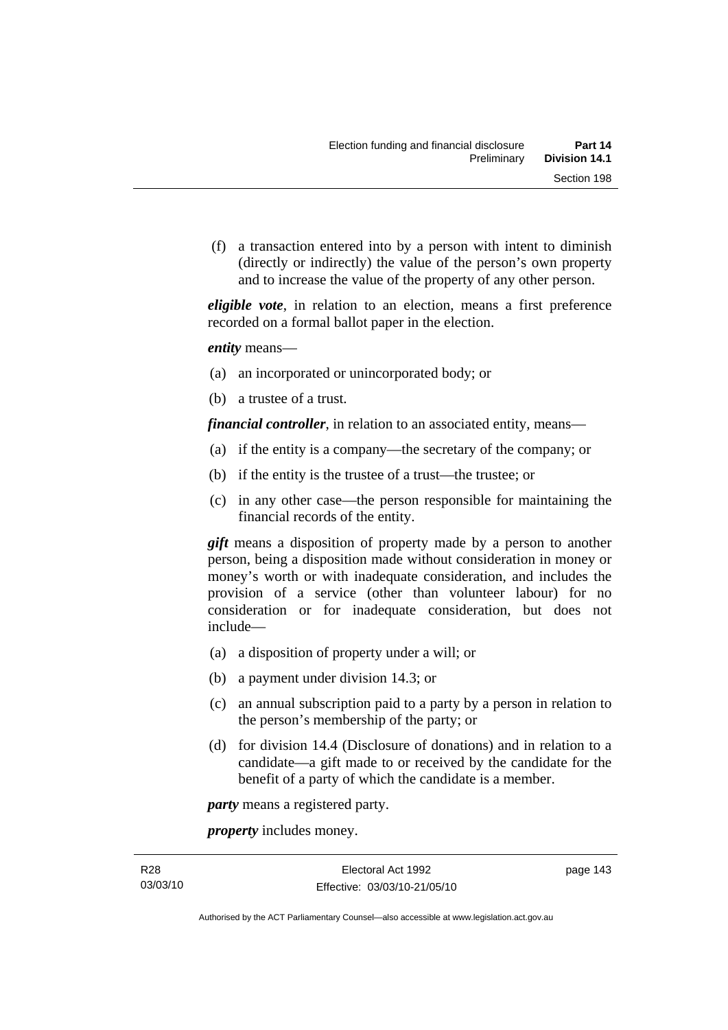(f) a transaction entered into by a person with intent to diminish (directly or indirectly) the value of the person's own property and to increase the value of the property of any other person.

***eligible vote***, in relation to an election, means a first preference recorded on a formal ballot paper in the election.

***entity*** means—

(a) an incorporated or unincorporated body; or

(b) a trustee of a trust.

***financial controller***, in relation to an associated entity, means—

(a) if the entity is a company—the secretary of the company; or

(b) if the entity is the trustee of a trust—the trustee; or

(c) in any other case—the person responsible for maintaining the financial records of the entity.

***gift*** means a disposition of property made by a person to another person, being a disposition made without consideration in money or money's worth or with inadequate consideration, and includes the provision of a service (other than volunteer labour) for no consideration or for inadequate consideration, but does not include—

(a) a disposition of property under a will; or

(b) a payment under division 14.3; or

(c) an annual subscription paid to a party by a person in relation to the person's membership of the party; or

(d) for division 14.4 (Disclosure of donations) and in relation to a candidate—a gift made to or received by the candidate for the benefit of a party of which the candidate is a member.

***party*** means a registered party.

***property*** includes money.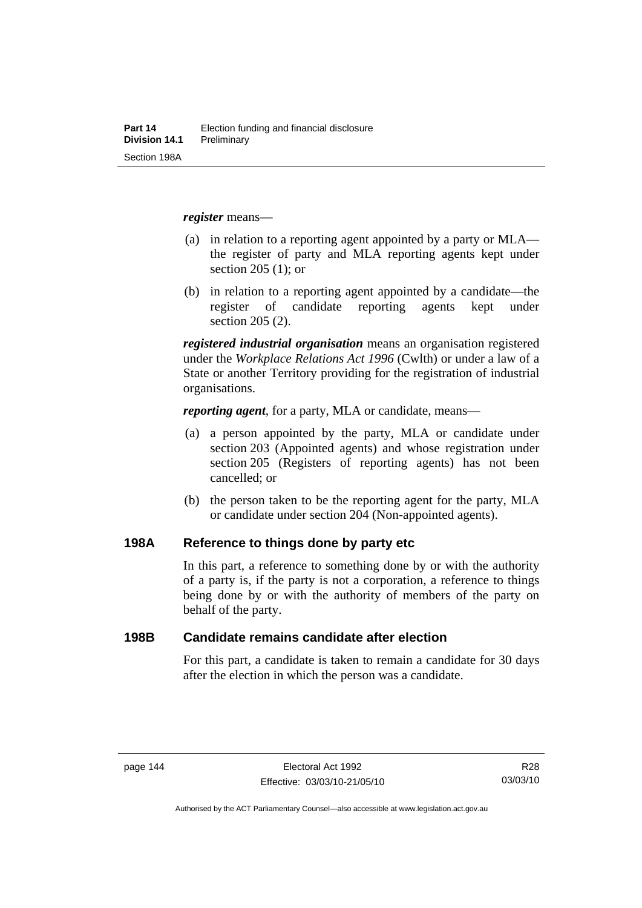***register*** means—

- (a) in relation to a reporting agent appointed by a party or MLA—the register of party and MLA reporting agents kept under section 205 (1); or
- (b) in relation to a reporting agent appointed by a candidate—the register of candidate reporting agents kept under section 205 (2).

***registered industrial organisation*** means an organisation registered under the *Workplace Relations Act 1996* (Cwlth) or under a law of a State or another Territory providing for the registration of industrial organisations.

***reporting agent***, for a party, MLA or candidate, means—

- (a) a person appointed by the party, MLA or candidate under section 203 (Appointed agents) and whose registration under section 205 (Registers of reporting agents) has not been cancelled; or
- (b) the person taken to be the reporting agent for the party, MLA or candidate under section 204 (Non-appointed agents).

## 198A Reference to things done by party etc

In this part, a reference to something done by or with the authority of a party is, if the party is not a corporation, a reference to things being done by or with the authority of members of the party on behalf of the party.

## 198B Candidate remains candidate after election

For this part, a candidate is taken to remain a candidate for 30 days after the election in which the person was a candidate.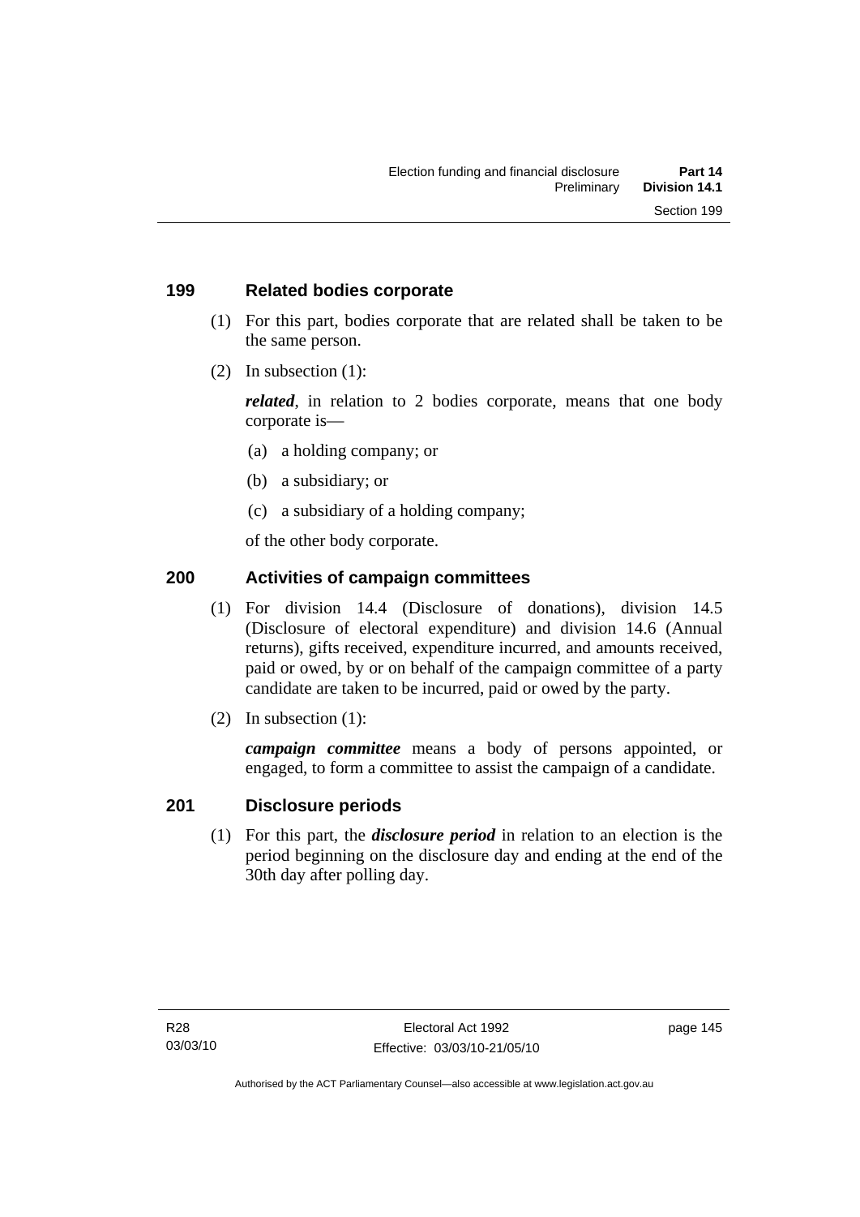## 199 Related bodies corporate

(1) For this part, bodies corporate that are related shall be taken to be the same person.

(2) In subsection (1):

***related***, in relation to 2 bodies corporate, means that one body corporate is—

(a) a holding company; or

(b) a subsidiary; or

(c) a subsidiary of a holding company;

of the other body corporate.

## 200 Activities of campaign committees

(1) For division 14.4 (Disclosure of donations), division 14.5 (Disclosure of electoral expenditure) and division 14.6 (Annual returns), gifts received, expenditure incurred, and amounts received, paid or owed, by or on behalf of the campaign committee of a party candidate are taken to be incurred, paid or owed by the party.

(2) In subsection (1):

***campaign committee*** means a body of persons appointed, or engaged, to form a committee to assist the campaign of a candidate.

## 201 Disclosure periods

(1) For this part, the ***disclosure period*** in relation to an election is the period beginning on the disclosure day and ending at the end of the 30th day after polling day.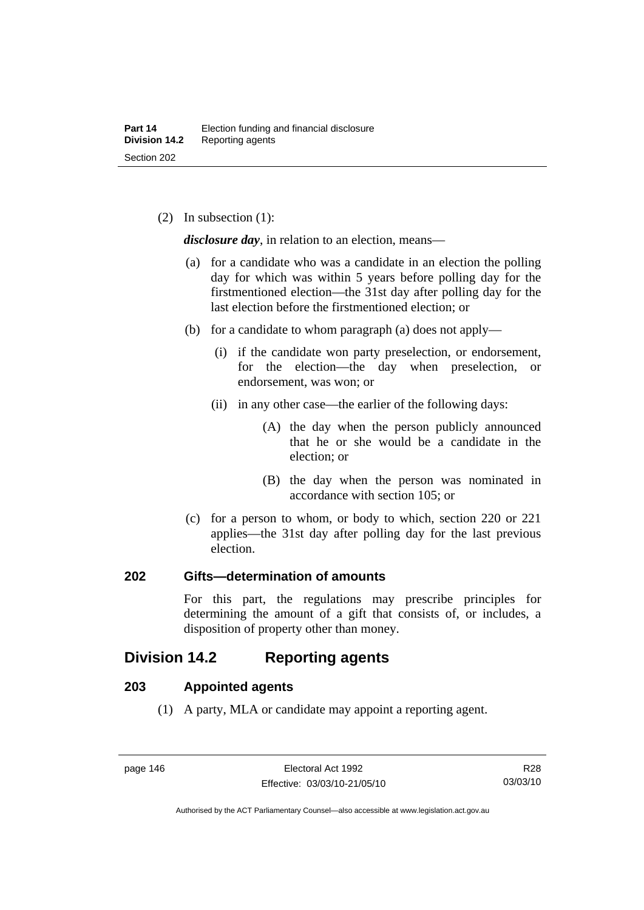(2) In subsection (1):

***disclosure day***, in relation to an election, means—

(a) for a candidate who was a candidate in an election the polling day for which was within 5 years before polling day for the firstmentioned election—the 31st day after polling day for the last election before the firstmentioned election; or

(b) for a candidate to whom paragraph (a) does not apply—

(i) if the candidate won party preselection, or endorsement, for the election—the day when preselection, or endorsement, was won; or

(ii) in any other case—the earlier of the following days:

(A) the day when the person publicly announced that he or she would be a candidate in the election; or

(B) the day when the person was nominated in accordance with section 105; or

(c) for a person to whom, or body to which, section 220 or 221 applies—the 31st day after polling day for the last previous election.

### 202 Gifts—determination of amounts

For this part, the regulations may prescribe principles for determining the amount of a gift that consists of, or includes, a disposition of property other than money.

## Division 14.2 Reporting agents

### 203 Appointed agents

(1) A party, MLA or candidate may appoint a reporting agent.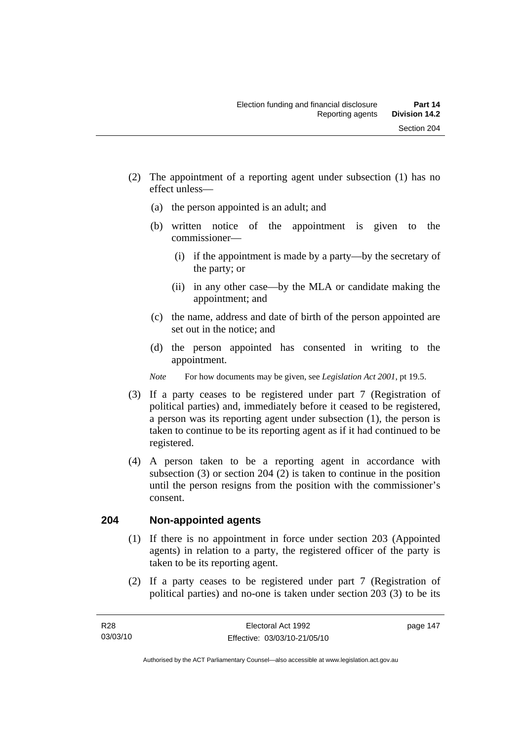(2) The appointment of a reporting agent under subsection (1) has no effect unless—

   (a) the person appointed is an adult; and

   (b) written notice of the appointment is given to the commissioner—

      (i) if the appointment is made by a party—by the secretary of the party; or

      (ii) in any other case—by the MLA or candidate making the appointment; and

   (c) the name, address and date of birth of the person appointed are set out in the notice; and

   (d) the person appointed has consented in writing to the appointment.

*Note* For how documents may be given, see *Legislation Act 2001*, pt 19.5.

(3) If a party ceases to be registered under part 7 (Registration of political parties) and, immediately before it ceased to be registered, a person was its reporting agent under subsection (1), the person is taken to continue to be its reporting agent as if it had continued to be registered.

(4) A person taken to be a reporting agent in accordance with subsection (3) or section 204 (2) is taken to continue in the position until the person resigns from the position with the commissioner's consent.

## 204 Non-appointed agents

(1) If there is no appointment in force under section 203 (Appointed agents) in relation to a party, the registered officer of the party is taken to be its reporting agent.

(2) If a party ceases to be registered under part 7 (Registration of political parties) and no-one is taken under section 203 (3) to be its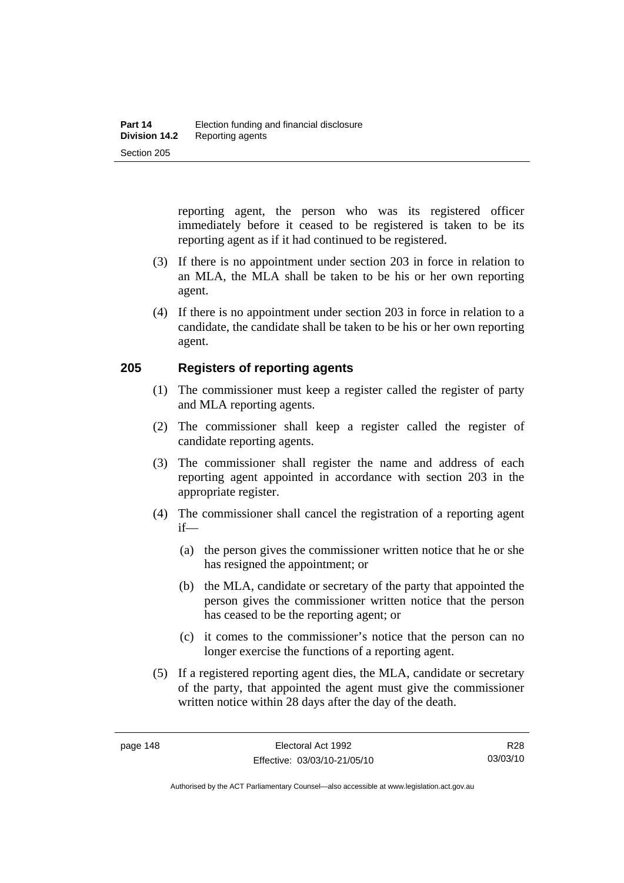reporting agent, the person who was its registered officer immediately before it ceased to be registered is taken to be its reporting agent as if it had continued to be registered.

(3) If there is no appointment under section 203 in force in relation to an MLA, the MLA shall be taken to be his or her own reporting agent.

(4) If there is no appointment under section 203 in force in relation to a candidate, the candidate shall be taken to be his or her own reporting agent.

## 205 Registers of reporting agents

(1) The commissioner must keep a register called the register of party and MLA reporting agents.

(2) The commissioner shall keep a register called the register of candidate reporting agents.

(3) The commissioner shall register the name and address of each reporting agent appointed in accordance with section 203 in the appropriate register.

(4) The commissioner shall cancel the registration of a reporting agent if—

(a) the person gives the commissioner written notice that he or she has resigned the appointment; or

(b) the MLA, candidate or secretary of the party that appointed the person gives the commissioner written notice that the person has ceased to be the reporting agent; or

(c) it comes to the commissioner's notice that the person can no longer exercise the functions of a reporting agent.

(5) If a registered reporting agent dies, the MLA, candidate or secretary of the party, that appointed the agent must give the commissioner written notice within 28 days after the day of the death.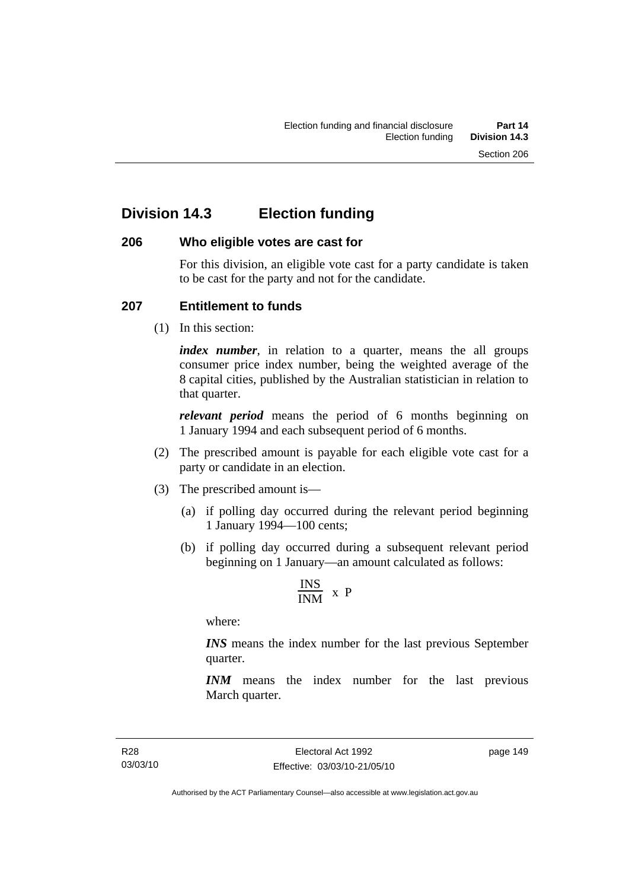## Division 14.3 Election funding

### 206 Who eligible votes are cast for

For this division, an eligible vote cast for a party candidate is taken to be cast for the party and not for the candidate.

### 207 Entitlement to funds

(1) In this section:

***index number***, in relation to a quarter, means the all groups consumer price index number, being the weighted average of the 8 capital cities, published by the Australian statistician in relation to that quarter.

***relevant period*** means the period of 6 months beginning on 1 January 1994 and each subsequent period of 6 months.

(2) The prescribed amount is payable for each eligible vote cast for a party or candidate in an election.

(3) The prescribed amount is—

(a) if polling day occurred during the relevant period beginning 1 January 1994—100 cents;

(b) if polling day occurred during a subsequent relevant period beginning on 1 January—an amount calculated as follows:

$$\frac{INS}{INM} \times P$$

where:

***INS*** means the index number for the last previous September quarter.

***INM*** means the index number for the last previous March quarter.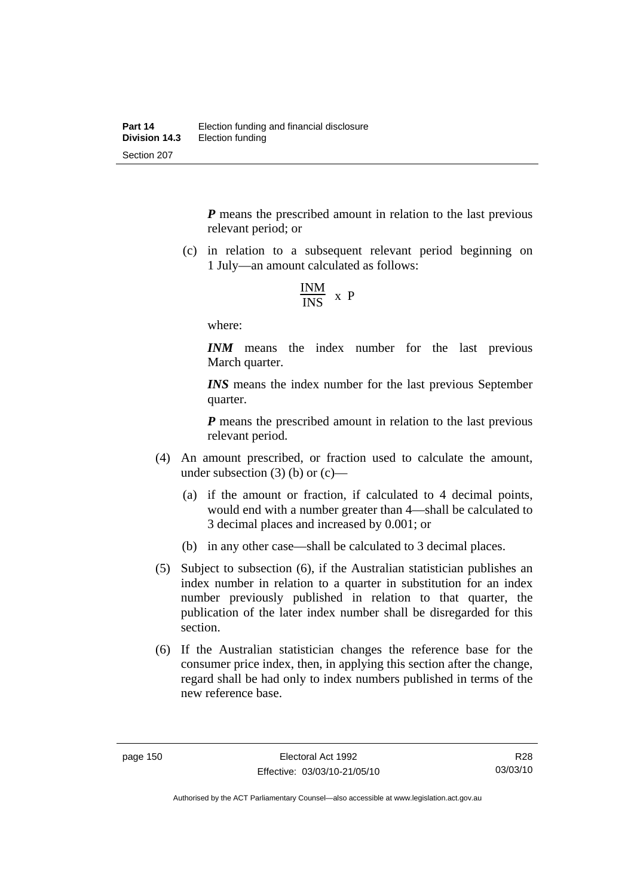***P*** means the prescribed amount in relation to the last previous relevant period; or

(c) in relation to a subsequent relevant period beginning on 1 July—an amount calculated as follows:

$$\frac{INM}{INS} \times P$$

where:

***INM*** means the index number for the last previous March quarter.

***INS*** means the index number for the last previous September quarter.

***P*** means the prescribed amount in relation to the last previous relevant period.

(4) An amount prescribed, or fraction used to calculate the amount, under subsection (3) (b) or (c)—

(a) if the amount or fraction, if calculated to 4 decimal points, would end with a number greater than 4—shall be calculated to 3 decimal places and increased by 0.001; or

(b) in any other case—shall be calculated to 3 decimal places.

(5) Subject to subsection (6), if the Australian statistician publishes an index number in relation to a quarter in substitution for an index number previously published in relation to that quarter, the publication of the later index number shall be disregarded for this section.

(6) If the Australian statistician changes the reference base for the consumer price index, then, in applying this section after the change, regard shall be had only to index numbers published in terms of the new reference base.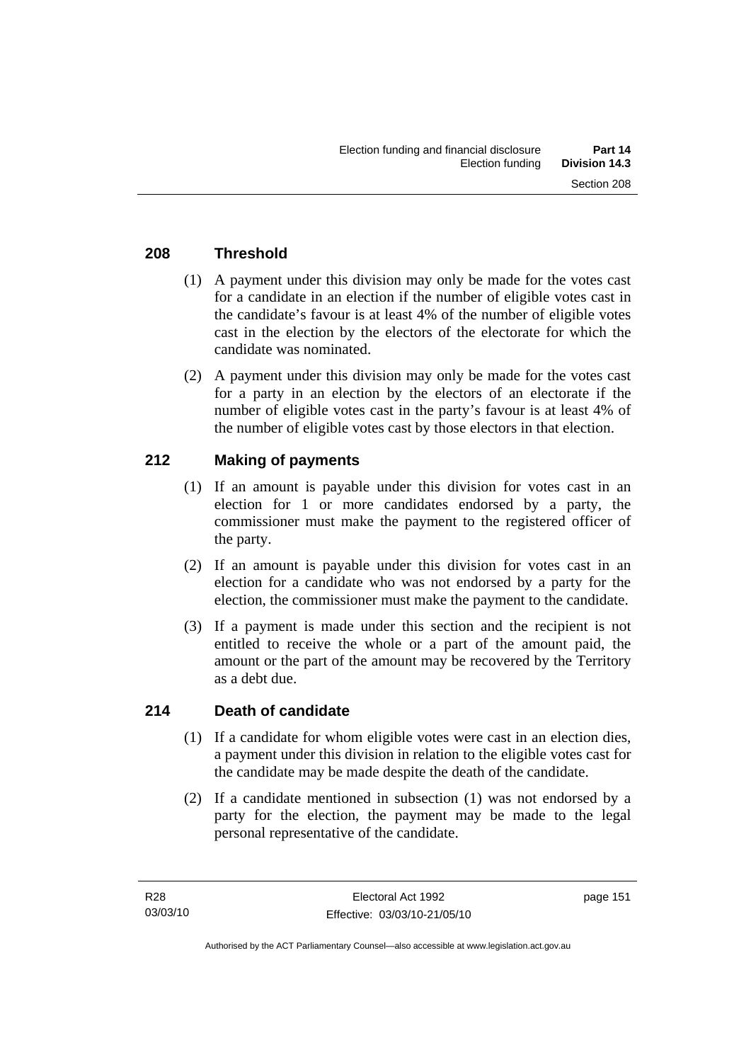## 208 Threshold

(1) A payment under this division may only be made for the votes cast for a candidate in an election if the number of eligible votes cast in the candidate's favour is at least 4% of the number of eligible votes cast in the election by the electors of the electorate for which the candidate was nominated.

(2) A payment under this division may only be made for the votes cast for a party in an election by the electors of an electorate if the number of eligible votes cast in the party's favour is at least 4% of the number of eligible votes cast by those electors in that election.

## 212 Making of payments

(1) If an amount is payable under this division for votes cast in an election for 1 or more candidates endorsed by a party, the commissioner must make the payment to the registered officer of the party.

(2) If an amount is payable under this division for votes cast in an election for a candidate who was not endorsed by a party for the election, the commissioner must make the payment to the candidate.

(3) If a payment is made under this section and the recipient is not entitled to receive the whole or a part of the amount paid, the amount or the part of the amount may be recovered by the Territory as a debt due.

## 214 Death of candidate

(1) If a candidate for whom eligible votes were cast in an election dies, a payment under this division in relation to the eligible votes cast for the candidate may be made despite the death of the candidate.

(2) If a candidate mentioned in subsection (1) was not endorsed by a party for the election, the payment may be made to the legal personal representative of the candidate.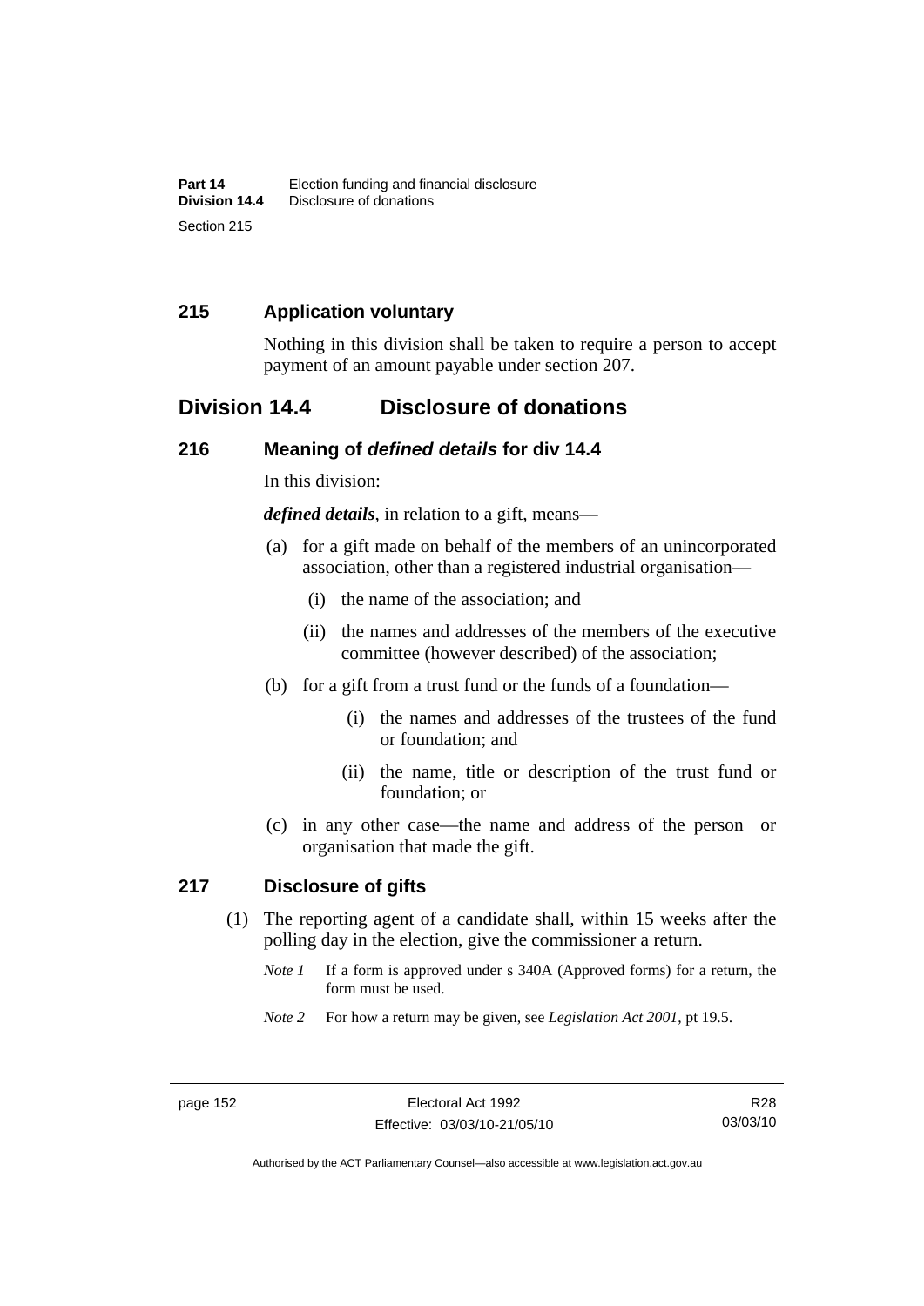## 215 Application voluntary

Nothing in this division shall be taken to require a person to accept payment of an amount payable under section 207.

# Division 14.4 Disclosure of donations

## 216 Meaning of *defined details* for div 14.4

In this division:

***defined details***, in relation to a gift, means—

(a) for a gift made on behalf of the members of an unincorporated association, other than a registered industrial organisation—

(i) the name of the association; and

(ii) the names and addresses of the members of the executive committee (however described) of the association;

(b) for a gift from a trust fund or the funds of a foundation—

(i) the names and addresses of the trustees of the fund or foundation; and

(ii) the name, title or description of the trust fund or foundation; or

(c) in any other case—the name and address of the person or organisation that made the gift.

## 217 Disclosure of gifts

(1) The reporting agent of a candidate shall, within 15 weeks after the polling day in the election, give the commissioner a return.

*Note 1* If a form is approved under s 340A (Approved forms) for a return, the form must be used.

*Note 2* For how a return may be given, see *Legislation Act 2001*, pt 19.5.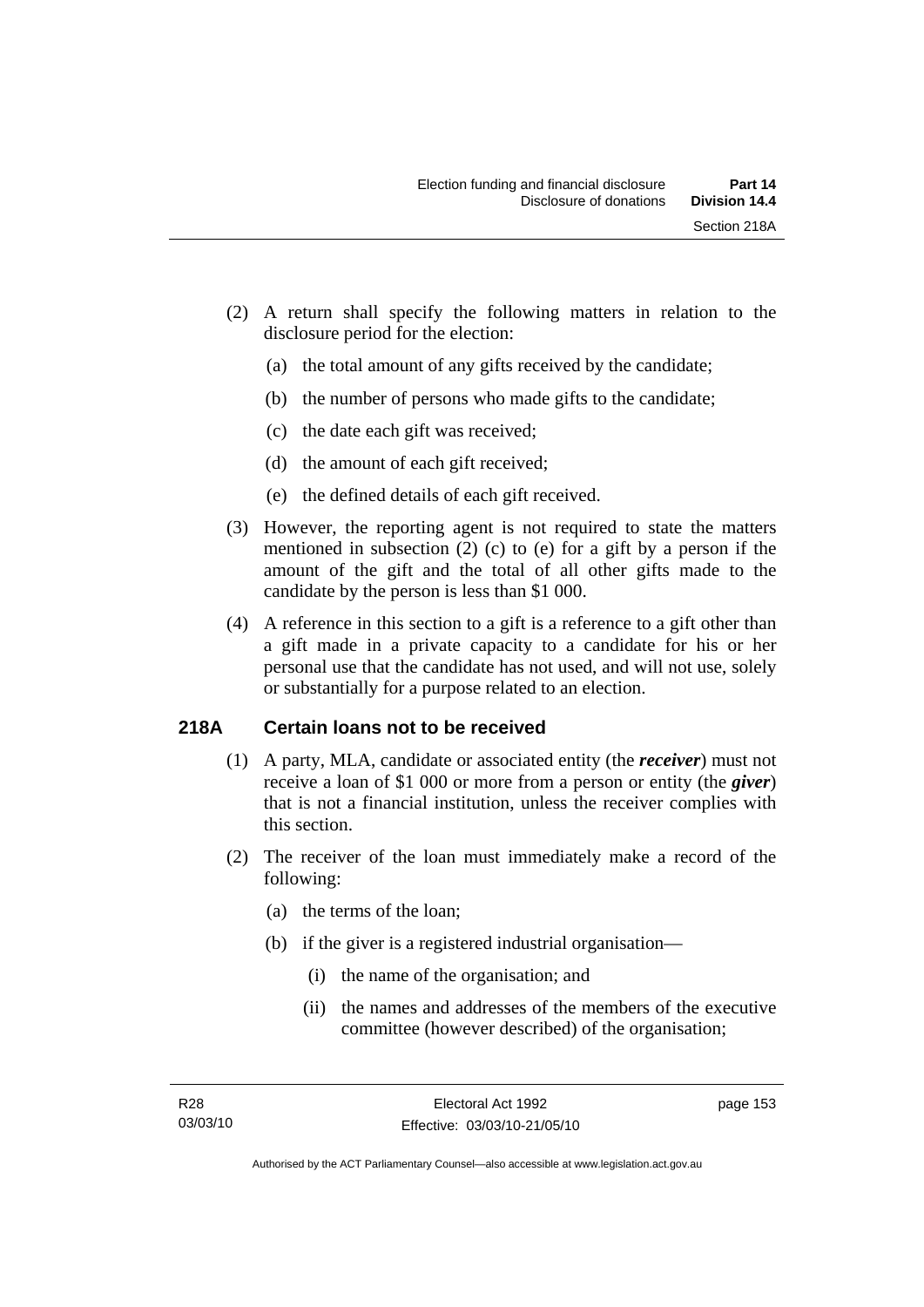(2) A return shall specify the following matters in relation to the disclosure period for the election:

(a) the total amount of any gifts received by the candidate;

(b) the number of persons who made gifts to the candidate;

(c) the date each gift was received;

(d) the amount of each gift received;

(e) the defined details of each gift received.

(3) However, the reporting agent is not required to state the matters mentioned in subsection (2) (c) to (e) for a gift by a person if the amount of the gift and the total of all other gifts made to the candidate by the person is less than $1 000.

(4) A reference in this section to a gift is a reference to a gift other than a gift made in a private capacity to a candidate for his or her personal use that the candidate has not used, and will not use, solely or substantially for a purpose related to an election.

## 218A Certain loans not to be received

(1) A party, MLA, candidate or associated entity (the ***receiver***) must not receive a loan of $1 000 or more from a person or entity (the ***giver***) that is not a financial institution, unless the receiver complies with this section.

(2) The receiver of the loan must immediately make a record of the following:

(a) the terms of the loan;

(b) if the giver is a registered industrial organisation—

(i) the name of the organisation; and

(ii) the names and addresses of the members of the executive committee (however described) of the organisation;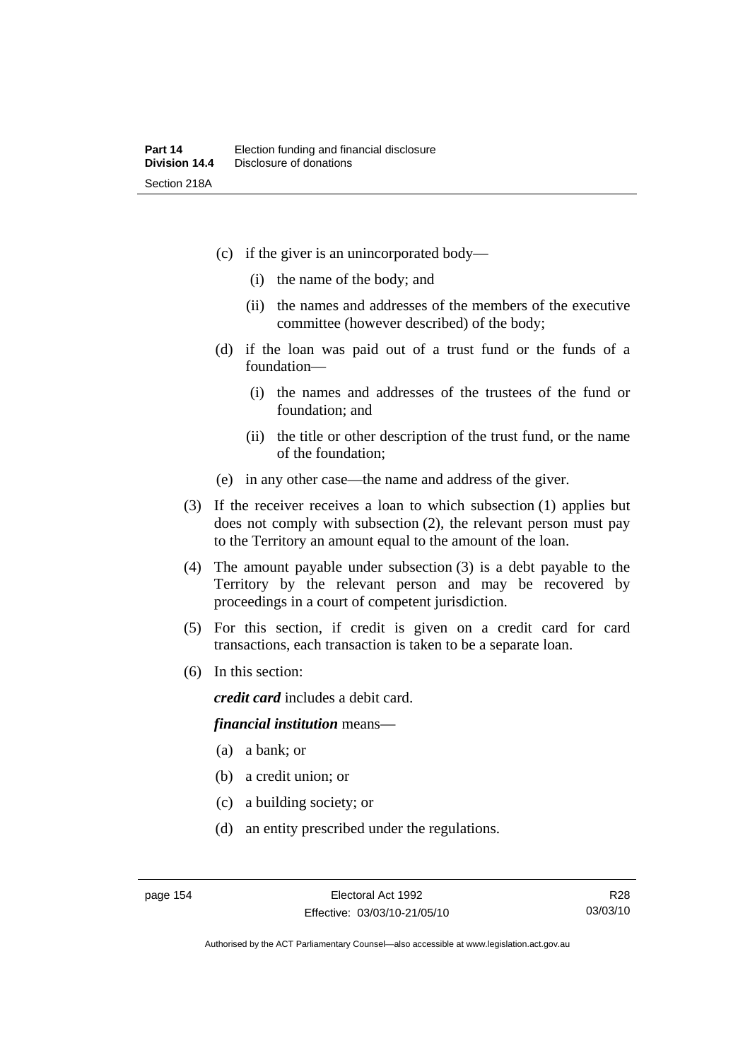(c) if the giver is an unincorporated body—

  (i) the name of the body; and

  (ii) the names and addresses of the members of the executive committee (however described) of the body;

(d) if the loan was paid out of a trust fund or the funds of a foundation—

  (i) the names and addresses of the trustees of the fund or foundation; and

  (ii) the title or other description of the trust fund, or the name of the foundation;

(e) in any other case—the name and address of the giver.

(3) If the receiver receives a loan to which subsection (1) applies but does not comply with subsection (2), the relevant person must pay to the Territory an amount equal to the amount of the loan.

(4) The amount payable under subsection (3) is a debt payable to the Territory by the relevant person and may be recovered by proceedings in a court of competent jurisdiction.

(5) For this section, if credit is given on a credit card for card transactions, each transaction is taken to be a separate loan.

(6) In this section:

***credit card*** includes a debit card.

***financial institution*** means—

(a) a bank; or

(b) a credit union; or

(c) a building society; or

(d) an entity prescribed under the regulations.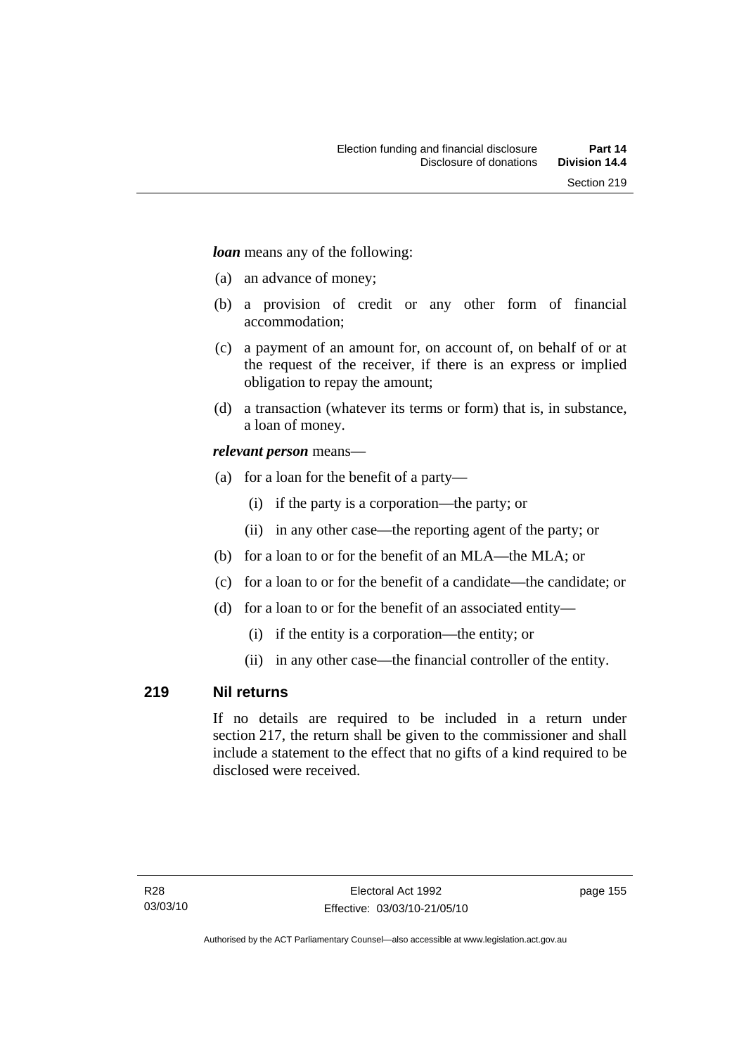***loan*** means any of the following:

(a) an advance of money;

(b) a provision of credit or any other form of financial accommodation;

(c) a payment of an amount for, on account of, on behalf of or at the request of the receiver, if there is an express or implied obligation to repay the amount;

(d) a transaction (whatever its terms or form) that is, in substance, a loan of money.

***relevant person*** means—

(a) for a loan for the benefit of a party—

 (i) if the party is a corporation—the party; or

 (ii) in any other case—the reporting agent of the party; or

(b) for a loan to or for the benefit of an MLA—the MLA; or

(c) for a loan to or for the benefit of a candidate—the candidate; or

(d) for a loan to or for the benefit of an associated entity—

 (i) if the entity is a corporation—the entity; or

 (ii) in any other case—the financial controller of the entity.

## 219 Nil returns

If no details are required to be included in a return under section 217, the return shall be given to the commissioner and shall include a statement to the effect that no gifts of a kind required to be disclosed were received.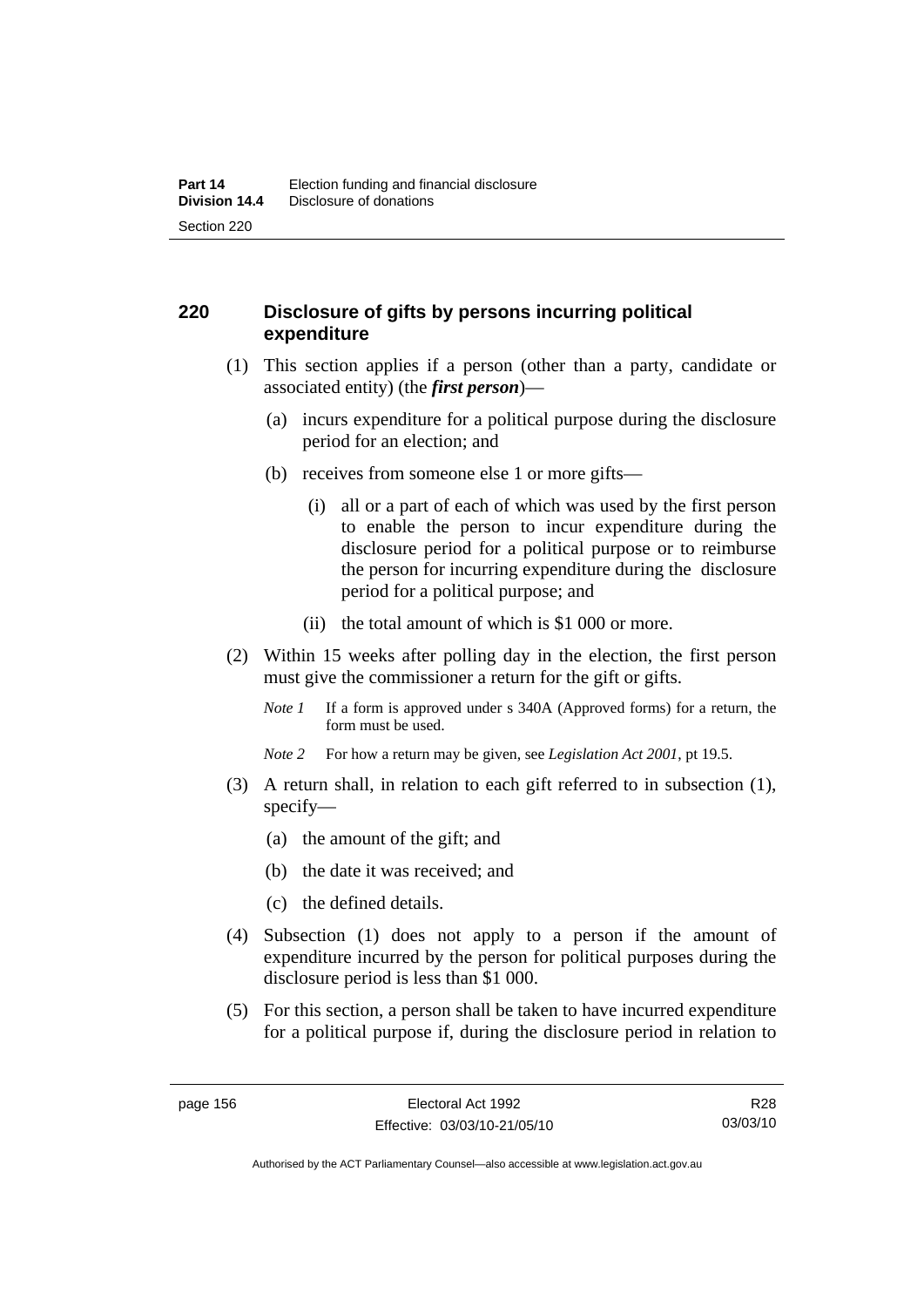## 220 Disclosure of gifts by persons incurring political expenditure

(1) This section applies if a person (other than a party, candidate or associated entity) (the ***first person***)—

(a) incurs expenditure for a political purpose during the disclosure period for an election; and

(b) receives from someone else 1 or more gifts—

(i) all or a part of each of which was used by the first person to enable the person to incur expenditure during the disclosure period for a political purpose or to reimburse the person for incurring expenditure during the disclosure period for a political purpose; and

(ii) the total amount of which is $1 000 or more.

(2) Within 15 weeks after polling day in the election, the first person must give the commissioner a return for the gift or gifts.

*Note 1* If a form is approved under s 340A (Approved forms) for a return, the form must be used.

*Note 2* For how a return may be given, see *Legislation Act 2001*, pt 19.5.

(3) A return shall, in relation to each gift referred to in subsection (1), specify—

(a) the amount of the gift; and

(b) the date it was received; and

(c) the defined details.

(4) Subsection (1) does not apply to a person if the amount of expenditure incurred by the person for political purposes during the disclosure period is less than $1 000.

(5) For this section, a person shall be taken to have incurred expenditure for a political purpose if, during the disclosure period in relation to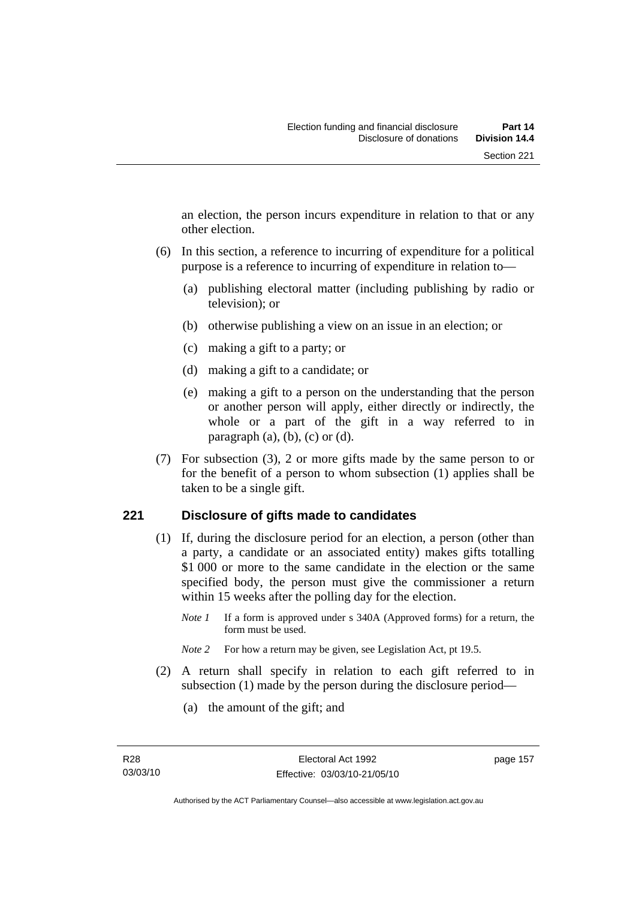an election, the person incurs expenditure in relation to that or any other election.

(6) In this section, a reference to incurring of expenditure for a political purpose is a reference to incurring of expenditure in relation to—

(a) publishing electoral matter (including publishing by radio or television); or

(b) otherwise publishing a view on an issue in an election; or

(c) making a gift to a party; or

(d) making a gift to a candidate; or

(e) making a gift to a person on the understanding that the person or another person will apply, either directly or indirectly, the whole or a part of the gift in a way referred to in paragraph (a), (b), (c) or (d).

(7) For subsection (3), 2 or more gifts made by the same person to or for the benefit of a person to whom subsection (1) applies shall be taken to be a single gift.

## 221 Disclosure of gifts made to candidates

(1) If, during the disclosure period for an election, a person (other than a party, a candidate or an associated entity) makes gifts totalling \$1 000 or more to the same candidate in the election or the same specified body, the person must give the commissioner a return within 15 weeks after the polling day for the election.

*Note 1* If a form is approved under s 340A (Approved forms) for a return, the form must be used.

*Note 2* For how a return may be given, see Legislation Act, pt 19.5.

(2) A return shall specify in relation to each gift referred to in subsection (1) made by the person during the disclosure period—

(a) the amount of the gift; and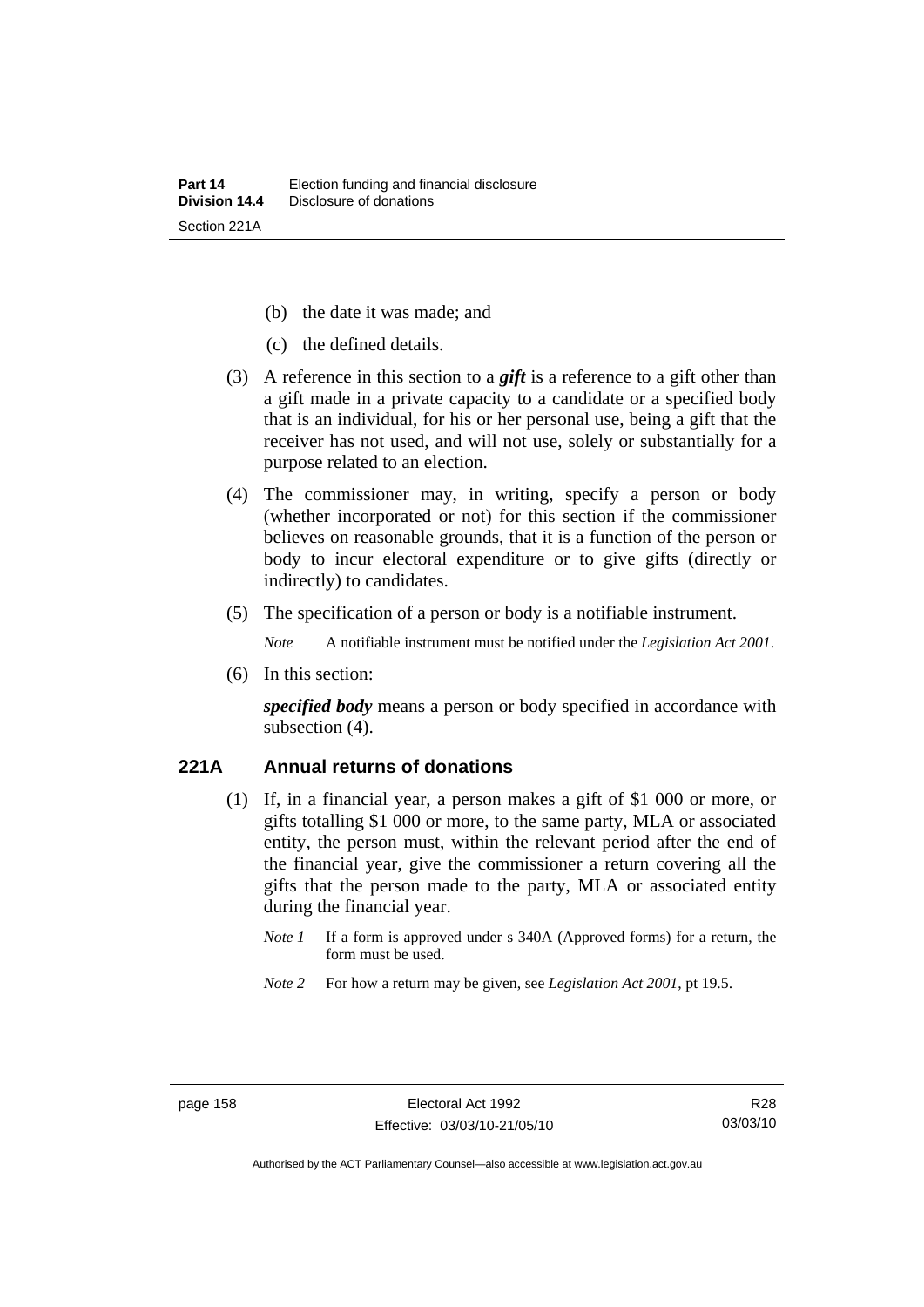(b) the date it was made; and

(c) the defined details.

(3) A reference in this section to a ***gift*** is a reference to a gift other than a gift made in a private capacity to a candidate or a specified body that is an individual, for his or her personal use, being a gift that the receiver has not used, and will not use, solely or substantially for a purpose related to an election.

(4) The commissioner may, in writing, specify a person or body (whether incorporated or not) for this section if the commissioner believes on reasonable grounds, that it is a function of the person or body to incur electoral expenditure or to give gifts (directly or indirectly) to candidates.

(5) The specification of a person or body is a notifiable instrument.

*Note* A notifiable instrument must be notified under the *Legislation Act 2001*.

(6) In this section:

***specified body*** means a person or body specified in accordance with subsection (4).

### 221A Annual returns of donations

(1) If, in a financial year, a person makes a gift of $1 000 or more, or gifts totalling $1 000 or more, to the same party, MLA or associated entity, the person must, within the relevant period after the end of the financial year, give the commissioner a return covering all the gifts that the person made to the party, MLA or associated entity during the financial year.

*Note 1* If a form is approved under s 340A (Approved forms) for a return, the form must be used.

*Note 2* For how a return may be given, see *Legislation Act 2001*, pt 19.5.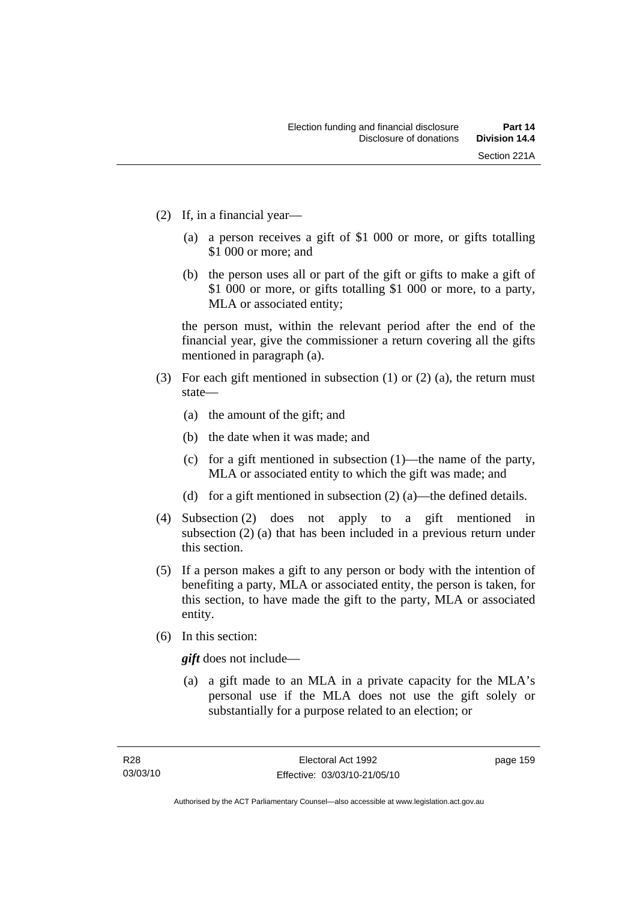(2) If, in a financial year—

   (a) a person receives a gift of $1 000 or more, or gifts totalling $1 000 or more; and

   (b) the person uses all or part of the gift or gifts to make a gift of $1 000 or more, or gifts totalling $1 000 or more, to a party, MLA or associated entity;

   the person must, within the relevant period after the end of the financial year, give the commissioner a return covering all the gifts mentioned in paragraph (a).

(3) For each gift mentioned in subsection (1) or (2) (a), the return must state—

   (a) the amount of the gift; and

   (b) the date when it was made; and

   (c) for a gift mentioned in subsection (1)—the name of the party, MLA or associated entity to which the gift was made; and

   (d) for a gift mentioned in subsection (2) (a)—the defined details.

(4) Subsection (2) does not apply to a gift mentioned in subsection (2) (a) that has been included in a previous return under this section.

(5) If a person makes a gift to any person or body with the intention of benefiting a party, MLA or associated entity, the person is taken, for this section, to have made the gift to the party, MLA or associated entity.

(6) In this section:

   ***gift*** does not include—

   (a) a gift made to an MLA in a private capacity for the MLA's personal use if the MLA does not use the gift solely or substantially for a purpose related to an election; or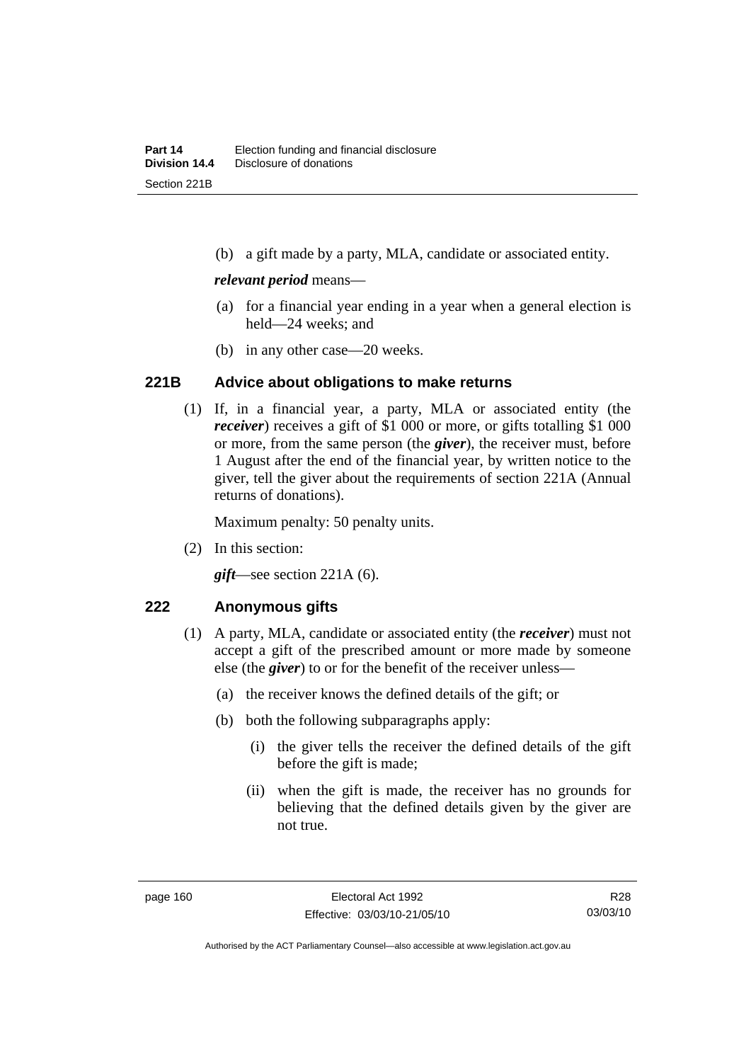(b) a gift made by a party, MLA, candidate or associated entity.

***relevant period*** means—

(a) for a financial year ending in a year when a general election is held—24 weeks; and

(b) in any other case—20 weeks.

### 221B Advice about obligations to make returns

(1) If, in a financial year, a party, MLA or associated entity (the ***receiver***) receives a gift of $1 000 or more, or gifts totalling $1 000 or more, from the same person (the ***giver***), the receiver must, before 1 August after the end of the financial year, by written notice to the giver, tell the giver about the requirements of section 221A (Annual returns of donations).

Maximum penalty: 50 penalty units.

(2) In this section:

***gift***—see section 221A (6).

### 222 Anonymous gifts

(1) A party, MLA, candidate or associated entity (the ***receiver***) must not accept a gift of the prescribed amount or more made by someone else (the ***giver***) to or for the benefit of the receiver unless—

(a) the receiver knows the defined details of the gift; or

(b) both the following subparagraphs apply:

(i) the giver tells the receiver the defined details of the gift before the gift is made;

(ii) when the gift is made, the receiver has no grounds for believing that the defined details given by the giver are not true.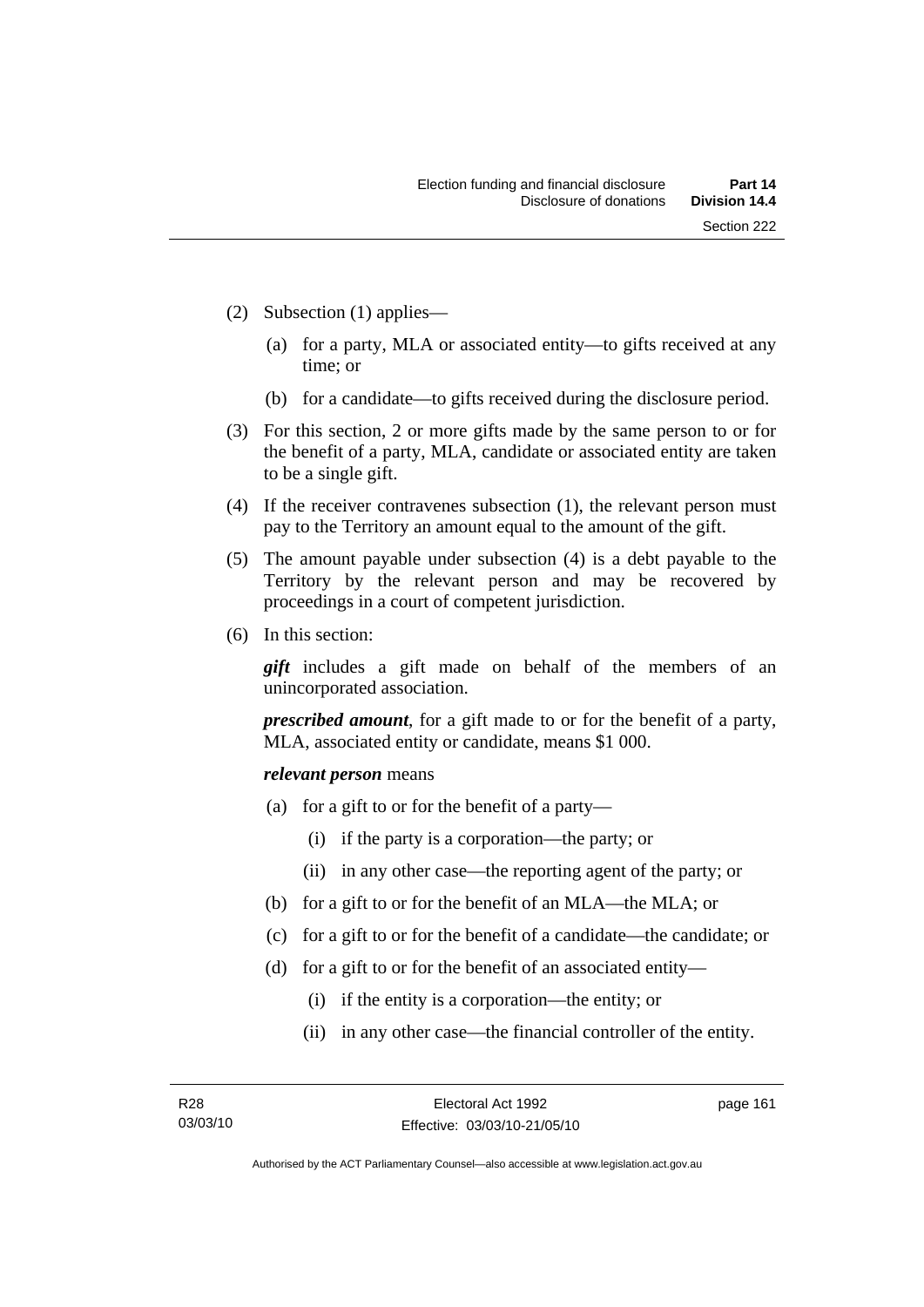(2) Subsection (1) applies—

(a) for a party, MLA or associated entity—to gifts received at any time; or

(b) for a candidate—to gifts received during the disclosure period.

(3) For this section, 2 or more gifts made by the same person to or for the benefit of a party, MLA, candidate or associated entity are taken to be a single gift.

(4) If the receiver contravenes subsection (1), the relevant person must pay to the Territory an amount equal to the amount of the gift.

(5) The amount payable under subsection (4) is a debt payable to the Territory by the relevant person and may be recovered by proceedings in a court of competent jurisdiction.

(6) In this section:

***gift*** includes a gift made on behalf of the members of an unincorporated association.

***prescribed amount***, for a gift made to or for the benefit of a party, MLA, associated entity or candidate, means $1 000.

***relevant person*** means

(a) for a gift to or for the benefit of a party—

(i) if the party is a corporation—the party; or

(ii) in any other case—the reporting agent of the party; or

(b) for a gift to or for the benefit of an MLA—the MLA; or

(c) for a gift to or for the benefit of a candidate—the candidate; or

(d) for a gift to or for the benefit of an associated entity—

(i) if the entity is a corporation—the entity; or

(ii) in any other case—the financial controller of the entity.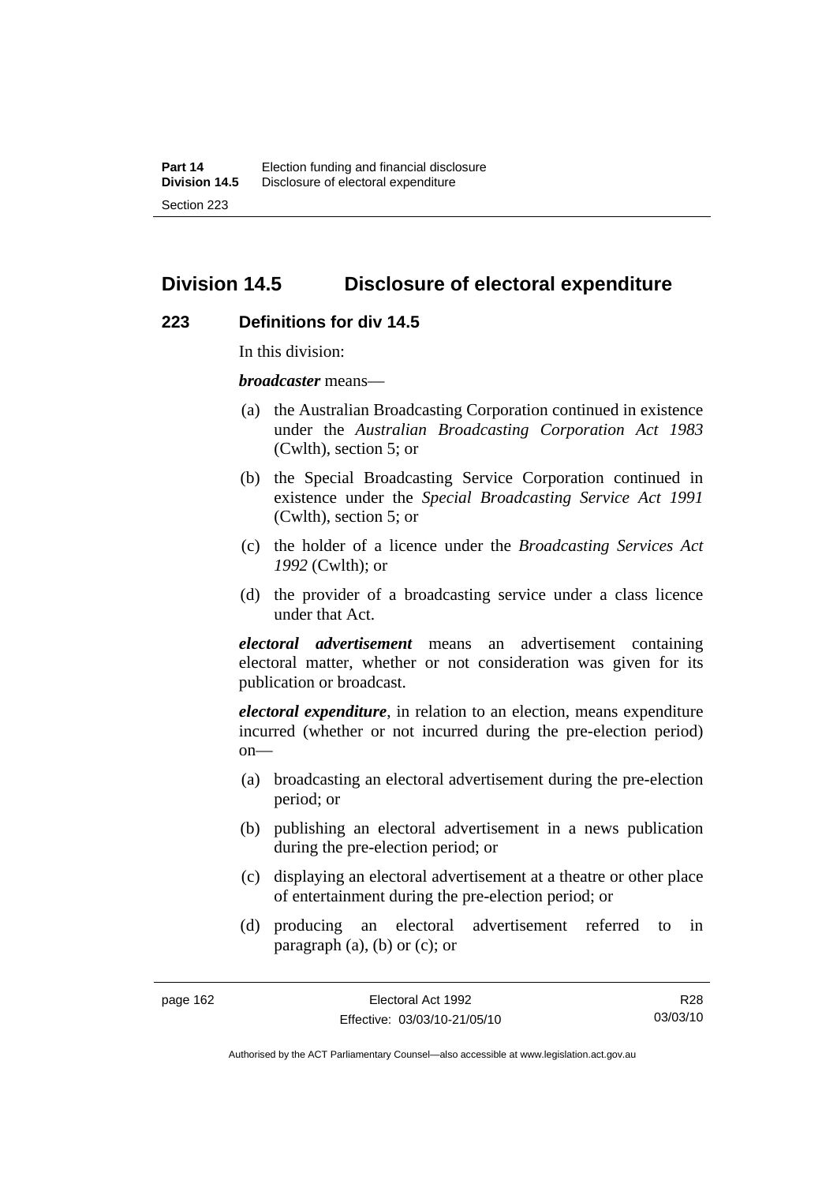## Division 14.5 Disclosure of electoral expenditure

### 223 Definitions for div 14.5

In this division:

***broadcaster*** means—

(a) the Australian Broadcasting Corporation continued in existence under the *Australian Broadcasting Corporation Act 1983* (Cwlth), section 5; or

(b) the Special Broadcasting Service Corporation continued in existence under the *Special Broadcasting Service Act 1991* (Cwlth), section 5; or

(c) the holder of a licence under the *Broadcasting Services Act 1992* (Cwlth); or

(d) the provider of a broadcasting service under a class licence under that Act.

***electoral advertisement*** means an advertisement containing electoral matter, whether or not consideration was given for its publication or broadcast.

***electoral expenditure***, in relation to an election, means expenditure incurred (whether or not incurred during the pre-election period) on—

(a) broadcasting an electoral advertisement during the pre-election period; or

(b) publishing an electoral advertisement in a news publication during the pre-election period; or

(c) displaying an electoral advertisement at a theatre or other place of entertainment during the pre-election period; or

(d) producing an electoral advertisement referred to in paragraph (a), (b) or (c); or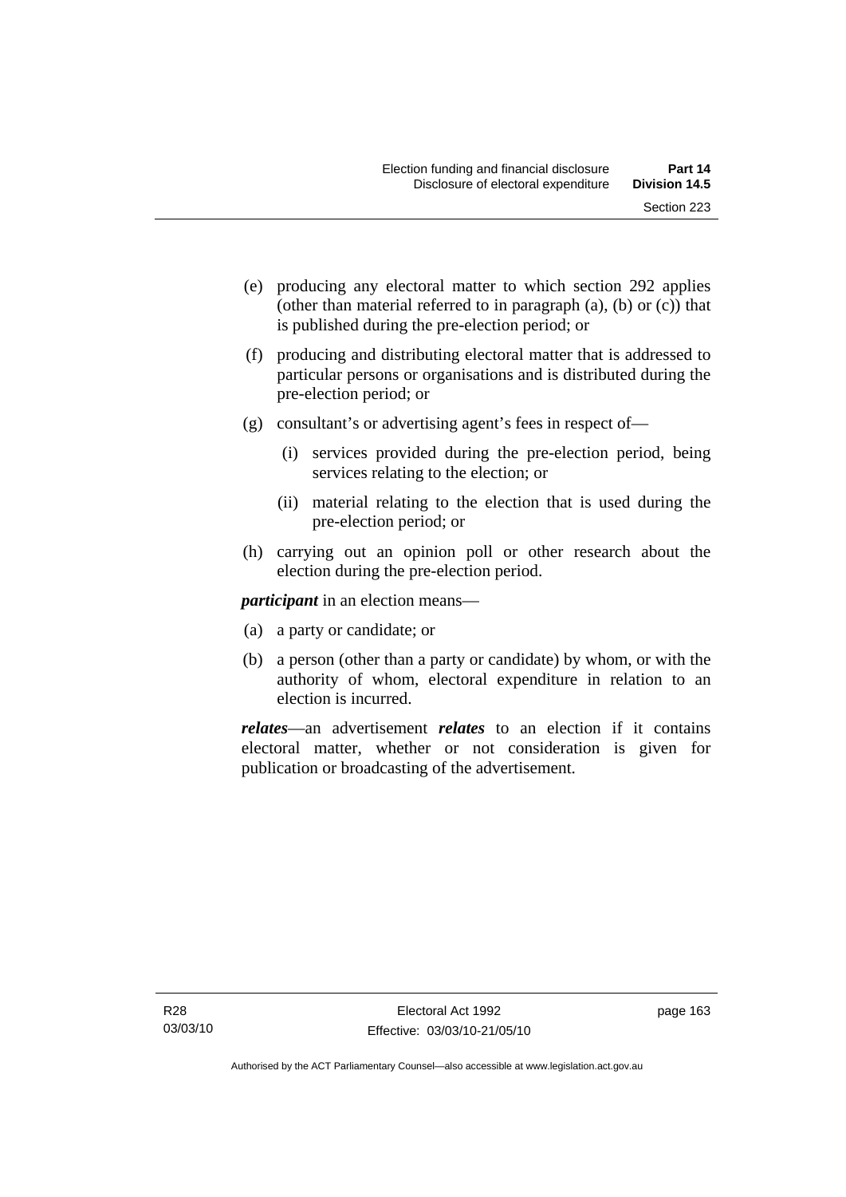(e) producing any electoral matter to which section 292 applies (other than material referred to in paragraph (a), (b) or (c)) that is published during the pre-election period; or

(f) producing and distributing electoral matter that is addressed to particular persons or organisations and is distributed during the pre-election period; or

(g) consultant's or advertising agent's fees in respect of—

  (i) services provided during the pre-election period, being services relating to the election; or

  (ii) material relating to the election that is used during the pre-election period; or

(h) carrying out an opinion poll or other research about the election during the pre-election period.

***participant*** in an election means—

(a) a party or candidate; or

(b) a person (other than a party or candidate) by whom, or with the authority of whom, electoral expenditure in relation to an election is incurred.

***relates***—an advertisement ***relates*** to an election if it contains electoral matter, whether or not consideration is given for publication or broadcasting of the advertisement.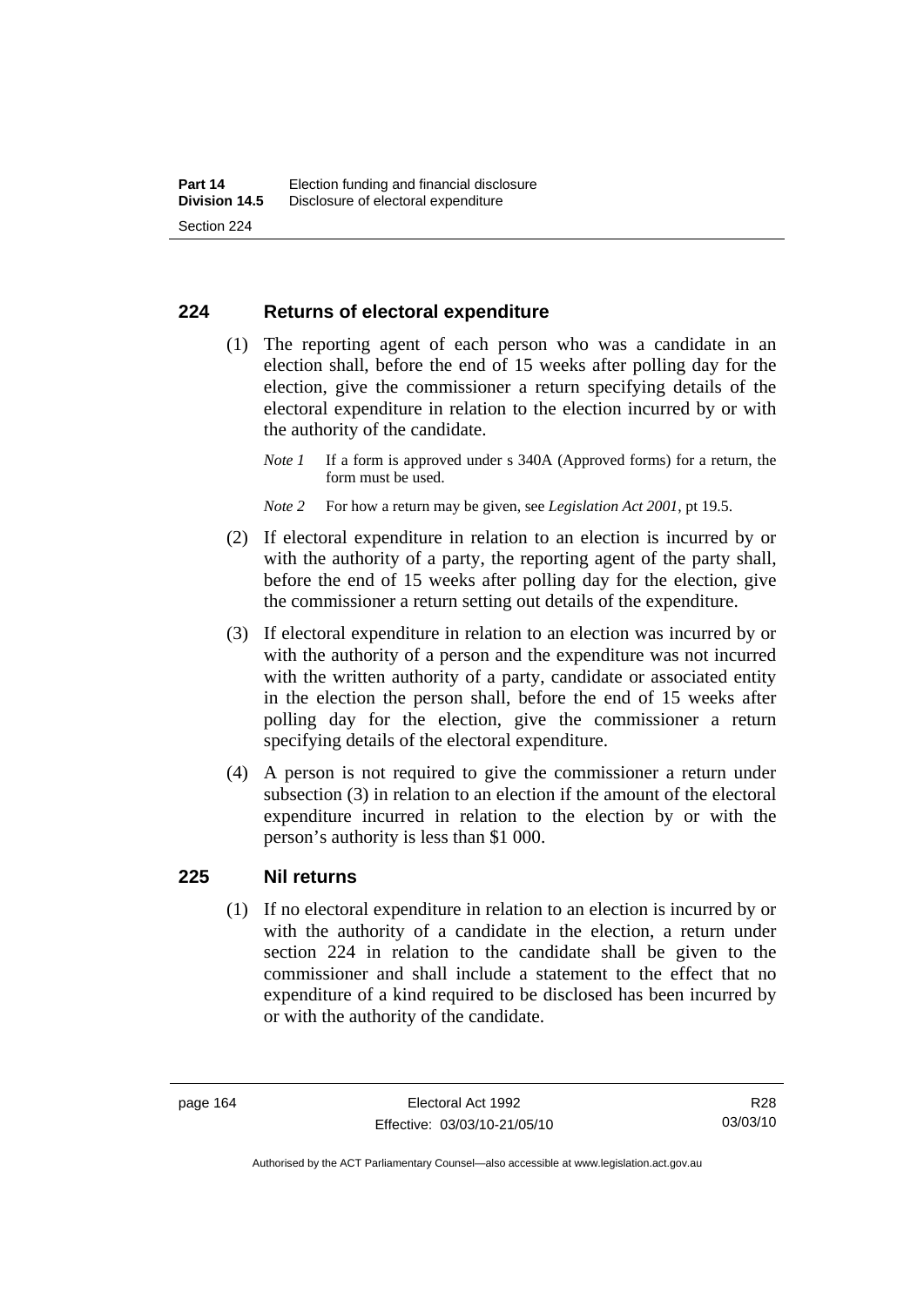## 224 Returns of electoral expenditure

(1) The reporting agent of each person who was a candidate in an election shall, before the end of 15 weeks after polling day for the election, give the commissioner a return specifying details of the electoral expenditure in relation to the election incurred by or with the authority of the candidate.

*Note 1* If a form is approved under s 340A (Approved forms) for a return, the form must be used.

*Note 2* For how a return may be given, see *Legislation Act 2001*, pt 19.5.

(2) If electoral expenditure in relation to an election is incurred by or with the authority of a party, the reporting agent of the party shall, before the end of 15 weeks after polling day for the election, give the commissioner a return setting out details of the expenditure.

(3) If electoral expenditure in relation to an election was incurred by or with the authority of a person and the expenditure was not incurred with the written authority of a party, candidate or associated entity in the election the person shall, before the end of 15 weeks after polling day for the election, give the commissioner a return specifying details of the electoral expenditure.

(4) A person is not required to give the commissioner a return under subsection (3) in relation to an election if the amount of the electoral expenditure incurred in relation to the election by or with the person's authority is less than $1 000.

## 225 Nil returns

(1) If no electoral expenditure in relation to an election is incurred by or with the authority of a candidate in the election, a return under section 224 in relation to the candidate shall be given to the commissioner and shall include a statement to the effect that no expenditure of a kind required to be disclosed has been incurred by or with the authority of the candidate.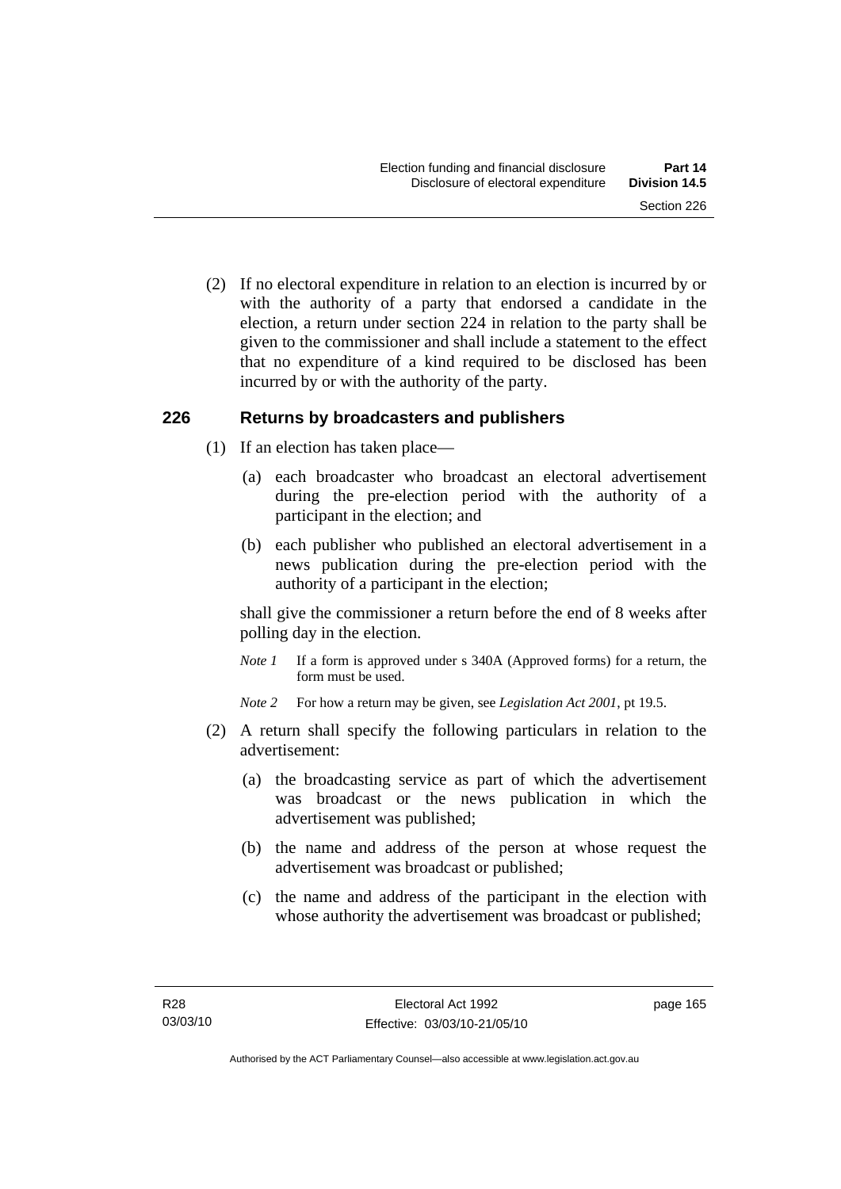(2) If no electoral expenditure in relation to an election is incurred by or with the authority of a party that endorsed a candidate in the election, a return under section 224 in relation to the party shall be given to the commissioner and shall include a statement to the effect that no expenditure of a kind required to be disclosed has been incurred by or with the authority of the party.

### 226 Returns by broadcasters and publishers

(1) If an election has taken place—

(a) each broadcaster who broadcast an electoral advertisement during the pre-election period with the authority of a participant in the election; and

(b) each publisher who published an electoral advertisement in a news publication during the pre-election period with the authority of a participant in the election;

shall give the commissioner a return before the end of 8 weeks after polling day in the election.

*Note 1* If a form is approved under s 340A (Approved forms) for a return, the form must be used.

*Note 2* For how a return may be given, see *Legislation Act 2001*, pt 19.5.

(2) A return shall specify the following particulars in relation to the advertisement:

(a) the broadcasting service as part of which the advertisement was broadcast or the news publication in which the advertisement was published;

(b) the name and address of the person at whose request the advertisement was broadcast or published;

(c) the name and address of the participant in the election with whose authority the advertisement was broadcast or published;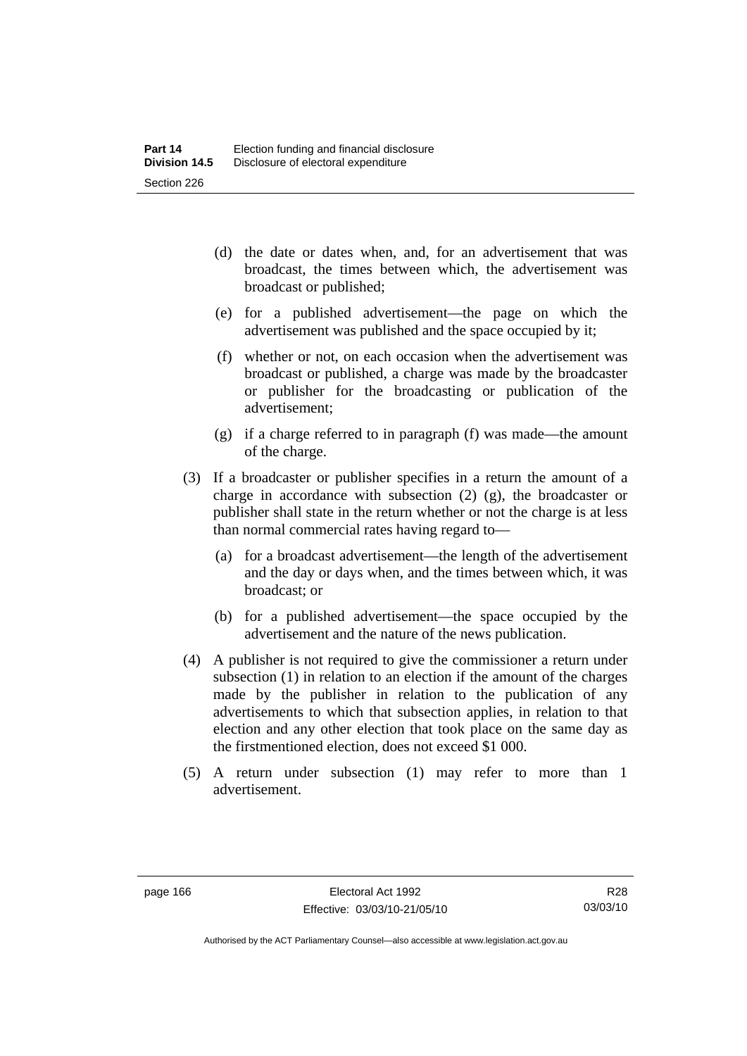(d) the date or dates when, and, for an advertisement that was broadcast, the times between which, the advertisement was broadcast or published;

(e) for a published advertisement—the page on which the advertisement was published and the space occupied by it;

(f) whether or not, on each occasion when the advertisement was broadcast or published, a charge was made by the broadcaster or publisher for the broadcasting or publication of the advertisement;

(g) if a charge referred to in paragraph (f) was made—the amount of the charge.

(3) If a broadcaster or publisher specifies in a return the amount of a charge in accordance with subsection (2) (g), the broadcaster or publisher shall state in the return whether or not the charge is at less than normal commercial rates having regard to—

(a) for a broadcast advertisement—the length of the advertisement and the day or days when, and the times between which, it was broadcast; or

(b) for a published advertisement—the space occupied by the advertisement and the nature of the news publication.

(4) A publisher is not required to give the commissioner a return under subsection (1) in relation to an election if the amount of the charges made by the publisher in relation to the publication of any advertisements to which that subsection applies, in relation to that election and any other election that took place on the same day as the firstmentioned election, does not exceed $1 000.

(5) A return under subsection (1) may refer to more than 1 advertisement.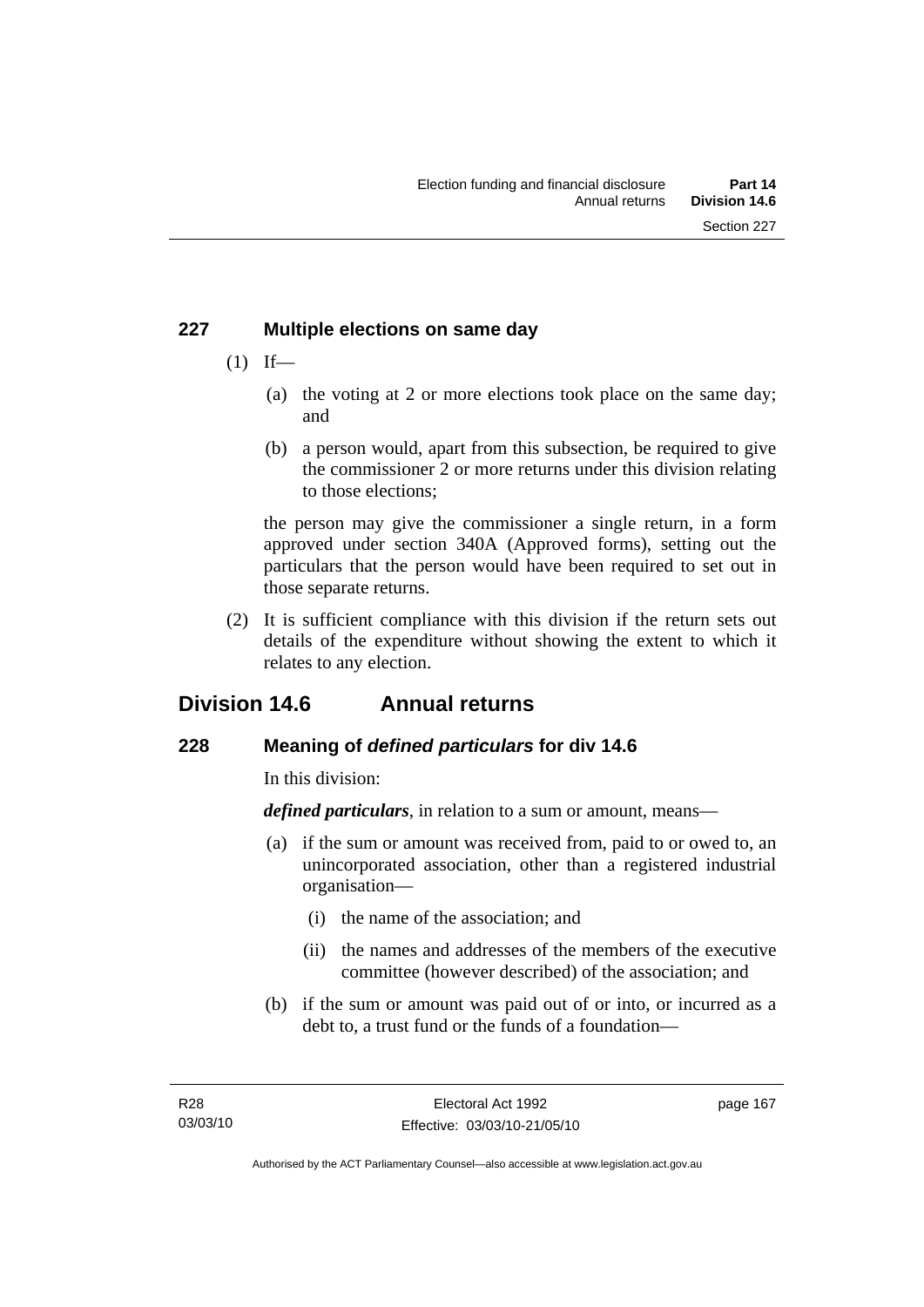### 227 Multiple elections on same day

(1) If—

(a) the voting at 2 or more elections took place on the same day; and

(b) a person would, apart from this subsection, be required to give the commissioner 2 or more returns under this division relating to those elections;

the person may give the commissioner a single return, in a form approved under section 340A (Approved forms), setting out the particulars that the person would have been required to set out in those separate returns.

(2) It is sufficient compliance with this division if the return sets out details of the expenditure without showing the extent to which it relates to any election.

## Division 14.6 Annual returns

### 228 Meaning of *defined particulars* for div 14.6

In this division:

***defined particulars***, in relation to a sum or amount, means—

(a) if the sum or amount was received from, paid to or owed to, an unincorporated association, other than a registered industrial organisation—

(i) the name of the association; and

(ii) the names and addresses of the members of the executive committee (however described) of the association; and

(b) if the sum or amount was paid out of or into, or incurred as a debt to, a trust fund or the funds of a foundation—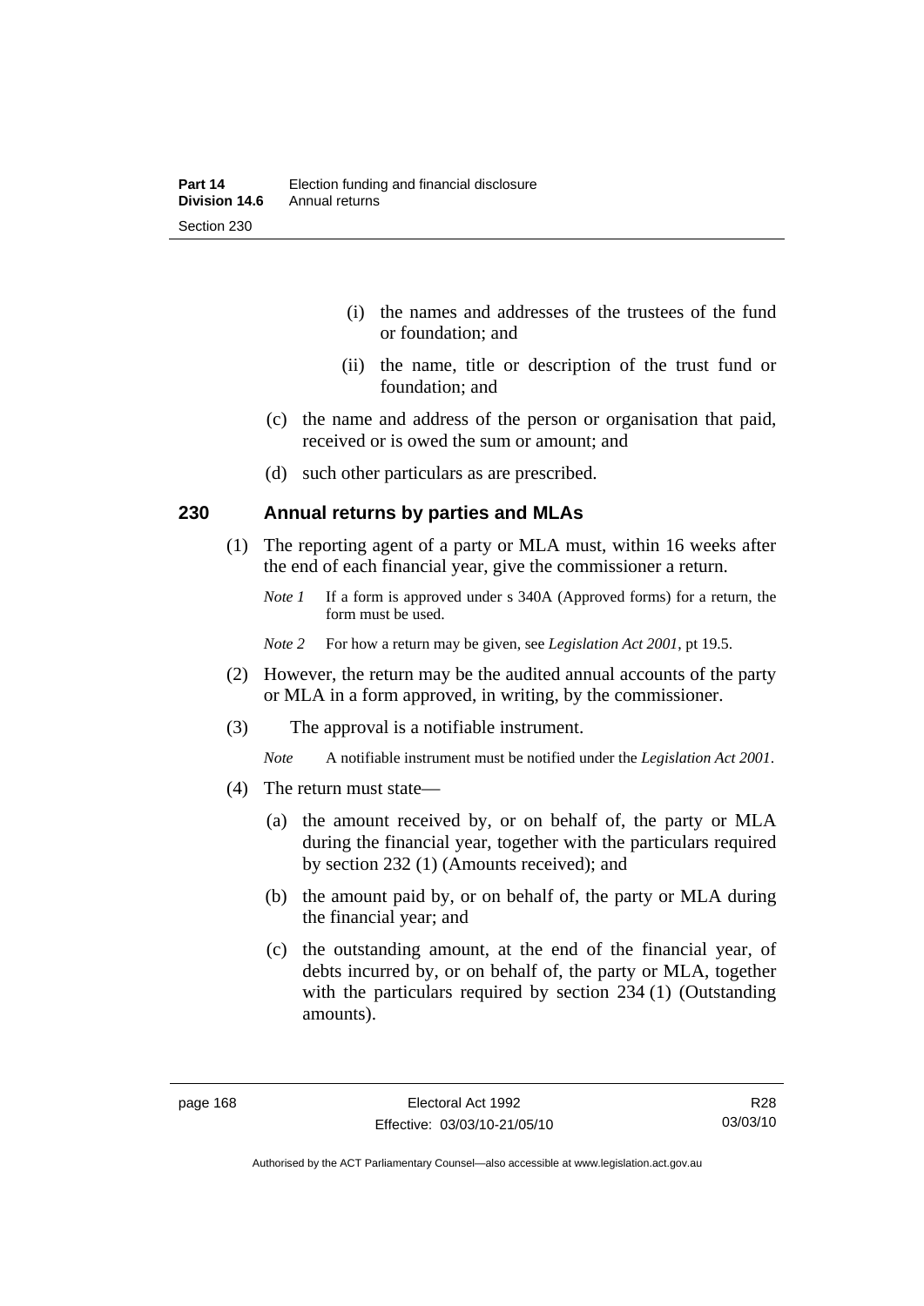(i) the names and addresses of the trustees of the fund or foundation; and

(ii) the name, title or description of the trust fund or foundation; and

(c) the name and address of the person or organisation that paid, received or is owed the sum or amount; and

(d) such other particulars as are prescribed.

## 230 Annual returns by parties and MLAs

(1) The reporting agent of a party or MLA must, within 16 weeks after the end of each financial year, give the commissioner a return.

*Note 1* If a form is approved under s 340A (Approved forms) for a return, the form must be used.

*Note 2* For how a return may be given, see *Legislation Act 2001*, pt 19.5.

(2) However, the return may be the audited annual accounts of the party or MLA in a form approved, in writing, by the commissioner.

(3) The approval is a notifiable instrument.

*Note* A notifiable instrument must be notified under the *Legislation Act 2001*.

(4) The return must state—

(a) the amount received by, or on behalf of, the party or MLA during the financial year, together with the particulars required by section 232 (1) (Amounts received); and

(b) the amount paid by, or on behalf of, the party or MLA during the financial year; and

(c) the outstanding amount, at the end of the financial year, of debts incurred by, or on behalf of, the party or MLA, together with the particulars required by section 234 (1) (Outstanding amounts).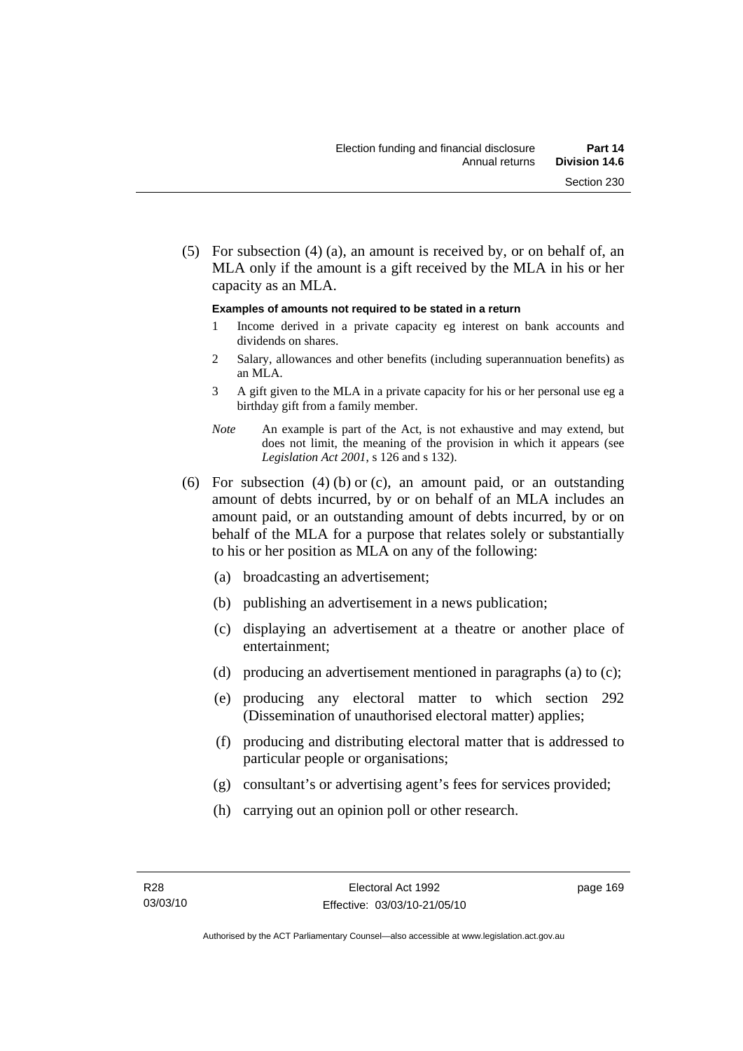(5) For subsection (4) (a), an amount is received by, or on behalf of, an MLA only if the amount is a gift received by the MLA in his or her capacity as an MLA.

**Examples of amounts not required to be stated in a return**

1 Income derived in a private capacity eg interest on bank accounts and dividends on shares.

2 Salary, allowances and other benefits (including superannuation benefits) as an MLA.

3 A gift given to the MLA in a private capacity for his or her personal use eg a birthday gift from a family member.

*Note* An example is part of the Act, is not exhaustive and may extend, but does not limit, the meaning of the provision in which it appears (see *Legislation Act 2001*, s 126 and s 132).

(6) For subsection (4) (b) or (c), an amount paid, or an outstanding amount of debts incurred, by or on behalf of an MLA includes an amount paid, or an outstanding amount of debts incurred, by or on behalf of the MLA for a purpose that relates solely or substantially to his or her position as MLA on any of the following:

(a) broadcasting an advertisement;

(b) publishing an advertisement in a news publication;

(c) displaying an advertisement at a theatre or another place of entertainment;

(d) producing an advertisement mentioned in paragraphs (a) to (c);

(e) producing any electoral matter to which section 292 (Dissemination of unauthorised electoral matter) applies;

(f) producing and distributing electoral matter that is addressed to particular people or organisations;

(g) consultant's or advertising agent's fees for services provided;

(h) carrying out an opinion poll or other research.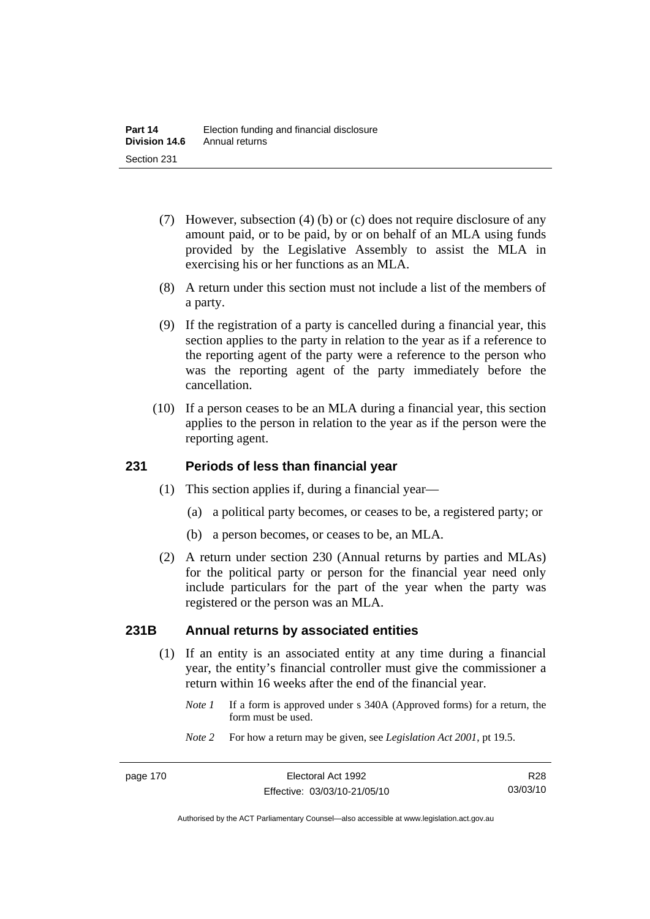(7) However, subsection (4) (b) or (c) does not require disclosure of any amount paid, or to be paid, by or on behalf of an MLA using funds provided by the Legislative Assembly to assist the MLA in exercising his or her functions as an MLA.

(8) A return under this section must not include a list of the members of a party.

(9) If the registration of a party is cancelled during a financial year, this section applies to the party in relation to the year as if a reference to the reporting agent of the party were a reference to the person who was the reporting agent of the party immediately before the cancellation.

(10) If a person ceases to be an MLA during a financial year, this section applies to the person in relation to the year as if the person were the reporting agent.

## 231 Periods of less than financial year

(1) This section applies if, during a financial year—

(a) a political party becomes, or ceases to be, a registered party; or

(b) a person becomes, or ceases to be, an MLA.

(2) A return under section 230 (Annual returns by parties and MLAs) for the political party or person for the financial year need only include particulars for the part of the year when the party was registered or the person was an MLA.

## 231B Annual returns by associated entities

(1) If an entity is an associated entity at any time during a financial year, the entity's financial controller must give the commissioner a return within 16 weeks after the end of the financial year.

*Note 1* If a form is approved under s 340A (Approved forms) for a return, the form must be used.

*Note 2* For how a return may be given, see *Legislation Act 2001*, pt 19.5.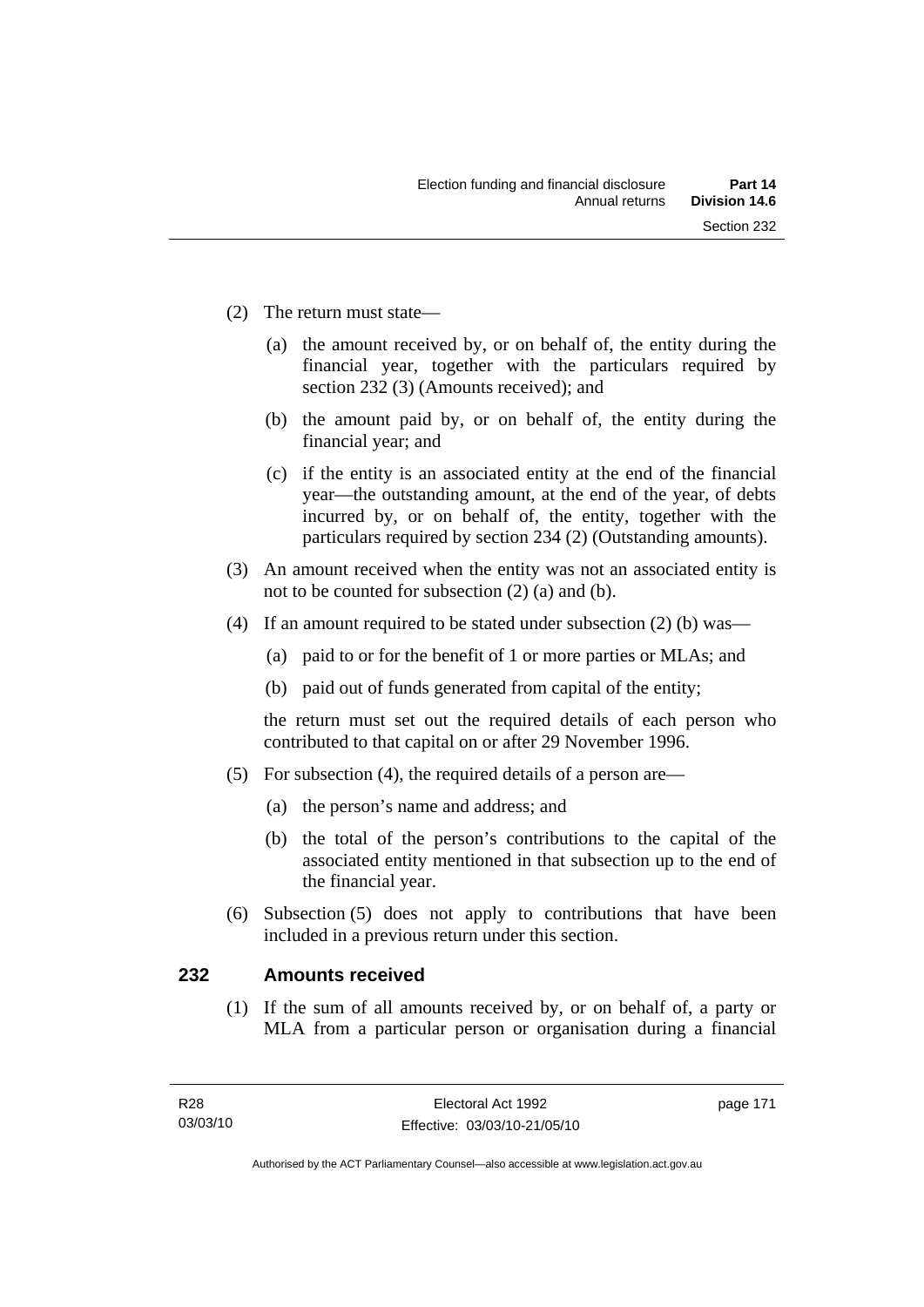(2) The return must state—

(a) the amount received by, or on behalf of, the entity during the financial year, together with the particulars required by section 232 (3) (Amounts received); and

(b) the amount paid by, or on behalf of, the entity during the financial year; and

(c) if the entity is an associated entity at the end of the financial year—the outstanding amount, at the end of the year, of debts incurred by, or on behalf of, the entity, together with the particulars required by section 234 (2) (Outstanding amounts).

(3) An amount received when the entity was not an associated entity is not to be counted for subsection (2) (a) and (b).

(4) If an amount required to be stated under subsection (2) (b) was—

(a) paid to or for the benefit of 1 or more parties or MLAs; and

(b) paid out of funds generated from capital of the entity;

the return must set out the required details of each person who contributed to that capital on or after 29 November 1996.

(5) For subsection (4), the required details of a person are—

(a) the person's name and address; and

(b) the total of the person's contributions to the capital of the associated entity mentioned in that subsection up to the end of the financial year.

(6) Subsection (5) does not apply to contributions that have been included in a previous return under this section.

## 232 Amounts received

(1) If the sum of all amounts received by, or on behalf of, a party or MLA from a particular person or organisation during a financial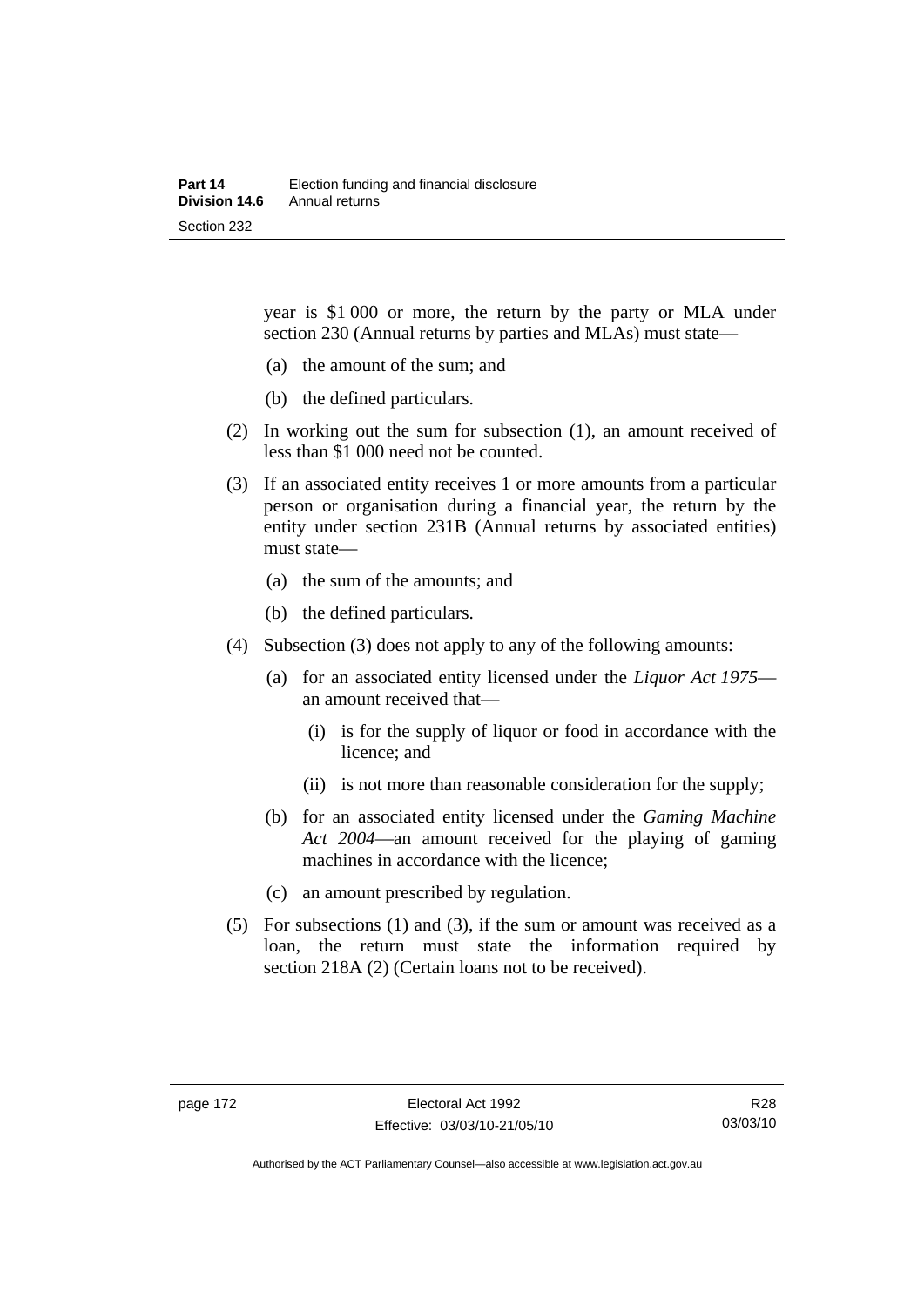year is $1 000 or more, the return by the party or MLA under section 230 (Annual returns by parties and MLAs) must state—

(a) the amount of the sum; and

(b) the defined particulars.

(2) In working out the sum for subsection (1), an amount received of less than $1 000 need not be counted.

(3) If an associated entity receives 1 or more amounts from a particular person or organisation during a financial year, the return by the entity under section 231B (Annual returns by associated entities) must state—

(a) the sum of the amounts; and

(b) the defined particulars.

(4) Subsection (3) does not apply to any of the following amounts:

(a) for an associated entity licensed under the *Liquor Act 1975*—an amount received that—

(i) is for the supply of liquor or food in accordance with the licence; and

(ii) is not more than reasonable consideration for the supply;

(b) for an associated entity licensed under the *Gaming Machine Act 2004*—an amount received for the playing of gaming machines in accordance with the licence;

(c) an amount prescribed by regulation.

(5) For subsections (1) and (3), if the sum or amount was received as a loan, the return must state the information required by section 218A (2) (Certain loans not to be received).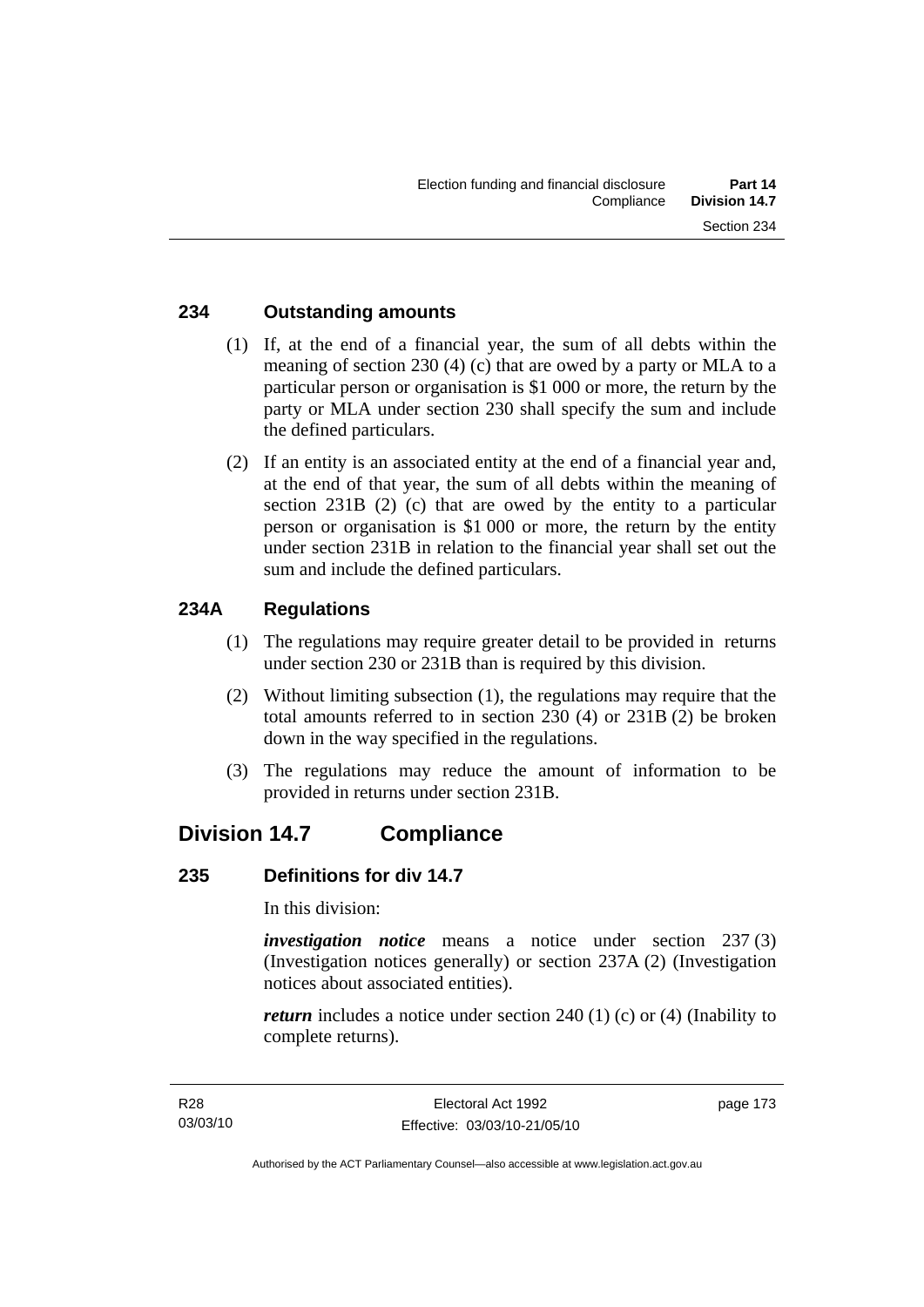### 234 Outstanding amounts

(1) If, at the end of a financial year, the sum of all debts within the meaning of section 230 (4) (c) that are owed by a party or MLA to a particular person or organisation is $1 000 or more, the return by the party or MLA under section 230 shall specify the sum and include the defined particulars.

(2) If an entity is an associated entity at the end of a financial year and, at the end of that year, the sum of all debts within the meaning of section 231B (2) (c) that are owed by the entity to a particular person or organisation is $1 000 or more, the return by the entity under section 231B in relation to the financial year shall set out the sum and include the defined particulars.

### 234A Regulations

(1) The regulations may require greater detail to be provided in returns under section 230 or 231B than is required by this division.

(2) Without limiting subsection (1), the regulations may require that the total amounts referred to in section 230 (4) or 231B (2) be broken down in the way specified in the regulations.

(3) The regulations may reduce the amount of information to be provided in returns under section 231B.

## Division 14.7 Compliance

### 235 Definitions for div 14.7

In this division:

***investigation notice*** means a notice under section 237 (3) (Investigation notices generally) or section 237A (2) (Investigation notices about associated entities).

***return*** includes a notice under section 240 (1) (c) or (4) (Inability to complete returns).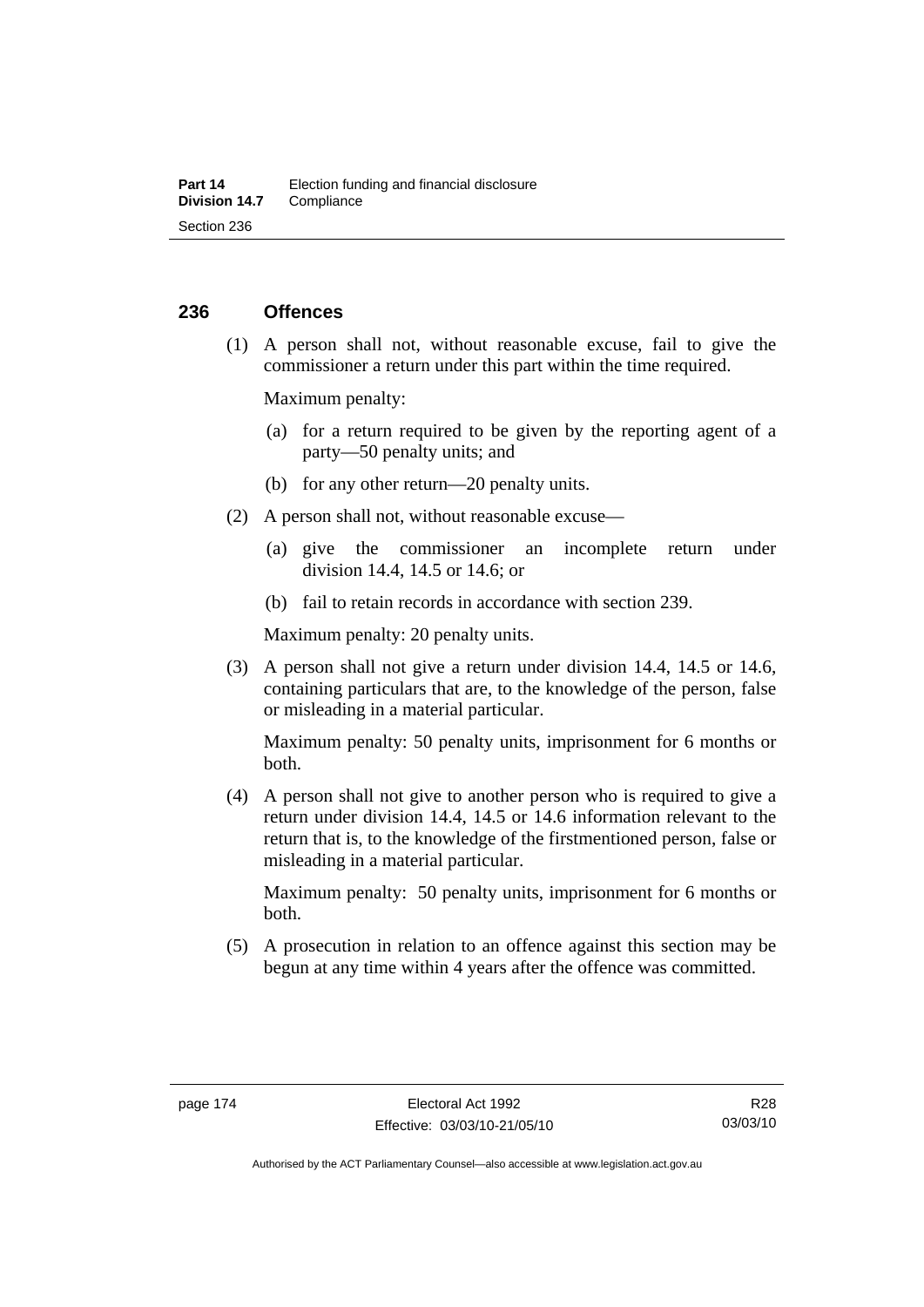## 236 Offences

(1) A person shall not, without reasonable excuse, fail to give the commissioner a return under this part within the time required.

Maximum penalty:

(a) for a return required to be given by the reporting agent of a party—50 penalty units; and

(b) for any other return—20 penalty units.

(2) A person shall not, without reasonable excuse—

(a) give the commissioner an incomplete return under division 14.4, 14.5 or 14.6; or

(b) fail to retain records in accordance with section 239.

Maximum penalty: 20 penalty units.

(3) A person shall not give a return under division 14.4, 14.5 or 14.6, containing particulars that are, to the knowledge of the person, false or misleading in a material particular.

Maximum penalty: 50 penalty units, imprisonment for 6 months or both.

(4) A person shall not give to another person who is required to give a return under division 14.4, 14.5 or 14.6 information relevant to the return that is, to the knowledge of the firstmentioned person, false or misleading in a material particular.

Maximum penalty: 50 penalty units, imprisonment for 6 months or both.

(5) A prosecution in relation to an offence against this section may be begun at any time within 4 years after the offence was committed.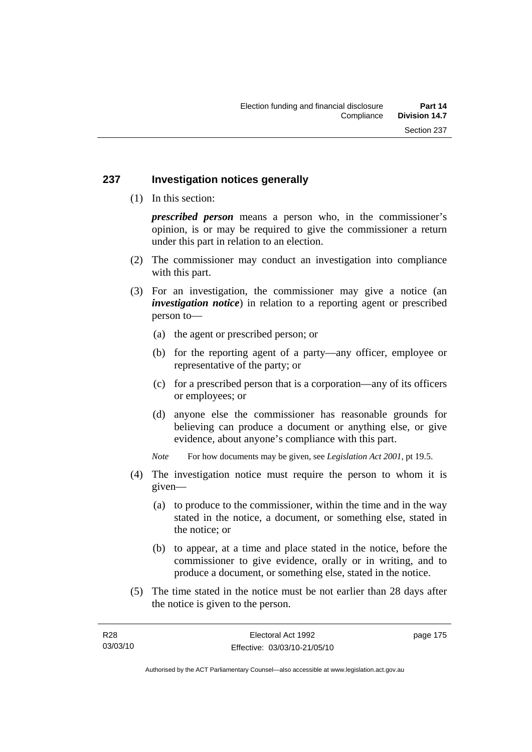## 237 Investigation notices generally

(1) In this section:

***prescribed person*** means a person who, in the commissioner's opinion, is or may be required to give the commissioner a return under this part in relation to an election.

(2) The commissioner may conduct an investigation into compliance with this part.

(3) For an investigation, the commissioner may give a notice (an ***investigation notice***) in relation to a reporting agent or prescribed person to—

(a) the agent or prescribed person; or

(b) for the reporting agent of a party—any officer, employee or representative of the party; or

(c) for a prescribed person that is a corporation—any of its officers or employees; or

(d) anyone else the commissioner has reasonable grounds for believing can produce a document or anything else, or give evidence, about anyone's compliance with this part.

*Note* For how documents may be given, see *Legislation Act 2001*, pt 19.5.

(4) The investigation notice must require the person to whom it is given—

(a) to produce to the commissioner, within the time and in the way stated in the notice, a document, or something else, stated in the notice; or

(b) to appear, at a time and place stated in the notice, before the commissioner to give evidence, orally or in writing, and to produce a document, or something else, stated in the notice.

(5) The time stated in the notice must be not earlier than 28 days after the notice is given to the person.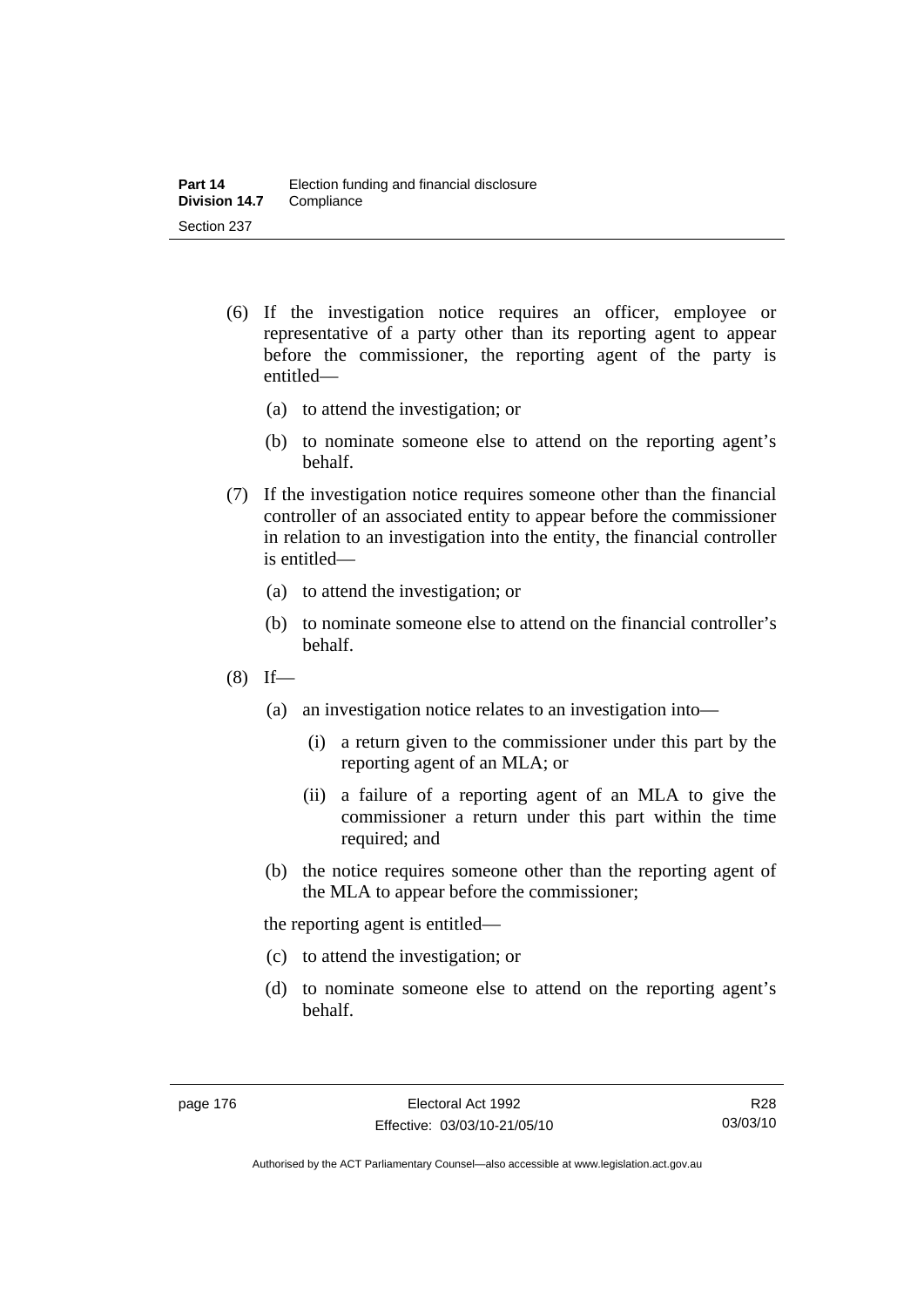(6) If the investigation notice requires an officer, employee or representative of a party other than its reporting agent to appear before the commissioner, the reporting agent of the party is entitled—

(a) to attend the investigation; or

(b) to nominate someone else to attend on the reporting agent's behalf.

(7) If the investigation notice requires someone other than the financial controller of an associated entity to appear before the commissioner in relation to an investigation into the entity, the financial controller is entitled—

(a) to attend the investigation; or

(b) to nominate someone else to attend on the financial controller's behalf.

(8) If—

(a) an investigation notice relates to an investigation into—

(i) a return given to the commissioner under this part by the reporting agent of an MLA; or

(ii) a failure of a reporting agent of an MLA to give the commissioner a return under this part within the time required; and

(b) the notice requires someone other than the reporting agent of the MLA to appear before the commissioner;

the reporting agent is entitled—

(c) to attend the investigation; or

(d) to nominate someone else to attend on the reporting agent's behalf.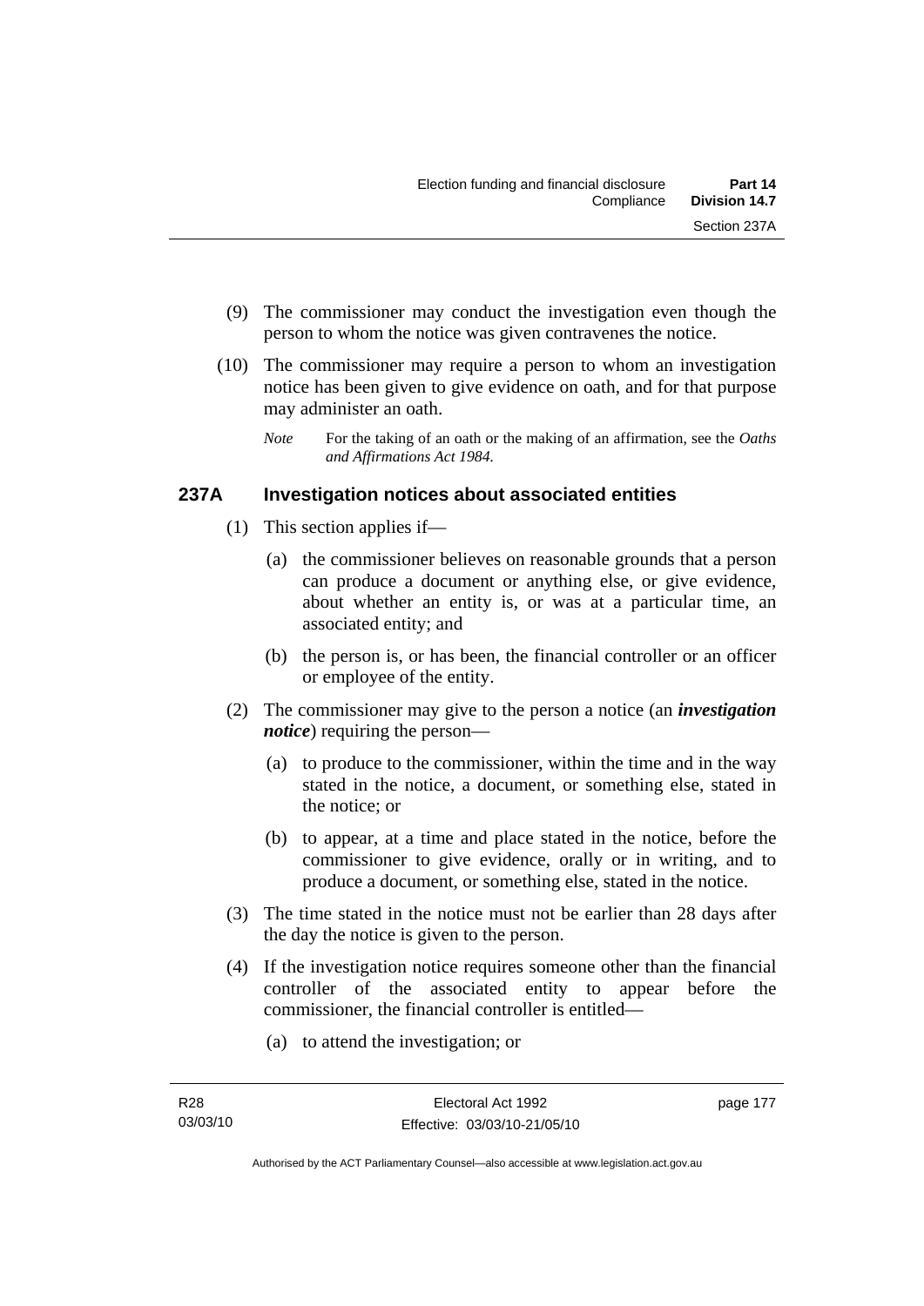(9) The commissioner may conduct the investigation even though the person to whom the notice was given contravenes the notice.

(10) The commissioner may require a person to whom an investigation notice has been given to give evidence on oath, and for that purpose may administer an oath.

*Note* For the taking of an oath or the making of an affirmation, see the *Oaths and Affirmations Act 1984*.

### 237A Investigation notices about associated entities

(1) This section applies if—

(a) the commissioner believes on reasonable grounds that a person can produce a document or anything else, or give evidence, about whether an entity is, or was at a particular time, an associated entity; and

(b) the person is, or has been, the financial controller or an officer or employee of the entity.

(2) The commissioner may give to the person a notice (an ***investigation notice***) requiring the person—

(a) to produce to the commissioner, within the time and in the way stated in the notice, a document, or something else, stated in the notice; or

(b) to appear, at a time and place stated in the notice, before the commissioner to give evidence, orally or in writing, and to produce a document, or something else, stated in the notice.

(3) The time stated in the notice must not be earlier than 28 days after the day the notice is given to the person.

(4) If the investigation notice requires someone other than the financial controller of the associated entity to appear before the commissioner, the financial controller is entitled—

(a) to attend the investigation; or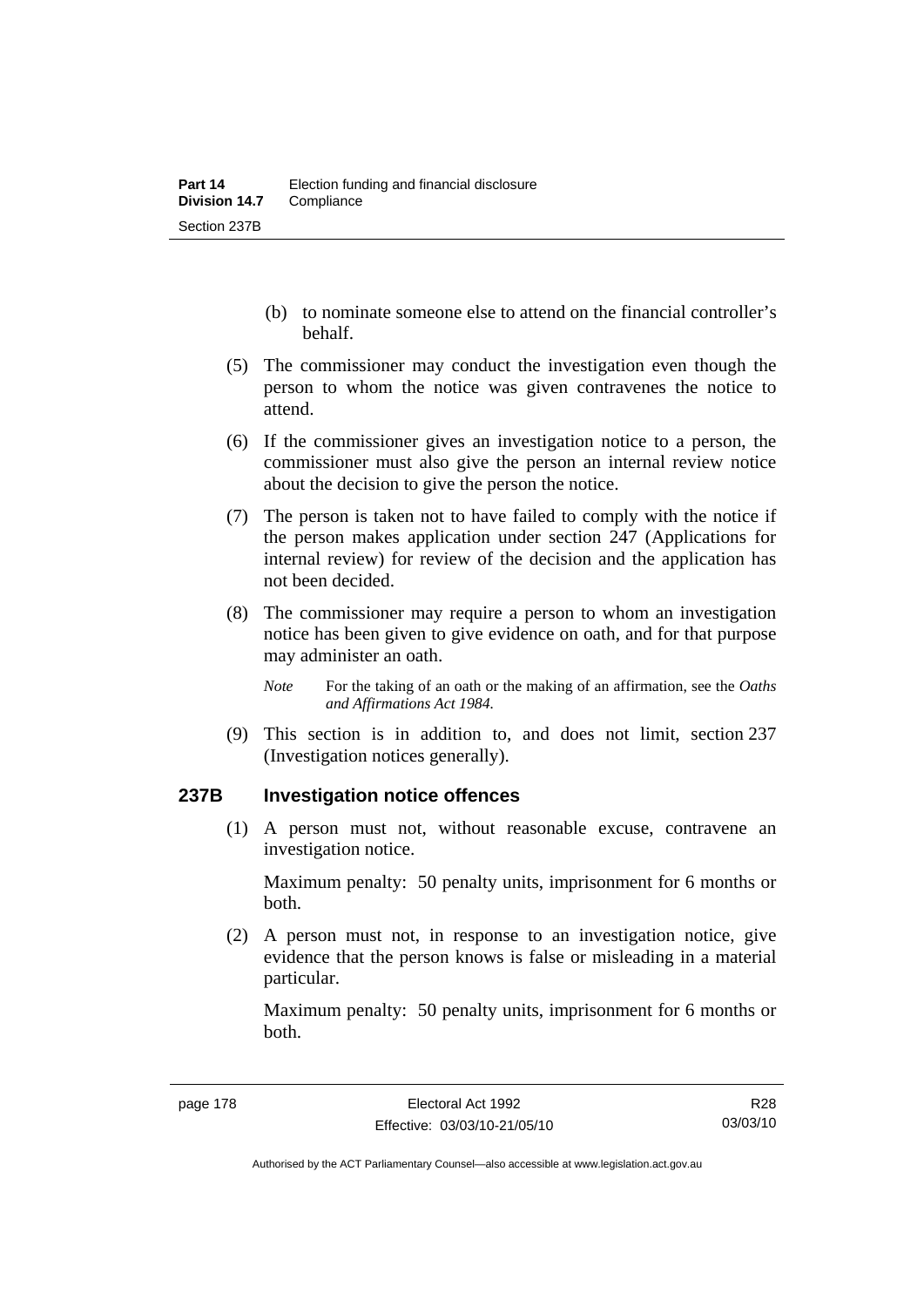(b) to nominate someone else to attend on the financial controller's behalf.

(5) The commissioner may conduct the investigation even though the person to whom the notice was given contravenes the notice to attend.

(6) If the commissioner gives an investigation notice to a person, the commissioner must also give the person an internal review notice about the decision to give the person the notice.

(7) The person is taken not to have failed to comply with the notice if the person makes application under section 247 (Applications for internal review) for review of the decision and the application has not been decided.

(8) The commissioner may require a person to whom an investigation notice has been given to give evidence on oath, and for that purpose may administer an oath.

*Note* For the taking of an oath or the making of an affirmation, see the *Oaths and Affirmations Act 1984.*

(9) This section is in addition to, and does not limit, section 237 (Investigation notices generally).

### 237B Investigation notice offences

(1) A person must not, without reasonable excuse, contravene an investigation notice.

Maximum penalty: 50 penalty units, imprisonment for 6 months or both.

(2) A person must not, in response to an investigation notice, give evidence that the person knows is false or misleading in a material particular.

Maximum penalty: 50 penalty units, imprisonment for 6 months or both.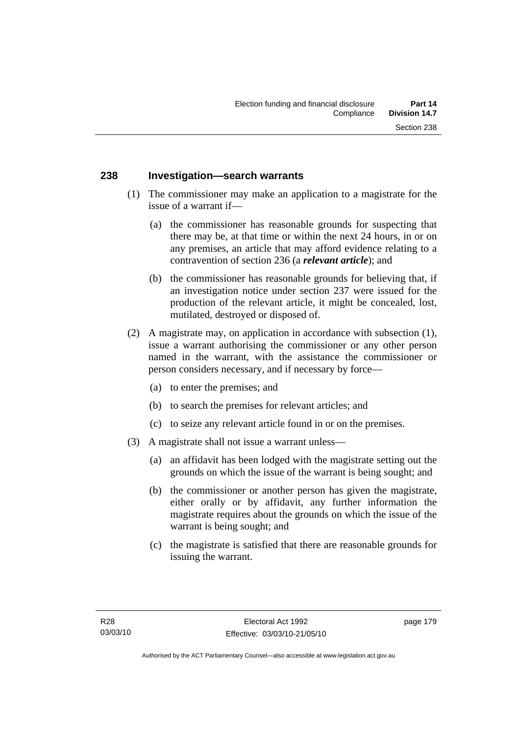## 238 Investigation—search warrants

(1) The commissioner may make an application to a magistrate for the issue of a warrant if—

(a) the commissioner has reasonable grounds for suspecting that there may be, at that time or within the next 24 hours, in or on any premises, an article that may afford evidence relating to a contravention of section 236 (a ***relevant article***); and

(b) the commissioner has reasonable grounds for believing that, if an investigation notice under section 237 were issued for the production of the relevant article, it might be concealed, lost, mutilated, destroyed or disposed of.

(2) A magistrate may, on application in accordance with subsection (1), issue a warrant authorising the commissioner or any other person named in the warrant, with the assistance the commissioner or person considers necessary, and if necessary by force—

(a) to enter the premises; and

(b) to search the premises for relevant articles; and

(c) to seize any relevant article found in or on the premises.

(3) A magistrate shall not issue a warrant unless—

(a) an affidavit has been lodged with the magistrate setting out the grounds on which the issue of the warrant is being sought; and

(b) the commissioner or another person has given the magistrate, either orally or by affidavit, any further information the magistrate requires about the grounds on which the issue of the warrant is being sought; and

(c) the magistrate is satisfied that there are reasonable grounds for issuing the warrant.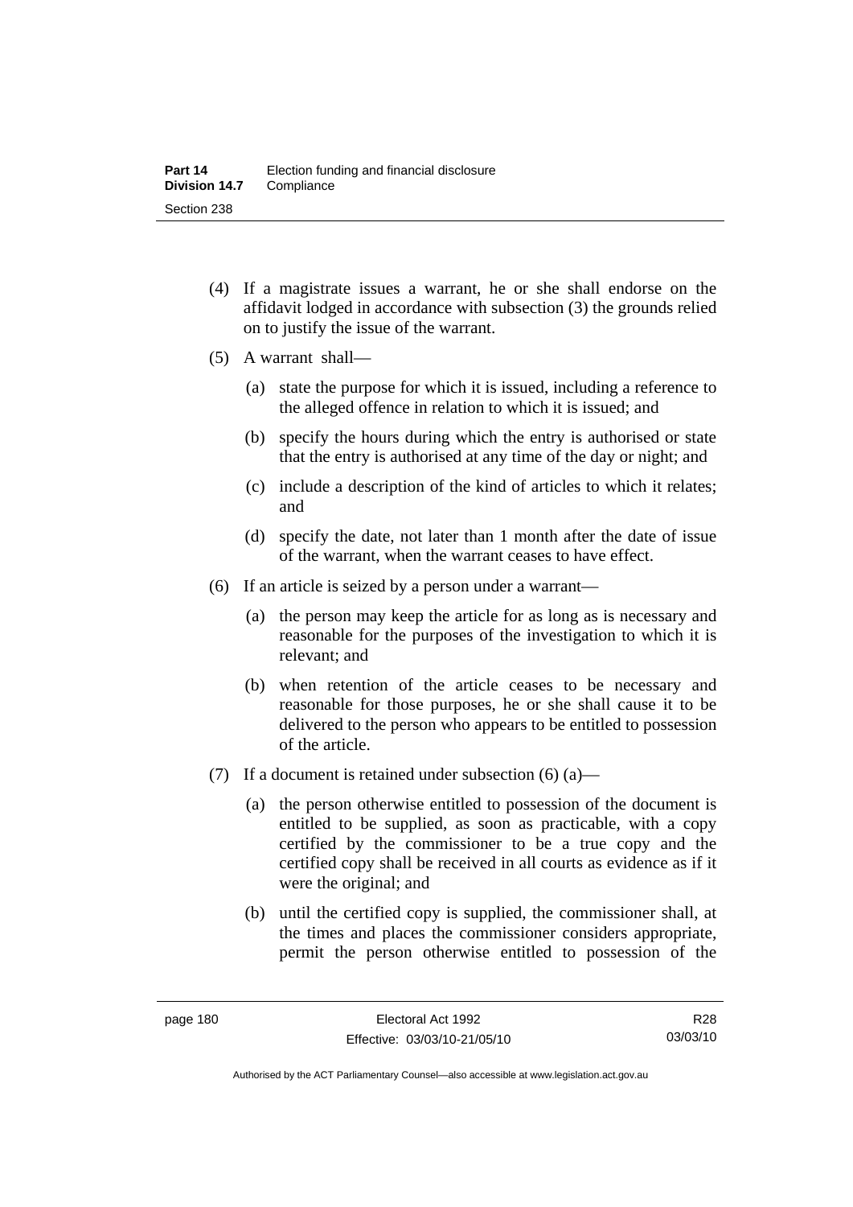(4) If a magistrate issues a warrant, he or she shall endorse on the affidavit lodged in accordance with subsection (3) the grounds relied on to justify the issue of the warrant.

(5) A warrant shall—

(a) state the purpose for which it is issued, including a reference to the alleged offence in relation to which it is issued; and

(b) specify the hours during which the entry is authorised or state that the entry is authorised at any time of the day or night; and

(c) include a description of the kind of articles to which it relates; and

(d) specify the date, not later than 1 month after the date of issue of the warrant, when the warrant ceases to have effect.

(6) If an article is seized by a person under a warrant—

(a) the person may keep the article for as long as is necessary and reasonable for the purposes of the investigation to which it is relevant; and

(b) when retention of the article ceases to be necessary and reasonable for those purposes, he or she shall cause it to be delivered to the person who appears to be entitled to possession of the article.

(7) If a document is retained under subsection (6) (a)—

(a) the person otherwise entitled to possession of the document is entitled to be supplied, as soon as practicable, with a copy certified by the commissioner to be a true copy and the certified copy shall be received in all courts as evidence as if it were the original; and

(b) until the certified copy is supplied, the commissioner shall, at the times and places the commissioner considers appropriate, permit the person otherwise entitled to possession of the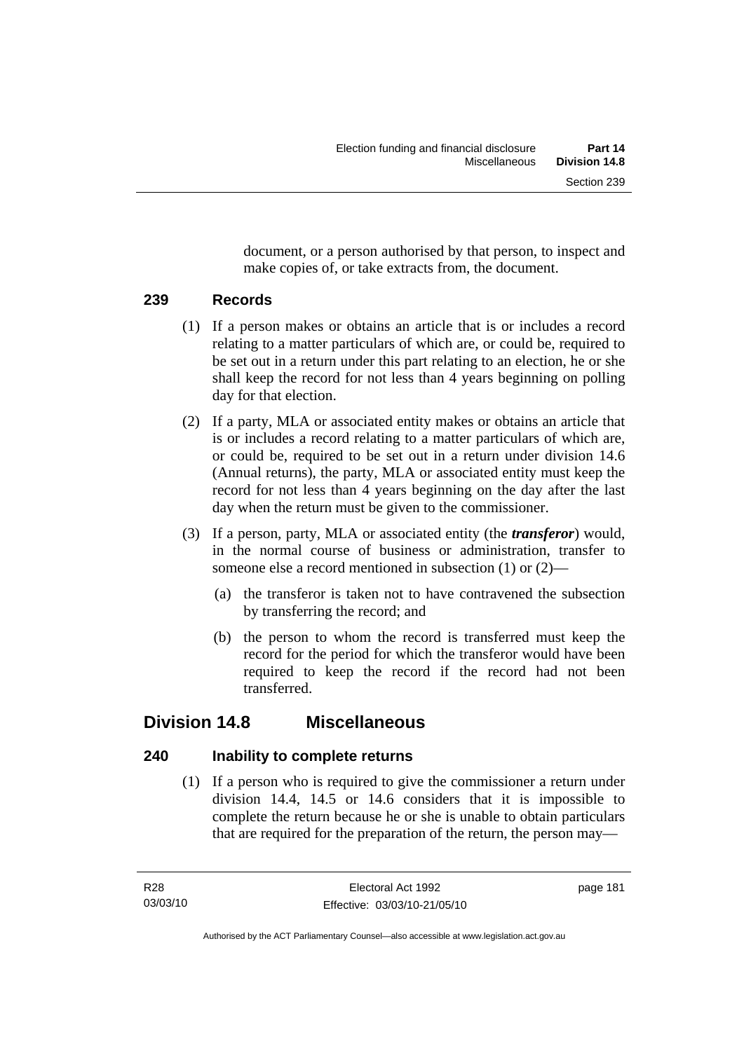document, or a person authorised by that person, to inspect and make copies of, or take extracts from, the document.

### 239 Records

(1) If a person makes or obtains an article that is or includes a record relating to a matter particulars of which are, or could be, required to be set out in a return under this part relating to an election, he or she shall keep the record for not less than 4 years beginning on polling day for that election.

(2) If a party, MLA or associated entity makes or obtains an article that is or includes a record relating to a matter particulars of which are, or could be, required to be set out in a return under division 14.6 (Annual returns), the party, MLA or associated entity must keep the record for not less than 4 years beginning on the day after the last day when the return must be given to the commissioner.

(3) If a person, party, MLA or associated entity (the ***transferor***) would, in the normal course of business or administration, transfer to someone else a record mentioned in subsection (1) or (2)—

(a) the transferor is taken not to have contravened the subsection by transferring the record; and

(b) the person to whom the record is transferred must keep the record for the period for which the transferor would have been required to keep the record if the record had not been transferred.

## Division 14.8 Miscellaneous

### 240 Inability to complete returns

(1) If a person who is required to give the commissioner a return under division 14.4, 14.5 or 14.6 considers that it is impossible to complete the return because he or she is unable to obtain particulars that are required for the preparation of the return, the person may—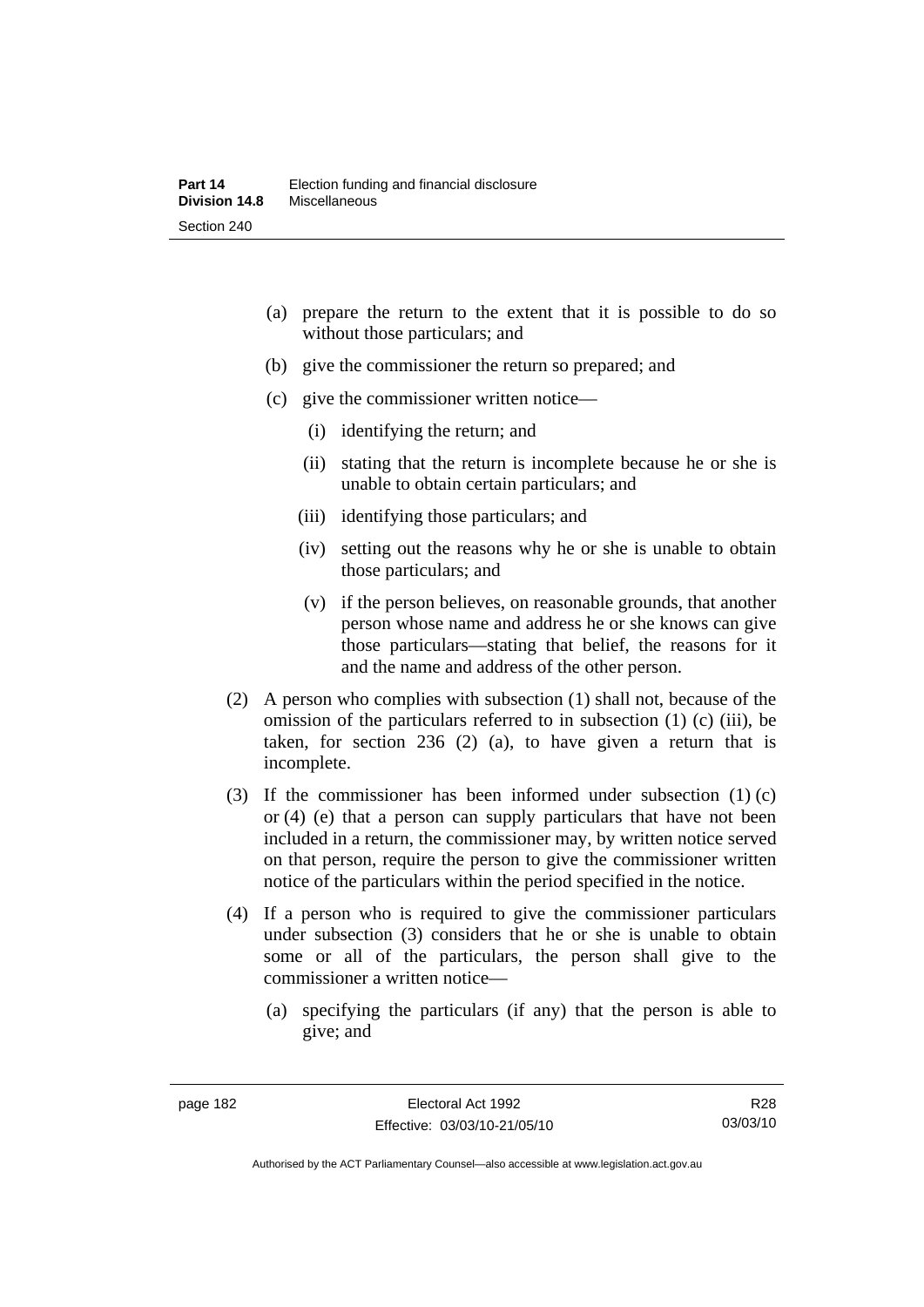- (a) prepare the return to the extent that it is possible to do so without those particulars; and
- (b) give the commissioner the return so prepared; and
- (c) give the commissioner written notice—
  - (i) identifying the return; and
  - (ii) stating that the return is incomplete because he or she is unable to obtain certain particulars; and
  - (iii) identifying those particulars; and
  - (iv) setting out the reasons why he or she is unable to obtain those particulars; and
  - (v) if the person believes, on reasonable grounds, that another person whose name and address he or she knows can give those particulars—stating that belief, the reasons for it and the name and address of the other person.

(2) A person who complies with subsection (1) shall not, because of the omission of the particulars referred to in subsection (1) (c) (iii), be taken, for section 236 (2) (a), to have given a return that is incomplete.

(3) If the commissioner has been informed under subsection (1) (c) or (4) (e) that a person can supply particulars that have not been included in a return, the commissioner may, by written notice served on that person, require the person to give the commissioner written notice of the particulars within the period specified in the notice.

(4) If a person who is required to give the commissioner particulars under subsection (3) considers that he or she is unable to obtain some or all of the particulars, the person shall give to the commissioner a written notice—

- (a) specifying the particulars (if any) that the person is able to give; and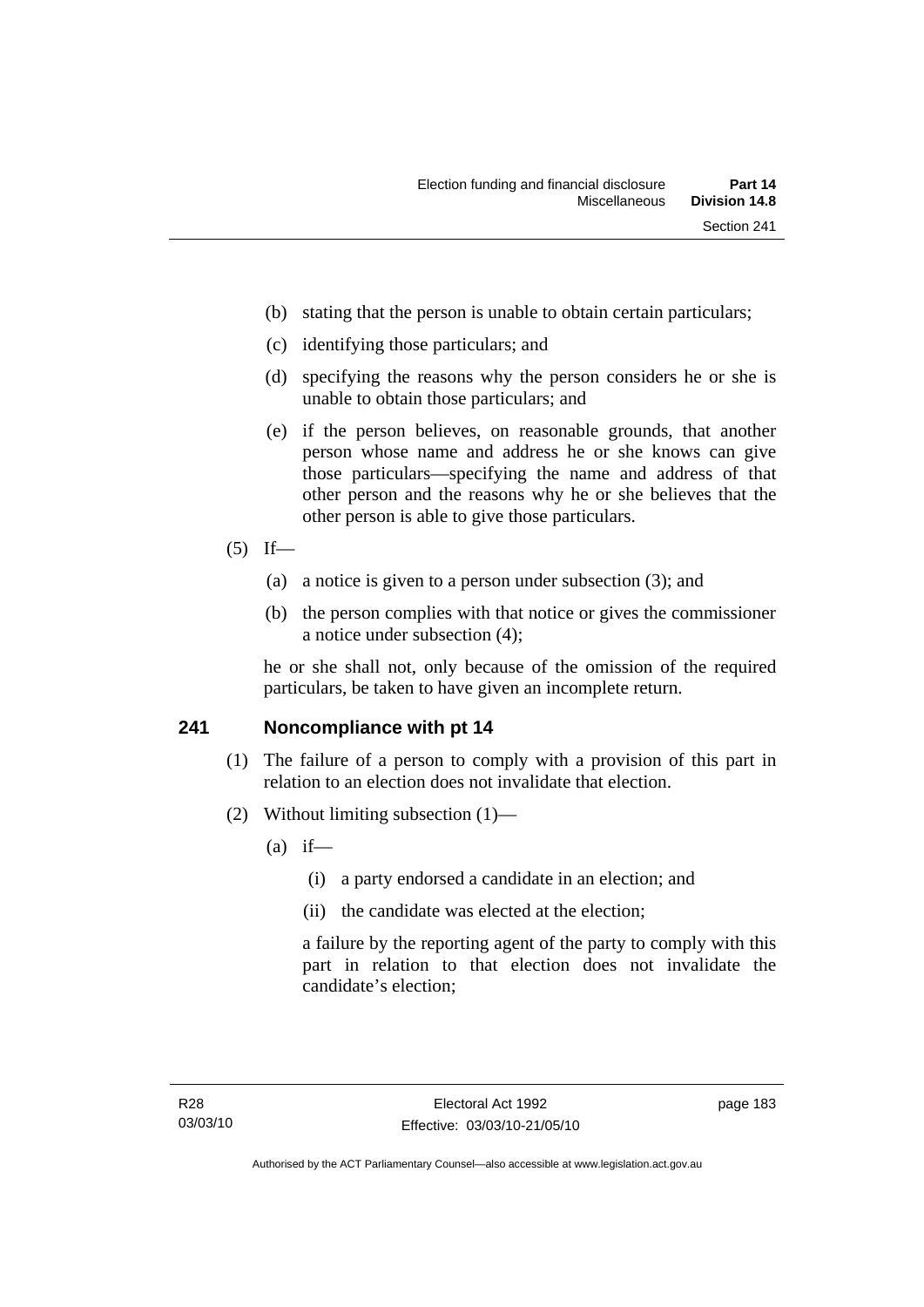(b) stating that the person is unable to obtain certain particulars;

(c) identifying those particulars; and

(d) specifying the reasons why the person considers he or she is unable to obtain those particulars; and

(e) if the person believes, on reasonable grounds, that another person whose name and address he or she knows can give those particulars—specifying the name and address of that other person and the reasons why he or she believes that the other person is able to give those particulars.

(5) If—

(a) a notice is given to a person under subsection (3); and

(b) the person complies with that notice or gives the commissioner a notice under subsection (4);

he or she shall not, only because of the omission of the required particulars, be taken to have given an incomplete return.

## 241 Noncompliance with pt 14

(1) The failure of a person to comply with a provision of this part in relation to an election does not invalidate that election.

(2) Without limiting subsection (1)—

(a) if—

(i) a party endorsed a candidate in an election; and

(ii) the candidate was elected at the election;

a failure by the reporting agent of the party to comply with this part in relation to that election does not invalidate the candidate's election;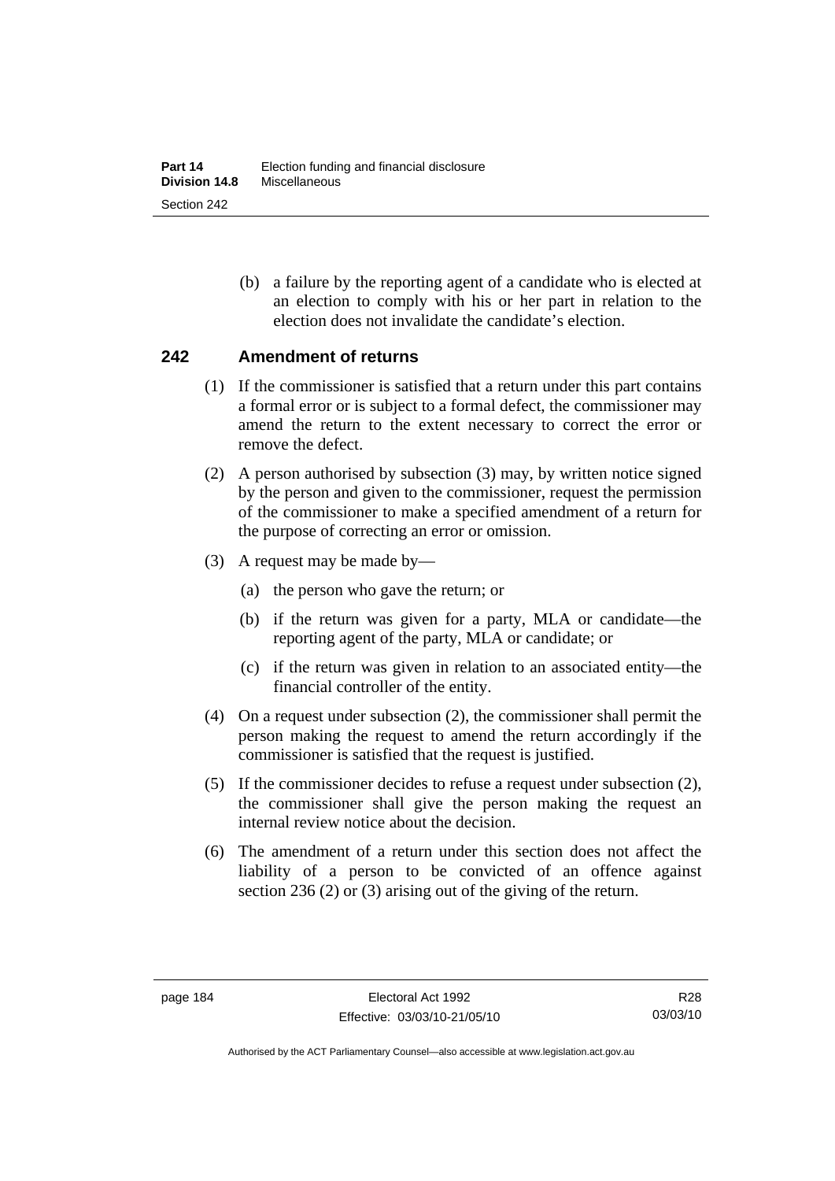(b) a failure by the reporting agent of a candidate who is elected at an election to comply with his or her part in relation to the election does not invalidate the candidate's election.

## 242 Amendment of returns

(1) If the commissioner is satisfied that a return under this part contains a formal error or is subject to a formal defect, the commissioner may amend the return to the extent necessary to correct the error or remove the defect.

(2) A person authorised by subsection (3) may, by written notice signed by the person and given to the commissioner, request the permission of the commissioner to make a specified amendment of a return for the purpose of correcting an error or omission.

(3) A request may be made by—

(a) the person who gave the return; or

(b) if the return was given for a party, MLA or candidate—the reporting agent of the party, MLA or candidate; or

(c) if the return was given in relation to an associated entity—the financial controller of the entity.

(4) On a request under subsection (2), the commissioner shall permit the person making the request to amend the return accordingly if the commissioner is satisfied that the request is justified.

(5) If the commissioner decides to refuse a request under subsection (2), the commissioner shall give the person making the request an internal review notice about the decision.

(6) The amendment of a return under this section does not affect the liability of a person to be convicted of an offence against section 236 (2) or (3) arising out of the giving of the return.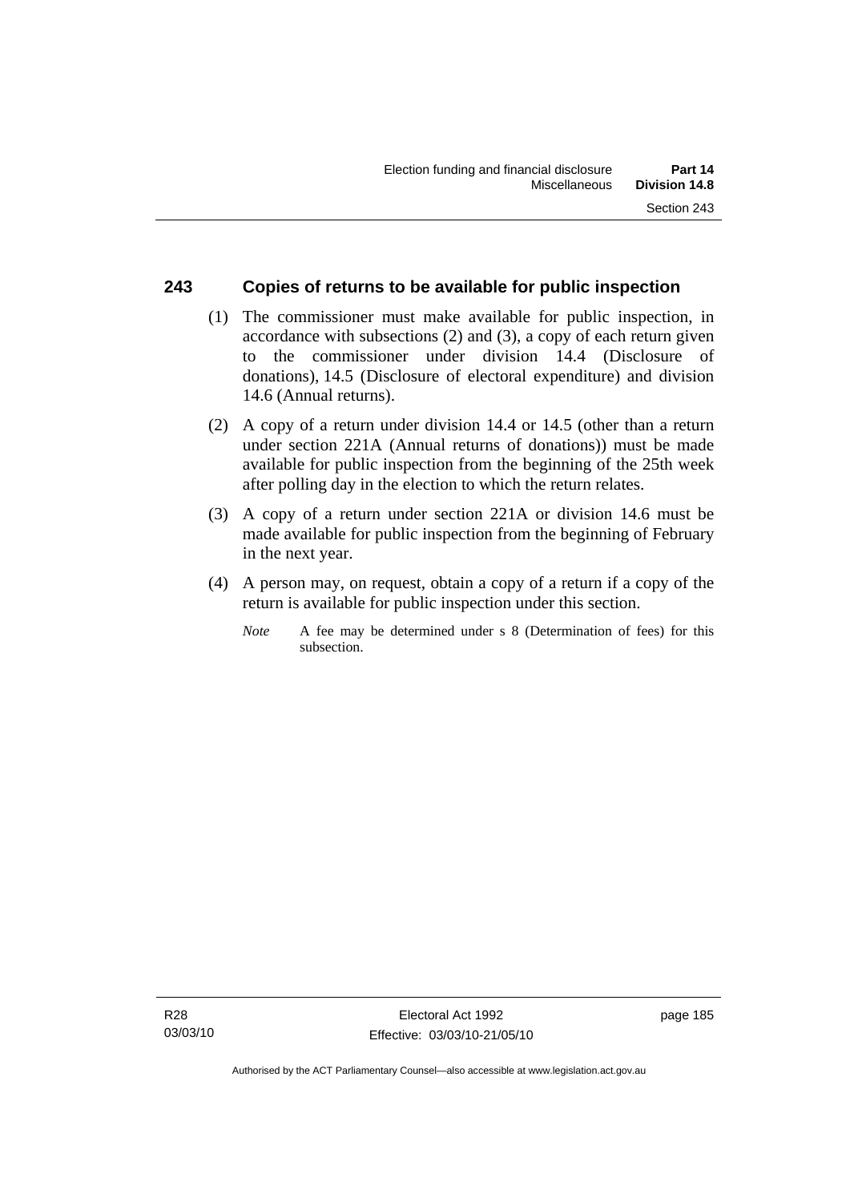## 243 Copies of returns to be available for public inspection

(1) The commissioner must make available for public inspection, in accordance with subsections (2) and (3), a copy of each return given to the commissioner under division 14.4 (Disclosure of donations), 14.5 (Disclosure of electoral expenditure) and division 14.6 (Annual returns).

(2) A copy of a return under division 14.4 or 14.5 (other than a return under section 221A (Annual returns of donations)) must be made available for public inspection from the beginning of the 25th week after polling day in the election to which the return relates.

(3) A copy of a return under section 221A or division 14.6 must be made available for public inspection from the beginning of February in the next year.

(4) A person may, on request, obtain a copy of a return if a copy of the return is available for public inspection under this section.

*Note* A fee may be determined under s 8 (Determination of fees) for this subsection.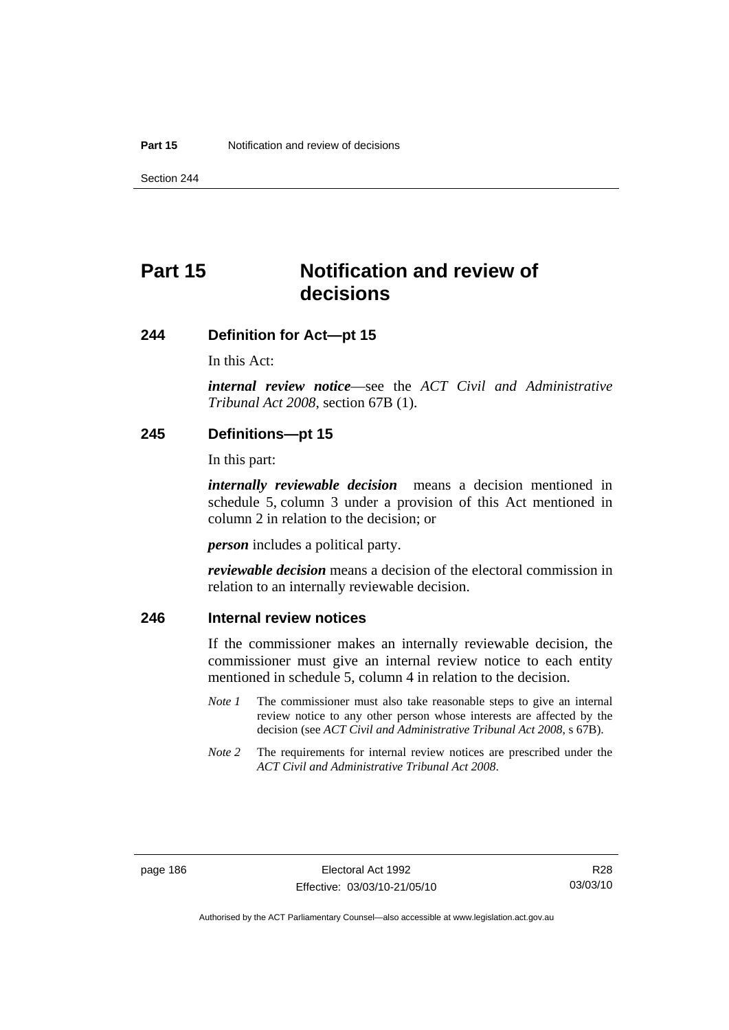# Part 15 Notification and review of decisions

## 244 Definition for Act—pt 15

In this Act:

***internal review notice***—see the *ACT Civil and Administrative Tribunal Act 2008*, section 67B (1).

## 245 Definitions—pt 15

In this part:

***internally reviewable decision*** means a decision mentioned in schedule 5, column 3 under a provision of this Act mentioned in column 2 in relation to the decision; or

***person*** includes a political party.

***reviewable decision*** means a decision of the electoral commission in relation to an internally reviewable decision.

## 246 Internal review notices

If the commissioner makes an internally reviewable decision, the commissioner must give an internal review notice to each entity mentioned in schedule 5, column 4 in relation to the decision.

*Note 1* The commissioner must also take reasonable steps to give an internal review notice to any other person whose interests are affected by the decision (see *ACT Civil and Administrative Tribunal Act 2008*, s 67B).

*Note 2* The requirements for internal review notices are prescribed under the *ACT Civil and Administrative Tribunal Act 2008*.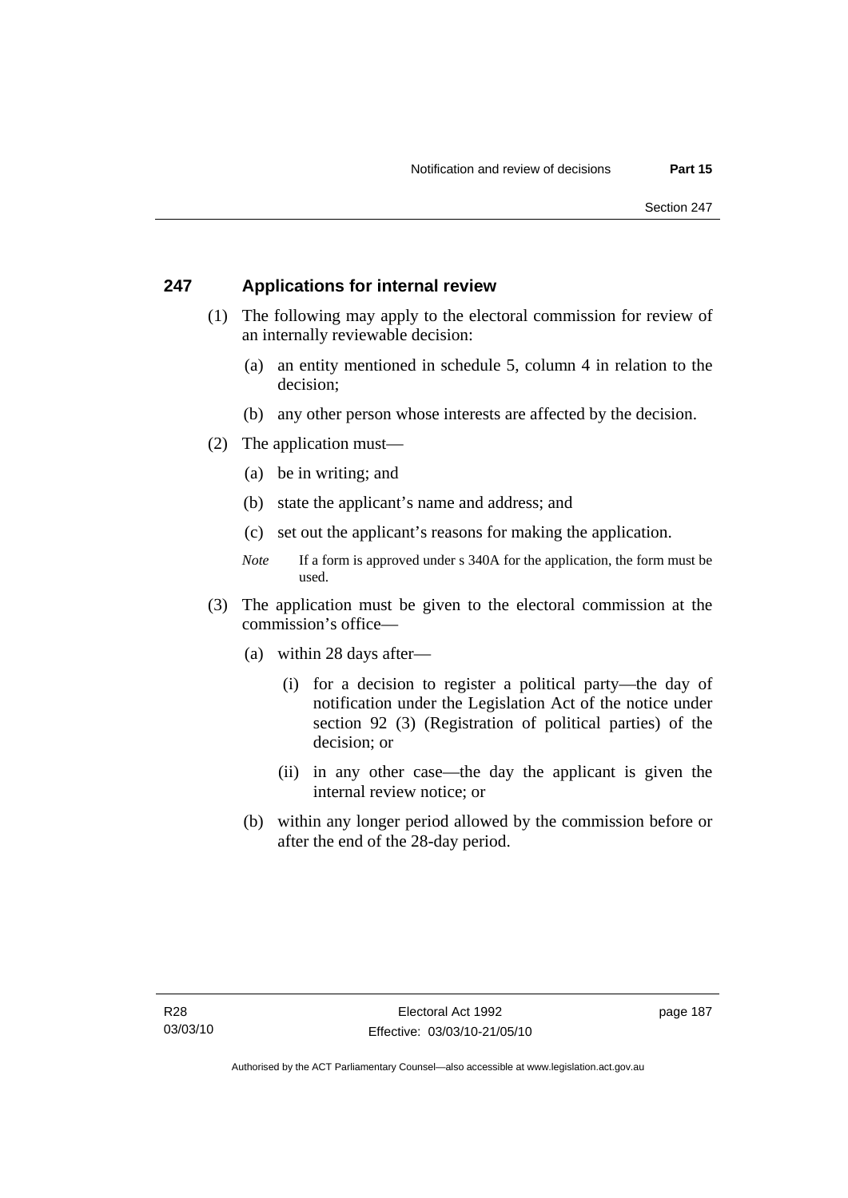## 247 Applications for internal review

(1) The following may apply to the electoral commission for review of an internally reviewable decision:

(a) an entity mentioned in schedule 5, column 4 in relation to the decision;

(b) any other person whose interests are affected by the decision.

(2) The application must—

(a) be in writing; and

(b) state the applicant's name and address; and

(c) set out the applicant's reasons for making the application.

*Note* If a form is approved under s 340A for the application, the form must be used.

(3) The application must be given to the electoral commission at the commission's office—

(a) within 28 days after—

(i) for a decision to register a political party—the day of notification under the Legislation Act of the notice under section 92 (3) (Registration of political parties) of the decision; or

(ii) in any other case—the day the applicant is given the internal review notice; or

(b) within any longer period allowed by the commission before or after the end of the 28-day period.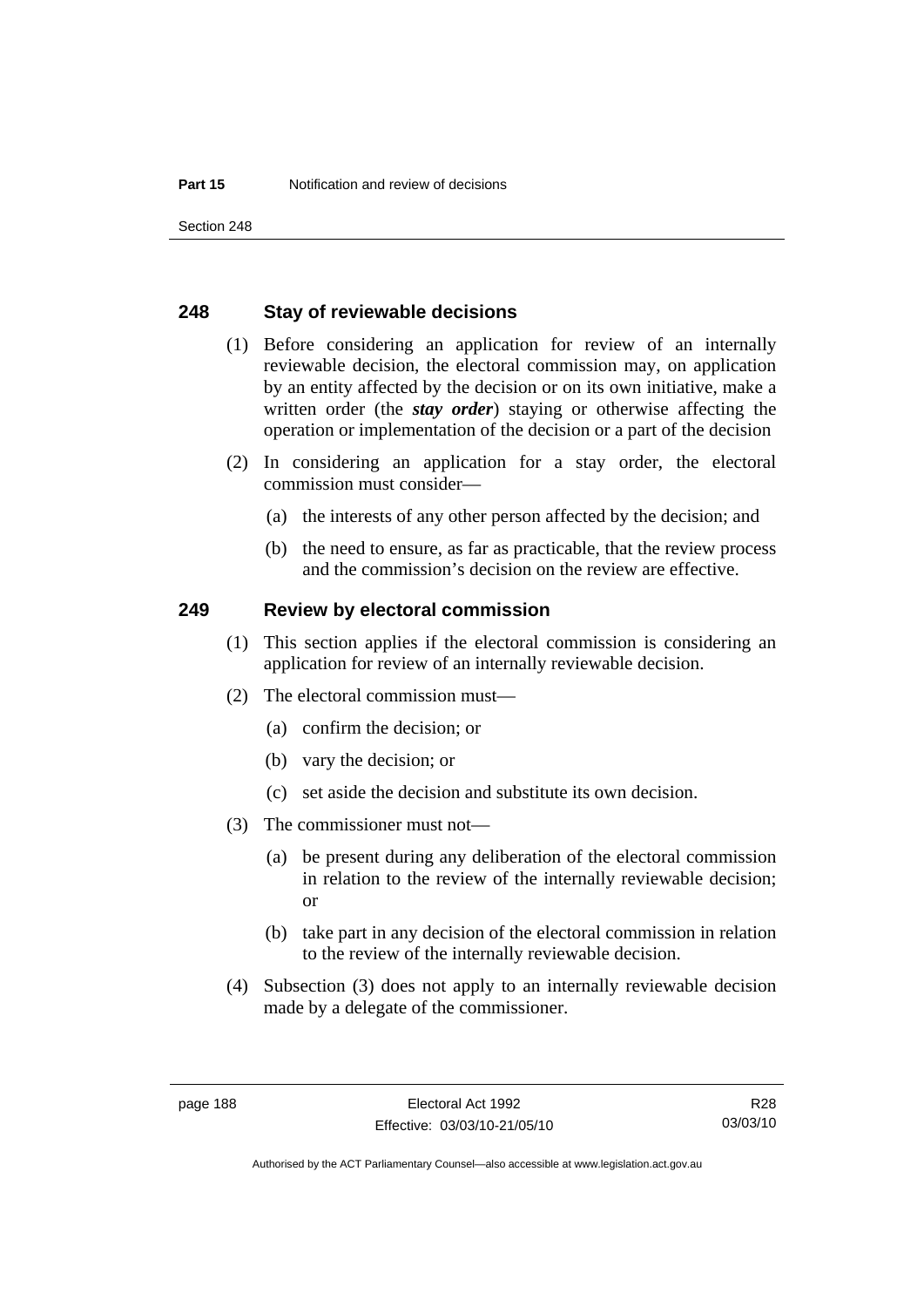## 248 Stay of reviewable decisions

(1) Before considering an application for review of an internally reviewable decision, the electoral commission may, on application by an entity affected by the decision or on its own initiative, make a written order (the ***stay order***) staying or otherwise affecting the operation or implementation of the decision or a part of the decision

(2) In considering an application for a stay order, the electoral commission must consider—

(a) the interests of any other person affected by the decision; and

(b) the need to ensure, as far as practicable, that the review process and the commission's decision on the review are effective.

## 249 Review by electoral commission

(1) This section applies if the electoral commission is considering an application for review of an internally reviewable decision.

(2) The electoral commission must—

(a) confirm the decision; or

(b) vary the decision; or

(c) set aside the decision and substitute its own decision.

(3) The commissioner must not—

(a) be present during any deliberation of the electoral commission in relation to the review of the internally reviewable decision; or

(b) take part in any decision of the electoral commission in relation to the review of the internally reviewable decision.

(4) Subsection (3) does not apply to an internally reviewable decision made by a delegate of the commissioner.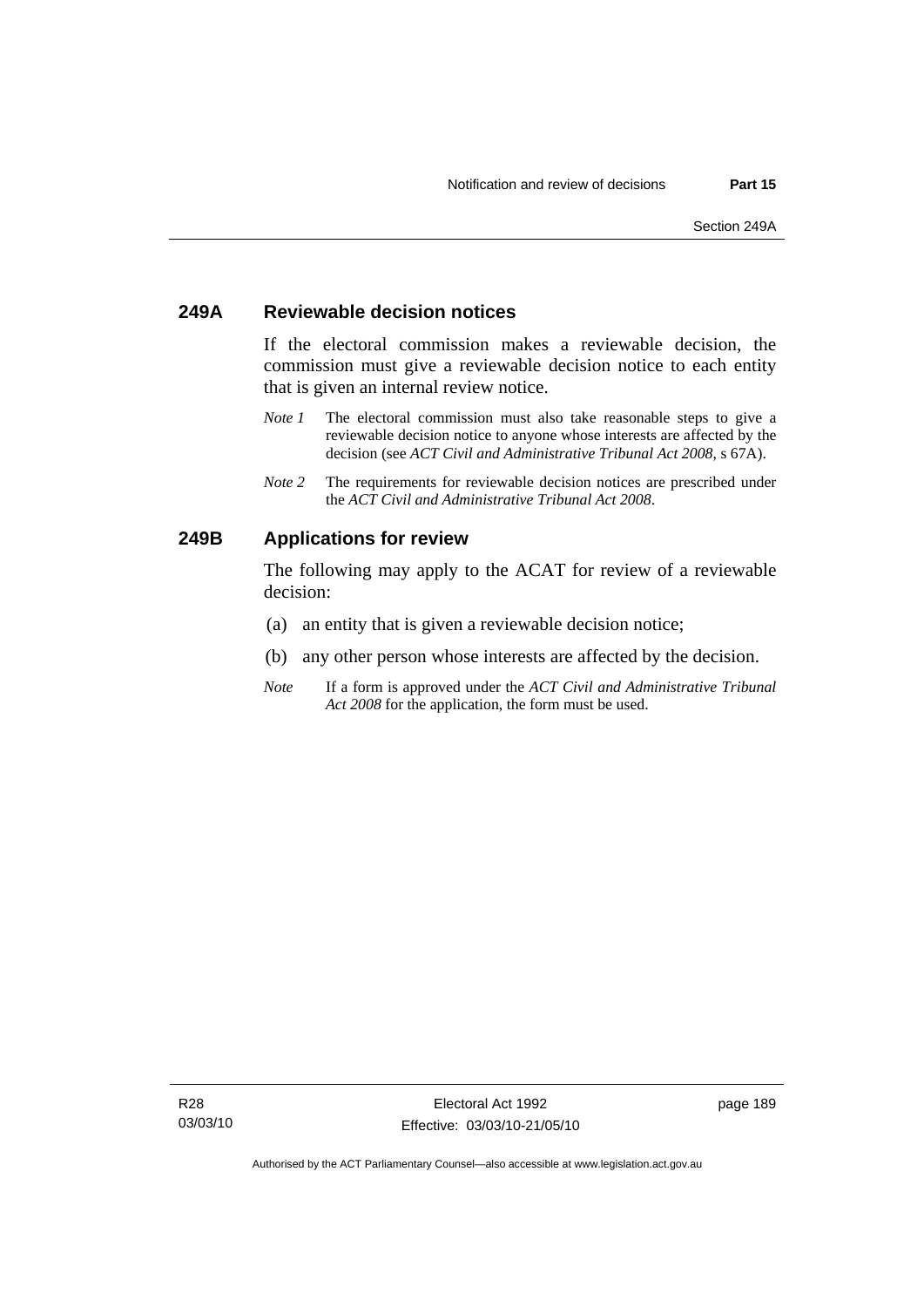## 249A Reviewable decision notices

If the electoral commission makes a reviewable decision, the commission must give a reviewable decision notice to each entity that is given an internal review notice.

*Note 1* The electoral commission must also take reasonable steps to give a reviewable decision notice to anyone whose interests are affected by the decision (see *ACT Civil and Administrative Tribunal Act 2008*, s 67A).

*Note 2* The requirements for reviewable decision notices are prescribed under the *ACT Civil and Administrative Tribunal Act 2008*.

## 249B Applications for review

The following may apply to the ACAT for review of a reviewable decision:

(a) an entity that is given a reviewable decision notice;

(b) any other person whose interests are affected by the decision.

*Note* If a form is approved under the *ACT Civil and Administrative Tribunal Act 2008* for the application, the form must be used.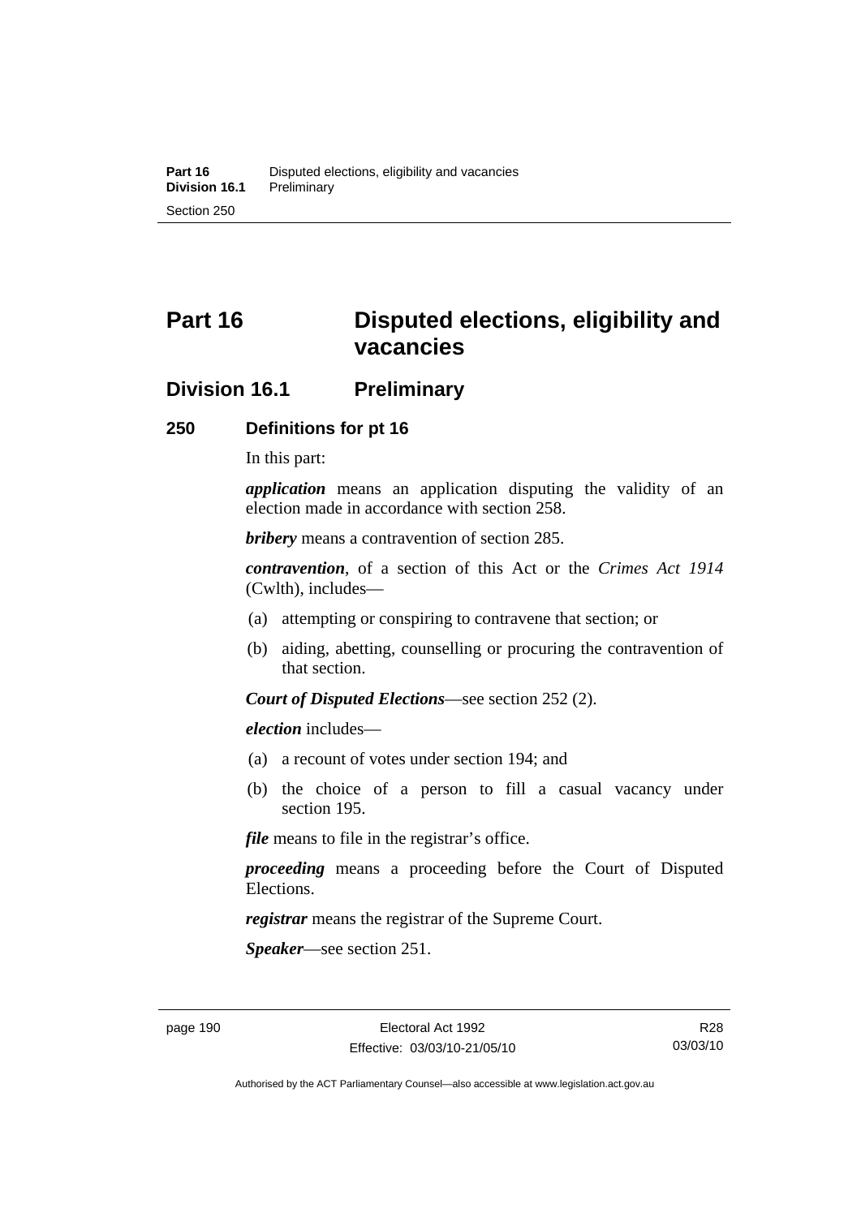# Part 16 Disputed elections, eligibility and vacancies

## Division 16.1 Preliminary

### 250 Definitions for pt 16

In this part:

***application*** means an application disputing the validity of an election made in accordance with section 258.

***bribery*** means a contravention of section 285.

***contravention***, of a section of this Act or the *Crimes Act 1914* (Cwlth), includes—

(a) attempting or conspiring to contravene that section; or

(b) aiding, abetting, counselling or procuring the contravention of that section.

***Court of Disputed Elections***—see section 252 (2).

***election*** includes—

(a) a recount of votes under section 194; and

(b) the choice of a person to fill a casual vacancy under section 195.

***file*** means to file in the registrar's office.

***proceeding*** means a proceeding before the Court of Disputed Elections.

***registrar*** means the registrar of the Supreme Court.

***Speaker***—see section 251.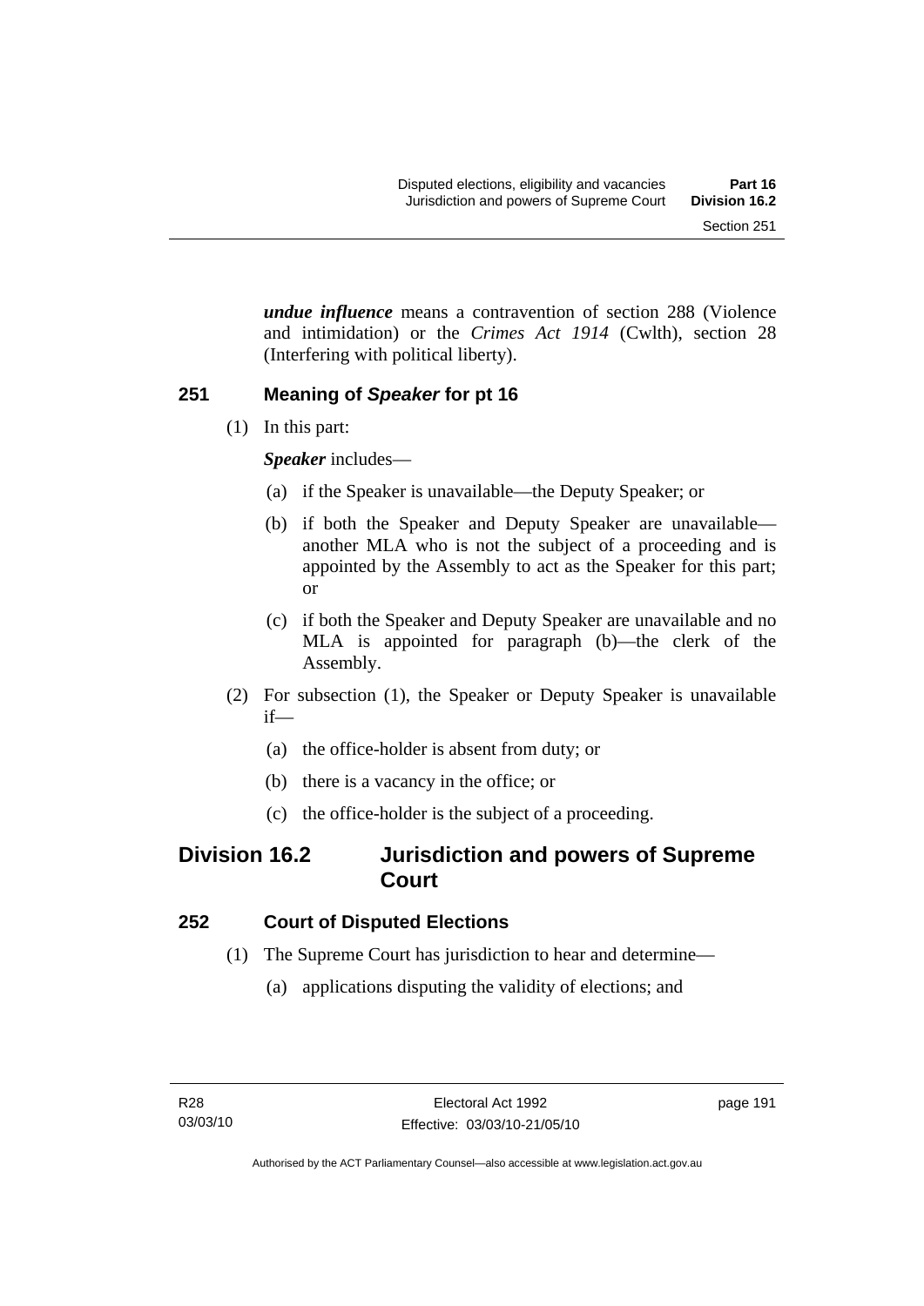***undue influence*** means a contravention of section 288 (Violence and intimidation) or the *Crimes Act 1914* (Cwlth), section 28 (Interfering with political liberty).

### 251 Meaning of *Speaker* for pt 16

(1) In this part:

***Speaker*** includes—

(a) if the Speaker is unavailable—the Deputy Speaker; or

(b) if both the Speaker and Deputy Speaker are unavailable—another MLA who is not the subject of a proceeding and is appointed by the Assembly to act as the Speaker for this part; or

(c) if both the Speaker and Deputy Speaker are unavailable and no MLA is appointed for paragraph (b)—the clerk of the Assembly.

(2) For subsection (1), the Speaker or Deputy Speaker is unavailable if—

(a) the office-holder is absent from duty; or

(b) there is a vacancy in the office; or

(c) the office-holder is the subject of a proceeding.

## Division 16.2 Jurisdiction and powers of Supreme Court

### 252 Court of Disputed Elections

(1) The Supreme Court has jurisdiction to hear and determine—

(a) applications disputing the validity of elections; and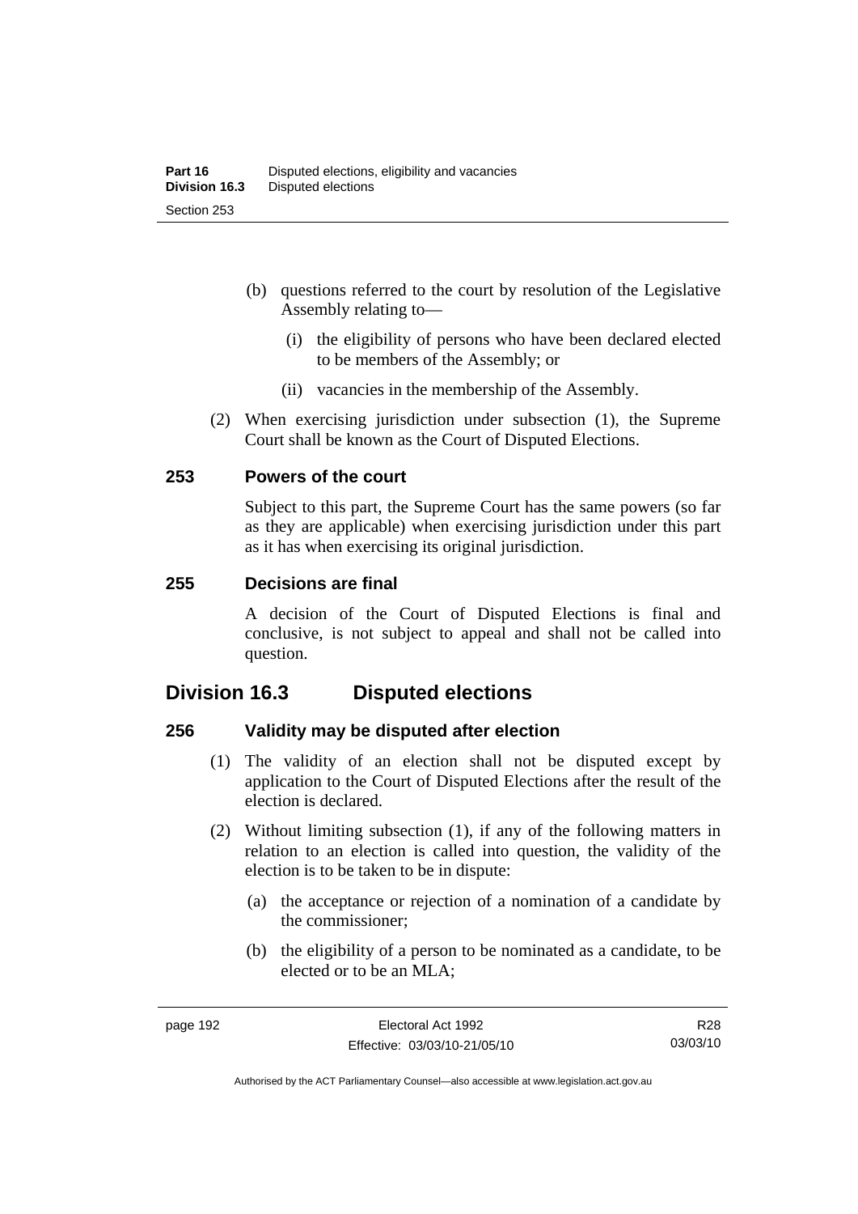- (b) questions referred to the court by resolution of the Legislative Assembly relating to—
  - (i) the eligibility of persons who have been declared elected to be members of the Assembly; or
  - (ii) vacancies in the membership of the Assembly.

(2) When exercising jurisdiction under subsection (1), the Supreme Court shall be known as the Court of Disputed Elections.

### 253 Powers of the court

Subject to this part, the Supreme Court has the same powers (so far as they are applicable) when exercising jurisdiction under this part as it has when exercising its original jurisdiction.

### 255 Decisions are final

A decision of the Court of Disputed Elections is final and conclusive, is not subject to appeal and shall not be called into question.

## Division 16.3 Disputed elections

### 256 Validity may be disputed after election

(1) The validity of an election shall not be disputed except by application to the Court of Disputed Elections after the result of the election is declared.

(2) Without limiting subsection (1), if any of the following matters in relation to an election is called into question, the validity of the election is to be taken to be in dispute:

- (a) the acceptance or rejection of a nomination of a candidate by the commissioner;
- (b) the eligibility of a person to be nominated as a candidate, to be elected or to be an MLA;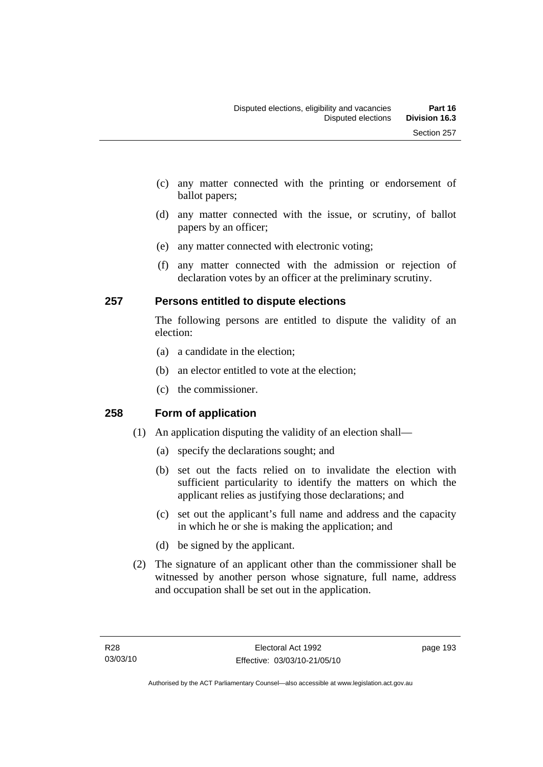(c) any matter connected with the printing or endorsement of ballot papers;

(d) any matter connected with the issue, or scrutiny, of ballot papers by an officer;

(e) any matter connected with electronic voting;

(f) any matter connected with the admission or rejection of declaration votes by an officer at the preliminary scrutiny.

## 257 Persons entitled to dispute elections

The following persons are entitled to dispute the validity of an election:

(a) a candidate in the election;

(b) an elector entitled to vote at the election;

(c) the commissioner.

## 258 Form of application

(1) An application disputing the validity of an election shall—

(a) specify the declarations sought; and

(b) set out the facts relied on to invalidate the election with sufficient particularity to identify the matters on which the applicant relies as justifying those declarations; and

(c) set out the applicant's full name and address and the capacity in which he or she is making the application; and

(d) be signed by the applicant.

(2) The signature of an applicant other than the commissioner shall be witnessed by another person whose signature, full name, address and occupation shall be set out in the application.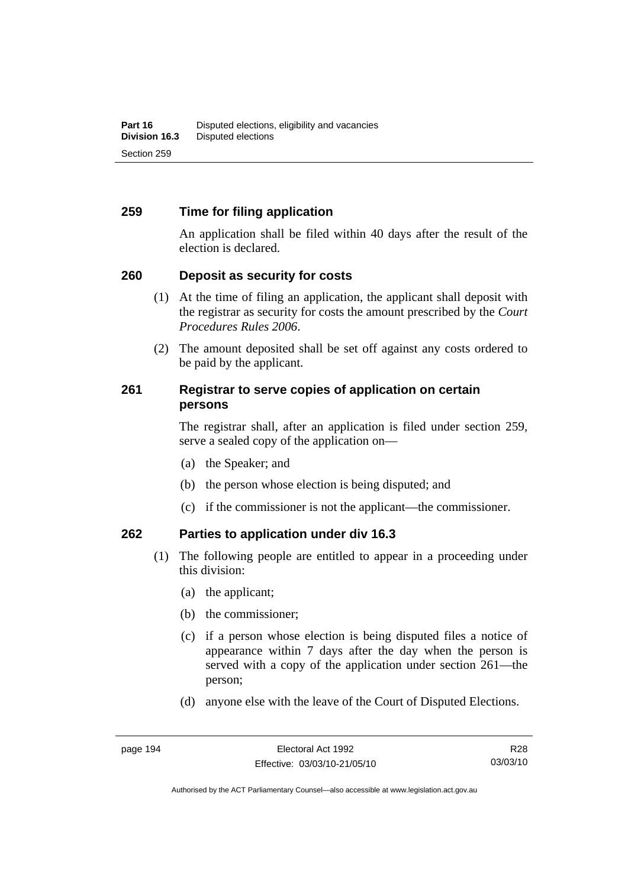## 259 Time for filing application

An application shall be filed within 40 days after the result of the election is declared.

## 260 Deposit as security for costs

(1) At the time of filing an application, the applicant shall deposit with the registrar as security for costs the amount prescribed by the *Court Procedures Rules 2006*.

(2) The amount deposited shall be set off against any costs ordered to be paid by the applicant.

## 261 Registrar to serve copies of application on certain persons

The registrar shall, after an application is filed under section 259, serve a sealed copy of the application on—

(a) the Speaker; and

(b) the person whose election is being disputed; and

(c) if the commissioner is not the applicant—the commissioner.

## 262 Parties to application under div 16.3

(1) The following people are entitled to appear in a proceeding under this division:

(a) the applicant;

(b) the commissioner;

(c) if a person whose election is being disputed files a notice of appearance within 7 days after the day when the person is served with a copy of the application under section 261—the person;

(d) anyone else with the leave of the Court of Disputed Elections.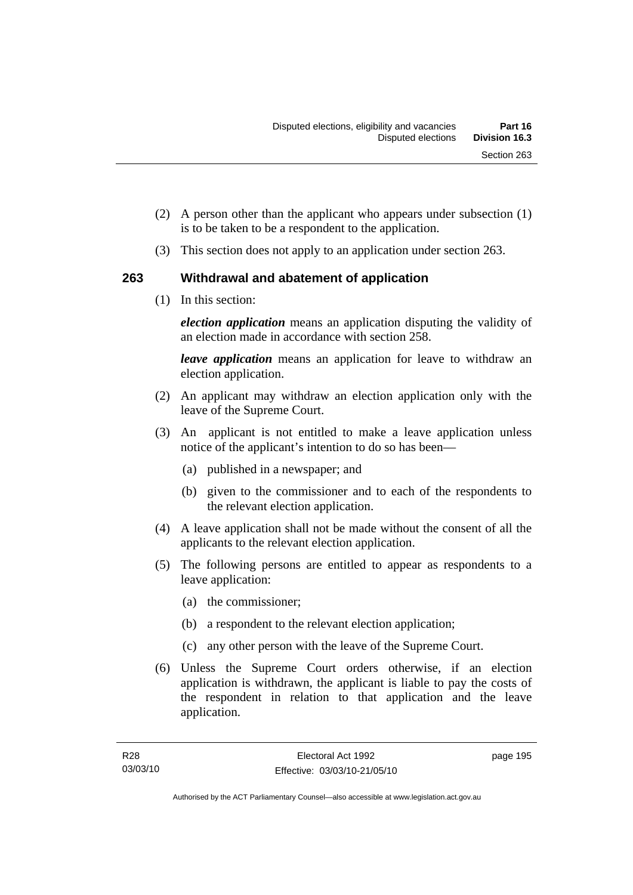(2) A person other than the applicant who appears under subsection (1) is to be taken to be a respondent to the application.

(3) This section does not apply to an application under section 263.

## 263 Withdrawal and abatement of application

(1) In this section:

***election application*** means an application disputing the validity of an election made in accordance with section 258.

***leave application*** means an application for leave to withdraw an election application.

(2) An applicant may withdraw an election application only with the leave of the Supreme Court.

(3) An applicant is not entitled to make a leave application unless notice of the applicant's intention to do so has been—

- (a) published in a newspaper; and
- (b) given to the commissioner and to each of the respondents to the relevant election application.

(4) A leave application shall not be made without the consent of all the applicants to the relevant election application.

(5) The following persons are entitled to appear as respondents to a leave application:

- (a) the commissioner;
- (b) a respondent to the relevant election application;
- (c) any other person with the leave of the Supreme Court.

(6) Unless the Supreme Court orders otherwise, if an election application is withdrawn, the applicant is liable to pay the costs of the respondent in relation to that application and the leave application.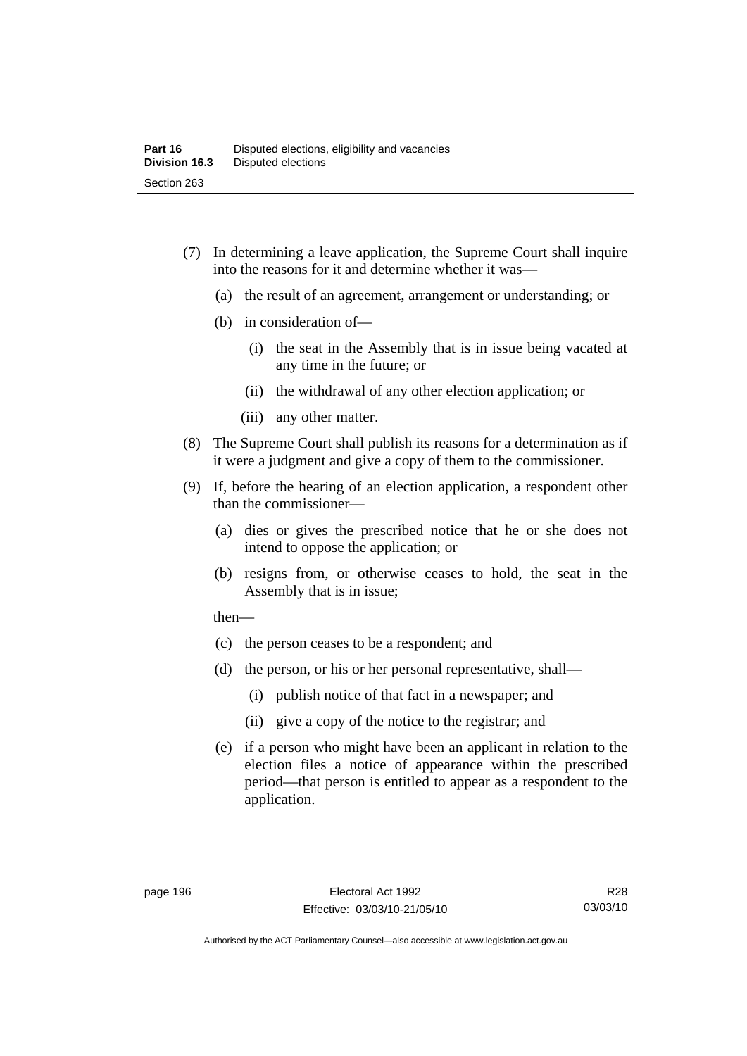(7) In determining a leave application, the Supreme Court shall inquire into the reasons for it and determine whether it was—

   (a) the result of an agreement, arrangement or understanding; or

   (b) in consideration of—

      (i) the seat in the Assembly that is in issue being vacated at any time in the future; or

      (ii) the withdrawal of any other election application; or

      (iii) any other matter.

(8) The Supreme Court shall publish its reasons for a determination as if it were a judgment and give a copy of them to the commissioner.

(9) If, before the hearing of an election application, a respondent other than the commissioner—

   (a) dies or gives the prescribed notice that he or she does not intend to oppose the application; or

   (b) resigns from, or otherwise ceases to hold, the seat in the Assembly that is in issue;

   then—

   (c) the person ceases to be a respondent; and

   (d) the person, or his or her personal representative, shall—

      (i) publish notice of that fact in a newspaper; and

      (ii) give a copy of the notice to the registrar; and

   (e) if a person who might have been an applicant in relation to the election files a notice of appearance within the prescribed period—that person is entitled to appear as a respondent to the application.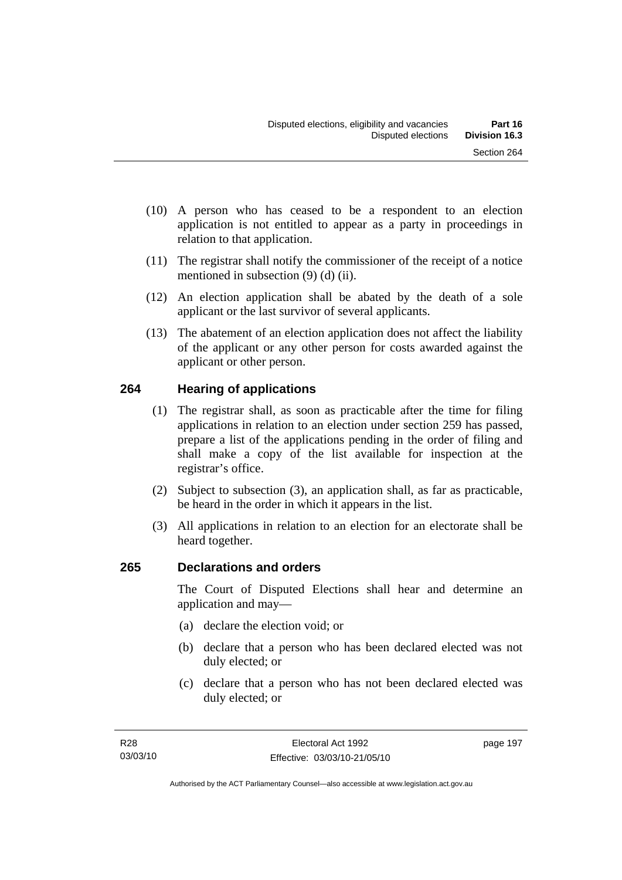(10) A person who has ceased to be a respondent to an election application is not entitled to appear as a party in proceedings in relation to that application.

(11) The registrar shall notify the commissioner of the receipt of a notice mentioned in subsection (9) (d) (ii).

(12) An election application shall be abated by the death of a sole applicant or the last survivor of several applicants.

(13) The abatement of an election application does not affect the liability of the applicant or any other person for costs awarded against the applicant or other person.

## 264 Hearing of applications

(1) The registrar shall, as soon as practicable after the time for filing applications in relation to an election under section 259 has passed, prepare a list of the applications pending in the order of filing and shall make a copy of the list available for inspection at the registrar's office.

(2) Subject to subsection (3), an application shall, as far as practicable, be heard in the order in which it appears in the list.

(3) All applications in relation to an election for an electorate shall be heard together.

## 265 Declarations and orders

The Court of Disputed Elections shall hear and determine an application and may—

(a) declare the election void; or

(b) declare that a person who has been declared elected was not duly elected; or

(c) declare that a person who has not been declared elected was duly elected; or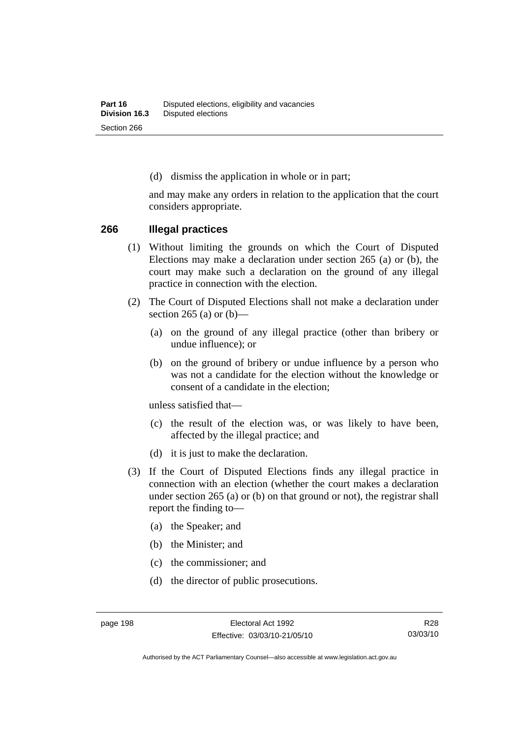(d) dismiss the application in whole or in part;

and may make any orders in relation to the application that the court considers appropriate.

### 266 Illegal practices

(1) Without limiting the grounds on which the Court of Disputed Elections may make a declaration under section 265 (a) or (b), the court may make such a declaration on the ground of any illegal practice in connection with the election.

(2) The Court of Disputed Elections shall not make a declaration under section 265 (a) or (b)—

(a) on the ground of any illegal practice (other than bribery or undue influence); or

(b) on the ground of bribery or undue influence by a person who was not a candidate for the election without the knowledge or consent of a candidate in the election;

unless satisfied that—

(c) the result of the election was, or was likely to have been, affected by the illegal practice; and

(d) it is just to make the declaration.

(3) If the Court of Disputed Elections finds any illegal practice in connection with an election (whether the court makes a declaration under section 265 (a) or (b) on that ground or not), the registrar shall report the finding to—

(a) the Speaker; and

(b) the Minister; and

(c) the commissioner; and

(d) the director of public prosecutions.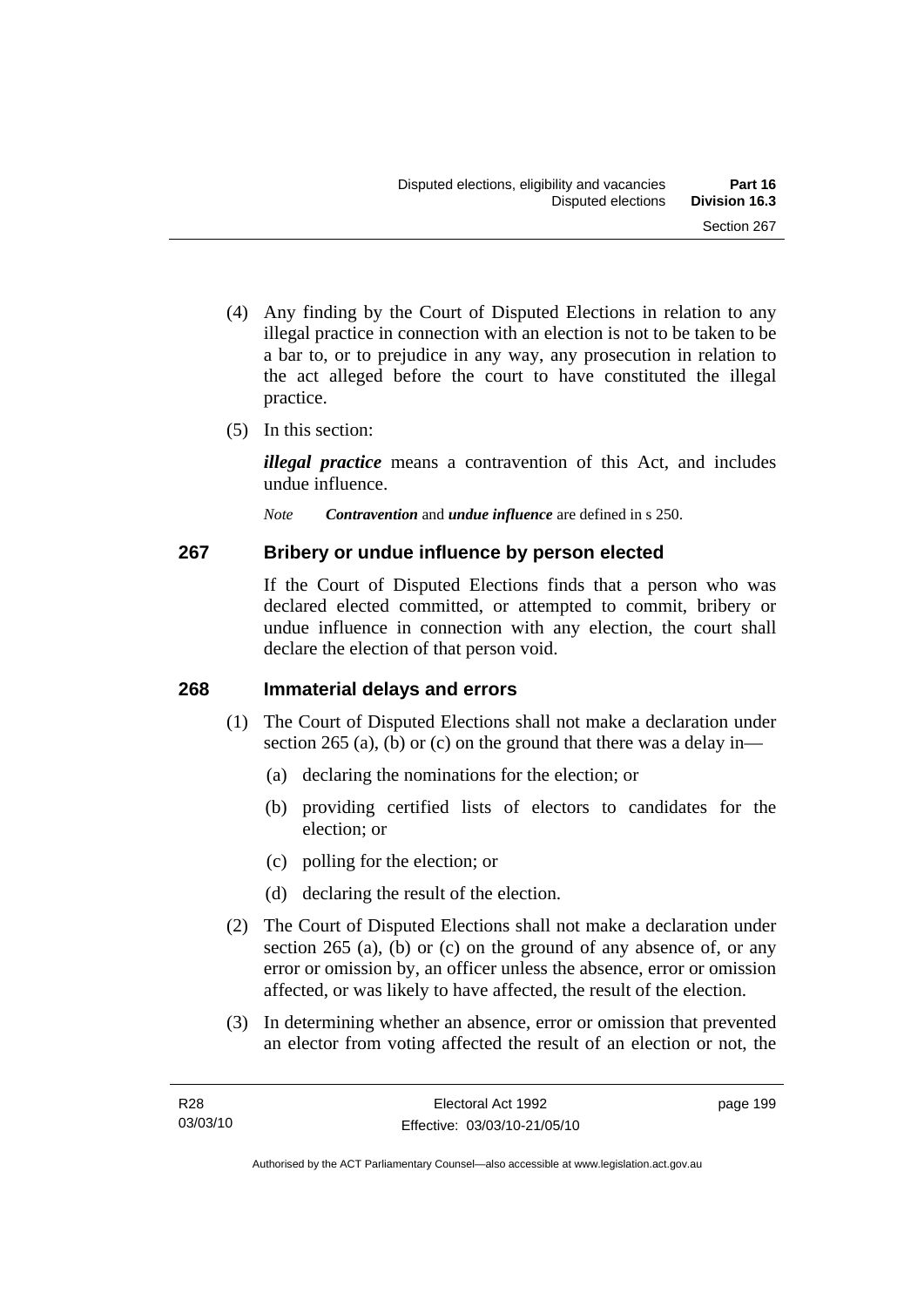(4) Any finding by the Court of Disputed Elections in relation to any illegal practice in connection with an election is not to be taken to be a bar to, or to prejudice in any way, any prosecution in relation to the act alleged before the court to have constituted the illegal practice.

(5) In this section:

***illegal practice*** means a contravention of this Act, and includes undue influence.

*Note* ***Contravention*** and ***undue influence*** are defined in s 250.

## 267 Bribery or undue influence by person elected

If the Court of Disputed Elections finds that a person who was declared elected committed, or attempted to commit, bribery or undue influence in connection with any election, the court shall declare the election of that person void.

## 268 Immaterial delays and errors

(1) The Court of Disputed Elections shall not make a declaration under section 265 (a), (b) or (c) on the ground that there was a delay in—

(a) declaring the nominations for the election; or

(b) providing certified lists of electors to candidates for the election; or

(c) polling for the election; or

(d) declaring the result of the election.

(2) The Court of Disputed Elections shall not make a declaration under section 265 (a), (b) or (c) on the ground of any absence of, or any error or omission by, an officer unless the absence, error or omission affected, or was likely to have affected, the result of the election.

(3) In determining whether an absence, error or omission that prevented an elector from voting affected the result of an election or not, the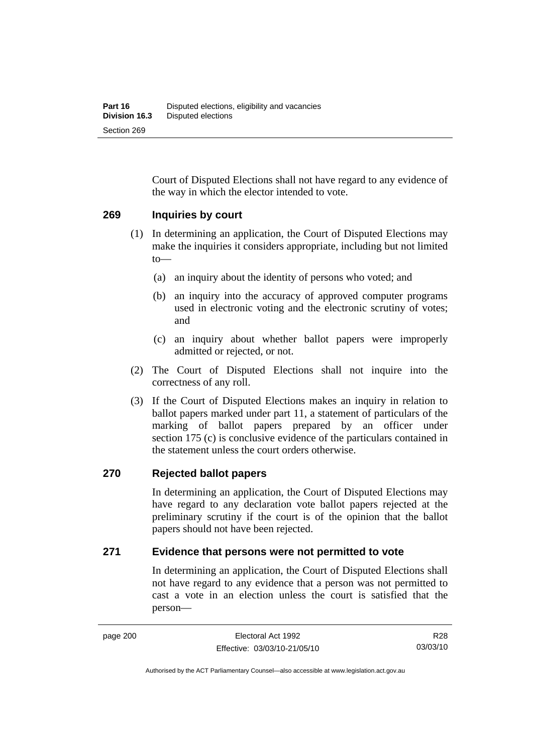Court of Disputed Elections shall not have regard to any evidence of the way in which the elector intended to vote.

### 269 Inquiries by court

(1) In determining an application, the Court of Disputed Elections may make the inquiries it considers appropriate, including but not limited to—

(a) an inquiry about the identity of persons who voted; and

(b) an inquiry into the accuracy of approved computer programs used in electronic voting and the electronic scrutiny of votes; and

(c) an inquiry about whether ballot papers were improperly admitted or rejected, or not.

(2) The Court of Disputed Elections shall not inquire into the correctness of any roll.

(3) If the Court of Disputed Elections makes an inquiry in relation to ballot papers marked under part 11, a statement of particulars of the marking of ballot papers prepared by an officer under section 175 (c) is conclusive evidence of the particulars contained in the statement unless the court orders otherwise.

### 270 Rejected ballot papers

In determining an application, the Court of Disputed Elections may have regard to any declaration vote ballot papers rejected at the preliminary scrutiny if the court is of the opinion that the ballot papers should not have been rejected.

### 271 Evidence that persons were not permitted to vote

In determining an application, the Court of Disputed Elections shall not have regard to any evidence that a person was not permitted to cast a vote in an election unless the court is satisfied that the person—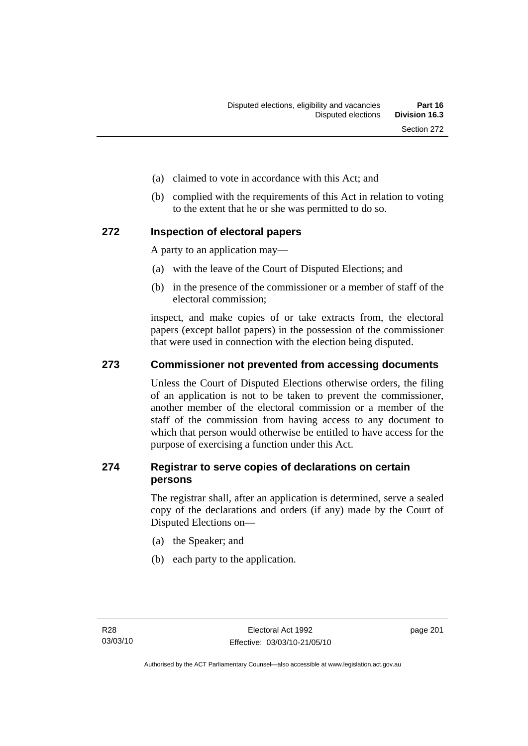(a) claimed to vote in accordance with this Act; and

(b) complied with the requirements of this Act in relation to voting to the extent that he or she was permitted to do so.

## 272 Inspection of electoral papers

A party to an application may—

(a) with the leave of the Court of Disputed Elections; and

(b) in the presence of the commissioner or a member of staff of the electoral commission;

inspect, and make copies of or take extracts from, the electoral papers (except ballot papers) in the possession of the commissioner that were used in connection with the election being disputed.

## 273 Commissioner not prevented from accessing documents

Unless the Court of Disputed Elections otherwise orders, the filing of an application is not to be taken to prevent the commissioner, another member of the electoral commission or a member of the staff of the commission from having access to any document to which that person would otherwise be entitled to have access for the purpose of exercising a function under this Act.

## 274 Registrar to serve copies of declarations on certain persons

The registrar shall, after an application is determined, serve a sealed copy of the declarations and orders (if any) made by the Court of Disputed Elections on—

(a) the Speaker; and

(b) each party to the application.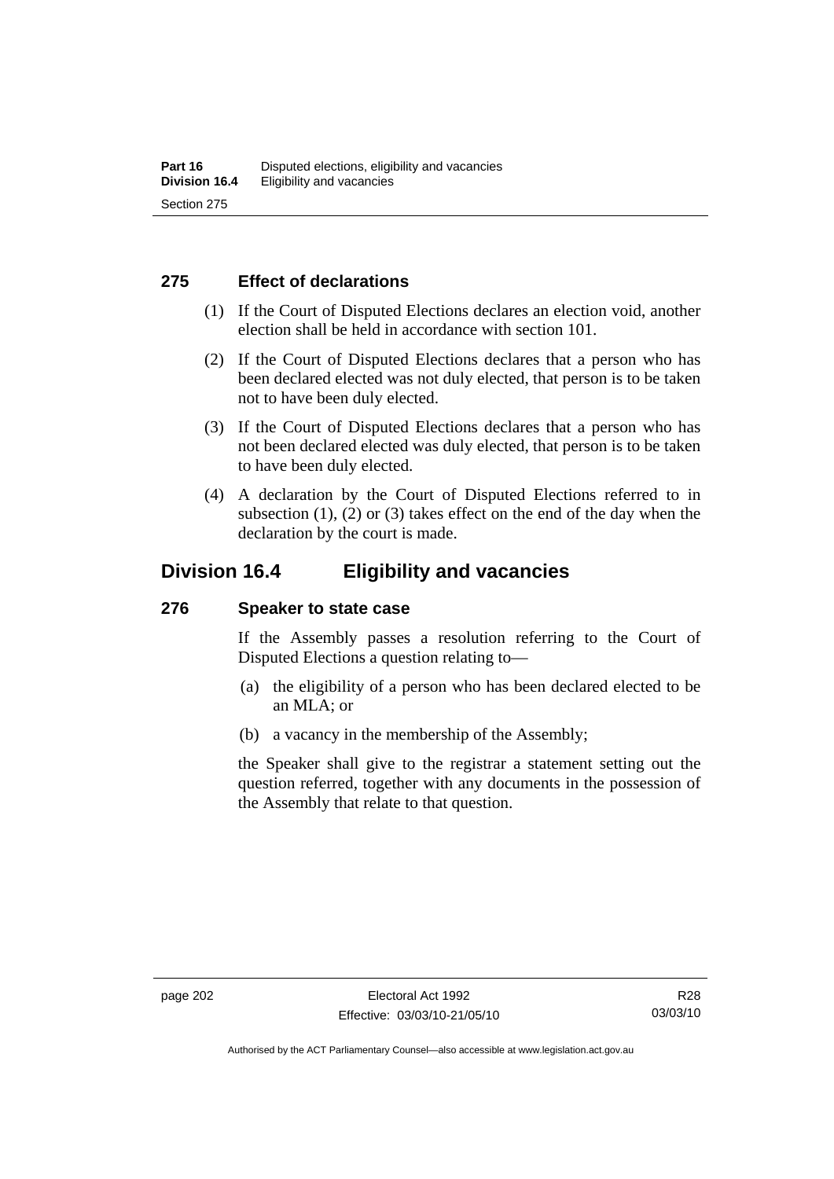### 275 Effect of declarations

(1) If the Court of Disputed Elections declares an election void, another election shall be held in accordance with section 101.

(2) If the Court of Disputed Elections declares that a person who has been declared elected was not duly elected, that person is to be taken not to have been duly elected.

(3) If the Court of Disputed Elections declares that a person who has not been declared elected was duly elected, that person is to be taken to have been duly elected.

(4) A declaration by the Court of Disputed Elections referred to in subsection (1), (2) or (3) takes effect on the end of the day when the declaration by the court is made.

## Division 16.4 Eligibility and vacancies

### 276 Speaker to state case

If the Assembly passes a resolution referring to the Court of Disputed Elections a question relating to—

(a) the eligibility of a person who has been declared elected to be an MLA; or

(b) a vacancy in the membership of the Assembly;

the Speaker shall give to the registrar a statement setting out the question referred, together with any documents in the possession of the Assembly that relate to that question.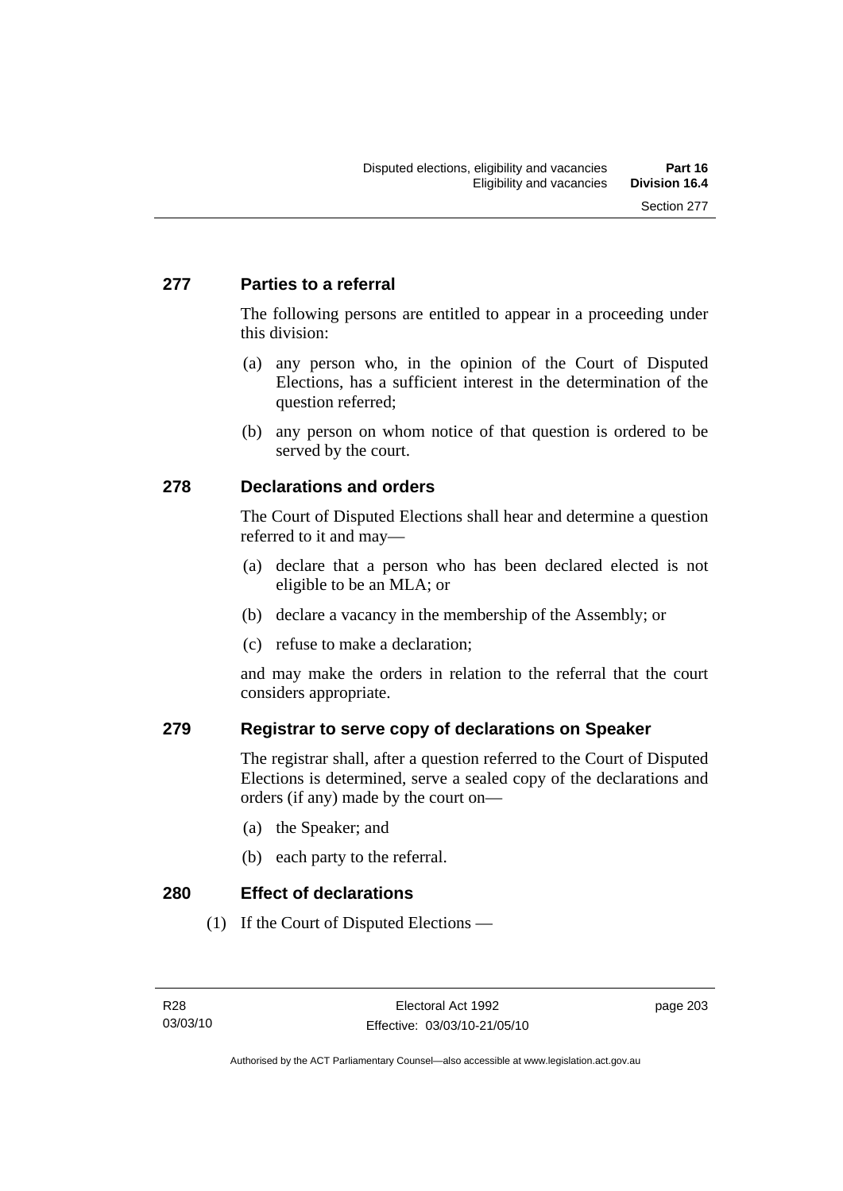## 277 Parties to a referral

The following persons are entitled to appear in a proceeding under this division:

(a) any person who, in the opinion of the Court of Disputed Elections, has a sufficient interest in the determination of the question referred;

(b) any person on whom notice of that question is ordered to be served by the court.

## 278 Declarations and orders

The Court of Disputed Elections shall hear and determine a question referred to it and may—

(a) declare that a person who has been declared elected is not eligible to be an MLA; or

(b) declare a vacancy in the membership of the Assembly; or

(c) refuse to make a declaration;

and may make the orders in relation to the referral that the court considers appropriate.

## 279 Registrar to serve copy of declarations on Speaker

The registrar shall, after a question referred to the Court of Disputed Elections is determined, serve a sealed copy of the declarations and orders (if any) made by the court on—

(a) the Speaker; and

(b) each party to the referral.

## 280 Effect of declarations

(1) If the Court of Disputed Elections —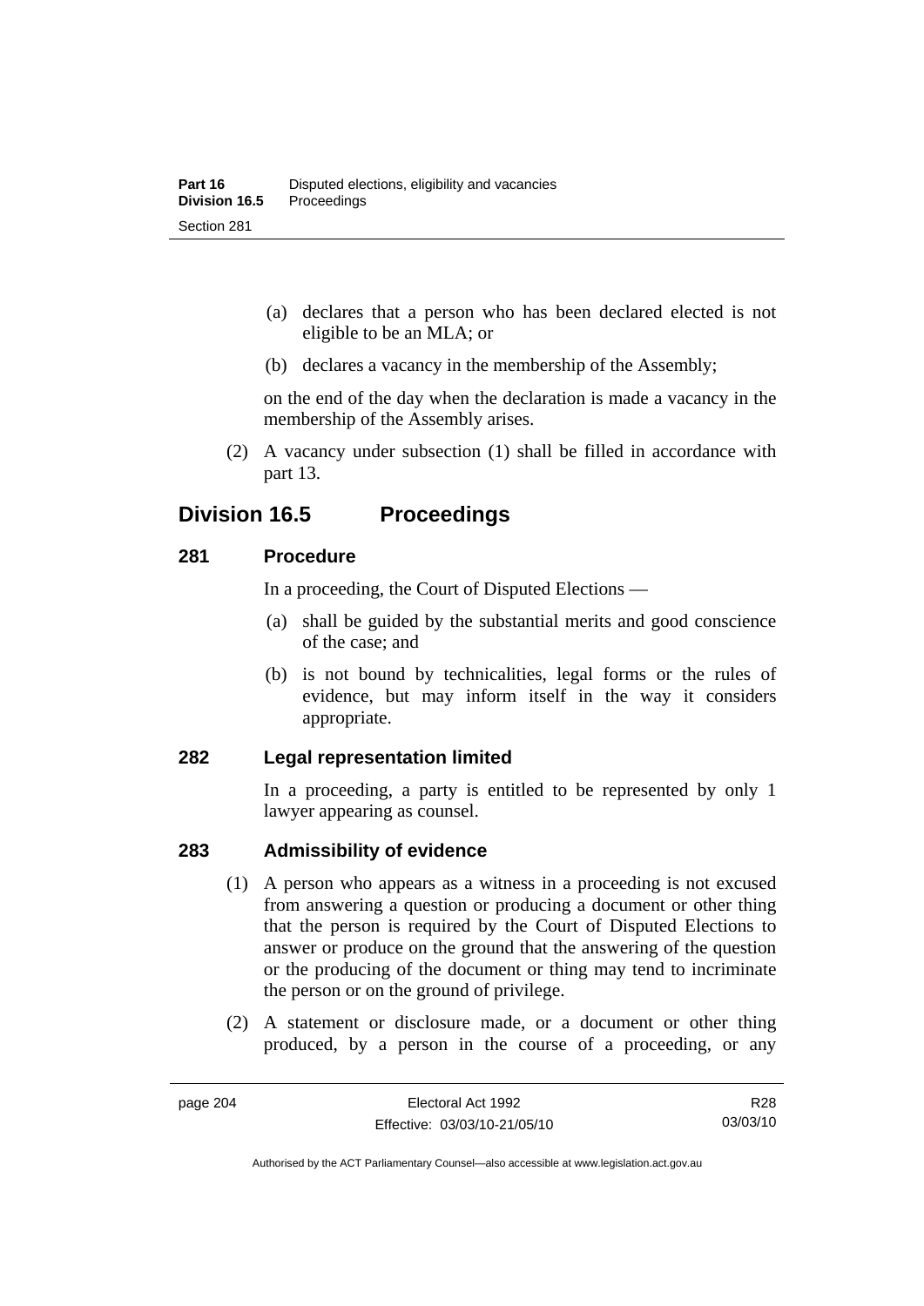(a) declares that a person who has been declared elected is not eligible to be an MLA; or

(b) declares a vacancy in the membership of the Assembly;

on the end of the day when the declaration is made a vacancy in the membership of the Assembly arises.

(2) A vacancy under subsection (1) shall be filled in accordance with part 13.

## Division 16.5 Proceedings

### 281 Procedure

In a proceeding, the Court of Disputed Elections —

(a) shall be guided by the substantial merits and good conscience of the case; and

(b) is not bound by technicalities, legal forms or the rules of evidence, but may inform itself in the way it considers appropriate.

### 282 Legal representation limited

In a proceeding, a party is entitled to be represented by only 1 lawyer appearing as counsel.

### 283 Admissibility of evidence

(1) A person who appears as a witness in a proceeding is not excused from answering a question or producing a document or other thing that the person is required by the Court of Disputed Elections to answer or produce on the ground that the answering of the question or the producing of the document or thing may tend to incriminate the person or on the ground of privilege.

(2) A statement or disclosure made, or a document or other thing produced, by a person in the course of a proceeding, or any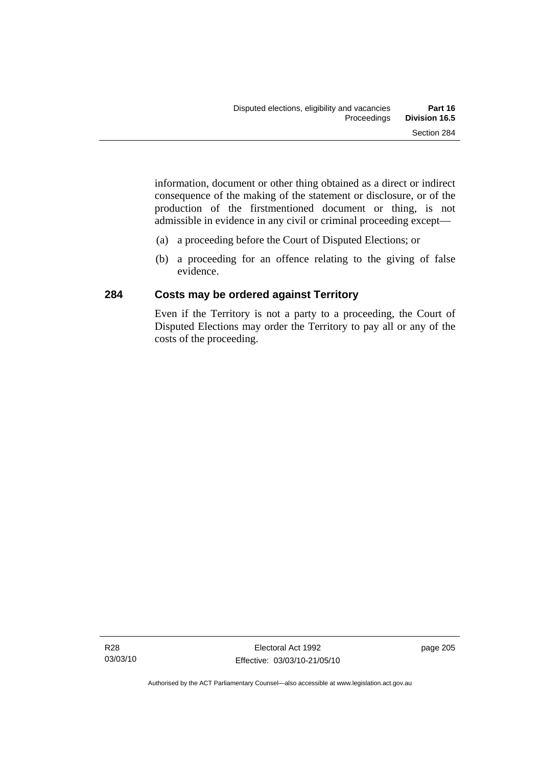information, document or other thing obtained as a direct or indirect consequence of the making of the statement or disclosure, or of the production of the firstmentioned document or thing, is not admissible in evidence in any civil or criminal proceeding except—

(a) a proceeding before the Court of Disputed Elections; or

(b) a proceeding for an offence relating to the giving of false evidence.

### 284 Costs may be ordered against Territory

Even if the Territory is not a party to a proceeding, the Court of Disputed Elections may order the Territory to pay all or any of the costs of the proceeding.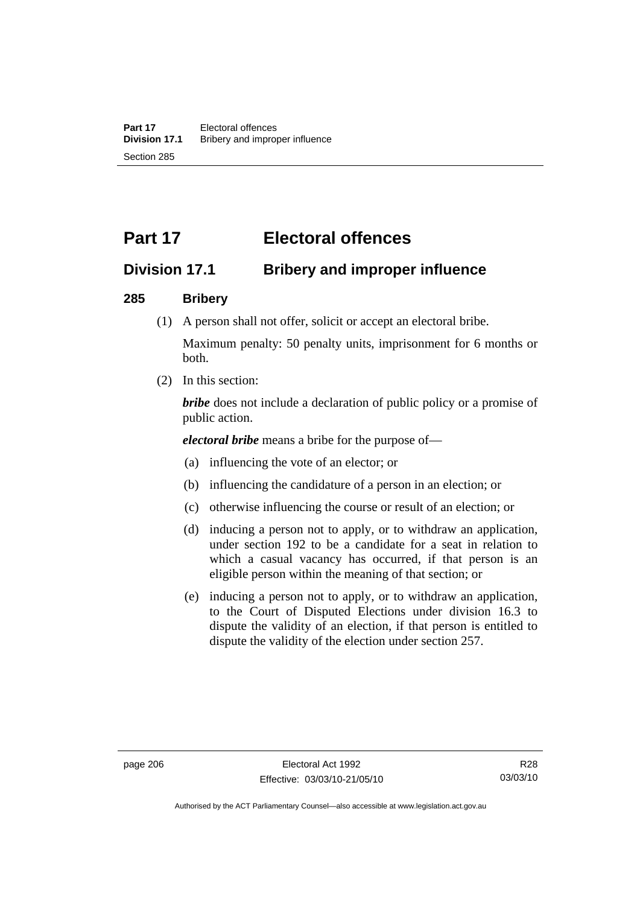# Part 17 Electoral offences

## Division 17.1 Bribery and improper influence

### 285 Bribery

(1) A person shall not offer, solicit or accept an electoral bribe.

Maximum penalty: 50 penalty units, imprisonment for 6 months or both.

(2) In this section:

***bribe*** does not include a declaration of public policy or a promise of public action.

***electoral bribe*** means a bribe for the purpose of—

(a) influencing the vote of an elector; or

(b) influencing the candidature of a person in an election; or

(c) otherwise influencing the course or result of an election; or

(d) inducing a person not to apply, or to withdraw an application, under section 192 to be a candidate for a seat in relation to which a casual vacancy has occurred, if that person is an eligible person within the meaning of that section; or

(e) inducing a person not to apply, or to withdraw an application, to the Court of Disputed Elections under division 16.3 to dispute the validity of an election, if that person is entitled to dispute the validity of the election under section 257.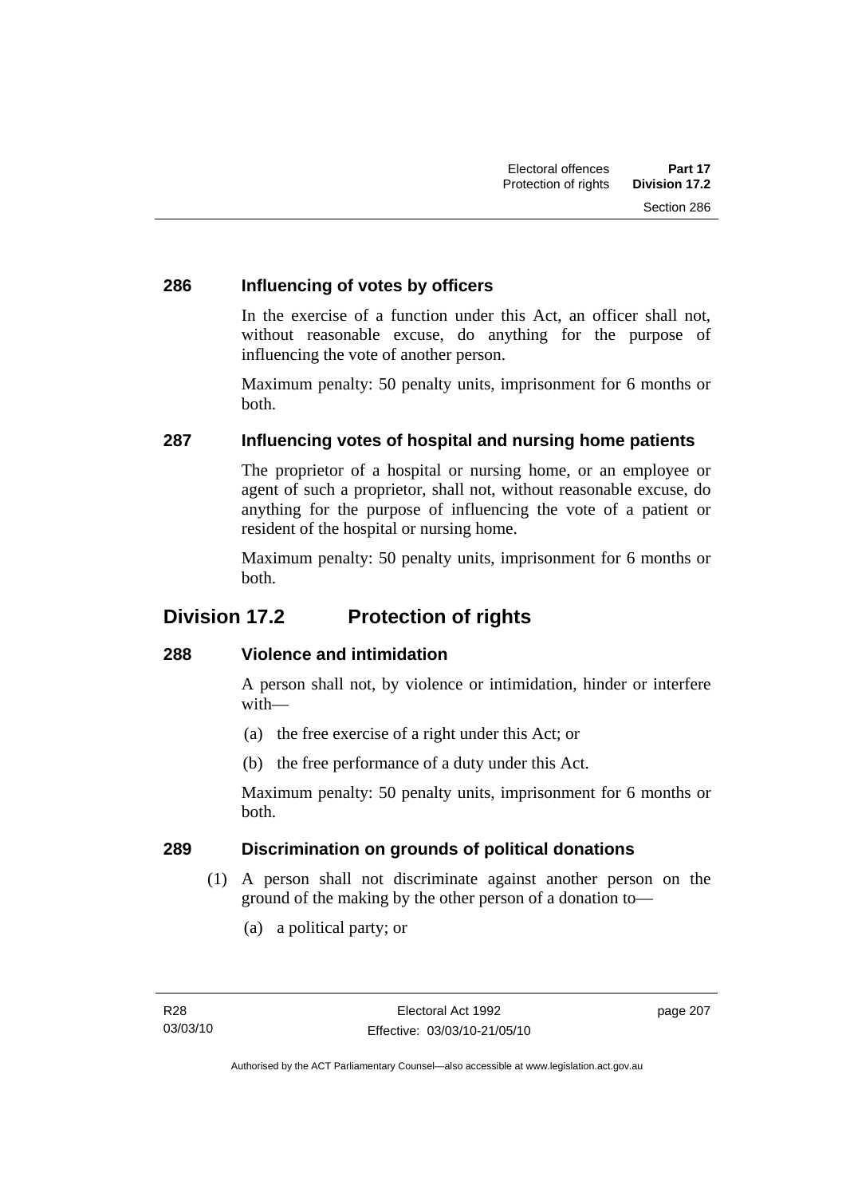### 286 Influencing of votes by officers

In the exercise of a function under this Act, an officer shall not, without reasonable excuse, do anything for the purpose of influencing the vote of another person.

Maximum penalty: 50 penalty units, imprisonment for 6 months or both.

### 287 Influencing votes of hospital and nursing home patients

The proprietor of a hospital or nursing home, or an employee or agent of such a proprietor, shall not, without reasonable excuse, do anything for the purpose of influencing the vote of a patient or resident of the hospital or nursing home.

Maximum penalty: 50 penalty units, imprisonment for 6 months or both.

## Division 17.2 Protection of rights

### 288 Violence and intimidation

A person shall not, by violence or intimidation, hinder or interfere with—

(a) the free exercise of a right under this Act; or

(b) the free performance of a duty under this Act.

Maximum penalty: 50 penalty units, imprisonment for 6 months or both.

### 289 Discrimination on grounds of political donations

(1) A person shall not discriminate against another person on the ground of the making by the other person of a donation to—

(a) a political party; or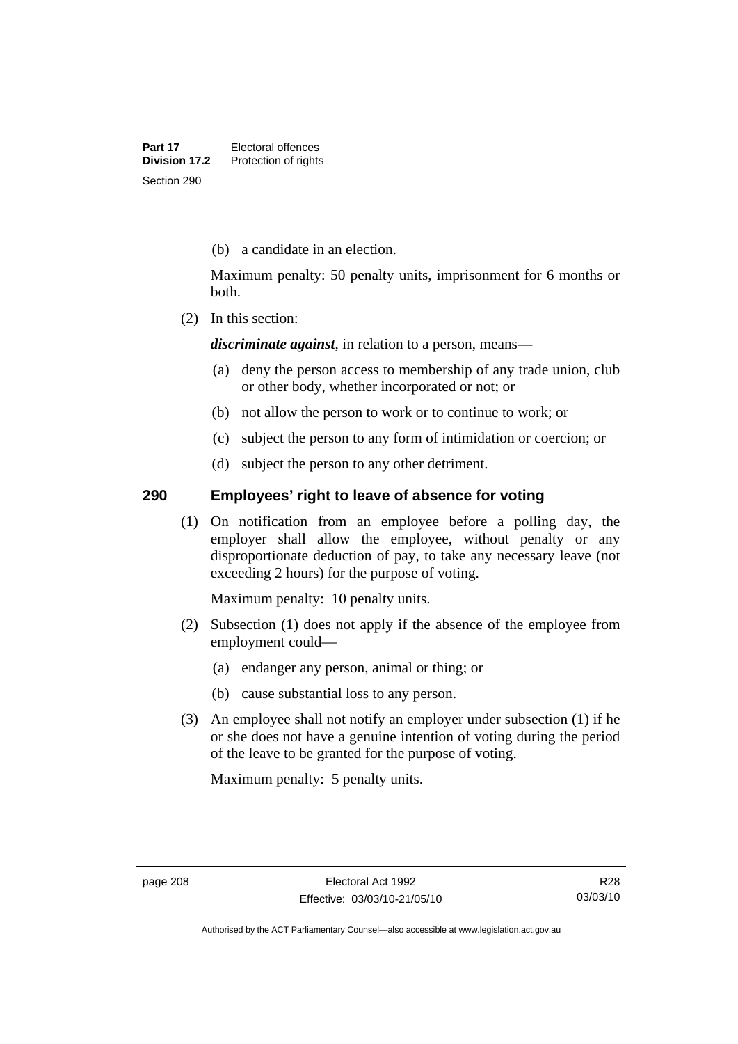(b) a candidate in an election.

Maximum penalty: 50 penalty units, imprisonment for 6 months or both.

(2) In this section:

***discriminate against***, in relation to a person, means—

(a) deny the person access to membership of any trade union, club or other body, whether incorporated or not; or

(b) not allow the person to work or to continue to work; or

(c) subject the person to any form of intimidation or coercion; or

(d) subject the person to any other detriment.

## 290 Employees' right to leave of absence for voting

(1) On notification from an employee before a polling day, the employer shall allow the employee, without penalty or any disproportionate deduction of pay, to take any necessary leave (not exceeding 2 hours) for the purpose of voting.

Maximum penalty: 10 penalty units.

(2) Subsection (1) does not apply if the absence of the employee from employment could—

(a) endanger any person, animal or thing; or

(b) cause substantial loss to any person.

(3) An employee shall not notify an employer under subsection (1) if he or she does not have a genuine intention of voting during the period of the leave to be granted for the purpose of voting.

Maximum penalty: 5 penalty units.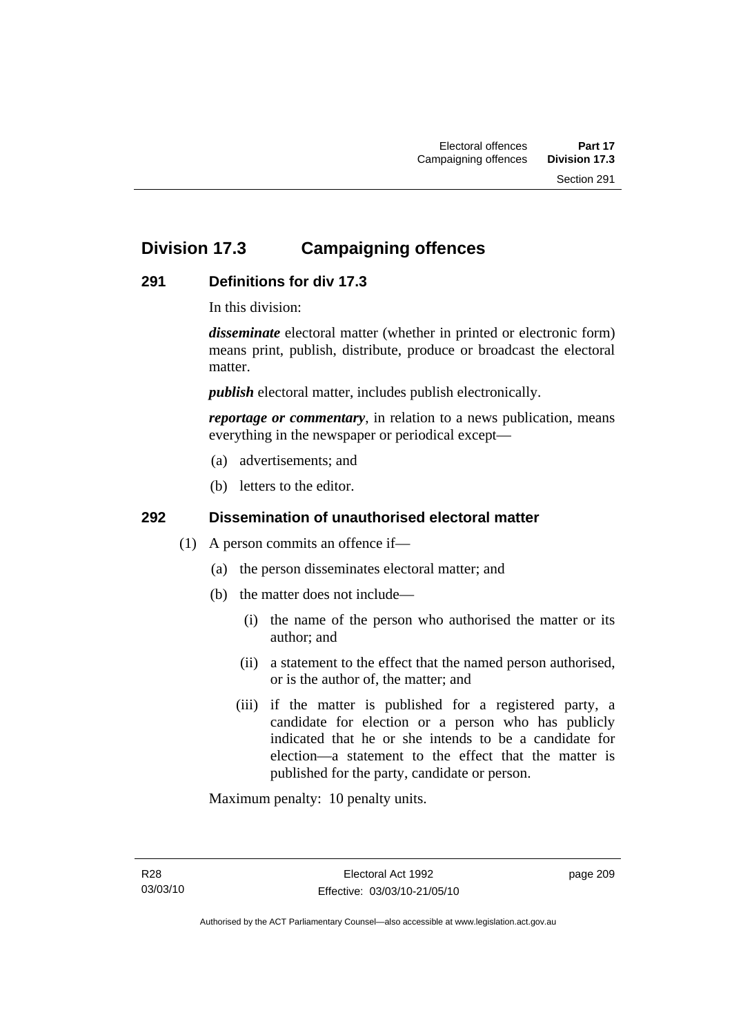# Division 17.3 Campaigning offences

## 291 Definitions for div 17.3

In this division:

***disseminate*** electoral matter (whether in printed or electronic form) means print, publish, distribute, produce or broadcast the electoral matter.

***publish*** electoral matter, includes publish electronically.

***reportage or commentary***, in relation to a news publication, means everything in the newspaper or periodical except—

(a) advertisements; and

(b) letters to the editor.

## 292 Dissemination of unauthorised electoral matter

(1) A person commits an offence if—

(a) the person disseminates electoral matter; and

(b) the matter does not include—

(i) the name of the person who authorised the matter or its author; and

(ii) a statement to the effect that the named person authorised, or is the author of, the matter; and

(iii) if the matter is published for a registered party, a candidate for election or a person who has publicly indicated that he or she intends to be a candidate for election—a statement to the effect that the matter is published for the party, candidate or person.

Maximum penalty: 10 penalty units.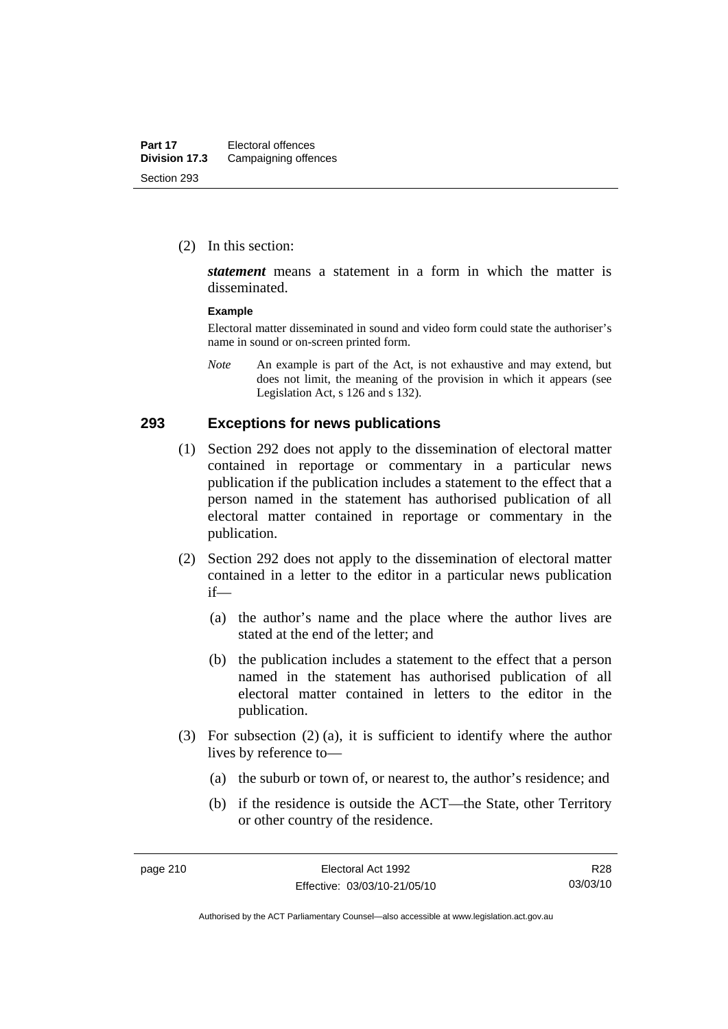(2) In this section:

***statement*** means a statement in a form in which the matter is disseminated.

**Example**

Electoral matter disseminated in sound and video form could state the authoriser's name in sound or on-screen printed form.

*Note* An example is part of the Act, is not exhaustive and may extend, but does not limit, the meaning of the provision in which it appears (see Legislation Act, s 126 and s 132).

## 293 Exceptions for news publications

(1) Section 292 does not apply to the dissemination of electoral matter contained in reportage or commentary in a particular news publication if the publication includes a statement to the effect that a person named in the statement has authorised publication of all electoral matter contained in reportage or commentary in the publication.

(2) Section 292 does not apply to the dissemination of electoral matter contained in a letter to the editor in a particular news publication if—

(a) the author's name and the place where the author lives are stated at the end of the letter; and

(b) the publication includes a statement to the effect that a person named in the statement has authorised publication of all electoral matter contained in letters to the editor in the publication.

(3) For subsection (2) (a), it is sufficient to identify where the author lives by reference to—

(a) the suburb or town of, or nearest to, the author's residence; and

(b) if the residence is outside the ACT—the State, other Territory or other country of the residence.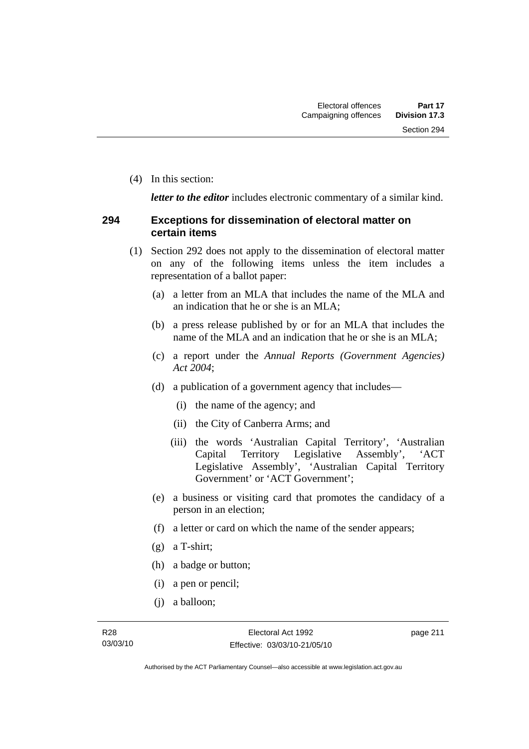(4) In this section:

***letter to the editor*** includes electronic commentary of a similar kind.

### 294 Exceptions for dissemination of electoral matter on certain items

(1) Section 292 does not apply to the dissemination of electoral matter on any of the following items unless the item includes a representation of a ballot paper:

(a) a letter from an MLA that includes the name of the MLA and an indication that he or she is an MLA;

(b) a press release published by or for an MLA that includes the name of the MLA and an indication that he or she is an MLA;

(c) a report under the *Annual Reports (Government Agencies) Act 2004*;

(d) a publication of a government agency that includes—

(i) the name of the agency; and

(ii) the City of Canberra Arms; and

(iii) the words 'Australian Capital Territory', 'Australian Capital Territory Legislative Assembly', 'ACT Legislative Assembly', 'Australian Capital Territory Government' or 'ACT Government';

(e) a business or visiting card that promotes the candidacy of a person in an election;

(f) a letter or card on which the name of the sender appears;

(g) a T-shirt;

(h) a badge or button;

(i) a pen or pencil;

(j) a balloon;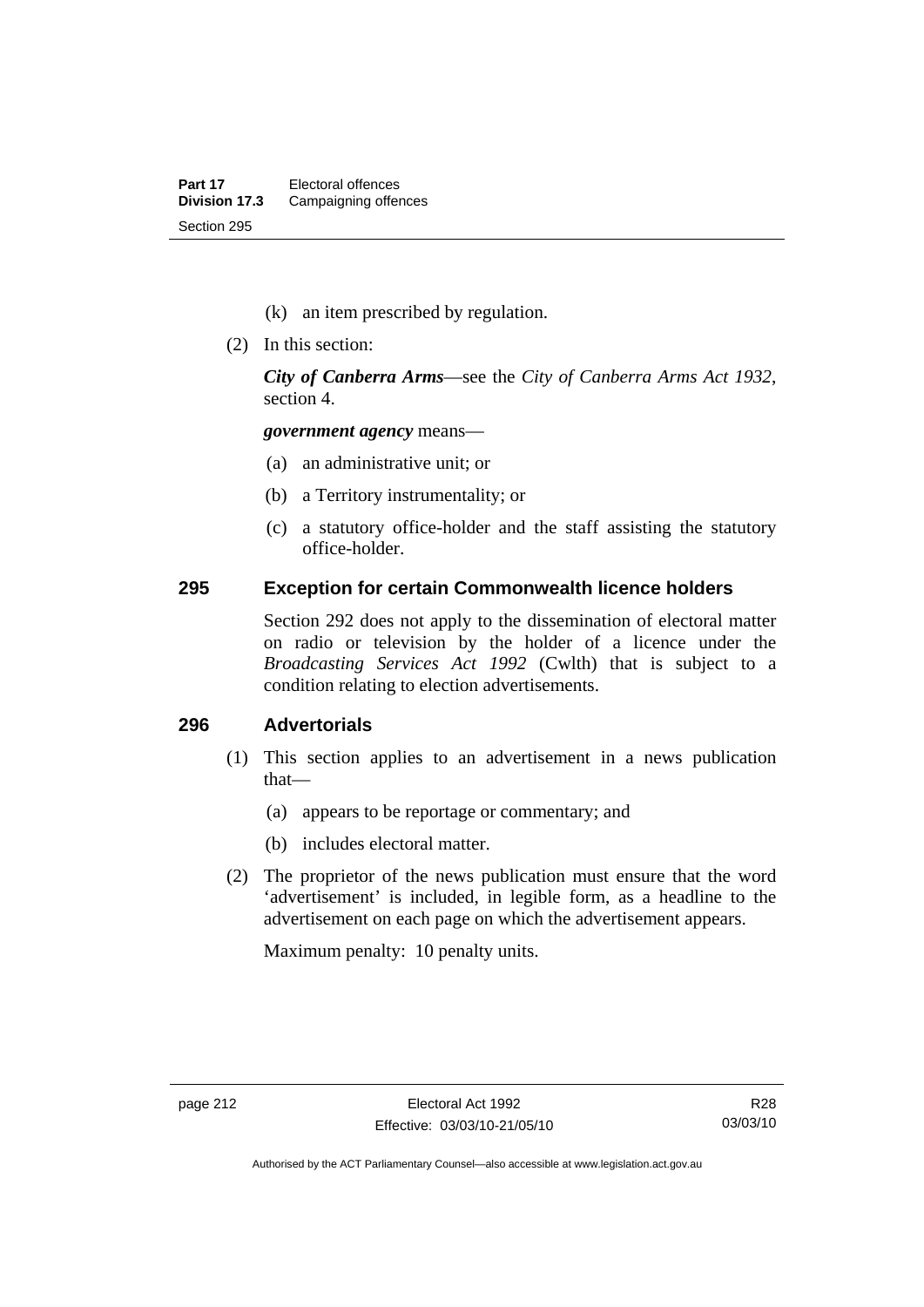(k) an item prescribed by regulation.

(2) In this section:

***City of Canberra Arms***—see the *City of Canberra Arms Act 1932*, section 4.

***government agency*** means—

(a) an administrative unit; or

(b) a Territory instrumentality; or

(c) a statutory office-holder and the staff assisting the statutory office-holder.

## 295 Exception for certain Commonwealth licence holders

Section 292 does not apply to the dissemination of electoral matter on radio or television by the holder of a licence under the *Broadcasting Services Act 1992* (Cwlth) that is subject to a condition relating to election advertisements.

## 296 Advertorials

(1) This section applies to an advertisement in a news publication that—

(a) appears to be reportage or commentary; and

(b) includes electoral matter.

(2) The proprietor of the news publication must ensure that the word 'advertisement' is included, in legible form, as a headline to the advertisement on each page on which the advertisement appears.

Maximum penalty: 10 penalty units.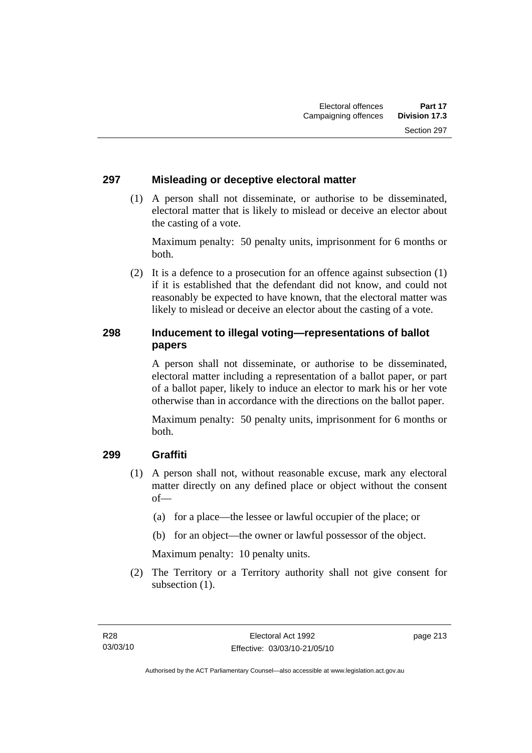## 297 Misleading or deceptive electoral matter

(1) A person shall not disseminate, or authorise to be disseminated, electoral matter that is likely to mislead or deceive an elector about the casting of a vote.

Maximum penalty: 50 penalty units, imprisonment for 6 months or both.

(2) It is a defence to a prosecution for an offence against subsection (1) if it is established that the defendant did not know, and could not reasonably be expected to have known, that the electoral matter was likely to mislead or deceive an elector about the casting of a vote.

## 298 Inducement to illegal voting—representations of ballot papers

A person shall not disseminate, or authorise to be disseminated, electoral matter including a representation of a ballot paper, or part of a ballot paper, likely to induce an elector to mark his or her vote otherwise than in accordance with the directions on the ballot paper.

Maximum penalty: 50 penalty units, imprisonment for 6 months or both.

## 299 Graffiti

(1) A person shall not, without reasonable excuse, mark any electoral matter directly on any defined place or object without the consent of—

(a) for a place—the lessee or lawful occupier of the place; or

(b) for an object—the owner or lawful possessor of the object.

Maximum penalty: 10 penalty units.

(2) The Territory or a Territory authority shall not give consent for subsection (1).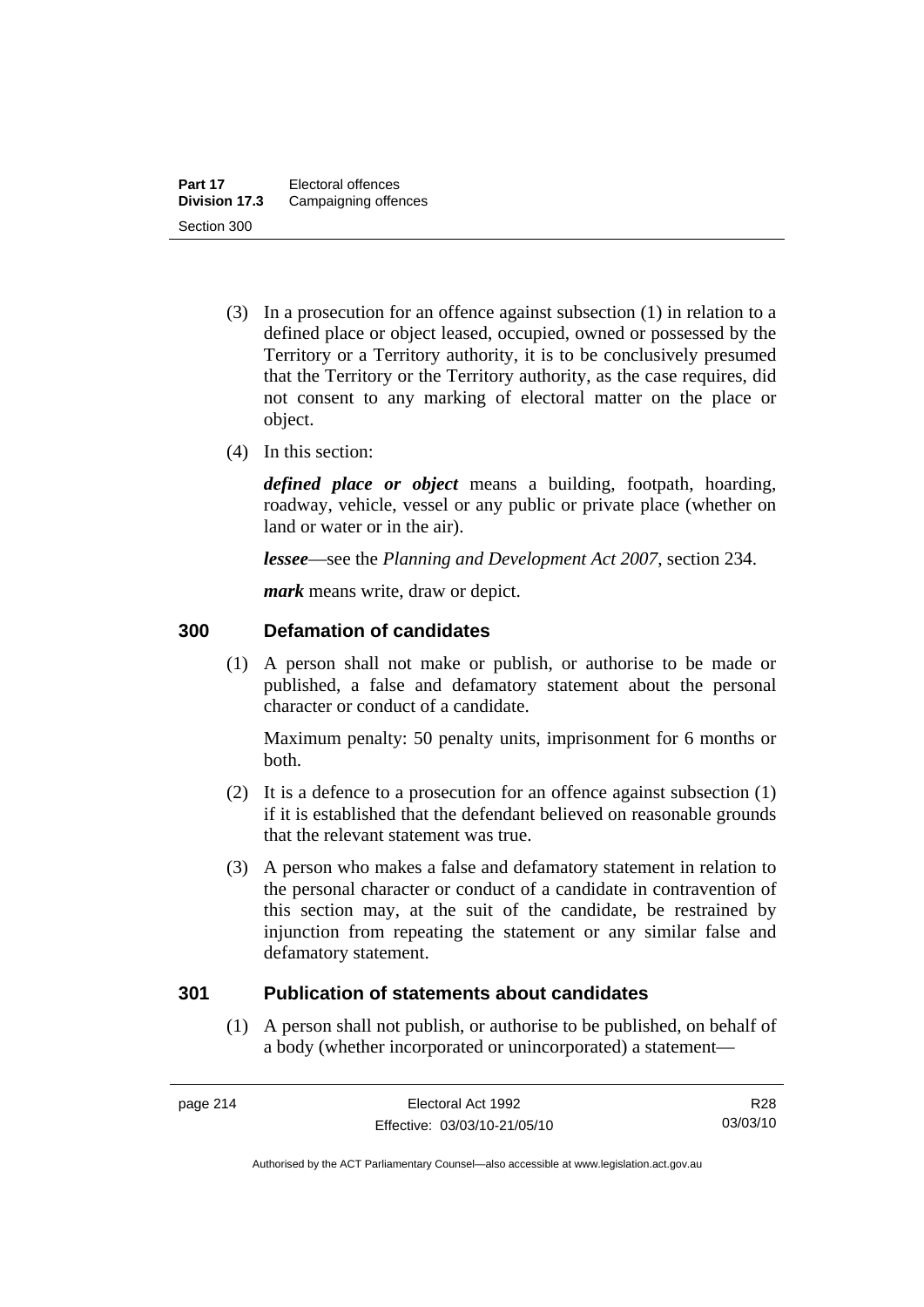(3) In a prosecution for an offence against subsection (1) in relation to a defined place or object leased, occupied, owned or possessed by the Territory or a Territory authority, it is to be conclusively presumed that the Territory or the Territory authority, as the case requires, did not consent to any marking of electoral matter on the place or object.

(4) In this section:

***defined place or object*** means a building, footpath, hoarding, roadway, vehicle, vessel or any public or private place (whether on land or water or in the air).

***lessee***—see the *Planning and Development Act 2007*, section 234.

***mark*** means write, draw or depict.

## 300 Defamation of candidates

(1) A person shall not make or publish, or authorise to be made or published, a false and defamatory statement about the personal character or conduct of a candidate.

Maximum penalty: 50 penalty units, imprisonment for 6 months or both.

(2) It is a defence to a prosecution for an offence against subsection (1) if it is established that the defendant believed on reasonable grounds that the relevant statement was true.

(3) A person who makes a false and defamatory statement in relation to the personal character or conduct of a candidate in contravention of this section may, at the suit of the candidate, be restrained by injunction from repeating the statement or any similar false and defamatory statement.

## 301 Publication of statements about candidates

(1) A person shall not publish, or authorise to be published, on behalf of a body (whether incorporated or unincorporated) a statement—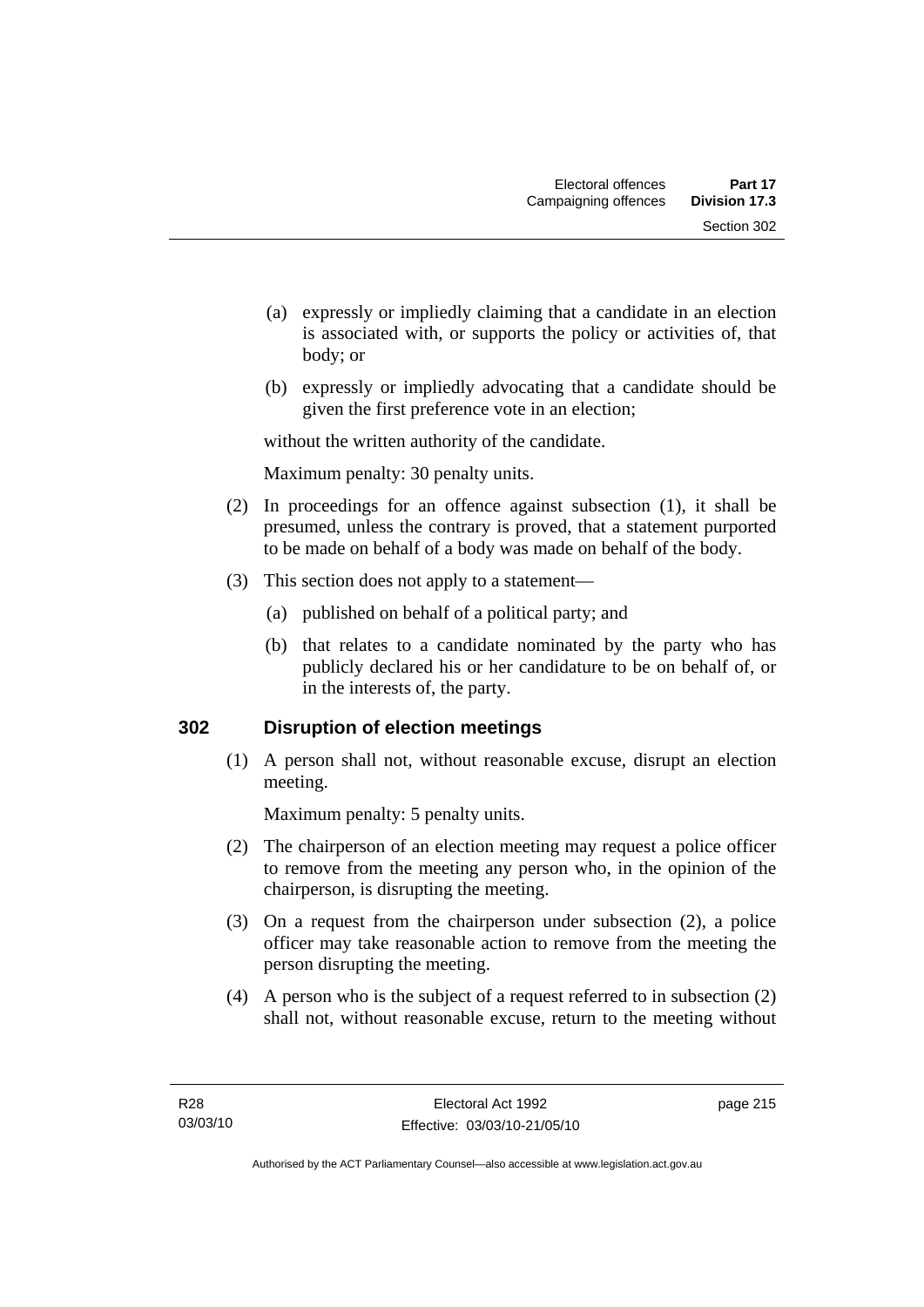(a) expressly or impliedly claiming that a candidate in an election is associated with, or supports the policy or activities of, that body; or

(b) expressly or impliedly advocating that a candidate should be given the first preference vote in an election;

without the written authority of the candidate.

Maximum penalty: 30 penalty units.

(2) In proceedings for an offence against subsection (1), it shall be presumed, unless the contrary is proved, that a statement purported to be made on behalf of a body was made on behalf of the body.

(3) This section does not apply to a statement—

(a) published on behalf of a political party; and

(b) that relates to a candidate nominated by the party who has publicly declared his or her candidature to be on behalf of, or in the interests of, the party.

## 302 Disruption of election meetings

(1) A person shall not, without reasonable excuse, disrupt an election meeting.

Maximum penalty: 5 penalty units.

(2) The chairperson of an election meeting may request a police officer to remove from the meeting any person who, in the opinion of the chairperson, is disrupting the meeting.

(3) On a request from the chairperson under subsection (2), a police officer may take reasonable action to remove from the meeting the person disrupting the meeting.

(4) A person who is the subject of a request referred to in subsection (2) shall not, without reasonable excuse, return to the meeting without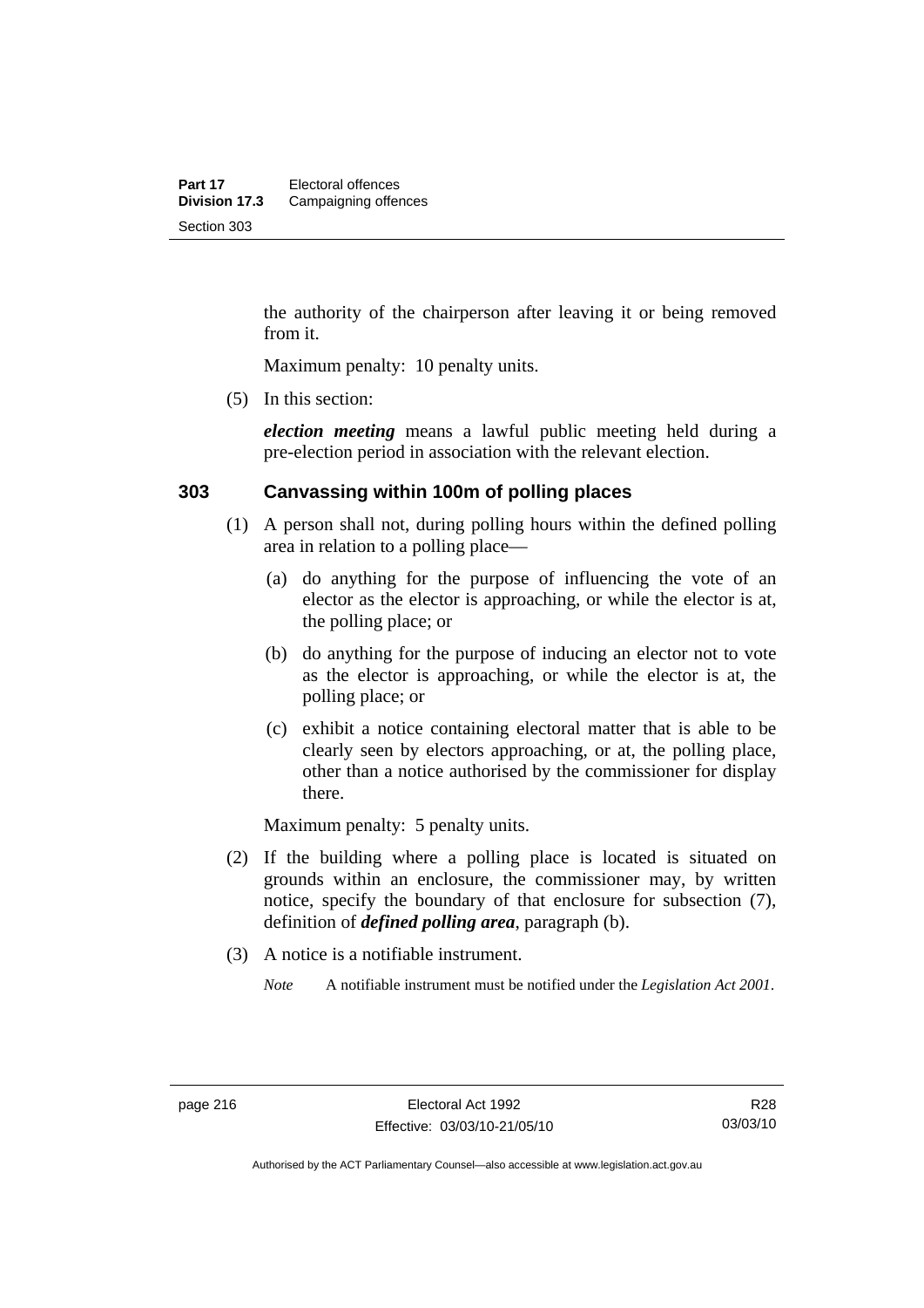the authority of the chairperson after leaving it or being removed from it.

Maximum penalty: 10 penalty units.

(5) In this section:

***election meeting*** means a lawful public meeting held during a pre-election period in association with the relevant election.

### 303 Canvassing within 100m of polling places

(1) A person shall not, during polling hours within the defined polling area in relation to a polling place—

(a) do anything for the purpose of influencing the vote of an elector as the elector is approaching, or while the elector is at, the polling place; or

(b) do anything for the purpose of inducing an elector not to vote as the elector is approaching, or while the elector is at, the polling place; or

(c) exhibit a notice containing electoral matter that is able to be clearly seen by electors approaching, or at, the polling place, other than a notice authorised by the commissioner for display there.

Maximum penalty: 5 penalty units.

(2) If the building where a polling place is located is situated on grounds within an enclosure, the commissioner may, by written notice, specify the boundary of that enclosure for subsection (7), definition of ***defined polling area***, paragraph (b).

(3) A notice is a notifiable instrument.

*Note* A notifiable instrument must be notified under the *Legislation Act 2001*.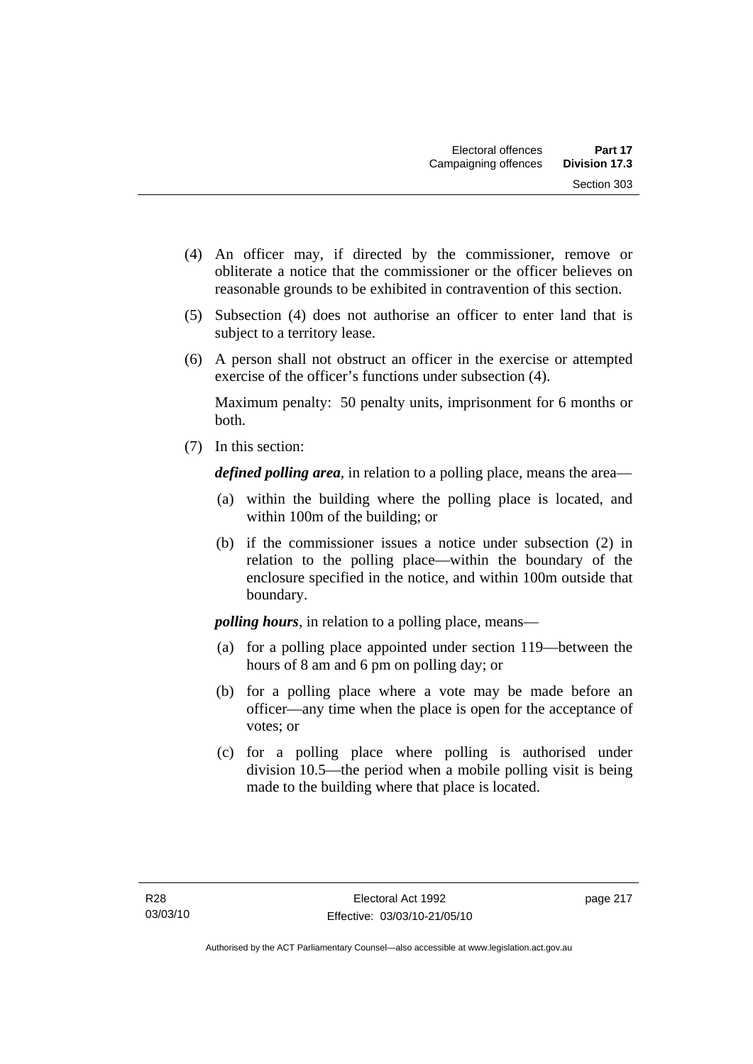(4) An officer may, if directed by the commissioner, remove or obliterate a notice that the commissioner or the officer believes on reasonable grounds to be exhibited in contravention of this section.

(5) Subsection (4) does not authorise an officer to enter land that is subject to a territory lease.

(6) A person shall not obstruct an officer in the exercise or attempted exercise of the officer's functions under subsection (4).

Maximum penalty: 50 penalty units, imprisonment for 6 months or both.

(7) In this section:

***defined polling area***, in relation to a polling place, means the area—

(a) within the building where the polling place is located, and within 100m of the building; or

(b) if the commissioner issues a notice under subsection (2) in relation to the polling place—within the boundary of the enclosure specified in the notice, and within 100m outside that boundary.

***polling hours***, in relation to a polling place, means—

(a) for a polling place appointed under section 119—between the hours of 8 am and 6 pm on polling day; or

(b) for a polling place where a vote may be made before an officer—any time when the place is open for the acceptance of votes; or

(c) for a polling place where polling is authorised under division 10.5—the period when a mobile polling visit is being made to the building where that place is located.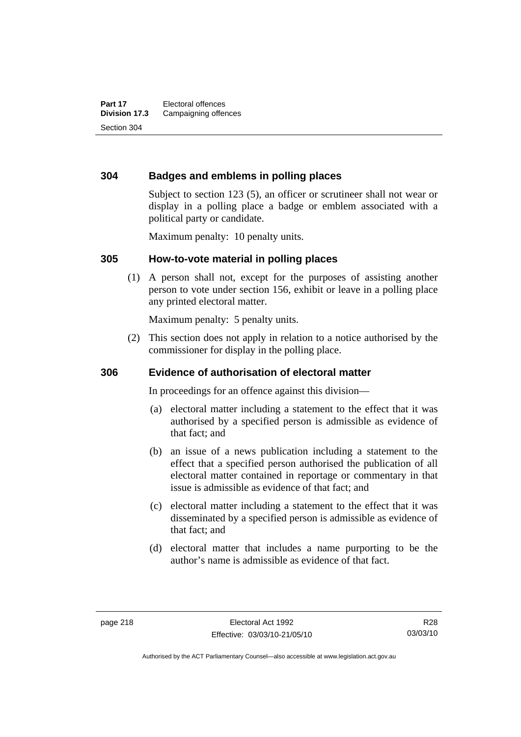### 304 Badges and emblems in polling places

Subject to section 123 (5), an officer or scrutineer shall not wear or display in a polling place a badge or emblem associated with a political party or candidate.

Maximum penalty: 10 penalty units.

### 305 How-to-vote material in polling places

(1) A person shall not, except for the purposes of assisting another person to vote under section 156, exhibit or leave in a polling place any printed electoral matter.

Maximum penalty: 5 penalty units.

(2) This section does not apply in relation to a notice authorised by the commissioner for display in the polling place.

### 306 Evidence of authorisation of electoral matter

In proceedings for an offence against this division—

(a) electoral matter including a statement to the effect that it was authorised by a specified person is admissible as evidence of that fact; and

(b) an issue of a news publication including a statement to the effect that a specified person authorised the publication of all electoral matter contained in reportage or commentary in that issue is admissible as evidence of that fact; and

(c) electoral matter including a statement to the effect that it was disseminated by a specified person is admissible as evidence of that fact; and

(d) electoral matter that includes a name purporting to be the author's name is admissible as evidence of that fact.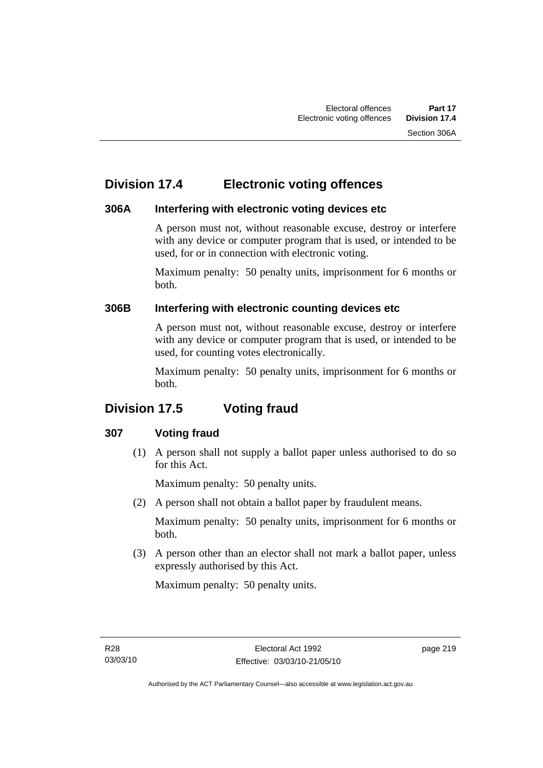## Division 17.4 Electronic voting offences

### 306A Interfering with electronic voting devices etc

A person must not, without reasonable excuse, destroy or interfere with any device or computer program that is used, or intended to be used, for or in connection with electronic voting.

Maximum penalty: 50 penalty units, imprisonment for 6 months or both.

### 306B Interfering with electronic counting devices etc

A person must not, without reasonable excuse, destroy or interfere with any device or computer program that is used, or intended to be used, for counting votes electronically.

Maximum penalty: 50 penalty units, imprisonment for 6 months or both.

## Division 17.5 Voting fraud

### 307 Voting fraud

(1) A person shall not supply a ballot paper unless authorised to do so for this Act.

Maximum penalty: 50 penalty units.

(2) A person shall not obtain a ballot paper by fraudulent means.

Maximum penalty: 50 penalty units, imprisonment for 6 months or both.

(3) A person other than an elector shall not mark a ballot paper, unless expressly authorised by this Act.

Maximum penalty: 50 penalty units.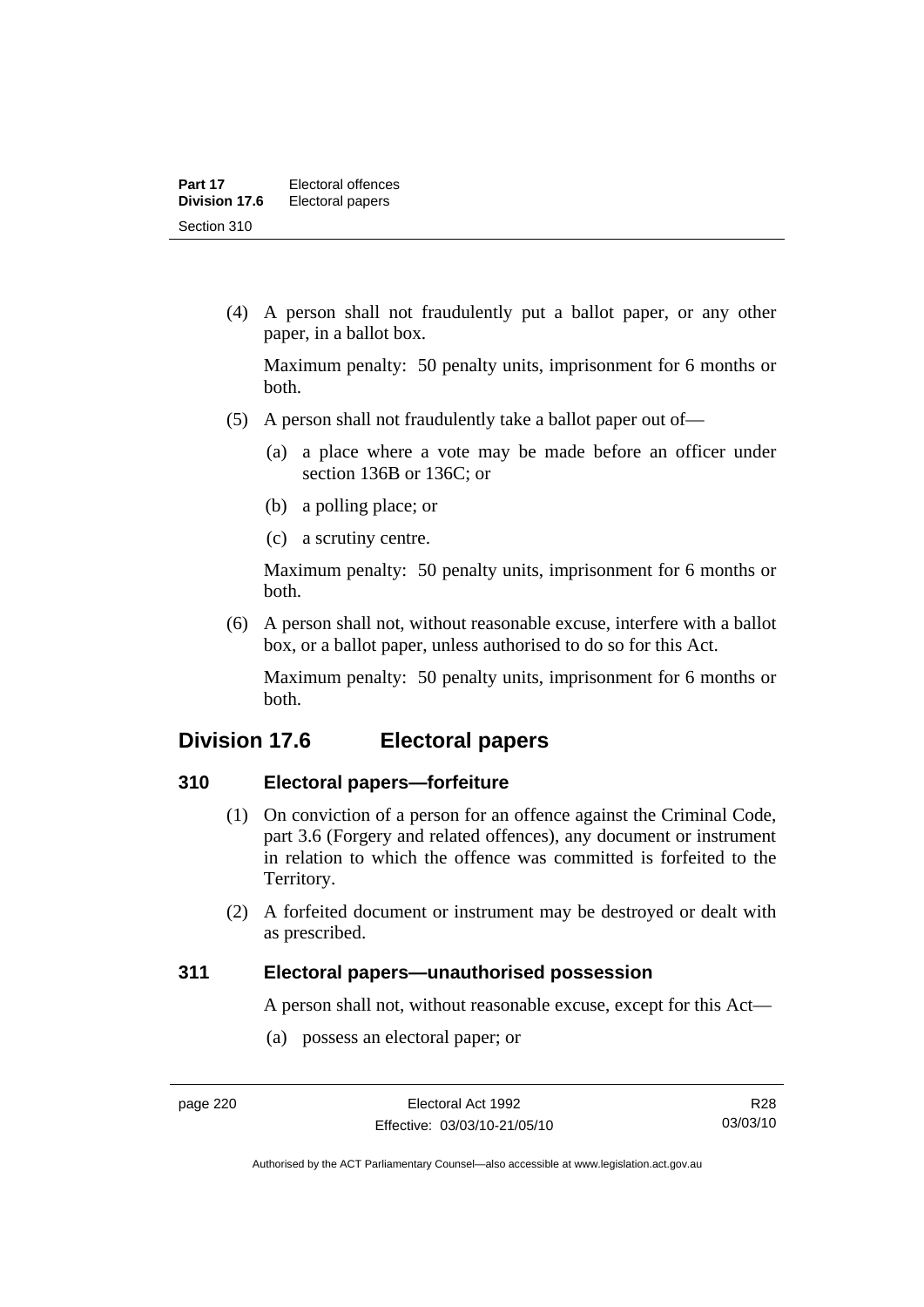(4) A person shall not fraudulently put a ballot paper, or any other paper, in a ballot box.

Maximum penalty: 50 penalty units, imprisonment for 6 months or both.

(5) A person shall not fraudulently take a ballot paper out of—

(a) a place where a vote may be made before an officer under section 136B or 136C; or

(b) a polling place; or

(c) a scrutiny centre.

Maximum penalty: 50 penalty units, imprisonment for 6 months or both.

(6) A person shall not, without reasonable excuse, interfere with a ballot box, or a ballot paper, unless authorised to do so for this Act.

Maximum penalty: 50 penalty units, imprisonment for 6 months or both.

## Division 17.6 Electoral papers

### 310 Electoral papers—forfeiture

(1) On conviction of a person for an offence against the Criminal Code, part 3.6 (Forgery and related offences), any document or instrument in relation to which the offence was committed is forfeited to the Territory.

(2) A forfeited document or instrument may be destroyed or dealt with as prescribed.

### 311 Electoral papers—unauthorised possession

A person shall not, without reasonable excuse, except for this Act—

(a) possess an electoral paper; or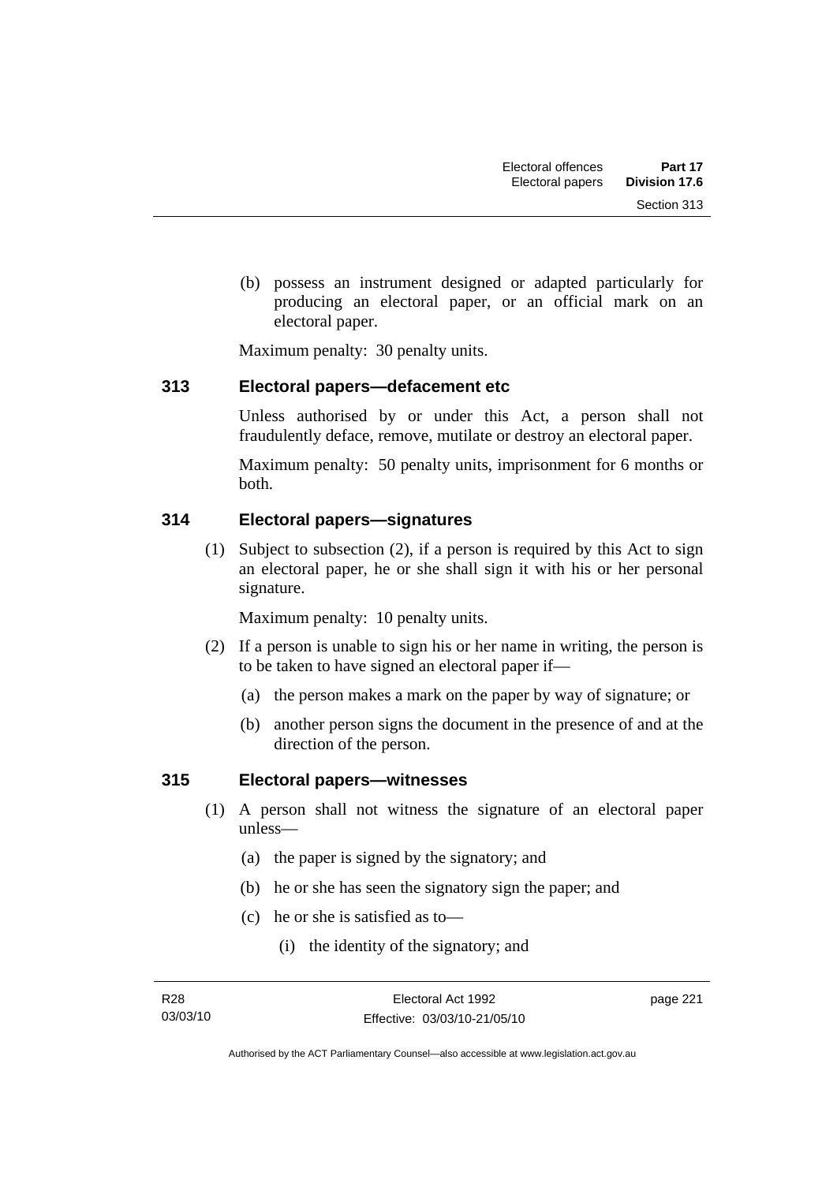(b) possess an instrument designed or adapted particularly for producing an electoral paper, or an official mark on an electoral paper.

Maximum penalty: 30 penalty units.

### 313 Electoral papers—defacement etc

Unless authorised by or under this Act, a person shall not fraudulently deface, remove, mutilate or destroy an electoral paper.

Maximum penalty: 50 penalty units, imprisonment for 6 months or both.

### 314 Electoral papers—signatures

(1) Subject to subsection (2), if a person is required by this Act to sign an electoral paper, he or she shall sign it with his or her personal signature.

Maximum penalty: 10 penalty units.

(2) If a person is unable to sign his or her name in writing, the person is to be taken to have signed an electoral paper if—

(a) the person makes a mark on the paper by way of signature; or

(b) another person signs the document in the presence of and at the direction of the person.

### 315 Electoral papers—witnesses

(1) A person shall not witness the signature of an electoral paper unless—

(a) the paper is signed by the signatory; and

(b) he or she has seen the signatory sign the paper; and

(c) he or she is satisfied as to—

(i) the identity of the signatory; and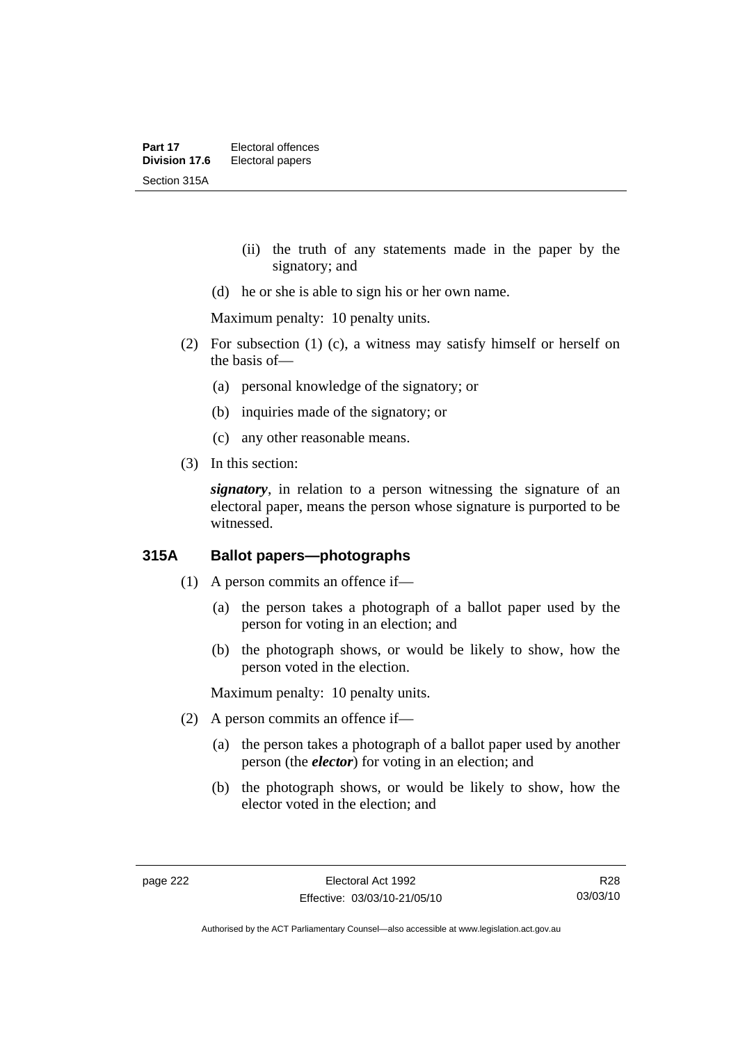(ii) the truth of any statements made in the paper by the signatory; and

(d) he or she is able to sign his or her own name.

Maximum penalty: 10 penalty units.

(2) For subsection (1) (c), a witness may satisfy himself or herself on the basis of—

(a) personal knowledge of the signatory; or

(b) inquiries made of the signatory; or

(c) any other reasonable means.

(3) In this section:

***signatory***, in relation to a person witnessing the signature of an electoral paper, means the person whose signature is purported to be witnessed.

### 315A Ballot papers—photographs

(1) A person commits an offence if—

(a) the person takes a photograph of a ballot paper used by the person for voting in an election; and

(b) the photograph shows, or would be likely to show, how the person voted in the election.

Maximum penalty: 10 penalty units.

(2) A person commits an offence if—

(a) the person takes a photograph of a ballot paper used by another person (the ***elector***) for voting in an election; and

(b) the photograph shows, or would be likely to show, how the elector voted in the election; and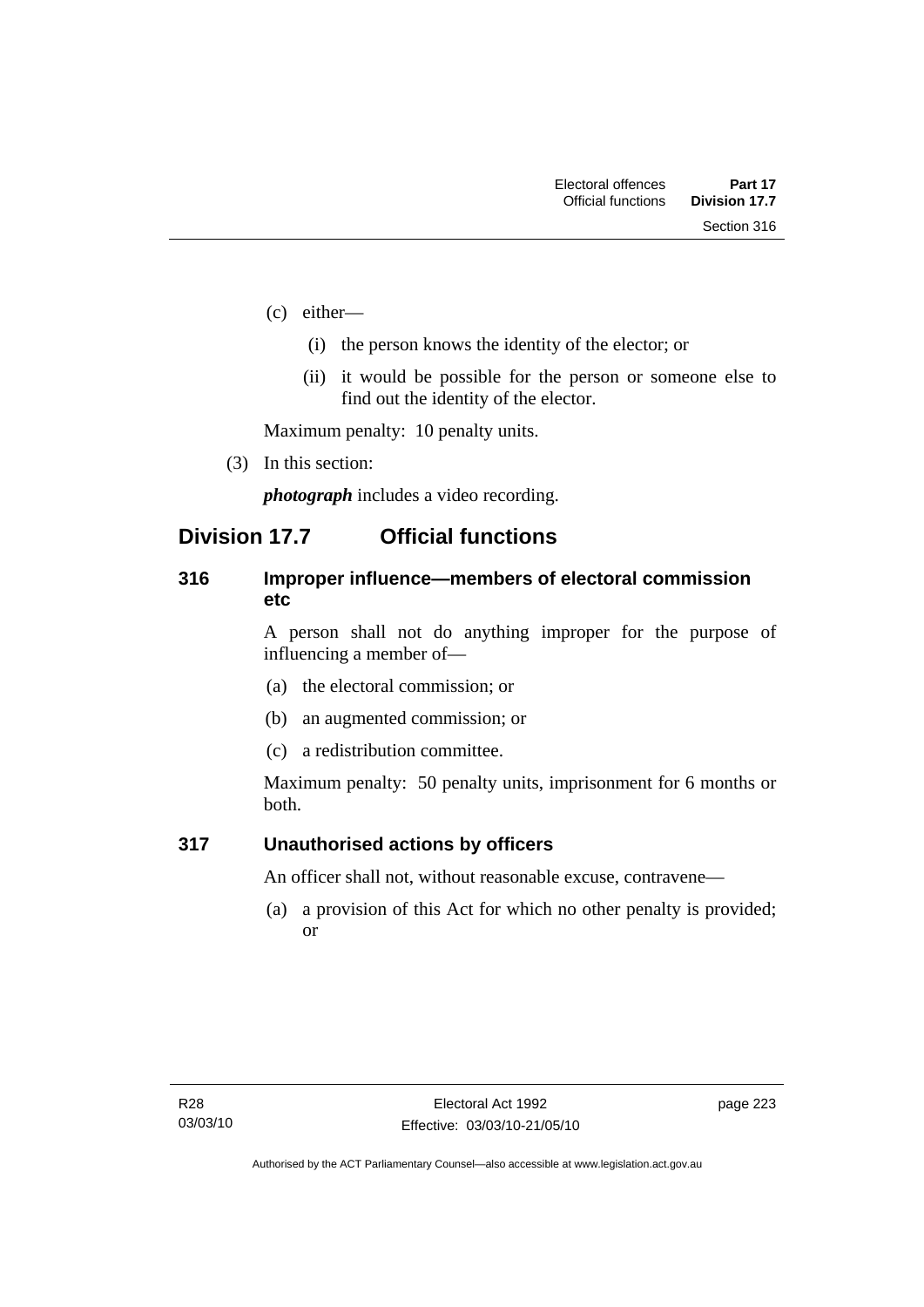(c) either—

(i) the person knows the identity of the elector; or

(ii) it would be possible for the person or someone else to find out the identity of the elector.

Maximum penalty: 10 penalty units.

(3) In this section:

***photograph*** includes a video recording.

## Division 17.7 Official functions

### 316 Improper influence—members of electoral commission etc

A person shall not do anything improper for the purpose of influencing a member of—

(a) the electoral commission; or

(b) an augmented commission; or

(c) a redistribution committee.

Maximum penalty: 50 penalty units, imprisonment for 6 months or both.

### 317 Unauthorised actions by officers

An officer shall not, without reasonable excuse, contravene—

(a) a provision of this Act for which no other penalty is provided; or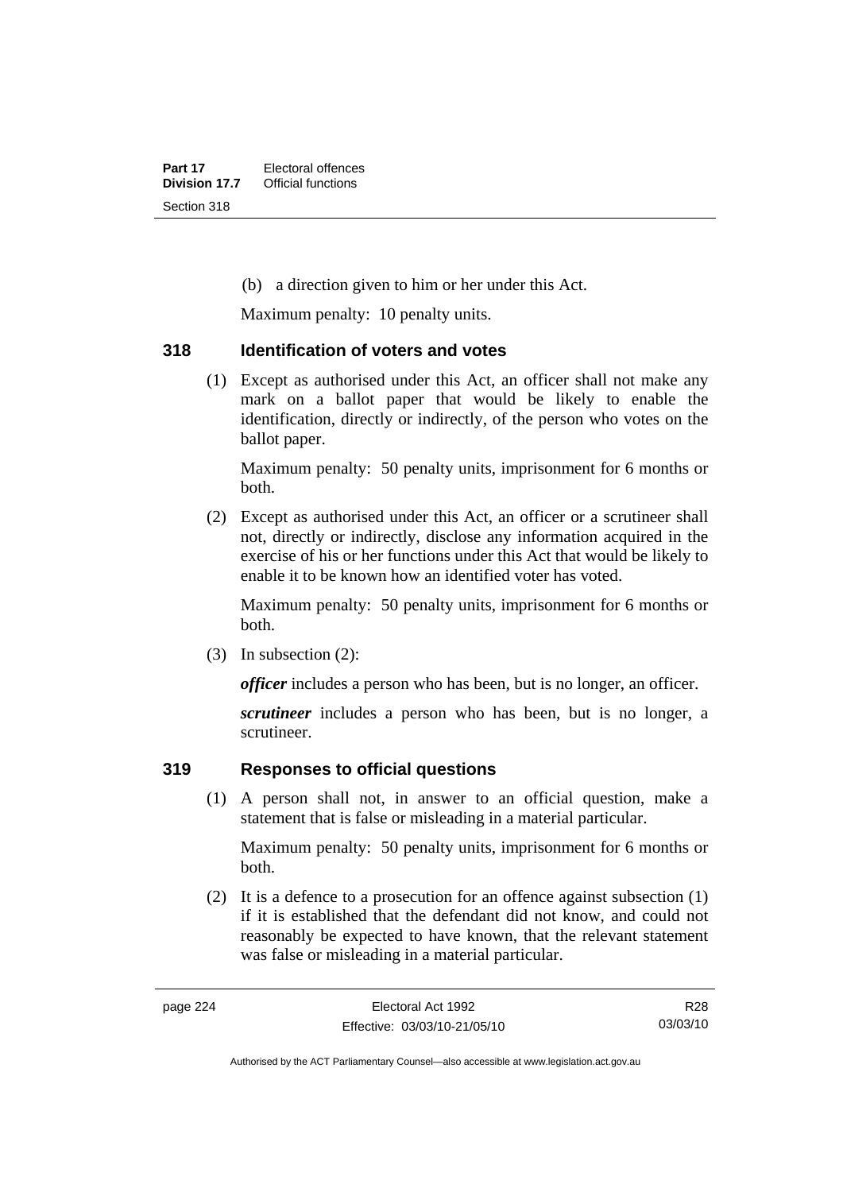(b) a direction given to him or her under this Act.

Maximum penalty: 10 penalty units.

### 318 Identification of voters and votes

(1) Except as authorised under this Act, an officer shall not make any mark on a ballot paper that would be likely to enable the identification, directly or indirectly, of the person who votes on the ballot paper.

Maximum penalty: 50 penalty units, imprisonment for 6 months or both.

(2) Except as authorised under this Act, an officer or a scrutineer shall not, directly or indirectly, disclose any information acquired in the exercise of his or her functions under this Act that would be likely to enable it to be known how an identified voter has voted.

Maximum penalty: 50 penalty units, imprisonment for 6 months or both.

(3) In subsection (2):

***officer*** includes a person who has been, but is no longer, an officer.

***scrutineer*** includes a person who has been, but is no longer, a scrutineer.

### 319 Responses to official questions

(1) A person shall not, in answer to an official question, make a statement that is false or misleading in a material particular.

Maximum penalty: 50 penalty units, imprisonment for 6 months or both.

(2) It is a defence to a prosecution for an offence against subsection (1) if it is established that the defendant did not know, and could not reasonably be expected to have known, that the relevant statement was false or misleading in a material particular.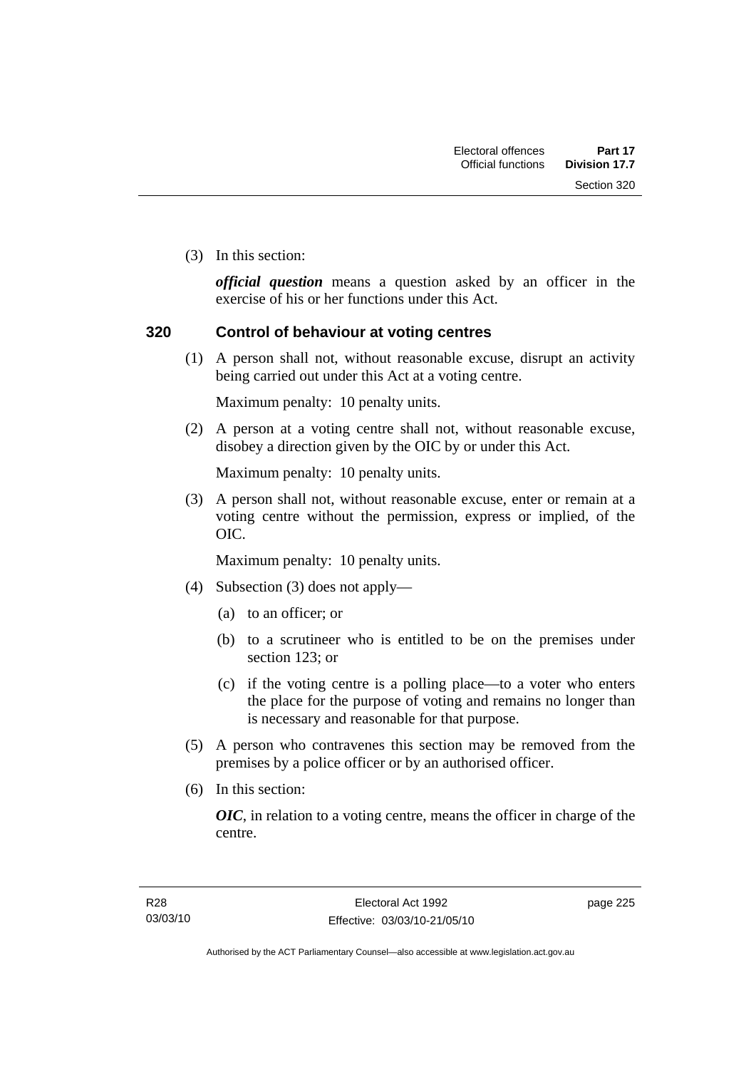(3) In this section:

***official question*** means a question asked by an officer in the exercise of his or her functions under this Act.

## 320 Control of behaviour at voting centres

(1) A person shall not, without reasonable excuse, disrupt an activity being carried out under this Act at a voting centre.

Maximum penalty: 10 penalty units.

(2) A person at a voting centre shall not, without reasonable excuse, disobey a direction given by the OIC by or under this Act.

Maximum penalty: 10 penalty units.

(3) A person shall not, without reasonable excuse, enter or remain at a voting centre without the permission, express or implied, of the OIC.

Maximum penalty: 10 penalty units.

(4) Subsection (3) does not apply—

(a) to an officer; or

(b) to a scrutineer who is entitled to be on the premises under section 123; or

(c) if the voting centre is a polling place—to a voter who enters the place for the purpose of voting and remains no longer than is necessary and reasonable for that purpose.

(5) A person who contravenes this section may be removed from the premises by a police officer or by an authorised officer.

(6) In this section:

***OIC***, in relation to a voting centre, means the officer in charge of the centre.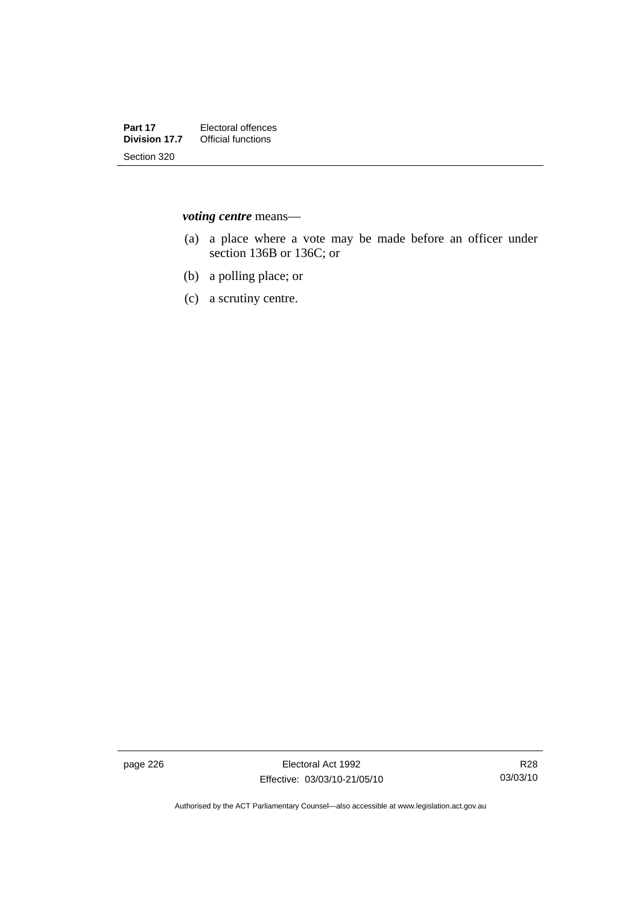***voting centre*** means—

(a) a place where a vote may be made before an officer under section 136B or 136C; or

(b) a polling place; or

(c) a scrutiny centre.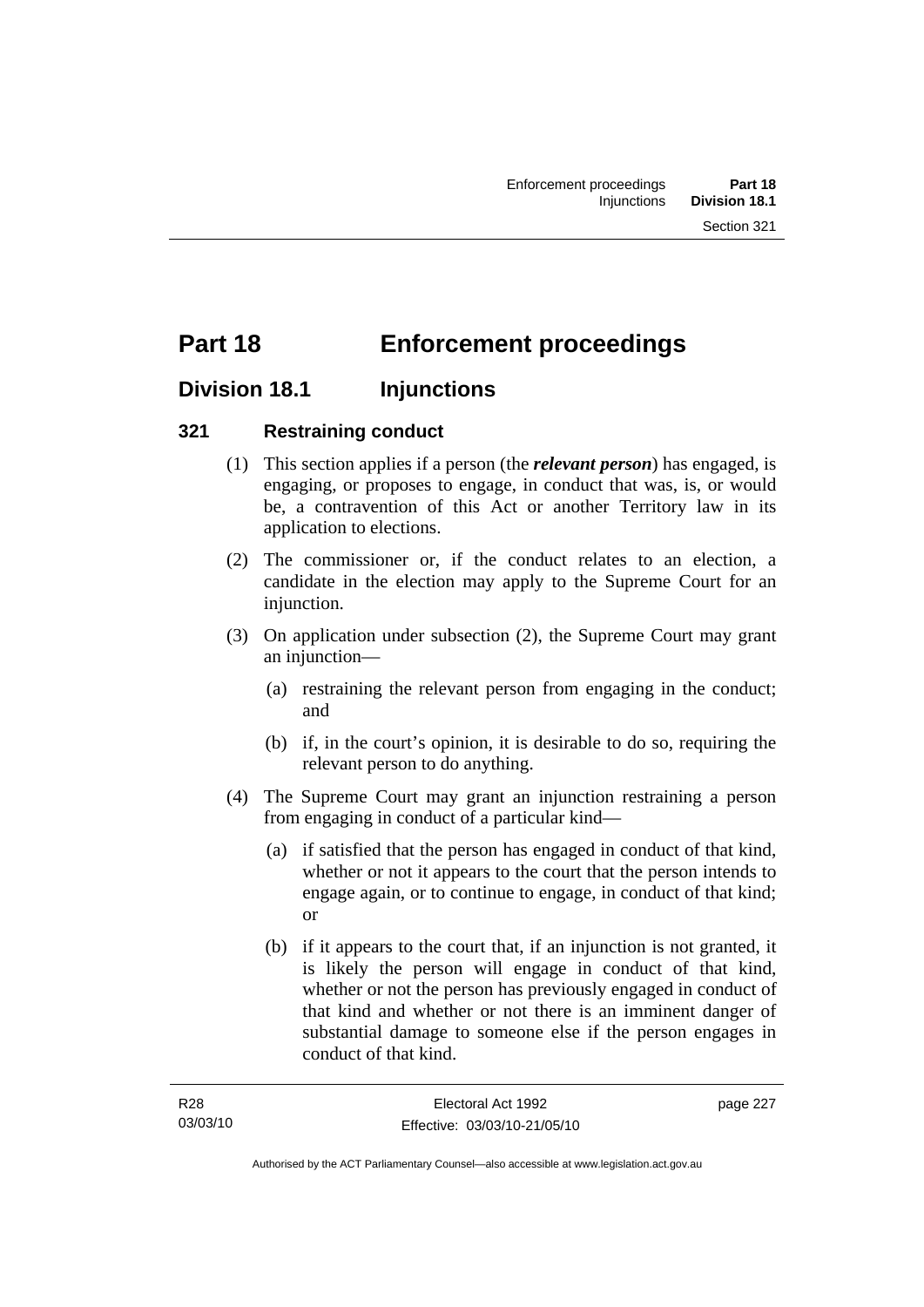# Part 18 Enforcement proceedings

## Division 18.1 Injunctions

### 321 Restraining conduct

(1) This section applies if a person (the ***relevant person***) has engaged, is engaging, or proposes to engage, in conduct that was, is, or would be, a contravention of this Act or another Territory law in its application to elections.

(2) The commissioner or, if the conduct relates to an election, a candidate in the election may apply to the Supreme Court for an injunction.

(3) On application under subsection (2), the Supreme Court may grant an injunction—

(a) restraining the relevant person from engaging in the conduct; and

(b) if, in the court's opinion, it is desirable to do so, requiring the relevant person to do anything.

(4) The Supreme Court may grant an injunction restraining a person from engaging in conduct of a particular kind—

(a) if satisfied that the person has engaged in conduct of that kind, whether or not it appears to the court that the person intends to engage again, or to continue to engage, in conduct of that kind; or

(b) if it appears to the court that, if an injunction is not granted, it is likely the person will engage in conduct of that kind, whether or not the person has previously engaged in conduct of that kind and whether or not there is an imminent danger of substantial damage to someone else if the person engages in conduct of that kind.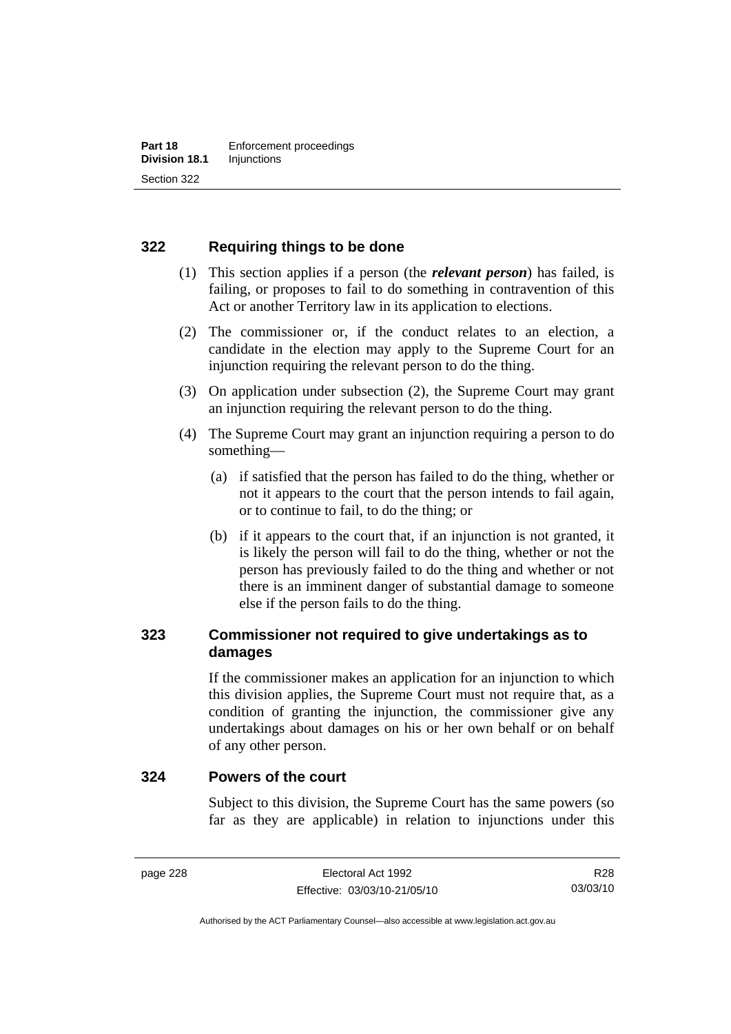### 322 Requiring things to be done

(1) This section applies if a person (the ***relevant person***) has failed, is failing, or proposes to fail to do something in contravention of this Act or another Territory law in its application to elections.

(2) The commissioner or, if the conduct relates to an election, a candidate in the election may apply to the Supreme Court for an injunction requiring the relevant person to do the thing.

(3) On application under subsection (2), the Supreme Court may grant an injunction requiring the relevant person to do the thing.

(4) The Supreme Court may grant an injunction requiring a person to do something—

(a) if satisfied that the person has failed to do the thing, whether or not it appears to the court that the person intends to fail again, or to continue to fail, to do the thing; or

(b) if it appears to the court that, if an injunction is not granted, it is likely the person will fail to do the thing, whether or not the person has previously failed to do the thing and whether or not there is an imminent danger of substantial damage to someone else if the person fails to do the thing.

### 323 Commissioner not required to give undertakings as to damages

If the commissioner makes an application for an injunction to which this division applies, the Supreme Court must not require that, as a condition of granting the injunction, the commissioner give any undertakings about damages on his or her own behalf or on behalf of any other person.

### 324 Powers of the court

Subject to this division, the Supreme Court has the same powers (so far as they are applicable) in relation to injunctions under this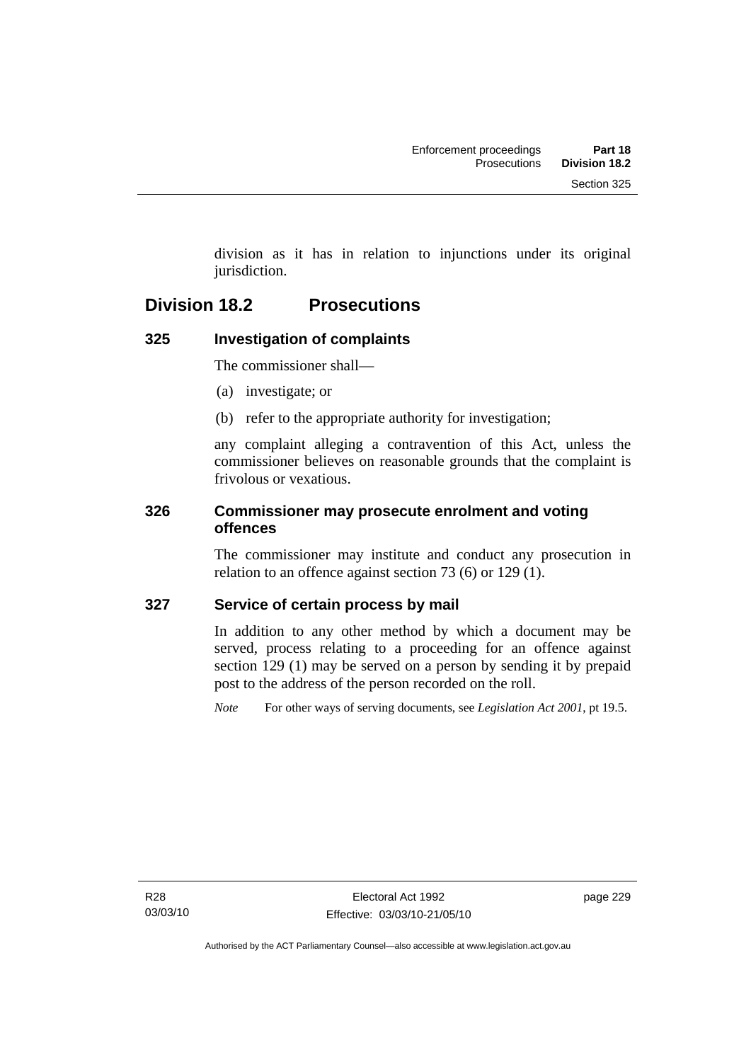division as it has in relation to injunctions under its original jurisdiction.

## Division 18.2 Prosecutions

### 325 Investigation of complaints

The commissioner shall—

(a) investigate; or

(b) refer to the appropriate authority for investigation;

any complaint alleging a contravention of this Act, unless the commissioner believes on reasonable grounds that the complaint is frivolous or vexatious.

### 326 Commissioner may prosecute enrolment and voting offences

The commissioner may institute and conduct any prosecution in relation to an offence against section 73 (6) or 129 (1).

### 327 Service of certain process by mail

In addition to any other method by which a document may be served, process relating to a proceeding for an offence against section 129 (1) may be served on a person by sending it by prepaid post to the address of the person recorded on the roll.

*Note* For other ways of serving documents, see *Legislation Act 2001*, pt 19.5.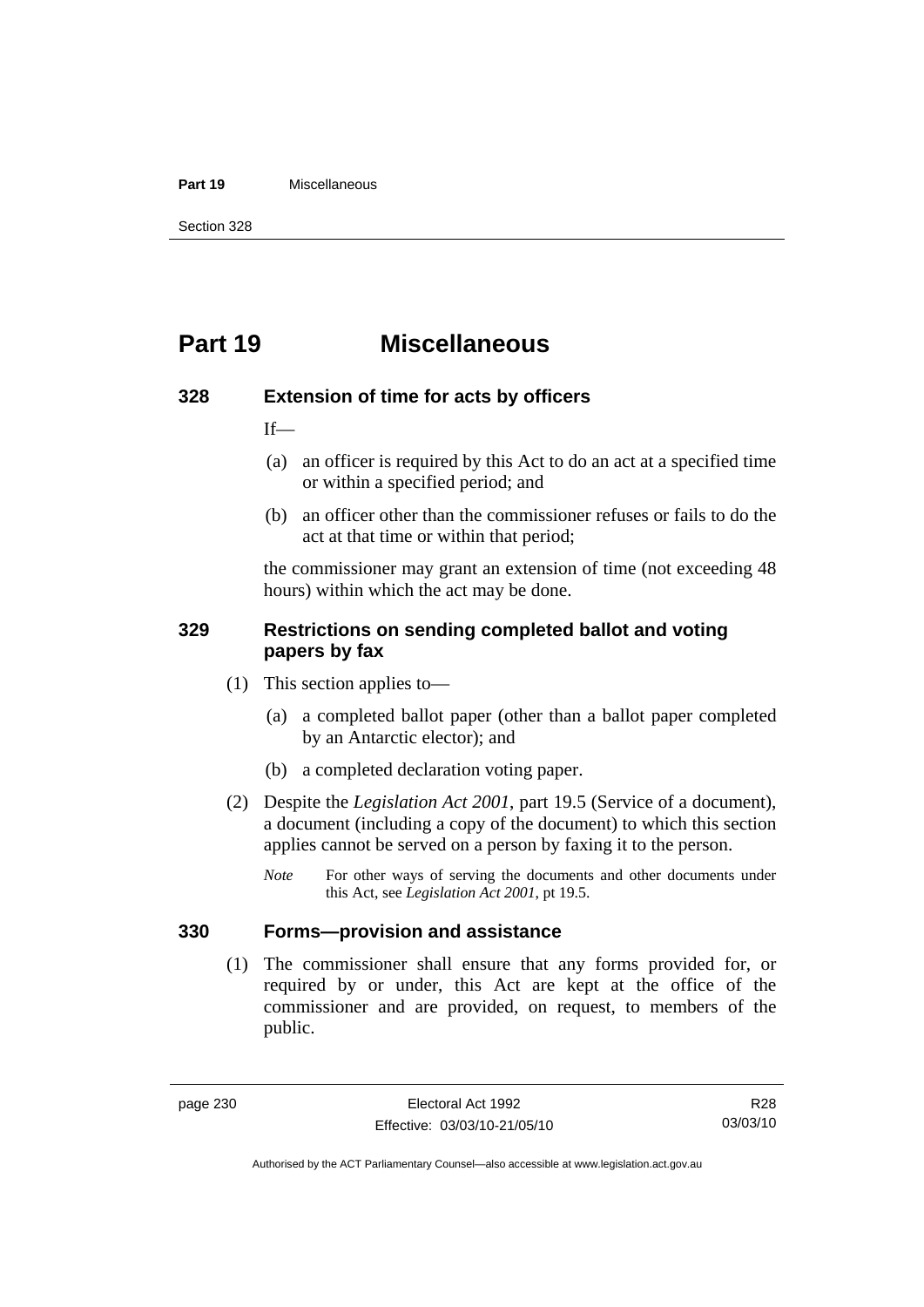# Part 19 Miscellaneous

## 328 Extension of time for acts by officers

If—

(a) an officer is required by this Act to do an act at a specified time or within a specified period; and

(b) an officer other than the commissioner refuses or fails to do the act at that time or within that period;

the commissioner may grant an extension of time (not exceeding 48 hours) within which the act may be done.

## 329 Restrictions on sending completed ballot and voting papers by fax

(1) This section applies to—

(a) a completed ballot paper (other than a ballot paper completed by an Antarctic elector); and

(b) a completed declaration voting paper.

(2) Despite the *Legislation Act 2001*, part 19.5 (Service of a document), a document (including a copy of the document) to which this section applies cannot be served on a person by faxing it to the person.

*Note* For other ways of serving the documents and other documents under this Act, see *Legislation Act 2001*, pt 19.5.

## 330 Forms—provision and assistance

(1) The commissioner shall ensure that any forms provided for, or required by or under, this Act are kept at the office of the commissioner and are provided, on request, to members of the public.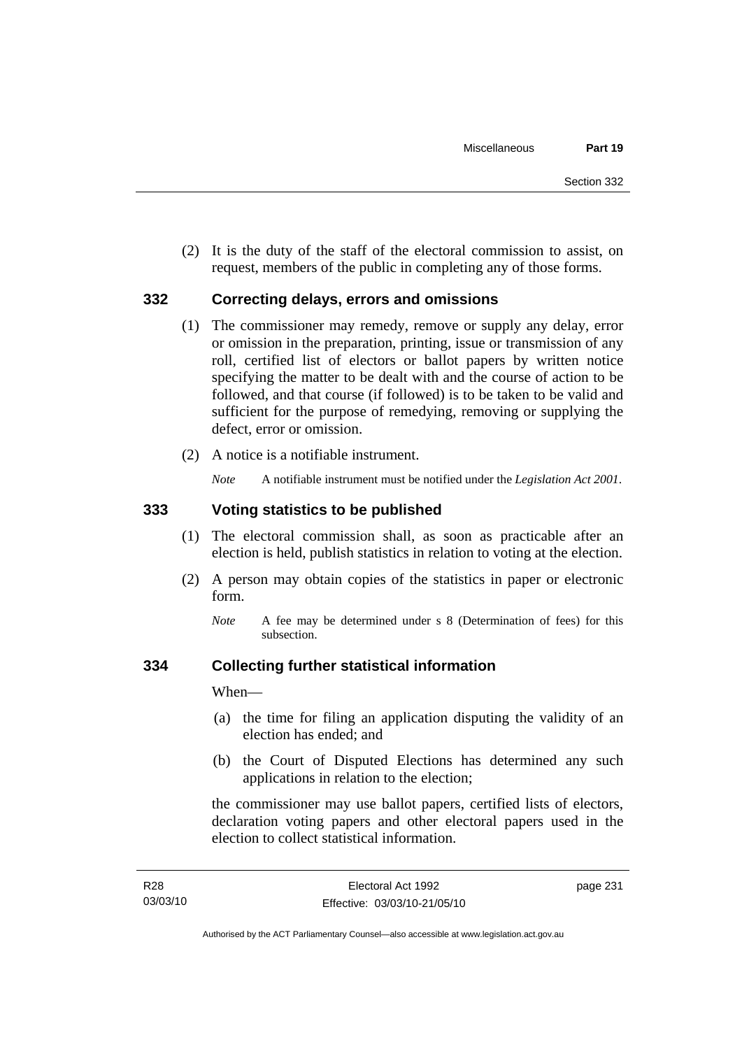(2) It is the duty of the staff of the electoral commission to assist, on request, members of the public in completing any of those forms.

## 332 Correcting delays, errors and omissions

(1) The commissioner may remedy, remove or supply any delay, error or omission in the preparation, printing, issue or transmission of any roll, certified list of electors or ballot papers by written notice specifying the matter to be dealt with and the course of action to be followed, and that course (if followed) is to be taken to be valid and sufficient for the purpose of remedying, removing or supplying the defect, error or omission.

(2) A notice is a notifiable instrument.

*Note* A notifiable instrument must be notified under the *Legislation Act 2001*.

## 333 Voting statistics to be published

(1) The electoral commission shall, as soon as practicable after an election is held, publish statistics in relation to voting at the election.

(2) A person may obtain copies of the statistics in paper or electronic form.

*Note* A fee may be determined under s 8 (Determination of fees) for this subsection.

## 334 Collecting further statistical information

When—

(a) the time for filing an application disputing the validity of an election has ended; and

(b) the Court of Disputed Elections has determined any such applications in relation to the election;

the commissioner may use ballot papers, certified lists of electors, declaration voting papers and other electoral papers used in the election to collect statistical information.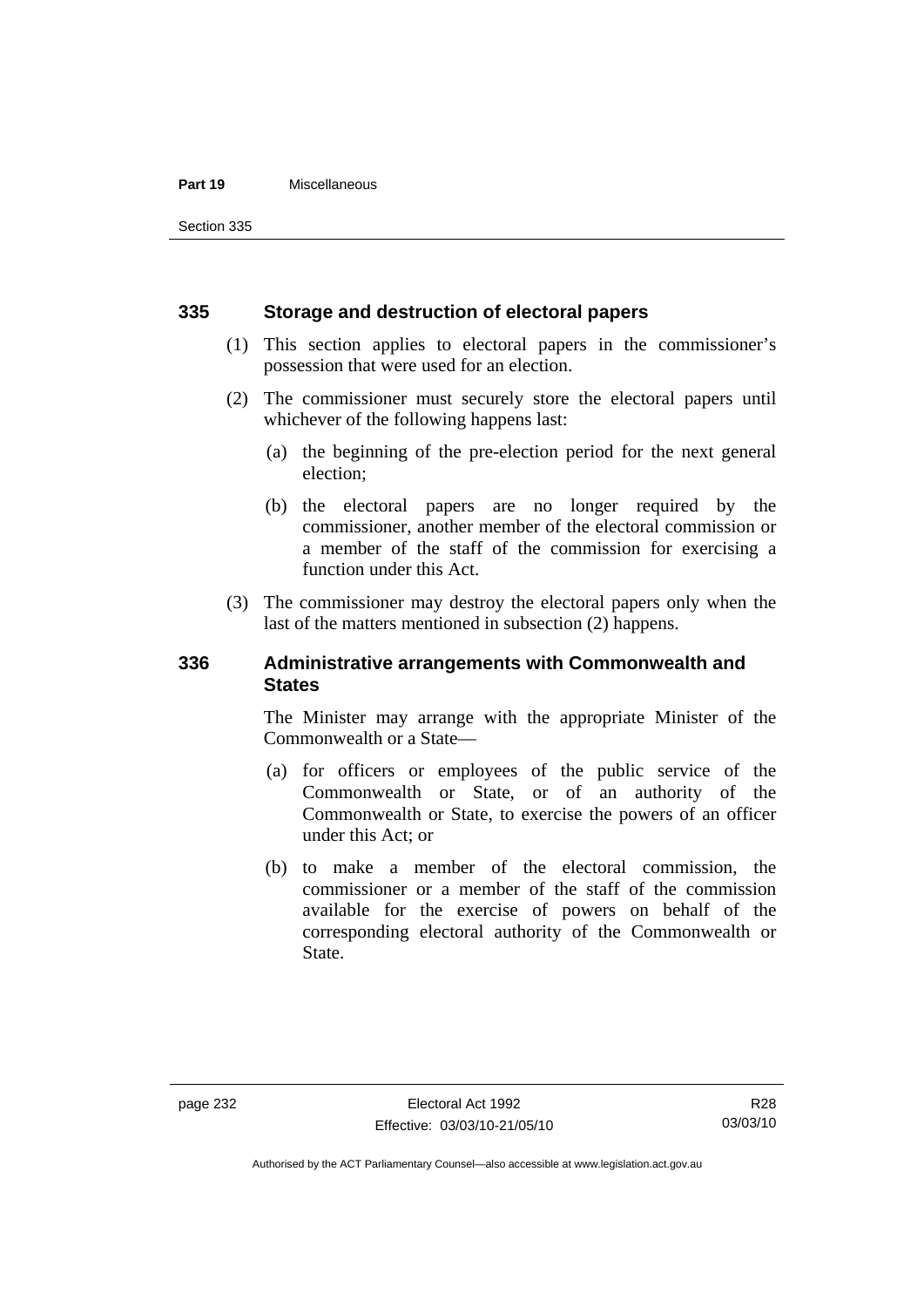## 335 Storage and destruction of electoral papers

(1) This section applies to electoral papers in the commissioner's possession that were used for an election.

(2) The commissioner must securely store the electoral papers until whichever of the following happens last:

(a) the beginning of the pre-election period for the next general election;

(b) the electoral papers are no longer required by the commissioner, another member of the electoral commission or a member of the staff of the commission for exercising a function under this Act.

(3) The commissioner may destroy the electoral papers only when the last of the matters mentioned in subsection (2) happens.

## 336 Administrative arrangements with Commonwealth and States

The Minister may arrange with the appropriate Minister of the Commonwealth or a State—

(a) for officers or employees of the public service of the Commonwealth or State, or of an authority of the Commonwealth or State, to exercise the powers of an officer under this Act; or

(b) to make a member of the electoral commission, the commissioner or a member of the staff of the commission available for the exercise of powers on behalf of the corresponding electoral authority of the Commonwealth or State.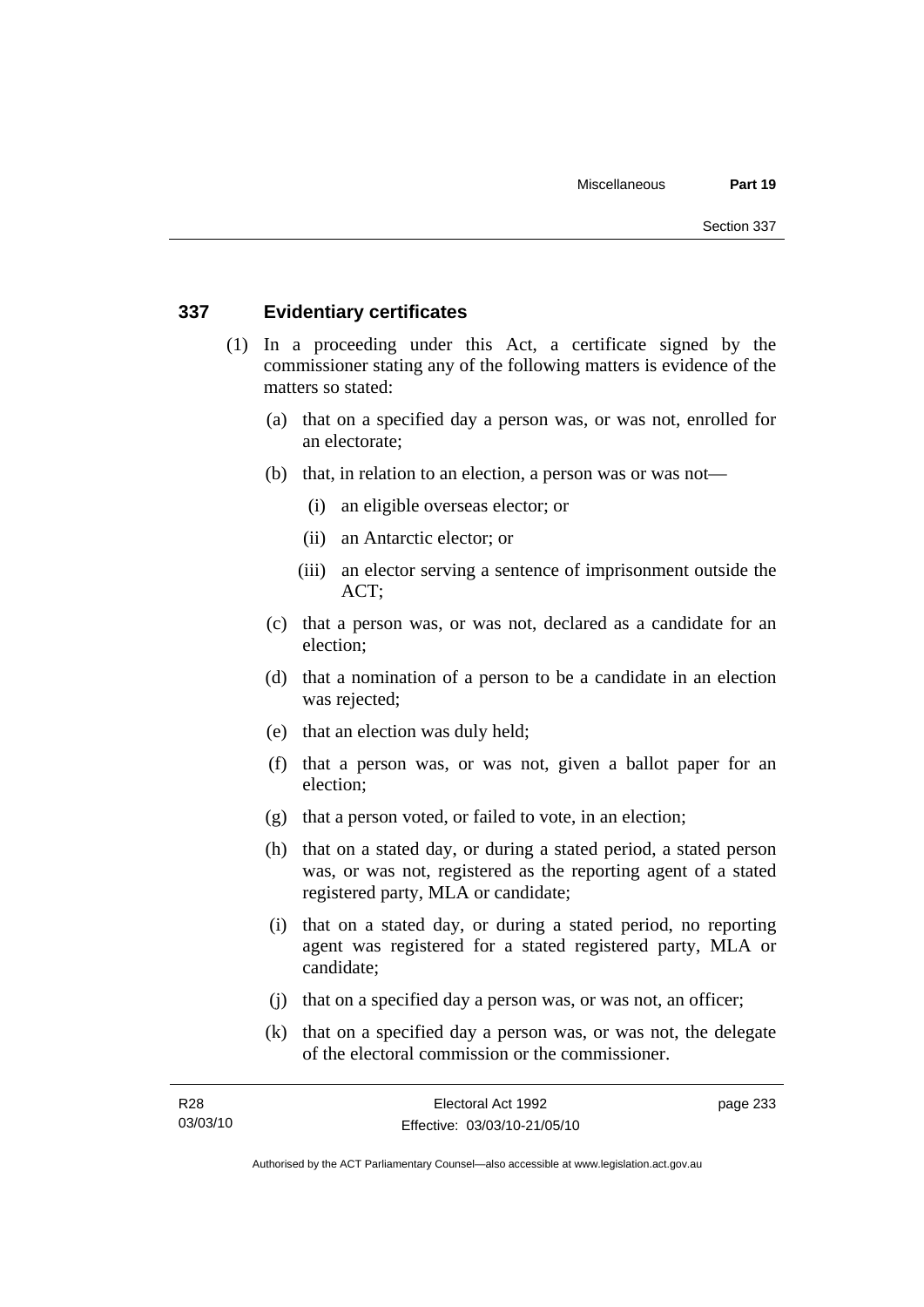## 337 Evidentiary certificates

(1) In a proceeding under this Act, a certificate signed by the commissioner stating any of the following matters is evidence of the matters so stated:

(a) that on a specified day a person was, or was not, enrolled for an electorate;

(b) that, in relation to an election, a person was or was not—

(i) an eligible overseas elector; or

(ii) an Antarctic elector; or

(iii) an elector serving a sentence of imprisonment outside the ACT;

(c) that a person was, or was not, declared as a candidate for an election;

(d) that a nomination of a person to be a candidate in an election was rejected;

(e) that an election was duly held;

(f) that a person was, or was not, given a ballot paper for an election;

(g) that a person voted, or failed to vote, in an election;

(h) that on a stated day, or during a stated period, a stated person was, or was not, registered as the reporting agent of a stated registered party, MLA or candidate;

(i) that on a stated day, or during a stated period, no reporting agent was registered for a stated registered party, MLA or candidate;

(j) that on a specified day a person was, or was not, an officer;

(k) that on a specified day a person was, or was not, the delegate of the electoral commission or the commissioner.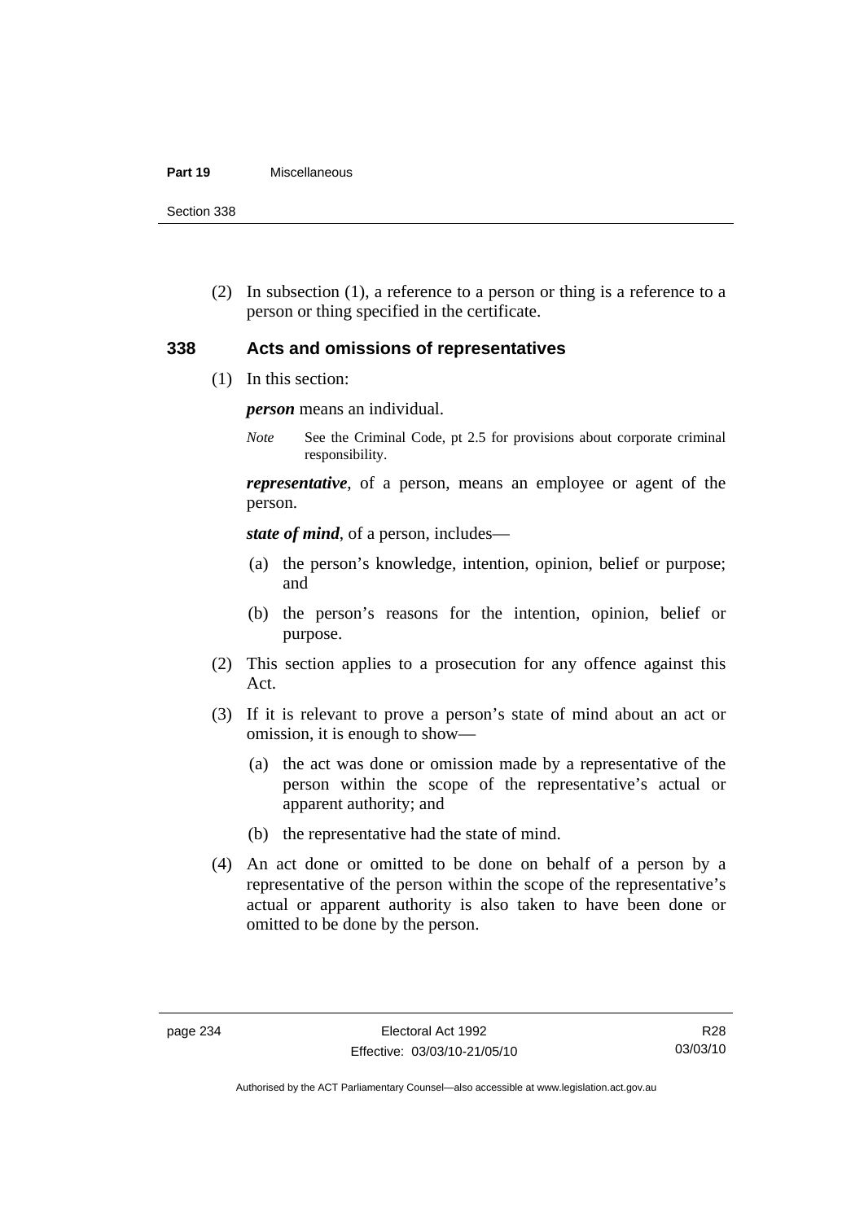(2) In subsection (1), a reference to a person or thing is a reference to a person or thing specified in the certificate.

## 338 Acts and omissions of representatives

(1) In this section:

***person*** means an individual.

*Note* See the Criminal Code, pt 2.5 for provisions about corporate criminal responsibility.

***representative***, of a person, means an employee or agent of the person.

***state of mind***, of a person, includes—

(a) the person's knowledge, intention, opinion, belief or purpose; and

(b) the person's reasons for the intention, opinion, belief or purpose.

(2) This section applies to a prosecution for any offence against this Act.

(3) If it is relevant to prove a person's state of mind about an act or omission, it is enough to show—

(a) the act was done or omission made by a representative of the person within the scope of the representative's actual or apparent authority; and

(b) the representative had the state of mind.

(4) An act done or omitted to be done on behalf of a person by a representative of the person within the scope of the representative's actual or apparent authority is also taken to have been done or omitted to be done by the person.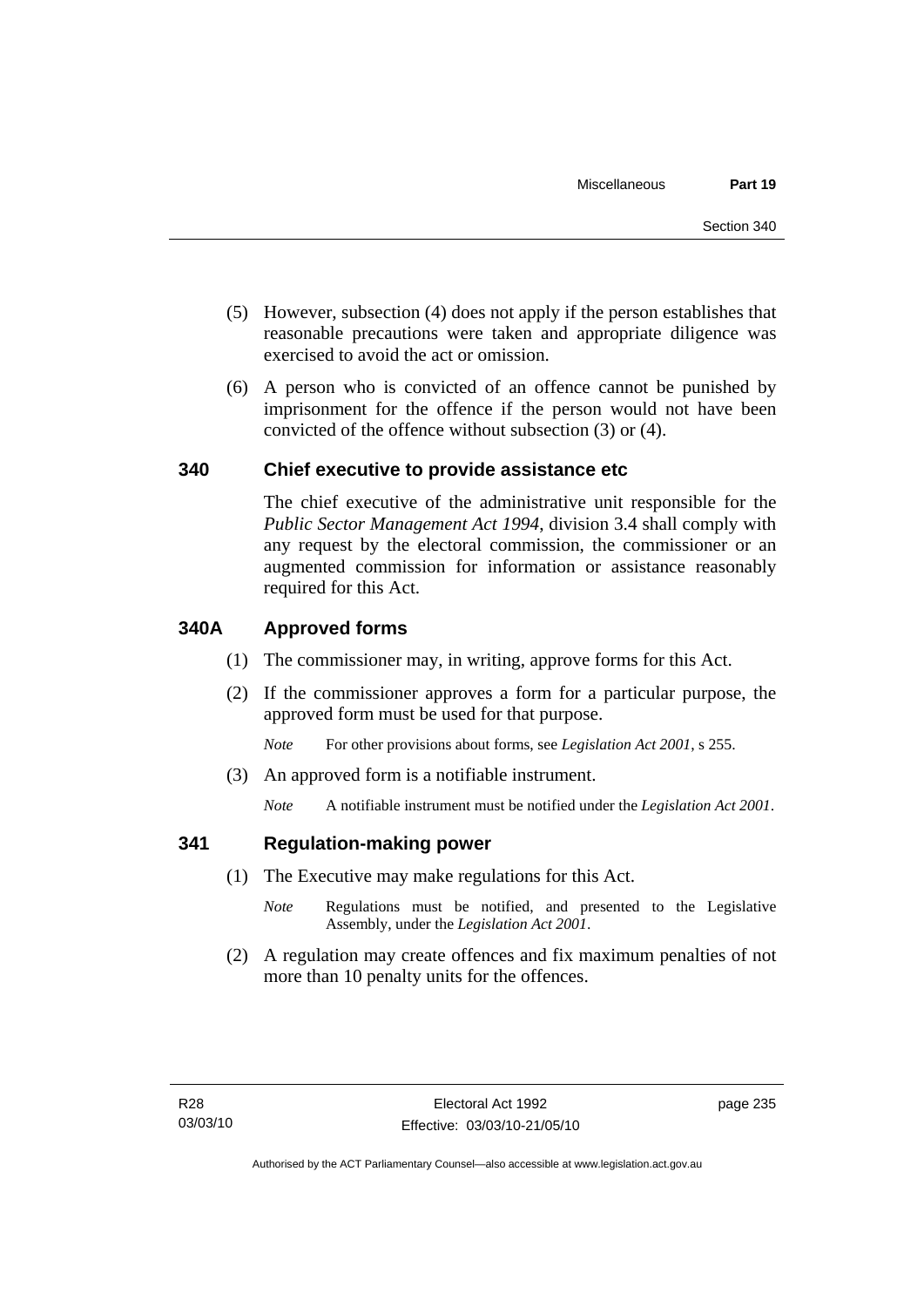(5) However, subsection (4) does not apply if the person establishes that reasonable precautions were taken and appropriate diligence was exercised to avoid the act or omission.

(6) A person who is convicted of an offence cannot be punished by imprisonment for the offence if the person would not have been convicted of the offence without subsection (3) or (4).

## 340 Chief executive to provide assistance etc

The chief executive of the administrative unit responsible for the *Public Sector Management Act 1994*, division 3.4 shall comply with any request by the electoral commission, the commissioner or an augmented commission for information or assistance reasonably required for this Act.

## 340A Approved forms

(1) The commissioner may, in writing, approve forms for this Act.

(2) If the commissioner approves a form for a particular purpose, the approved form must be used for that purpose.

*Note* For other provisions about forms, see *Legislation Act 2001*, s 255.

(3) An approved form is a notifiable instrument.

*Note* A notifiable instrument must be notified under the *Legislation Act 2001*.

## 341 Regulation-making power

(1) The Executive may make regulations for this Act.

*Note* Regulations must be notified, and presented to the Legislative Assembly, under the *Legislation Act 2001*.

(2) A regulation may create offences and fix maximum penalties of not more than 10 penalty units for the offences.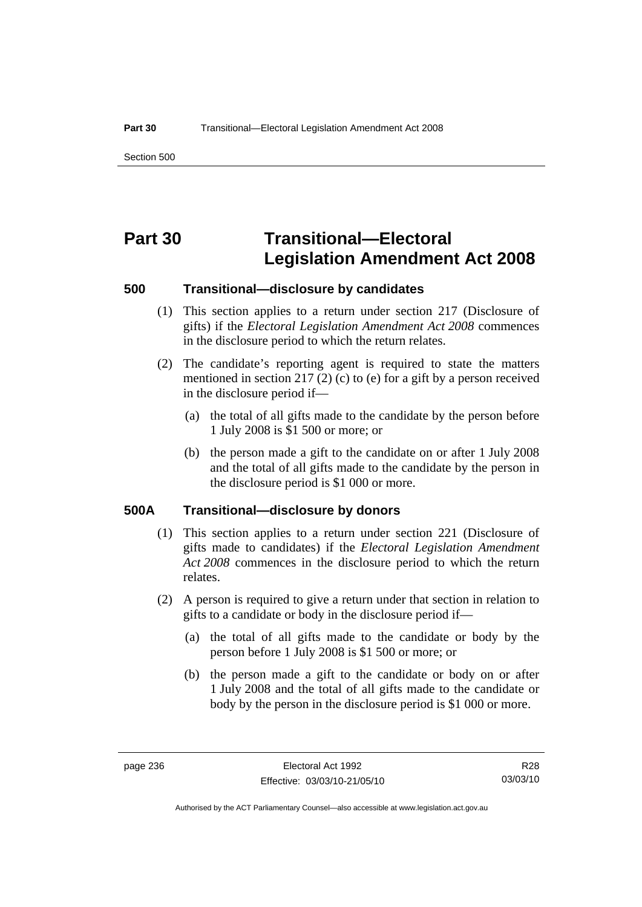# Part 30 Transitional—Electoral Legislation Amendment Act 2008

### 500 Transitional—disclosure by candidates

(1) This section applies to a return under section 217 (Disclosure of gifts) if the *Electoral Legislation Amendment Act 2008* commences in the disclosure period to which the return relates.

(2) The candidate's reporting agent is required to state the matters mentioned in section 217 (2) (c) to (e) for a gift by a person received in the disclosure period if—

- (a) the total of all gifts made to the candidate by the person before 1 July 2008 is $1 500 or more; or
- (b) the person made a gift to the candidate on or after 1 July 2008 and the total of all gifts made to the candidate by the person in the disclosure period is $1 000 or more.

### 500A Transitional—disclosure by donors

(1) This section applies to a return under section 221 (Disclosure of gifts made to candidates) if the *Electoral Legislation Amendment Act 2008* commences in the disclosure period to which the return relates.

(2) A person is required to give a return under that section in relation to gifts to a candidate or body in the disclosure period if—

- (a) the total of all gifts made to the candidate or body by the person before 1 July 2008 is $1 500 or more; or
- (b) the person made a gift to the candidate or body on or after 1 July 2008 and the total of all gifts made to the candidate or body by the person in the disclosure period is $1 000 or more.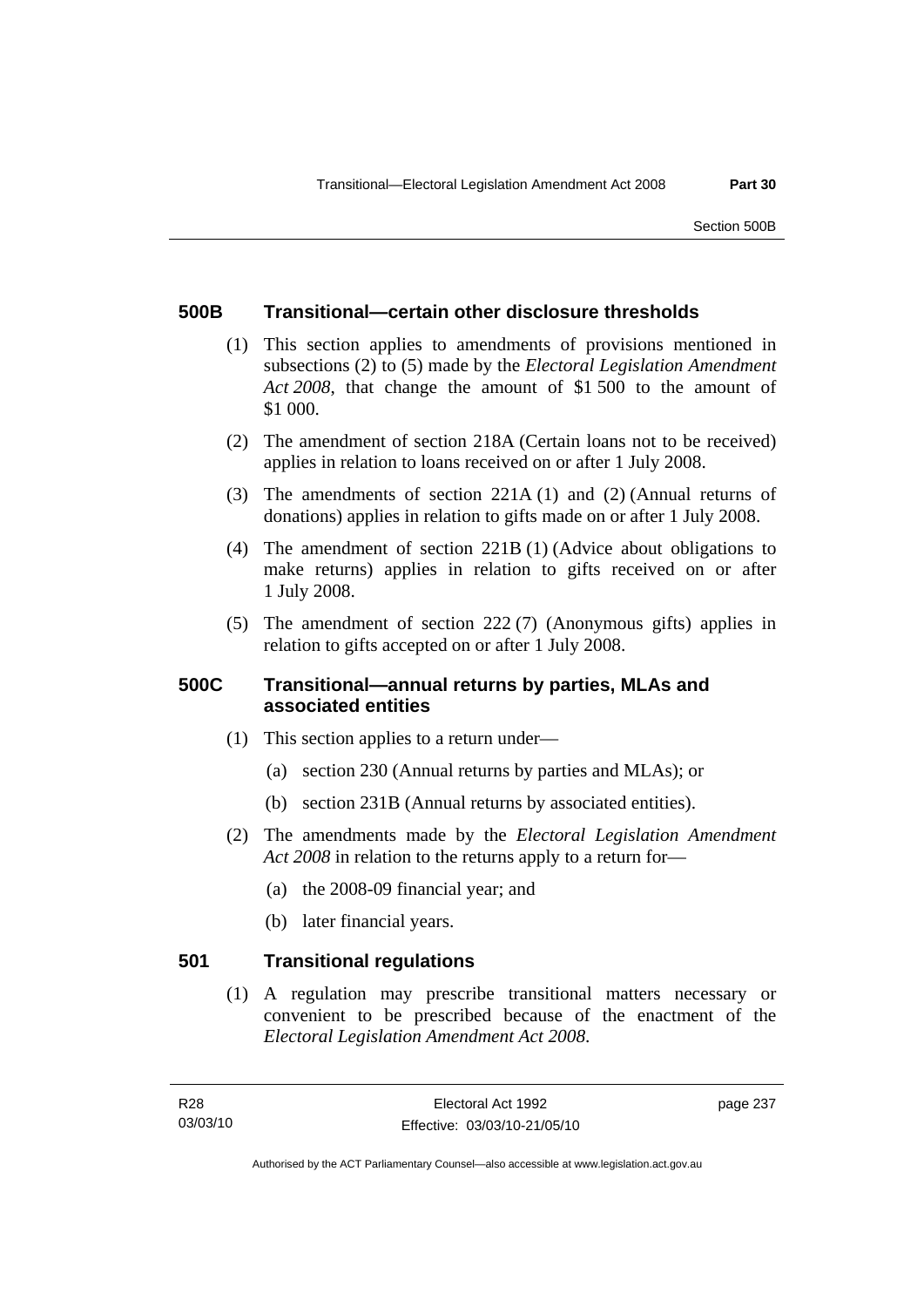### 500B Transitional—certain other disclosure thresholds

(1) This section applies to amendments of provisions mentioned in subsections (2) to (5) made by the *Electoral Legislation Amendment Act 2008*, that change the amount of $1 500 to the amount of $1 000.

(2) The amendment of section 218A (Certain loans not to be received) applies in relation to loans received on or after 1 July 2008.

(3) The amendments of section 221A (1) and (2) (Annual returns of donations) applies in relation to gifts made on or after 1 July 2008.

(4) The amendment of section 221B (1) (Advice about obligations to make returns) applies in relation to gifts received on or after 1 July 2008.

(5) The amendment of section 222 (7) (Anonymous gifts) applies in relation to gifts accepted on or after 1 July 2008.

### 500C Transitional—annual returns by parties, MLAs and associated entities

(1) This section applies to a return under—

(a) section 230 (Annual returns by parties and MLAs); or

(b) section 231B (Annual returns by associated entities).

(2) The amendments made by the *Electoral Legislation Amendment Act 2008* in relation to the returns apply to a return for—

(a) the 2008-09 financial year; and

(b) later financial years.

### 501 Transitional regulations

(1) A regulation may prescribe transitional matters necessary or convenient to be prescribed because of the enactment of the *Electoral Legislation Amendment Act 2008*.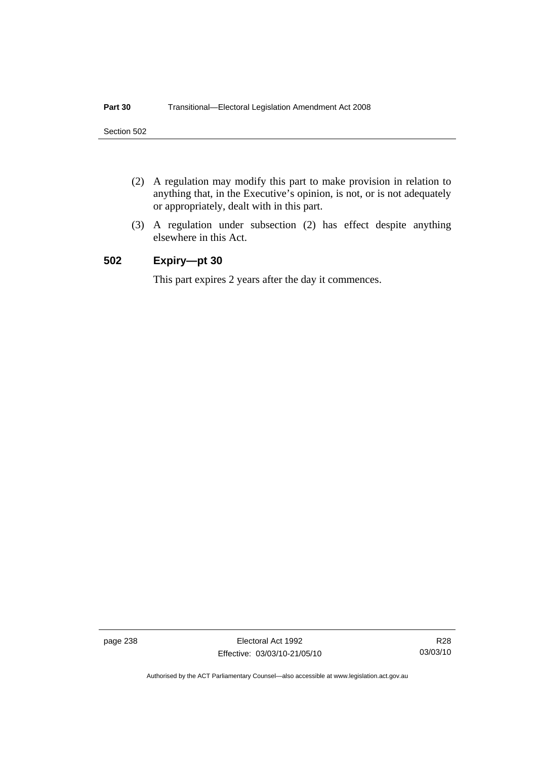(2) A regulation may modify this part to make provision in relation to anything that, in the Executive's opinion, is not, or is not adequately or appropriately, dealt with in this part.

(3) A regulation under subsection (2) has effect despite anything elsewhere in this Act.

### 502 Expiry—pt 30

This part expires 2 years after the day it commences.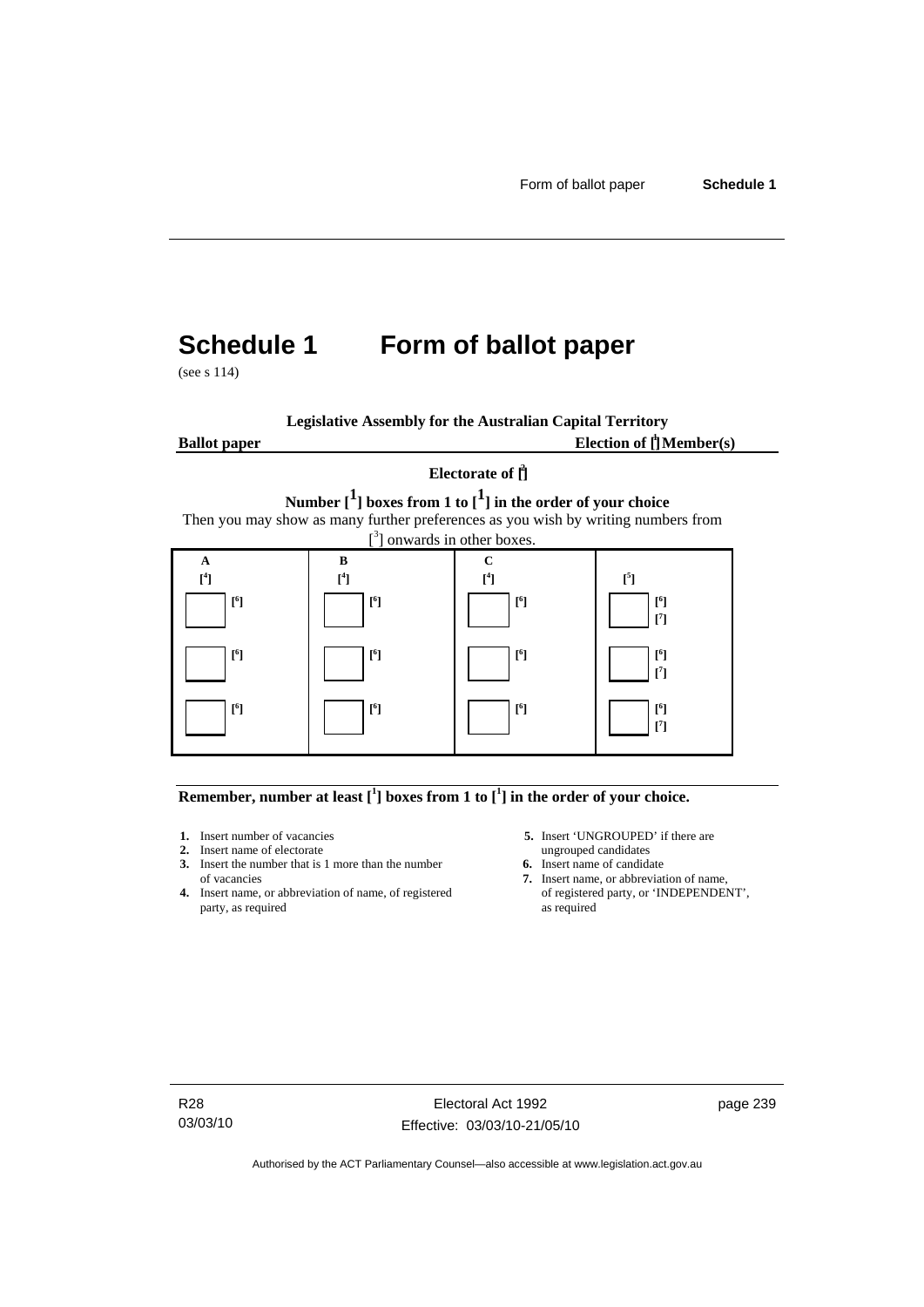# Schedule 1 Form of ballot paper

(see s 114)

**Legislative Assembly for the Australian Capital Territory**

**Ballot paper** **Election of [1] Member(s)**

**Electorate of [2]**

**Number [1] boxes from 1 to [1] in the order of your choice**

Then you may show as many further preferences as you wish by writing numbers from [3] onwards in other boxes.

| A [4] | B [4] | C [4] | [5] |
|---|---|---|---|
| ☐ [6] | ☐ [6] | ☐ [6] | ☐ [6] [7] |
| ☐ [6] | ☐ [6] | ☐ [6] | ☐ [6] [7] |
| ☐ [6] | ☐ [6] | ☐ [6] | ☐ [6] [7] |

**Remember, number at least [1] boxes from 1 to [1] in the order of your choice.**

1. Insert number of vacancies
2. Insert name of electorate
3. Insert the number that is 1 more than the number of vacancies
4. Insert name, or abbreviation of name, of registered party, as required
5. Insert 'UNGROUPED' if there are ungrouped candidates
6. Insert name of candidate
7. Insert name, or abbreviation of name, of registered party, or 'INDEPENDENT', as required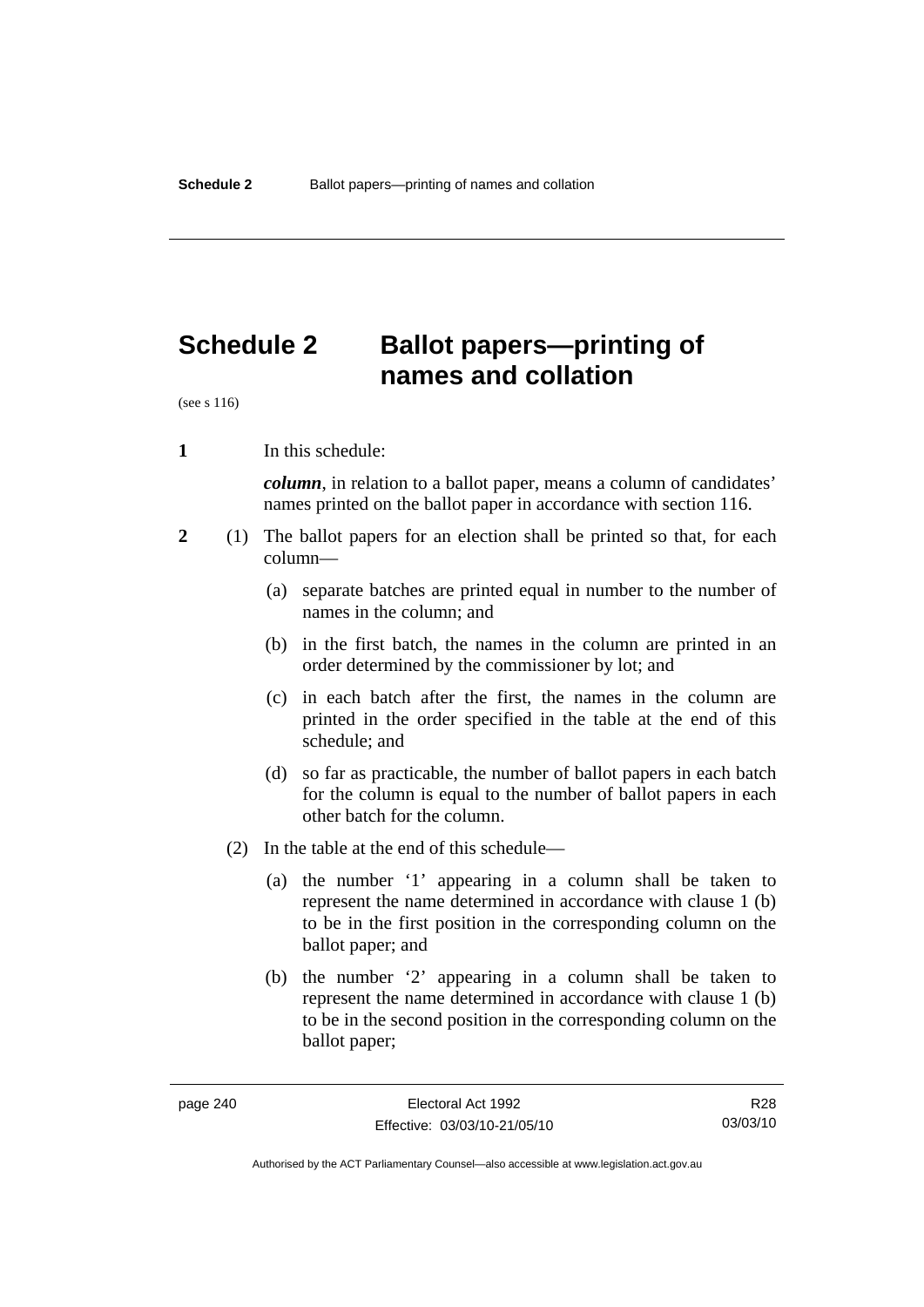# Schedule 2 Ballot papers—printing of names and collation

(see s 116)

**1** In this schedule:

***column***, in relation to a ballot paper, means a column of candidates' names printed on the ballot paper in accordance with section 116.

**2** (1) The ballot papers for an election shall be printed so that, for each column—

(a) separate batches are printed equal in number to the number of names in the column; and

(b) in the first batch, the names in the column are printed in an order determined by the commissioner by lot; and

(c) in each batch after the first, the names in the column are printed in the order specified in the table at the end of this schedule; and

(d) so far as practicable, the number of ballot papers in each batch for the column is equal to the number of ballot papers in each other batch for the column.

(2) In the table at the end of this schedule—

(a) the number '1' appearing in a column shall be taken to represent the name determined in accordance with clause 1 (b) to be in the first position in the corresponding column on the ballot paper; and

(b) the number '2' appearing in a column shall be taken to represent the name determined in accordance with clause 1 (b) to be in the second position in the corresponding column on the ballot paper;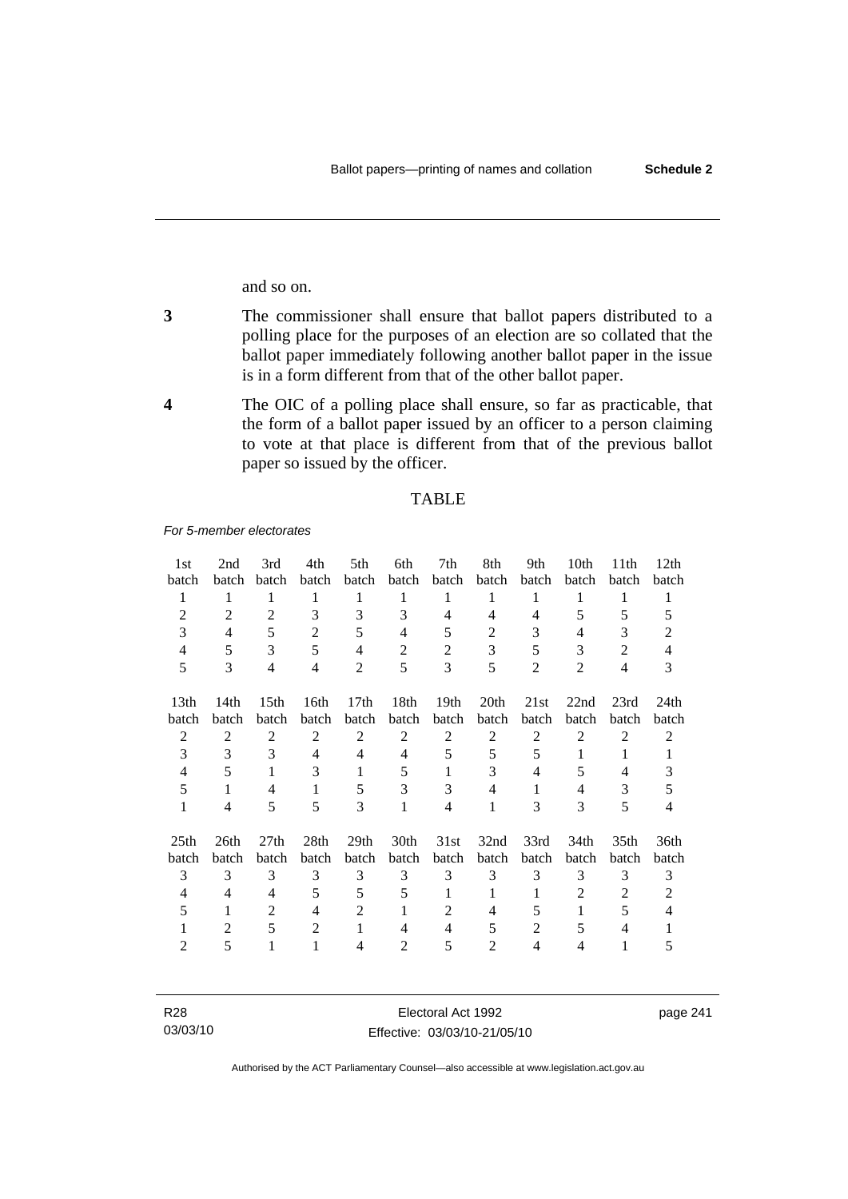and so on.

**3** The commissioner shall ensure that ballot papers distributed to a polling place for the purposes of an election are so collated that the ballot paper immediately following another ballot paper in the issue is in a form different from that of the other ballot paper.

**4** The OIC of a polling place shall ensure, so far as practicable, that the form of a ballot paper issued by an officer to a person claiming to vote at that place is different from that of the previous ballot paper so issued by the officer.

TABLE

*For 5-member electorates*

| 1st batch | 2nd batch | 3rd batch | 4th batch | 5th batch | 6th batch | 7th batch | 8th batch | 9th batch | 10th batch | 11th batch | 12th batch |
|---|---|---|---|---|---|---|---|---|---|---|---|
| 1 | 1 | 1 | 1 | 1 | 1 | 1 | 1 | 1 | 1 | 1 | 1 |
| 2 | 2 | 2 | 3 | 3 | 3 | 4 | 4 | 4 | 5 | 5 | 5 |
| 3 | 4 | 5 | 2 | 5 | 4 | 5 | 2 | 3 | 4 | 3 | 2 |
| 4 | 5 | 3 | 5 | 4 | 2 | 2 | 3 | 5 | 3 | 2 | 4 |
| 5 | 3 | 4 | 4 | 2 | 5 | 3 | 5 | 2 | 2 | 4 | 3 |

| 13th batch | 14th batch | 15th batch | 16th batch | 17th batch | 18th batch | 19th batch | 20th batch | 21st batch | 22nd batch | 23rd batch | 24th batch |
|---|---|---|---|---|---|---|---|---|---|---|---|
| 2 | 2 | 2 | 2 | 2 | 2 | 2 | 2 | 2 | 2 | 2 | 2 |
| 3 | 3 | 3 | 4 | 4 | 4 | 5 | 5 | 5 | 1 | 1 | 1 |
| 4 | 5 | 1 | 3 | 1 | 5 | 1 | 3 | 4 | 5 | 4 | 3 |
| 5 | 1 | 4 | 1 | 5 | 3 | 3 | 4 | 1 | 4 | 3 | 5 |
| 1 | 4 | 5 | 5 | 3 | 1 | 4 | 1 | 3 | 3 | 5 | 4 |

| 25th batch | 26th batch | 27th batch | 28th batch | 29th batch | 30th batch | 31st batch | 32nd batch | 33rd batch | 34th batch | 35th batch | 36th batch |
|---|---|---|---|---|---|---|---|---|---|---|---|
| 3 | 3 | 3 | 3 | 3 | 3 | 3 | 3 | 3 | 3 | 3 | 3 |
| 4 | 4 | 4 | 5 | 5 | 5 | 1 | 1 | 1 | 2 | 2 | 2 |
| 5 | 1 | 2 | 4 | 2 | 1 | 2 | 4 | 5 | 1 | 5 | 4 |
| 1 | 2 | 5 | 2 | 1 | 4 | 4 | 5 | 2 | 5 | 4 | 1 |
| 2 | 5 | 1 | 1 | 4 | 2 | 5 | 2 | 4 | 4 | 1 | 5 |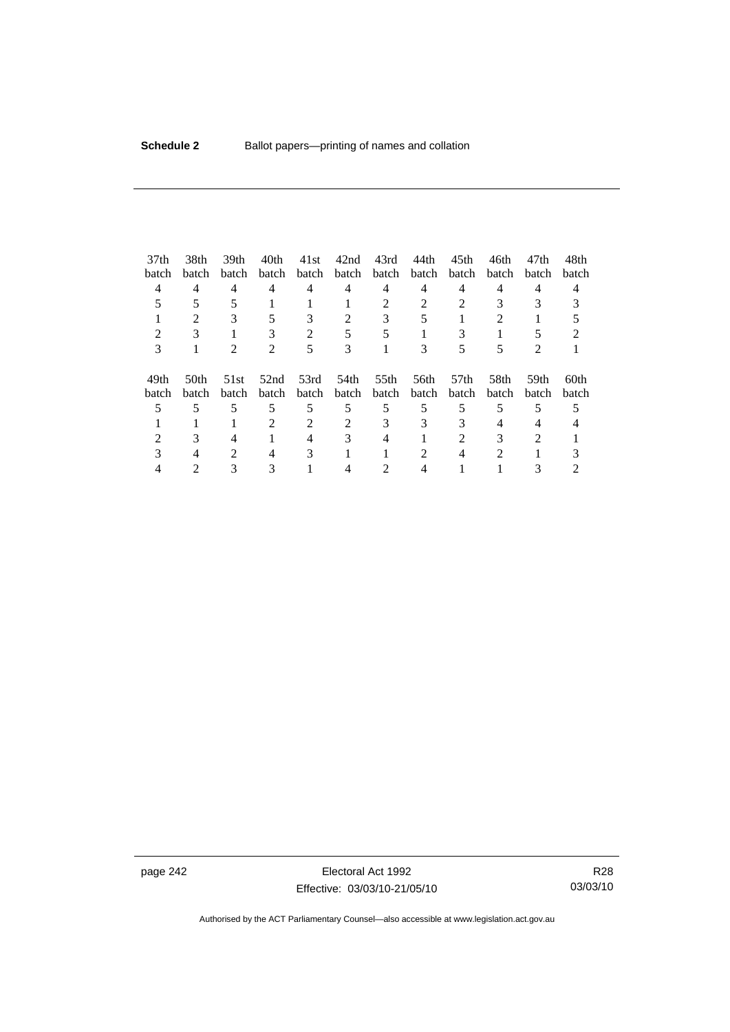| 37th batch | 38th batch | 39th batch | 40th batch | 41st batch | 42nd batch | 43rd batch | 44th batch | 45th batch | 46th batch | 47th batch | 48th batch |
|---|---|---|---|---|---|---|---|---|---|---|---|
| 4 | 4 | 4 | 4 | 4 | 4 | 4 | 4 | 4 | 4 | 4 | 4 |
| 5 | 5 | 5 | 1 | 1 | 1 | 2 | 2 | 2 | 3 | 3 | 3 |
| 1 | 2 | 3 | 5 | 3 | 2 | 3 | 5 | 1 | 2 | 1 | 5 |
| 2 | 3 | 1 | 3 | 2 | 5 | 5 | 1 | 3 | 1 | 5 | 2 |
| 3 | 1 | 2 | 2 | 5 | 3 | 1 | 3 | 5 | 5 | 2 | 1 |

| 49th batch | 50th batch | 51st batch | 52nd batch | 53rd batch | 54th batch | 55th batch | 56th batch | 57th batch | 58th batch | 59th batch | 60th batch |
|---|---|---|---|---|---|---|---|---|---|---|---|
| 5 | 5 | 5 | 5 | 5 | 5 | 5 | 5 | 5 | 5 | 5 | 5 |
| 1 | 1 | 1 | 2 | 2 | 2 | 3 | 3 | 3 | 4 | 4 | 4 |
| 2 | 3 | 4 | 1 | 4 | 3 | 4 | 1 | 2 | 3 | 2 | 1 |
| 3 | 4 | 2 | 4 | 3 | 1 | 1 | 2 | 4 | 2 | 1 | 3 |
| 4 | 2 | 3 | 3 | 1 | 4 | 2 | 4 | 1 | 1 | 3 | 2 |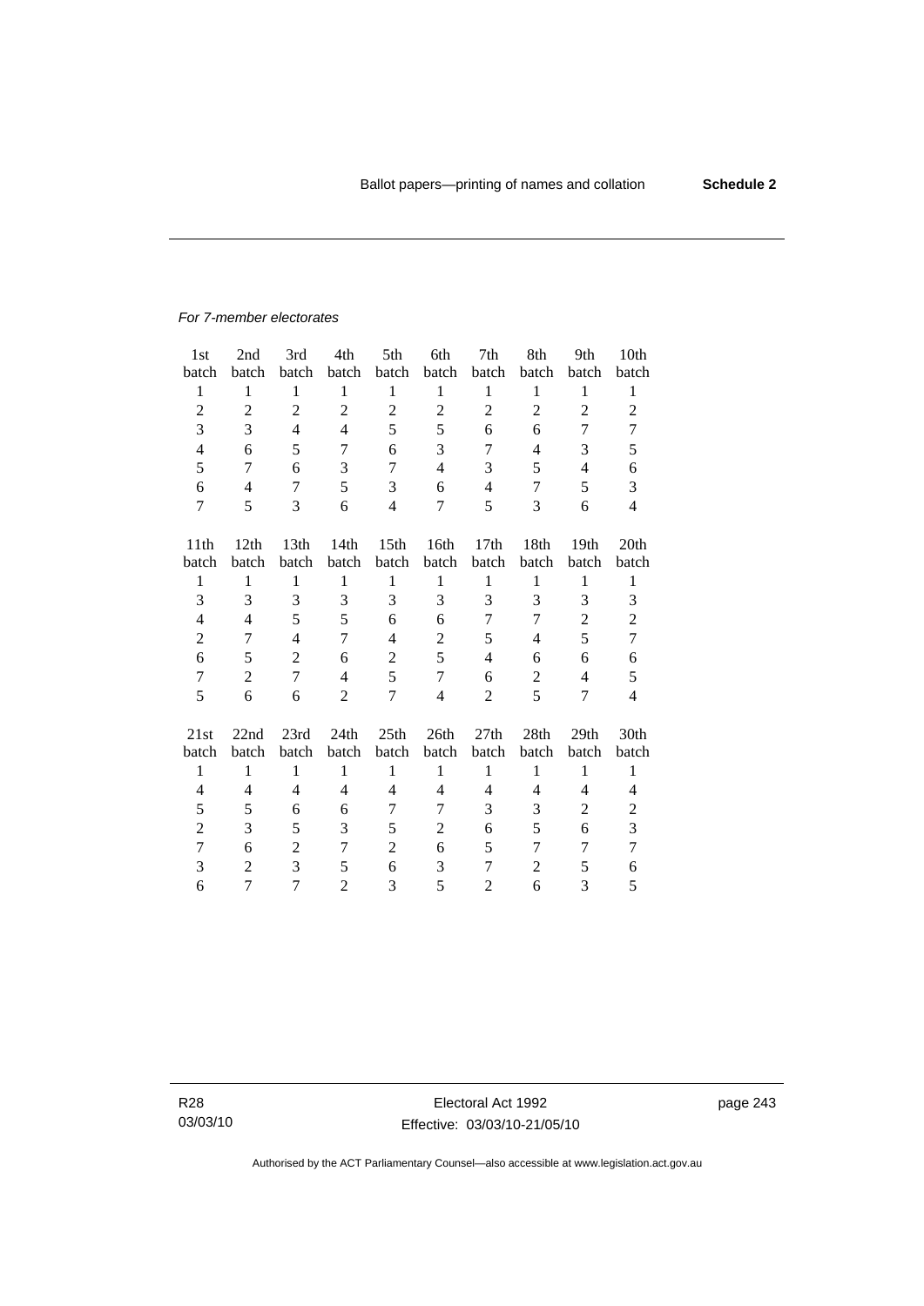*For 7-member electorates*

| 1st batch | 2nd batch | 3rd batch | 4th batch | 5th batch | 6th batch | 7th batch | 8th batch | 9th batch | 10th batch |
|---|---|---|---|---|---|---|---|---|---|
| 1 | 1 | 1 | 1 | 1 | 1 | 1 | 1 | 1 | 1 |
| 2 | 2 | 2 | 2 | 2 | 2 | 2 | 2 | 2 | 2 |
| 3 | 3 | 4 | 4 | 5 | 5 | 6 | 6 | 7 | 7 |
| 4 | 6 | 5 | 7 | 6 | 3 | 7 | 4 | 3 | 5 |
| 5 | 7 | 6 | 3 | 7 | 4 | 3 | 5 | 4 | 6 |
| 6 | 4 | 7 | 5 | 3 | 6 | 4 | 7 | 5 | 3 |
| 7 | 5 | 3 | 6 | 4 | 7 | 5 | 3 | 6 | 4 |

| 11th batch | 12th batch | 13th batch | 14th batch | 15th batch | 16th batch | 17th batch | 18th batch | 19th batch | 20th batch |
|---|---|---|---|---|---|---|---|---|---|
| 1 | 1 | 1 | 1 | 1 | 1 | 1 | 1 | 1 | 1 |
| 3 | 3 | 3 | 3 | 3 | 3 | 3 | 3 | 3 | 3 |
| 4 | 4 | 5 | 5 | 6 | 6 | 7 | 7 | 2 | 2 |
| 2 | 7 | 4 | 7 | 4 | 2 | 5 | 4 | 5 | 7 |
| 6 | 5 | 2 | 6 | 2 | 5 | 4 | 6 | 6 | 6 |
| 7 | 2 | 7 | 4 | 5 | 7 | 6 | 2 | 4 | 5 |
| 5 | 6 | 6 | 2 | 7 | 4 | 2 | 5 | 7 | 4 |

| 21st batch | 22nd batch | 23rd batch | 24th batch | 25th batch | 26th batch | 27th batch | 28th batch | 29th batch | 30th batch |
|---|---|---|---|---|---|---|---|---|---|
| 1 | 1 | 1 | 1 | 1 | 1 | 1 | 1 | 1 | 1 |
| 4 | 4 | 4 | 4 | 4 | 4 | 4 | 4 | 4 | 4 |
| 5 | 5 | 6 | 6 | 7 | 7 | 3 | 3 | 2 | 2 |
| 2 | 3 | 5 | 3 | 5 | 2 | 6 | 5 | 6 | 3 |
| 7 | 6 | 2 | 7 | 2 | 6 | 5 | 7 | 7 | 7 |
| 3 | 2 | 3 | 5 | 6 | 3 | 7 | 2 | 5 | 6 |
| 6 | 7 | 7 | 2 | 3 | 5 | 2 | 6 | 3 | 5 |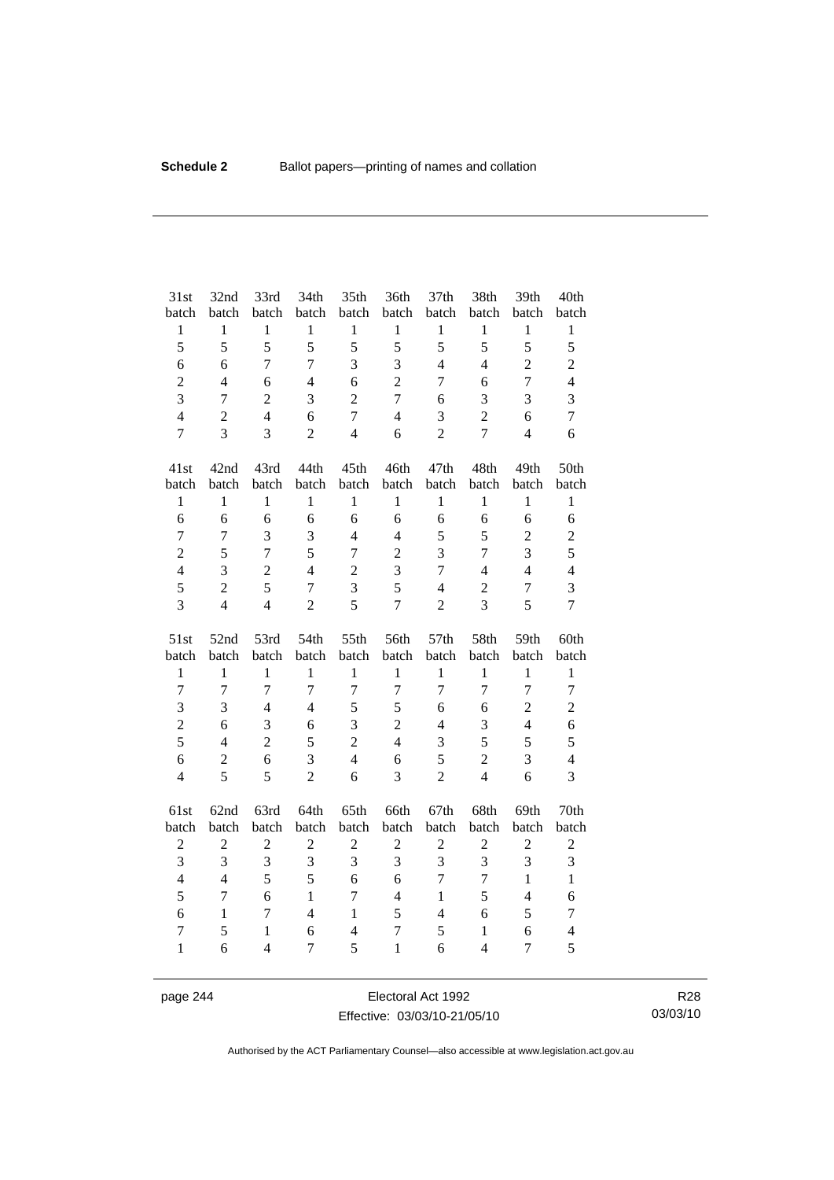| 31st batch | 32nd batch | 33rd batch | 34th batch | 35th batch | 36th batch | 37th batch | 38th batch | 39th batch | 40th batch |
|---|---|---|---|---|---|---|---|---|---|
| 1 | 1 | 1 | 1 | 1 | 1 | 1 | 1 | 1 | 1 |
| 5 | 5 | 5 | 5 | 5 | 5 | 5 | 5 | 5 | 5 |
| 6 | 6 | 7 | 7 | 3 | 3 | 4 | 4 | 2 | 2 |
| 2 | 4 | 6 | 4 | 6 | 2 | 7 | 6 | 7 | 4 |
| 3 | 7 | 2 | 3 | 2 | 7 | 6 | 3 | 3 | 3 |
| 4 | 2 | 4 | 6 | 7 | 4 | 3 | 2 | 6 | 7 |
| 7 | 3 | 3 | 2 | 4 | 6 | 2 | 7 | 4 | 6 |

| 41st batch | 42nd batch | 43rd batch | 44th batch | 45th batch | 46th batch | 47th batch | 48th batch | 49th batch | 50th batch |
|---|---|---|---|---|---|---|---|---|---|
| 1 | 1 | 1 | 1 | 1 | 1 | 1 | 1 | 1 | 1 |
| 6 | 6 | 6 | 6 | 6 | 6 | 6 | 6 | 6 | 6 |
| 7 | 7 | 3 | 3 | 4 | 4 | 5 | 5 | 2 | 2 |
| 2 | 5 | 7 | 5 | 7 | 2 | 3 | 7 | 3 | 5 |
| 4 | 3 | 2 | 4 | 2 | 3 | 7 | 4 | 4 | 4 |
| 5 | 2 | 5 | 7 | 3 | 5 | 4 | 2 | 7 | 3 |
| 3 | 4 | 4 | 2 | 5 | 7 | 2 | 3 | 5 | 7 |

| 51st batch | 52nd batch | 53rd batch | 54th batch | 55th batch | 56th batch | 57th batch | 58th batch | 59th batch | 60th batch |
|---|---|---|---|---|---|---|---|---|---|
| 1 | 1 | 1 | 1 | 1 | 1 | 1 | 1 | 1 | 1 |
| 7 | 7 | 7 | 7 | 7 | 7 | 7 | 7 | 7 | 7 |
| 3 | 3 | 4 | 4 | 5 | 5 | 6 | 6 | 2 | 2 |
| 2 | 6 | 3 | 6 | 3 | 2 | 4 | 3 | 4 | 6 |
| 5 | 4 | 2 | 5 | 2 | 4 | 3 | 5 | 5 | 5 |
| 6 | 2 | 6 | 3 | 4 | 6 | 5 | 2 | 3 | 4 |
| 4 | 5 | 5 | 2 | 6 | 3 | 2 | 4 | 6 | 3 |

| 61st batch | 62nd batch | 63rd batch | 64th batch | 65th batch | 66th batch | 67th batch | 68th batch | 69th batch | 70th batch |
|---|---|---|---|---|---|---|---|---|---|
| 2 | 2 | 2 | 2 | 2 | 2 | 2 | 2 | 2 | 2 |
| 3 | 3 | 3 | 3 | 3 | 3 | 3 | 3 | 3 | 3 |
| 4 | 4 | 5 | 5 | 6 | 6 | 7 | 7 | 1 | 1 |
| 5 | 7 | 6 | 1 | 7 | 4 | 1 | 5 | 4 | 6 |
| 6 | 1 | 7 | 4 | 1 | 5 | 4 | 6 | 5 | 7 |
| 7 | 5 | 1 | 6 | 4 | 7 | 5 | 1 | 6 | 4 |
| 1 | 6 | 4 | 7 | 5 | 1 | 6 | 4 | 7 | 5 |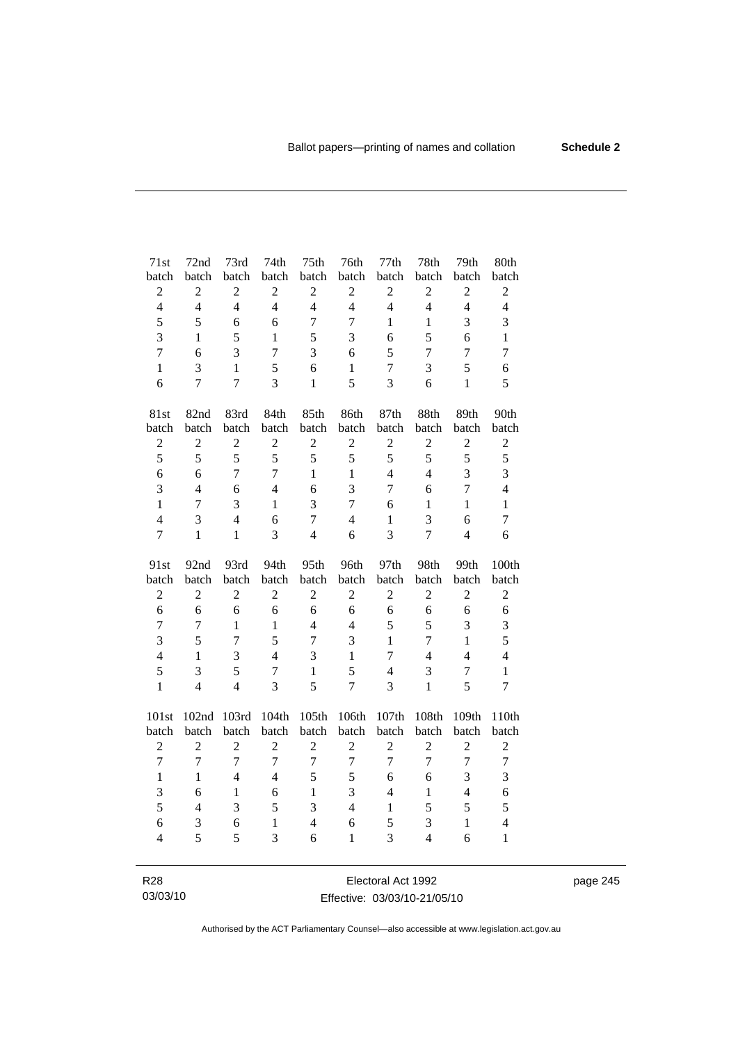| 71st batch | 72nd batch | 73rd batch | 74th batch | 75th batch | 76th batch | 77th batch | 78th batch | 79th batch | 80th batch |
|---|---|---|---|---|---|---|---|---|---|
| 2 | 2 | 2 | 2 | 2 | 2 | 2 | 2 | 2 | 2 |
| 4 | 4 | 4 | 4 | 4 | 4 | 4 | 4 | 4 | 4 |
| 5 | 5 | 6 | 6 | 7 | 7 | 1 | 1 | 3 | 3 |
| 3 | 1 | 5 | 1 | 5 | 3 | 6 | 5 | 6 | 1 |
| 7 | 6 | 3 | 7 | 3 | 6 | 5 | 7 | 7 | 7 |
| 1 | 3 | 1 | 5 | 6 | 1 | 7 | 3 | 5 | 6 |
| 6 | 7 | 7 | 3 | 1 | 5 | 3 | 6 | 1 | 5 |

| 81st batch | 82nd batch | 83rd batch | 84th batch | 85th batch | 86th batch | 87th batch | 88th batch | 89th batch | 90th batch |
|---|---|---|---|---|---|---|---|---|---|
| 2 | 2 | 2 | 2 | 2 | 2 | 2 | 2 | 2 | 2 |
| 5 | 5 | 5 | 5 | 5 | 5 | 5 | 5 | 5 | 5 |
| 6 | 6 | 7 | 7 | 1 | 1 | 4 | 4 | 3 | 3 |
| 3 | 4 | 6 | 4 | 6 | 3 | 7 | 6 | 7 | 4 |
| 1 | 7 | 3 | 1 | 3 | 7 | 6 | 1 | 1 | 1 |
| 4 | 3 | 4 | 6 | 7 | 4 | 1 | 3 | 6 | 7 |
| 7 | 1 | 1 | 3 | 4 | 6 | 3 | 7 | 4 | 6 |

| 91st batch | 92nd batch | 93rd batch | 94th batch | 95th batch | 96th batch | 97th batch | 98th batch | 99th batch | 100th batch |
|---|---|---|---|---|---|---|---|---|---|
| 2 | 2 | 2 | 2 | 2 | 2 | 2 | 2 | 2 | 2 |
| 6 | 6 | 6 | 6 | 6 | 6 | 6 | 6 | 6 | 6 |
| 7 | 7 | 1 | 1 | 4 | 4 | 5 | 5 | 3 | 3 |
| 3 | 5 | 7 | 5 | 7 | 3 | 1 | 7 | 1 | 5 |
| 4 | 1 | 3 | 4 | 3 | 1 | 7 | 4 | 4 | 4 |
| 5 | 3 | 5 | 7 | 1 | 5 | 4 | 3 | 7 | 1 |
| 1 | 4 | 4 | 3 | 5 | 7 | 3 | 1 | 5 | 7 |

| 101st batch | 102nd batch | 103rd batch | 104th batch | 105th batch | 106th batch | 107th batch | 108th batch | 109th batch | 110th batch |
|---|---|---|---|---|---|---|---|---|---|
| 2 | 2 | 2 | 2 | 2 | 2 | 2 | 2 | 2 | 2 |
| 7 | 7 | 7 | 7 | 7 | 7 | 7 | 7 | 7 | 7 |
| 1 | 1 | 4 | 4 | 5 | 5 | 6 | 6 | 3 | 3 |
| 3 | 6 | 1 | 6 | 1 | 3 | 4 | 1 | 4 | 6 |
| 5 | 4 | 3 | 5 | 3 | 4 | 1 | 5 | 5 | 5 |
| 6 | 3 | 6 | 1 | 4 | 6 | 5 | 3 | 1 | 4 |
| 4 | 5 | 5 | 3 | 6 | 1 | 3 | 4 | 6 | 1 |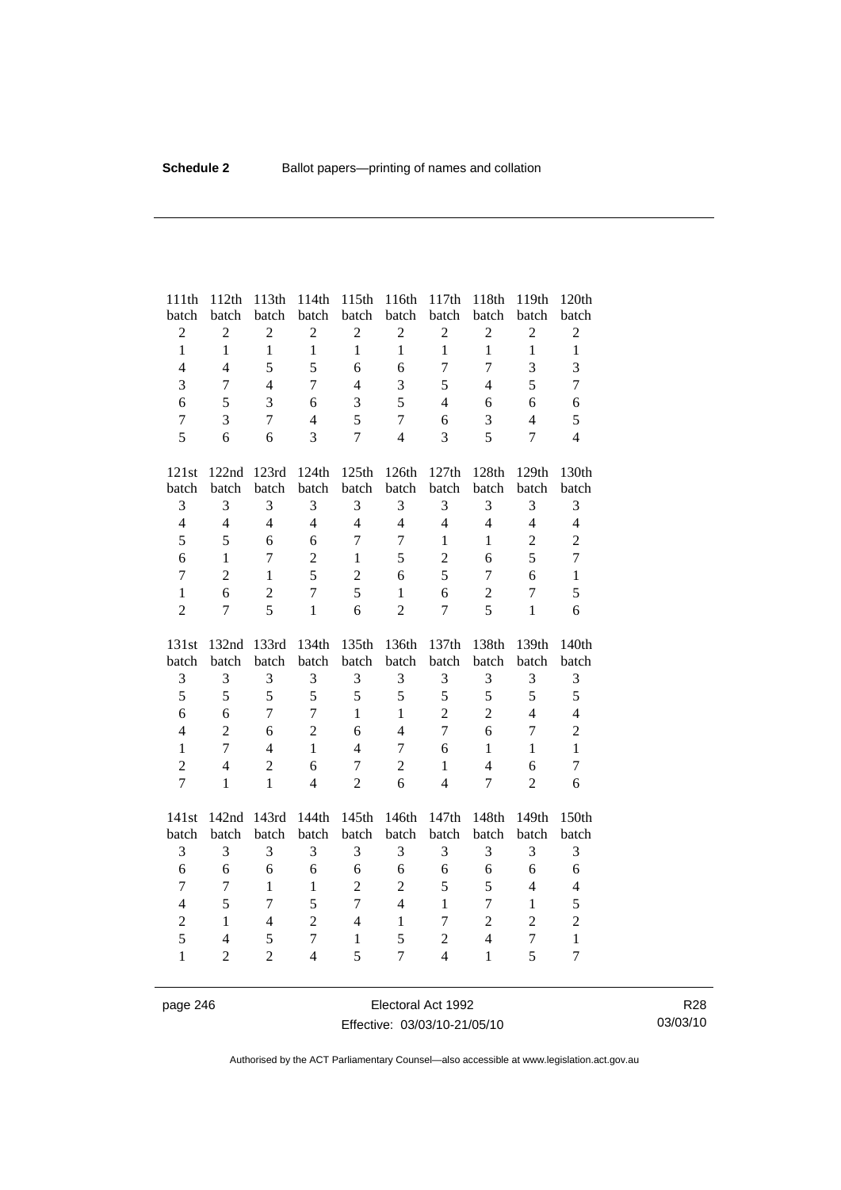| 111th batch | 112th batch | 113th batch | 114th batch | 115th batch | 116th batch | 117th batch | 118th batch | 119th batch | 120th batch |
|---|---|---|---|---|---|---|---|---|---|
| 2 | 2 | 2 | 2 | 2 | 2 | 2 | 2 | 2 | 2 |
| 1 | 1 | 1 | 1 | 1 | 1 | 1 | 1 | 1 | 1 |
| 4 | 4 | 5 | 5 | 6 | 6 | 7 | 7 | 3 | 3 |
| 3 | 7 | 4 | 7 | 4 | 3 | 5 | 4 | 5 | 7 |
| 6 | 5 | 3 | 6 | 3 | 5 | 4 | 6 | 6 | 6 |
| 7 | 3 | 7 | 4 | 5 | 7 | 6 | 3 | 4 | 5 |
| 5 | 6 | 6 | 3 | 7 | 4 | 3 | 5 | 7 | 4 |

| 121st batch | 122nd batch | 123rd batch | 124th batch | 125th batch | 126th batch | 127th batch | 128th batch | 129th batch | 130th batch |
|---|---|---|---|---|---|---|---|---|---|
| 3 | 3 | 3 | 3 | 3 | 3 | 3 | 3 | 3 | 3 |
| 4 | 4 | 4 | 4 | 4 | 4 | 4 | 4 | 4 | 4 |
| 5 | 5 | 6 | 6 | 7 | 7 | 1 | 1 | 2 | 2 |
| 6 | 1 | 7 | 2 | 1 | 5 | 2 | 6 | 5 | 7 |
| 7 | 2 | 1 | 5 | 2 | 6 | 5 | 7 | 6 | 1 |
| 1 | 6 | 2 | 7 | 5 | 1 | 6 | 2 | 7 | 5 |
| 2 | 7 | 5 | 1 | 6 | 2 | 7 | 5 | 1 | 6 |

| 131st batch | 132nd batch | 133rd batch | 134th batch | 135th batch | 136th batch | 137th batch | 138th batch | 139th batch | 140th batch |
|---|---|---|---|---|---|---|---|---|---|
| 3 | 3 | 3 | 3 | 3 | 3 | 3 | 3 | 3 | 3 |
| 5 | 5 | 5 | 5 | 5 | 5 | 5 | 5 | 5 | 5 |
| 6 | 6 | 7 | 7 | 1 | 1 | 2 | 2 | 4 | 4 |
| 4 | 2 | 6 | 2 | 6 | 4 | 7 | 6 | 7 | 2 |
| 1 | 7 | 4 | 1 | 4 | 7 | 6 | 1 | 1 | 1 |
| 2 | 4 | 2 | 6 | 7 | 2 | 1 | 4 | 6 | 7 |
| 7 | 1 | 1 | 4 | 2 | 6 | 4 | 7 | 2 | 6 |

| 141st batch | 142nd batch | 143rd batch | 144th batch | 145th batch | 146th batch | 147th batch | 148th batch | 149th batch | 150th batch |
|---|---|---|---|---|---|---|---|---|---|
| 3 | 3 | 3 | 3 | 3 | 3 | 3 | 3 | 3 | 3 |
| 6 | 6 | 6 | 6 | 6 | 6 | 6 | 6 | 6 | 6 |
| 7 | 7 | 1 | 1 | 2 | 2 | 5 | 5 | 4 | 4 |
| 4 | 5 | 7 | 5 | 7 | 4 | 1 | 7 | 1 | 5 |
| 2 | 1 | 4 | 2 | 4 | 1 | 7 | 2 | 2 | 2 |
| 5 | 4 | 5 | 7 | 1 | 5 | 2 | 4 | 7 | 1 |
| 1 | 2 | 2 | 4 | 5 | 7 | 4 | 1 | 5 | 7 |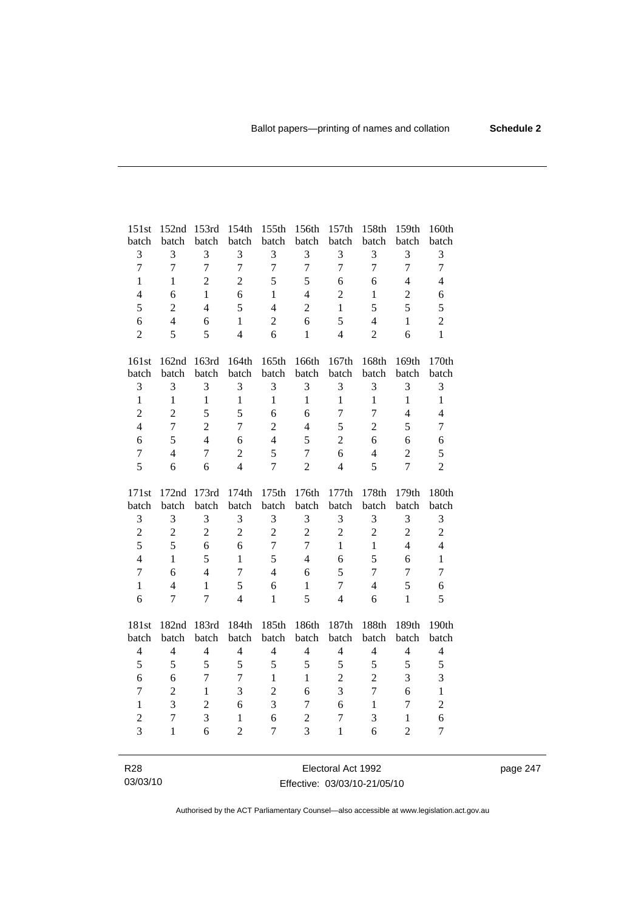| 151st batch | 152nd batch | 153rd batch | 154th batch | 155th batch | 156th batch | 157th batch | 158th batch | 159th batch | 160th batch |
|---|---|---|---|---|---|---|---|---|---|
| 3 | 3 | 3 | 3 | 3 | 3 | 3 | 3 | 3 | 3 |
| 7 | 7 | 7 | 7 | 7 | 7 | 7 | 7 | 7 | 7 |
| 1 | 1 | 2 | 2 | 5 | 5 | 6 | 6 | 4 | 4 |
| 4 | 6 | 1 | 6 | 1 | 4 | 2 | 1 | 2 | 6 |
| 5 | 2 | 4 | 5 | 4 | 2 | 1 | 5 | 5 | 5 |
| 6 | 4 | 6 | 1 | 2 | 6 | 5 | 4 | 1 | 2 |
| 2 | 5 | 5 | 4 | 6 | 1 | 4 | 2 | 6 | 1 |

| 161st batch | 162nd batch | 163rd batch | 164th batch | 165th batch | 166th batch | 167th batch | 168th batch | 169th batch | 170th batch |
|---|---|---|---|---|---|---|---|---|---|
| 3 | 3 | 3 | 3 | 3 | 3 | 3 | 3 | 3 | 3 |
| 1 | 1 | 1 | 1 | 1 | 1 | 1 | 1 | 1 | 1 |
| 2 | 2 | 5 | 5 | 6 | 6 | 7 | 7 | 4 | 4 |
| 4 | 7 | 2 | 7 | 2 | 4 | 5 | 2 | 5 | 7 |
| 6 | 5 | 4 | 6 | 4 | 5 | 2 | 6 | 6 | 6 |
| 7 | 4 | 7 | 2 | 5 | 7 | 6 | 4 | 2 | 5 |
| 5 | 6 | 6 | 4 | 7 | 2 | 4 | 5 | 7 | 2 |

| 171st batch | 172nd batch | 173rd batch | 174th batch | 175th batch | 176th batch | 177th batch | 178th batch | 179th batch | 180th batch |
|---|---|---|---|---|---|---|---|---|---|
| 3 | 3 | 3 | 3 | 3 | 3 | 3 | 3 | 3 | 3 |
| 2 | 2 | 2 | 2 | 2 | 2 | 2 | 2 | 2 | 2 |
| 5 | 5 | 6 | 6 | 7 | 7 | 1 | 1 | 4 | 4 |
| 4 | 1 | 5 | 1 | 5 | 4 | 6 | 5 | 6 | 1 |
| 7 | 6 | 4 | 7 | 4 | 6 | 5 | 7 | 7 | 7 |
| 1 | 4 | 1 | 5 | 6 | 1 | 7 | 4 | 5 | 6 |
| 6 | 7 | 7 | 4 | 1 | 5 | 4 | 6 | 1 | 5 |

| 181st batch | 182nd batch | 183rd batch | 184th batch | 185th batch | 186th batch | 187th batch | 188th batch | 189th batch | 190th batch |
|---|---|---|---|---|---|---|---|---|---|
| 4 | 4 | 4 | 4 | 4 | 4 | 4 | 4 | 4 | 4 |
| 5 | 5 | 5 | 5 | 5 | 5 | 5 | 5 | 5 | 5 |
| 6 | 6 | 7 | 7 | 1 | 1 | 2 | 2 | 3 | 3 |
| 7 | 2 | 1 | 3 | 2 | 6 | 3 | 7 | 6 | 1 |
| 1 | 3 | 2 | 6 | 3 | 7 | 6 | 1 | 7 | 2 |
| 2 | 7 | 3 | 1 | 6 | 2 | 7 | 3 | 1 | 6 |
| 3 | 1 | 6 | 2 | 7 | 3 | 1 | 6 | 2 | 7 |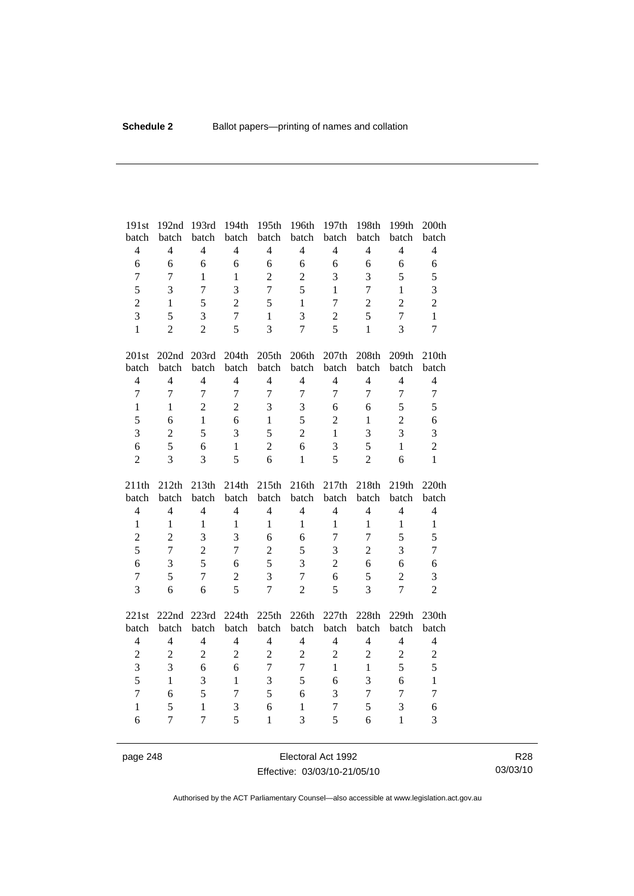| 191st batch | 192nd batch | 193rd batch | 194th batch | 195th batch | 196th batch | 197th batch | 198th batch | 199th batch | 200th batch |
|---|---|---|---|---|---|---|---|---|---|
| 4 | 4 | 4 | 4 | 4 | 4 | 4 | 4 | 4 | 4 |
| 6 | 6 | 6 | 6 | 6 | 6 | 6 | 6 | 6 | 6 |
| 7 | 7 | 1 | 1 | 2 | 2 | 3 | 3 | 5 | 5 |
| 5 | 3 | 7 | 3 | 7 | 5 | 1 | 7 | 1 | 3 |
| 2 | 1 | 5 | 2 | 5 | 1 | 7 | 2 | 2 | 2 |
| 3 | 5 | 3 | 7 | 1 | 3 | 2 | 5 | 7 | 1 |
| 1 | 2 | 2 | 5 | 3 | 7 | 5 | 1 | 3 | 7 |

| 201st batch | 202nd batch | 203rd batch | 204th batch | 205th batch | 206th batch | 207th batch | 208th batch | 209th batch | 210th batch |
|---|---|---|---|---|---|---|---|---|---|
| 4 | 4 | 4 | 4 | 4 | 4 | 4 | 4 | 4 | 4 |
| 7 | 7 | 7 | 7 | 7 | 7 | 7 | 7 | 7 | 7 |
| 1 | 1 | 2 | 2 | 3 | 3 | 6 | 6 | 5 | 5 |
| 5 | 6 | 1 | 6 | 1 | 5 | 2 | 1 | 2 | 6 |
| 3 | 2 | 5 | 3 | 5 | 2 | 1 | 3 | 3 | 3 |
| 6 | 5 | 6 | 1 | 2 | 6 | 3 | 5 | 1 | 2 |
| 2 | 3 | 3 | 5 | 6 | 1 | 5 | 2 | 6 | 1 |

| 211th batch | 212th batch | 213th batch | 214th batch | 215th batch | 216th batch | 217th batch | 218th batch | 219th batch | 220th batch |
|---|---|---|---|---|---|---|---|---|---|
| 4 | 4 | 4 | 4 | 4 | 4 | 4 | 4 | 4 | 4 |
| 1 | 1 | 1 | 1 | 1 | 1 | 1 | 1 | 1 | 1 |
| 2 | 2 | 3 | 3 | 6 | 6 | 7 | 7 | 5 | 5 |
| 5 | 7 | 2 | 7 | 2 | 5 | 3 | 2 | 3 | 7 |
| 6 | 3 | 5 | 6 | 5 | 3 | 2 | 6 | 6 | 6 |
| 7 | 5 | 7 | 2 | 3 | 7 | 6 | 5 | 2 | 3 |
| 3 | 6 | 6 | 5 | 7 | 2 | 5 | 3 | 7 | 2 |

| 221st batch | 222nd batch | 223rd batch | 224th batch | 225th batch | 226th batch | 227th batch | 228th batch | 229th batch | 230th batch |
|---|---|---|---|---|---|---|---|---|---|
| 4 | 4 | 4 | 4 | 4 | 4 | 4 | 4 | 4 | 4 |
| 2 | 2 | 2 | 2 | 2 | 2 | 2 | 2 | 2 | 2 |
| 3 | 3 | 6 | 6 | 7 | 7 | 1 | 1 | 5 | 5 |
| 5 | 1 | 3 | 1 | 3 | 5 | 6 | 3 | 6 | 1 |
| 7 | 6 | 5 | 7 | 5 | 6 | 3 | 7 | 7 | 7 |
| 1 | 5 | 1 | 3 | 6 | 1 | 7 | 5 | 3 | 6 |
| 6 | 7 | 7 | 5 | 1 | 3 | 5 | 6 | 1 | 3 |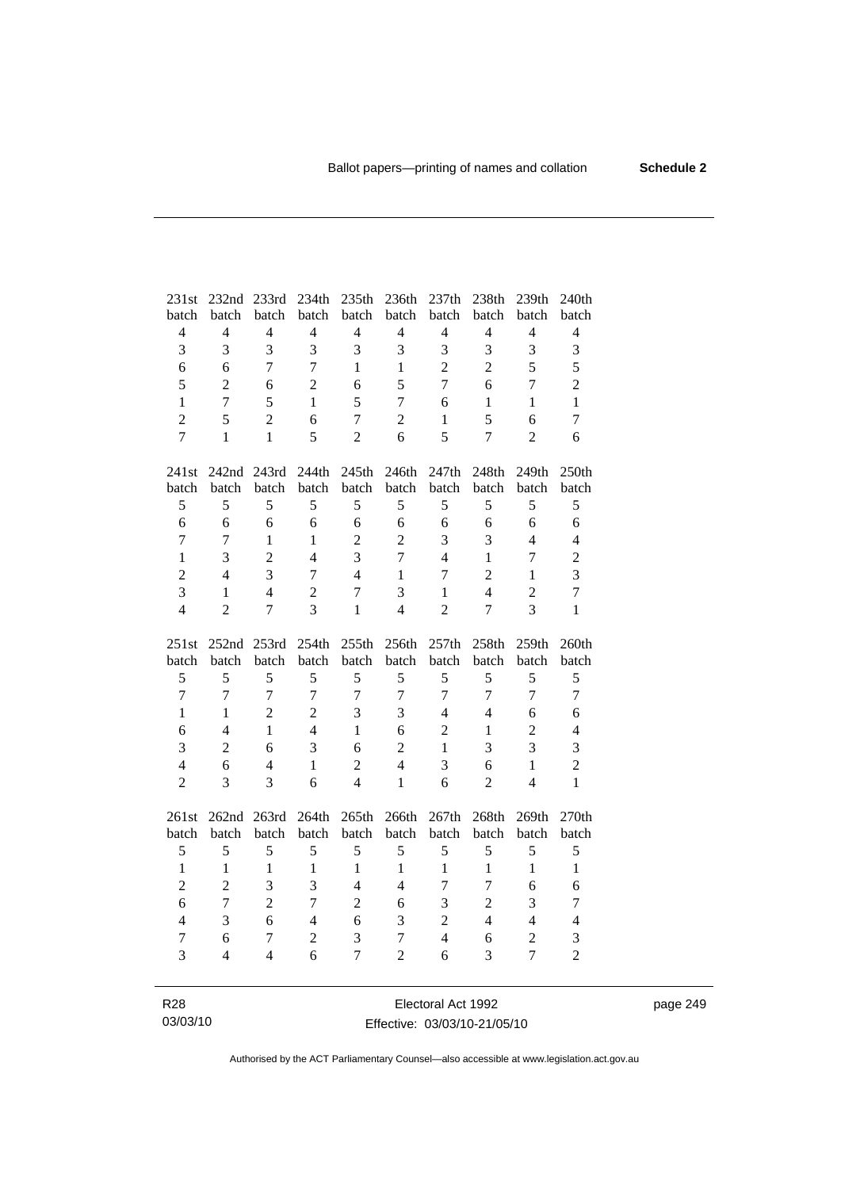| 231st batch | 232nd batch | 233rd batch | 234th batch | 235th batch | 236th batch | 237th batch | 238th batch | 239th batch | 240th batch |
|---|---|---|---|---|---|---|---|---|---|
| 4 | 4 | 4 | 4 | 4 | 4 | 4 | 4 | 4 | 4 |
| 3 | 3 | 3 | 3 | 3 | 3 | 3 | 3 | 3 | 3 |
| 6 | 6 | 7 | 7 | 1 | 1 | 2 | 2 | 5 | 5 |
| 5 | 2 | 6 | 2 | 6 | 5 | 7 | 6 | 7 | 2 |
| 1 | 7 | 5 | 1 | 5 | 7 | 6 | 1 | 1 | 1 |
| 2 | 5 | 2 | 6 | 7 | 2 | 1 | 5 | 6 | 7 |
| 7 | 1 | 1 | 5 | 2 | 6 | 5 | 7 | 2 | 6 |

| 241st batch | 242nd batch | 243rd batch | 244th batch | 245th batch | 246th batch | 247th batch | 248th batch | 249th batch | 250th batch |
|---|---|---|---|---|---|---|---|---|---|
| 5 | 5 | 5 | 5 | 5 | 5 | 5 | 5 | 5 | 5 |
| 6 | 6 | 6 | 6 | 6 | 6 | 6 | 6 | 6 | 6 |
| 7 | 7 | 1 | 1 | 2 | 2 | 3 | 3 | 4 | 4 |
| 1 | 3 | 2 | 4 | 3 | 7 | 4 | 1 | 7 | 2 |
| 2 | 4 | 3 | 7 | 4 | 1 | 7 | 2 | 1 | 3 |
| 3 | 1 | 4 | 2 | 7 | 3 | 1 | 4 | 2 | 7 |
| 4 | 2 | 7 | 3 | 1 | 4 | 2 | 7 | 3 | 1 |

| 251st batch | 252nd batch | 253rd batch | 254th batch | 255th batch | 256th batch | 257th batch | 258th batch | 259th batch | 260th batch |
|---|---|---|---|---|---|---|---|---|---|
| 5 | 5 | 5 | 5 | 5 | 5 | 5 | 5 | 5 | 5 |
| 7 | 7 | 7 | 7 | 7 | 7 | 7 | 7 | 7 | 7 |
| 1 | 1 | 2 | 2 | 3 | 3 | 4 | 4 | 6 | 6 |
| 6 | 4 | 1 | 4 | 1 | 6 | 2 | 1 | 2 | 4 |
| 3 | 2 | 6 | 3 | 6 | 2 | 1 | 3 | 3 | 3 |
| 4 | 6 | 4 | 1 | 2 | 4 | 3 | 6 | 1 | 2 |
| 2 | 3 | 3 | 6 | 4 | 1 | 6 | 2 | 4 | 1 |

| 261st batch | 262nd batch | 263rd batch | 264th batch | 265th batch | 266th batch | 267th batch | 268th batch | 269th batch | 270th batch |
|---|---|---|---|---|---|---|---|---|---|
| 5 | 5 | 5 | 5 | 5 | 5 | 5 | 5 | 5 | 5 |
| 1 | 1 | 1 | 1 | 1 | 1 | 1 | 1 | 1 | 1 |
| 2 | 2 | 3 | 3 | 4 | 4 | 7 | 7 | 6 | 6 |
| 6 | 7 | 2 | 7 | 2 | 6 | 3 | 2 | 3 | 7 |
| 4 | 3 | 6 | 4 | 6 | 3 | 2 | 4 | 4 | 4 |
| 7 | 6 | 7 | 2 | 3 | 7 | 4 | 6 | 2 | 3 |
| 3 | 4 | 4 | 6 | 7 | 2 | 6 | 3 | 7 | 2 |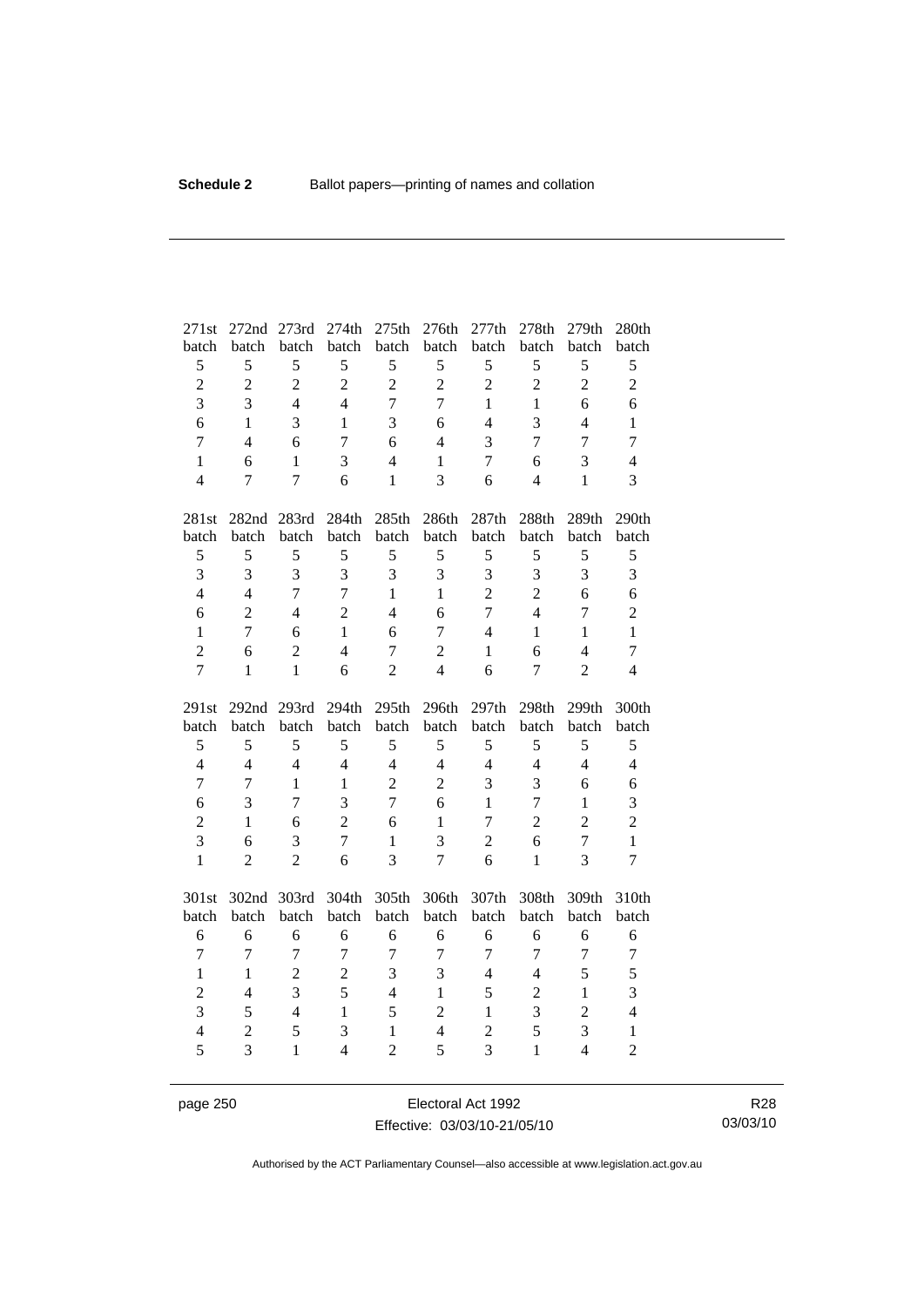| 271st batch | 272nd batch | 273rd batch | 274th batch | 275th batch | 276th batch | 277th batch | 278th batch | 279th batch | 280th batch |
|---|---|---|---|---|---|---|---|---|---|
| 5 | 5 | 5 | 5 | 5 | 5 | 5 | 5 | 5 | 5 |
| 2 | 2 | 2 | 2 | 2 | 2 | 2 | 2 | 2 | 2 |
| 3 | 3 | 4 | 4 | 7 | 7 | 1 | 1 | 6 | 6 |
| 6 | 1 | 3 | 1 | 3 | 6 | 4 | 3 | 4 | 1 |
| 7 | 4 | 6 | 7 | 6 | 4 | 3 | 7 | 7 | 7 |
| 1 | 6 | 1 | 3 | 4 | 1 | 7 | 6 | 3 | 4 |
| 4 | 7 | 7 | 6 | 1 | 3 | 6 | 4 | 1 | 3 |

| 281st batch | 282nd batch | 283rd batch | 284th batch | 285th batch | 286th batch | 287th batch | 288th batch | 289th batch | 290th batch |
|---|---|---|---|---|---|---|---|---|---|
| 5 | 5 | 5 | 5 | 5 | 5 | 5 | 5 | 5 | 5 |
| 3 | 3 | 3 | 3 | 3 | 3 | 3 | 3 | 3 | 3 |
| 4 | 4 | 7 | 7 | 1 | 1 | 2 | 2 | 6 | 6 |
| 6 | 2 | 4 | 2 | 4 | 6 | 7 | 4 | 7 | 2 |
| 1 | 7 | 6 | 1 | 6 | 7 | 4 | 1 | 1 | 1 |
| 2 | 6 | 2 | 4 | 7 | 2 | 1 | 6 | 4 | 7 |
| 7 | 1 | 1 | 6 | 2 | 4 | 6 | 7 | 2 | 4 |

| 291st batch | 292nd batch | 293rd batch | 294th batch | 295th batch | 296th batch | 297th batch | 298th batch | 299th batch | 300th batch |
|---|---|---|---|---|---|---|---|---|---|
| 5 | 5 | 5 | 5 | 5 | 5 | 5 | 5 | 5 | 5 |
| 4 | 4 | 4 | 4 | 4 | 4 | 4 | 4 | 4 | 4 |
| 7 | 7 | 1 | 1 | 2 | 2 | 3 | 3 | 6 | 6 |
| 6 | 3 | 7 | 3 | 7 | 6 | 1 | 7 | 1 | 3 |
| 2 | 1 | 6 | 2 | 6 | 1 | 7 | 2 | 2 | 2 |
| 3 | 6 | 3 | 7 | 1 | 3 | 2 | 6 | 7 | 1 |
| 1 | 2 | 2 | 6 | 3 | 7 | 6 | 1 | 3 | 7 |

| 301st batch | 302nd batch | 303rd batch | 304th batch | 305th batch | 306th batch | 307th batch | 308th batch | 309th batch | 310th batch |
|---|---|---|---|---|---|---|---|---|---|
| 6 | 6 | 6 | 6 | 6 | 6 | 6 | 6 | 6 | 6 |
| 7 | 7 | 7 | 7 | 7 | 7 | 7 | 7 | 7 | 7 |
| 1 | 1 | 2 | 2 | 3 | 3 | 4 | 4 | 5 | 5 |
| 2 | 4 | 3 | 5 | 4 | 1 | 5 | 2 | 1 | 3 |
| 3 | 5 | 4 | 1 | 5 | 2 | 1 | 3 | 2 | 4 |
| 4 | 2 | 5 | 3 | 1 | 4 | 2 | 5 | 3 | 1 |
| 5 | 3 | 1 | 4 | 2 | 5 | 3 | 1 | 4 | 2 |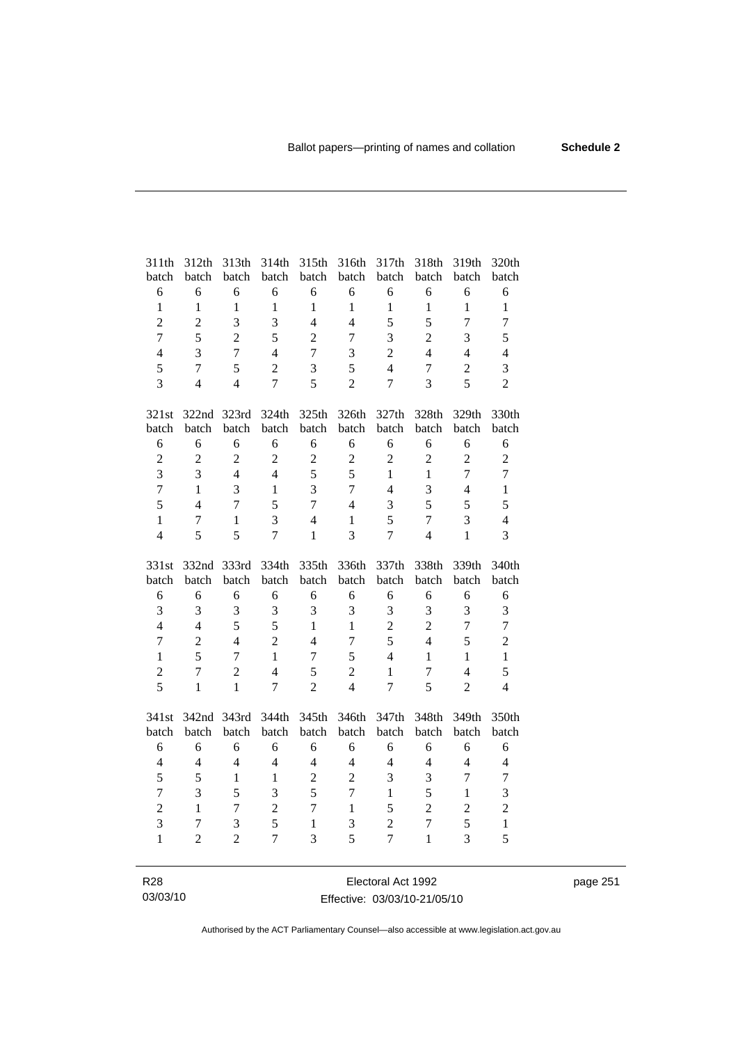| 311th batch | 312th batch | 313th batch | 314th batch | 315th batch | 316th batch | 317th batch | 318th batch | 319th batch | 320th batch |
|---|---|---|---|---|---|---|---|---|---|
| 6 | 6 | 6 | 6 | 6 | 6 | 6 | 6 | 6 | 6 |
| 1 | 1 | 1 | 1 | 1 | 1 | 1 | 1 | 1 | 1 |
| 2 | 2 | 3 | 3 | 4 | 4 | 5 | 5 | 7 | 7 |
| 7 | 5 | 2 | 5 | 2 | 7 | 3 | 2 | 3 | 5 |
| 4 | 3 | 7 | 4 | 7 | 3 | 2 | 4 | 4 | 4 |
| 5 | 7 | 5 | 2 | 3 | 5 | 4 | 7 | 2 | 3 |
| 3 | 4 | 4 | 7 | 5 | 2 | 7 | 3 | 5 | 2 |

| 321st batch | 322nd batch | 323rd batch | 324th batch | 325th batch | 326th batch | 327th batch | 328th batch | 329th batch | 330th batch |
|---|---|---|---|---|---|---|---|---|---|
| 6 | 6 | 6 | 6 | 6 | 6 | 6 | 6 | 6 | 6 |
| 2 | 2 | 2 | 2 | 2 | 2 | 2 | 2 | 2 | 2 |
| 3 | 3 | 4 | 4 | 5 | 5 | 1 | 1 | 7 | 7 |
| 7 | 1 | 3 | 1 | 3 | 7 | 4 | 3 | 4 | 1 |
| 5 | 4 | 7 | 5 | 7 | 4 | 3 | 5 | 5 | 5 |
| 1 | 7 | 1 | 3 | 4 | 1 | 5 | 7 | 3 | 4 |
| 4 | 5 | 5 | 7 | 1 | 3 | 7 | 4 | 1 | 3 |

| 331st batch | 332nd batch | 333rd batch | 334th batch | 335th batch | 336th batch | 337th batch | 338th batch | 339th batch | 340th batch |
|---|---|---|---|---|---|---|---|---|---|
| 6 | 6 | 6 | 6 | 6 | 6 | 6 | 6 | 6 | 6 |
| 3 | 3 | 3 | 3 | 3 | 3 | 3 | 3 | 3 | 3 |
| 4 | 4 | 5 | 5 | 1 | 1 | 2 | 2 | 7 | 7 |
| 7 | 2 | 4 | 2 | 4 | 7 | 5 | 4 | 5 | 2 |
| 1 | 5 | 7 | 1 | 7 | 5 | 4 | 1 | 1 | 1 |
| 2 | 7 | 2 | 4 | 5 | 2 | 1 | 7 | 4 | 5 |
| 5 | 1 | 1 | 7 | 2 | 4 | 7 | 5 | 2 | 4 |

| 341st batch | 342nd batch | 343rd batch | 344th batch | 345th batch | 346th batch | 347th batch | 348th batch | 349th batch | 350th batch |
|---|---|---|---|---|---|---|---|---|---|
| 6 | 6 | 6 | 6 | 6 | 6 | 6 | 6 | 6 | 6 |
| 4 | 4 | 4 | 4 | 4 | 4 | 4 | 4 | 4 | 4 |
| 5 | 5 | 1 | 1 | 2 | 2 | 3 | 3 | 7 | 7 |
| 7 | 3 | 5 | 3 | 5 | 7 | 1 | 5 | 1 | 3 |
| 2 | 1 | 7 | 2 | 7 | 1 | 5 | 2 | 2 | 2 |
| 3 | 7 | 3 | 5 | 1 | 3 | 2 | 7 | 5 | 1 |
| 1 | 2 | 2 | 7 | 3 | 5 | 7 | 1 | 3 | 5 |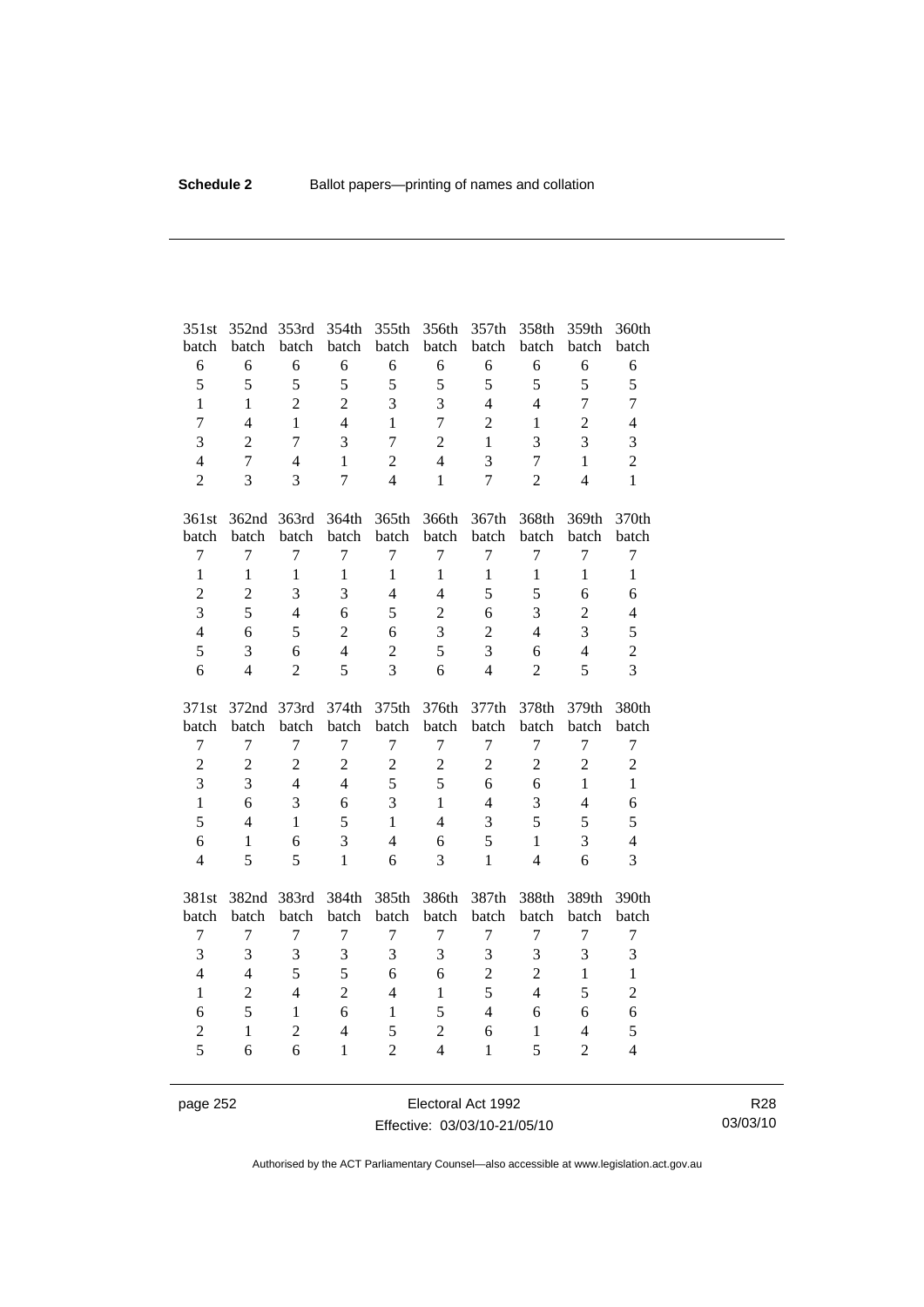| 351st batch | 352nd batch | 353rd batch | 354th batch | 355th batch | 356th batch | 357th batch | 358th batch | 359th batch | 360th batch |
|---|---|---|---|---|---|---|---|---|---|
| 6 | 6 | 6 | 6 | 6 | 6 | 6 | 6 | 6 | 6 |
| 5 | 5 | 5 | 5 | 5 | 5 | 5 | 5 | 5 | 5 |
| 1 | 1 | 2 | 2 | 3 | 3 | 4 | 4 | 7 | 7 |
| 7 | 4 | 1 | 4 | 1 | 7 | 2 | 1 | 2 | 4 |
| 3 | 2 | 7 | 3 | 7 | 2 | 1 | 3 | 3 | 3 |
| 4 | 7 | 4 | 1 | 2 | 4 | 3 | 7 | 1 | 2 |
| 2 | 3 | 3 | 7 | 4 | 1 | 7 | 2 | 4 | 1 |

| 361st batch | 362nd batch | 363rd batch | 364th batch | 365th batch | 366th batch | 367th batch | 368th batch | 369th batch | 370th batch |
|---|---|---|---|---|---|---|---|---|---|
| 7 | 7 | 7 | 7 | 7 | 7 | 7 | 7 | 7 | 7 |
| 1 | 1 | 1 | 1 | 1 | 1 | 1 | 1 | 1 | 1 |
| 2 | 2 | 3 | 3 | 4 | 4 | 5 | 5 | 6 | 6 |
| 3 | 5 | 4 | 6 | 5 | 2 | 6 | 3 | 2 | 4 |
| 4 | 6 | 5 | 2 | 6 | 3 | 2 | 4 | 3 | 5 |
| 5 | 3 | 6 | 4 | 2 | 5 | 3 | 6 | 4 | 2 |
| 6 | 4 | 2 | 5 | 3 | 6 | 4 | 2 | 5 | 3 |

| 371st batch | 372nd batch | 373rd batch | 374th batch | 375th batch | 376th batch | 377th batch | 378th batch | 379th batch | 380th batch |
|---|---|---|---|---|---|---|---|---|---|
| 7 | 7 | 7 | 7 | 7 | 7 | 7 | 7 | 7 | 7 |
| 2 | 2 | 2 | 2 | 2 | 2 | 2 | 2 | 2 | 2 |
| 3 | 3 | 4 | 4 | 5 | 5 | 6 | 6 | 1 | 1 |
| 1 | 6 | 3 | 6 | 3 | 1 | 4 | 3 | 4 | 6 |
| 5 | 4 | 1 | 5 | 1 | 4 | 3 | 5 | 5 | 5 |
| 6 | 1 | 6 | 3 | 4 | 6 | 5 | 1 | 3 | 4 |
| 4 | 5 | 5 | 1 | 6 | 3 | 1 | 4 | 6 | 3 |

| 381st batch | 382nd batch | 383rd batch | 384th batch | 385th batch | 386th batch | 387th batch | 388th batch | 389th batch | 390th batch |
|---|---|---|---|---|---|---|---|---|---|
| 7 | 7 | 7 | 7 | 7 | 7 | 7 | 7 | 7 | 7 |
| 3 | 3 | 3 | 3 | 3 | 3 | 3 | 3 | 3 | 3 |
| 4 | 4 | 5 | 5 | 6 | 6 | 2 | 2 | 1 | 1 |
| 1 | 2 | 4 | 2 | 4 | 1 | 5 | 4 | 5 | 2 |
| 6 | 5 | 1 | 6 | 1 | 5 | 4 | 6 | 6 | 6 |
| 2 | 1 | 2 | 4 | 5 | 2 | 6 | 1 | 4 | 5 |
| 5 | 6 | 6 | 1 | 2 | 4 | 1 | 5 | 2 | 4 |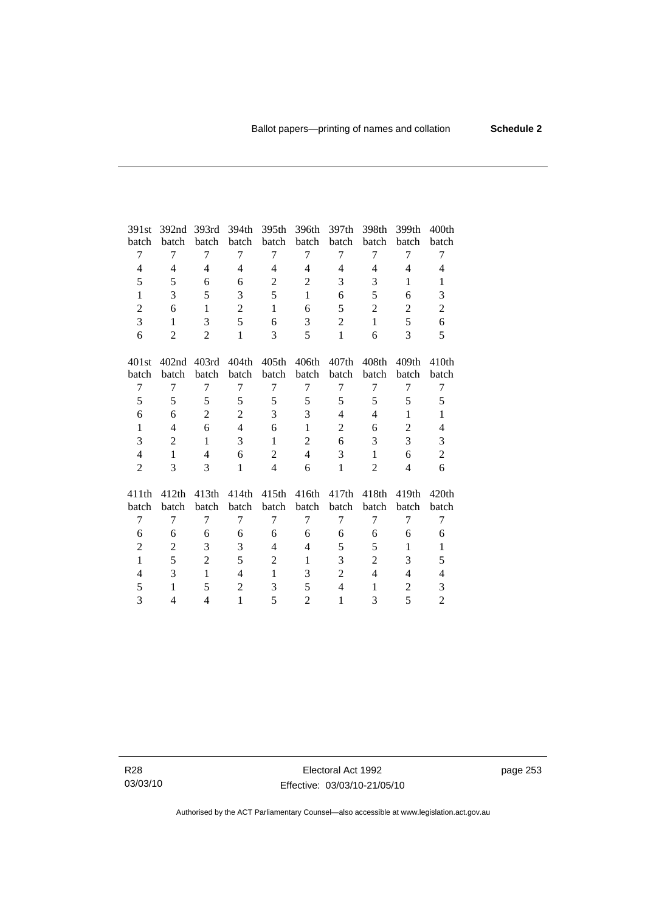| 391st batch | 392nd batch | 393rd batch | 394th batch | 395th batch | 396th batch | 397th batch | 398th batch | 399th batch | 400th batch |
|---|---|---|---|---|---|---|---|---|---|
| 7 | 7 | 7 | 7 | 7 | 7 | 7 | 7 | 7 | 7 |
| 4 | 4 | 4 | 4 | 4 | 4 | 4 | 4 | 4 | 4 |
| 5 | 5 | 6 | 6 | 2 | 2 | 3 | 3 | 1 | 1 |
| 1 | 3 | 5 | 3 | 5 | 1 | 6 | 5 | 6 | 3 |
| 2 | 6 | 1 | 2 | 1 | 6 | 5 | 2 | 2 | 2 |
| 3 | 1 | 3 | 5 | 6 | 3 | 2 | 1 | 5 | 6 |
| 6 | 2 | 2 | 1 | 3 | 5 | 1 | 6 | 3 | 5 |

| 401st batch | 402nd batch | 403rd batch | 404th batch | 405th batch | 406th batch | 407th batch | 408th batch | 409th batch | 410th batch |
|---|---|---|---|---|---|---|---|---|---|
| 7 | 7 | 7 | 7 | 7 | 7 | 7 | 7 | 7 | 7 |
| 5 | 5 | 5 | 5 | 5 | 5 | 5 | 5 | 5 | 5 |
| 6 | 6 | 2 | 2 | 3 | 3 | 4 | 4 | 1 | 1 |
| 1 | 4 | 6 | 4 | 6 | 1 | 2 | 6 | 2 | 4 |
| 3 | 2 | 1 | 3 | 1 | 2 | 6 | 3 | 3 | 3 |
| 4 | 1 | 4 | 6 | 2 | 4 | 3 | 1 | 6 | 2 |
| 2 | 3 | 3 | 1 | 4 | 6 | 1 | 2 | 4 | 6 |

| 411th batch | 412th batch | 413th batch | 414th batch | 415th batch | 416th batch | 417th batch | 418th batch | 419th batch | 420th batch |
|---|---|---|---|---|---|---|---|---|---|
| 7 | 7 | 7 | 7 | 7 | 7 | 7 | 7 | 7 | 7 |
| 6 | 6 | 6 | 6 | 6 | 6 | 6 | 6 | 6 | 6 |
| 2 | 2 | 3 | 3 | 4 | 4 | 5 | 5 | 1 | 1 |
| 1 | 5 | 2 | 5 | 2 | 1 | 3 | 2 | 3 | 5 |
| 4 | 3 | 1 | 4 | 1 | 3 | 2 | 4 | 4 | 4 |
| 5 | 1 | 5 | 2 | 3 | 5 | 4 | 1 | 2 | 3 |
| 3 | 4 | 4 | 1 | 5 | 2 | 1 | 3 | 5 | 2 |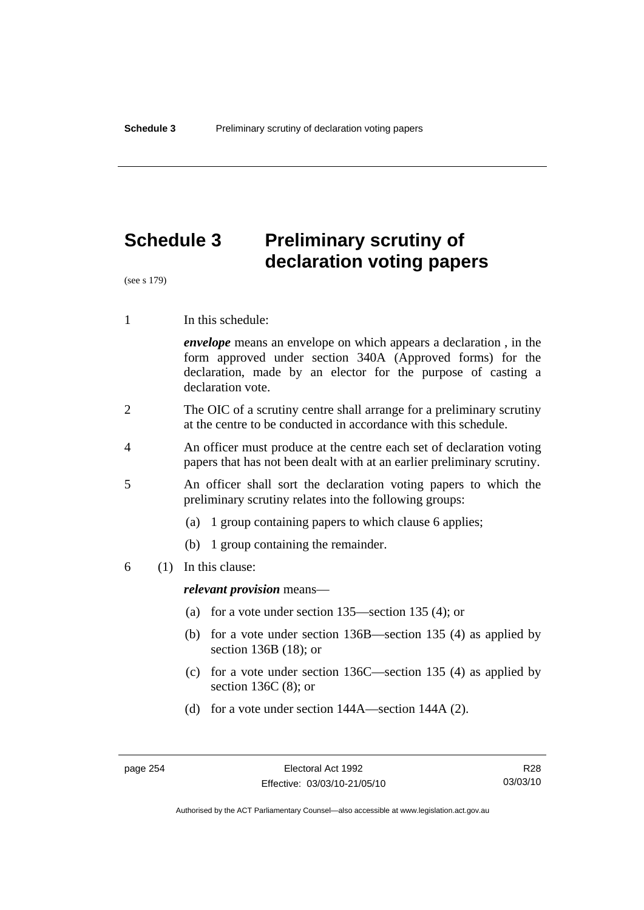# Schedule 3 Preliminary scrutiny of declaration voting papers

(see s 179)

1 In this schedule:

*envelope* means an envelope on which appears a declaration , in the form approved under section 340A (Approved forms) for the declaration, made by an elector for the purpose of casting a declaration vote.

2 The OIC of a scrutiny centre shall arrange for a preliminary scrutiny at the centre to be conducted in accordance with this schedule.

4 An officer must produce at the centre each set of declaration voting papers that has not been dealt with at an earlier preliminary scrutiny.

5 An officer shall sort the declaration voting papers to which the preliminary scrutiny relates into the following groups:

- (a) 1 group containing papers to which clause 6 applies;
- (b) 1 group containing the remainder.

6 (1) In this clause:

*relevant provision* means—

- (a) for a vote under section 135—section 135 (4); or
- (b) for a vote under section 136B—section 135 (4) as applied by section 136B (18); or
- (c) for a vote under section 136C—section 135 (4) as applied by section 136C (8); or
- (d) for a vote under section 144A—section 144A (2).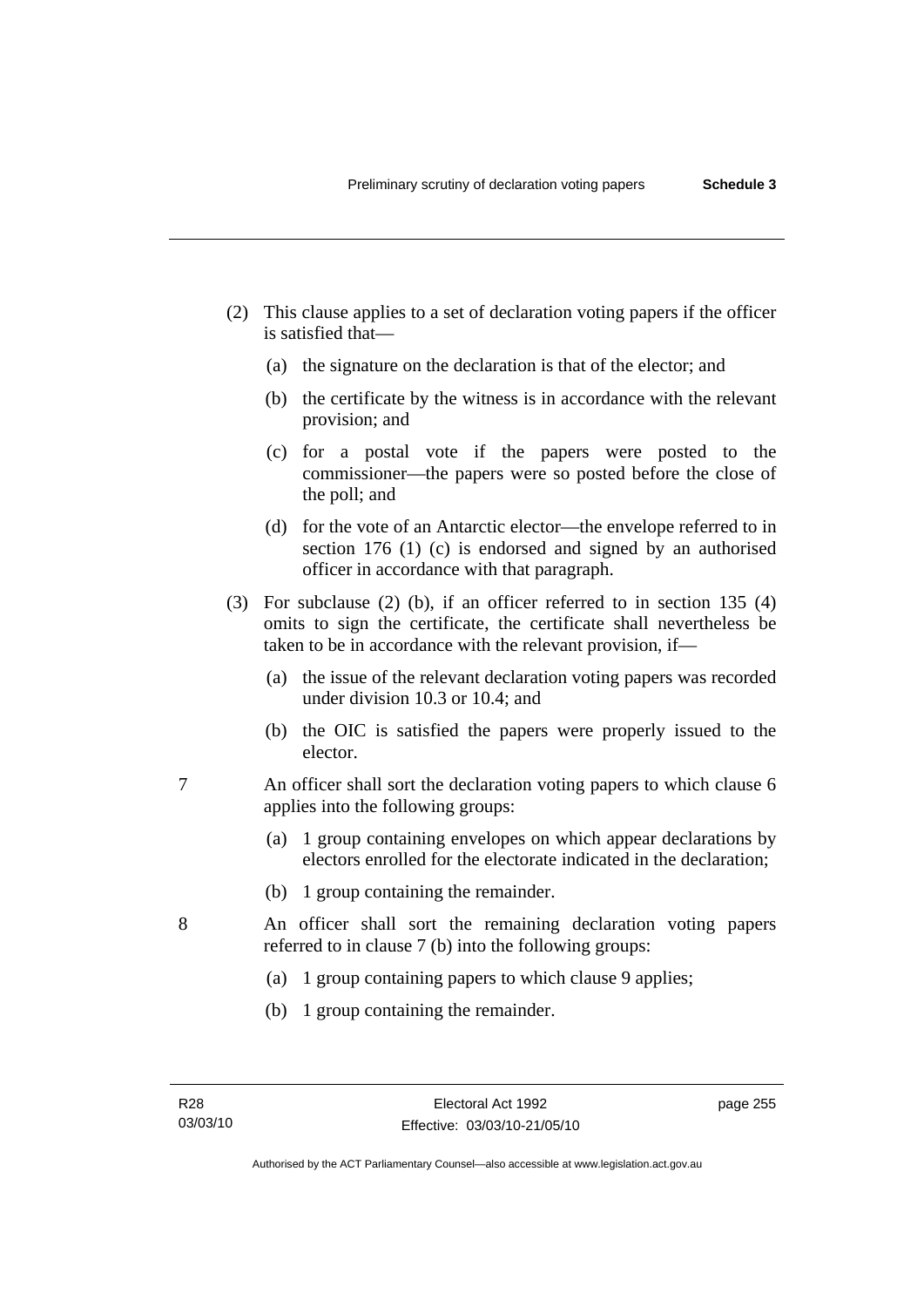(2) This clause applies to a set of declaration voting papers if the officer is satisfied that—

(a) the signature on the declaration is that of the elector; and

(b) the certificate by the witness is in accordance with the relevant provision; and

(c) for a postal vote if the papers were posted to the commissioner—the papers were so posted before the close of the poll; and

(d) for the vote of an Antarctic elector—the envelope referred to in section 176 (1) (c) is endorsed and signed by an authorised officer in accordance with that paragraph.

(3) For subclause (2) (b), if an officer referred to in section 135 (4) omits to sign the certificate, the certificate shall nevertheless be taken to be in accordance with the relevant provision, if—

(a) the issue of the relevant declaration voting papers was recorded under division 10.3 or 10.4; and

(b) the OIC is satisfied the papers were properly issued to the elector.

7 An officer shall sort the declaration voting papers to which clause 6 applies into the following groups:

(a) 1 group containing envelopes on which appear declarations by electors enrolled for the electorate indicated in the declaration;

(b) 1 group containing the remainder.

8 An officer shall sort the remaining declaration voting papers referred to in clause 7 (b) into the following groups:

(a) 1 group containing papers to which clause 9 applies;

(b) 1 group containing the remainder.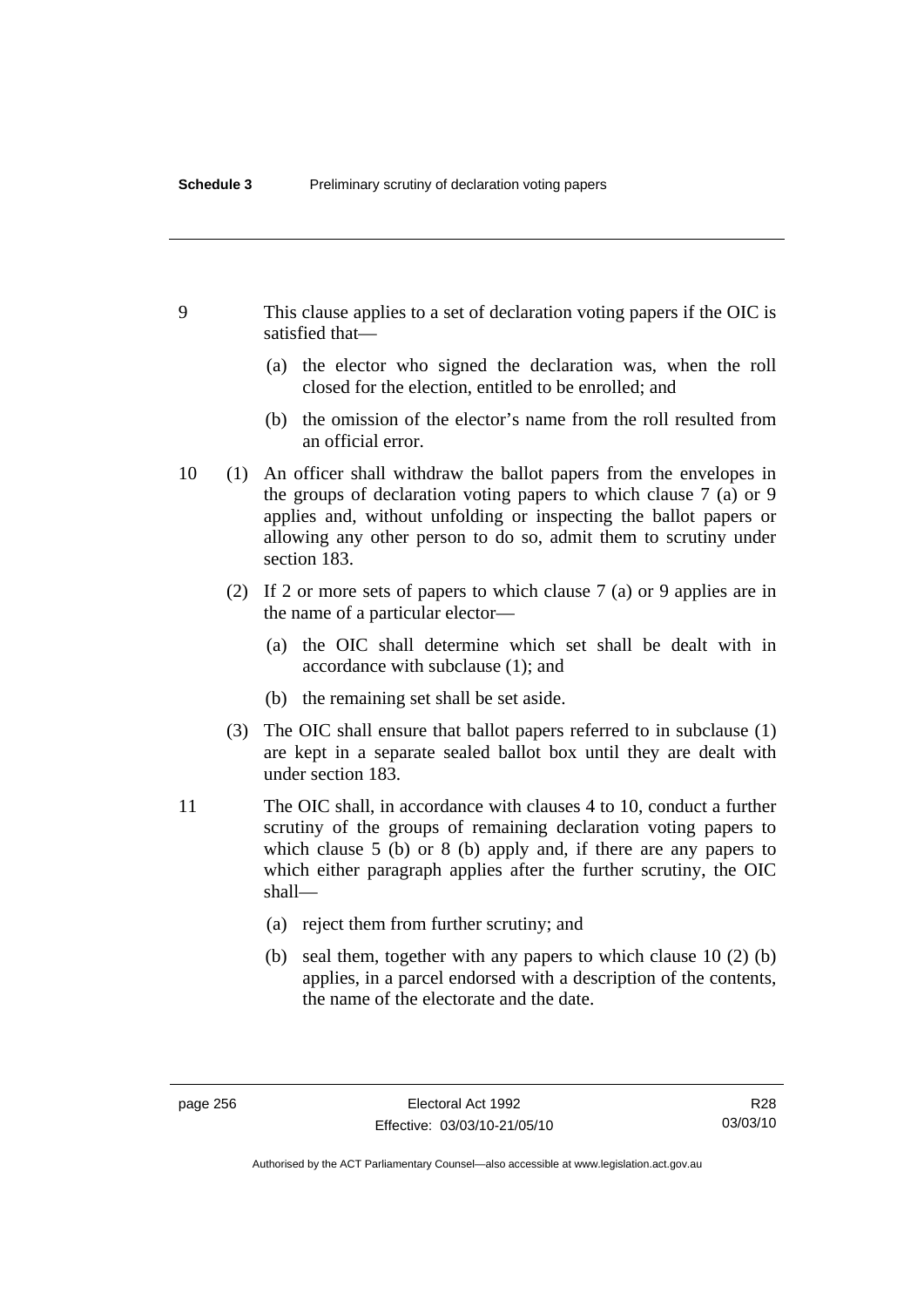9 This clause applies to a set of declaration voting papers if the OIC is satisfied that—

(a) the elector who signed the declaration was, when the roll closed for the election, entitled to be enrolled; and

(b) the omission of the elector's name from the roll resulted from an official error.

10 (1) An officer shall withdraw the ballot papers from the envelopes in the groups of declaration voting papers to which clause 7 (a) or 9 applies and, without unfolding or inspecting the ballot papers or allowing any other person to do so, admit them to scrutiny under section 183.

(2) If 2 or more sets of papers to which clause 7 (a) or 9 applies are in the name of a particular elector—

(a) the OIC shall determine which set shall be dealt with in accordance with subclause (1); and

(b) the remaining set shall be set aside.

(3) The OIC shall ensure that ballot papers referred to in subclause (1) are kept in a separate sealed ballot box until they are dealt with under section 183.

11 The OIC shall, in accordance with clauses 4 to 10, conduct a further scrutiny of the groups of remaining declaration voting papers to which clause 5 (b) or 8 (b) apply and, if there are any papers to which either paragraph applies after the further scrutiny, the OIC shall—

(a) reject them from further scrutiny; and

(b) seal them, together with any papers to which clause 10 (2) (b) applies, in a parcel endorsed with a description of the contents, the name of the electorate and the date.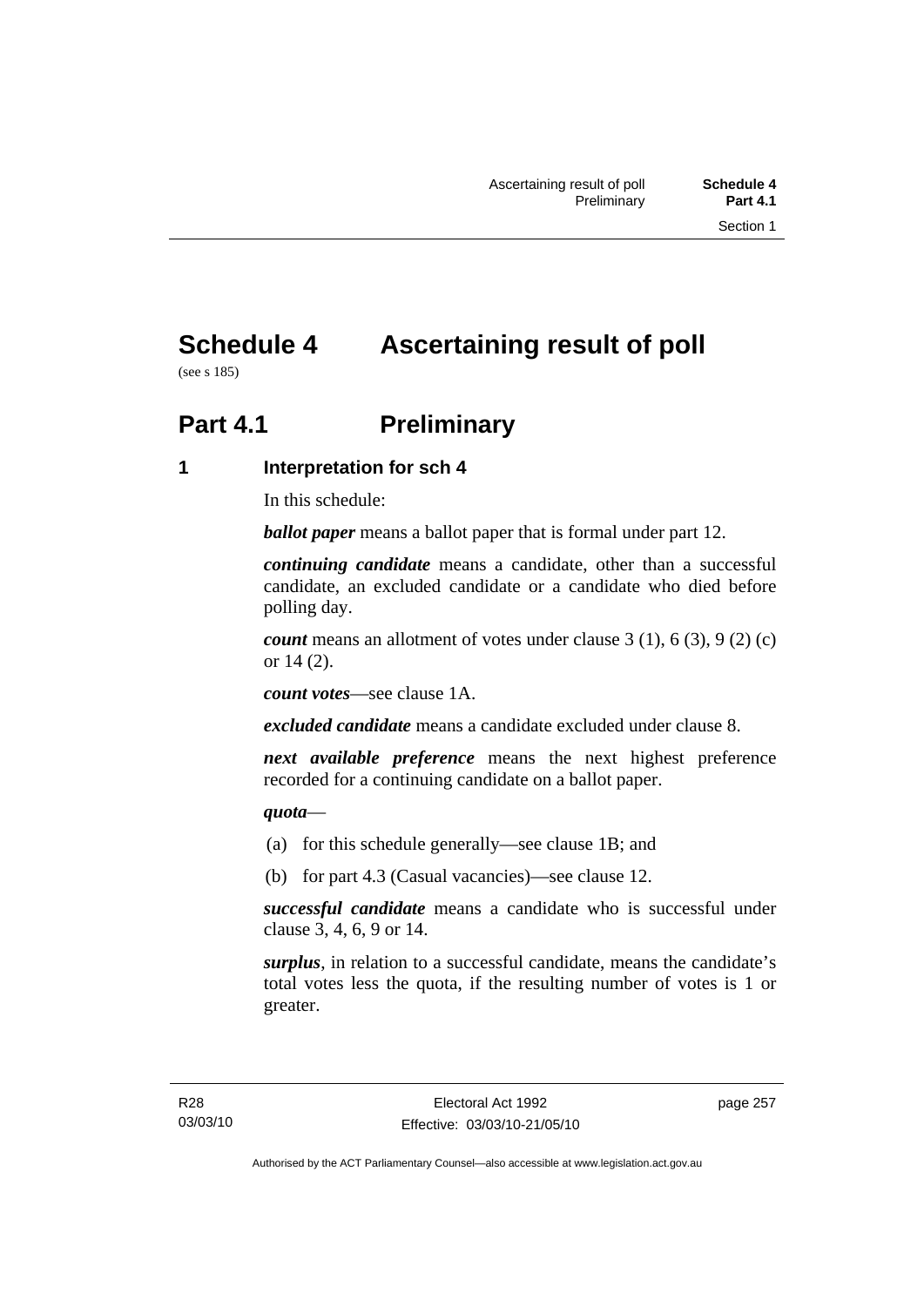# Schedule 4 Ascertaining result of poll

(see s 185)

# Part 4.1 Preliminary

### 1 Interpretation for sch 4

In this schedule:

***ballot paper*** means a ballot paper that is formal under part 12.

***continuing candidate*** means a candidate, other than a successful candidate, an excluded candidate or a candidate who died before polling day.

***count*** means an allotment of votes under clause 3 (1), 6 (3), 9 (2) (c) or 14 (2).

***count votes***—see clause 1A.

***excluded candidate*** means a candidate excluded under clause 8.

***next available preference*** means the next highest preference recorded for a continuing candidate on a ballot paper.

***quota***—

(a) for this schedule generally—see clause 1B; and

(b) for part 4.3 (Casual vacancies)—see clause 12.

***successful candidate*** means a candidate who is successful under clause 3, 4, 6, 9 or 14.

***surplus***, in relation to a successful candidate, means the candidate's total votes less the quota, if the resulting number of votes is 1 or greater.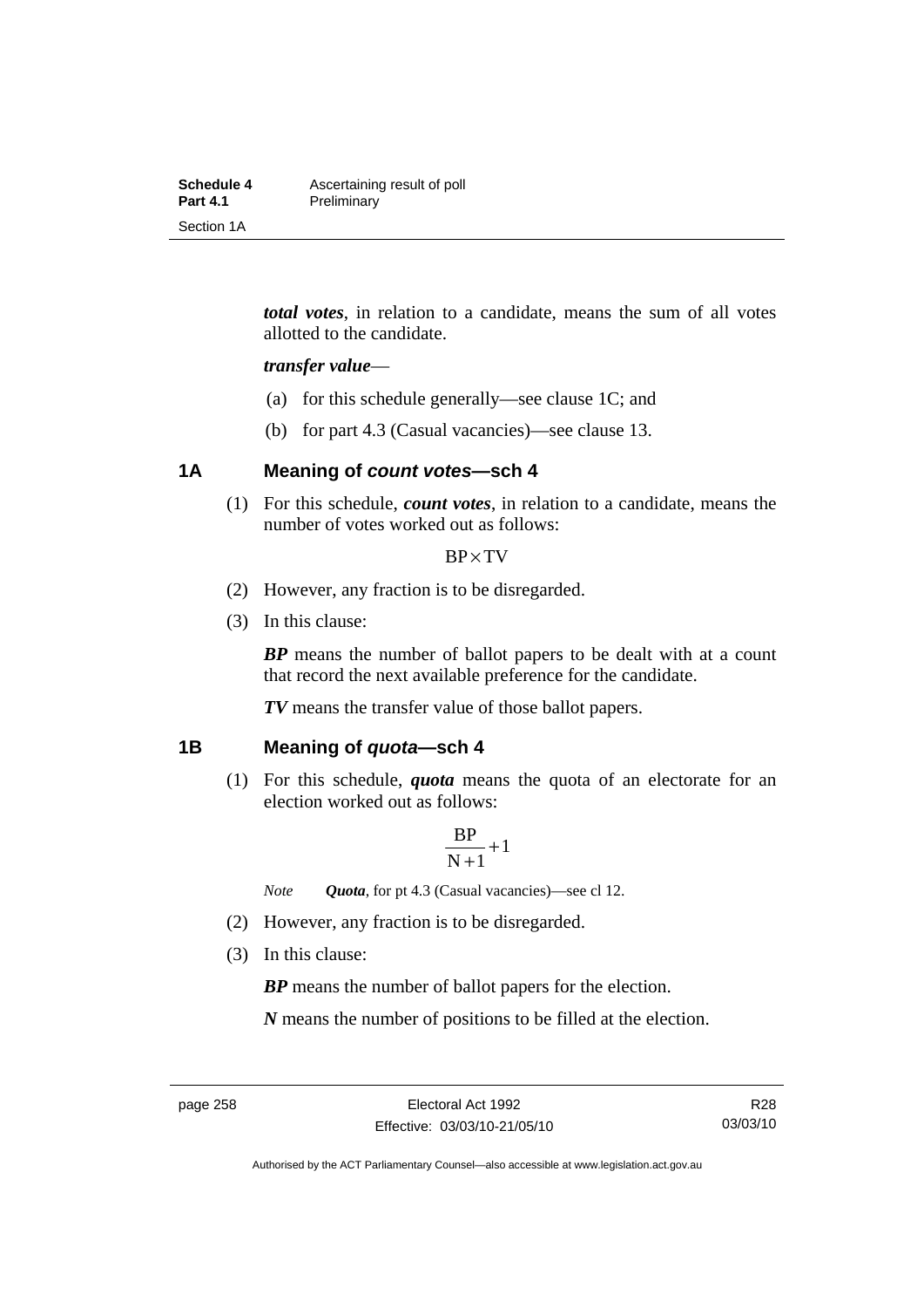***total votes***, in relation to a candidate, means the sum of all votes allotted to the candidate.

***transfer value***—

(a) for this schedule generally—see clause 1C; and

(b) for part 4.3 (Casual vacancies)—see clause 13.

### 1A Meaning of *count votes*—sch 4

(1) For this schedule, ***count votes***, in relation to a candidate, means the number of votes worked out as follows:

$$BP \times TV$$

(2) However, any fraction is to be disregarded.

(3) In this clause:

***BP*** means the number of ballot papers to be dealt with at a count that record the next available preference for the candidate.

***TV*** means the transfer value of those ballot papers.

### 1B Meaning of *quota*—sch 4

(1) For this schedule, ***quota*** means the quota of an electorate for an election worked out as follows:

$$\frac{BP}{N+1}+1$$

*Note* ***Quota***, for pt 4.3 (Casual vacancies)—see cl 12.

(2) However, any fraction is to be disregarded.

(3) In this clause:

***BP*** means the number of ballot papers for the election.

***N*** means the number of positions to be filled at the election.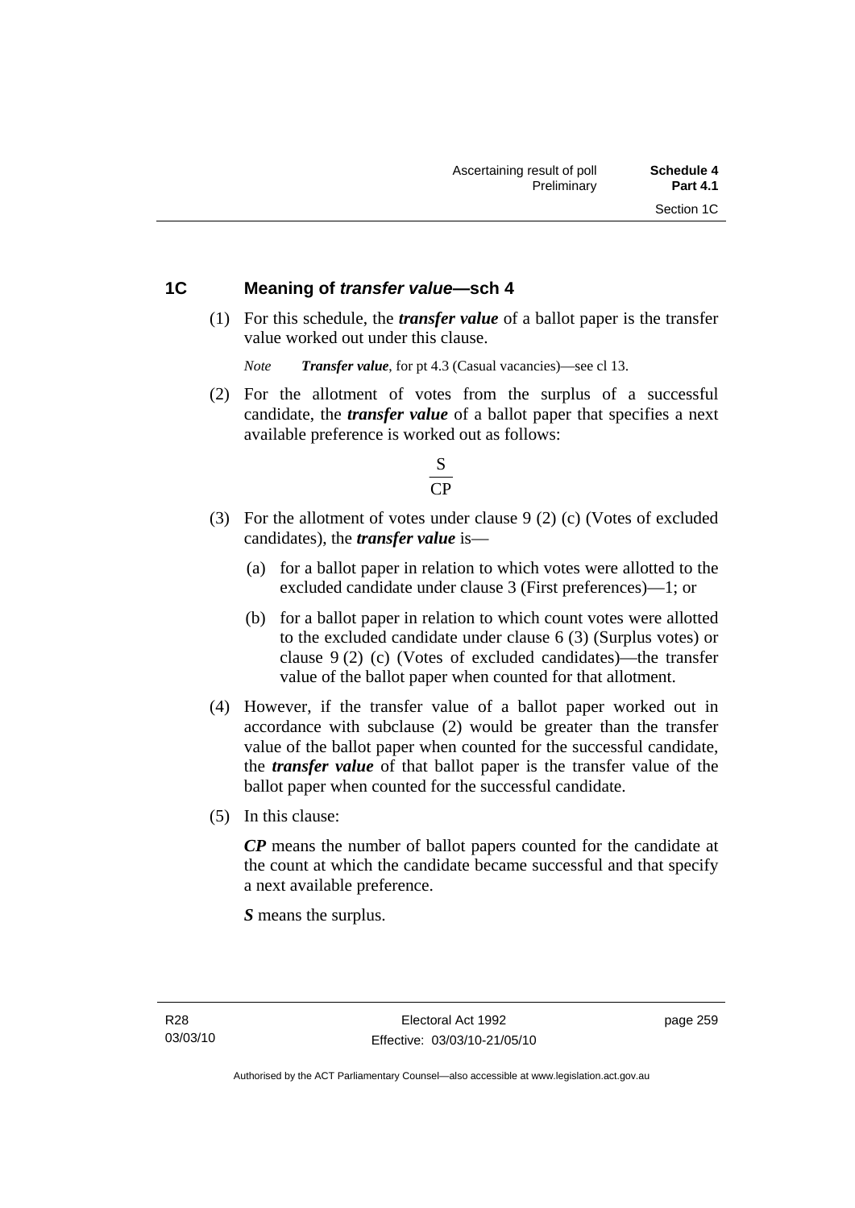## 1C Meaning of *transfer value*—sch 4

(1) For this schedule, the ***transfer value*** of a ballot paper is the transfer value worked out under this clause.

*Note* ***Transfer value***, for pt 4.3 (Casual vacancies)—see cl 13.

(2) For the allotment of votes from the surplus of a successful candidate, the ***transfer value*** of a ballot paper that specifies a next available preference is worked out as follows:

$$\frac{S}{CP}$$

(3) For the allotment of votes under clause 9 (2) (c) (Votes of excluded candidates), the ***transfer value*** is—

(a) for a ballot paper in relation to which votes were allotted to the excluded candidate under clause 3 (First preferences)—1; or

(b) for a ballot paper in relation to which count votes were allotted to the excluded candidate under clause 6 (3) (Surplus votes) or clause 9 (2) (c) (Votes of excluded candidates)—the transfer value of the ballot paper when counted for that allotment.

(4) However, if the transfer value of a ballot paper worked out in accordance with subclause (2) would be greater than the transfer value of the ballot paper when counted for the successful candidate, the ***transfer value*** of that ballot paper is the transfer value of the ballot paper when counted for the successful candidate.

(5) In this clause:

***CP*** means the number of ballot papers counted for the candidate at the count at which the candidate became successful and that specify a next available preference.

***S*** means the surplus.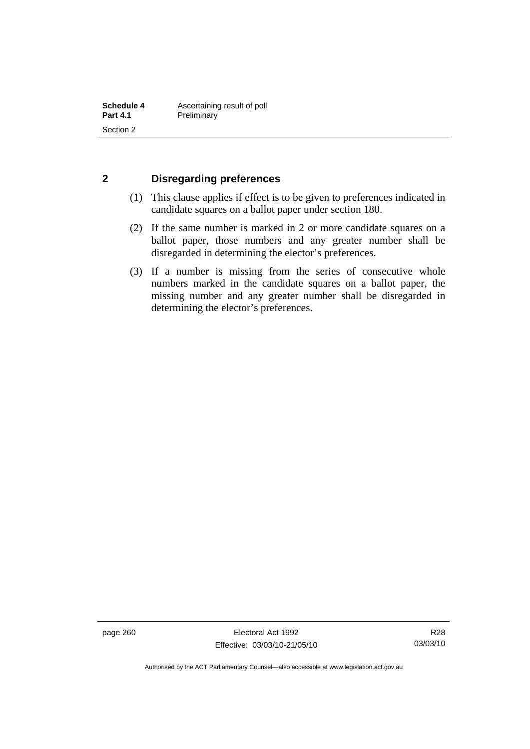## 2 Disregarding preferences

(1) This clause applies if effect is to be given to preferences indicated in candidate squares on a ballot paper under section 180.

(2) If the same number is marked in 2 or more candidate squares on a ballot paper, those numbers and any greater number shall be disregarded in determining the elector's preferences.

(3) If a number is missing from the series of consecutive whole numbers marked in the candidate squares on a ballot paper, the missing number and any greater number shall be disregarded in determining the elector's preferences.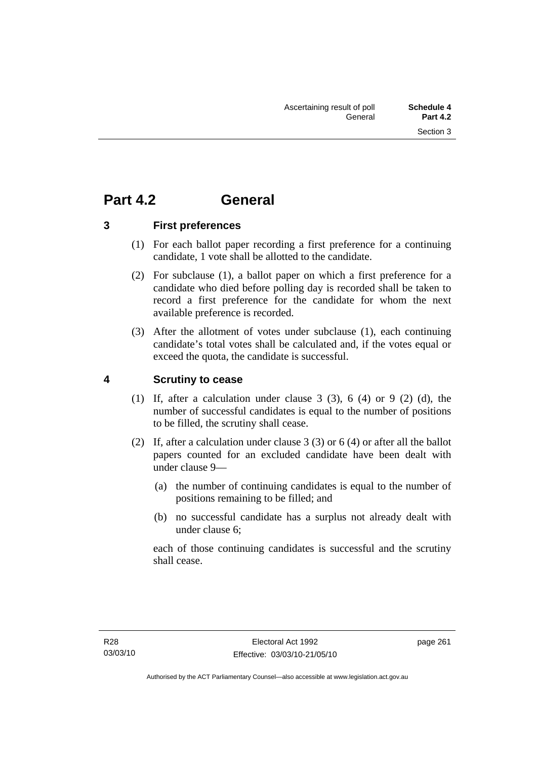# Part 4.2 General

## 3 First preferences

(1) For each ballot paper recording a first preference for a continuing candidate, 1 vote shall be allotted to the candidate.

(2) For subclause (1), a ballot paper on which a first preference for a candidate who died before polling day is recorded shall be taken to record a first preference for the candidate for whom the next available preference is recorded.

(3) After the allotment of votes under subclause (1), each continuing candidate's total votes shall be calculated and, if the votes equal or exceed the quota, the candidate is successful.

## 4 Scrutiny to cease

(1) If, after a calculation under clause 3 (3), 6 (4) or 9 (2) (d), the number of successful candidates is equal to the number of positions to be filled, the scrutiny shall cease.

(2) If, after a calculation under clause 3 (3) or 6 (4) or after all the ballot papers counted for an excluded candidate have been dealt with under clause 9—

(a) the number of continuing candidates is equal to the number of positions remaining to be filled; and

(b) no successful candidate has a surplus not already dealt with under clause 6;

each of those continuing candidates is successful and the scrutiny shall cease.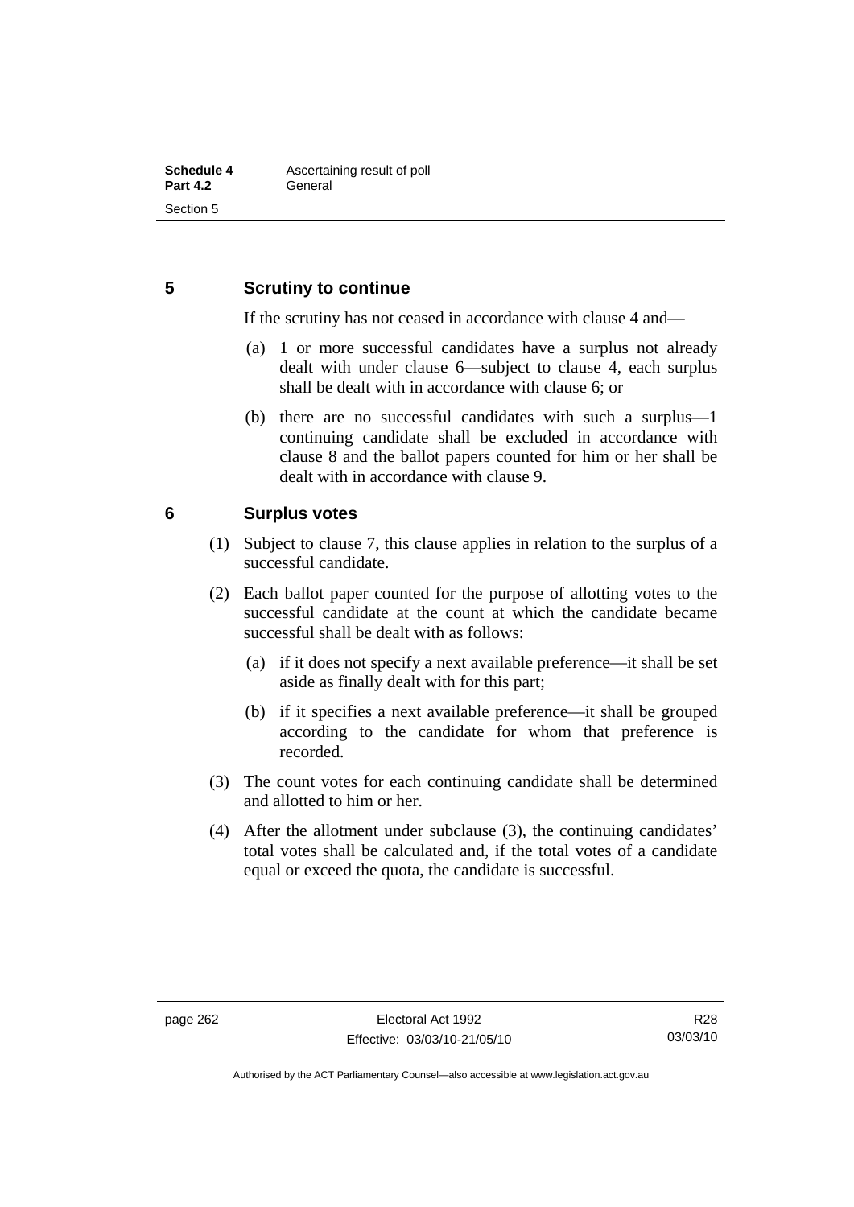## 5 Scrutiny to continue

If the scrutiny has not ceased in accordance with clause 4 and—

(a) 1 or more successful candidates have a surplus not already dealt with under clause 6—subject to clause 4, each surplus shall be dealt with in accordance with clause 6; or

(b) there are no successful candidates with such a surplus—1 continuing candidate shall be excluded in accordance with clause 8 and the ballot papers counted for him or her shall be dealt with in accordance with clause 9.

## 6 Surplus votes

(1) Subject to clause 7, this clause applies in relation to the surplus of a successful candidate.

(2) Each ballot paper counted for the purpose of allotting votes to the successful candidate at the count at which the candidate became successful shall be dealt with as follows:

(a) if it does not specify a next available preference—it shall be set aside as finally dealt with for this part;

(b) if it specifies a next available preference—it shall be grouped according to the candidate for whom that preference is recorded.

(3) The count votes for each continuing candidate shall be determined and allotted to him or her.

(4) After the allotment under subclause (3), the continuing candidates' total votes shall be calculated and, if the total votes of a candidate equal or exceed the quota, the candidate is successful.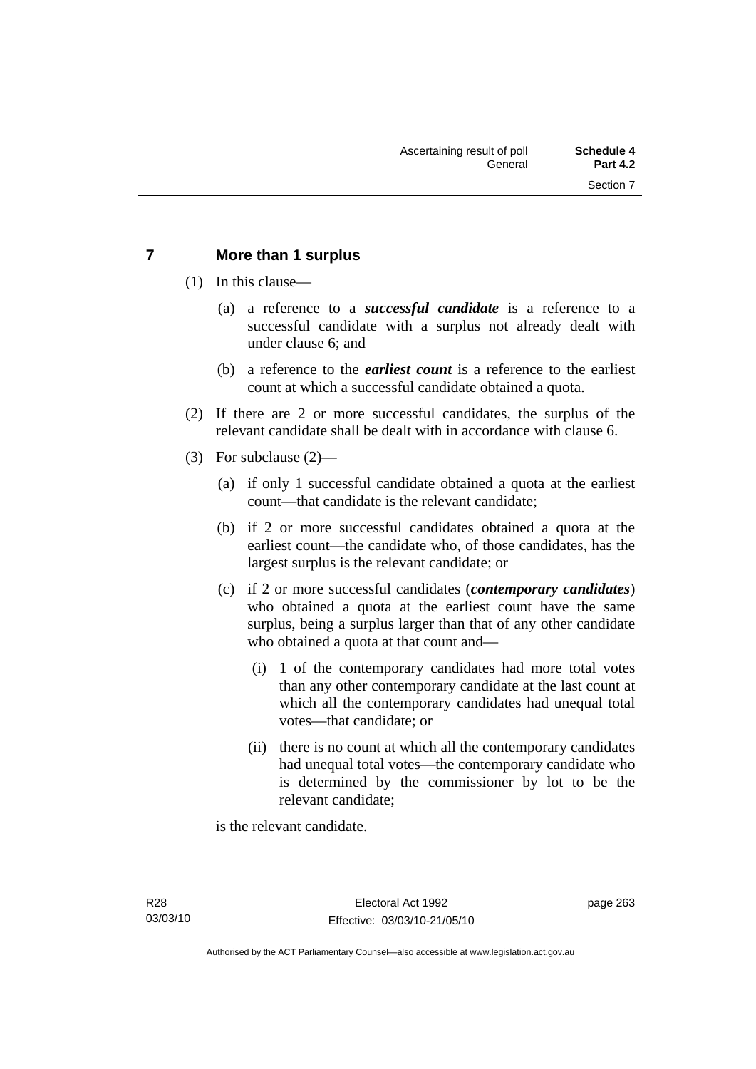## 7 More than 1 surplus

(1) In this clause—

(a) a reference to a ***successful candidate*** is a reference to a successful candidate with a surplus not already dealt with under clause 6; and

(b) a reference to the ***earliest count*** is a reference to the earliest count at which a successful candidate obtained a quota.

(2) If there are 2 or more successful candidates, the surplus of the relevant candidate shall be dealt with in accordance with clause 6.

(3) For subclause (2)—

(a) if only 1 successful candidate obtained a quota at the earliest count—that candidate is the relevant candidate;

(b) if 2 or more successful candidates obtained a quota at the earliest count—the candidate who, of those candidates, has the largest surplus is the relevant candidate; or

(c) if 2 or more successful candidates (***contemporary candidates***) who obtained a quota at the earliest count have the same surplus, being a surplus larger than that of any other candidate who obtained a quota at that count and—

(i) 1 of the contemporary candidates had more total votes than any other contemporary candidate at the last count at which all the contemporary candidates had unequal total votes—that candidate; or

(ii) there is no count at which all the contemporary candidates had unequal total votes—the contemporary candidate who is determined by the commissioner by lot to be the relevant candidate;

is the relevant candidate.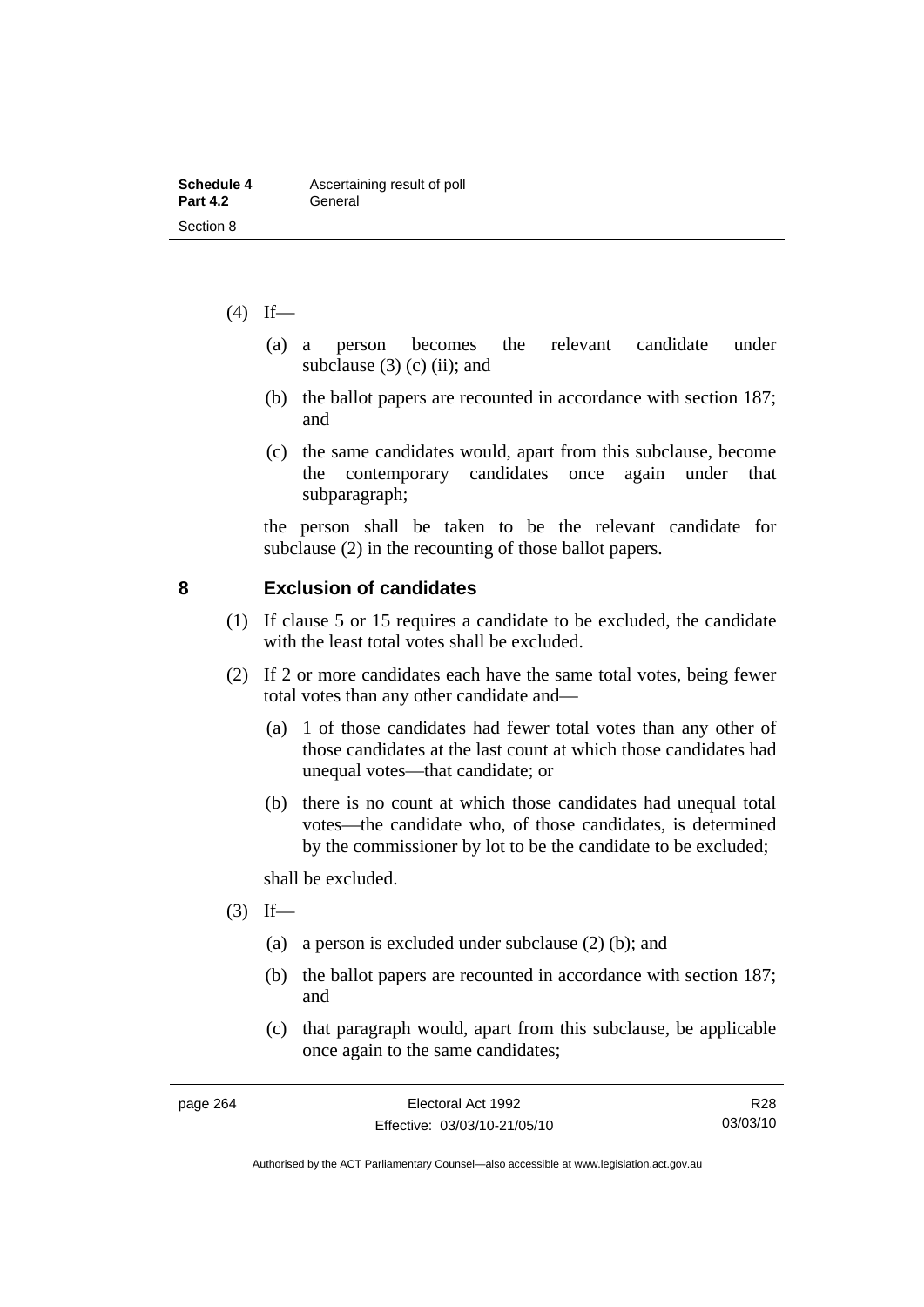(4) If—

(a) a person becomes the relevant candidate under subclause (3) (c) (ii); and

(b) the ballot papers are recounted in accordance with section 187; and

(c) the same candidates would, apart from this subclause, become the contemporary candidates once again under that subparagraph;

the person shall be taken to be the relevant candidate for subclause (2) in the recounting of those ballot papers.

## 8 Exclusion of candidates

(1) If clause 5 or 15 requires a candidate to be excluded, the candidate with the least total votes shall be excluded.

(2) If 2 or more candidates each have the same total votes, being fewer total votes than any other candidate and—

(a) 1 of those candidates had fewer total votes than any other of those candidates at the last count at which those candidates had unequal votes—that candidate; or

(b) there is no count at which those candidates had unequal total votes—the candidate who, of those candidates, is determined by the commissioner by lot to be the candidate to be excluded;

shall be excluded.

(3) If—

(a) a person is excluded under subclause (2) (b); and

(b) the ballot papers are recounted in accordance with section 187; and

(c) that paragraph would, apart from this subclause, be applicable once again to the same candidates;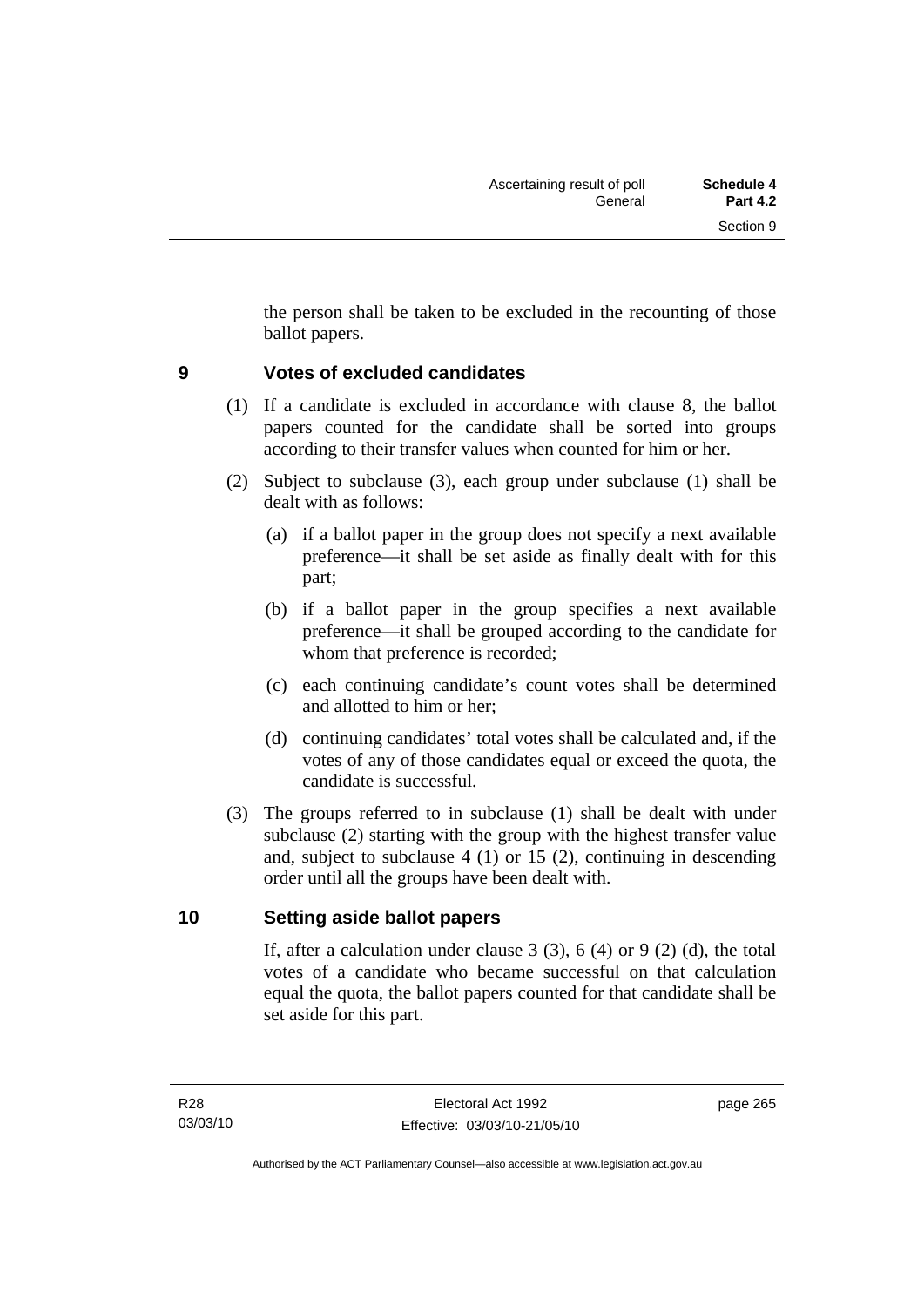the person shall be taken to be excluded in the recounting of those ballot papers.

## 9 Votes of excluded candidates

(1) If a candidate is excluded in accordance with clause 8, the ballot papers counted for the candidate shall be sorted into groups according to their transfer values when counted for him or her.

(2) Subject to subclause (3), each group under subclause (1) shall be dealt with as follows:

- (a) if a ballot paper in the group does not specify a next available preference—it shall be set aside as finally dealt with for this part;
- (b) if a ballot paper in the group specifies a next available preference—it shall be grouped according to the candidate for whom that preference is recorded;
- (c) each continuing candidate's count votes shall be determined and allotted to him or her;
- (d) continuing candidates' total votes shall be calculated and, if the votes of any of those candidates equal or exceed the quota, the candidate is successful.

(3) The groups referred to in subclause (1) shall be dealt with under subclause (2) starting with the group with the highest transfer value and, subject to subclause 4 (1) or 15 (2), continuing in descending order until all the groups have been dealt with.

## 10 Setting aside ballot papers

If, after a calculation under clause 3 (3), 6 (4) or 9 (2) (d), the total votes of a candidate who became successful on that calculation equal the quota, the ballot papers counted for that candidate shall be set aside for this part.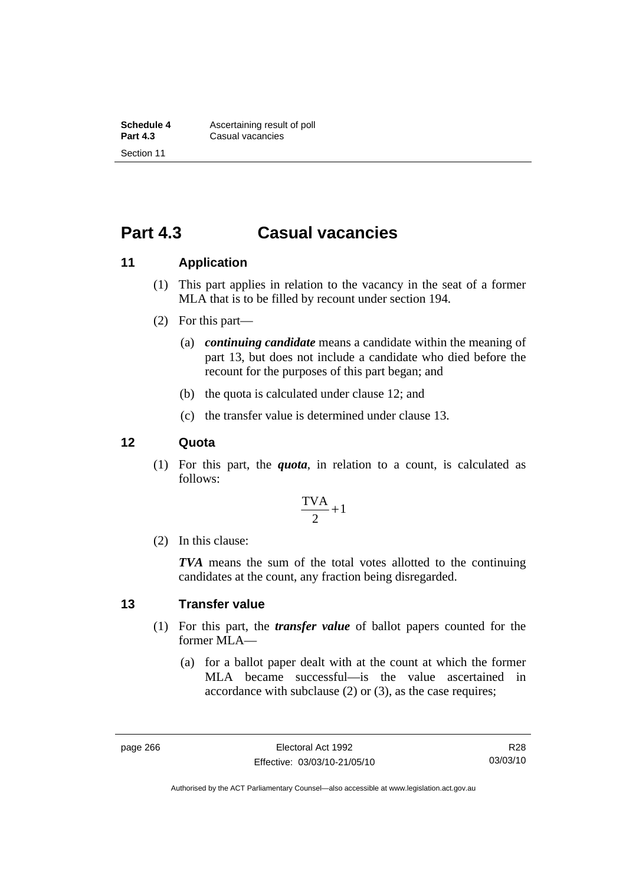# Part 4.3 Casual vacancies

## 11 Application

(1) This part applies in relation to the vacancy in the seat of a former MLA that is to be filled by recount under section 194.

(2) For this part—

(a) ***continuing candidate*** means a candidate within the meaning of part 13, but does not include a candidate who died before the recount for the purposes of this part began; and

(b) the quota is calculated under clause 12; and

(c) the transfer value is determined under clause 13.

## 12 Quota

(1) For this part, the ***quota***, in relation to a count, is calculated as follows:

$$\frac{\text{TVA}}{2}+1$$

(2) In this clause:

***TVA*** means the sum of the total votes allotted to the continuing candidates at the count, any fraction being disregarded.

## 13 Transfer value

(1) For this part, the ***transfer value*** of ballot papers counted for the former MLA—

(a) for a ballot paper dealt with at the count at which the former MLA became successful—is the value ascertained in accordance with subclause (2) or (3), as the case requires;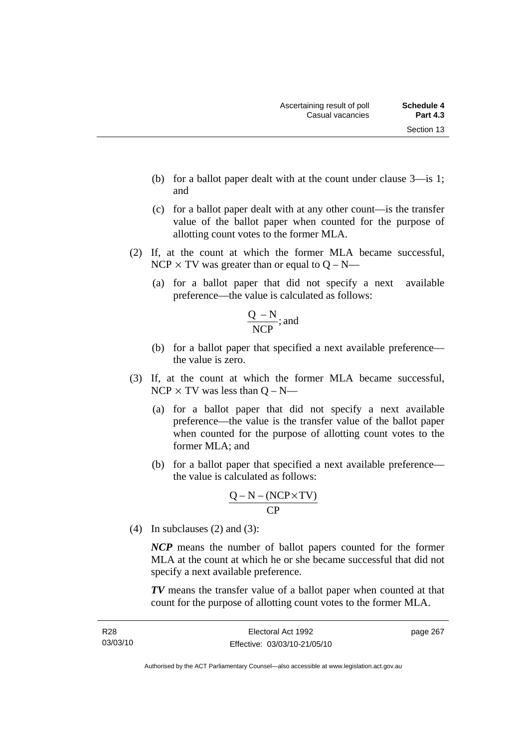(b) for a ballot paper dealt with at the count under clause 3—is 1; and

(c) for a ballot paper dealt with at any other count—is the transfer value of the ballot paper when counted for the purpose of allotting count votes to the former MLA.

(2) If, at the count at which the former MLA became successful, $NCP \times TV$ was greater than or equal to $Q – N$—

(a) for a ballot paper that did not specify a next available preference—the value is calculated as follows:

$$\frac{Q - N}{NCP}\text{; and}$$

(b) for a ballot paper that specified a next available preference—the value is zero.

(3) If, at the count at which the former MLA became successful, $NCP \times TV$ was less than $Q – N$—

(a) for a ballot paper that did not specify a next available preference—the value is the transfer value of the ballot paper when counted for the purpose of allotting count votes to the former MLA; and

(b) for a ballot paper that specified a next available preference—the value is calculated as follows:

$$\frac{Q - N - (NCP \times TV)}{CP}$$

(4) In subclauses (2) and (3):

***NCP*** means the number of ballot papers counted for the former MLA at the count at which he or she became successful that did not specify a next available preference.

***TV*** means the transfer value of a ballot paper when counted at that count for the purpose of allotting count votes to the former MLA.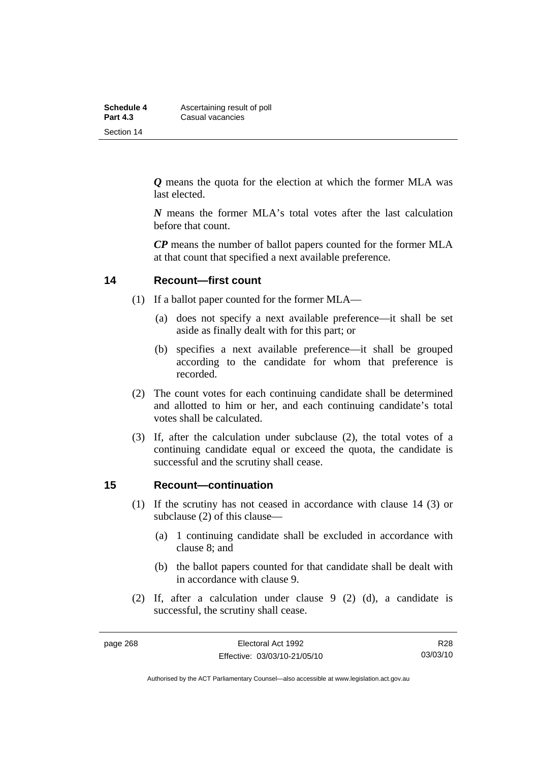***Q*** means the quota for the election at which the former MLA was last elected.

***N*** means the former MLA's total votes after the last calculation before that count.

***CP*** means the number of ballot papers counted for the former MLA at that count that specified a next available preference.

## 14 Recount—first count

(1) If a ballot paper counted for the former MLA—

(a) does not specify a next available preference—it shall be set aside as finally dealt with for this part; or

(b) specifies a next available preference—it shall be grouped according to the candidate for whom that preference is recorded.

(2) The count votes for each continuing candidate shall be determined and allotted to him or her, and each continuing candidate's total votes shall be calculated.

(3) If, after the calculation under subclause (2), the total votes of a continuing candidate equal or exceed the quota, the candidate is successful and the scrutiny shall cease.

## 15 Recount—continuation

(1) If the scrutiny has not ceased in accordance with clause 14 (3) or subclause (2) of this clause—

(a) 1 continuing candidate shall be excluded in accordance with clause 8; and

(b) the ballot papers counted for that candidate shall be dealt with in accordance with clause 9.

(2) If, after a calculation under clause 9 (2) (d), a candidate is successful, the scrutiny shall cease.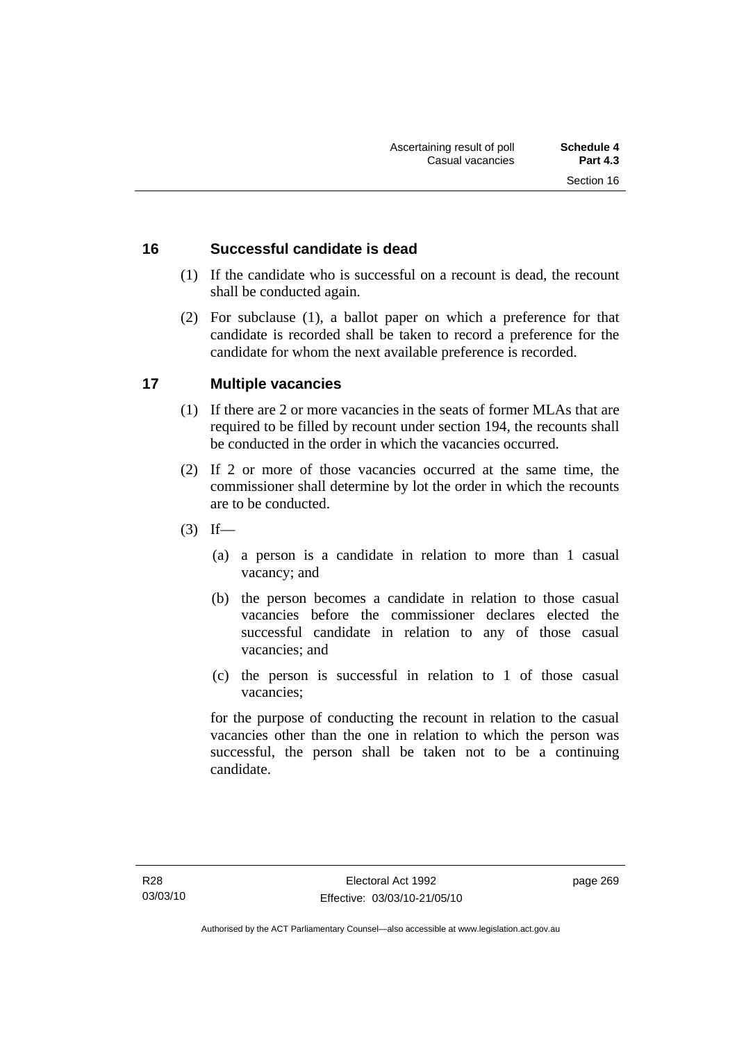## 16 Successful candidate is dead

(1) If the candidate who is successful on a recount is dead, the recount shall be conducted again.

(2) For subclause (1), a ballot paper on which a preference for that candidate is recorded shall be taken to record a preference for the candidate for whom the next available preference is recorded.

## 17 Multiple vacancies

(1) If there are 2 or more vacancies in the seats of former MLAs that are required to be filled by recount under section 194, the recounts shall be conducted in the order in which the vacancies occurred.

(2) If 2 or more of those vacancies occurred at the same time, the commissioner shall determine by lot the order in which the recounts are to be conducted.

(3) If—

(a) a person is a candidate in relation to more than 1 casual vacancy; and

(b) the person becomes a candidate in relation to those casual vacancies before the commissioner declares elected the successful candidate in relation to any of those casual vacancies; and

(c) the person is successful in relation to 1 of those casual vacancies;

for the purpose of conducting the recount in relation to the casual vacancies other than the one in relation to which the person was successful, the person shall be taken not to be a continuing candidate.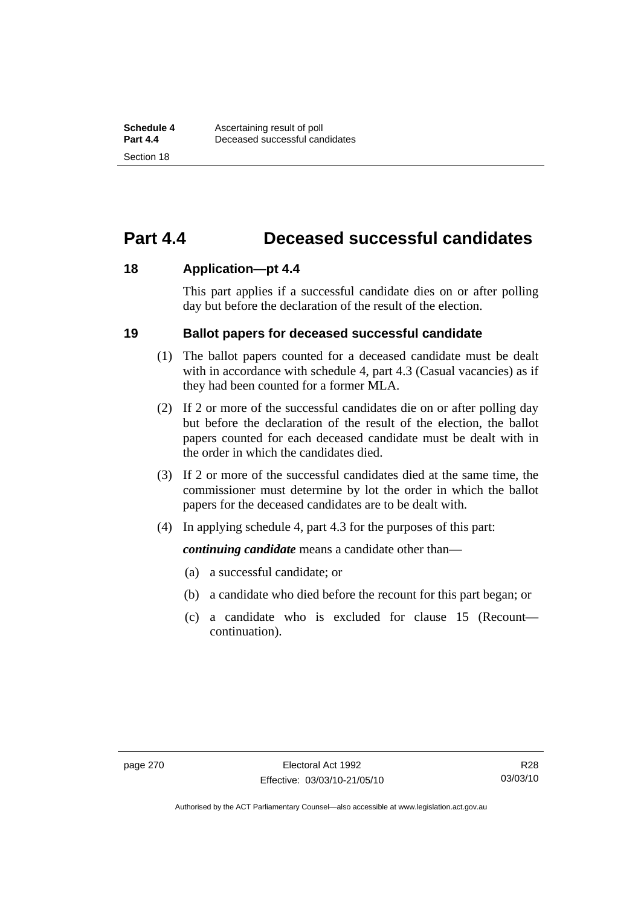# Part 4.4 Deceased successful candidates

### 18 Application—pt 4.4

This part applies if a successful candidate dies on or after polling day but before the declaration of the result of the election.

### 19 Ballot papers for deceased successful candidate

(1) The ballot papers counted for a deceased candidate must be dealt with in accordance with schedule 4, part 4.3 (Casual vacancies) as if they had been counted for a former MLA.

(2) If 2 or more of the successful candidates die on or after polling day but before the declaration of the result of the election, the ballot papers counted for each deceased candidate must be dealt with in the order in which the candidates died.

(3) If 2 or more of the successful candidates died at the same time, the commissioner must determine by lot the order in which the ballot papers for the deceased candidates are to be dealt with.

(4) In applying schedule 4, part 4.3 for the purposes of this part:

***continuing candidate*** means a candidate other than—

(a) a successful candidate; or

(b) a candidate who died before the recount for this part began; or

(c) a candidate who is excluded for clause 15 (Recount—continuation).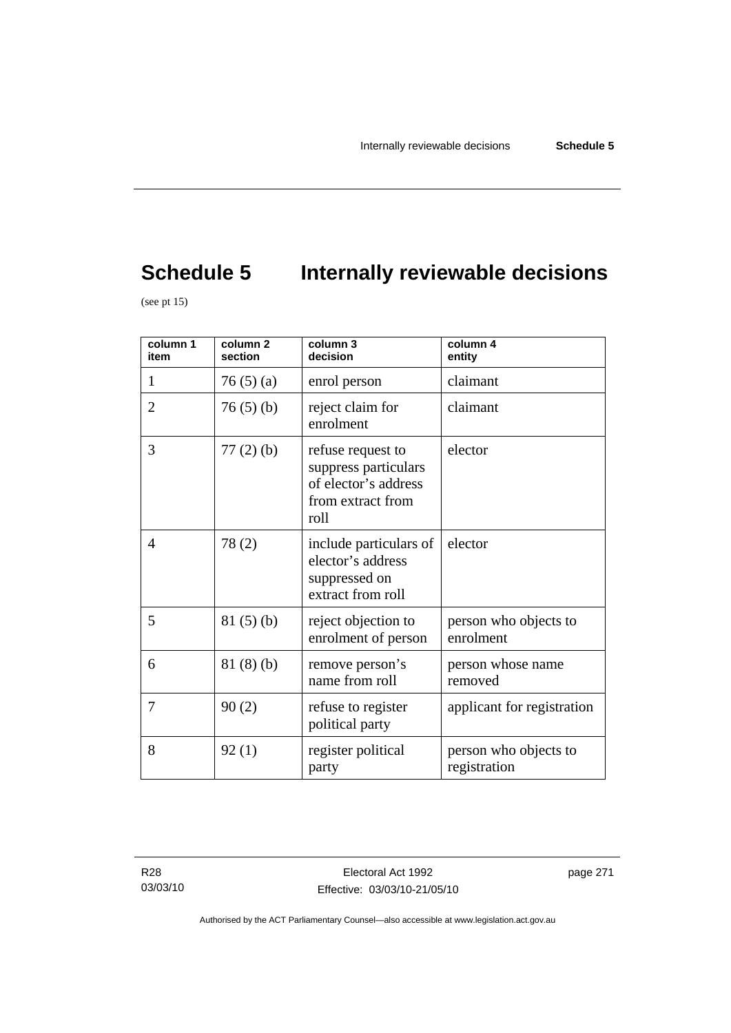# Schedule 5 Internally reviewable decisions

(see pt 15)

| column 1 item | column 2 section | column 3 decision | column 4 entity |
|---|---|---|---|
| 1 | 76 (5) (a) | enrol person | claimant |
| 2 | 76 (5) (b) | reject claim for enrolment | claimant |
| 3 | 77 (2) (b) | refuse request to suppress particulars of elector's address from extract from roll | elector |
| 4 | 78 (2) | include particulars of elector's address suppressed on extract from roll | elector |
| 5 | 81 (5) (b) | reject objection to enrolment of person | person who objects to enrolment |
| 6 | 81 (8) (b) | remove person's name from roll | person whose name removed |
| 7 | 90 (2) | refuse to register political party | applicant for registration |
| 8 | 92 (1) | register political party | person who objects to registration |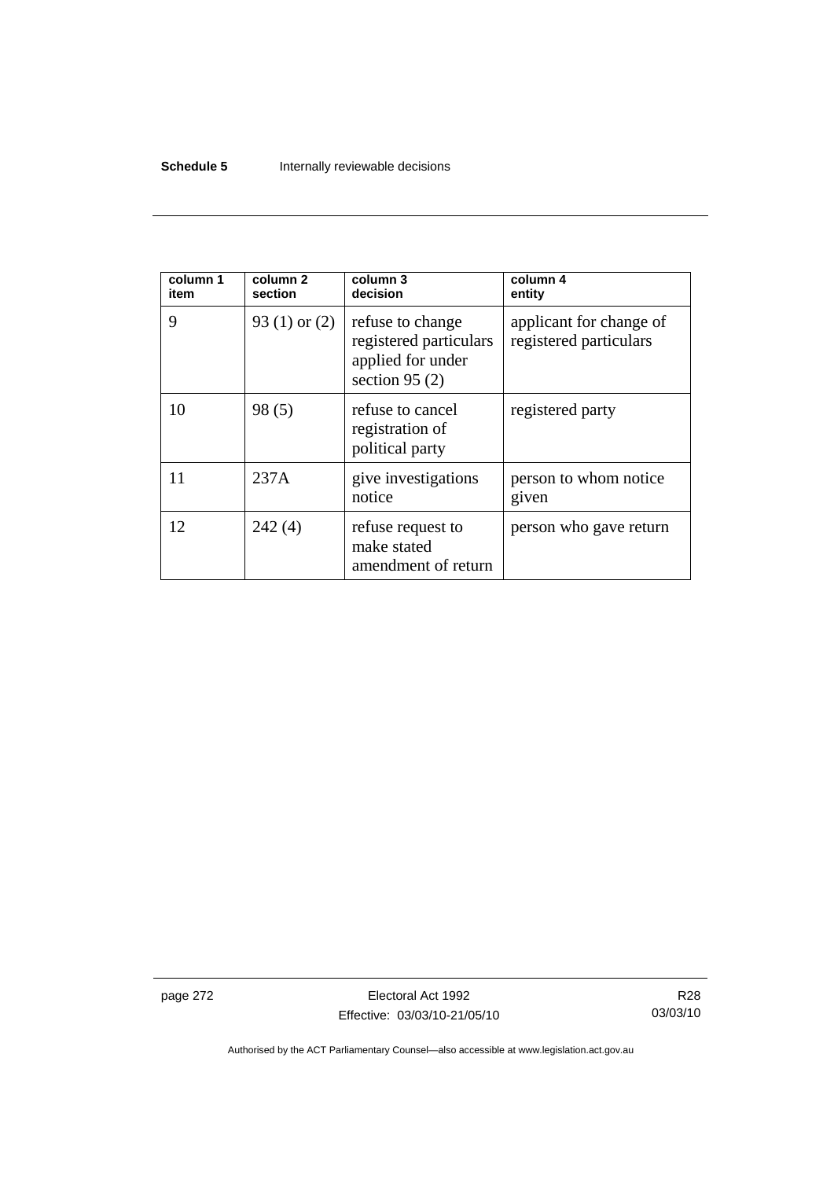| column 1 item | column 2 section | column 3 decision | column 4 entity |
|---|---|---|---|
| 9 | 93 (1) or (2) | refuse to change registered particulars applied for under section 95 (2) | applicant for change of registered particulars |
| 10 | 98 (5) | refuse to cancel registration of political party | registered party |
| 11 | 237A | give investigations notice | person to whom notice given |
| 12 | 242 (4) | refuse request to make stated amendment of return | person who gave return |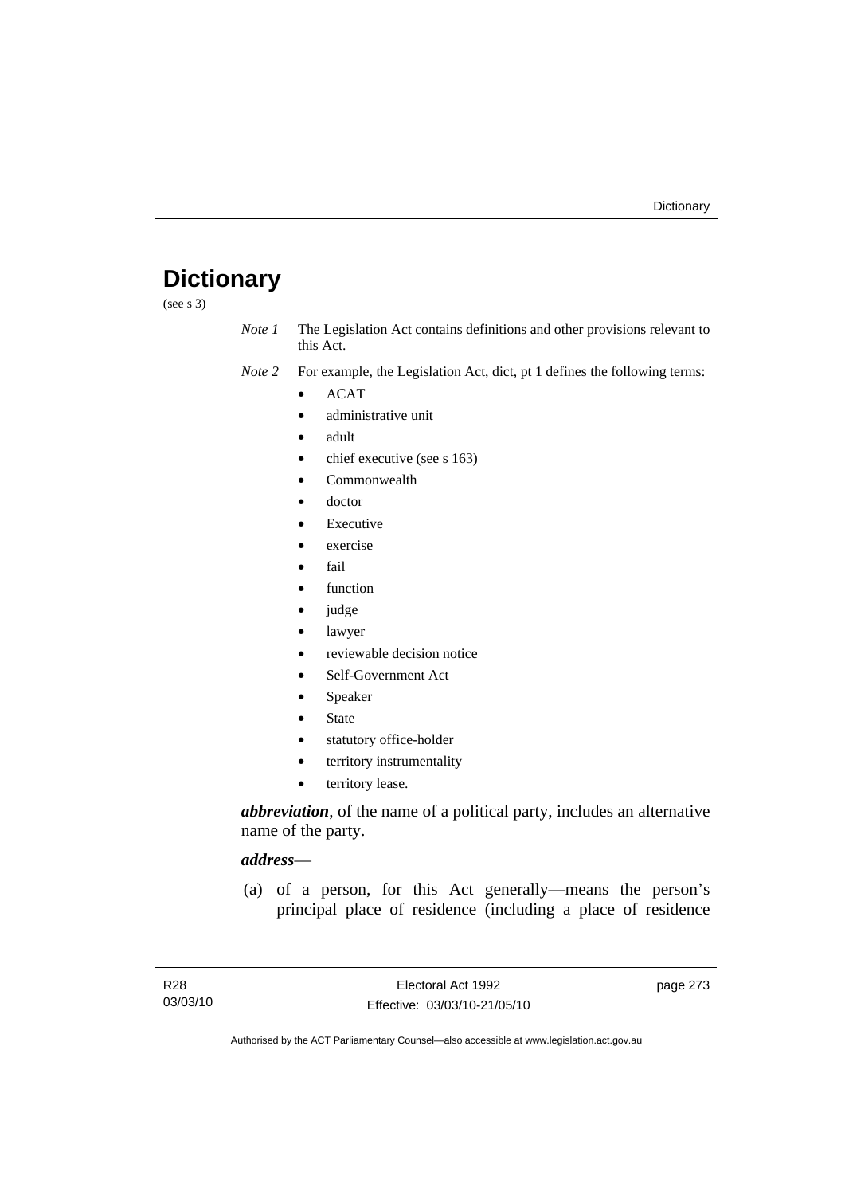# Dictionary

(see s 3)

*Note 1* The Legislation Act contains definitions and other provisions relevant to this Act.

*Note 2* For example, the Legislation Act, dict, pt 1 defines the following terms:

- ACAT
- administrative unit
- adult
- chief executive (see s 163)
- Commonwealth
- doctor
- Executive
- exercise
- fail
- function
- judge
- lawyer
- reviewable decision notice
- Self-Government Act
- Speaker
- State
- statutory office-holder
- territory instrumentality
- territory lease.

***abbreviation***, of the name of a political party, includes an alternative name of the party.

***address***—

(a) of a person, for this Act generally—means the person's principal place of residence (including a place of residence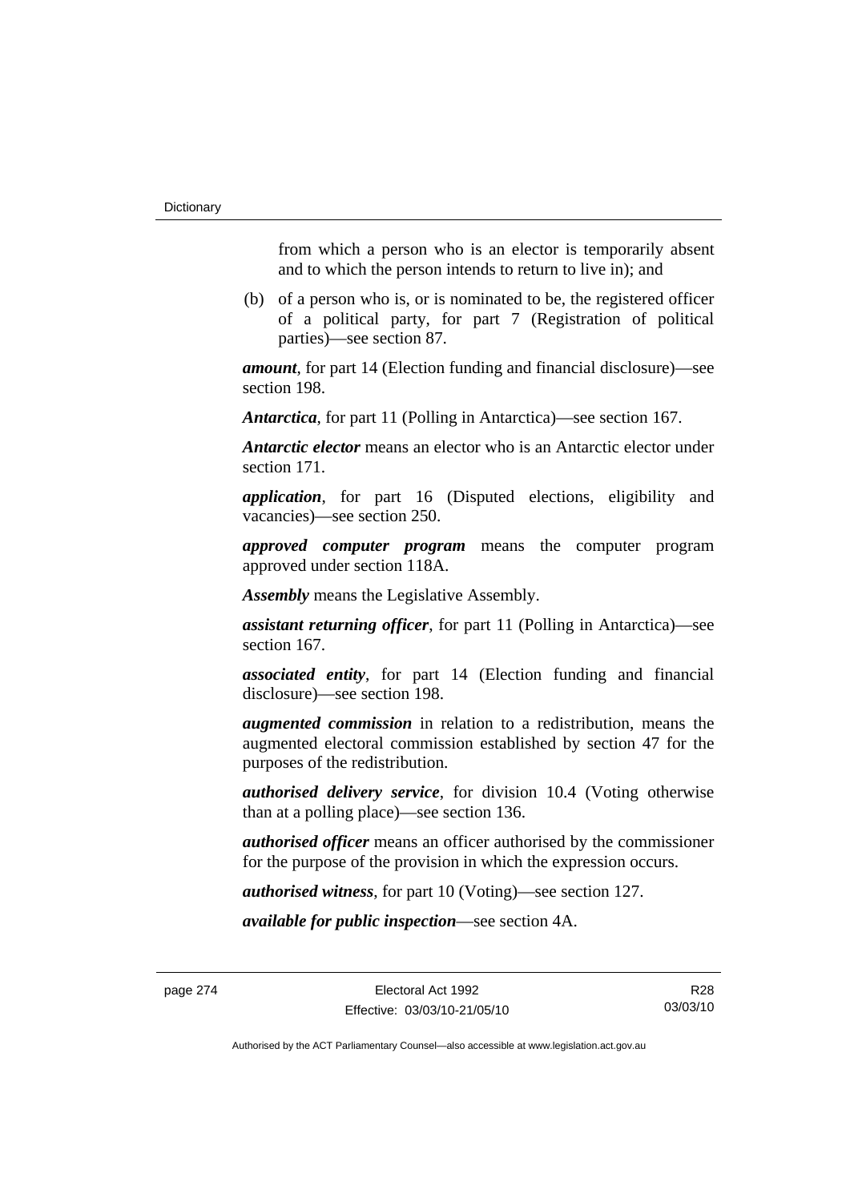from which a person who is an elector is temporarily absent and to which the person intends to return to live in); and

(b) of a person who is, or is nominated to be, the registered officer of a political party, for part 7 (Registration of political parties)—see section 87.

***amount***, for part 14 (Election funding and financial disclosure)—see section 198.

***Antarctica***, for part 11 (Polling in Antarctica)—see section 167.

***Antarctic elector*** means an elector who is an Antarctic elector under section 171.

***application***, for part 16 (Disputed elections, eligibility and vacancies)—see section 250.

***approved computer program*** means the computer program approved under section 118A.

***Assembly*** means the Legislative Assembly.

***assistant returning officer***, for part 11 (Polling in Antarctica)—see section 167.

***associated entity***, for part 14 (Election funding and financial disclosure)—see section 198.

***augmented commission*** in relation to a redistribution, means the augmented electoral commission established by section 47 for the purposes of the redistribution.

***authorised delivery service***, for division 10.4 (Voting otherwise than at a polling place)—see section 136.

***authorised officer*** means an officer authorised by the commissioner for the purpose of the provision in which the expression occurs.

***authorised witness***, for part 10 (Voting)—see section 127.

***available for public inspection***—see section 4A.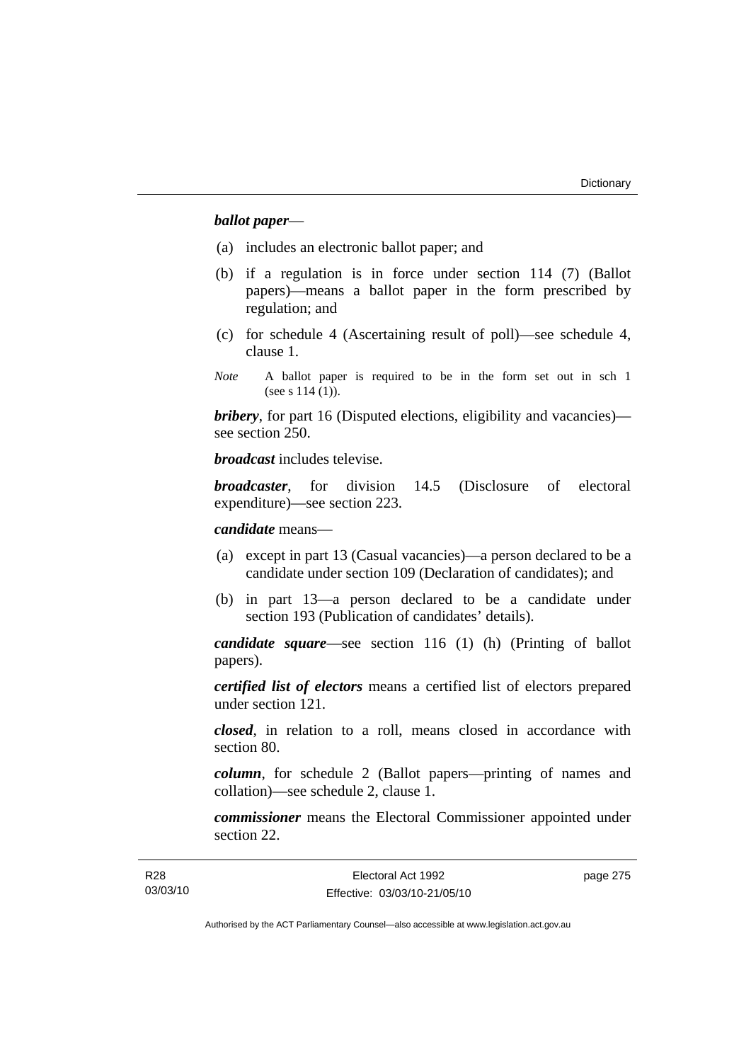***ballot paper***—

(a) includes an electronic ballot paper; and

(b) if a regulation is in force under section 114 (7) (Ballot papers)—means a ballot paper in the form prescribed by regulation; and

(c) for schedule 4 (Ascertaining result of poll)—see schedule 4, clause 1.

*Note* A ballot paper is required to be in the form set out in sch 1 (see s 114 (1)).

***bribery***, for part 16 (Disputed elections, eligibility and vacancies)—see section 250.

***broadcast*** includes televise.

***broadcaster***, for division 14.5 (Disclosure of electoral expenditure)—see section 223.

***candidate*** means—

(a) except in part 13 (Casual vacancies)—a person declared to be a candidate under section 109 (Declaration of candidates); and

(b) in part 13—a person declared to be a candidate under section 193 (Publication of candidates' details).

***candidate square***—see section 116 (1) (h) (Printing of ballot papers).

***certified list of electors*** means a certified list of electors prepared under section 121.

***closed***, in relation to a roll, means closed in accordance with section 80.

***column***, for schedule 2 (Ballot papers—printing of names and collation)—see schedule 2, clause 1.

***commissioner*** means the Electoral Commissioner appointed under section 22.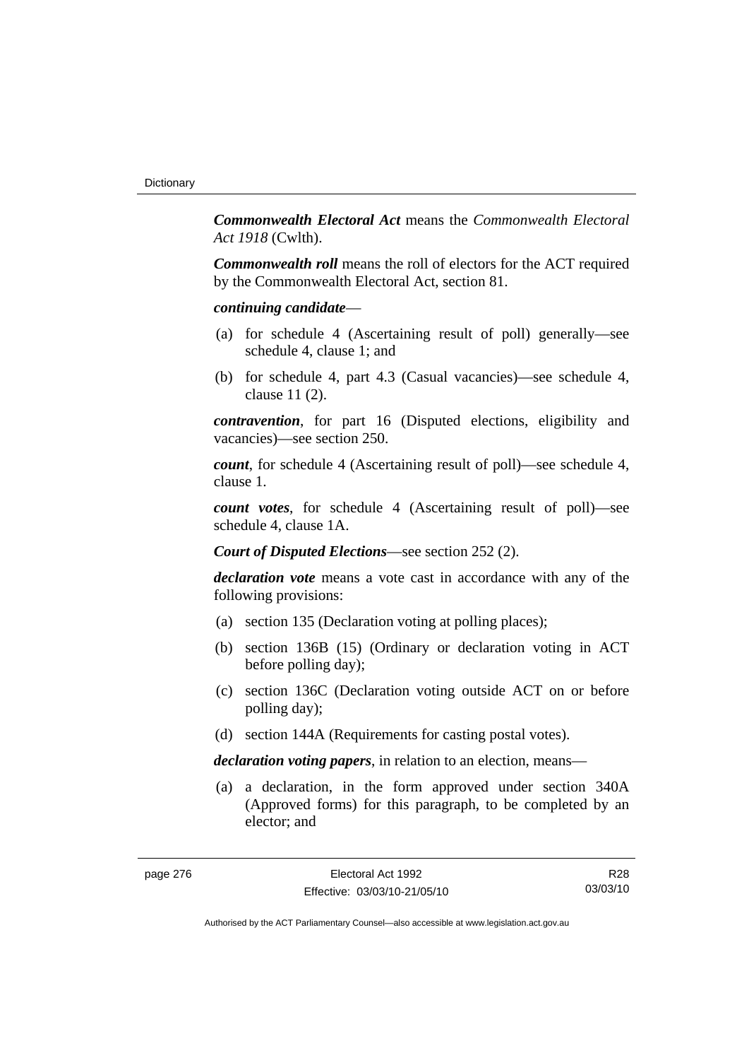***Commonwealth Electoral Act*** means the *Commonwealth Electoral Act 1918* (Cwlth).

***Commonwealth roll*** means the roll of electors for the ACT required by the Commonwealth Electoral Act, section 81.

***continuing candidate***—

(a) for schedule 4 (Ascertaining result of poll) generally—see schedule 4, clause 1; and

(b) for schedule 4, part 4.3 (Casual vacancies)—see schedule 4, clause 11 (2).

***contravention***, for part 16 (Disputed elections, eligibility and vacancies)—see section 250.

***count***, for schedule 4 (Ascertaining result of poll)—see schedule 4, clause 1.

***count votes***, for schedule 4 (Ascertaining result of poll)—see schedule 4, clause 1A.

***Court of Disputed Elections***—see section 252 (2).

***declaration vote*** means a vote cast in accordance with any of the following provisions:

(a) section 135 (Declaration voting at polling places);

(b) section 136B (15) (Ordinary or declaration voting in ACT before polling day);

(c) section 136C (Declaration voting outside ACT on or before polling day);

(d) section 144A (Requirements for casting postal votes).

***declaration voting papers***, in relation to an election, means—

(a) a declaration, in the form approved under section 340A (Approved forms) for this paragraph, to be completed by an elector; and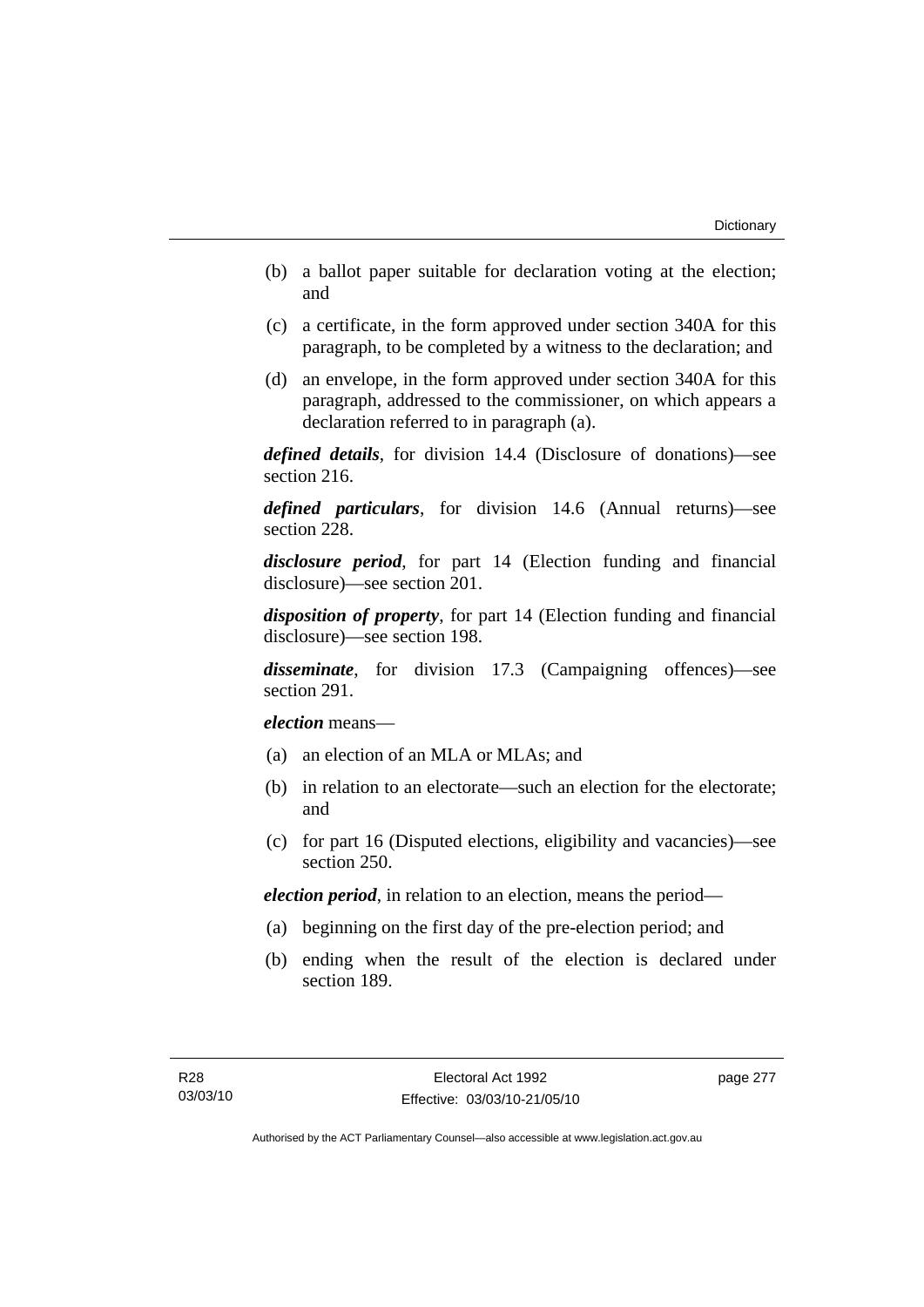(b) a ballot paper suitable for declaration voting at the election; and

(c) a certificate, in the form approved under section 340A for this paragraph, to be completed by a witness to the declaration; and

(d) an envelope, in the form approved under section 340A for this paragraph, addressed to the commissioner, on which appears a declaration referred to in paragraph (a).

***defined details***, for division 14.4 (Disclosure of donations)—see section 216.

***defined particulars***, for division 14.6 (Annual returns)—see section 228.

***disclosure period***, for part 14 (Election funding and financial disclosure)—see section 201.

***disposition of property***, for part 14 (Election funding and financial disclosure)—see section 198.

***disseminate***, for division 17.3 (Campaigning offences)—see section 291.

***election*** means—

(a) an election of an MLA or MLAs; and

(b) in relation to an electorate—such an election for the electorate; and

(c) for part 16 (Disputed elections, eligibility and vacancies)—see section 250.

***election period***, in relation to an election, means the period—

(a) beginning on the first day of the pre-election period; and

(b) ending when the result of the election is declared under section 189.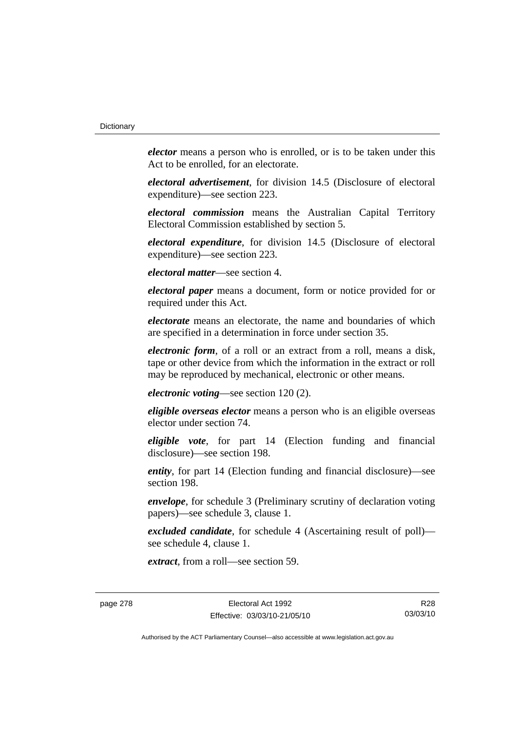***elector*** means a person who is enrolled, or is to be taken under this Act to be enrolled, for an electorate.

***electoral advertisement***, for division 14.5 (Disclosure of electoral expenditure)—see section 223.

***electoral commission*** means the Australian Capital Territory Electoral Commission established by section 5.

***electoral expenditure***, for division 14.5 (Disclosure of electoral expenditure)—see section 223.

***electoral matter***—see section 4.

***electoral paper*** means a document, form or notice provided for or required under this Act.

***electorate*** means an electorate, the name and boundaries of which are specified in a determination in force under section 35.

***electronic form***, of a roll or an extract from a roll, means a disk, tape or other device from which the information in the extract or roll may be reproduced by mechanical, electronic or other means.

***electronic voting***—see section 120 (2).

***eligible overseas elector*** means a person who is an eligible overseas elector under section 74.

***eligible vote***, for part 14 (Election funding and financial disclosure)—see section 198.

***entity***, for part 14 (Election funding and financial disclosure)—see section 198.

***envelope***, for schedule 3 (Preliminary scrutiny of declaration voting papers)—see schedule 3, clause 1.

***excluded candidate***, for schedule 4 (Ascertaining result of poll)—see schedule 4, clause 1.

***extract***, from a roll—see section 59.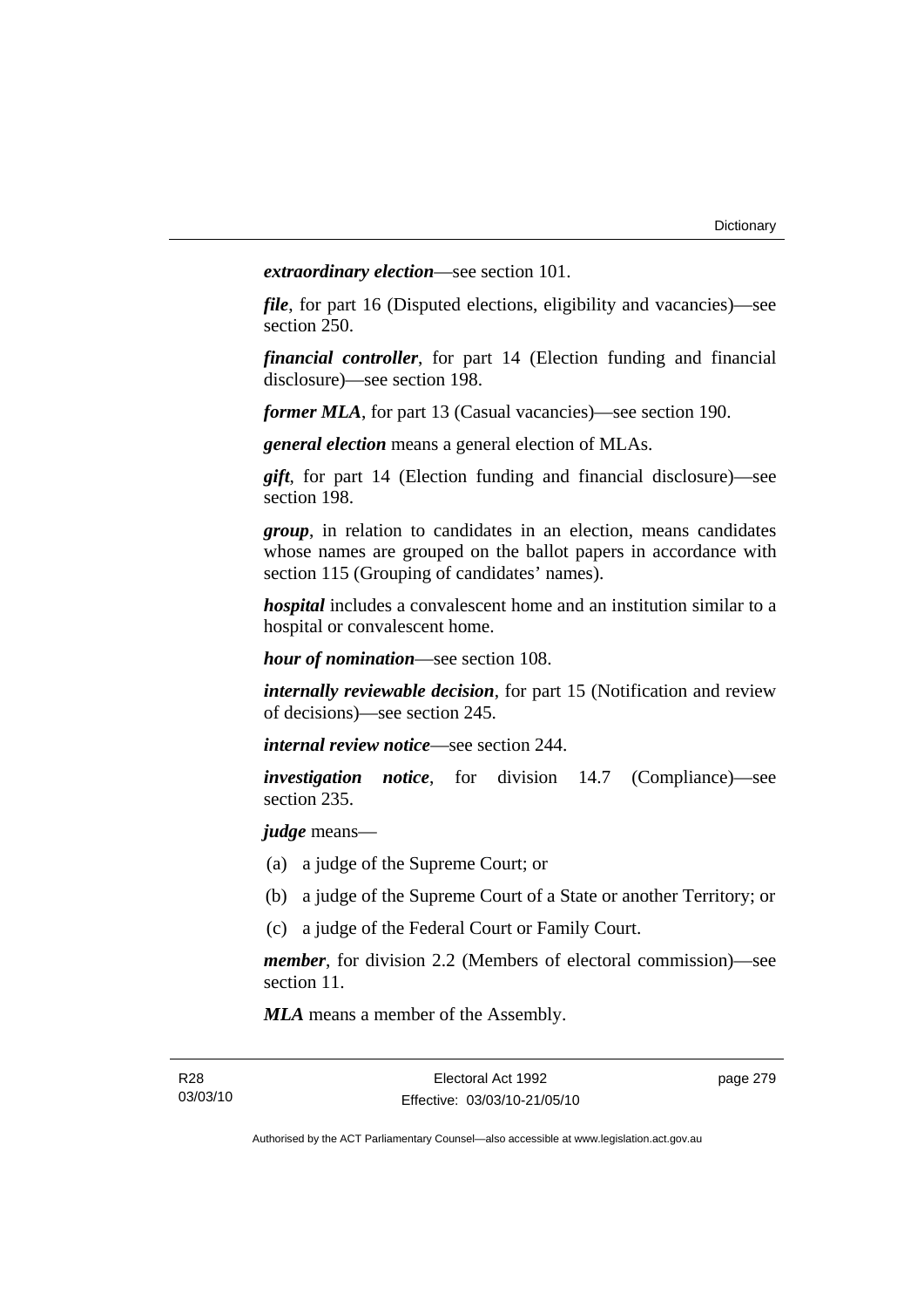***extraordinary election***—see section 101.

***file***, for part 16 (Disputed elections, eligibility and vacancies)—see section 250.

***financial controller***, for part 14 (Election funding and financial disclosure)—see section 198.

***former MLA***, for part 13 (Casual vacancies)—see section 190.

***general election*** means a general election of MLAs.

***gift***, for part 14 (Election funding and financial disclosure)—see section 198.

***group***, in relation to candidates in an election, means candidates whose names are grouped on the ballot papers in accordance with section 115 (Grouping of candidates' names).

***hospital*** includes a convalescent home and an institution similar to a hospital or convalescent home.

***hour of nomination***—see section 108.

***internally reviewable decision***, for part 15 (Notification and review of decisions)—see section 245.

***internal review notice***—see section 244.

***investigation notice***, for division 14.7 (Compliance)—see section 235.

***judge*** means—

(a) a judge of the Supreme Court; or

(b) a judge of the Supreme Court of a State or another Territory; or

(c) a judge of the Federal Court or Family Court.

***member***, for division 2.2 (Members of electoral commission)—see section 11.

***MLA*** means a member of the Assembly.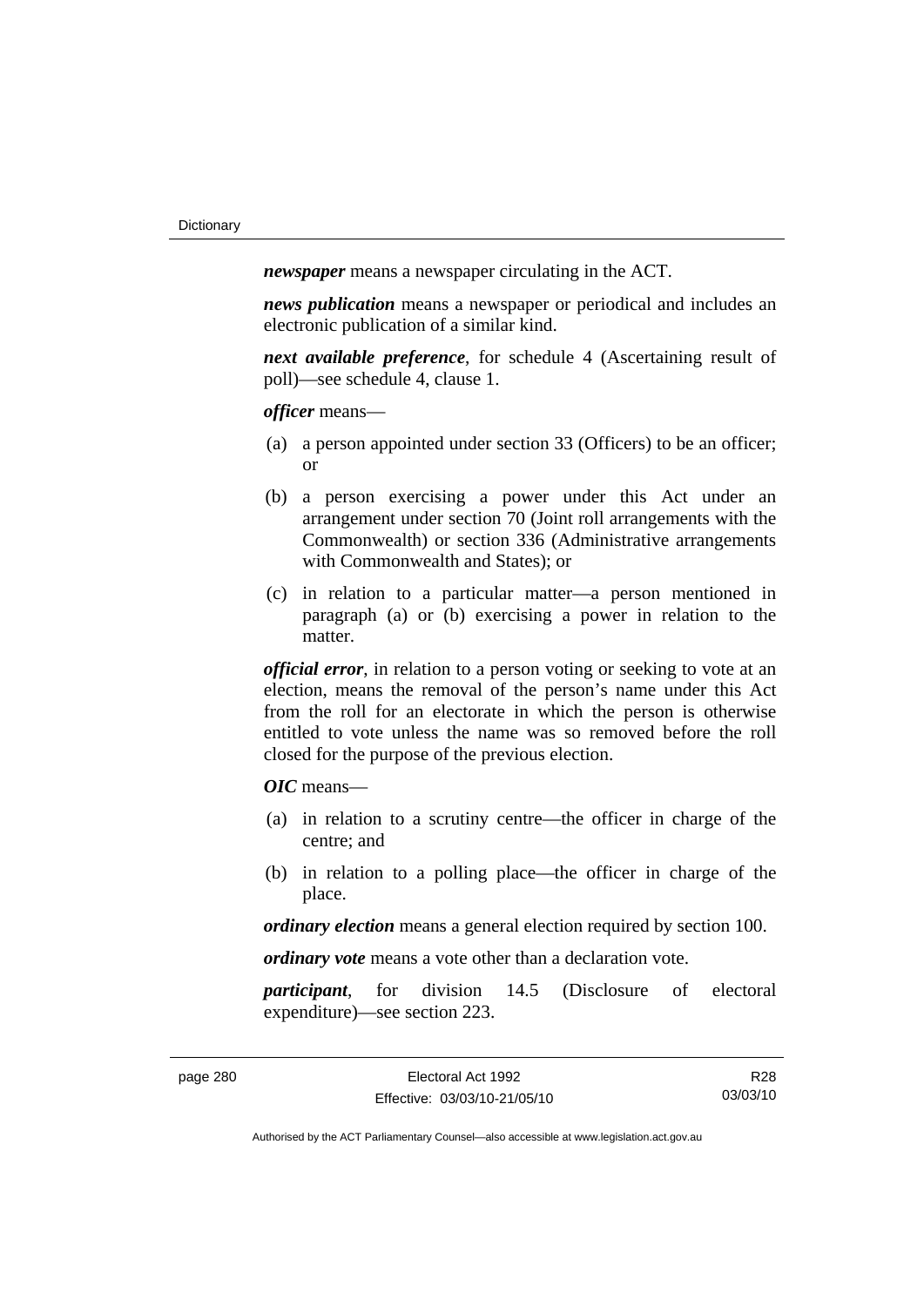***newspaper*** means a newspaper circulating in the ACT.

***news publication*** means a newspaper or periodical and includes an electronic publication of a similar kind.

***next available preference***, for schedule 4 (Ascertaining result of poll)—see schedule 4, clause 1.

***officer*** means—

(a) a person appointed under section 33 (Officers) to be an officer; or

(b) a person exercising a power under this Act under an arrangement under section 70 (Joint roll arrangements with the Commonwealth) or section 336 (Administrative arrangements with Commonwealth and States); or

(c) in relation to a particular matter—a person mentioned in paragraph (a) or (b) exercising a power in relation to the matter.

***official error***, in relation to a person voting or seeking to vote at an election, means the removal of the person's name under this Act from the roll for an electorate in which the person is otherwise entitled to vote unless the name was so removed before the roll closed for the purpose of the previous election.

***OIC*** means—

(a) in relation to a scrutiny centre—the officer in charge of the centre; and

(b) in relation to a polling place—the officer in charge of the place.

***ordinary election*** means a general election required by section 100.

***ordinary vote*** means a vote other than a declaration vote.

***participant***, for division 14.5 (Disclosure of electoral expenditure)—see section 223.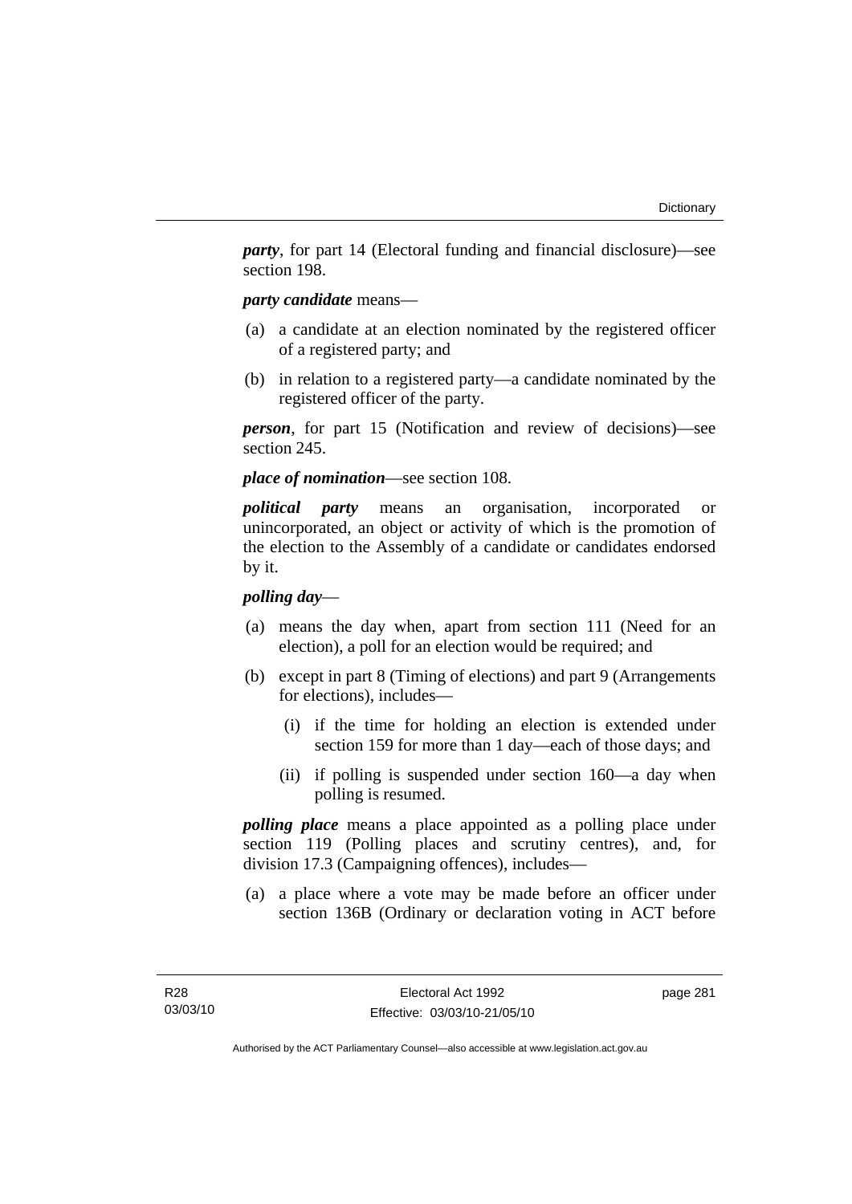***party***, for part 14 (Electoral funding and financial disclosure)—see section 198.

***party candidate*** means—

(a) a candidate at an election nominated by the registered officer of a registered party; and

(b) in relation to a registered party—a candidate nominated by the registered officer of the party.

***person***, for part 15 (Notification and review of decisions)—see section 245.

***place of nomination***—see section 108.

***political party*** means an organisation, incorporated or unincorporated, an object or activity of which is the promotion of the election to the Assembly of a candidate or candidates endorsed by it.

***polling day***—

(a) means the day when, apart from section 111 (Need for an election), a poll for an election would be required; and

(b) except in part 8 (Timing of elections) and part 9 (Arrangements for elections), includes—

  (i) if the time for holding an election is extended under section 159 for more than 1 day—each of those days; and

  (ii) if polling is suspended under section 160—a day when polling is resumed.

***polling place*** means a place appointed as a polling place under section 119 (Polling places and scrutiny centres), and, for division 17.3 (Campaigning offences), includes—

(a) a place where a vote may be made before an officer under section 136B (Ordinary or declaration voting in ACT before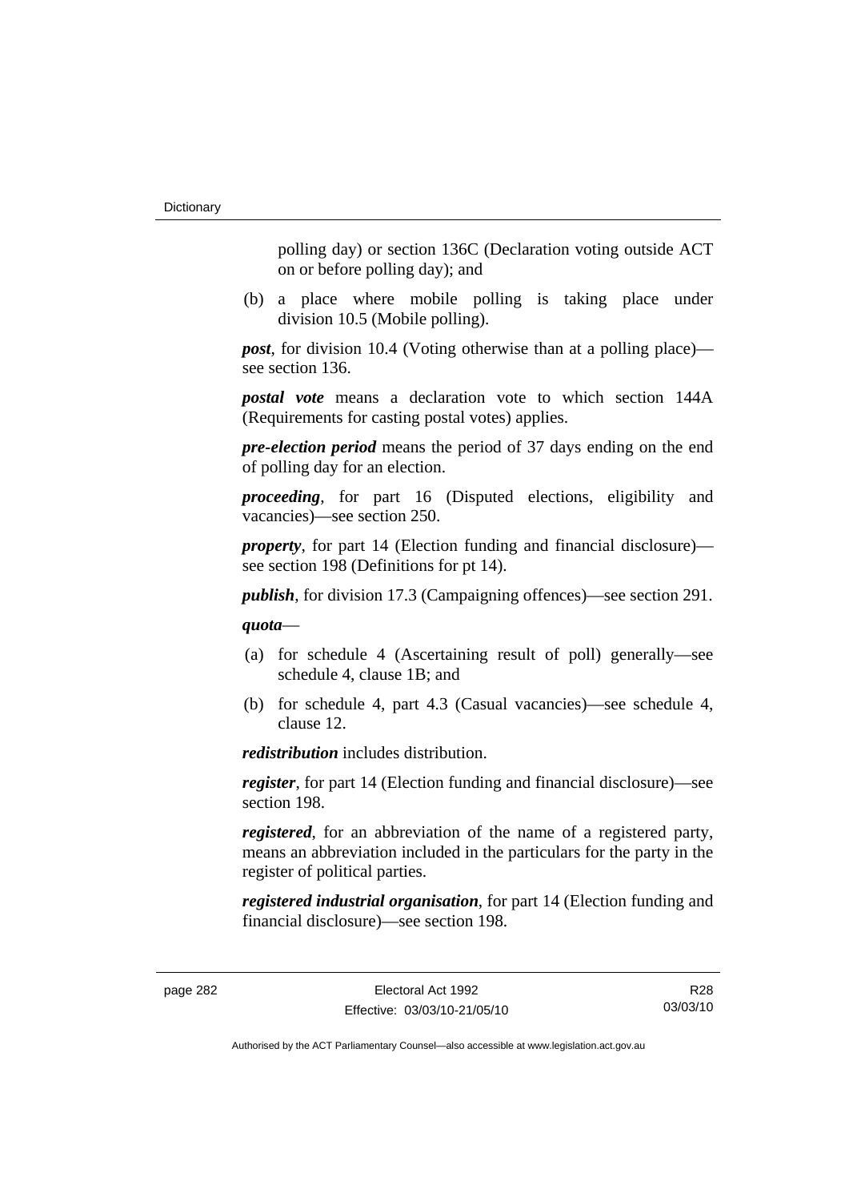polling day) or section 136C (Declaration voting outside ACT on or before polling day); and

(b) a place where mobile polling is taking place under division 10.5 (Mobile polling).

***post***, for division 10.4 (Voting otherwise than at a polling place)—see section 136.

***postal vote*** means a declaration vote to which section 144A (Requirements for casting postal votes) applies.

***pre-election period*** means the period of 37 days ending on the end of polling day for an election.

***proceeding***, for part 16 (Disputed elections, eligibility and vacancies)—see section 250.

***property***, for part 14 (Election funding and financial disclosure)—see section 198 (Definitions for pt 14).

***publish***, for division 17.3 (Campaigning offences)—see section 291.

***quota***—

(a) for schedule 4 (Ascertaining result of poll) generally—see schedule 4, clause 1B; and

(b) for schedule 4, part 4.3 (Casual vacancies)—see schedule 4, clause 12.

***redistribution*** includes distribution.

***register***, for part 14 (Election funding and financial disclosure)—see section 198.

***registered***, for an abbreviation of the name of a registered party, means an abbreviation included in the particulars for the party in the register of political parties.

***registered industrial organisation***, for part 14 (Election funding and financial disclosure)—see section 198.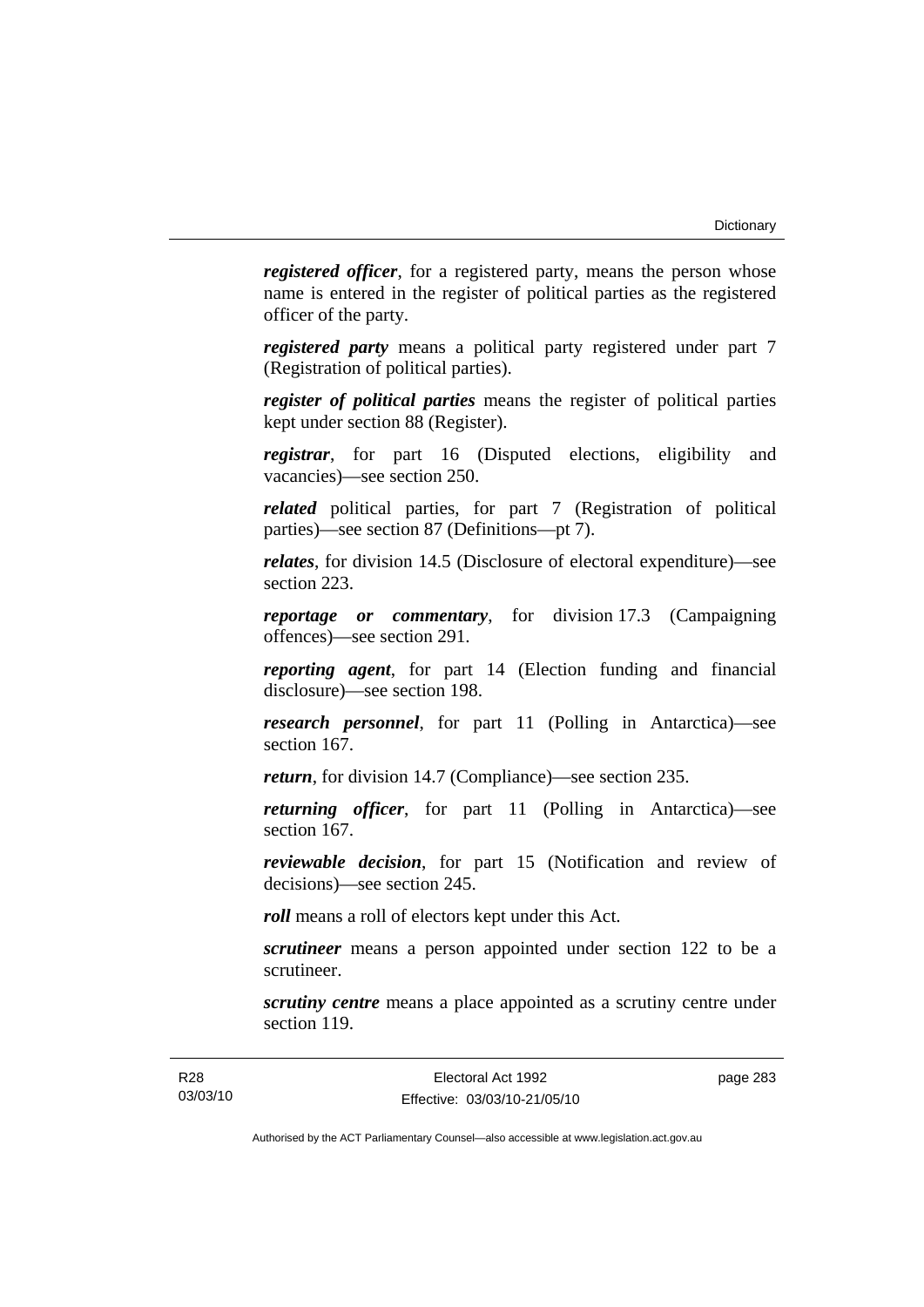***registered officer***, for a registered party, means the person whose name is entered in the register of political parties as the registered officer of the party.

***registered party*** means a political party registered under part 7 (Registration of political parties).

***register of political parties*** means the register of political parties kept under section 88 (Register).

***registrar***, for part 16 (Disputed elections, eligibility and vacancies)—see section 250.

***related*** political parties, for part 7 (Registration of political parties)—see section 87 (Definitions—pt 7).

***relates***, for division 14.5 (Disclosure of electoral expenditure)—see section 223.

***reportage or commentary***, for division 17.3 (Campaigning offences)—see section 291.

***reporting agent***, for part 14 (Election funding and financial disclosure)—see section 198.

***research personnel***, for part 11 (Polling in Antarctica)—see section 167.

***return***, for division 14.7 (Compliance)—see section 235.

***returning officer***, for part 11 (Polling in Antarctica)—see section 167.

***reviewable decision***, for part 15 (Notification and review of decisions)—see section 245.

***roll*** means a roll of electors kept under this Act.

***scrutineer*** means a person appointed under section 122 to be a scrutineer.

***scrutiny centre*** means a place appointed as a scrutiny centre under section 119.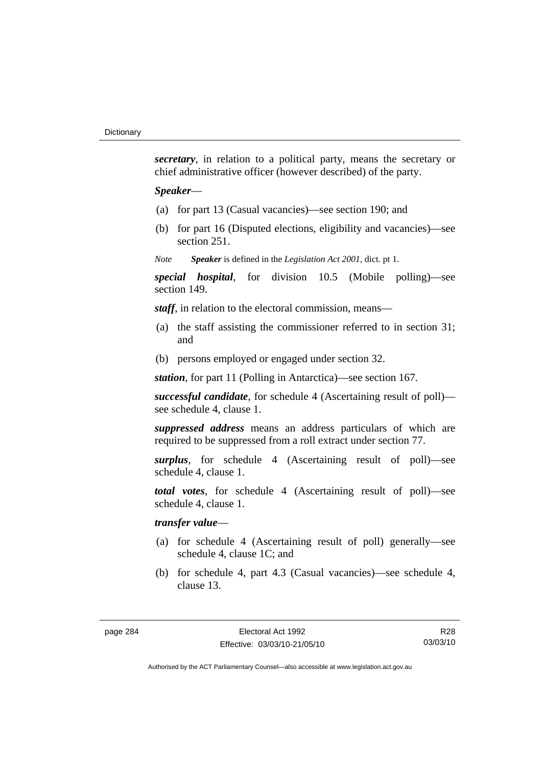***secretary***, in relation to a political party, means the secretary or chief administrative officer (however described) of the party.

***Speaker***—

(a) for part 13 (Casual vacancies)—see section 190; and

(b) for part 16 (Disputed elections, eligibility and vacancies)—see section 251.

*Note* ***Speaker*** is defined in the *Legislation Act 2001*, dict. pt 1.

***special hospital***, for division 10.5 (Mobile polling)—see section 149.

***staff***, in relation to the electoral commission, means—

(a) the staff assisting the commissioner referred to in section 31; and

(b) persons employed or engaged under section 32.

***station***, for part 11 (Polling in Antarctica)—see section 167.

***successful candidate***, for schedule 4 (Ascertaining result of poll)—see schedule 4, clause 1.

***suppressed address*** means an address particulars of which are required to be suppressed from a roll extract under section 77.

***surplus***, for schedule 4 (Ascertaining result of poll)—see schedule 4, clause 1.

***total votes***, for schedule 4 (Ascertaining result of poll)—see schedule 4, clause 1.

***transfer value***—

(a) for schedule 4 (Ascertaining result of poll) generally—see schedule 4, clause 1C; and

(b) for schedule 4, part 4.3 (Casual vacancies)—see schedule 4, clause 13.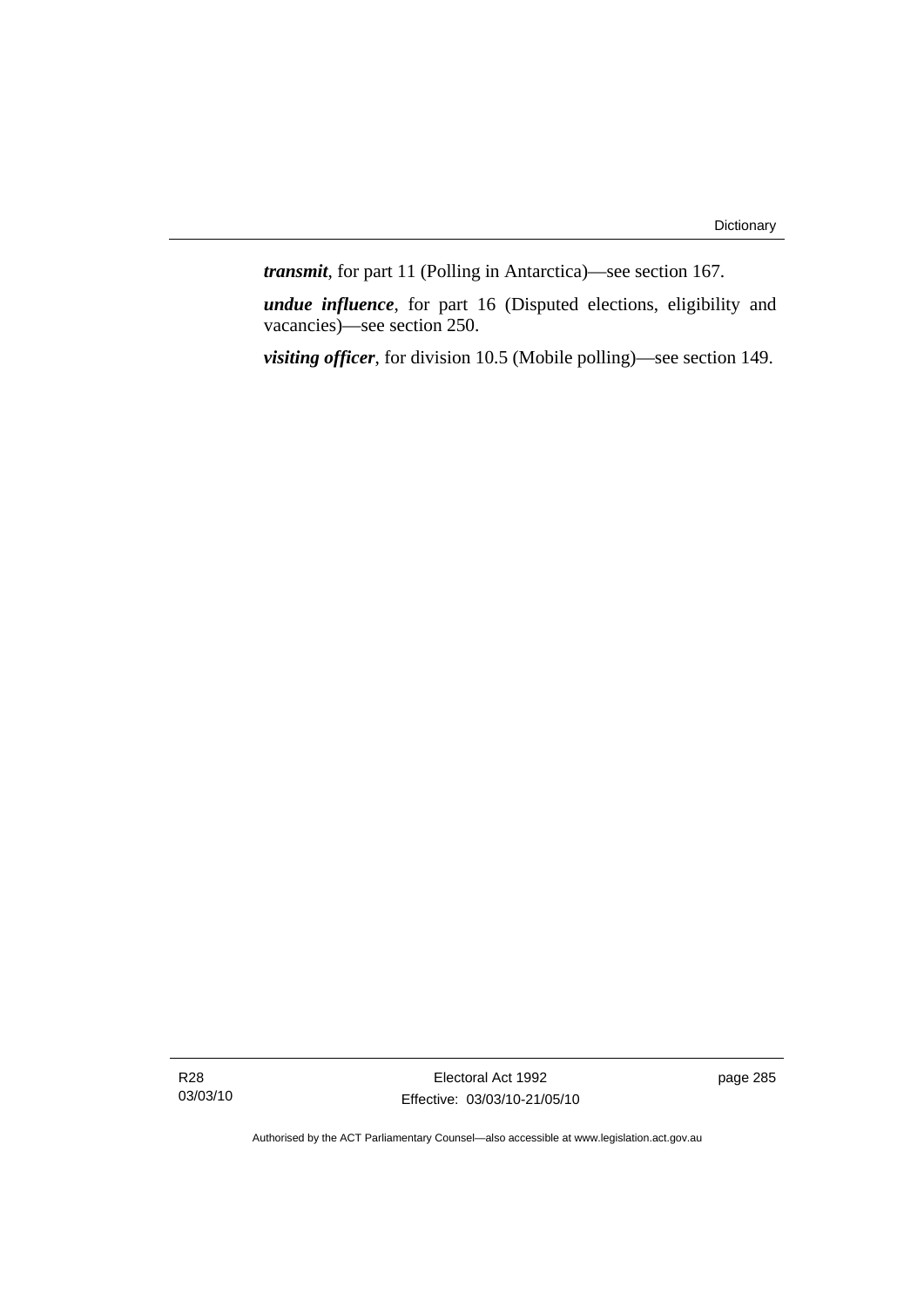***transmit***, for part 11 (Polling in Antarctica)—see section 167.

***undue influence***, for part 16 (Disputed elections, eligibility and vacancies)—see section 250.

***visiting officer***, for division 10.5 (Mobile polling)—see section 149.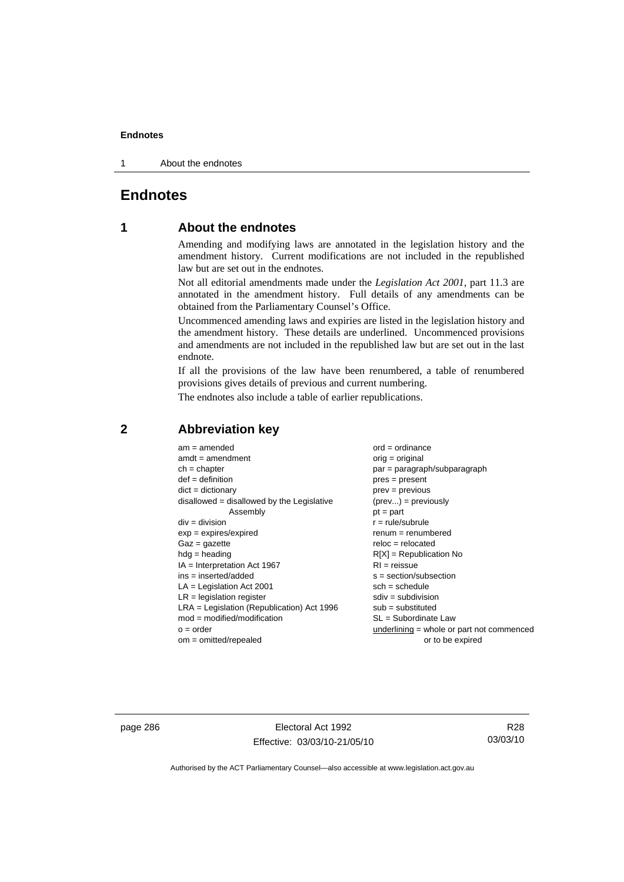# Endnotes

## 1 About the endnotes

Amending and modifying laws are annotated in the legislation history and the amendment history. Current modifications are not included in the republished law but are set out in the endnotes.

Not all editorial amendments made under the *Legislation Act 2001*, part 11.3 are annotated in the amendment history. Full details of any amendments can be obtained from the Parliamentary Counsel's Office.

Uncommenced amending laws and expiries are listed in the legislation history and the amendment history. These details are underlined. Uncommenced provisions and amendments are not included in the republished law but are set out in the last endnote.

If all the provisions of the law have been renumbered, a table of renumbered provisions gives details of previous and current numbering.

The endnotes also include a table of earlier republications.

## 2 Abbreviation key

am = amended
amdt = amendment
ch = chapter
def = definition
dict = dictionary
disallowed = disallowed by the Legislative Assembly
div = division
exp = expires/expired
Gaz = gazette
hdg = heading
IA = Interpretation Act 1967
ins = inserted/added
LA = Legislation Act 2001
LR = legislation register
LRA = Legislation (Republication) Act 1996
mod = modified/modification
o = order
om = omitted/repealed
ord = ordinance
orig = original
par = paragraph/subparagraph
pres = present
prev = previous
(prev...) = previously
pt = part
r = rule/subrule
renum = renumbered
reloc = relocated
R[X] = Republication No
RI = reissue
s = section/subsection
sch = schedule
sdiv = subdivision
sub = substituted
SL = Subordinate Law
underlining = whole or part not commenced or to be expired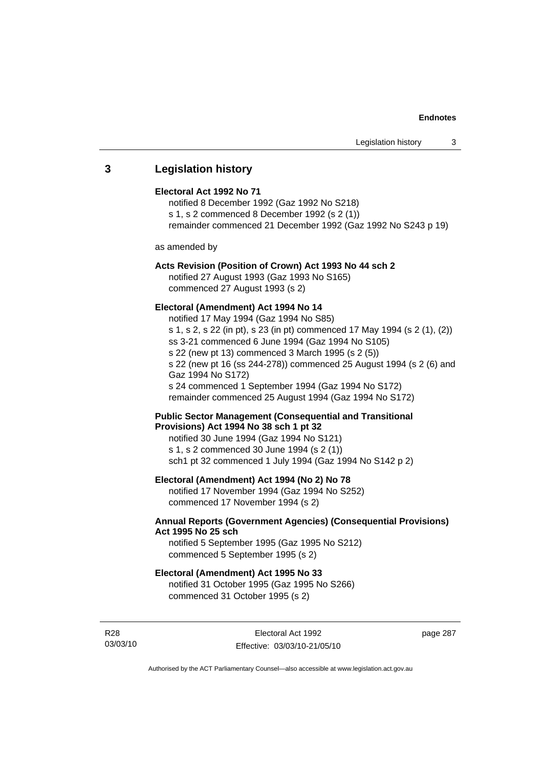## 3 Legislation history

**Electoral Act 1992 No 71**

notified 8 December 1992 (Gaz 1992 No S218)
s 1, s 2 commenced 8 December 1992 (s 2 (1))
remainder commenced 21 December 1992 (Gaz 1992 No S243 p 19)

as amended by

**Acts Revision (Position of Crown) Act 1993 No 44 sch 2**

notified 27 August 1993 (Gaz 1993 No S165)
commenced 27 August 1993 (s 2)

**Electoral (Amendment) Act 1994 No 14**

notified 17 May 1994 (Gaz 1994 No S85)
s 1, s 2, s 22 (in pt), s 23 (in pt) commenced 17 May 1994 (s 2 (1), (2))
ss 3-21 commenced 6 June 1994 (Gaz 1994 No S105)
s 22 (new pt 13) commenced 3 March 1995 (s 2 (5))
s 22 (new pt 16 (ss 244-278)) commenced 25 August 1994 (s 2 (6) and Gaz 1994 No S172)
s 24 commenced 1 September 1994 (Gaz 1994 No S172)
remainder commenced 25 August 1994 (Gaz 1994 No S172)

**Public Sector Management (Consequential and Transitional Provisions) Act 1994 No 38 sch 1 pt 32**

notified 30 June 1994 (Gaz 1994 No S121)
s 1, s 2 commenced 30 June 1994 (s 2 (1))
sch1 pt 32 commenced 1 July 1994 (Gaz 1994 No S142 p 2)

**Electoral (Amendment) Act 1994 (No 2) No 78**

notified 17 November 1994 (Gaz 1994 No S252)
commenced 17 November 1994 (s 2)

**Annual Reports (Government Agencies) (Consequential Provisions) Act 1995 No 25 sch**

notified 5 September 1995 (Gaz 1995 No S212)
commenced 5 September 1995 (s 2)

**Electoral (Amendment) Act 1995 No 33**

notified 31 October 1995 (Gaz 1995 No S266)
commenced 31 October 1995 (s 2)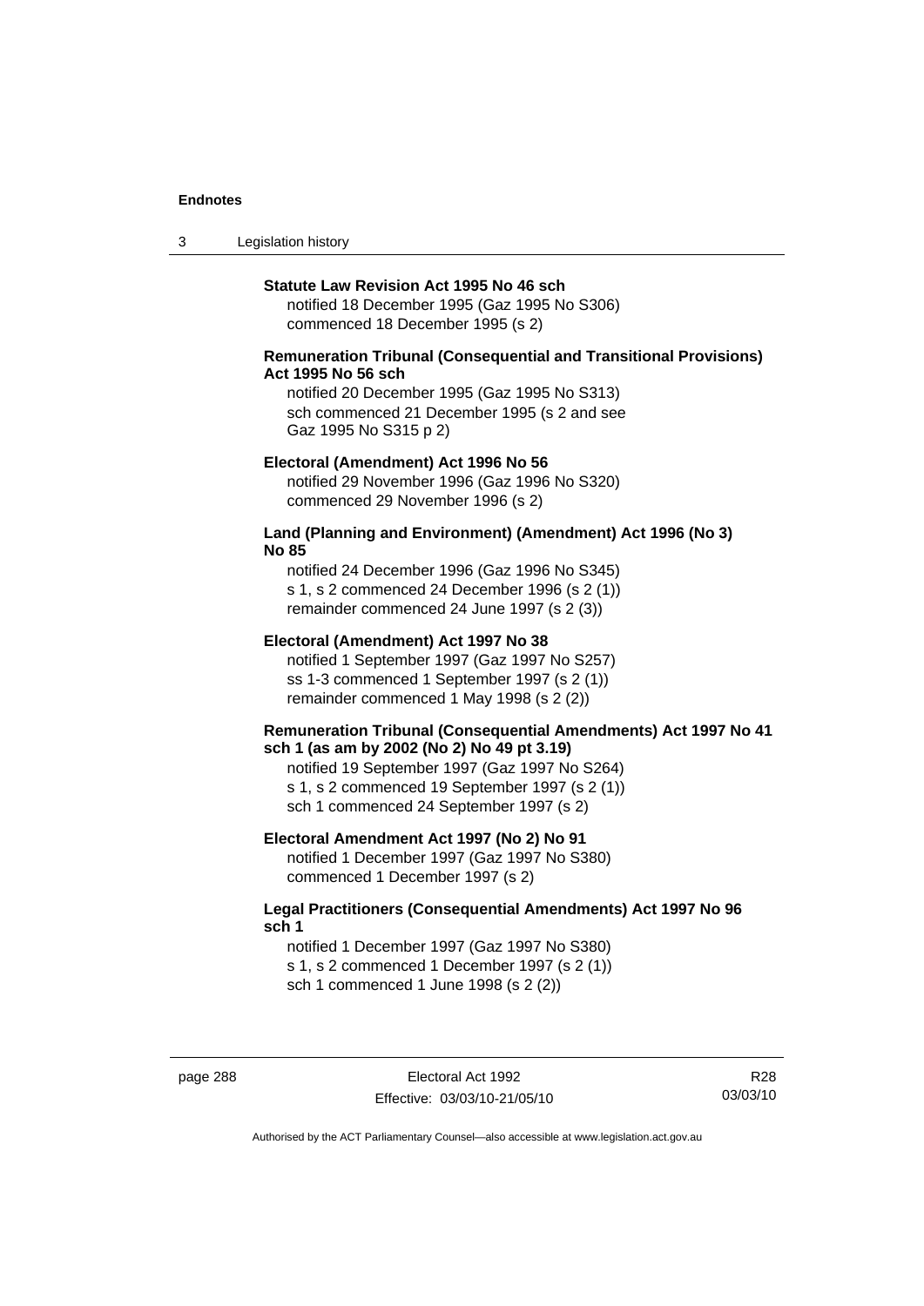**Statute Law Revision Act 1995 No 46 sch**

notified 18 December 1995 (Gaz 1995 No S306)
commenced 18 December 1995 (s 2)

**Remuneration Tribunal (Consequential and Transitional Provisions) Act 1995 No 56 sch**

notified 20 December 1995 (Gaz 1995 No S313)
sch commenced 21 December 1995 (s 2 and see Gaz 1995 No S315 p 2)

**Electoral (Amendment) Act 1996 No 56**

notified 29 November 1996 (Gaz 1996 No S320)
commenced 29 November 1996 (s 2)

**Land (Planning and Environment) (Amendment) Act 1996 (No 3) No 85**

notified 24 December 1996 (Gaz 1996 No S345)
s 1, s 2 commenced 24 December 1996 (s 2 (1))
remainder commenced 24 June 1997 (s 2 (3))

**Electoral (Amendment) Act 1997 No 38**

notified 1 September 1997 (Gaz 1997 No S257)
ss 1-3 commenced 1 September 1997 (s 2 (1))
remainder commenced 1 May 1998 (s 2 (2))

**Remuneration Tribunal (Consequential Amendments) Act 1997 No 41 sch 1 (as am by 2002 (No 2) No 49 pt 3.19)**

notified 19 September 1997 (Gaz 1997 No S264)
s 1, s 2 commenced 19 September 1997 (s 2 (1))
sch 1 commenced 24 September 1997 (s 2)

**Electoral Amendment Act 1997 (No 2) No 91**

notified 1 December 1997 (Gaz 1997 No S380)
commenced 1 December 1997 (s 2)

**Legal Practitioners (Consequential Amendments) Act 1997 No 96 sch 1**

notified 1 December 1997 (Gaz 1997 No S380)
s 1, s 2 commenced 1 December 1997 (s 2 (1))
sch 1 commenced 1 June 1998 (s 2 (2))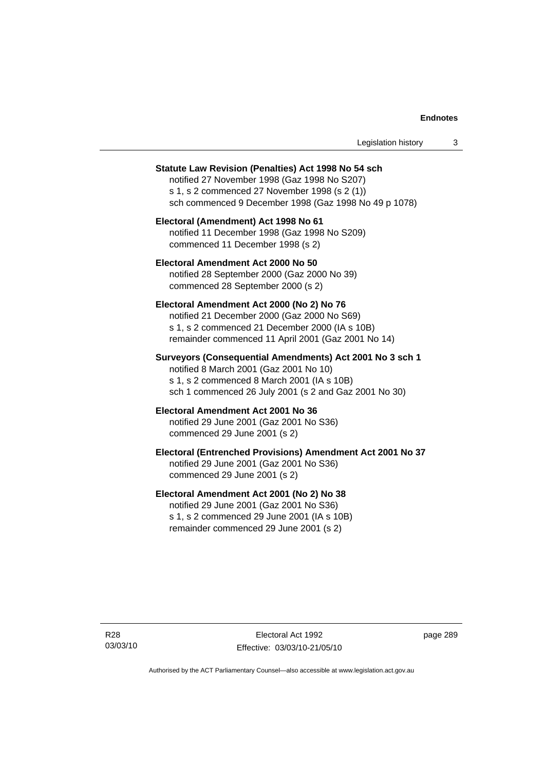**Statute Law Revision (Penalties) Act 1998 No 54 sch**

notified 27 November 1998 (Gaz 1998 No S207)
s 1, s 2 commenced 27 November 1998 (s 2 (1))
sch commenced 9 December 1998 (Gaz 1998 No 49 p 1078)

**Electoral (Amendment) Act 1998 No 61**

notified 11 December 1998 (Gaz 1998 No S209)
commenced 11 December 1998 (s 2)

**Electoral Amendment Act 2000 No 50**

notified 28 September 2000 (Gaz 2000 No 39)
commenced 28 September 2000 (s 2)

**Electoral Amendment Act 2000 (No 2) No 76**

notified 21 December 2000 (Gaz 2000 No S69)
s 1, s 2 commenced 21 December 2000 (IA s 10B)
remainder commenced 11 April 2001 (Gaz 2001 No 14)

**Surveyors (Consequential Amendments) Act 2001 No 3 sch 1**

notified 8 March 2001 (Gaz 2001 No 10)
s 1, s 2 commenced 8 March 2001 (IA s 10B)
sch 1 commenced 26 July 2001 (s 2 and Gaz 2001 No 30)

**Electoral Amendment Act 2001 No 36**

notified 29 June 2001 (Gaz 2001 No S36)
commenced 29 June 2001 (s 2)

**Electoral (Entrenched Provisions) Amendment Act 2001 No 37**

notified 29 June 2001 (Gaz 2001 No S36)
commenced 29 June 2001 (s 2)

**Electoral Amendment Act 2001 (No 2) No 38**

notified 29 June 2001 (Gaz 2001 No S36)
s 1, s 2 commenced 29 June 2001 (IA s 10B)
remainder commenced 29 June 2001 (s 2)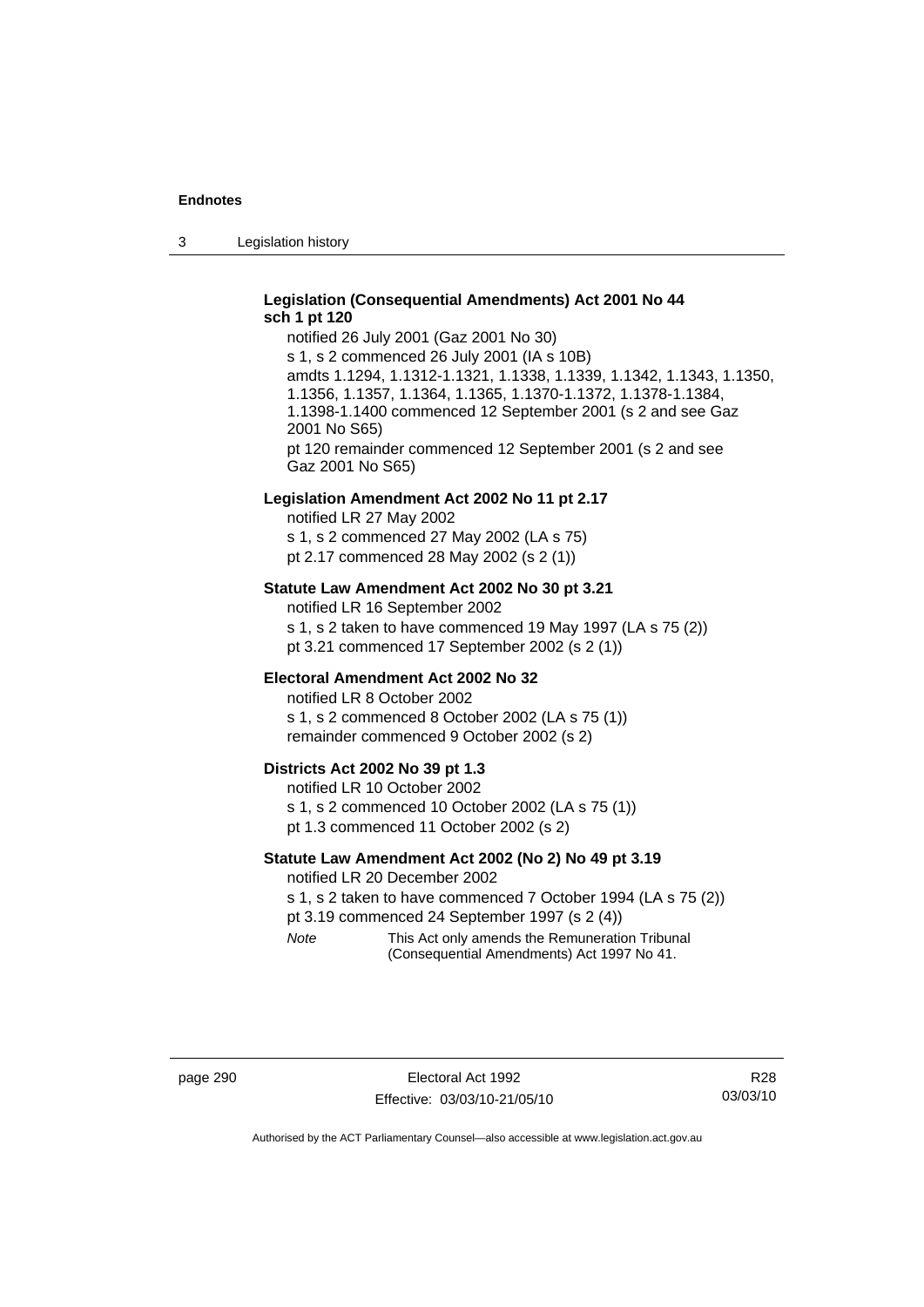**Legislation (Consequential Amendments) Act 2001 No 44 sch 1 pt 120**

notified 26 July 2001 (Gaz 2001 No 30)

s 1, s 2 commenced 26 July 2001 (IA s 10B)

amdts 1.1294, 1.1312-1.1321, 1.1338, 1.1339, 1.1342, 1.1343, 1.1350, 1.1356, 1.1357, 1.1364, 1.1365, 1.1370-1.1372, 1.1378-1.1384, 1.1398-1.1400 commenced 12 September 2001 (s 2 and see Gaz 2001 No S65)

pt 120 remainder commenced 12 September 2001 (s 2 and see Gaz 2001 No S65)

**Legislation Amendment Act 2002 No 11 pt 2.17**

notified LR 27 May 2002

s 1, s 2 commenced 27 May 2002 (LA s 75)

pt 2.17 commenced 28 May 2002 (s 2 (1))

**Statute Law Amendment Act 2002 No 30 pt 3.21**

notified LR 16 September 2002

s 1, s 2 taken to have commenced 19 May 1997 (LA s 75 (2))

pt 3.21 commenced 17 September 2002 (s 2 (1))

**Electoral Amendment Act 2002 No 32**

notified LR 8 October 2002

s 1, s 2 commenced 8 October 2002 (LA s 75 (1))

remainder commenced 9 October 2002 (s 2)

**Districts Act 2002 No 39 pt 1.3**

notified LR 10 October 2002

s 1, s 2 commenced 10 October 2002 (LA s 75 (1))

pt 1.3 commenced 11 October 2002 (s 2)

**Statute Law Amendment Act 2002 (No 2) No 49 pt 3.19**

notified LR 20 December 2002

s 1, s 2 taken to have commenced 7 October 1994 (LA s 75 (2))

pt 3.19 commenced 24 September 1997 (s 2 (4))

*Note* This Act only amends the Remuneration Tribunal (Consequential Amendments) Act 1997 No 41.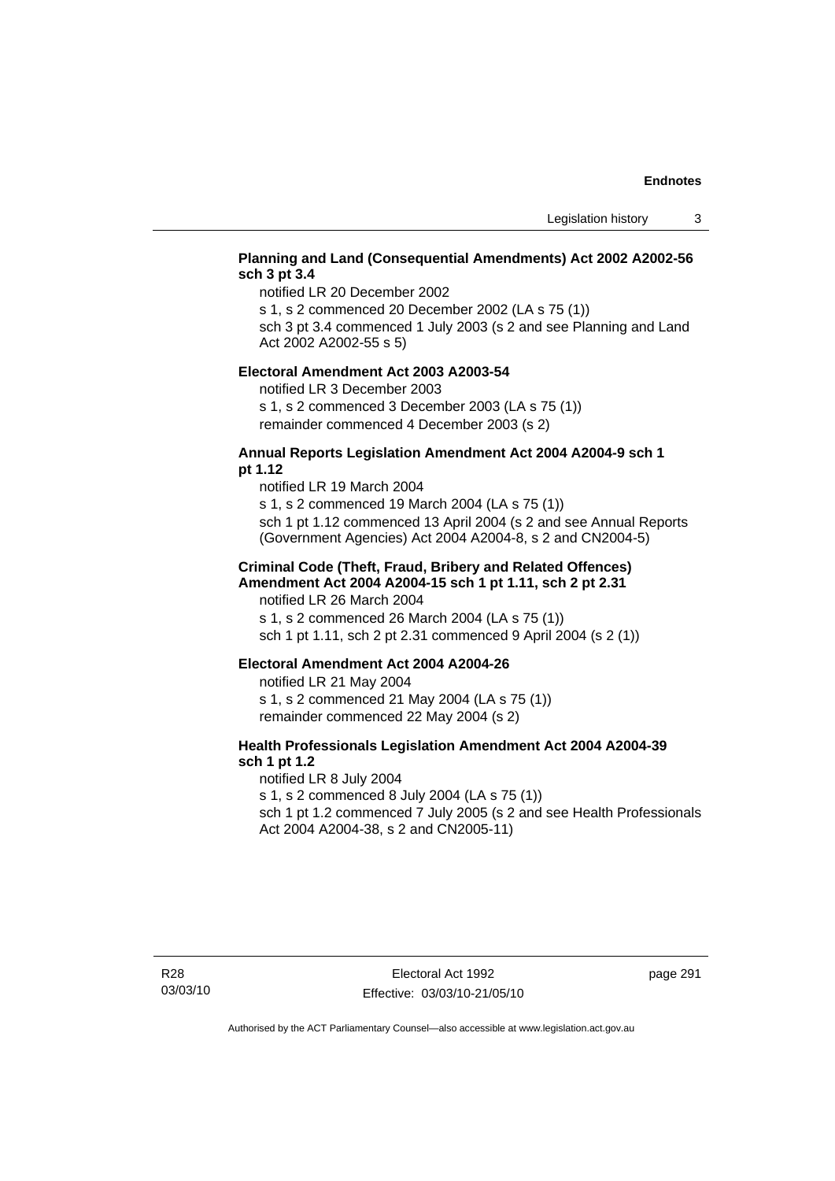**Planning and Land (Consequential Amendments) Act 2002 A2002-56 sch 3 pt 3.4**

notified LR 20 December 2002

s 1, s 2 commenced 20 December 2002 (LA s 75 (1))

sch 3 pt 3.4 commenced 1 July 2003 (s 2 and see Planning and Land Act 2002 A2002-55 s 5)

**Electoral Amendment Act 2003 A2003-54**

notified LR 3 December 2003

s 1, s 2 commenced 3 December 2003 (LA s 75 (1))

remainder commenced 4 December 2003 (s 2)

**Annual Reports Legislation Amendment Act 2004 A2004-9 sch 1 pt 1.12**

notified LR 19 March 2004

s 1, s 2 commenced 19 March 2004 (LA s 75 (1))

sch 1 pt 1.12 commenced 13 April 2004 (s 2 and see Annual Reports (Government Agencies) Act 2004 A2004-8, s 2 and CN2004-5)

**Criminal Code (Theft, Fraud, Bribery and Related Offences) Amendment Act 2004 A2004-15 sch 1 pt 1.11, sch 2 pt 2.31**

notified LR 26 March 2004

s 1, s 2 commenced 26 March 2004 (LA s 75 (1))

sch 1 pt 1.11, sch 2 pt 2.31 commenced 9 April 2004 (s 2 (1))

**Electoral Amendment Act 2004 A2004-26**

notified LR 21 May 2004

s 1, s 2 commenced 21 May 2004 (LA s 75 (1))

remainder commenced 22 May 2004 (s 2)

**Health Professionals Legislation Amendment Act 2004 A2004-39 sch 1 pt 1.2**

notified LR 8 July 2004

s 1, s 2 commenced 8 July 2004 (LA s 75 (1))

sch 1 pt 1.2 commenced 7 July 2005 (s 2 and see Health Professionals Act 2004 A2004-38, s 2 and CN2005-11)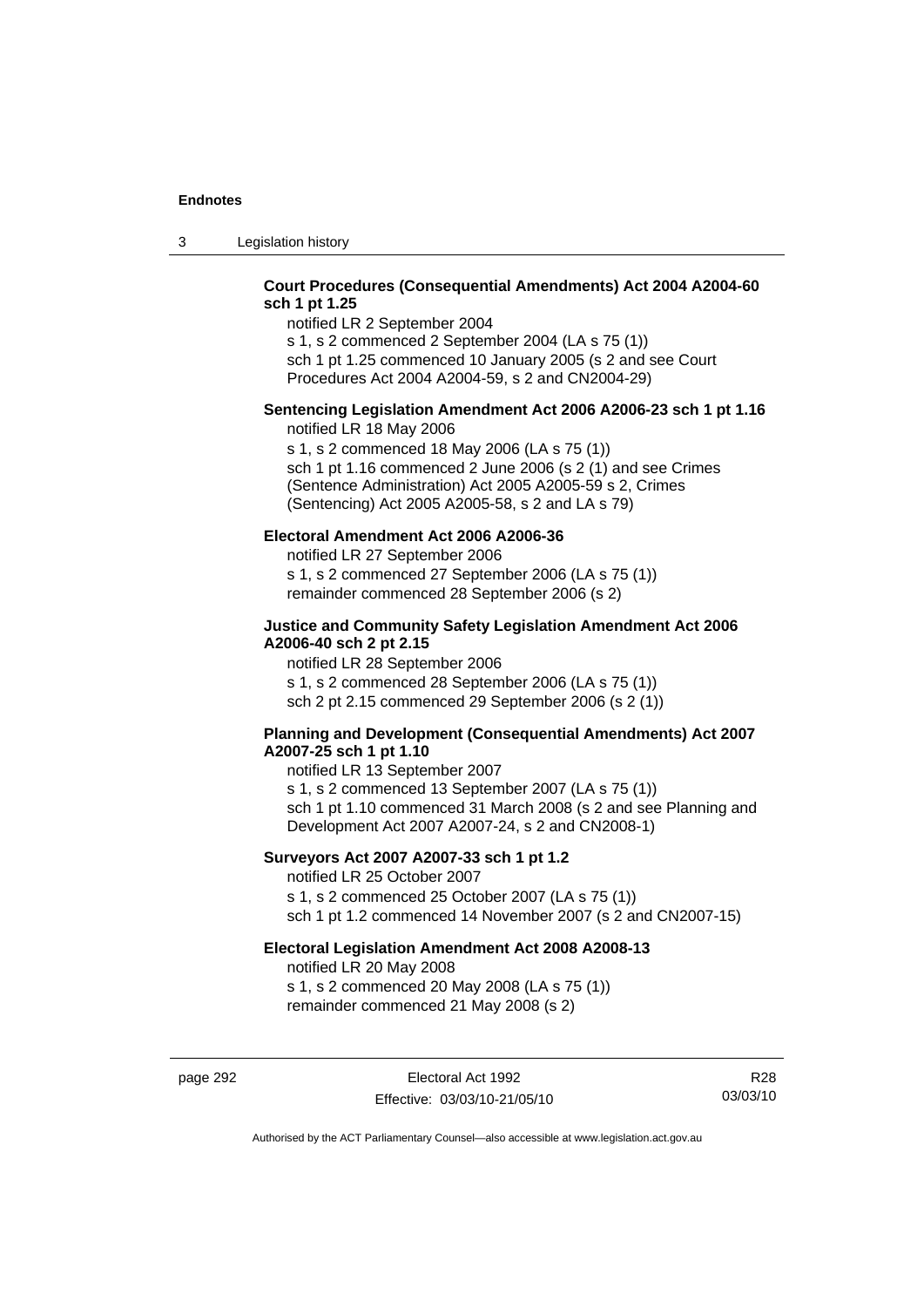**Court Procedures (Consequential Amendments) Act 2004 A2004-60 sch 1 pt 1.25**

notified LR 2 September 2004
s 1, s 2 commenced 2 September 2004 (LA s 75 (1))
sch 1 pt 1.25 commenced 10 January 2005 (s 2 and see Court Procedures Act 2004 A2004-59, s 2 and CN2004-29)

**Sentencing Legislation Amendment Act 2006 A2006-23 sch 1 pt 1.16**

notified LR 18 May 2006
s 1, s 2 commenced 18 May 2006 (LA s 75 (1))
sch 1 pt 1.16 commenced 2 June 2006 (s 2 (1) and see Crimes (Sentence Administration) Act 2005 A2005-59 s 2, Crimes (Sentencing) Act 2005 A2005-58, s 2 and LA s 79)

**Electoral Amendment Act 2006 A2006-36**

notified LR 27 September 2006
s 1, s 2 commenced 27 September 2006 (LA s 75 (1))
remainder commenced 28 September 2006 (s 2)

**Justice and Community Safety Legislation Amendment Act 2006 A2006-40 sch 2 pt 2.15**

notified LR 28 September 2006
s 1, s 2 commenced 28 September 2006 (LA s 75 (1))
sch 2 pt 2.15 commenced 29 September 2006 (s 2 (1))

**Planning and Development (Consequential Amendments) Act 2007 A2007-25 sch 1 pt 1.10**

notified LR 13 September 2007
s 1, s 2 commenced 13 September 2007 (LA s 75 (1))
sch 1 pt 1.10 commenced 31 March 2008 (s 2 and see Planning and Development Act 2007 A2007-24, s 2 and CN2008-1)

**Surveyors Act 2007 A2007-33 sch 1 pt 1.2**

notified LR 25 October 2007
s 1, s 2 commenced 25 October 2007 (LA s 75 (1))
sch 1 pt 1.2 commenced 14 November 2007 (s 2 and CN2007-15)

**Electoral Legislation Amendment Act 2008 A2008-13**

notified LR 20 May 2008
s 1, s 2 commenced 20 May 2008 (LA s 75 (1))
remainder commenced 21 May 2008 (s 2)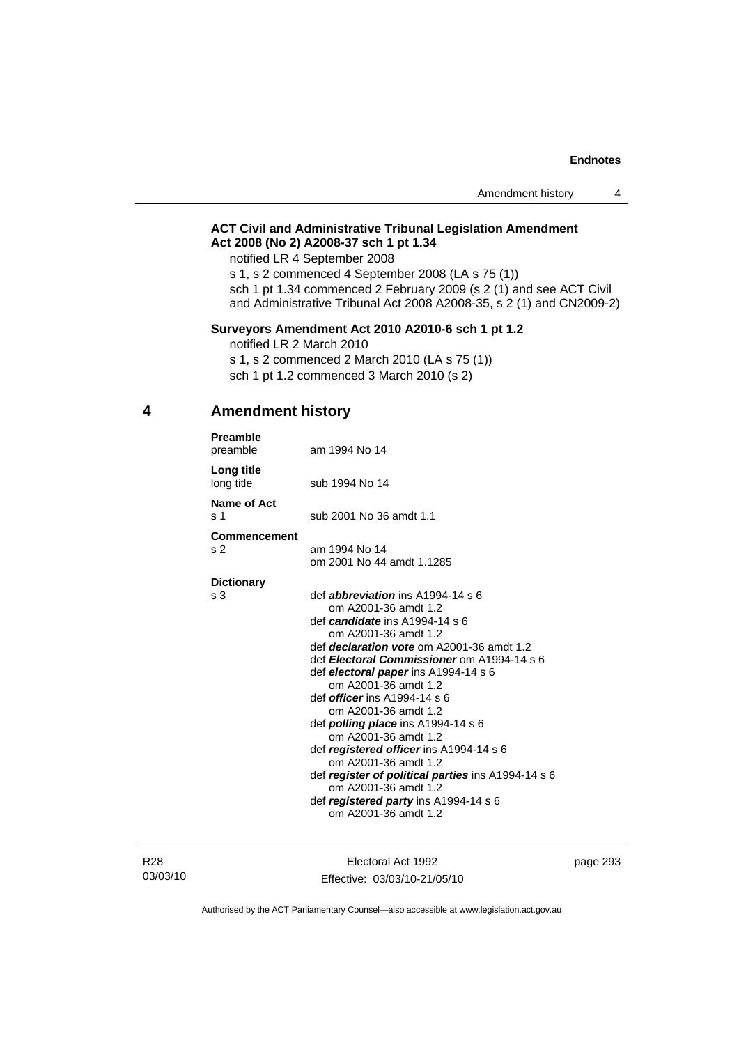**ACT Civil and Administrative Tribunal Legislation Amendment Act 2008 (No 2) A2008-37 sch 1 pt 1.34**

notified LR 4 September 2008

s 1, s 2 commenced 4 September 2008 (LA s 75 (1))

sch 1 pt 1.34 commenced 2 February 2009 (s 2 (1) and see ACT Civil and Administrative Tribunal Act 2008 A2008-35, s 2 (1) and CN2009-2)

**Surveyors Amendment Act 2010 A2010-6 sch 1 pt 1.2**

notified LR 2 March 2010

s 1, s 2 commenced 2 March 2010 (LA s 75 (1))

sch 1 pt 1.2 commenced 3 March 2010 (s 2)

## 4 Amendment history

**Preamble**
preamble — am 1994 No 14

**Long title**
long title — sub 1994 No 14

**Name of Act**
s 1 — sub 2001 No 36 amdt 1.1

**Commencement**
s 2 — am 1994 No 14
om 2001 No 44 amdt 1.1285

**Dictionary**
s 3 —
def ***abbreviation*** ins A1994-14 s 6
om A2001-36 amdt 1.2
def ***candidate*** ins A1994-14 s 6
om A2001-36 amdt 1.2
def ***declaration vote*** om A2001-36 amdt 1.2
def ***Electoral Commissioner*** om A1994-14 s 6
def ***electoral paper*** ins A1994-14 s 6
om A2001-36 amdt 1.2
def ***officer*** ins A1994-14 s 6
om A2001-36 amdt 1.2
def ***polling place*** ins A1994-14 s 6
om A2001-36 amdt 1.2
def ***registered officer*** ins A1994-14 s 6
om A2001-36 amdt 1.2
def ***register of political parties*** ins A1994-14 s 6
om A2001-36 amdt 1.2
def ***registered party*** ins A1994-14 s 6
om A2001-36 amdt 1.2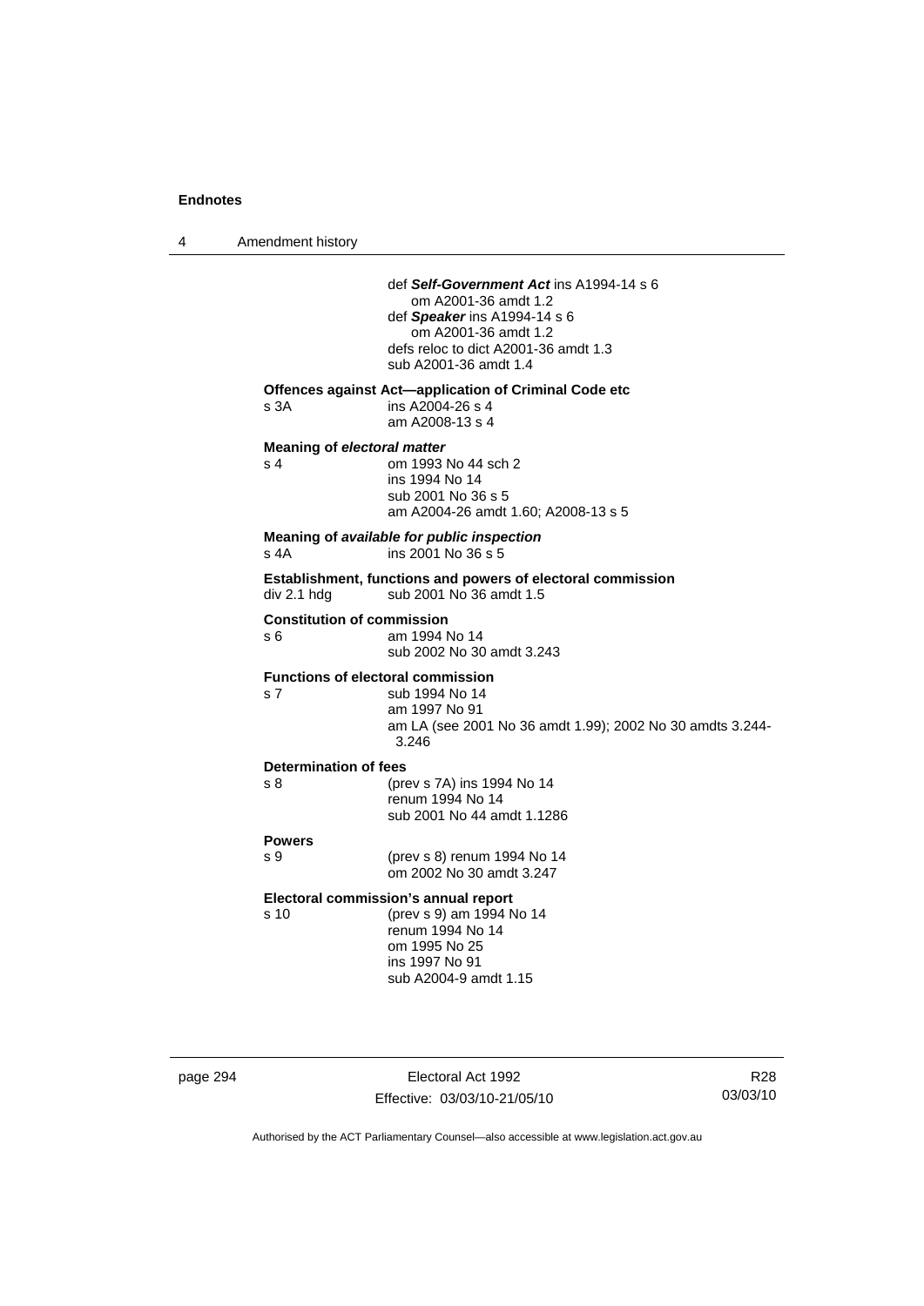def ***Self-Government Act*** ins A1994-14 s 6
om A2001-36 amdt 1.2
def ***Speaker*** ins A1994-14 s 6
om A2001-36 amdt 1.2
defs reloc to dict A2001-36 amdt 1.3
sub A2001-36 amdt 1.4

**Offences against Act—application of Criminal Code etc**
s 3A ins A2004-26 s 4
am A2008-13 s 4

**Meaning of *electoral matter***
s 4 om 1993 No 44 sch 2
ins 1994 No 14
sub 2001 No 36 s 5
am A2004-26 amdt 1.60; A2008-13 s 5

**Meaning of *available for public inspection***
s 4A ins 2001 No 36 s 5

**Establishment, functions and powers of electoral commission**
div 2.1 hdg sub 2001 No 36 amdt 1.5

**Constitution of commission**
s 6 am 1994 No 14
sub 2002 No 30 amdt 3.243

**Functions of electoral commission**
s 7 sub 1994 No 14
am 1997 No 91
am LA (see 2001 No 36 amdt 1.99); 2002 No 30 amdts 3.244-3.246

**Determination of fees**
s 8 (prev s 7A) ins 1994 No 14
renum 1994 No 14
sub 2001 No 44 amdt 1.1286

**Powers**
s 9 (prev s 8) renum 1994 No 14
om 2002 No 30 amdt 3.247

**Electoral commission's annual report**
s 10 (prev s 9) am 1994 No 14
renum 1994 No 14
om 1995 No 25
ins 1997 No 91
sub A2004-9 amdt 1.15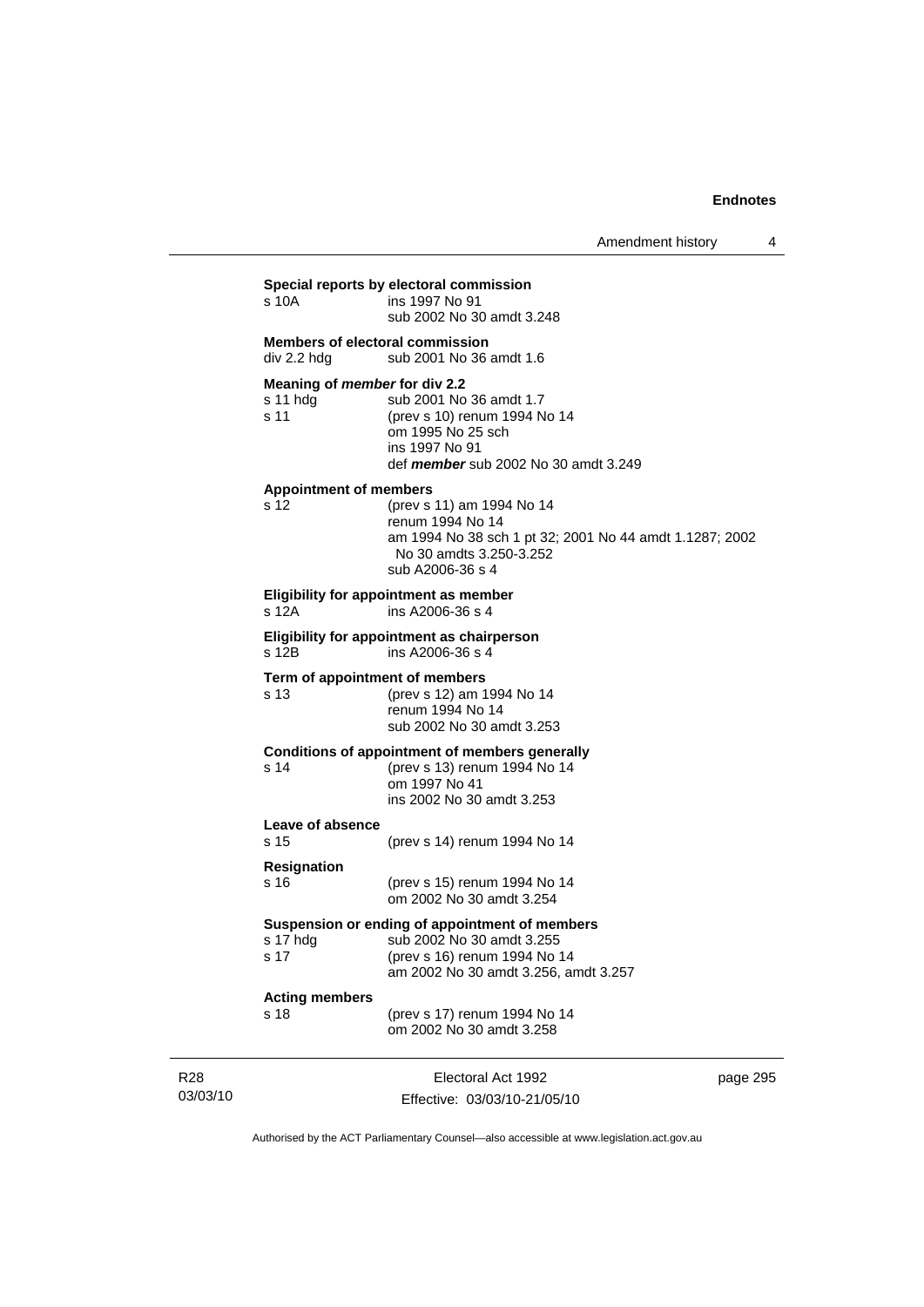**Special reports by electoral commission**

s 10A		ins 1997 No 91
		sub 2002 No 30 amdt 3.248

**Members of electoral commission**

div 2.2 hdg	sub 2001 No 36 amdt 1.6

**Meaning of *member* for div 2.2**

s 11 hdg	sub 2001 No 36 amdt 1.7
s 11		(prev s 10) renum 1994 No 14
		om 1995 No 25 sch
		ins 1997 No 91
		def ***member*** sub 2002 No 30 amdt 3.249

**Appointment of members**

s 12		(prev s 11) am 1994 No 14
		renum 1994 No 14
		am 1994 No 38 sch 1 pt 32; 2001 No 44 amdt 1.1287; 2002 No 30 amdts 3.250-3.252
		sub A2006-36 s 4

**Eligibility for appointment as member**

s 12A		ins A2006-36 s 4

**Eligibility for appointment as chairperson**

s 12B		ins A2006-36 s 4

**Term of appointment of members**

s 13		(prev s 12) am 1994 No 14
		renum 1994 No 14
		sub 2002 No 30 amdt 3.253

**Conditions of appointment of members generally**

s 14		(prev s 13) renum 1994 No 14
		om 1997 No 41
		ins 2002 No 30 amdt 3.253

**Leave of absence**

s 15		(prev s 14) renum 1994 No 14

**Resignation**

s 16		(prev s 15) renum 1994 No 14
		om 2002 No 30 amdt 3.254

**Suspension or ending of appointment of members**

s 17 hdg	sub 2002 No 30 amdt 3.255
s 17		(prev s 16) renum 1994 No 14
		am 2002 No 30 amdt 3.256, amdt 3.257

**Acting members**

s 18		(prev s 17) renum 1994 No 14
		om 2002 No 30 amdt 3.258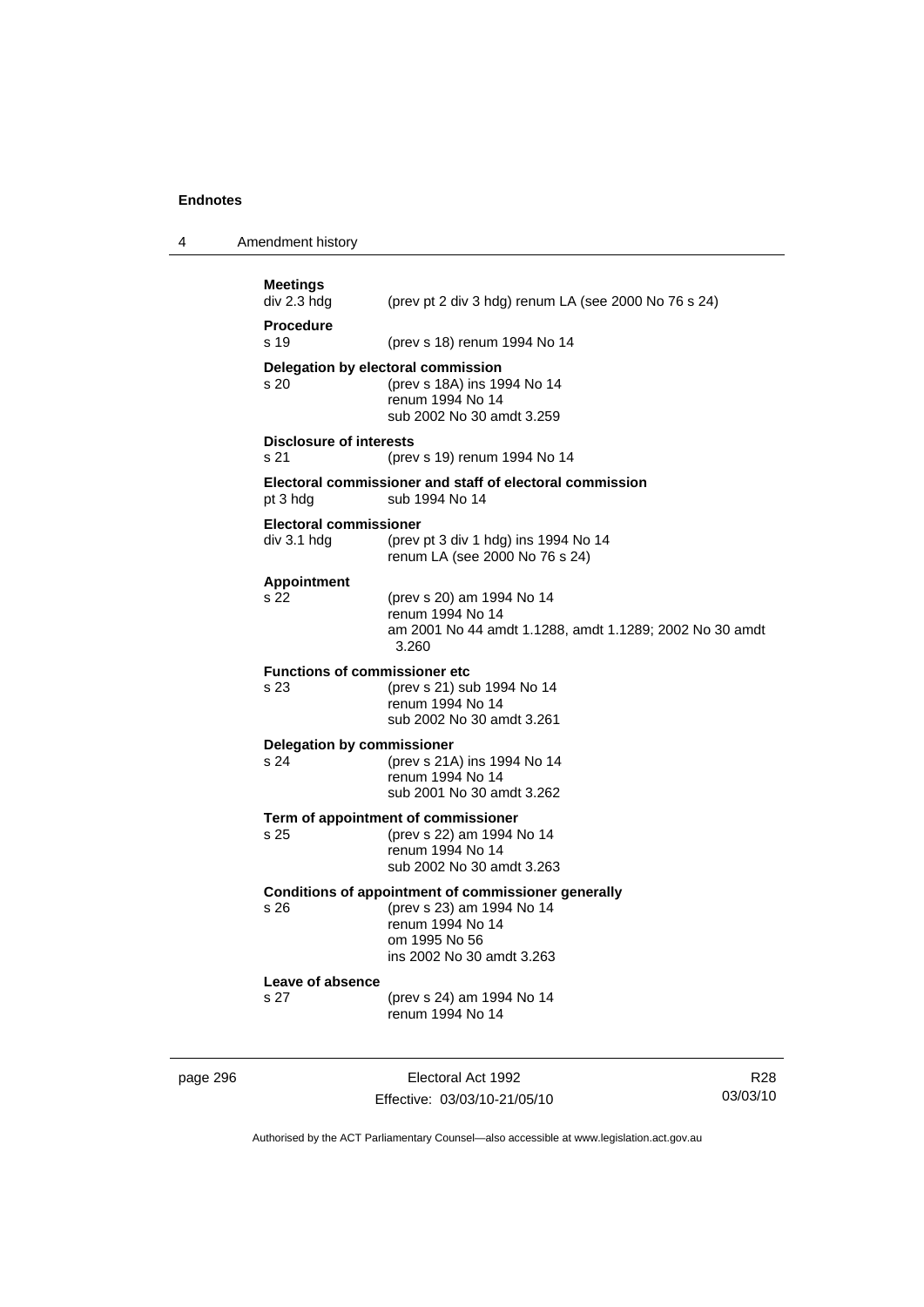**Meetings**
div 2.3 hdg (prev pt 2 div 3 hdg) renum LA (see 2000 No 76 s 24)

**Procedure**
s 19 (prev s 18) renum 1994 No 14

**Delegation by electoral commission**
s 20 (prev s 18A) ins 1994 No 14
renum 1994 No 14
sub 2002 No 30 amdt 3.259

**Disclosure of interests**
s 21 (prev s 19) renum 1994 No 14

**Electoral commissioner and staff of electoral commission**
pt 3 hdg sub 1994 No 14

**Electoral commissioner**
div 3.1 hdg (prev pt 3 div 1 hdg) ins 1994 No 14
renum LA (see 2000 No 76 s 24)

**Appointment**
s 22 (prev s 20) am 1994 No 14
renum 1994 No 14
am 2001 No 44 amdt 1.1288, amdt 1.1289; 2002 No 30 amdt 3.260

**Functions of commissioner etc**
s 23 (prev s 21) sub 1994 No 14
renum 1994 No 14
sub 2002 No 30 amdt 3.261

**Delegation by commissioner**
s 24 (prev s 21A) ins 1994 No 14
renum 1994 No 14
sub 2001 No 30 amdt 3.262

**Term of appointment of commissioner**
s 25 (prev s 22) am 1994 No 14
renum 1994 No 14
sub 2002 No 30 amdt 3.263

**Conditions of appointment of commissioner generally**
s 26 (prev s 23) am 1994 No 14
renum 1994 No 14
om 1995 No 56
ins 2002 No 30 amdt 3.263

**Leave of absence**
s 27 (prev s 24) am 1994 No 14
renum 1994 No 14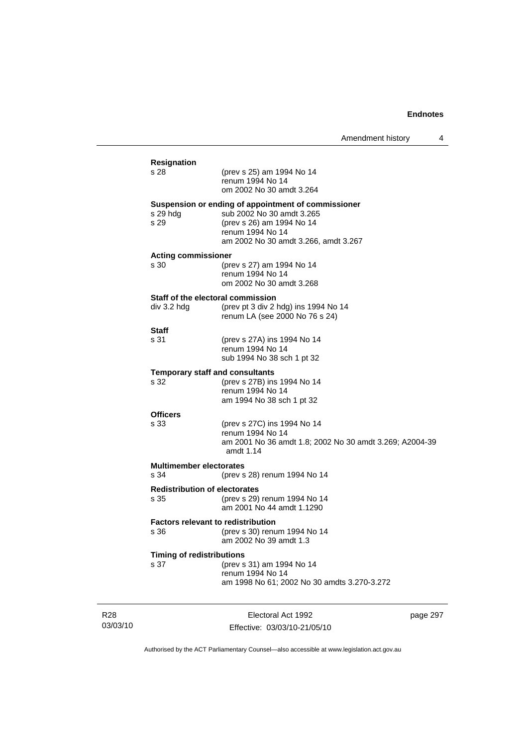**Resignation**

s 28 (prev s 25) am 1994 No 14
renum 1994 No 14
om 2002 No 30 amdt 3.264

**Suspension or ending of appointment of commissioner**

s 29 hdg sub 2002 No 30 amdt 3.265
s 29 (prev s 26) am 1994 No 14
renum 1994 No 14
am 2002 No 30 amdt 3.266, amdt 3.267

**Acting commissioner**

s 30 (prev s 27) am 1994 No 14
renum 1994 No 14
om 2002 No 30 amdt 3.268

**Staff of the electoral commission**

div 3.2 hdg (prev pt 3 div 2 hdg) ins 1994 No 14
renum LA (see 2000 No 76 s 24)

**Staff**

s 31 (prev s 27A) ins 1994 No 14
renum 1994 No 14
sub 1994 No 38 sch 1 pt 32

**Temporary staff and consultants**

s 32 (prev s 27B) ins 1994 No 14
renum 1994 No 14
am 1994 No 38 sch 1 pt 32

**Officers**

s 33 (prev s 27C) ins 1994 No 14
renum 1994 No 14
am 2001 No 36 amdt 1.8; 2002 No 30 amdt 3.269; A2004-39 amdt 1.14

**Multimember electorates**

s 34 (prev s 28) renum 1994 No 14

**Redistribution of electorates**

s 35 (prev s 29) renum 1994 No 14
am 2001 No 44 amdt 1.1290

**Factors relevant to redistribution**

s 36 (prev s 30) renum 1994 No 14
am 2002 No 39 amdt 1.3

**Timing of redistributions**

s 37 (prev s 31) am 1994 No 14
renum 1994 No 14
am 1998 No 61; 2002 No 30 amdts 3.270-3.272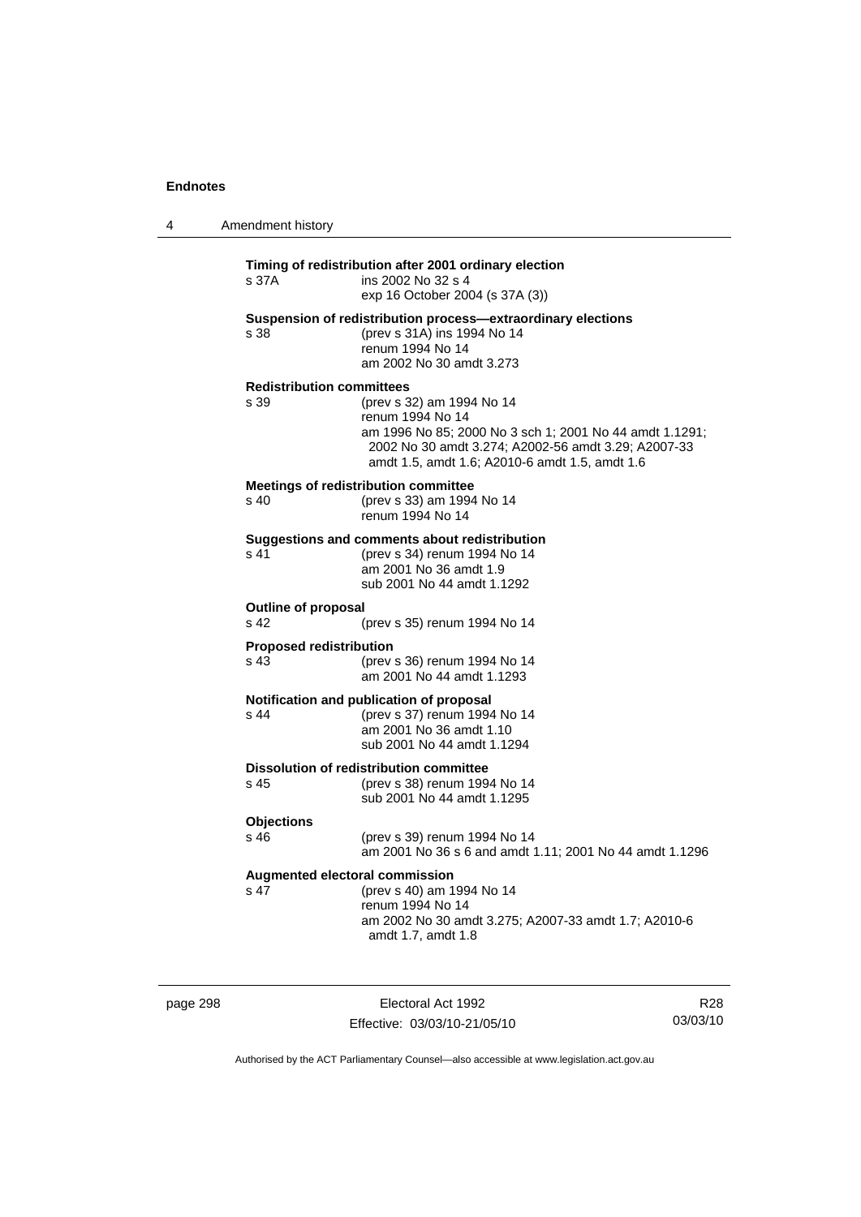**Timing of redistribution after 2001 ordinary election**

s 37A ins 2002 No 32 s 4
exp 16 October 2004 (s 37A (3))

**Suspension of redistribution process—extraordinary elections**

s 38 (prev s 31A) ins 1994 No 14
renum 1994 No 14
am 2002 No 30 amdt 3.273

**Redistribution committees**

s 39 (prev s 32) am 1994 No 14
renum 1994 No 14
am 1996 No 85; 2000 No 3 sch 1; 2001 No 44 amdt 1.1291; 2002 No 30 amdt 3.274; A2002-56 amdt 3.29; A2007-33 amdt 1.5, amdt 1.6; A2010-6 amdt 1.5, amdt 1.6

**Meetings of redistribution committee**

s 40 (prev s 33) am 1994 No 14
renum 1994 No 14

**Suggestions and comments about redistribution**

s 41 (prev s 34) renum 1994 No 14
am 2001 No 36 amdt 1.9
sub 2001 No 44 amdt 1.1292

**Outline of proposal**

s 42 (prev s 35) renum 1994 No 14

**Proposed redistribution**

s 43 (prev s 36) renum 1994 No 14
am 2001 No 44 amdt 1.1293

**Notification and publication of proposal**

s 44 (prev s 37) renum 1994 No 14
am 2001 No 36 amdt 1.10
sub 2001 No 44 amdt 1.1294

**Dissolution of redistribution committee**

s 45 (prev s 38) renum 1994 No 14
sub 2001 No 44 amdt 1.1295

**Objections**

s 46 (prev s 39) renum 1994 No 14
am 2001 No 36 s 6 and amdt 1.11; 2001 No 44 amdt 1.1296

**Augmented electoral commission**

s 47 (prev s 40) am 1994 No 14
renum 1994 No 14
am 2002 No 30 amdt 3.275; A2007-33 amdt 1.7; A2010-6 amdt 1.7, amdt 1.8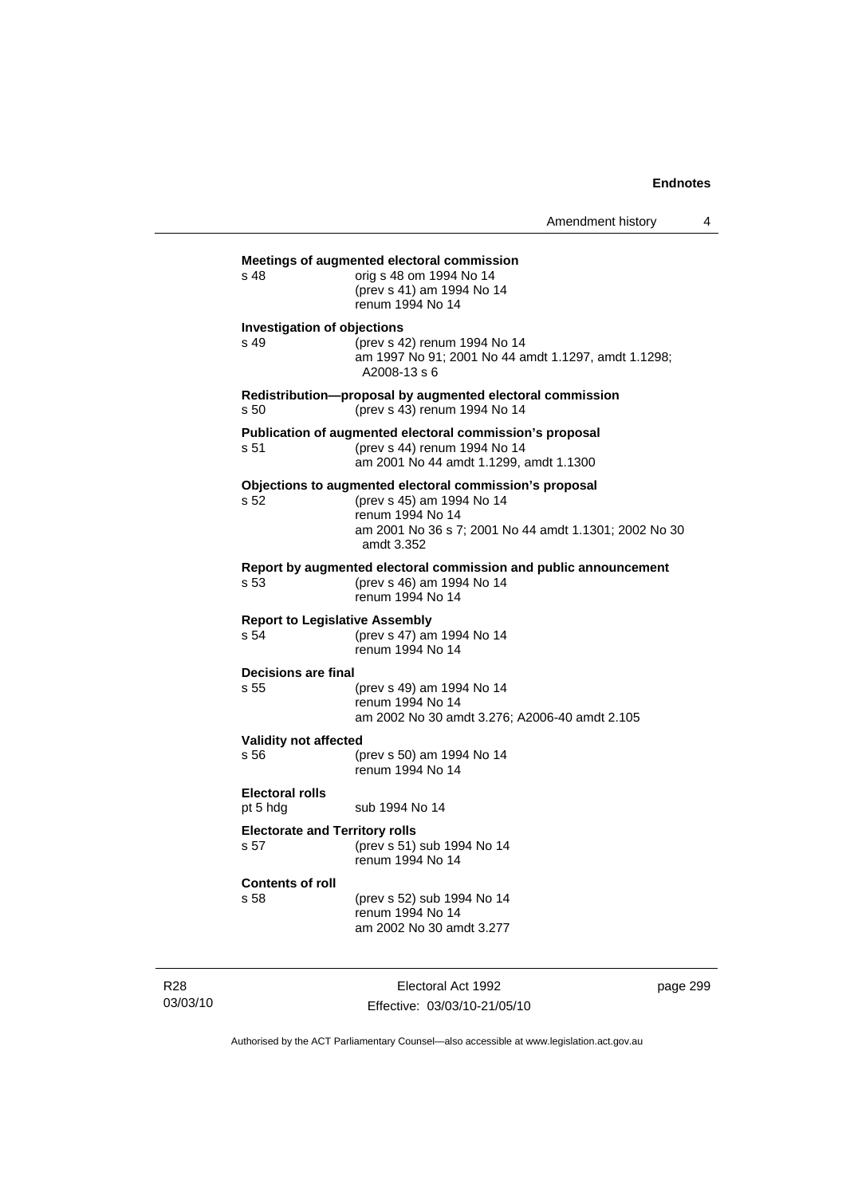**Meetings of augmented electoral commission**

s 48 orig s 48 om 1994 No 14
(prev s 41) am 1994 No 14
renum 1994 No 14

**Investigation of objections**

s 49 (prev s 42) renum 1994 No 14
am 1997 No 91; 2001 No 44 amdt 1.1297, amdt 1.1298; A2008-13 s 6

**Redistribution—proposal by augmented electoral commission**

s 50 (prev s 43) renum 1994 No 14

**Publication of augmented electoral commission's proposal**

s 51 (prev s 44) renum 1994 No 14
am 2001 No 44 amdt 1.1299, amdt 1.1300

**Objections to augmented electoral commission's proposal**

s 52 (prev s 45) am 1994 No 14
renum 1994 No 14
am 2001 No 36 s 7; 2001 No 44 amdt 1.1301; 2002 No 30 amdt 3.352

**Report by augmented electoral commission and public announcement**

s 53 (prev s 46) am 1994 No 14
renum 1994 No 14

**Report to Legislative Assembly**

s 54 (prev s 47) am 1994 No 14
renum 1994 No 14

**Decisions are final**

s 55 (prev s 49) am 1994 No 14
renum 1994 No 14
am 2002 No 30 amdt 3.276; A2006-40 amdt 2.105

**Validity not affected**

s 56 (prev s 50) am 1994 No 14
renum 1994 No 14

**Electoral rolls**

pt 5 hdg sub 1994 No 14

**Electorate and Territory rolls**

s 57 (prev s 51) sub 1994 No 14
renum 1994 No 14

**Contents of roll**

s 58 (prev s 52) sub 1994 No 14
renum 1994 No 14
am 2002 No 30 amdt 3.277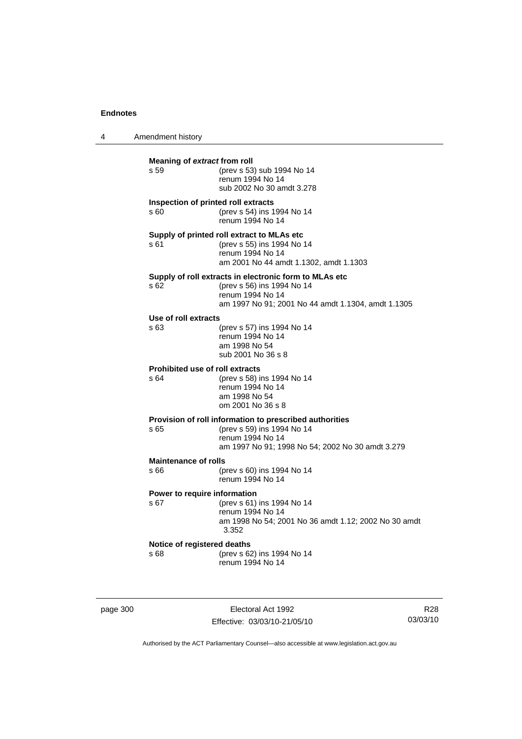**Meaning of *extract* from roll**

s 59 (prev s 53) sub 1994 No 14
renum 1994 No 14
sub 2002 No 30 amdt 3.278

**Inspection of printed roll extracts**

s 60 (prev s 54) ins 1994 No 14
renum 1994 No 14

**Supply of printed roll extract to MLAs etc**

s 61 (prev s 55) ins 1994 No 14
renum 1994 No 14
am 2001 No 44 amdt 1.1302, amdt 1.1303

**Supply of roll extracts in electronic form to MLAs etc**

s 62 (prev s 56) ins 1994 No 14
renum 1994 No 14
am 1997 No 91; 2001 No 44 amdt 1.1304, amdt 1.1305

**Use of roll extracts**

s 63 (prev s 57) ins 1994 No 14
renum 1994 No 14
am 1998 No 54
sub 2001 No 36 s 8

**Prohibited use of roll extracts**

s 64 (prev s 58) ins 1994 No 14
renum 1994 No 14
am 1998 No 54
om 2001 No 36 s 8

**Provision of roll information to prescribed authorities**

s 65 (prev s 59) ins 1994 No 14
renum 1994 No 14
am 1997 No 91; 1998 No 54; 2002 No 30 amdt 3.279

**Maintenance of rolls**

s 66 (prev s 60) ins 1994 No 14
renum 1994 No 14

**Power to require information**

s 67 (prev s 61) ins 1994 No 14
renum 1994 No 14
am 1998 No 54; 2001 No 36 amdt 1.12; 2002 No 30 amdt 3.352

**Notice of registered deaths**

s 68 (prev s 62) ins 1994 No 14
renum 1994 No 14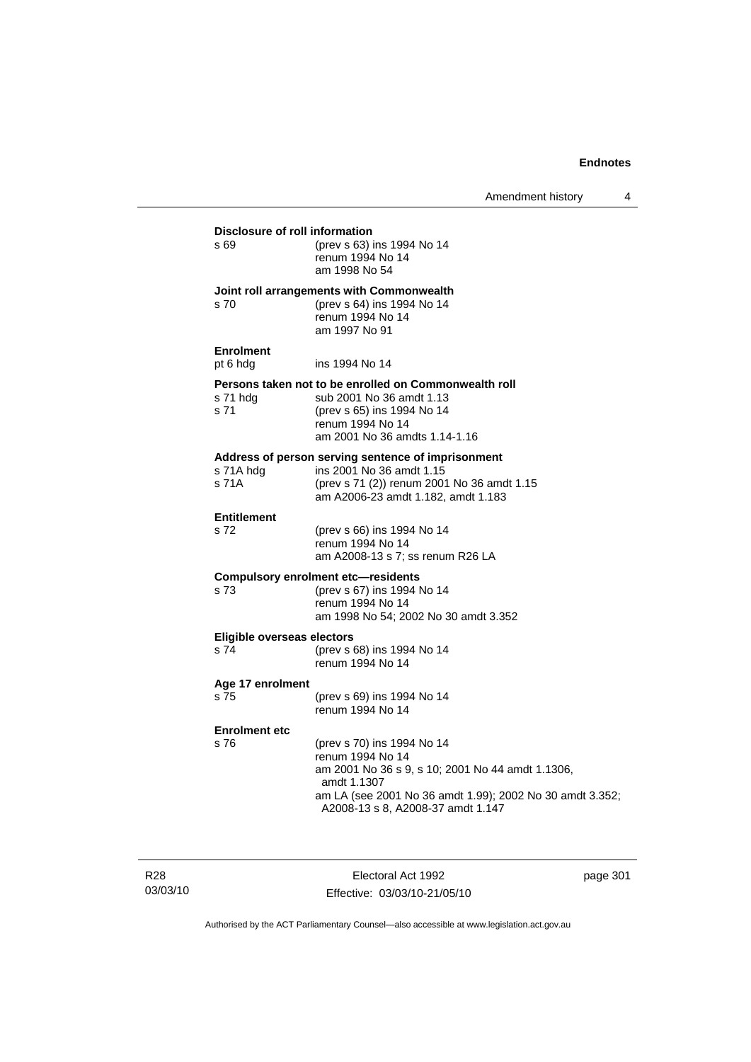**Disclosure of roll information**

s 69 (prev s 63) ins 1994 No 14
renum 1994 No 14
am 1998 No 54

**Joint roll arrangements with Commonwealth**

s 70 (prev s 64) ins 1994 No 14
renum 1994 No 14
am 1997 No 91

**Enrolment**

pt 6 hdg ins 1994 No 14

**Persons taken not to be enrolled on Commonwealth roll**

s 71 hdg sub 2001 No 36 amdt 1.13
s 71 (prev s 65) ins 1994 No 14
renum 1994 No 14
am 2001 No 36 amdts 1.14-1.16

**Address of person serving sentence of imprisonment**

s 71A hdg ins 2001 No 36 amdt 1.15
s 71A (prev s 71 (2)) renum 2001 No 36 amdt 1.15
am A2006-23 amdt 1.182, amdt 1.183

**Entitlement**

s 72 (prev s 66) ins 1994 No 14
renum 1994 No 14
am A2008-13 s 7; ss renum R26 LA

**Compulsory enrolment etc—residents**

s 73 (prev s 67) ins 1994 No 14
renum 1994 No 14
am 1998 No 54; 2002 No 30 amdt 3.352

**Eligible overseas electors**

s 74 (prev s 68) ins 1994 No 14
renum 1994 No 14

**Age 17 enrolment**

s 75 (prev s 69) ins 1994 No 14
renum 1994 No 14

**Enrolment etc**

s 76 (prev s 70) ins 1994 No 14
renum 1994 No 14
am 2001 No 36 s 9, s 10; 2001 No 44 amdt 1.1306, amdt 1.1307
am LA (see 2001 No 36 amdt 1.99); 2002 No 30 amdt 3.352; A2008-13 s 8, A2008-37 amdt 1.147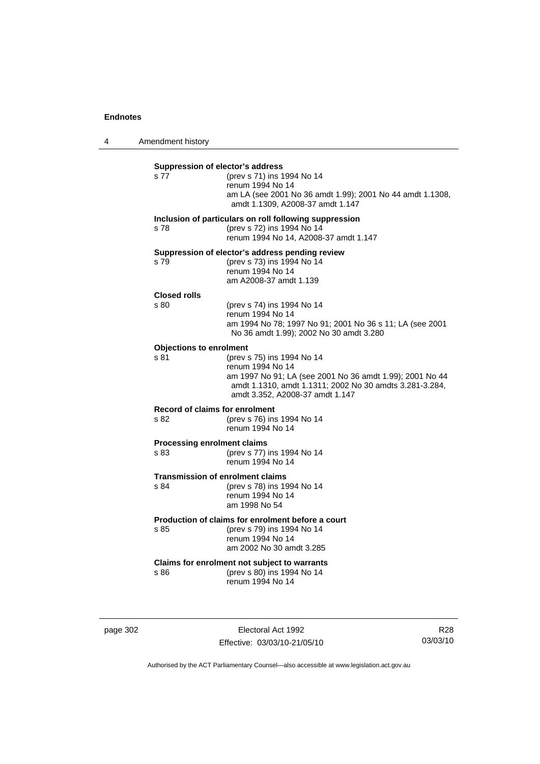**Suppression of elector's address**

s 77 (prev s 71) ins 1994 No 14
renum 1994 No 14
am LA (see 2001 No 36 amdt 1.99); 2001 No 44 amdt 1.1308, amdt 1.1309, A2008-37 amdt 1.147

**Inclusion of particulars on roll following suppression**

s 78 (prev s 72) ins 1994 No 14
renum 1994 No 14, A2008-37 amdt 1.147

**Suppression of elector's address pending review**

s 79 (prev s 73) ins 1994 No 14
renum 1994 No 14
am A2008-37 amdt 1.139

**Closed rolls**

s 80 (prev s 74) ins 1994 No 14
renum 1994 No 14
am 1994 No 78; 1997 No 91; 2001 No 36 s 11; LA (see 2001 No 36 amdt 1.99); 2002 No 30 amdt 3.280

**Objections to enrolment**

s 81 (prev s 75) ins 1994 No 14
renum 1994 No 14
am 1997 No 91; LA (see 2001 No 36 amdt 1.99); 2001 No 44 amdt 1.1310, amdt 1.1311; 2002 No 30 amdts 3.281-3.284, amdt 3.352, A2008-37 amdt 1.147

**Record of claims for enrolment**

s 82 (prev s 76) ins 1994 No 14
renum 1994 No 14

**Processing enrolment claims**

s 83 (prev s 77) ins 1994 No 14
renum 1994 No 14

**Transmission of enrolment claims**

s 84 (prev s 78) ins 1994 No 14
renum 1994 No 14
am 1998 No 54

**Production of claims for enrolment before a court**

s 85 (prev s 79) ins 1994 No 14
renum 1994 No 14
am 2002 No 30 amdt 3.285

**Claims for enrolment not subject to warrants**

s 86 (prev s 80) ins 1994 No 14
renum 1994 No 14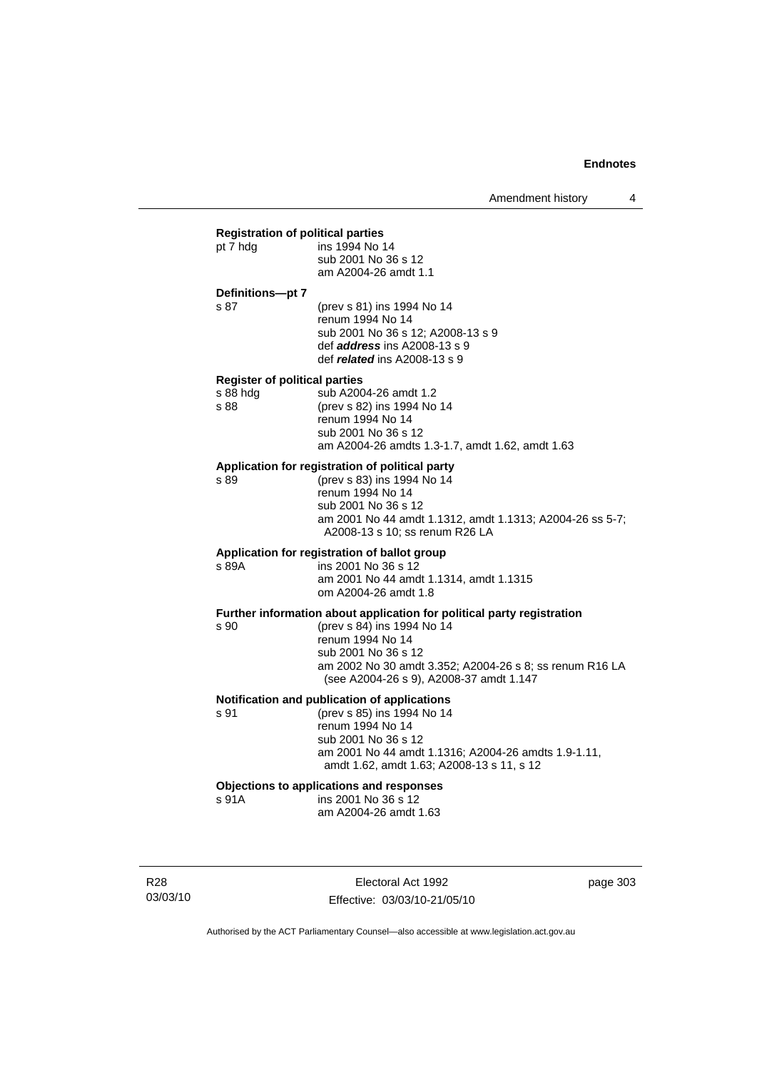**Registration of political parties**

pt 7 hdg ins 1994 No 14
sub 2001 No 36 s 12
am A2004-26 amdt 1.1

**Definitions—pt 7**

s 87 (prev s 81) ins 1994 No 14
renum 1994 No 14
sub 2001 No 36 s 12; A2008-13 s 9
def ***address*** ins A2008-13 s 9
def ***related*** ins A2008-13 s 9

**Register of political parties**

s 88 hdg sub A2004-26 amdt 1.2
s 88 (prev s 82) ins 1994 No 14
renum 1994 No 14
sub 2001 No 36 s 12
am A2004-26 amdts 1.3-1.7, amdt 1.62, amdt 1.63

**Application for registration of political party**

s 89 (prev s 83) ins 1994 No 14
renum 1994 No 14
sub 2001 No 36 s 12
am 2001 No 44 amdt 1.1312, amdt 1.1313; A2004-26 ss 5-7; A2008-13 s 10; ss renum R26 LA

**Application for registration of ballot group**

s 89A ins 2001 No 36 s 12
am 2001 No 44 amdt 1.1314, amdt 1.1315
om A2004-26 amdt 1.8

**Further information about application for political party registration**

s 90 (prev s 84) ins 1994 No 14
renum 1994 No 14
sub 2001 No 36 s 12
am 2002 No 30 amdt 3.352; A2004-26 s 8; ss renum R16 LA (see A2004-26 s 9), A2008-37 amdt 1.147

**Notification and publication of applications**

s 91 (prev s 85) ins 1994 No 14
renum 1994 No 14
sub 2001 No 36 s 12
am 2001 No 44 amdt 1.1316; A2004-26 amdts 1.9-1.11, amdt 1.62, amdt 1.63; A2008-13 s 11, s 12

**Objections to applications and responses**

s 91A ins 2001 No 36 s 12
am A2004-26 amdt 1.63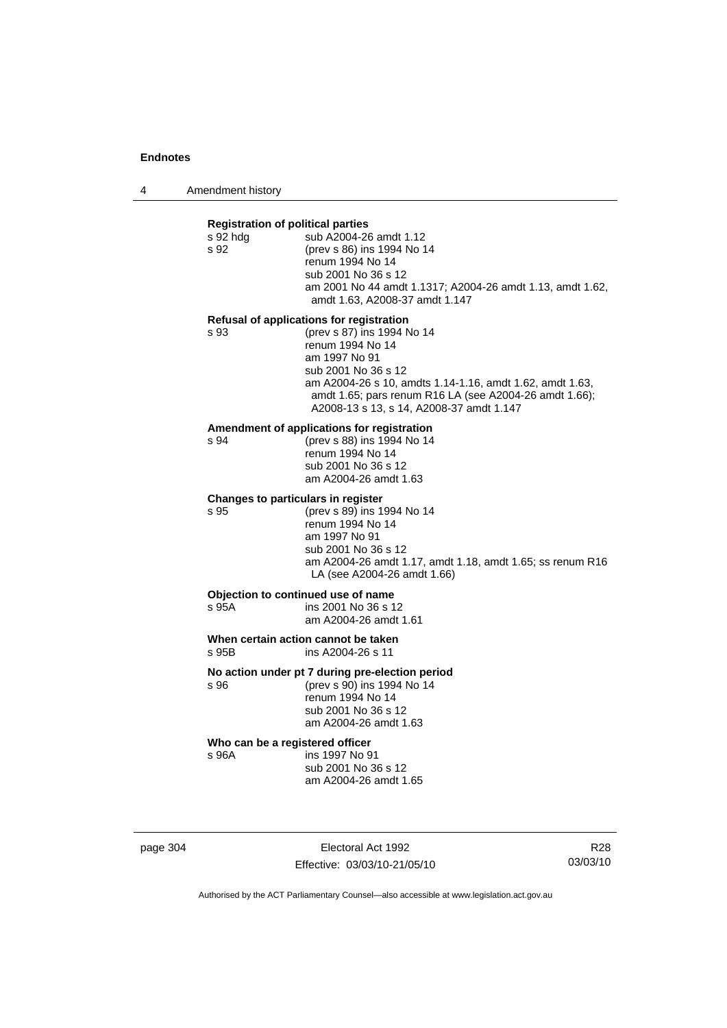**Registration of political parties**

s 92 hdg sub A2004-26 amdt 1.12
s 92 (prev s 86) ins 1994 No 14
renum 1994 No 14
sub 2001 No 36 s 12
am 2001 No 44 amdt 1.1317; A2004-26 amdt 1.13, amdt 1.62, amdt 1.63, A2008-37 amdt 1.147

**Refusal of applications for registration**

s 93 (prev s 87) ins 1994 No 14
renum 1994 No 14
am 1997 No 91
sub 2001 No 36 s 12
am A2004-26 s 10, amdts 1.14-1.16, amdt 1.62, amdt 1.63, amdt 1.65; pars renum R16 LA (see A2004-26 amdt 1.66); A2008-13 s 13, s 14, A2008-37 amdt 1.147

**Amendment of applications for registration**

s 94 (prev s 88) ins 1994 No 14
renum 1994 No 14
sub 2001 No 36 s 12
am A2004-26 amdt 1.63

**Changes to particulars in register**

s 95 (prev s 89) ins 1994 No 14
renum 1994 No 14
am 1997 No 91
sub 2001 No 36 s 12
am A2004-26 amdt 1.17, amdt 1.18, amdt 1.65; ss renum R16 LA (see A2004-26 amdt 1.66)

**Objection to continued use of name**

s 95A ins 2001 No 36 s 12
am A2004-26 amdt 1.61

**When certain action cannot be taken**

s 95B ins A2004-26 s 11

**No action under pt 7 during pre-election period**

s 96 (prev s 90) ins 1994 No 14
renum 1994 No 14
sub 2001 No 36 s 12
am A2004-26 amdt 1.63

**Who can be a registered officer**

s 96A ins 1997 No 91
sub 2001 No 36 s 12
am A2004-26 amdt 1.65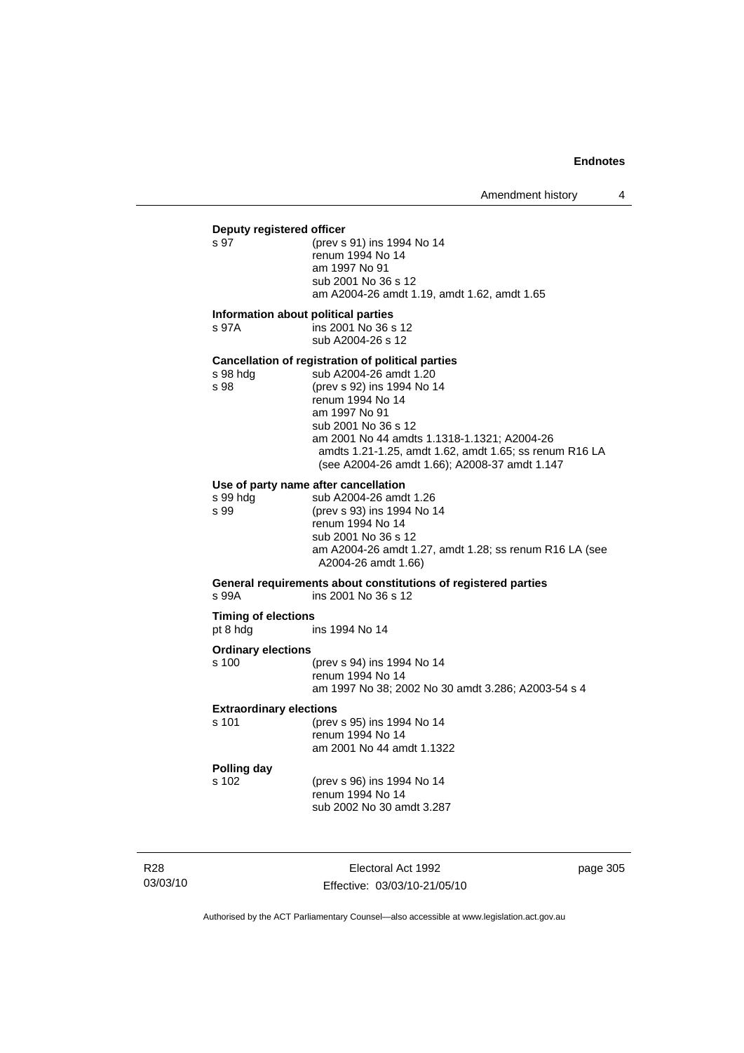**Deputy registered officer**

s 97 (prev s 91) ins 1994 No 14
renum 1994 No 14
am 1997 No 91
sub 2001 No 36 s 12
am A2004-26 amdt 1.19, amdt 1.62, amdt 1.65

**Information about political parties**

s 97A ins 2001 No 36 s 12
sub A2004-26 s 12

**Cancellation of registration of political parties**

s 98 hdg sub A2004-26 amdt 1.20
s 98 (prev s 92) ins 1994 No 14
renum 1994 No 14
am 1997 No 91
sub 2001 No 36 s 12
am 2001 No 44 amdts 1.1318-1.1321; A2004-26 amdts 1.21-1.25, amdt 1.62, amdt 1.65; ss renum R16 LA (see A2004-26 amdt 1.66); A2008-37 amdt 1.147

**Use of party name after cancellation**

s 99 hdg sub A2004-26 amdt 1.26
s 99 (prev s 93) ins 1994 No 14
renum 1994 No 14
sub 2001 No 36 s 12
am A2004-26 amdt 1.27, amdt 1.28; ss renum R16 LA (see A2004-26 amdt 1.66)

**General requirements about constitutions of registered parties**

s 99A ins 2001 No 36 s 12

**Timing of elections**

pt 8 hdg ins 1994 No 14

**Ordinary elections**

s 100 (prev s 94) ins 1994 No 14
renum 1994 No 14
am 1997 No 38; 2002 No 30 amdt 3.286; A2003-54 s 4

**Extraordinary elections**

s 101 (prev s 95) ins 1994 No 14
renum 1994 No 14
am 2001 No 44 amdt 1.1322

**Polling day**

s 102 (prev s 96) ins 1994 No 14
renum 1994 No 14
sub 2002 No 30 amdt 3.287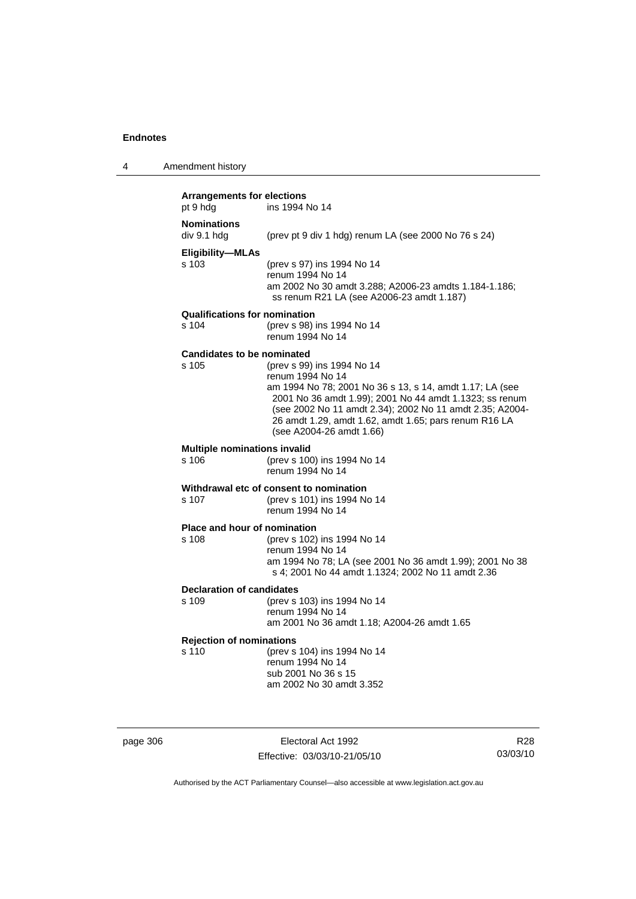**Arrangements for elections**
pt 9 hdg ins 1994 No 14

**Nominations**
div 9.1 hdg (prev pt 9 div 1 hdg) renum LA (see 2000 No 76 s 24)

**Eligibility—MLAs**
s 103 (prev s 97) ins 1994 No 14
renum 1994 No 14
am 2002 No 30 amdt 3.288; A2006-23 amdts 1.184-1.186; ss renum R21 LA (see A2006-23 amdt 1.187)

**Qualifications for nomination**
s 104 (prev s 98) ins 1994 No 14
renum 1994 No 14

**Candidates to be nominated**
s 105 (prev s 99) ins 1994 No 14
renum 1994 No 14
am 1994 No 78; 2001 No 36 s 13, s 14, amdt 1.17; LA (see 2001 No 36 amdt 1.99); 2001 No 44 amdt 1.1323; ss renum (see 2002 No 11 amdt 2.34); 2002 No 11 amdt 2.35; A2004-26 amdt 1.29, amdt 1.62, amdt 1.65; pars renum R16 LA (see A2004-26 amdt 1.66)

**Multiple nominations invalid**
s 106 (prev s 100) ins 1994 No 14
renum 1994 No 14

**Withdrawal etc of consent to nomination**
s 107 (prev s 101) ins 1994 No 14
renum 1994 No 14

**Place and hour of nomination**
s 108 (prev s 102) ins 1994 No 14
renum 1994 No 14
am 1994 No 78; LA (see 2001 No 36 amdt 1.99); 2001 No 38 s 4; 2001 No 44 amdt 1.1324; 2002 No 11 amdt 2.36

**Declaration of candidates**
s 109 (prev s 103) ins 1994 No 14
renum 1994 No 14
am 2001 No 36 amdt 1.18; A2004-26 amdt 1.65

**Rejection of nominations**
s 110 (prev s 104) ins 1994 No 14
renum 1994 No 14
sub 2001 No 36 s 15
am 2002 No 30 amdt 3.352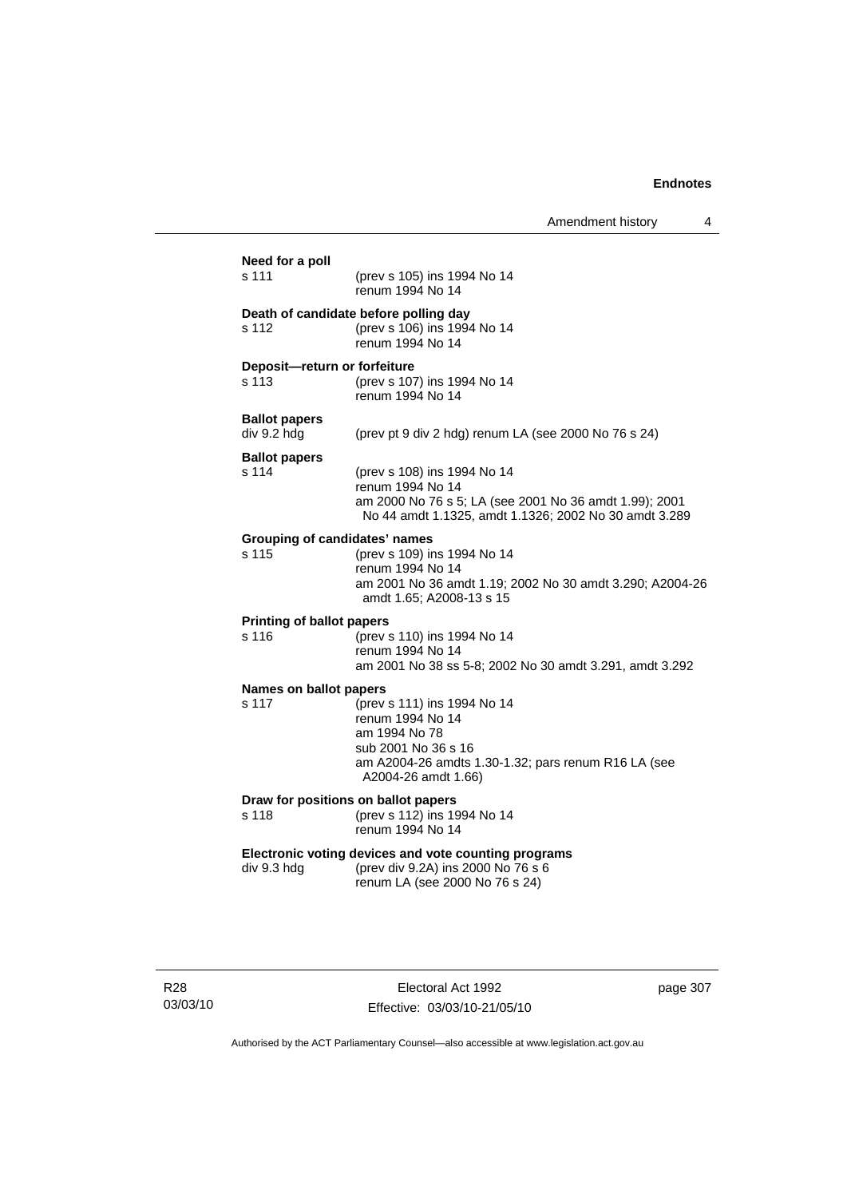**Need for a poll**

s 111 (prev s 105) ins 1994 No 14
renum 1994 No 14

**Death of candidate before polling day**

s 112 (prev s 106) ins 1994 No 14
renum 1994 No 14

**Deposit—return or forfeiture**

s 113 (prev s 107) ins 1994 No 14
renum 1994 No 14

**Ballot papers**

div 9.2 hdg (prev pt 9 div 2 hdg) renum LA (see 2000 No 76 s 24)

**Ballot papers**

s 114 (prev s 108) ins 1994 No 14
renum 1994 No 14
am 2000 No 76 s 5; LA (see 2001 No 36 amdt 1.99); 2001 No 44 amdt 1.1325, amdt 1.1326; 2002 No 30 amdt 3.289

**Grouping of candidates' names**

s 115 (prev s 109) ins 1994 No 14
renum 1994 No 14
am 2001 No 36 amdt 1.19; 2002 No 30 amdt 3.290; A2004-26 amdt 1.65; A2008-13 s 15

**Printing of ballot papers**

s 116 (prev s 110) ins 1994 No 14
renum 1994 No 14
am 2001 No 38 ss 5-8; 2002 No 30 amdt 3.291, amdt 3.292

**Names on ballot papers**

s 117 (prev s 111) ins 1994 No 14
renum 1994 No 14
am 1994 No 78
sub 2001 No 36 s 16
am A2004-26 amdts 1.30-1.32; pars renum R16 LA (see A2004-26 amdt 1.66)

**Draw for positions on ballot papers**

s 118 (prev s 112) ins 1994 No 14
renum 1994 No 14

**Electronic voting devices and vote counting programs**

div 9.3 hdg (prev div 9.2A) ins 2000 No 76 s 6
renum LA (see 2000 No 76 s 24)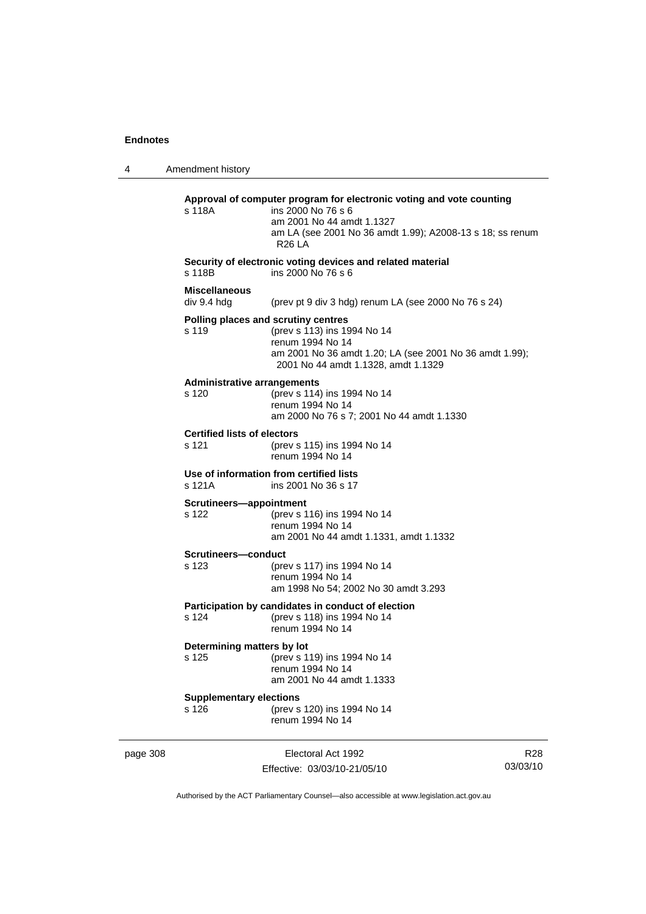**Approval of computer program for electronic voting and vote counting**
s 118A ins 2000 No 76 s 6
am 2001 No 44 amdt 1.1327
am LA (see 2001 No 36 amdt 1.99); A2008-13 s 18; ss renum R26 LA

**Security of electronic voting devices and related material**
s 118B ins 2000 No 76 s 6

**Miscellaneous**
div 9.4 hdg (prev pt 9 div 3 hdg) renum LA (see 2000 No 76 s 24)

**Polling places and scrutiny centres**
s 119 (prev s 113) ins 1994 No 14
renum 1994 No 14
am 2001 No 36 amdt 1.20; LA (see 2001 No 36 amdt 1.99); 2001 No 44 amdt 1.1328, amdt 1.1329

**Administrative arrangements**
s 120 (prev s 114) ins 1994 No 14
renum 1994 No 14
am 2000 No 76 s 7; 2001 No 44 amdt 1.1330

**Certified lists of electors**
s 121 (prev s 115) ins 1994 No 14
renum 1994 No 14

**Use of information from certified lists**
s 121A ins 2001 No 36 s 17

**Scrutineers—appointment**
s 122 (prev s 116) ins 1994 No 14
renum 1994 No 14
am 2001 No 44 amdt 1.1331, amdt 1.1332

**Scrutineers—conduct**
s 123 (prev s 117) ins 1994 No 14
renum 1994 No 14
am 1998 No 54; 2002 No 30 amdt 3.293

**Participation by candidates in conduct of election**
s 124 (prev s 118) ins 1994 No 14
renum 1994 No 14

**Determining matters by lot**
s 125 (prev s 119) ins 1994 No 14
renum 1994 No 14
am 2001 No 44 amdt 1.1333

**Supplementary elections**
s 126 (prev s 120) ins 1994 No 14
renum 1994 No 14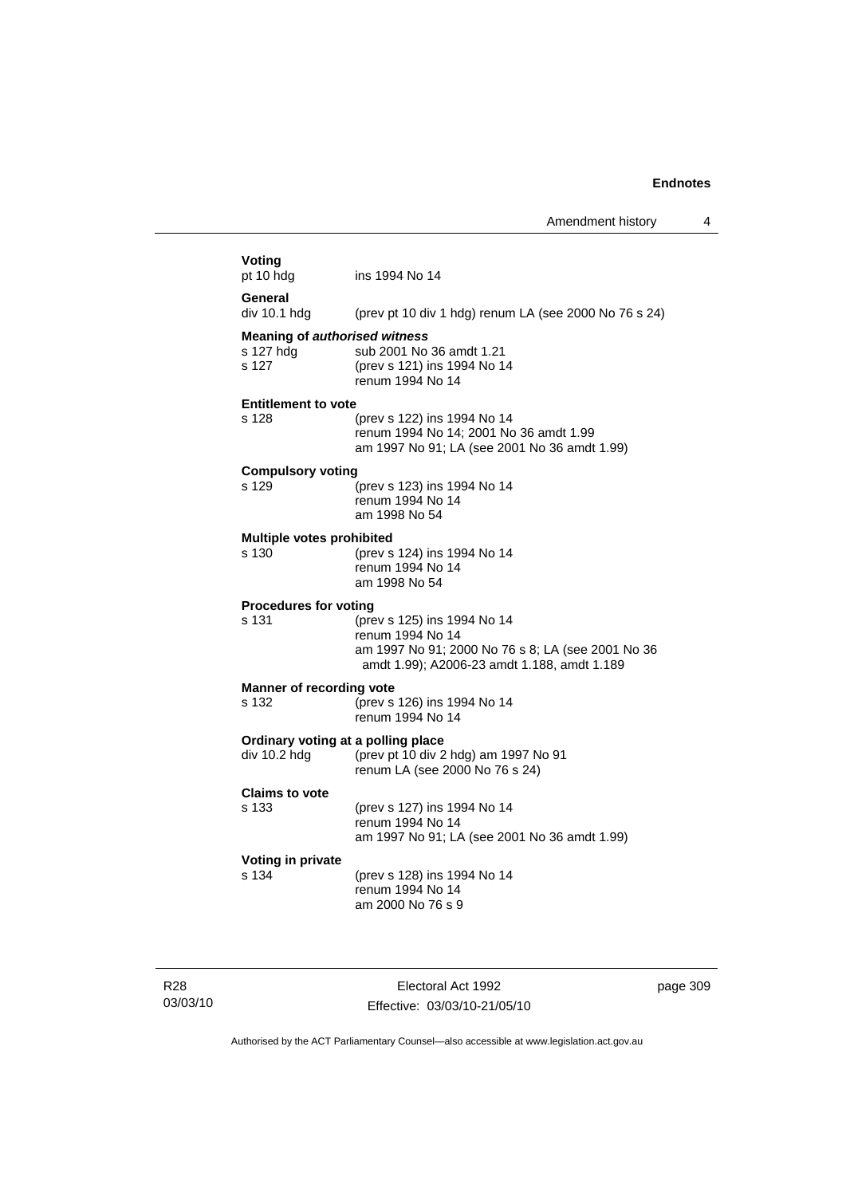**Voting**

pt 10 hdg ins 1994 No 14

**General**

div 10.1 hdg (prev pt 10 div 1 hdg) renum LA (see 2000 No 76 s 24)

**Meaning of *authorised witness***

s 127 hdg sub 2001 No 36 amdt 1.21
s 127 (prev s 121) ins 1994 No 14
renum 1994 No 14

**Entitlement to vote**

s 128 (prev s 122) ins 1994 No 14
renum 1994 No 14; 2001 No 36 amdt 1.99
am 1997 No 91; LA (see 2001 No 36 amdt 1.99)

**Compulsory voting**

s 129 (prev s 123) ins 1994 No 14
renum 1994 No 14
am 1998 No 54

**Multiple votes prohibited**

s 130 (prev s 124) ins 1994 No 14
renum 1994 No 14
am 1998 No 54

**Procedures for voting**

s 131 (prev s 125) ins 1994 No 14
renum 1994 No 14
am 1997 No 91; 2000 No 76 s 8; LA (see 2001 No 36 amdt 1.99); A2006-23 amdt 1.188, amdt 1.189

**Manner of recording vote**

s 132 (prev s 126) ins 1994 No 14
renum 1994 No 14

**Ordinary voting at a polling place**

div 10.2 hdg (prev pt 10 div 2 hdg) am 1997 No 91
renum LA (see 2000 No 76 s 24)

**Claims to vote**

s 133 (prev s 127) ins 1994 No 14
renum 1994 No 14
am 1997 No 91; LA (see 2001 No 36 amdt 1.99)

**Voting in private**

s 134 (prev s 128) ins 1994 No 14
renum 1994 No 14
am 2000 No 76 s 9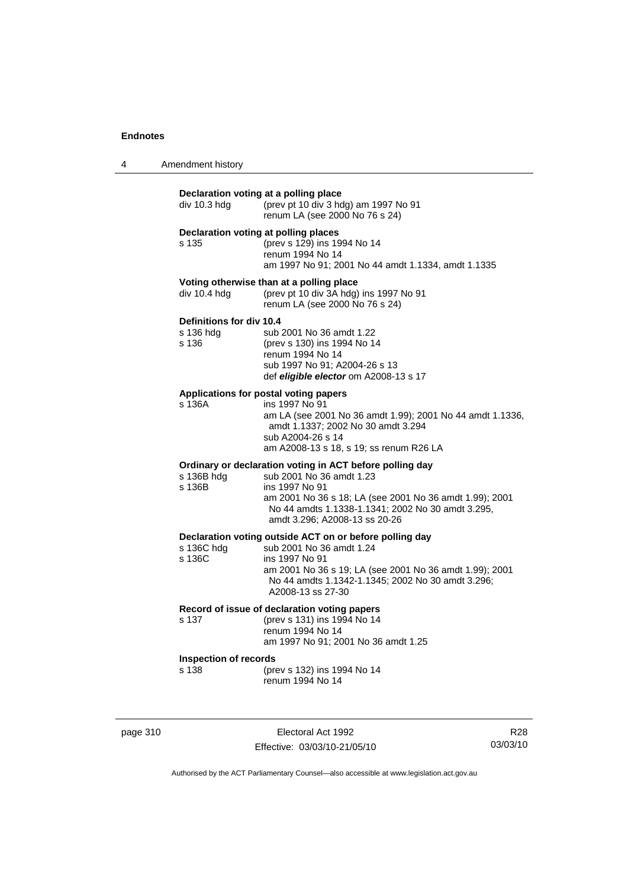**Declaration voting at a polling place**

div 10.3 hdg (prev pt 10 div 3 hdg) am 1997 No 91
renum LA (see 2000 No 76 s 24)

**Declaration voting at polling places**

s 135 (prev s 129) ins 1994 No 14
renum 1994 No 14
am 1997 No 91; 2001 No 44 amdt 1.1334, amdt 1.1335

**Voting otherwise than at a polling place**

div 10.4 hdg (prev pt 10 div 3A hdg) ins 1997 No 91
renum LA (see 2000 No 76 s 24)

**Definitions for div 10.4**

s 136 hdg sub 2001 No 36 amdt 1.22
s 136 (prev s 130) ins 1994 No 14
renum 1994 No 14
sub 1997 No 91; A2004-26 s 13
def ***eligible elector*** om A2008-13 s 17

**Applications for postal voting papers**

s 136A ins 1997 No 91
am LA (see 2001 No 36 amdt 1.99); 2001 No 44 amdt 1.1336, amdt 1.1337; 2002 No 30 amdt 3.294
sub A2004-26 s 14
am A2008-13 s 18, s 19; ss renum R26 LA

**Ordinary or declaration voting in ACT before polling day**

s 136B hdg sub 2001 No 36 amdt 1.23
s 136B ins 1997 No 91
am 2001 No 36 s 18; LA (see 2001 No 36 amdt 1.99); 2001 No 44 amdts 1.1338-1.1341; 2002 No 30 amdt 3.295, amdt 3.296; A2008-13 ss 20-26

**Declaration voting outside ACT on or before polling day**

s 136C hdg sub 2001 No 36 amdt 1.24
s 136C ins 1997 No 91
am 2001 No 36 s 19; LA (see 2001 No 36 amdt 1.99); 2001 No 44 amdts 1.1342-1.1345; 2002 No 30 amdt 3.296; A2008-13 ss 27-30

**Record of issue of declaration voting papers**

s 137 (prev s 131) ins 1994 No 14
renum 1994 No 14
am 1997 No 91; 2001 No 36 amdt 1.25

**Inspection of records**

s 138 (prev s 132) ins 1994 No 14
renum 1994 No 14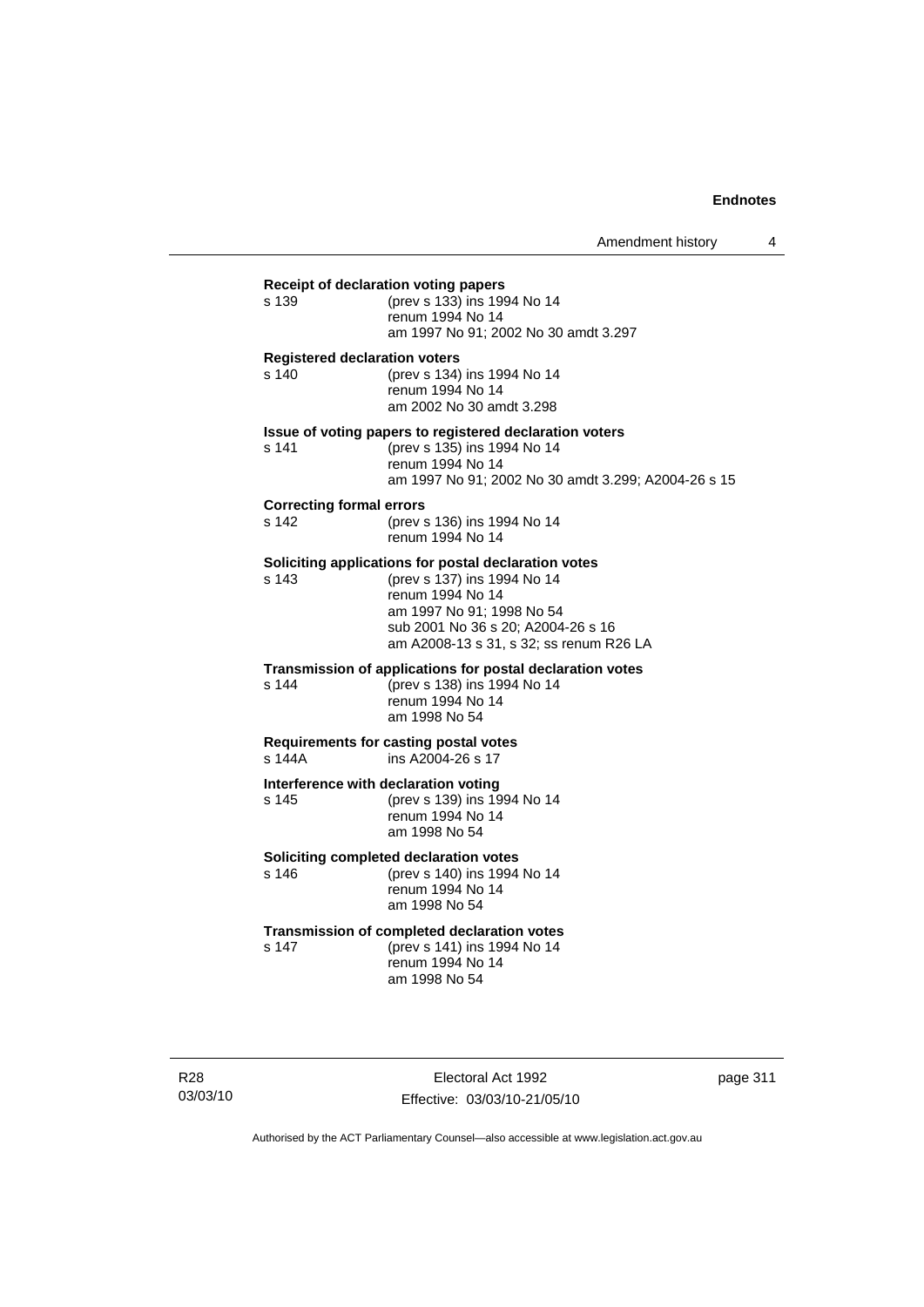**Receipt of declaration voting papers**
s 139 (prev s 133) ins 1994 No 14
renum 1994 No 14
am 1997 No 91; 2002 No 30 amdt 3.297

**Registered declaration voters**
s 140 (prev s 134) ins 1994 No 14
renum 1994 No 14
am 2002 No 30 amdt 3.298

**Issue of voting papers to registered declaration voters**
s 141 (prev s 135) ins 1994 No 14
renum 1994 No 14
am 1997 No 91; 2002 No 30 amdt 3.299; A2004-26 s 15

**Correcting formal errors**
s 142 (prev s 136) ins 1994 No 14
renum 1994 No 14

**Soliciting applications for postal declaration votes**
s 143 (prev s 137) ins 1994 No 14
renum 1994 No 14
am 1997 No 91; 1998 No 54
sub 2001 No 36 s 20; A2004-26 s 16
am A2008-13 s 31, s 32; ss renum R26 LA

**Transmission of applications for postal declaration votes**
s 144 (prev s 138) ins 1994 No 14
renum 1994 No 14
am 1998 No 54

**Requirements for casting postal votes**
s 144A ins A2004-26 s 17

**Interference with declaration voting**
s 145 (prev s 139) ins 1994 No 14
renum 1994 No 14
am 1998 No 54

**Soliciting completed declaration votes**
s 146 (prev s 140) ins 1994 No 14
renum 1994 No 14
am 1998 No 54

**Transmission of completed declaration votes**
s 147 (prev s 141) ins 1994 No 14
renum 1994 No 14
am 1998 No 54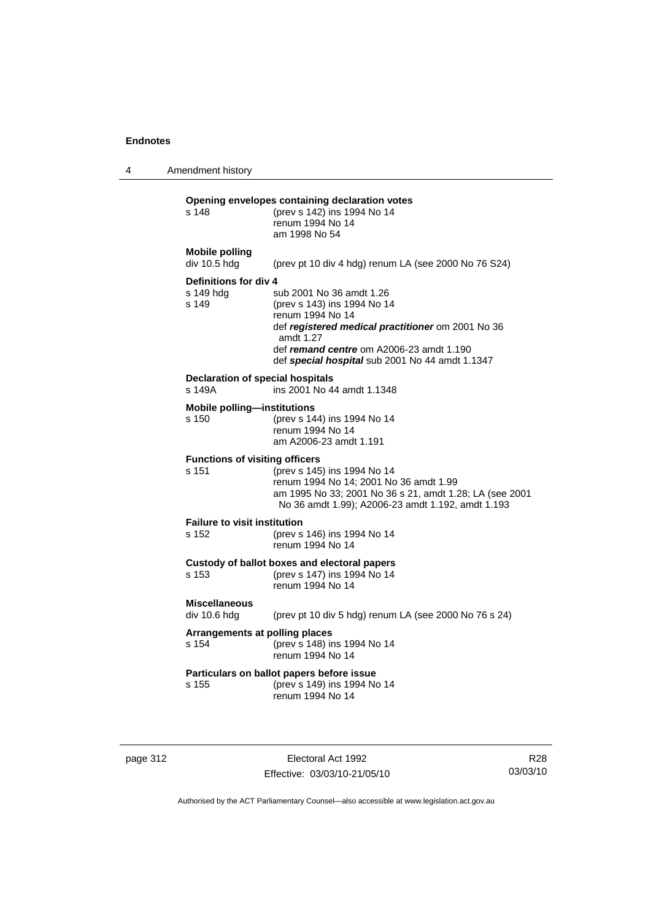**Opening envelopes containing declaration votes**

s 148 (prev s 142) ins 1994 No 14
renum 1994 No 14
am 1998 No 54

**Mobile polling**

div 10.5 hdg (prev pt 10 div 4 hdg) renum LA (see 2000 No 76 S24)

**Definitions for div 4**

s 149 hdg sub 2001 No 36 amdt 1.26
s 149 (prev s 143) ins 1994 No 14
renum 1994 No 14
def ***registered medical practitioner*** om 2001 No 36 amdt 1.27
def ***remand centre*** om A2006-23 amdt 1.190
def ***special hospital*** sub 2001 No 44 amdt 1.1347

**Declaration of special hospitals**

s 149A ins 2001 No 44 amdt 1.1348

**Mobile polling—institutions**

s 150 (prev s 144) ins 1994 No 14
renum 1994 No 14
am A2006-23 amdt 1.191

**Functions of visiting officers**

s 151 (prev s 145) ins 1994 No 14
renum 1994 No 14; 2001 No 36 amdt 1.99
am 1995 No 33; 2001 No 36 s 21, amdt 1.28; LA (see 2001 No 36 amdt 1.99); A2006-23 amdt 1.192, amdt 1.193

**Failure to visit institution**

s 152 (prev s 146) ins 1994 No 14
renum 1994 No 14

**Custody of ballot boxes and electoral papers**

s 153 (prev s 147) ins 1994 No 14
renum 1994 No 14

**Miscellaneous**

div 10.6 hdg (prev pt 10 div 5 hdg) renum LA (see 2000 No 76 s 24)

**Arrangements at polling places**

s 154 (prev s 148) ins 1994 No 14
renum 1994 No 14

**Particulars on ballot papers before issue**

s 155 (prev s 149) ins 1994 No 14
renum 1994 No 14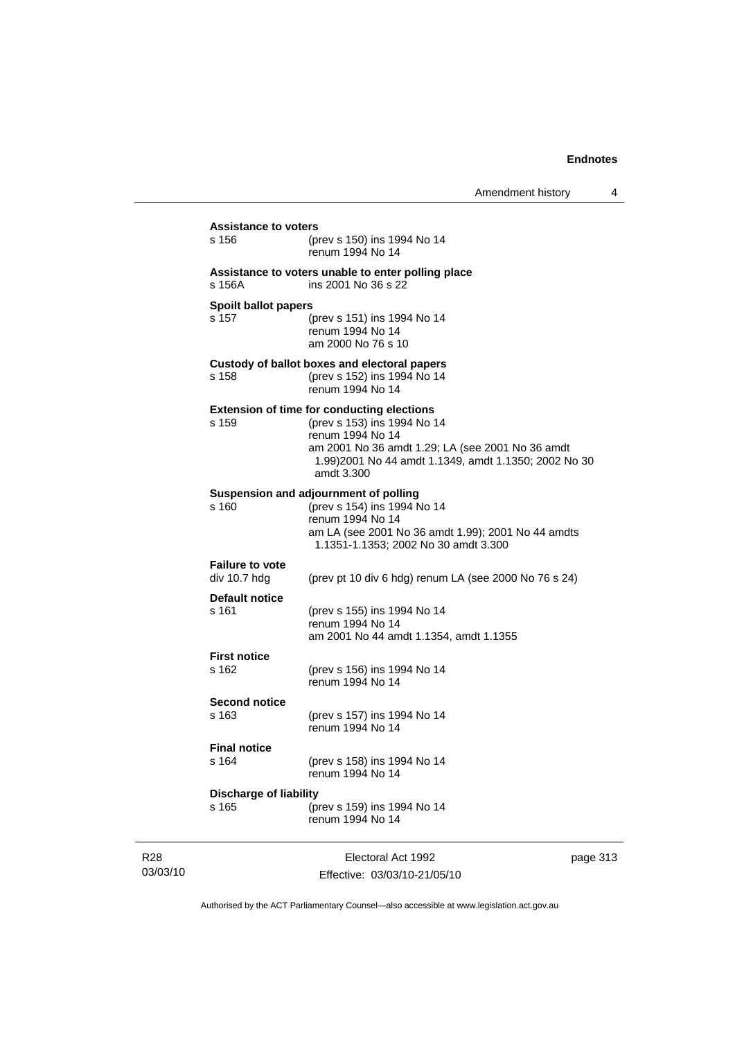**Assistance to voters**

s 156 (prev s 150) ins 1994 No 14
renum 1994 No 14

**Assistance to voters unable to enter polling place**

s 156A ins 2001 No 36 s 22

**Spoilt ballot papers**

s 157 (prev s 151) ins 1994 No 14
renum 1994 No 14
am 2000 No 76 s 10

**Custody of ballot boxes and electoral papers**

s 158 (prev s 152) ins 1994 No 14
renum 1994 No 14

**Extension of time for conducting elections**

s 159 (prev s 153) ins 1994 No 14
renum 1994 No 14
am 2001 No 36 amdt 1.29; LA (see 2001 No 36 amdt 1.99)2001 No 44 amdt 1.1349, amdt 1.1350; 2002 No 30 amdt 3.300

**Suspension and adjournment of polling**

s 160 (prev s 154) ins 1994 No 14
renum 1994 No 14
am LA (see 2001 No 36 amdt 1.99); 2001 No 44 amdts 1.1351-1.1353; 2002 No 30 amdt 3.300

**Failure to vote**

div 10.7 hdg (prev pt 10 div 6 hdg) renum LA (see 2000 No 76 s 24)

**Default notice**

s 161 (prev s 155) ins 1994 No 14
renum 1994 No 14
am 2001 No 44 amdt 1.1354, amdt 1.1355

**First notice**

s 162 (prev s 156) ins 1994 No 14
renum 1994 No 14

**Second notice**

s 163 (prev s 157) ins 1994 No 14
renum 1994 No 14

**Final notice**

s 164 (prev s 158) ins 1994 No 14
renum 1994 No 14

**Discharge of liability**

s 165 (prev s 159) ins 1994 No 14
renum 1994 No 14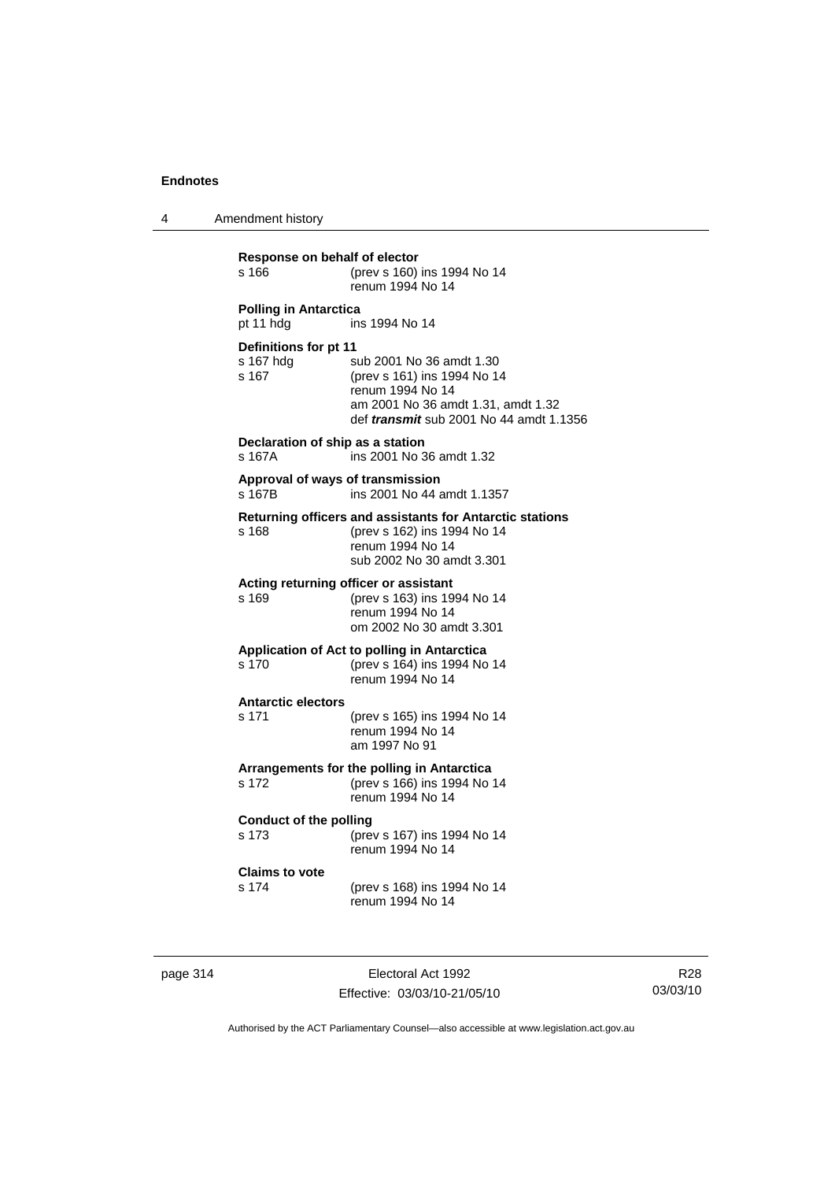**Response on behalf of elector**

s 166 (prev s 160) ins 1994 No 14
renum 1994 No 14

**Polling in Antarctica**

pt 11 hdg ins 1994 No 14

**Definitions for pt 11**

s 167 hdg sub 2001 No 36 amdt 1.30
s 167 (prev s 161) ins 1994 No 14
renum 1994 No 14
am 2001 No 36 amdt 1.31, amdt 1.32
def ***transmit*** sub 2001 No 44 amdt 1.1356

**Declaration of ship as a station**

s 167A ins 2001 No 36 amdt 1.32

**Approval of ways of transmission**

s 167B ins 2001 No 44 amdt 1.1357

**Returning officers and assistants for Antarctic stations**

s 168 (prev s 162) ins 1994 No 14
renum 1994 No 14
sub 2002 No 30 amdt 3.301

**Acting returning officer or assistant**

s 169 (prev s 163) ins 1994 No 14
renum 1994 No 14
om 2002 No 30 amdt 3.301

**Application of Act to polling in Antarctica**

s 170 (prev s 164) ins 1994 No 14
renum 1994 No 14

**Antarctic electors**

s 171 (prev s 165) ins 1994 No 14
renum 1994 No 14
am 1997 No 91

**Arrangements for the polling in Antarctica**

s 172 (prev s 166) ins 1994 No 14
renum 1994 No 14

**Conduct of the polling**

s 173 (prev s 167) ins 1994 No 14
renum 1994 No 14

**Claims to vote**

s 174 (prev s 168) ins 1994 No 14
renum 1994 No 14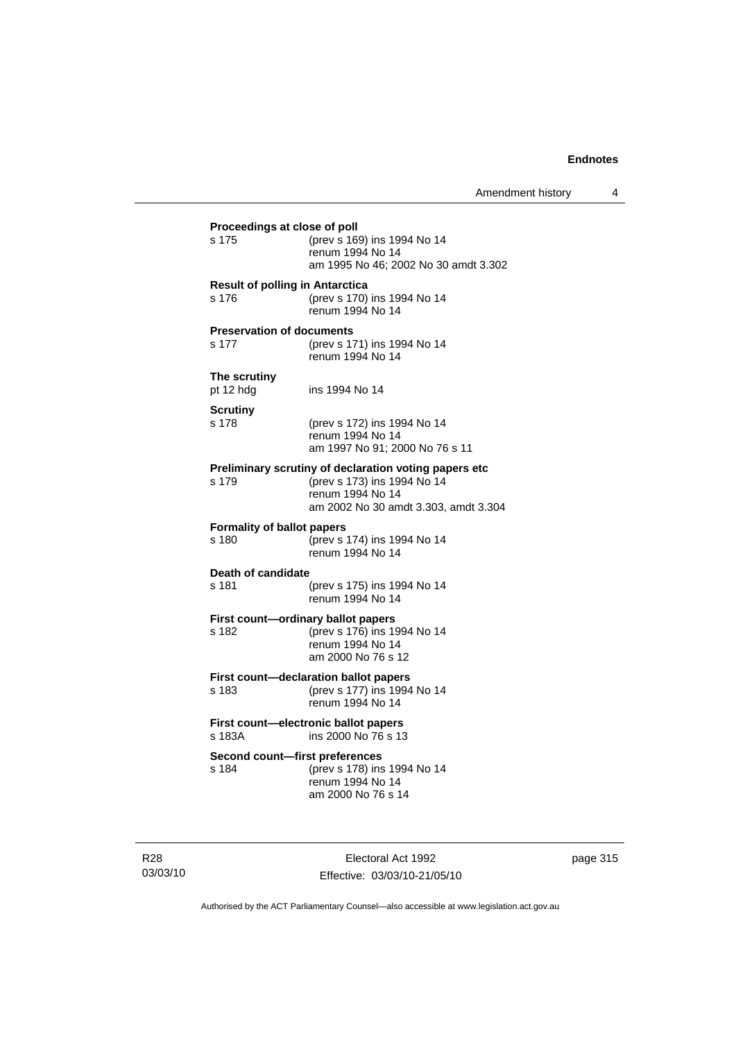**Proceedings at close of poll**

s 175 (prev s 169) ins 1994 No 14
renum 1994 No 14
am 1995 No 46; 2002 No 30 amdt 3.302

**Result of polling in Antarctica**

s 176 (prev s 170) ins 1994 No 14
renum 1994 No 14

**Preservation of documents**

s 177 (prev s 171) ins 1994 No 14
renum 1994 No 14

**The scrutiny**

pt 12 hdg ins 1994 No 14

**Scrutiny**

s 178 (prev s 172) ins 1994 No 14
renum 1994 No 14
am 1997 No 91; 2000 No 76 s 11

**Preliminary scrutiny of declaration voting papers etc**

s 179 (prev s 173) ins 1994 No 14
renum 1994 No 14
am 2002 No 30 amdt 3.303, amdt 3.304

**Formality of ballot papers**

s 180 (prev s 174) ins 1994 No 14
renum 1994 No 14

**Death of candidate**

s 181 (prev s 175) ins 1994 No 14
renum 1994 No 14

**First count—ordinary ballot papers**

s 182 (prev s 176) ins 1994 No 14
renum 1994 No 14
am 2000 No 76 s 12

**First count—declaration ballot papers**

s 183 (prev s 177) ins 1994 No 14
renum 1994 No 14

**First count—electronic ballot papers**

s 183A ins 2000 No 76 s 13

**Second count—first preferences**

s 184 (prev s 178) ins 1994 No 14
renum 1994 No 14
am 2000 No 76 s 14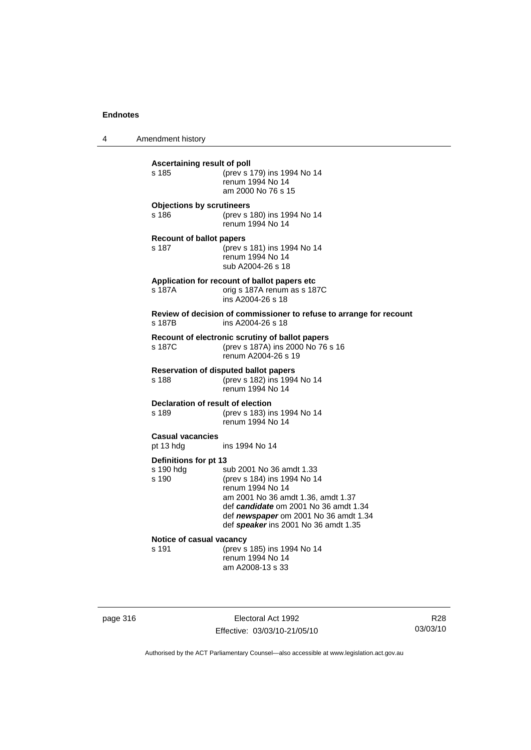**Ascertaining result of poll**

s 185 (prev s 179) ins 1994 No 14
renum 1994 No 14
am 2000 No 76 s 15

**Objections by scrutineers**

s 186 (prev s 180) ins 1994 No 14
renum 1994 No 14

**Recount of ballot papers**

s 187 (prev s 181) ins 1994 No 14
renum 1994 No 14
sub A2004-26 s 18

**Application for recount of ballot papers etc**

s 187A orig s 187A renum as s 187C
ins A2004-26 s 18

**Review of decision of commissioner to refuse to arrange for recount**

s 187B ins A2004-26 s 18

**Recount of electronic scrutiny of ballot papers**

s 187C (prev s 187A) ins 2000 No 76 s 16
renum A2004-26 s 19

**Reservation of disputed ballot papers**

s 188 (prev s 182) ins 1994 No 14
renum 1994 No 14

**Declaration of result of election**

s 189 (prev s 183) ins 1994 No 14
renum 1994 No 14

**Casual vacancies**

pt 13 hdg ins 1994 No 14

**Definitions for pt 13**

s 190 hdg sub 2001 No 36 amdt 1.33
s 190 (prev s 184) ins 1994 No 14
renum 1994 No 14
am 2001 No 36 amdt 1.36, amdt 1.37
def ***candidate*** om 2001 No 36 amdt 1.34
def ***newspaper*** om 2001 No 36 amdt 1.34
def ***speaker*** ins 2001 No 36 amdt 1.35

**Notice of casual vacancy**

s 191 (prev s 185) ins 1994 No 14
renum 1994 No 14
am A2008-13 s 33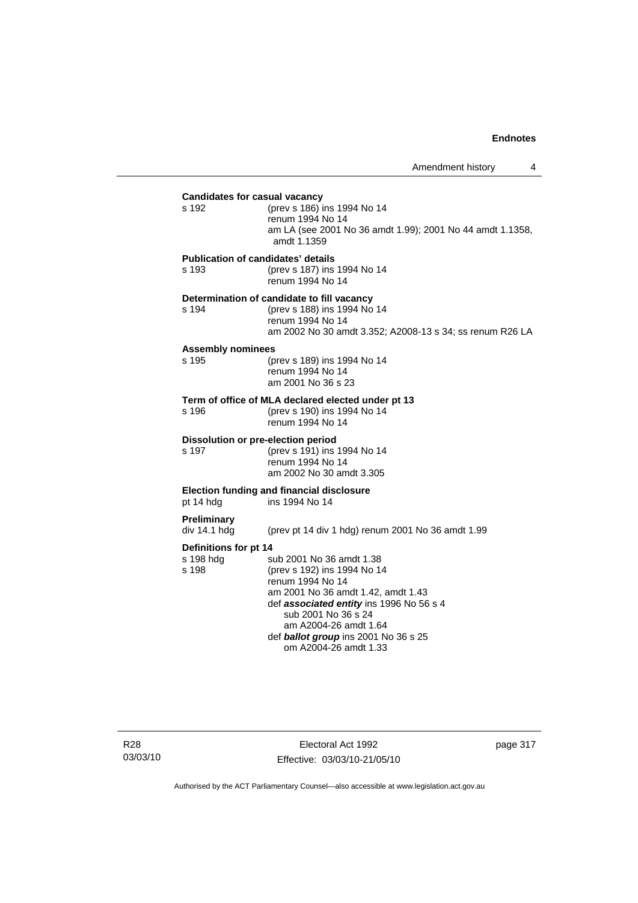**Candidates for casual vacancy**

s 192 (prev s 186) ins 1994 No 14
renum 1994 No 14
am LA (see 2001 No 36 amdt 1.99); 2001 No 44 amdt 1.1358, amdt 1.1359

**Publication of candidates' details**

s 193 (prev s 187) ins 1994 No 14
renum 1994 No 14

**Determination of candidate to fill vacancy**

s 194 (prev s 188) ins 1994 No 14
renum 1994 No 14
am 2002 No 30 amdt 3.352; A2008-13 s 34; ss renum R26 LA

**Assembly nominees**

s 195 (prev s 189) ins 1994 No 14
renum 1994 No 14
am 2001 No 36 s 23

**Term of office of MLA declared elected under pt 13**

s 196 (prev s 190) ins 1994 No 14
renum 1994 No 14

**Dissolution or pre-election period**

s 197 (prev s 191) ins 1994 No 14
renum 1994 No 14
am 2002 No 30 amdt 3.305

**Election funding and financial disclosure**

pt 14 hdg ins 1994 No 14

**Preliminary**

div 14.1 hdg (prev pt 14 div 1 hdg) renum 2001 No 36 amdt 1.99

**Definitions for pt 14**

s 198 hdg sub 2001 No 36 amdt 1.38
s 198 (prev s 192) ins 1994 No 14
renum 1994 No 14
am 2001 No 36 amdt 1.42, amdt 1.43
def ***associated entity*** ins 1996 No 56 s 4
sub 2001 No 36 s 24
am A2004-26 amdt 1.64
def ***ballot group*** ins 2001 No 36 s 25
om A2004-26 amdt 1.33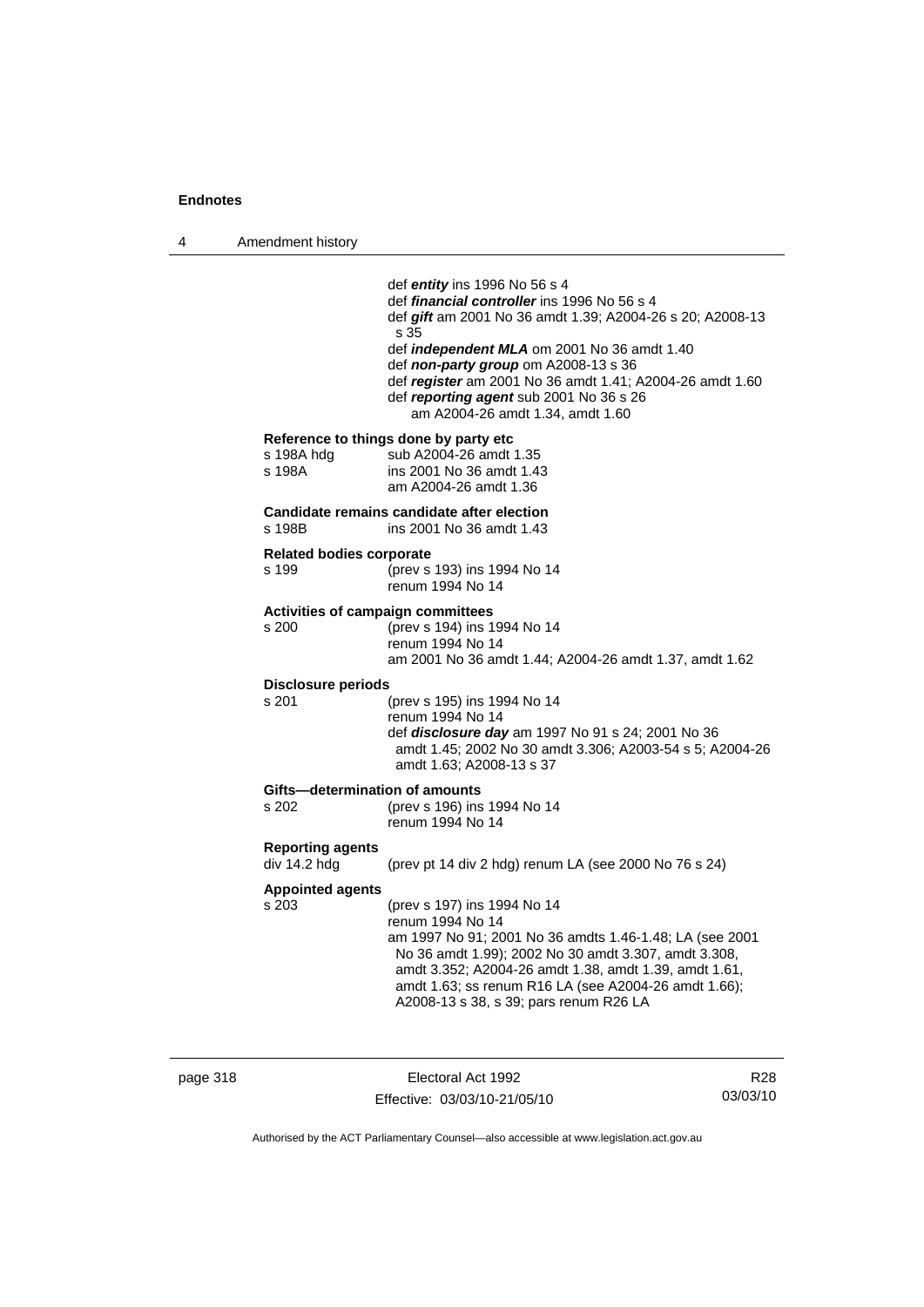def ***entity*** ins 1996 No 56 s 4
def ***financial controller*** ins 1996 No 56 s 4
def ***gift*** am 2001 No 36 amdt 1.39; A2004-26 s 20; A2008-13 s 35
def ***independent MLA*** om 2001 No 36 amdt 1.40
def ***non-party group*** om A2008-13 s 36
def ***register*** am 2001 No 36 amdt 1.41; A2004-26 amdt 1.60
def ***reporting agent*** sub 2001 No 36 s 26
am A2004-26 amdt 1.34, amdt 1.60

**Reference to things done by party etc**

s 198A hdg sub A2004-26 amdt 1.35
s 198A ins 2001 No 36 amdt 1.43
am A2004-26 amdt 1.36

**Candidate remains candidate after election**

s 198B ins 2001 No 36 amdt 1.43

**Related bodies corporate**

s 199 (prev s 193) ins 1994 No 14
renum 1994 No 14

**Activities of campaign committees**

s 200 (prev s 194) ins 1994 No 14
renum 1994 No 14
am 2001 No 36 amdt 1.44; A2004-26 amdt 1.37, amdt 1.62

**Disclosure periods**

s 201 (prev s 195) ins 1994 No 14
renum 1994 No 14
def ***disclosure day*** am 1997 No 91 s 24; 2001 No 36 amdt 1.45; 2002 No 30 amdt 3.306; A2003-54 s 5; A2004-26 amdt 1.63; A2008-13 s 37

**Gifts—determination of amounts**

s 202 (prev s 196) ins 1994 No 14
renum 1994 No 14

**Reporting agents**

div 14.2 hdg (prev pt 14 div 2 hdg) renum LA (see 2000 No 76 s 24)

**Appointed agents**

s 203 (prev s 197) ins 1994 No 14
renum 1994 No 14
am 1997 No 91; 2001 No 36 amdts 1.46-1.48; LA (see 2001 No 36 amdt 1.99); 2002 No 30 amdt 3.307, amdt 3.308, amdt 3.352; A2004-26 amdt 1.38, amdt 1.39, amdt 1.61, amdt 1.63; ss renum R16 LA (see A2004-26 amdt 1.66); A2008-13 s 38, s 39; pars renum R26 LA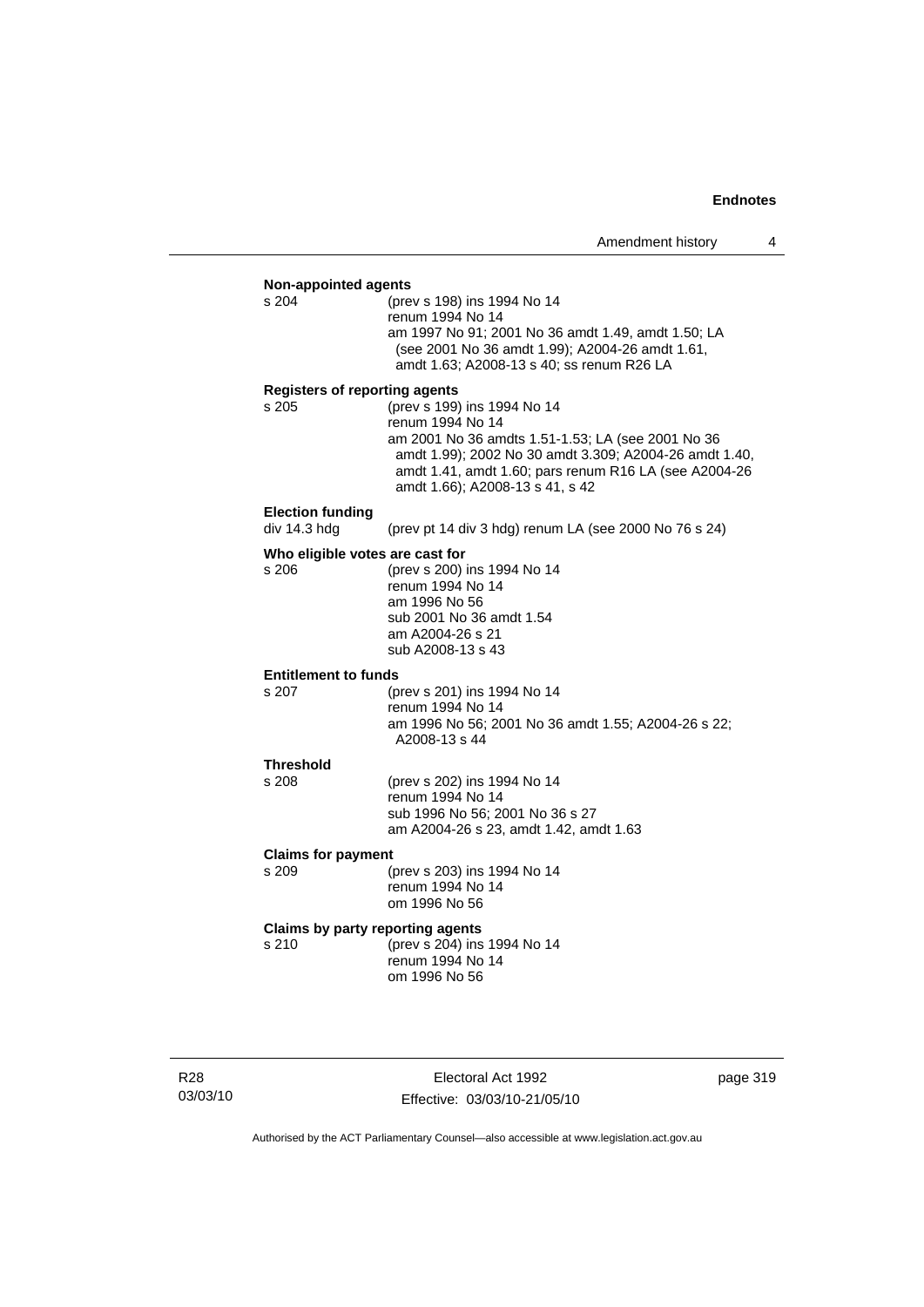**Non-appointed agents**

s 204 (prev s 198) ins 1994 No 14
renum 1994 No 14
am 1997 No 91; 2001 No 36 amdt 1.49, amdt 1.50; LA (see 2001 No 36 amdt 1.99); A2004-26 amdt 1.61, amdt 1.63; A2008-13 s 40; ss renum R26 LA

**Registers of reporting agents**

s 205 (prev s 199) ins 1994 No 14
renum 1994 No 14
am 2001 No 36 amdts 1.51-1.53; LA (see 2001 No 36 amdt 1.99); 2002 No 30 amdt 3.309; A2004-26 amdt 1.40, amdt 1.41, amdt 1.60; pars renum R16 LA (see A2004-26 amdt 1.66); A2008-13 s 41, s 42

**Election funding**

div 14.3 hdg (prev pt 14 div 3 hdg) renum LA (see 2000 No 76 s 24)

**Who eligible votes are cast for**

s 206 (prev s 200) ins 1994 No 14
renum 1994 No 14
am 1996 No 56
sub 2001 No 36 amdt 1.54
am A2004-26 s 21
sub A2008-13 s 43

**Entitlement to funds**

s 207 (prev s 201) ins 1994 No 14
renum 1994 No 14
am 1996 No 56; 2001 No 36 amdt 1.55; A2004-26 s 22; A2008-13 s 44

**Threshold**

s 208 (prev s 202) ins 1994 No 14
renum 1994 No 14
sub 1996 No 56; 2001 No 36 s 27
am A2004-26 s 23, amdt 1.42, amdt 1.63

**Claims for payment**

s 209 (prev s 203) ins 1994 No 14
renum 1994 No 14
om 1996 No 56

**Claims by party reporting agents**

s 210 (prev s 204) ins 1994 No 14
renum 1994 No 14
om 1996 No 56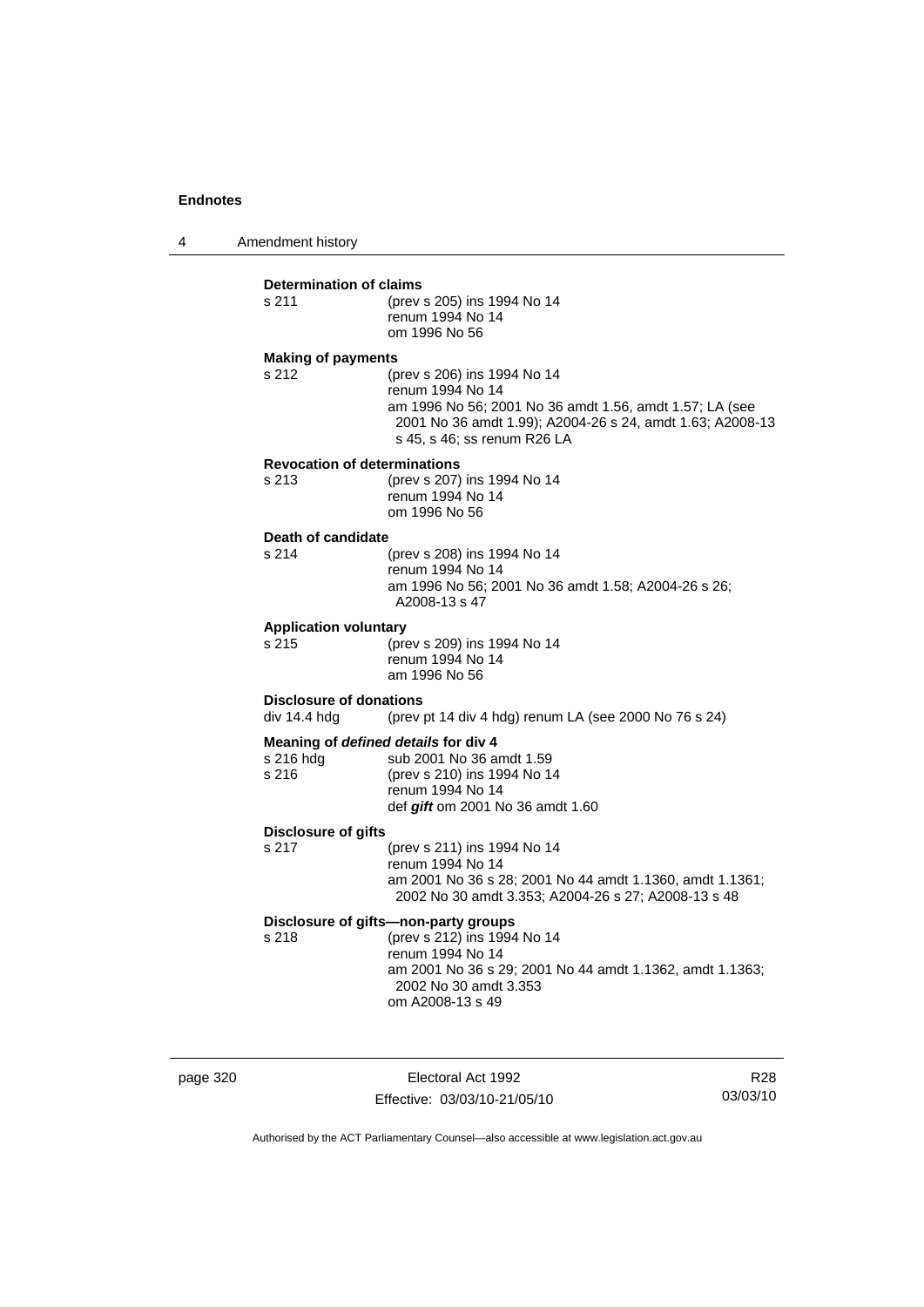**Determination of claims**

s 211 (prev s 205) ins 1994 No 14
renum 1994 No 14
om 1996 No 56

**Making of payments**

s 212 (prev s 206) ins 1994 No 14
renum 1994 No 14
am 1996 No 56; 2001 No 36 amdt 1.56, amdt 1.57; LA (see 2001 No 36 amdt 1.99); A2004-26 s 24, amdt 1.63; A2008-13 s 45, s 46; ss renum R26 LA

**Revocation of determinations**

s 213 (prev s 207) ins 1994 No 14
renum 1994 No 14
om 1996 No 56

**Death of candidate**

s 214 (prev s 208) ins 1994 No 14
renum 1994 No 14
am 1996 No 56; 2001 No 36 amdt 1.58; A2004-26 s 26; A2008-13 s 47

**Application voluntary**

s 215 (prev s 209) ins 1994 No 14
renum 1994 No 14
am 1996 No 56

**Disclosure of donations**

div 14.4 hdg (prev pt 14 div 4 hdg) renum LA (see 2000 No 76 s 24)

**Meaning of *defined details* for div 4**

s 216 hdg sub 2001 No 36 amdt 1.59
s 216 (prev s 210) ins 1994 No 14
renum 1994 No 14
def ***gift*** om 2001 No 36 amdt 1.60

**Disclosure of gifts**

s 217 (prev s 211) ins 1994 No 14
renum 1994 No 14
am 2001 No 36 s 28; 2001 No 44 amdt 1.1360, amdt 1.1361; 2002 No 30 amdt 3.353; A2004-26 s 27; A2008-13 s 48

**Disclosure of gifts—non-party groups**

s 218 (prev s 212) ins 1994 No 14
renum 1994 No 14
am 2001 No 36 s 29; 2001 No 44 amdt 1.1362, amdt 1.1363; 2002 No 30 amdt 3.353
om A2008-13 s 49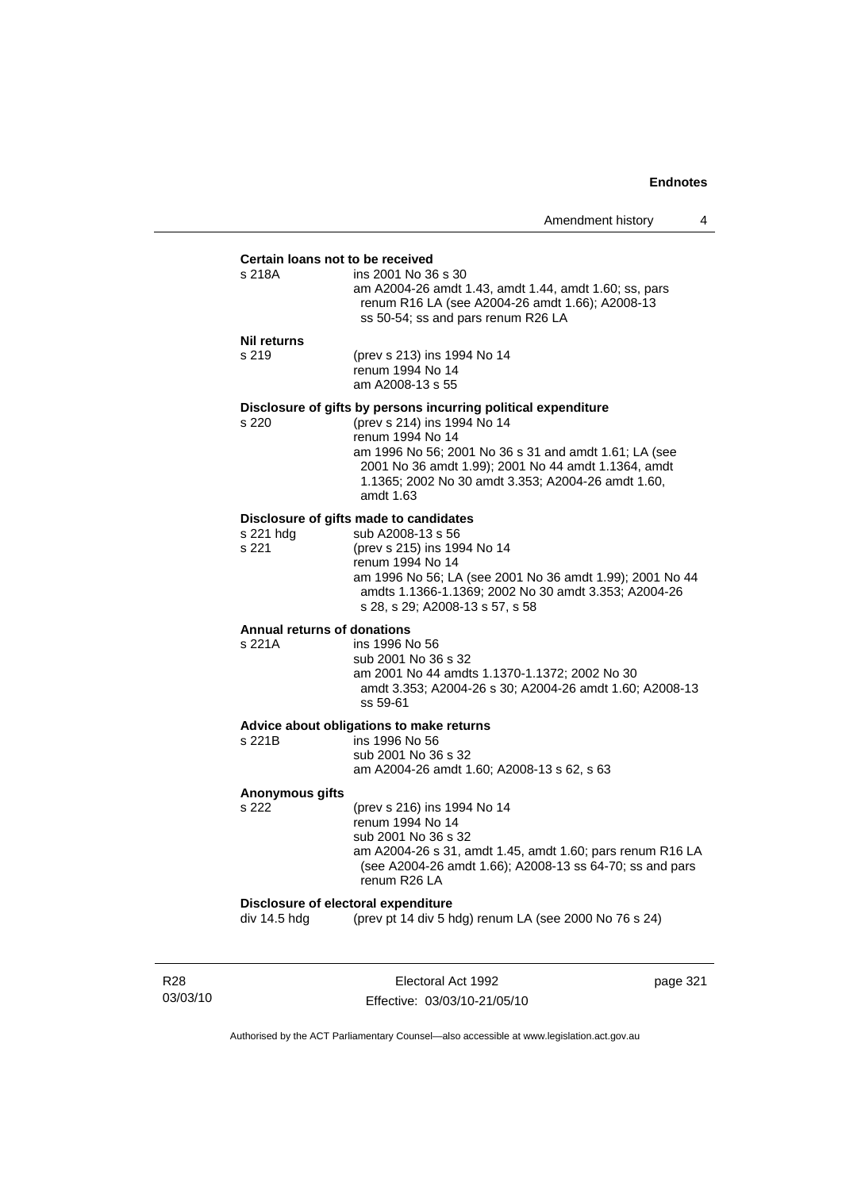**Certain loans not to be received**

s 218A ins 2001 No 36 s 30
am A2004-26 amdt 1.43, amdt 1.44, amdt 1.60; ss, pars renum R16 LA (see A2004-26 amdt 1.66); A2008-13 ss 50-54; ss and pars renum R26 LA

**Nil returns**

s 219 (prev s 213) ins 1994 No 14
renum 1994 No 14
am A2008-13 s 55

**Disclosure of gifts by persons incurring political expenditure**

s 220 (prev s 214) ins 1994 No 14
renum 1994 No 14
am 1996 No 56; 2001 No 36 s 31 and amdt 1.61; LA (see 2001 No 36 amdt 1.99); 2001 No 44 amdt 1.1364, amdt 1.1365; 2002 No 30 amdt 3.353; A2004-26 amdt 1.60, amdt 1.63

**Disclosure of gifts made to candidates**

s 221 hdg sub A2008-13 s 56
s 221 (prev s 215) ins 1994 No 14
renum 1994 No 14
am 1996 No 56; LA (see 2001 No 36 amdt 1.99); 2001 No 44 amdts 1.1366-1.1369; 2002 No 30 amdt 3.353; A2004-26 s 28, s 29; A2008-13 s 57, s 58

**Annual returns of donations**

s 221A ins 1996 No 56
sub 2001 No 36 s 32
am 2001 No 44 amdts 1.1370-1.1372; 2002 No 30 amdt 3.353; A2004-26 s 30; A2004-26 amdt 1.60; A2008-13 ss 59-61

**Advice about obligations to make returns**

s 221B ins 1996 No 56
sub 2001 No 36 s 32
am A2004-26 amdt 1.60; A2008-13 s 62, s 63

**Anonymous gifts**

s 222 (prev s 216) ins 1994 No 14
renum 1994 No 14
sub 2001 No 36 s 32
am A2004-26 s 31, amdt 1.45, amdt 1.60; pars renum R16 LA (see A2004-26 amdt 1.66); A2008-13 ss 64-70; ss and pars renum R26 LA

**Disclosure of electoral expenditure**

div 14.5 hdg (prev pt 14 div 5 hdg) renum LA (see 2000 No 76 s 24)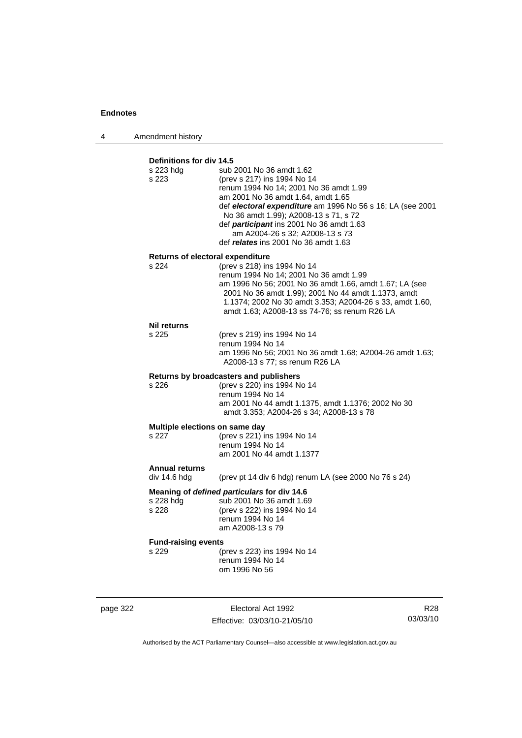**Definitions for div 14.5**

s 223 hdg    sub 2001 No 36 amdt 1.62
s 223    (prev s 217) ins 1994 No 14
    renum 1994 No 14; 2001 No 36 amdt 1.99
    am 2001 No 36 amdt 1.64, amdt 1.65
    def ***electoral expenditure*** am 1996 No 56 s 16; LA (see 2001 No 36 amdt 1.99); A2008-13 s 71, s 72
    def ***participant*** ins 2001 No 36 amdt 1.63
        am A2004-26 s 32; A2008-13 s 73
    def ***relates*** ins 2001 No 36 amdt 1.63

**Returns of electoral expenditure**

s 224    (prev s 218) ins 1994 No 14
    renum 1994 No 14; 2001 No 36 amdt 1.99
    am 1996 No 56; 2001 No 36 amdt 1.66, amdt 1.67; LA (see 2001 No 36 amdt 1.99); 2001 No 44 amdt 1.1373, amdt 1.1374; 2002 No 30 amdt 3.353; A2004-26 s 33, amdt 1.60, amdt 1.63; A2008-13 ss 74-76; ss renum R26 LA

**Nil returns**

s 225    (prev s 219) ins 1994 No 14
    renum 1994 No 14
    am 1996 No 56; 2001 No 36 amdt 1.68; A2004-26 amdt 1.63; A2008-13 s 77; ss renum R26 LA

**Returns by broadcasters and publishers**

s 226    (prev s 220) ins 1994 No 14
    renum 1994 No 14
    am 2001 No 44 amdt 1.1375, amdt 1.1376; 2002 No 30 amdt 3.353; A2004-26 s 34; A2008-13 s 78

**Multiple elections on same day**

s 227    (prev s 221) ins 1994 No 14
    renum 1994 No 14
    am 2001 No 44 amdt 1.1377

**Annual returns**

div 14.6 hdg    (prev pt 14 div 6 hdg) renum LA (see 2000 No 76 s 24)

**Meaning of *defined particulars* for div 14.6**

s 228 hdg    sub 2001 No 36 amdt 1.69
s 228    (prev s 222) ins 1994 No 14
    renum 1994 No 14
    am A2008-13 s 79

**Fund-raising events**

s 229    (prev s 223) ins 1994 No 14
    renum 1994 No 14
    om 1996 No 56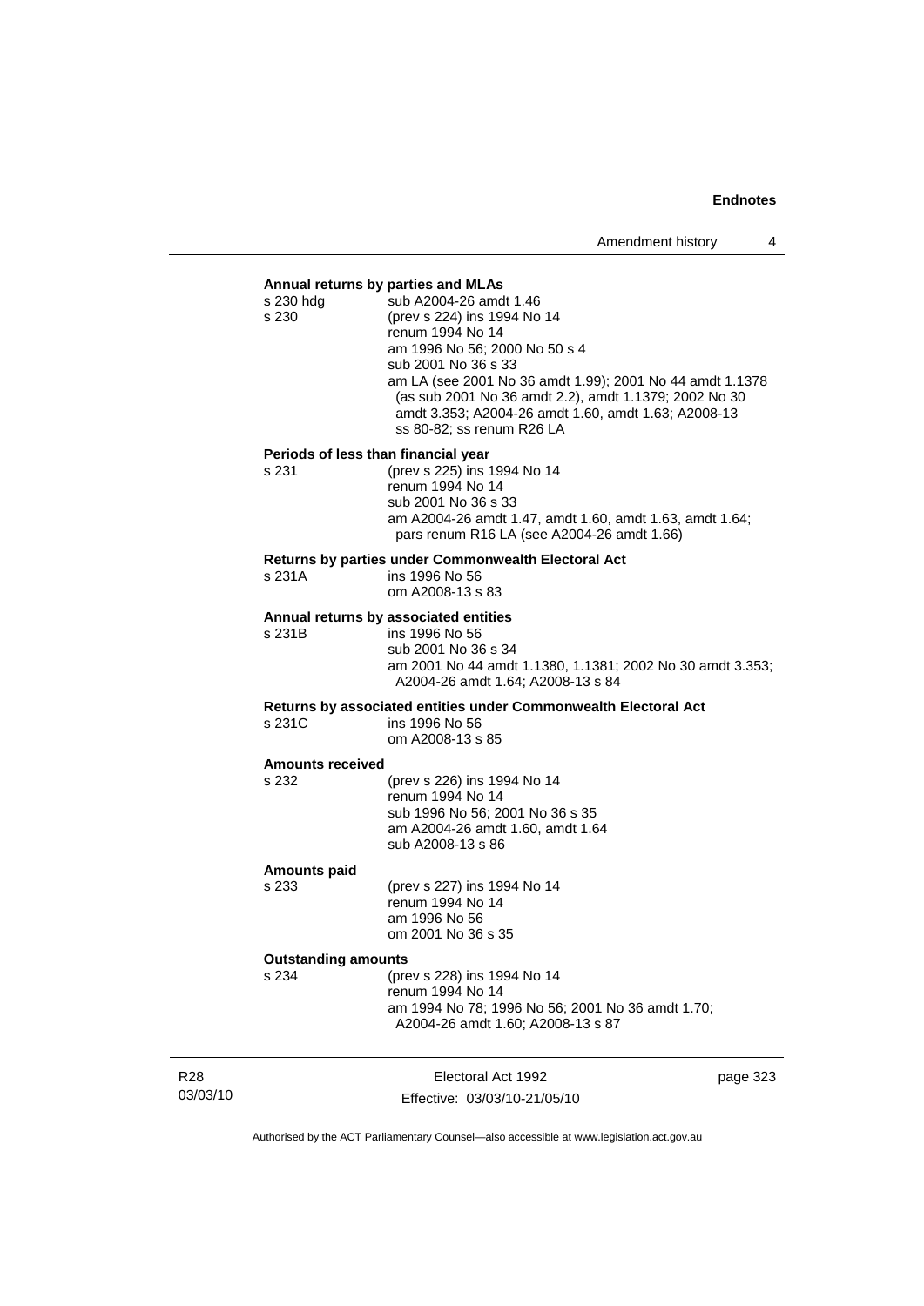**Annual returns by parties and MLAs**

s 230 hdg sub A2004-26 amdt 1.46

s 230 (prev s 224) ins 1994 No 14
renum 1994 No 14
am 1996 No 56; 2000 No 50 s 4
sub 2001 No 36 s 33
am LA (see 2001 No 36 amdt 1.99); 2001 No 44 amdt 1.1378 (as sub 2001 No 36 amdt 2.2), amdt 1.1379; 2002 No 30 amdt 3.353; A2004-26 amdt 1.60, amdt 1.63; A2008-13 ss 80-82; ss renum R26 LA

**Periods of less than financial year**

s 231 (prev s 225) ins 1994 No 14
renum 1994 No 14
sub 2001 No 36 s 33
am A2004-26 amdt 1.47, amdt 1.60, amdt 1.63, amdt 1.64; pars renum R16 LA (see A2004-26 amdt 1.66)

**Returns by parties under Commonwealth Electoral Act**

s 231A ins 1996 No 56
om A2008-13 s 83

**Annual returns by associated entities**

s 231B ins 1996 No 56
sub 2001 No 36 s 34
am 2001 No 44 amdt 1.1380, 1.1381; 2002 No 30 amdt 3.353; A2004-26 amdt 1.64; A2008-13 s 84

**Returns by associated entities under Commonwealth Electoral Act**

s 231C ins 1996 No 56
om A2008-13 s 85

**Amounts received**

s 232 (prev s 226) ins 1994 No 14
renum 1994 No 14
sub 1996 No 56; 2001 No 36 s 35
am A2004-26 amdt 1.60, amdt 1.64
sub A2008-13 s 86

**Amounts paid**

s 233 (prev s 227) ins 1994 No 14
renum 1994 No 14
am 1996 No 56
om 2001 No 36 s 35

**Outstanding amounts**

s 234 (prev s 228) ins 1994 No 14
renum 1994 No 14
am 1994 No 78; 1996 No 56; 2001 No 36 amdt 1.70; A2004-26 amdt 1.60; A2008-13 s 87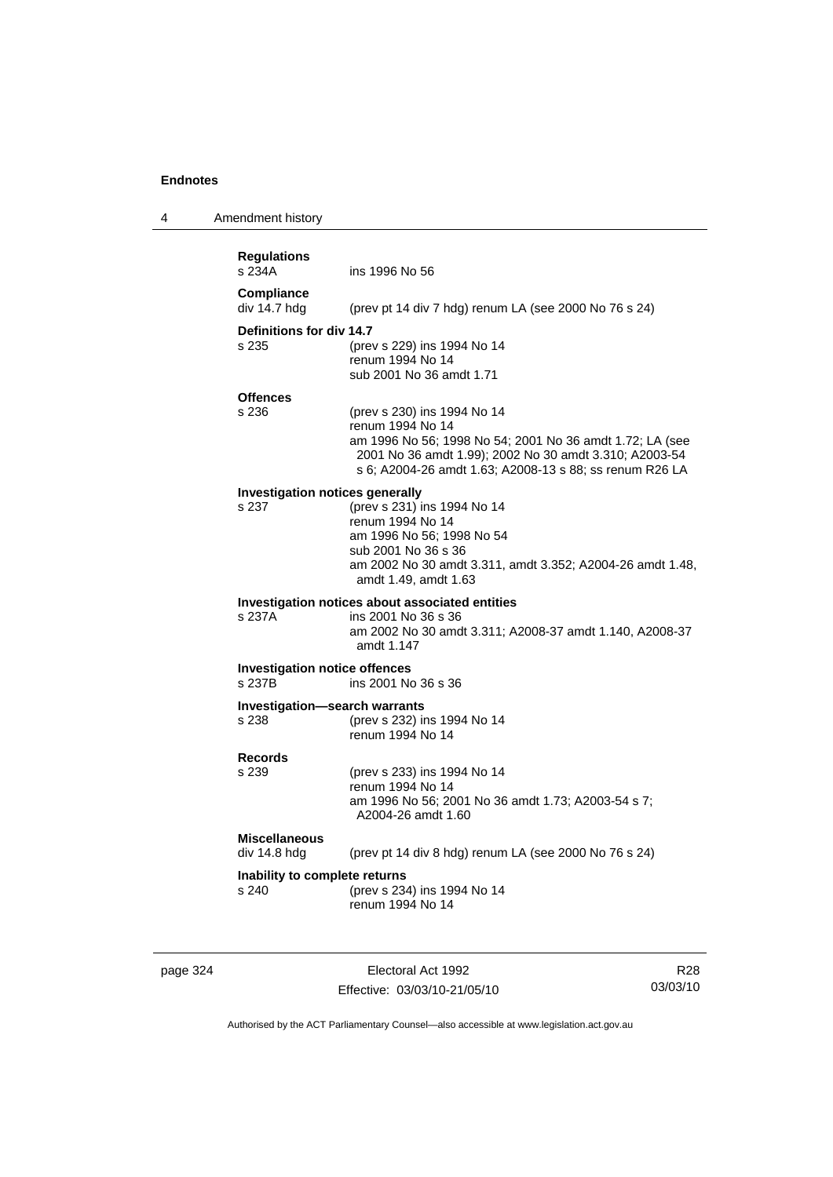**Regulations**

s 234A — ins 1996 No 56

**Compliance**

div 14.7 hdg — (prev pt 14 div 7 hdg) renum LA (see 2000 No 76 s 24)

**Definitions for div 14.7**

s 235 — (prev s 229) ins 1994 No 14
renum 1994 No 14
sub 2001 No 36 amdt 1.71

**Offences**

s 236 — (prev s 230) ins 1994 No 14
renum 1994 No 14
am 1996 No 56; 1998 No 54; 2001 No 36 amdt 1.72; LA (see 2001 No 36 amdt 1.99); 2002 No 30 amdt 3.310; A2003-54 s 6; A2004-26 amdt 1.63; A2008-13 s 88; ss renum R26 LA

**Investigation notices generally**

s 237 — (prev s 231) ins 1994 No 14
renum 1994 No 14
am 1996 No 56; 1998 No 54
sub 2001 No 36 s 36
am 2002 No 30 amdt 3.311, amdt 3.352; A2004-26 amdt 1.48, amdt 1.49, amdt 1.63

**Investigation notices about associated entities**

s 237A — ins 2001 No 36 s 36
am 2002 No 30 amdt 3.311; A2008-37 amdt 1.140, A2008-37 amdt 1.147

**Investigation notice offences**

s 237B — ins 2001 No 36 s 36

**Investigation—search warrants**

s 238 — (prev s 232) ins 1994 No 14
renum 1994 No 14

**Records**

s 239 — (prev s 233) ins 1994 No 14
renum 1994 No 14
am 1996 No 56; 2001 No 36 amdt 1.73; A2003-54 s 7; A2004-26 amdt 1.60

**Miscellaneous**

div 14.8 hdg — (prev pt 14 div 8 hdg) renum LA (see 2000 No 76 s 24)

**Inability to complete returns**

s 240 — (prev s 234) ins 1994 No 14
renum 1994 No 14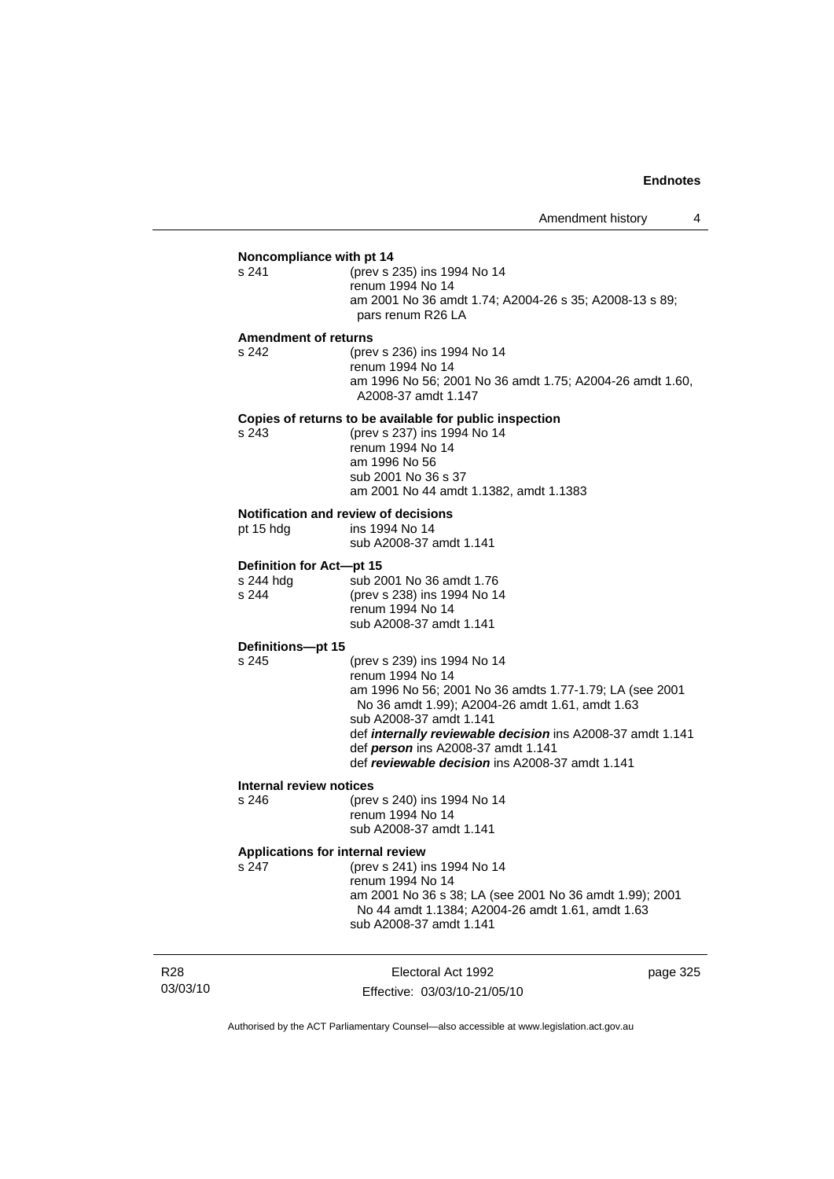**Noncompliance with pt 14**

s 241 (prev s 235) ins 1994 No 14
renum 1994 No 14
am 2001 No 36 amdt 1.74; A2004-26 s 35; A2008-13 s 89; pars renum R26 LA

**Amendment of returns**

s 242 (prev s 236) ins 1994 No 14
renum 1994 No 14
am 1996 No 56; 2001 No 36 amdt 1.75; A2004-26 amdt 1.60, A2008-37 amdt 1.147

**Copies of returns to be available for public inspection**

s 243 (prev s 237) ins 1994 No 14
renum 1994 No 14
am 1996 No 56
sub 2001 No 36 s 37
am 2001 No 44 amdt 1.1382, amdt 1.1383

**Notification and review of decisions**

pt 15 hdg ins 1994 No 14
sub A2008-37 amdt 1.141

**Definition for Act—pt 15**

s 244 hdg sub 2001 No 36 amdt 1.76
s 244 (prev s 238) ins 1994 No 14
renum 1994 No 14
sub A2008-37 amdt 1.141

**Definitions—pt 15**

s 245 (prev s 239) ins 1994 No 14
renum 1994 No 14
am 1996 No 56; 2001 No 36 amdts 1.77-1.79; LA (see 2001 No 36 amdt 1.99); A2004-26 amdt 1.61, amdt 1.63
sub A2008-37 amdt 1.141
def ***internally reviewable decision*** ins A2008-37 amdt 1.141
def ***person*** ins A2008-37 amdt 1.141
def ***reviewable decision*** ins A2008-37 amdt 1.141

**Internal review notices**

s 246 (prev s 240) ins 1994 No 14
renum 1994 No 14
sub A2008-37 amdt 1.141

**Applications for internal review**

s 247 (prev s 241) ins 1994 No 14
renum 1994 No 14
am 2001 No 36 s 38; LA (see 2001 No 36 amdt 1.99); 2001 No 44 amdt 1.1384; A2004-26 amdt 1.61, amdt 1.63
sub A2008-37 amdt 1.141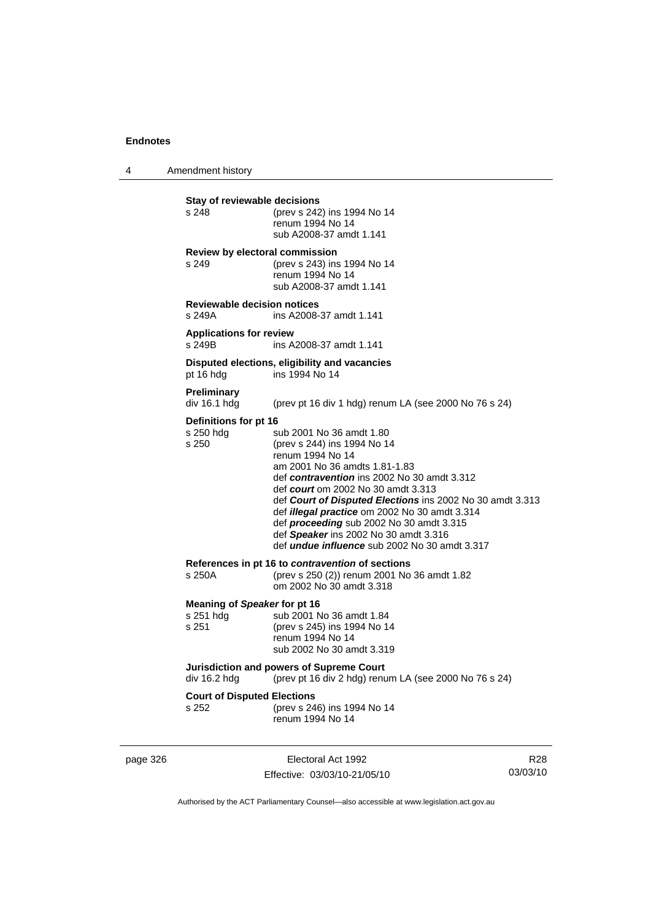**Stay of reviewable decisions**

s 248 (prev s 242) ins 1994 No 14
renum 1994 No 14
sub A2008-37 amdt 1.141

**Review by electoral commission**

s 249 (prev s 243) ins 1994 No 14
renum 1994 No 14
sub A2008-37 amdt 1.141

**Reviewable decision notices**

s 249A ins A2008-37 amdt 1.141

**Applications for review**

s 249B ins A2008-37 amdt 1.141

**Disputed elections, eligibility and vacancies**

pt 16 hdg ins 1994 No 14

**Preliminary**

div 16.1 hdg (prev pt 16 div 1 hdg) renum LA (see 2000 No 76 s 24)

**Definitions for pt 16**

s 250 hdg sub 2001 No 36 amdt 1.80
s 250 (prev s 244) ins 1994 No 14
renum 1994 No 14
am 2001 No 36 amdts 1.81-1.83
def ***contravention*** ins 2002 No 30 amdt 3.312
def ***court*** om 2002 No 30 amdt 3.313
def ***Court of Disputed Elections*** ins 2002 No 30 amdt 3.313
def ***illegal practice*** om 2002 No 30 amdt 3.314
def ***proceeding*** sub 2002 No 30 amdt 3.315
def ***Speaker*** ins 2002 No 30 amdt 3.316
def ***undue influence*** sub 2002 No 30 amdt 3.317

**References in pt 16 to *contravention* of sections**

s 250A (prev s 250 (2)) renum 2001 No 36 amdt 1.82
om 2002 No 30 amdt 3.318

**Meaning of *Speaker* for pt 16**

s 251 hdg sub 2001 No 36 amdt 1.84
s 251 (prev s 245) ins 1994 No 14
renum 1994 No 14
sub 2002 No 30 amdt 3.319

**Jurisdiction and powers of Supreme Court**

div 16.2 hdg (prev pt 16 div 2 hdg) renum LA (see 2000 No 76 s 24)

**Court of Disputed Elections**

s 252 (prev s 246) ins 1994 No 14
renum 1994 No 14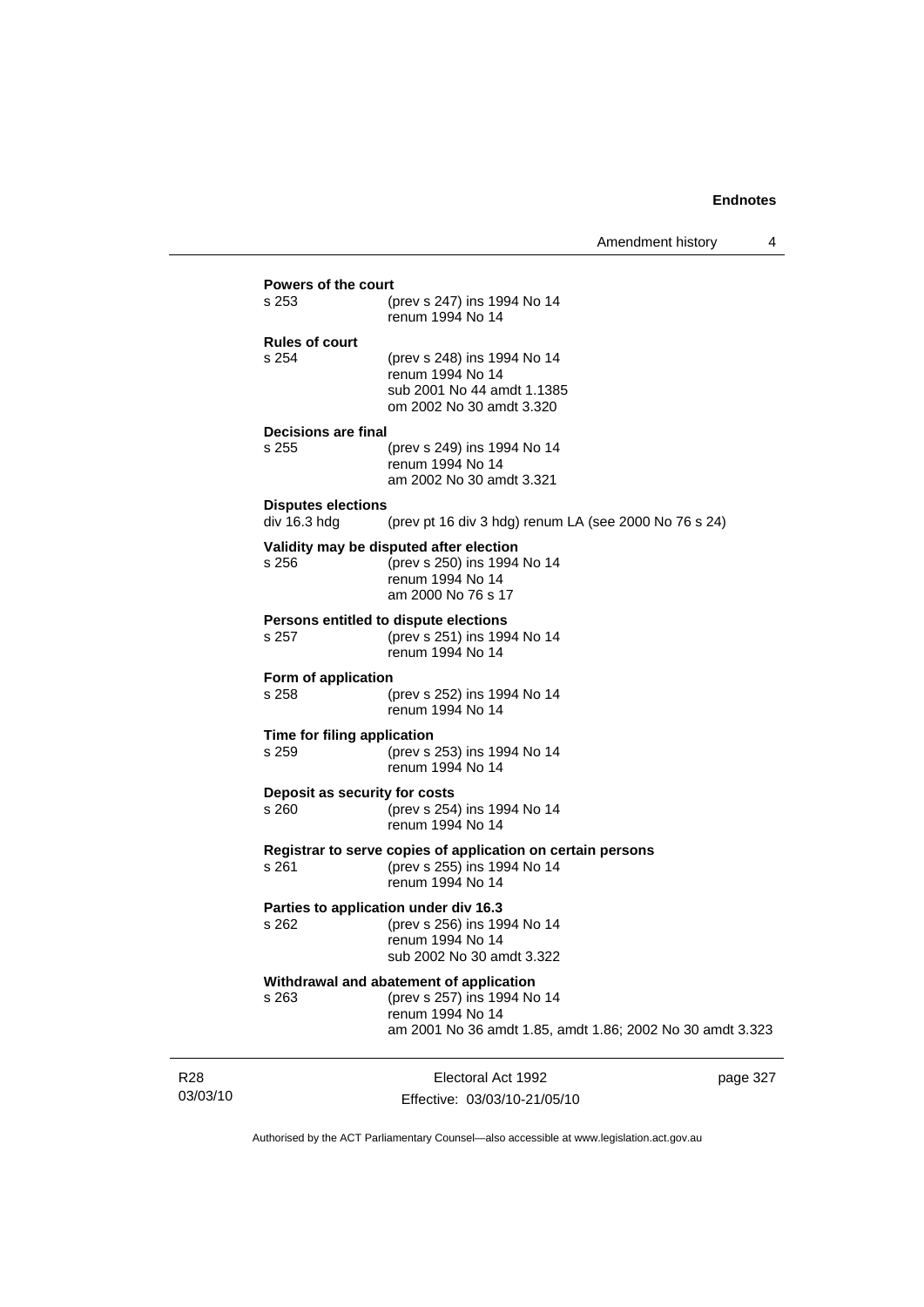**Powers of the court**

s 253 (prev s 247) ins 1994 No 14
renum 1994 No 14

**Rules of court**

s 254 (prev s 248) ins 1994 No 14
renum 1994 No 14
sub 2001 No 44 amdt 1.1385
om 2002 No 30 amdt 3.320

**Decisions are final**

s 255 (prev s 249) ins 1994 No 14
renum 1994 No 14
am 2002 No 30 amdt 3.321

**Disputes elections**

div 16.3 hdg (prev pt 16 div 3 hdg) renum LA (see 2000 No 76 s 24)

**Validity may be disputed after election**

s 256 (prev s 250) ins 1994 No 14
renum 1994 No 14
am 2000 No 76 s 17

**Persons entitled to dispute elections**

s 257 (prev s 251) ins 1994 No 14
renum 1994 No 14

**Form of application**

s 258 (prev s 252) ins 1994 No 14
renum 1994 No 14

**Time for filing application**

s 259 (prev s 253) ins 1994 No 14
renum 1994 No 14

**Deposit as security for costs**

s 260 (prev s 254) ins 1994 No 14
renum 1994 No 14

**Registrar to serve copies of application on certain persons**

s 261 (prev s 255) ins 1994 No 14
renum 1994 No 14

**Parties to application under div 16.3**

s 262 (prev s 256) ins 1994 No 14
renum 1994 No 14
sub 2002 No 30 amdt 3.322

**Withdrawal and abatement of application**

s 263 (prev s 257) ins 1994 No 14
renum 1994 No 14
am 2001 No 36 amdt 1.85, amdt 1.86; 2002 No 30 amdt 3.323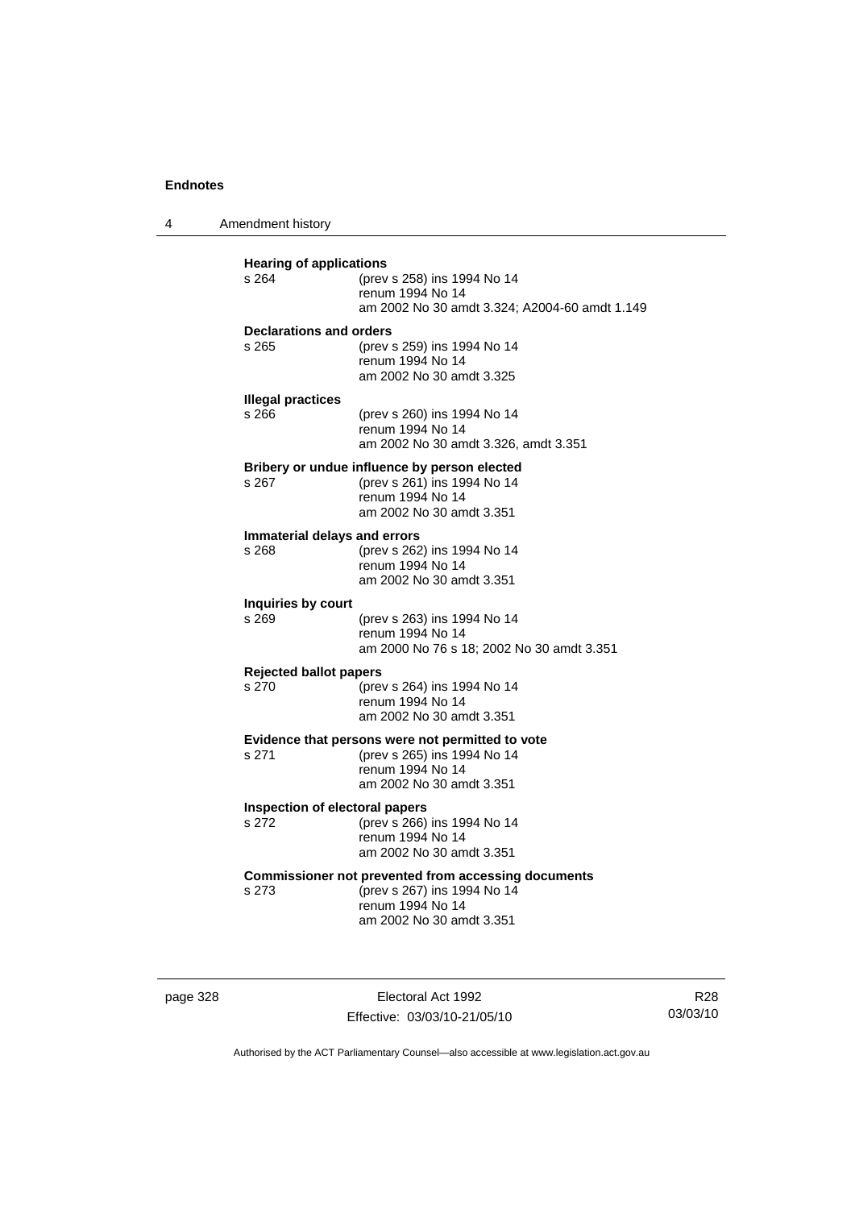**Hearing of applications**

s 264 (prev s 258) ins 1994 No 14
renum 1994 No 14
am 2002 No 30 amdt 3.324; A2004-60 amdt 1.149

**Declarations and orders**

s 265 (prev s 259) ins 1994 No 14
renum 1994 No 14
am 2002 No 30 amdt 3.325

**Illegal practices**

s 266 (prev s 260) ins 1994 No 14
renum 1994 No 14
am 2002 No 30 amdt 3.326, amdt 3.351

**Bribery or undue influence by person elected**

s 267 (prev s 261) ins 1994 No 14
renum 1994 No 14
am 2002 No 30 amdt 3.351

**Immaterial delays and errors**

s 268 (prev s 262) ins 1994 No 14
renum 1994 No 14
am 2002 No 30 amdt 3.351

**Inquiries by court**

s 269 (prev s 263) ins 1994 No 14
renum 1994 No 14
am 2000 No 76 s 18; 2002 No 30 amdt 3.351

**Rejected ballot papers**

s 270 (prev s 264) ins 1994 No 14
renum 1994 No 14
am 2002 No 30 amdt 3.351

**Evidence that persons were not permitted to vote**

s 271 (prev s 265) ins 1994 No 14
renum 1994 No 14
am 2002 No 30 amdt 3.351

**Inspection of electoral papers**

s 272 (prev s 266) ins 1994 No 14
renum 1994 No 14
am 2002 No 30 amdt 3.351

**Commissioner not prevented from accessing documents**

s 273 (prev s 267) ins 1994 No 14
renum 1994 No 14
am 2002 No 30 amdt 3.351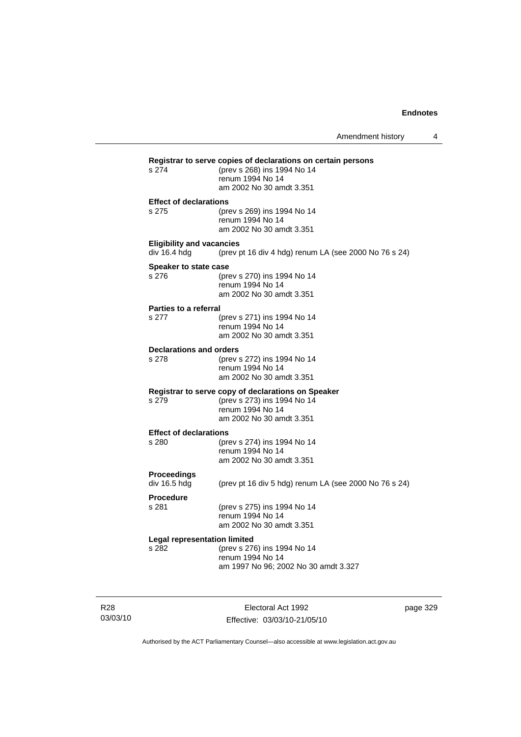**Registrar to serve copies of declarations on certain persons**

s 274 (prev s 268) ins 1994 No 14
renum 1994 No 14
am 2002 No 30 amdt 3.351

**Effect of declarations**

s 275 (prev s 269) ins 1994 No 14
renum 1994 No 14
am 2002 No 30 amdt 3.351

**Eligibility and vacancies**

div 16.4 hdg (prev pt 16 div 4 hdg) renum LA (see 2000 No 76 s 24)

**Speaker to state case**

s 276 (prev s 270) ins 1994 No 14
renum 1994 No 14
am 2002 No 30 amdt 3.351

**Parties to a referral**

s 277 (prev s 271) ins 1994 No 14
renum 1994 No 14
am 2002 No 30 amdt 3.351

**Declarations and orders**

s 278 (prev s 272) ins 1994 No 14
renum 1994 No 14
am 2002 No 30 amdt 3.351

**Registrar to serve copy of declarations on Speaker**

s 279 (prev s 273) ins 1994 No 14
renum 1994 No 14
am 2002 No 30 amdt 3.351

**Effect of declarations**

s 280 (prev s 274) ins 1994 No 14
renum 1994 No 14
am 2002 No 30 amdt 3.351

**Proceedings**

div 16.5 hdg (prev pt 16 div 5 hdg) renum LA (see 2000 No 76 s 24)

**Procedure**

s 281 (prev s 275) ins 1994 No 14
renum 1994 No 14
am 2002 No 30 amdt 3.351

**Legal representation limited**

s 282 (prev s 276) ins 1994 No 14
renum 1994 No 14
am 1997 No 96; 2002 No 30 amdt 3.327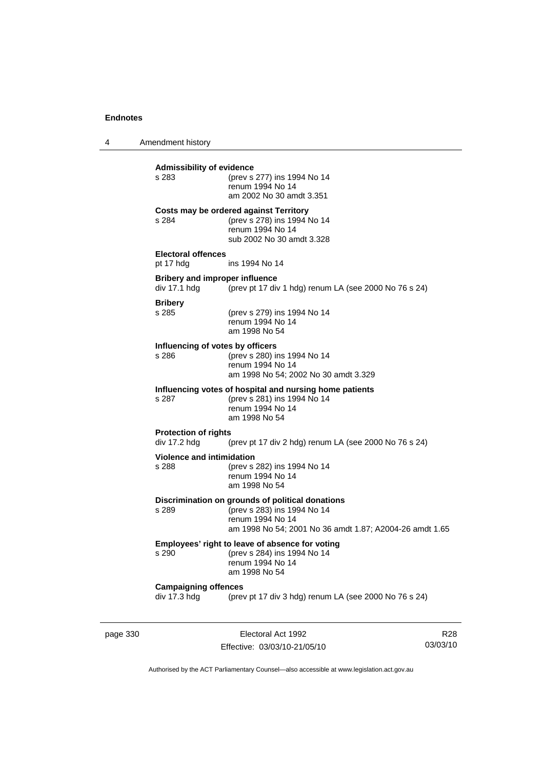**Admissibility of evidence**

s 283 (prev s 277) ins 1994 No 14
renum 1994 No 14
am 2002 No 30 amdt 3.351

**Costs may be ordered against Territory**

s 284 (prev s 278) ins 1994 No 14
renum 1994 No 14
sub 2002 No 30 amdt 3.328

**Electoral offences**

pt 17 hdg ins 1994 No 14

**Bribery and improper influence**

div 17.1 hdg (prev pt 17 div 1 hdg) renum LA (see 2000 No 76 s 24)

**Bribery**

s 285 (prev s 279) ins 1994 No 14
renum 1994 No 14
am 1998 No 54

**Influencing of votes by officers**

s 286 (prev s 280) ins 1994 No 14
renum 1994 No 14
am 1998 No 54; 2002 No 30 amdt 3.329

**Influencing votes of hospital and nursing home patients**

s 287 (prev s 281) ins 1994 No 14
renum 1994 No 14
am 1998 No 54

**Protection of rights**

div 17.2 hdg (prev pt 17 div 2 hdg) renum LA (see 2000 No 76 s 24)

**Violence and intimidation**

s 288 (prev s 282) ins 1994 No 14
renum 1994 No 14
am 1998 No 54

**Discrimination on grounds of political donations**

s 289 (prev s 283) ins 1994 No 14
renum 1994 No 14
am 1998 No 54; 2001 No 36 amdt 1.87; A2004-26 amdt 1.65

**Employees' right to leave of absence for voting**

s 290 (prev s 284) ins 1994 No 14
renum 1994 No 14
am 1998 No 54

**Campaigning offences**

div 17.3 hdg (prev pt 17 div 3 hdg) renum LA (see 2000 No 76 s 24)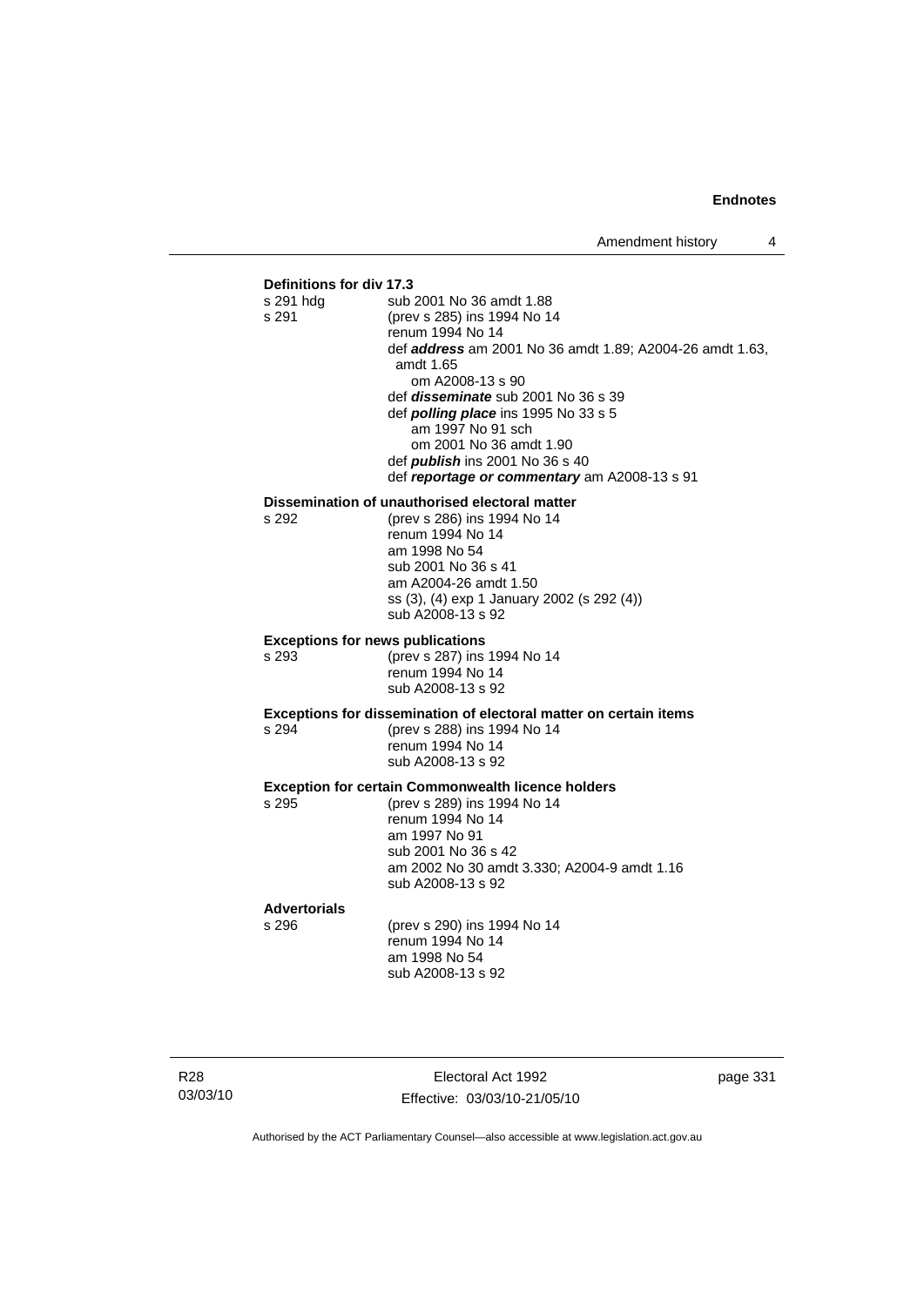**Definitions for div 17.3**

s 291 hdg sub 2001 No 36 amdt 1.88
s 291 (prev s 285) ins 1994 No 14
renum 1994 No 14
def ***address*** am 2001 No 36 amdt 1.89; A2004-26 amdt 1.63, amdt 1.65
om A2008-13 s 90
def ***disseminate*** sub 2001 No 36 s 39
def ***polling place*** ins 1995 No 33 s 5
am 1997 No 91 sch
om 2001 No 36 amdt 1.90
def ***publish*** ins 2001 No 36 s 40
def ***reportage or commentary*** am A2008-13 s 91

**Dissemination of unauthorised electoral matter**

s 292 (prev s 286) ins 1994 No 14
renum 1994 No 14
am 1998 No 54
sub 2001 No 36 s 41
am A2004-26 amdt 1.50
ss (3), (4) exp 1 January 2002 (s 292 (4))
sub A2008-13 s 92

**Exceptions for news publications**

s 293 (prev s 287) ins 1994 No 14
renum 1994 No 14
sub A2008-13 s 92

**Exceptions for dissemination of electoral matter on certain items**

s 294 (prev s 288) ins 1994 No 14
renum 1994 No 14
sub A2008-13 s 92

**Exception for certain Commonwealth licence holders**

s 295 (prev s 289) ins 1994 No 14
renum 1994 No 14
am 1997 No 91
sub 2001 No 36 s 42
am 2002 No 30 amdt 3.330; A2004-9 amdt 1.16
sub A2008-13 s 92

**Advertorials**

s 296 (prev s 290) ins 1994 No 14
renum 1994 No 14
am 1998 No 54
sub A2008-13 s 92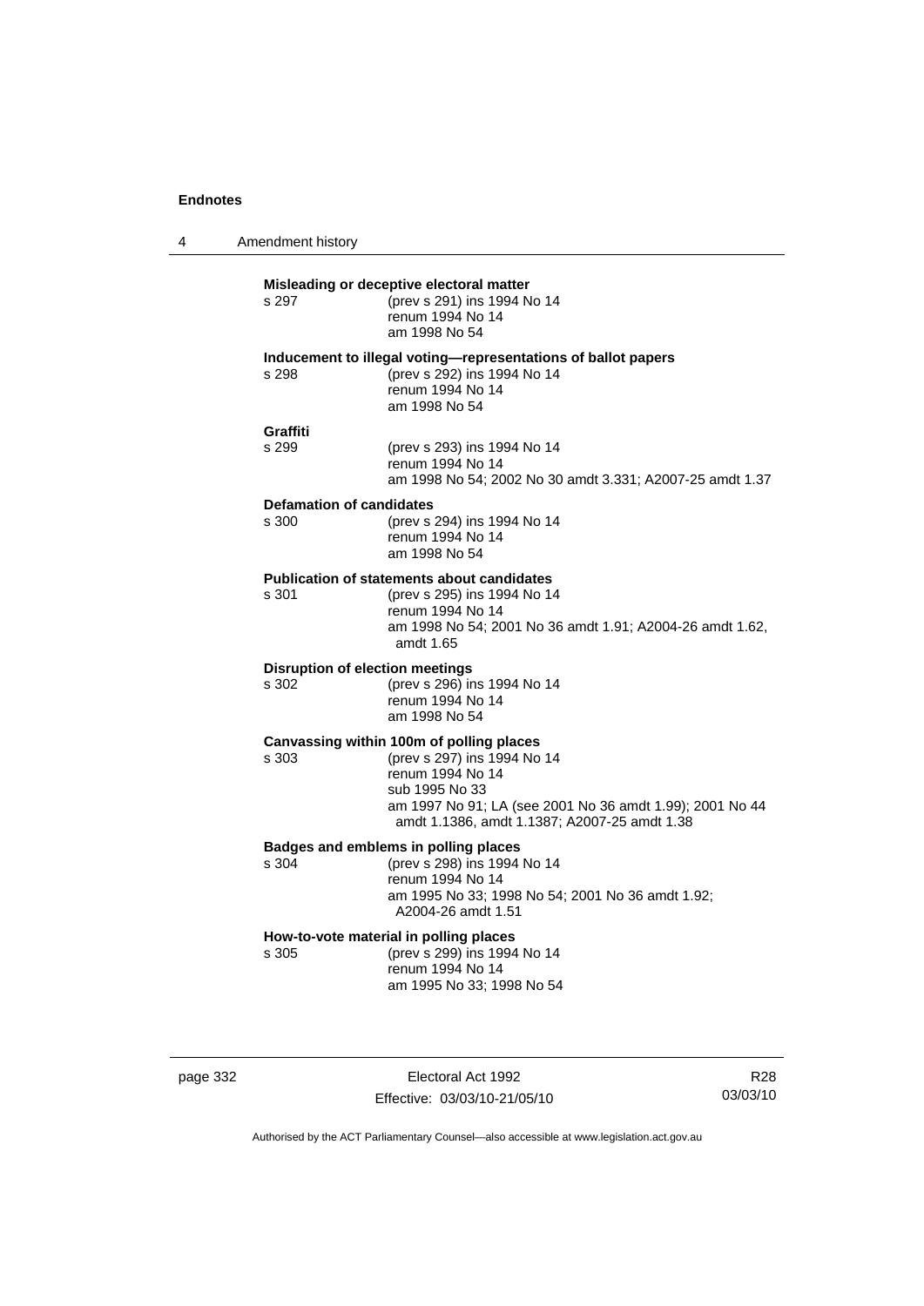**Misleading or deceptive electoral matter**

s 297 (prev s 291) ins 1994 No 14
renum 1994 No 14
am 1998 No 54

**Inducement to illegal voting—representations of ballot papers**

s 298 (prev s 292) ins 1994 No 14
renum 1994 No 14
am 1998 No 54

**Graffiti**

s 299 (prev s 293) ins 1994 No 14
renum 1994 No 14
am 1998 No 54; 2002 No 30 amdt 3.331; A2007-25 amdt 1.37

**Defamation of candidates**

s 300 (prev s 294) ins 1994 No 14
renum 1994 No 14
am 1998 No 54

**Publication of statements about candidates**

s 301 (prev s 295) ins 1994 No 14
renum 1994 No 14
am 1998 No 54; 2001 No 36 amdt 1.91; A2004-26 amdt 1.62, amdt 1.65

**Disruption of election meetings**

s 302 (prev s 296) ins 1994 No 14
renum 1994 No 14
am 1998 No 54

**Canvassing within 100m of polling places**

s 303 (prev s 297) ins 1994 No 14
renum 1994 No 14
sub 1995 No 33
am 1997 No 91; LA (see 2001 No 36 amdt 1.99); 2001 No 44 amdt 1.1386, amdt 1.1387; A2007-25 amdt 1.38

**Badges and emblems in polling places**

s 304 (prev s 298) ins 1994 No 14
renum 1994 No 14
am 1995 No 33; 1998 No 54; 2001 No 36 amdt 1.92; A2004-26 amdt 1.51

**How-to-vote material in polling places**

s 305 (prev s 299) ins 1994 No 14
renum 1994 No 14
am 1995 No 33; 1998 No 54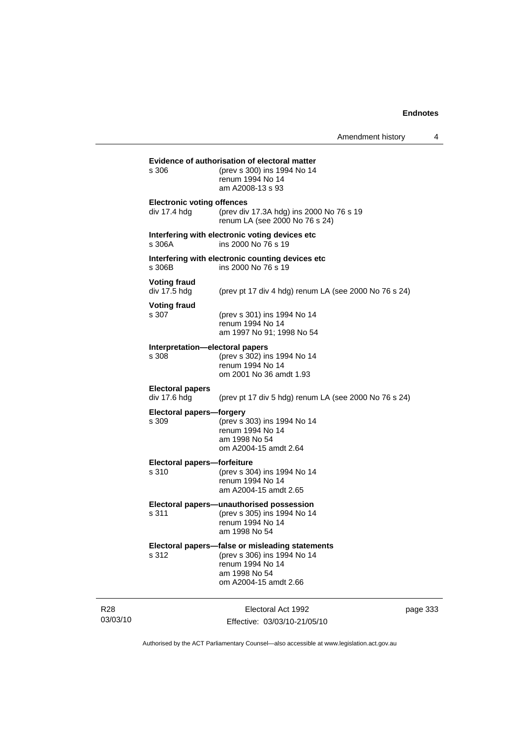**Evidence of authorisation of electoral matter**

s 306 (prev s 300) ins 1994 No 14
renum 1994 No 14
am A2008-13 s 93

**Electronic voting offences**

div 17.4 hdg (prev div 17.3A hdg) ins 2000 No 76 s 19
renum LA (see 2000 No 76 s 24)

**Interfering with electronic voting devices etc**

s 306A ins 2000 No 76 s 19

**Interfering with electronic counting devices etc**

s 306B ins 2000 No 76 s 19

**Voting fraud**

div 17.5 hdg (prev pt 17 div 4 hdg) renum LA (see 2000 No 76 s 24)

**Voting fraud**

s 307 (prev s 301) ins 1994 No 14
renum 1994 No 14
am 1997 No 91; 1998 No 54

**Interpretation—electoral papers**

s 308 (prev s 302) ins 1994 No 14
renum 1994 No 14
om 2001 No 36 amdt 1.93

**Electoral papers**

div 17.6 hdg (prev pt 17 div 5 hdg) renum LA (see 2000 No 76 s 24)

**Electoral papers—forgery**

s 309 (prev s 303) ins 1994 No 14
renum 1994 No 14
am 1998 No 54
om A2004-15 amdt 2.64

**Electoral papers—forfeiture**

s 310 (prev s 304) ins 1994 No 14
renum 1994 No 14
am A2004-15 amdt 2.65

**Electoral papers—unauthorised possession**

s 311 (prev s 305) ins 1994 No 14
renum 1994 No 14
am 1998 No 54

**Electoral papers—false or misleading statements**

s 312 (prev s 306) ins 1994 No 14
renum 1994 No 14
am 1998 No 54
om A2004-15 amdt 2.66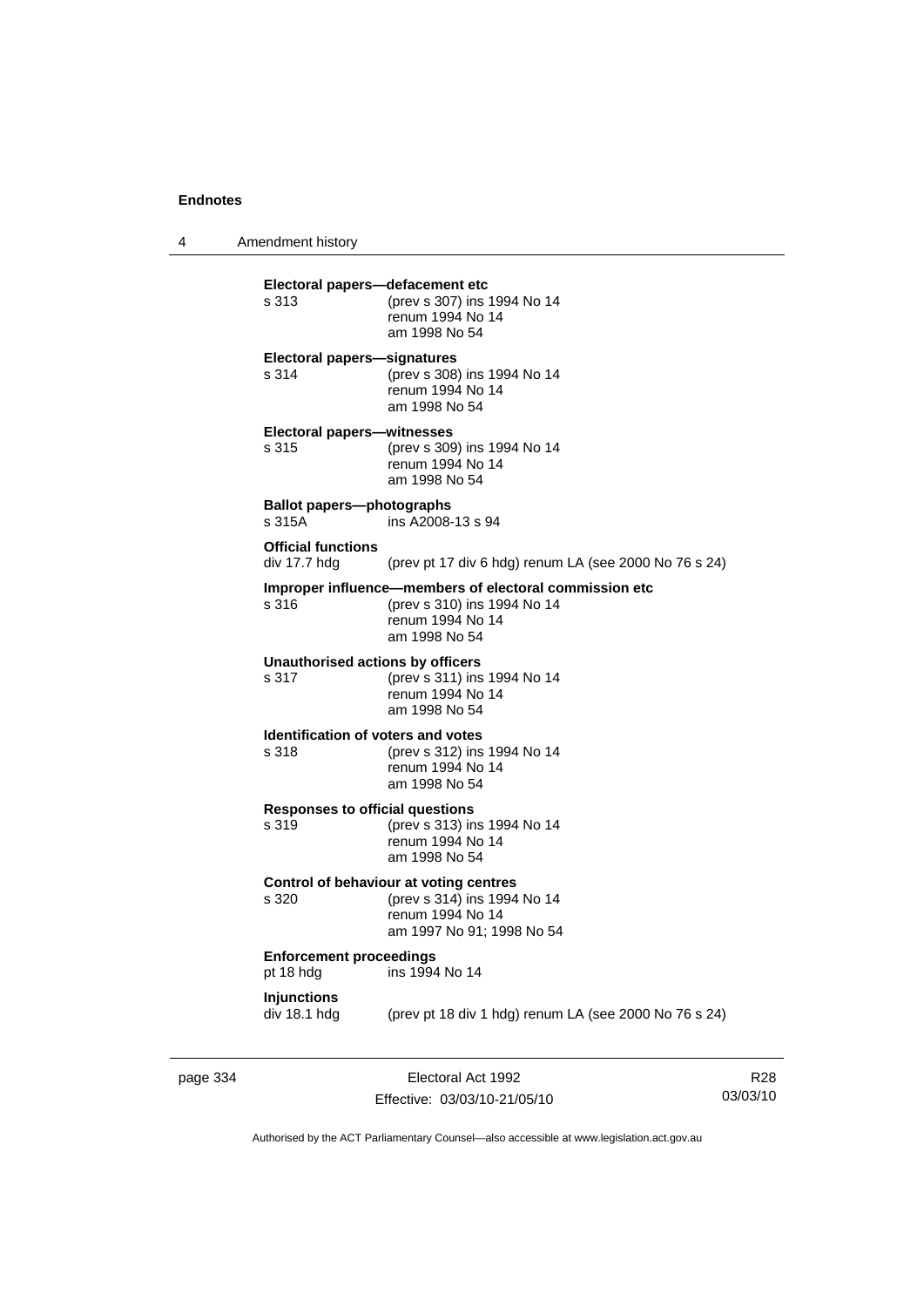**Electoral papers—defacement etc**

s 313 (prev s 307) ins 1994 No 14
renum 1994 No 14
am 1998 No 54

**Electoral papers—signatures**

s 314 (prev s 308) ins 1994 No 14
renum 1994 No 14
am 1998 No 54

**Electoral papers—witnesses**

s 315 (prev s 309) ins 1994 No 14
renum 1994 No 14
am 1998 No 54

**Ballot papers—photographs**

s 315A ins A2008-13 s 94

**Official functions**

div 17.7 hdg (prev pt 17 div 6 hdg) renum LA (see 2000 No 76 s 24)

**Improper influence—members of electoral commission etc**

s 316 (prev s 310) ins 1994 No 14
renum 1994 No 14
am 1998 No 54

**Unauthorised actions by officers**

s 317 (prev s 311) ins 1994 No 14
renum 1994 No 14
am 1998 No 54

**Identification of voters and votes**

s 318 (prev s 312) ins 1994 No 14
renum 1994 No 14
am 1998 No 54

**Responses to official questions**

s 319 (prev s 313) ins 1994 No 14
renum 1994 No 14
am 1998 No 54

**Control of behaviour at voting centres**

s 320 (prev s 314) ins 1994 No 14
renum 1994 No 14
am 1997 No 91; 1998 No 54

**Enforcement proceedings**

pt 18 hdg ins 1994 No 14

**Injunctions**

div 18.1 hdg (prev pt 18 div 1 hdg) renum LA (see 2000 No 76 s 24)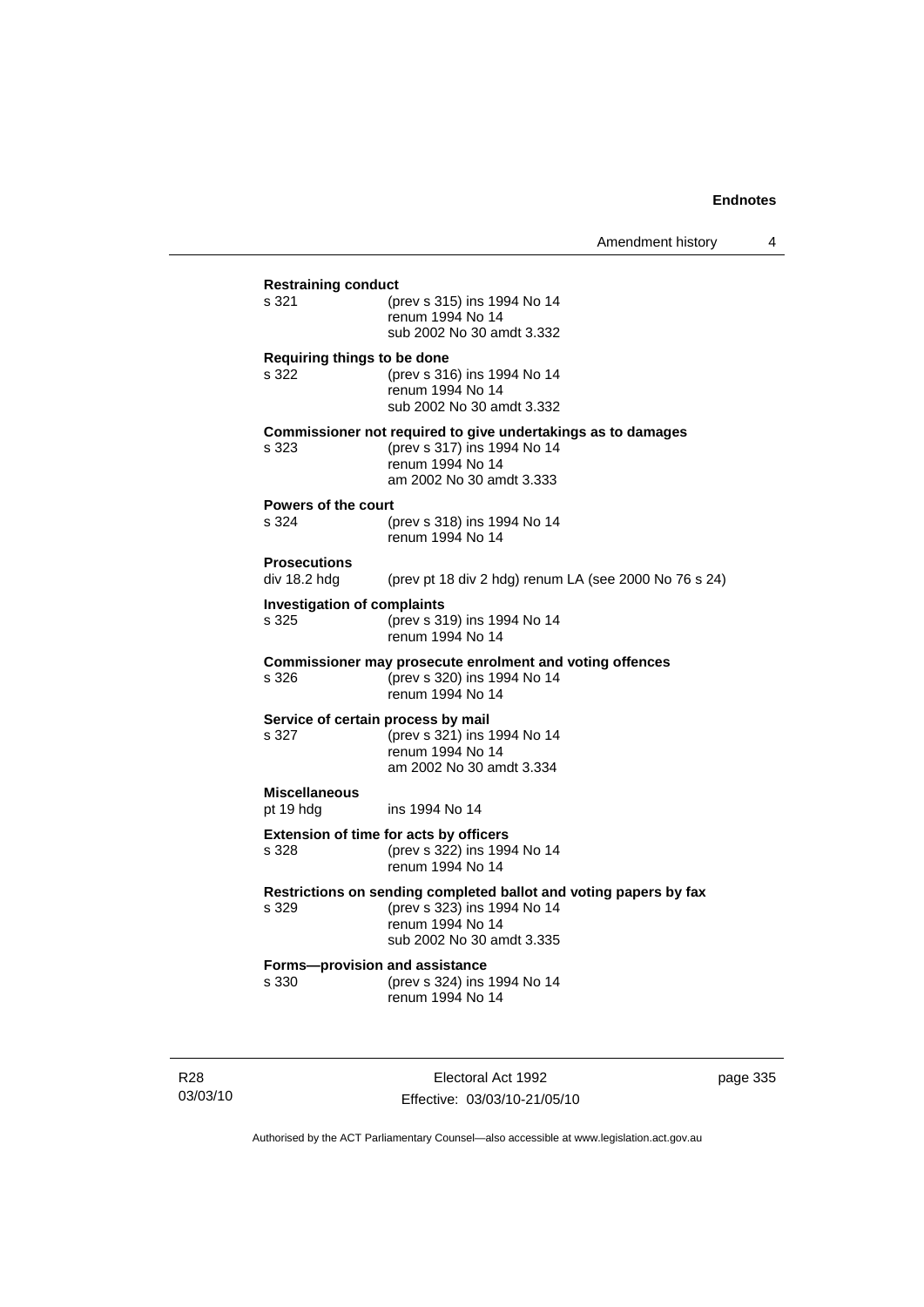**Restraining conduct**

s 321 (prev s 315) ins 1994 No 14
renum 1994 No 14
sub 2002 No 30 amdt 3.332

**Requiring things to be done**

s 322 (prev s 316) ins 1994 No 14
renum 1994 No 14
sub 2002 No 30 amdt 3.332

**Commissioner not required to give undertakings as to damages**

s 323 (prev s 317) ins 1994 No 14
renum 1994 No 14
am 2002 No 30 amdt 3.333

**Powers of the court**

s 324 (prev s 318) ins 1994 No 14
renum 1994 No 14

**Prosecutions**

div 18.2 hdg (prev pt 18 div 2 hdg) renum LA (see 2000 No 76 s 24)

**Investigation of complaints**

s 325 (prev s 319) ins 1994 No 14
renum 1994 No 14

**Commissioner may prosecute enrolment and voting offences**

s 326 (prev s 320) ins 1994 No 14
renum 1994 No 14

**Service of certain process by mail**

s 327 (prev s 321) ins 1994 No 14
renum 1994 No 14
am 2002 No 30 amdt 3.334

**Miscellaneous**

pt 19 hdg ins 1994 No 14

**Extension of time for acts by officers**

s 328 (prev s 322) ins 1994 No 14
renum 1994 No 14

**Restrictions on sending completed ballot and voting papers by fax**

s 329 (prev s 323) ins 1994 No 14
renum 1994 No 14
sub 2002 No 30 amdt 3.335

**Forms—provision and assistance**

s 330 (prev s 324) ins 1994 No 14
renum 1994 No 14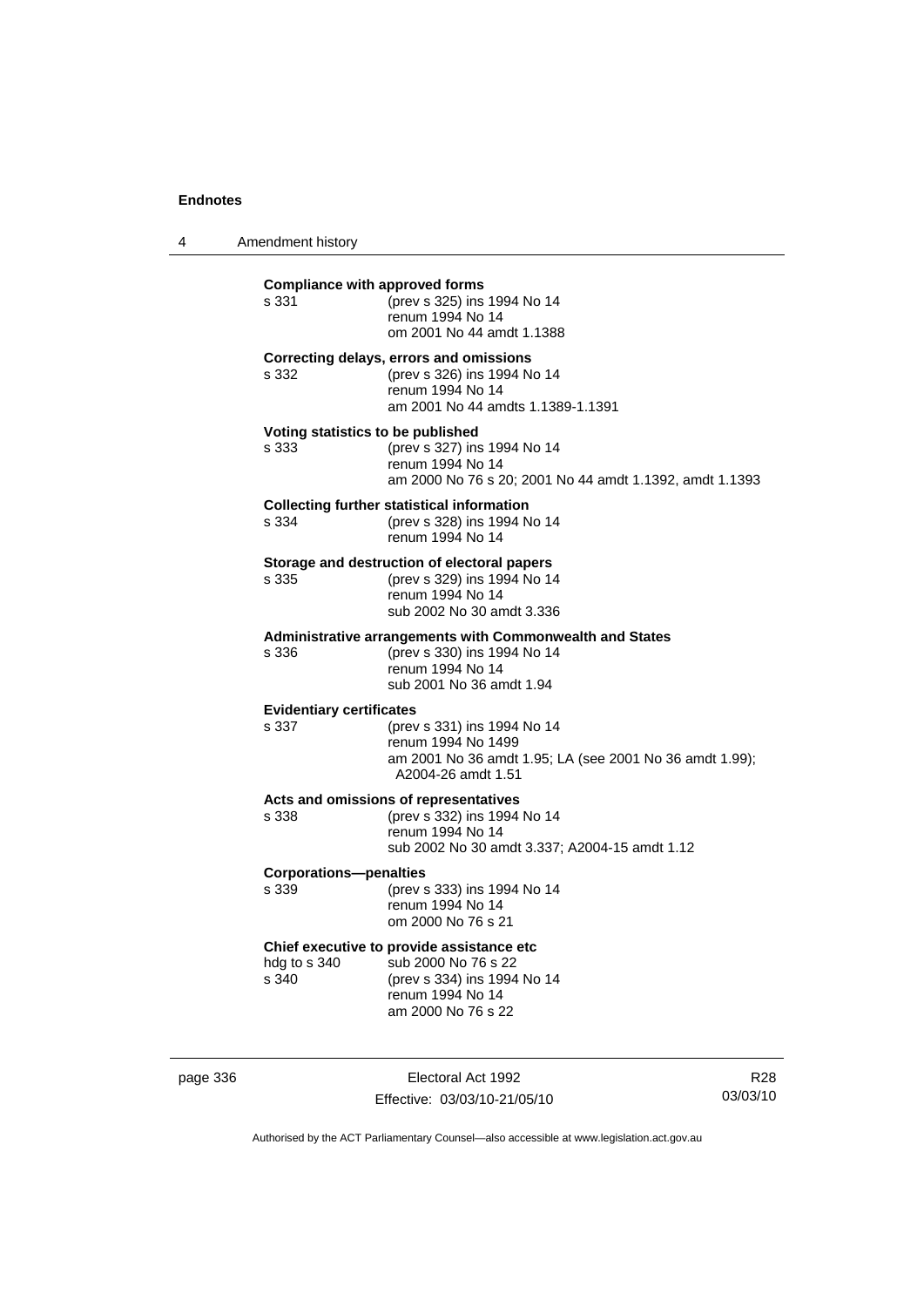**Compliance with approved forms**

s 331 (prev s 325) ins 1994 No 14
renum 1994 No 14
om 2001 No 44 amdt 1.1388

**Correcting delays, errors and omissions**

s 332 (prev s 326) ins 1994 No 14
renum 1994 No 14
am 2001 No 44 amdts 1.1389-1.1391

**Voting statistics to be published**

s 333 (prev s 327) ins 1994 No 14
renum 1994 No 14
am 2000 No 76 s 20; 2001 No 44 amdt 1.1392, amdt 1.1393

**Collecting further statistical information**

s 334 (prev s 328) ins 1994 No 14
renum 1994 No 14

**Storage and destruction of electoral papers**

s 335 (prev s 329) ins 1994 No 14
renum 1994 No 14
sub 2002 No 30 amdt 3.336

**Administrative arrangements with Commonwealth and States**

s 336 (prev s 330) ins 1994 No 14
renum 1994 No 14
sub 2001 No 36 amdt 1.94

**Evidentiary certificates**

s 337 (prev s 331) ins 1994 No 14
renum 1994 No 1499
am 2001 No 36 amdt 1.95; LA (see 2001 No 36 amdt 1.99); A2004-26 amdt 1.51

**Acts and omissions of representatives**

s 338 (prev s 332) ins 1994 No 14
renum 1994 No 14
sub 2002 No 30 amdt 3.337; A2004-15 amdt 1.12

**Corporations—penalties**

s 339 (prev s 333) ins 1994 No 14
renum 1994 No 14
om 2000 No 76 s 21

**Chief executive to provide assistance etc**

hdg to s 340 sub 2000 No 76 s 22
s 340 (prev s 334) ins 1994 No 14
renum 1994 No 14
am 2000 No 76 s 22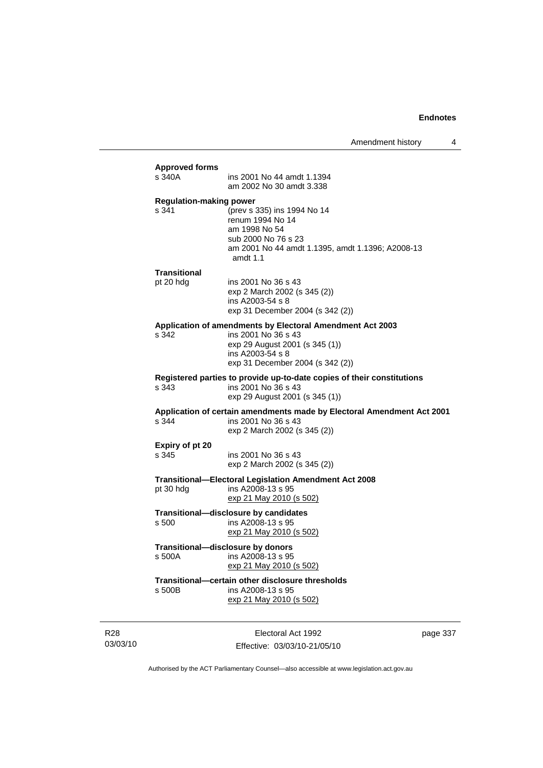**Approved forms**

s 340A ins 2001 No 44 amdt 1.1394
am 2002 No 30 amdt 3.338

**Regulation-making power**

s 341 (prev s 335) ins 1994 No 14
renum 1994 No 14
am 1998 No 54
sub 2000 No 76 s 23
am 2001 No 44 amdt 1.1395, amdt 1.1396; A2008-13 amdt 1.1

**Transitional**

pt 20 hdg ins 2001 No 36 s 43
exp 2 March 2002 (s 345 (2))
ins A2003-54 s 8
exp 31 December 2004 (s 342 (2))

**Application of amendments by Electoral Amendment Act 2003**

s 342 ins 2001 No 36 s 43
exp 29 August 2001 (s 345 (1))
ins A2003-54 s 8
exp 31 December 2004 (s 342 (2))

**Registered parties to provide up-to-date copies of their constitutions**

s 343 ins 2001 No 36 s 43
exp 29 August 2001 (s 345 (1))

**Application of certain amendments made by Electoral Amendment Act 2001**

s 344 ins 2001 No 36 s 43
exp 2 March 2002 (s 345 (2))

**Expiry of pt 20**

s 345 ins 2001 No 36 s 43
exp 2 March 2002 (s 345 (2))

**Transitional—Electoral Legislation Amendment Act 2008**

pt 30 hdg ins A2008-13 s 95
exp 21 May 2010 (s 502)

**Transitional—disclosure by candidates**

s 500 ins A2008-13 s 95
exp 21 May 2010 (s 502)

**Transitional—disclosure by donors**

s 500A ins A2008-13 s 95
exp 21 May 2010 (s 502)

**Transitional—certain other disclosure thresholds**

s 500B ins A2008-13 s 95
exp 21 May 2010 (s 502)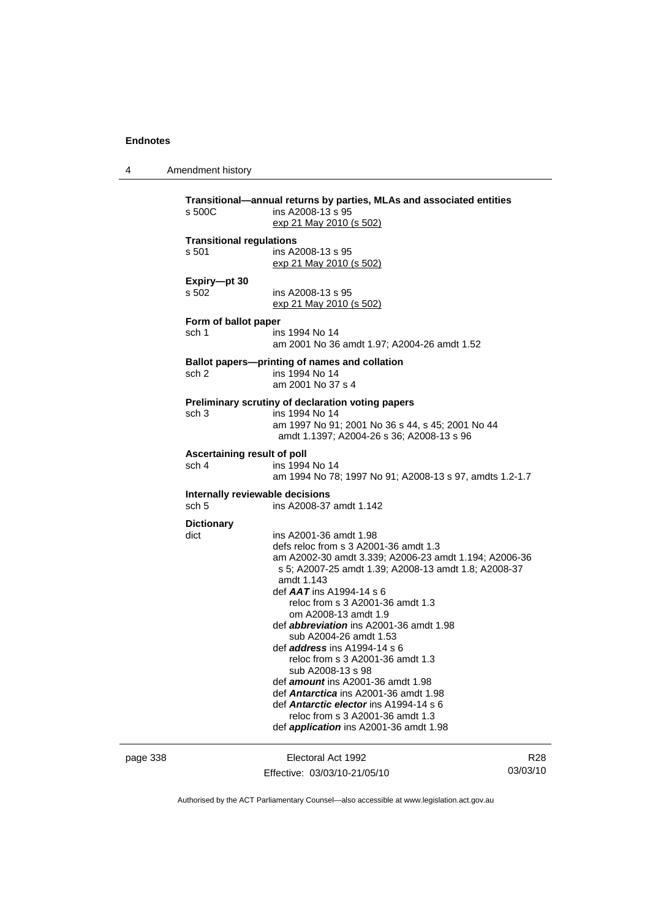**Transitional—annual returns by parties, MLAs and associated entities**

s 500C ins A2008-13 s 95
exp 21 May 2010 (s 502)

**Transitional regulations**

s 501 ins A2008-13 s 95
exp 21 May 2010 (s 502)

**Expiry—pt 30**

s 502 ins A2008-13 s 95
exp 21 May 2010 (s 502)

**Form of ballot paper**

sch 1 ins 1994 No 14
am 2001 No 36 amdt 1.97; A2004-26 amdt 1.52

**Ballot papers—printing of names and collation**

sch 2 ins 1994 No 14
am 2001 No 37 s 4

**Preliminary scrutiny of declaration voting papers**

sch 3 ins 1994 No 14
am 1997 No 91; 2001 No 36 s 44, s 45; 2001 No 44 amdt 1.1397; A2004-26 s 36; A2008-13 s 96

**Ascertaining result of poll**

sch 4 ins 1994 No 14
am 1994 No 78; 1997 No 91; A2008-13 s 97, amdts 1.2-1.7

**Internally reviewable decisions**

sch 5 ins A2008-37 amdt 1.142

**Dictionary**

dict ins A2001-36 amdt 1.98
defs reloc from s 3 A2001-36 amdt 1.3
am A2002-30 amdt 3.339; A2006-23 amdt 1.194; A2006-36 s 5; A2007-25 amdt 1.39; A2008-13 amdt 1.8; A2008-37 amdt 1.143
def ***AAT*** ins A1994-14 s 6
reloc from s 3 A2001-36 amdt 1.3
om A2008-13 amdt 1.9
def ***abbreviation*** ins A2001-36 amdt 1.98
sub A2004-26 amdt 1.53
def ***address*** ins A1994-14 s 6
reloc from s 3 A2001-36 amdt 1.3
sub A2008-13 s 98
def ***amount*** ins A2001-36 amdt 1.98
def ***Antarctica*** ins A2001-36 amdt 1.98
def ***Antarctic elector*** ins A1994-14 s 6
reloc from s 3 A2001-36 amdt 1.3
def ***application*** ins A2001-36 amdt 1.98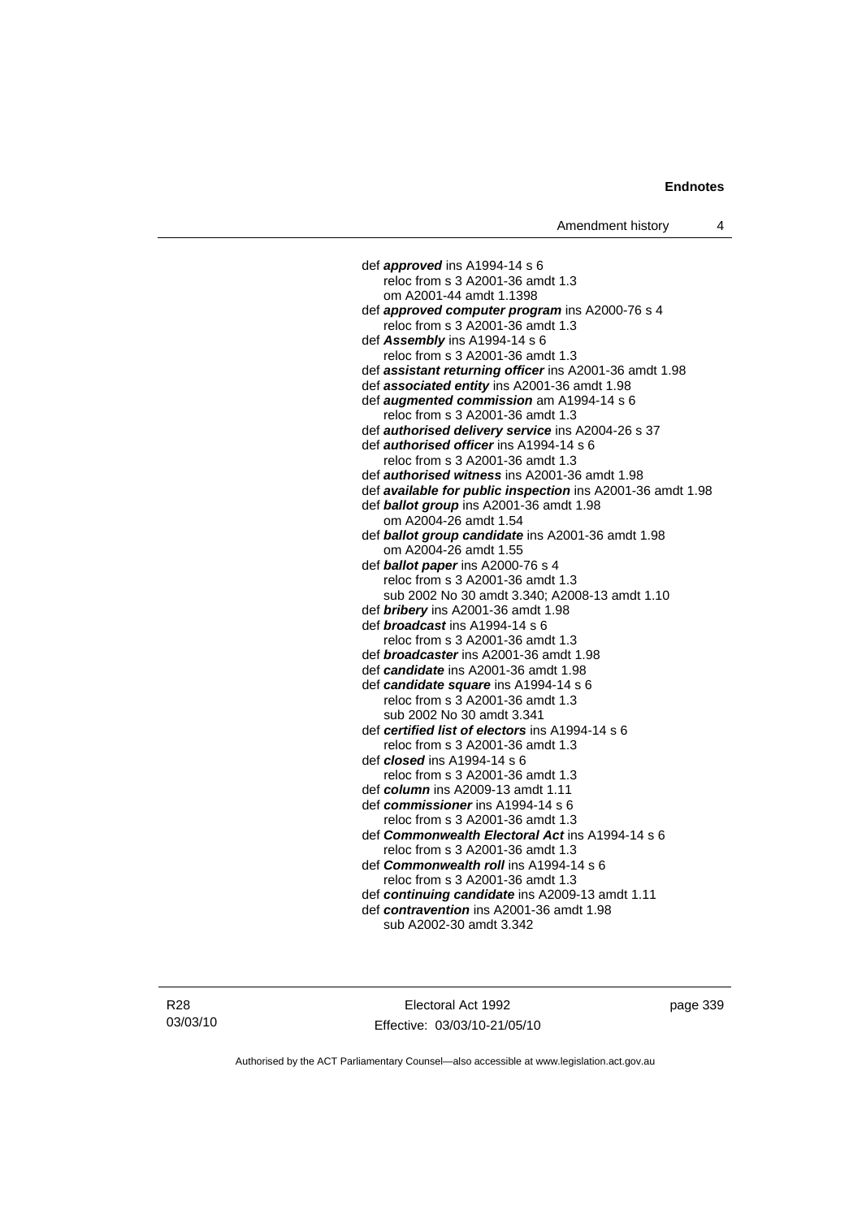def ***approved*** ins A1994-14 s 6
reloc from s 3 A2001-36 amdt 1.3
om A2001-44 amdt 1.1398
def ***approved computer program*** ins A2000-76 s 4
reloc from s 3 A2001-36 amdt 1.3
def ***Assembly*** ins A1994-14 s 6
reloc from s 3 A2001-36 amdt 1.3
def ***assistant returning officer*** ins A2001-36 amdt 1.98
def ***associated entity*** ins A2001-36 amdt 1.98
def ***augmented commission*** am A1994-14 s 6
reloc from s 3 A2001-36 amdt 1.3
def ***authorised delivery service*** ins A2004-26 s 37
def ***authorised officer*** ins A1994-14 s 6
reloc from s 3 A2001-36 amdt 1.3
def ***authorised witness*** ins A2001-36 amdt 1.98
def ***available for public inspection*** ins A2001-36 amdt 1.98
def ***ballot group*** ins A2001-36 amdt 1.98
om A2004-26 amdt 1.54
def ***ballot group candidate*** ins A2001-36 amdt 1.98
om A2004-26 amdt 1.55
def ***ballot paper*** ins A2000-76 s 4
reloc from s 3 A2001-36 amdt 1.3
sub 2002 No 30 amdt 3.340; A2008-13 amdt 1.10
def ***bribery*** ins A2001-36 amdt 1.98
def ***broadcast*** ins A1994-14 s 6
reloc from s 3 A2001-36 amdt 1.3
def ***broadcaster*** ins A2001-36 amdt 1.98
def ***candidate*** ins A2001-36 amdt 1.98
def ***candidate square*** ins A1994-14 s 6
reloc from s 3 A2001-36 amdt 1.3
sub 2002 No 30 amdt 3.341
def ***certified list of electors*** ins A1994-14 s 6
reloc from s 3 A2001-36 amdt 1.3
def ***closed*** ins A1994-14 s 6
reloc from s 3 A2001-36 amdt 1.3
def ***column*** ins A2009-13 amdt 1.11
def ***commissioner*** ins A1994-14 s 6
reloc from s 3 A2001-36 amdt 1.3
def ***Commonwealth Electoral Act*** ins A1994-14 s 6
reloc from s 3 A2001-36 amdt 1.3
def ***Commonwealth roll*** ins A1994-14 s 6
reloc from s 3 A2001-36 amdt 1.3
def ***continuing candidate*** ins A2009-13 amdt 1.11
def ***contravention*** ins A2001-36 amdt 1.98
sub A2002-30 amdt 3.342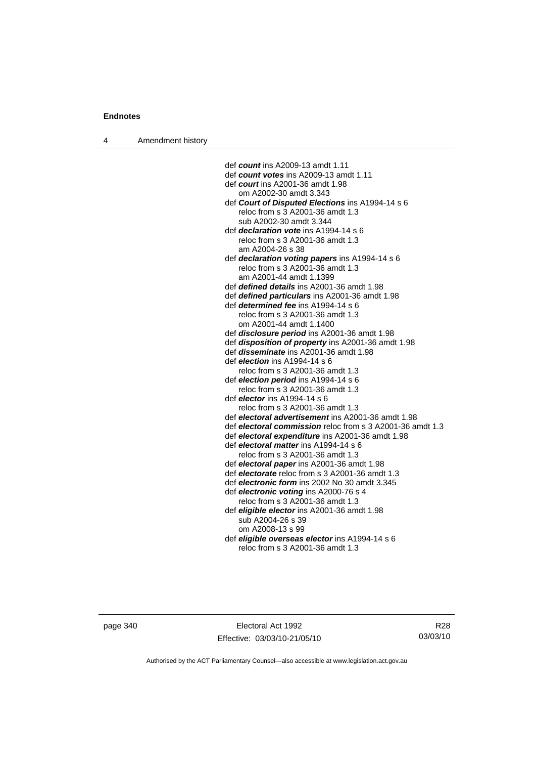def ***count*** ins A2009-13 amdt 1.11
def ***count votes*** ins A2009-13 amdt 1.11
def ***court*** ins A2001-36 amdt 1.98
om A2002-30 amdt 3.343
def ***Court of Disputed Elections*** ins A1994-14 s 6
reloc from s 3 A2001-36 amdt 1.3
sub A2002-30 amdt 3.344
def ***declaration vote*** ins A1994-14 s 6
reloc from s 3 A2001-36 amdt 1.3
am A2004-26 s 38
def ***declaration voting papers*** ins A1994-14 s 6
reloc from s 3 A2001-36 amdt 1.3
am A2001-44 amdt 1.1399
def ***defined details*** ins A2001-36 amdt 1.98
def ***defined particulars*** ins A2001-36 amdt 1.98
def ***determined fee*** ins A1994-14 s 6
reloc from s 3 A2001-36 amdt 1.3
om A2001-44 amdt 1.1400
def ***disclosure period*** ins A2001-36 amdt 1.98
def ***disposition of property*** ins A2001-36 amdt 1.98
def ***disseminate*** ins A2001-36 amdt 1.98
def ***election*** ins A1994-14 s 6
reloc from s 3 A2001-36 amdt 1.3
def ***election period*** ins A1994-14 s 6
reloc from s 3 A2001-36 amdt 1.3
def ***elector*** ins A1994-14 s 6
reloc from s 3 A2001-36 amdt 1.3
def ***electoral advertisement*** ins A2001-36 amdt 1.98
def ***electoral commission*** reloc from s 3 A2001-36 amdt 1.3
def ***electoral expenditure*** ins A2001-36 amdt 1.98
def ***electoral matter*** ins A1994-14 s 6
reloc from s 3 A2001-36 amdt 1.3
def ***electoral paper*** ins A2001-36 amdt 1.98
def ***electorate*** reloc from s 3 A2001-36 amdt 1.3
def ***electronic form*** ins 2002 No 30 amdt 3.345
def ***electronic voting*** ins A2000-76 s 4
reloc from s 3 A2001-36 amdt 1.3
def ***eligible elector*** ins A2001-36 amdt 1.98
sub A2004-26 s 39
om A2008-13 s 99
def ***eligible overseas elector*** ins A1994-14 s 6
reloc from s 3 A2001-36 amdt 1.3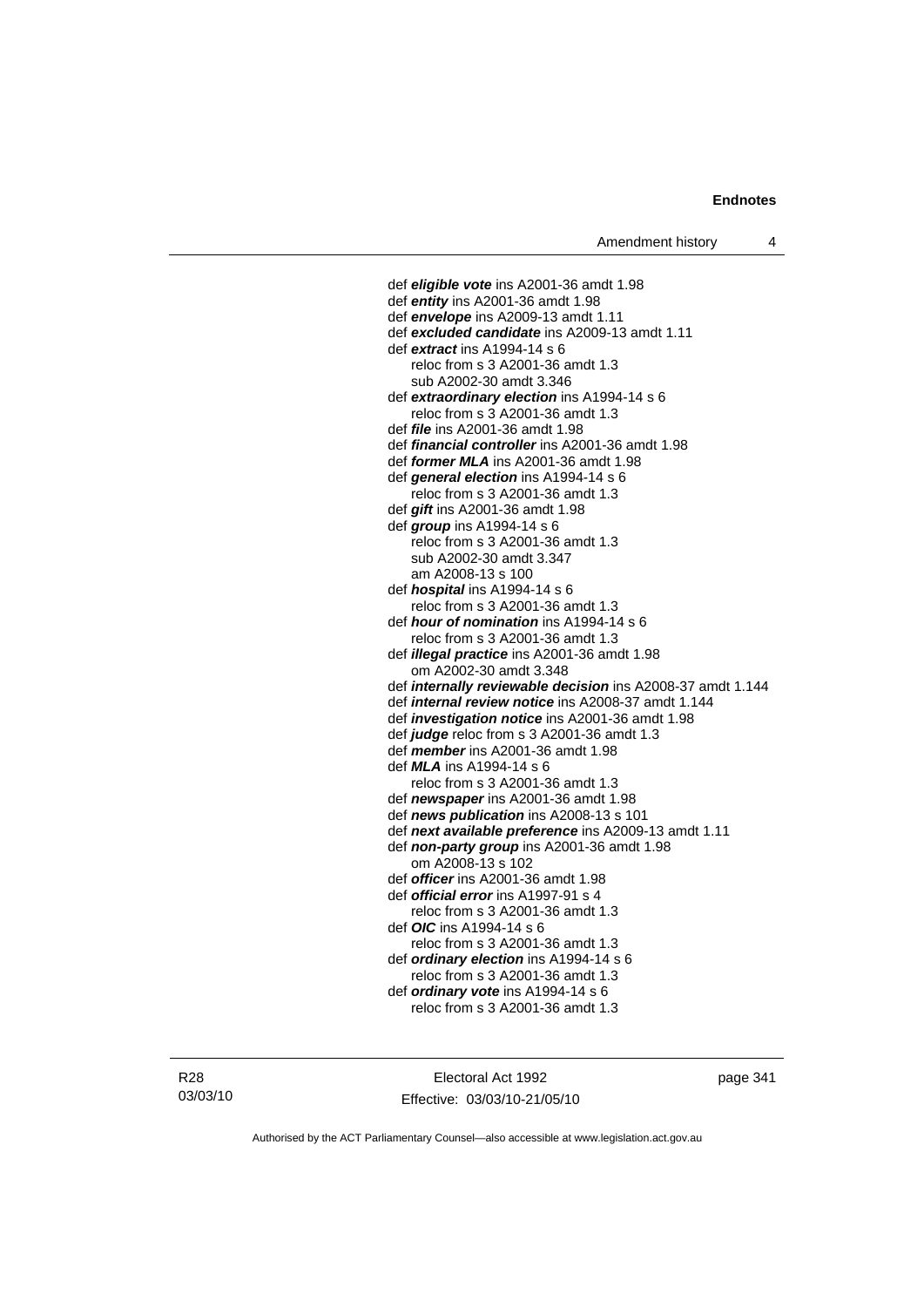def ***eligible vote*** ins A2001-36 amdt 1.98
def ***entity*** ins A2001-36 amdt 1.98
def ***envelope*** ins A2009-13 amdt 1.11
def ***excluded candidate*** ins A2009-13 amdt 1.11
def ***extract*** ins A1994-14 s 6
    reloc from s 3 A2001-36 amdt 1.3
    sub A2002-30 amdt 3.346
def ***extraordinary election*** ins A1994-14 s 6
    reloc from s 3 A2001-36 amdt 1.3
def ***file*** ins A2001-36 amdt 1.98
def ***financial controller*** ins A2001-36 amdt 1.98
def ***former MLA*** ins A2001-36 amdt 1.98
def ***general election*** ins A1994-14 s 6
    reloc from s 3 A2001-36 amdt 1.3
def ***gift*** ins A2001-36 amdt 1.98
def ***group*** ins A1994-14 s 6
    reloc from s 3 A2001-36 amdt 1.3
    sub A2002-30 amdt 3.347
    am A2008-13 s 100
def ***hospital*** ins A1994-14 s 6
    reloc from s 3 A2001-36 amdt 1.3
def ***hour of nomination*** ins A1994-14 s 6
    reloc from s 3 A2001-36 amdt 1.3
def ***illegal practice*** ins A2001-36 amdt 1.98
    om A2002-30 amdt 3.348
def ***internally reviewable decision*** ins A2008-37 amdt 1.144
def ***internal review notice*** ins A2008-37 amdt 1.144
def ***investigation notice*** ins A2001-36 amdt 1.98
def ***judge*** reloc from s 3 A2001-36 amdt 1.3
def ***member*** ins A2001-36 amdt 1.98
def ***MLA*** ins A1994-14 s 6
    reloc from s 3 A2001-36 amdt 1.3
def ***newspaper*** ins A2001-36 amdt 1.98
def ***news publication*** ins A2008-13 s 101
def ***next available preference*** ins A2009-13 amdt 1.11
def ***non-party group*** ins A2001-36 amdt 1.98
    om A2008-13 s 102
def ***officer*** ins A2001-36 amdt 1.98
def ***official error*** ins A1997-91 s 4
    reloc from s 3 A2001-36 amdt 1.3
def ***OIC*** ins A1994-14 s 6
    reloc from s 3 A2001-36 amdt 1.3
def ***ordinary election*** ins A1994-14 s 6
    reloc from s 3 A2001-36 amdt 1.3
def ***ordinary vote*** ins A1994-14 s 6
    reloc from s 3 A2001-36 amdt 1.3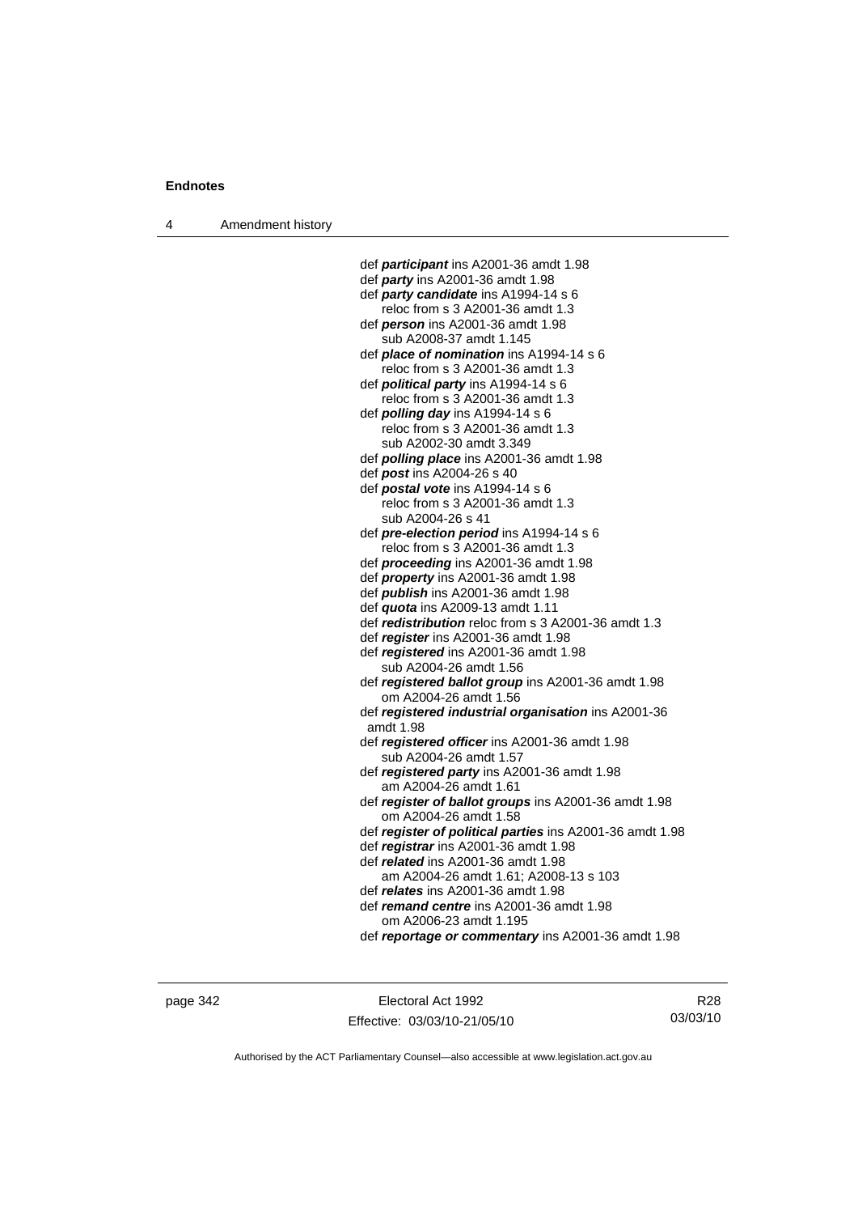def ***participant*** ins A2001-36 amdt 1.98
def ***party*** ins A2001-36 amdt 1.98
def ***party candidate*** ins A1994-14 s 6
 reloc from s 3 A2001-36 amdt 1.3
def ***person*** ins A2001-36 amdt 1.98
 sub A2008-37 amdt 1.145
def ***place of nomination*** ins A1994-14 s 6
 reloc from s 3 A2001-36 amdt 1.3
def ***political party*** ins A1994-14 s 6
 reloc from s 3 A2001-36 amdt 1.3
def ***polling day*** ins A1994-14 s 6
 reloc from s 3 A2001-36 amdt 1.3
 sub A2002-30 amdt 3.349
def ***polling place*** ins A2001-36 amdt 1.98
def ***post*** ins A2004-26 s 40
def ***postal vote*** ins A1994-14 s 6
 reloc from s 3 A2001-36 amdt 1.3
 sub A2004-26 s 41
def ***pre-election period*** ins A1994-14 s 6
 reloc from s 3 A2001-36 amdt 1.3
def ***proceeding*** ins A2001-36 amdt 1.98
def ***property*** ins A2001-36 amdt 1.98
def ***publish*** ins A2001-36 amdt 1.98
def ***quota*** ins A2009-13 amdt 1.11
def ***redistribution*** reloc from s 3 A2001-36 amdt 1.3
def ***register*** ins A2001-36 amdt 1.98
def ***registered*** ins A2001-36 amdt 1.98
 sub A2004-26 amdt 1.56
def ***registered ballot group*** ins A2001-36 amdt 1.98
 om A2004-26 amdt 1.56
def ***registered industrial organisation*** ins A2001-36 amdt 1.98
def ***registered officer*** ins A2001-36 amdt 1.98
 sub A2004-26 amdt 1.57
def ***registered party*** ins A2001-36 amdt 1.98
 am A2004-26 amdt 1.61
def ***register of ballot groups*** ins A2001-36 amdt 1.98
 om A2004-26 amdt 1.58
def ***register of political parties*** ins A2001-36 amdt 1.98
def ***registrar*** ins A2001-36 amdt 1.98
def ***related*** ins A2001-36 amdt 1.98
 am A2004-26 amdt 1.61; A2008-13 s 103
def ***relates*** ins A2001-36 amdt 1.98
def ***remand centre*** ins A2001-36 amdt 1.98
 om A2006-23 amdt 1.195
def ***reportage or commentary*** ins A2001-36 amdt 1.98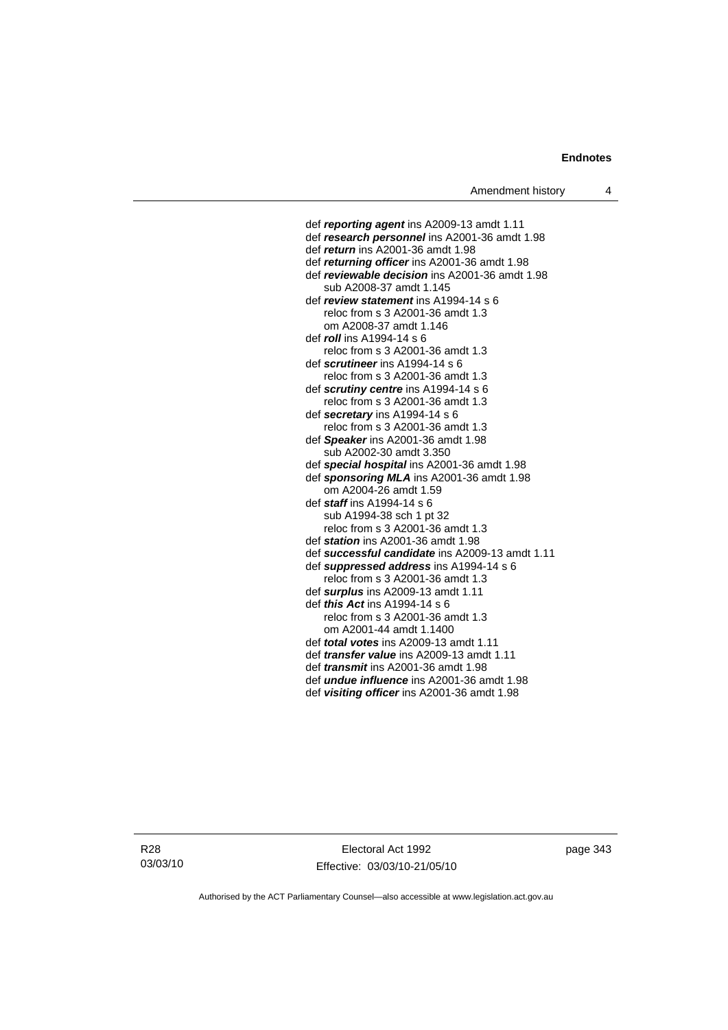def ***reporting agent*** ins A2009-13 amdt 1.11
def ***research personnel*** ins A2001-36 amdt 1.98
def ***return*** ins A2001-36 amdt 1.98
def ***returning officer*** ins A2001-36 amdt 1.98
def ***reviewable decision*** ins A2001-36 amdt 1.98
  sub A2008-37 amdt 1.145
def ***review statement*** ins A1994-14 s 6
  reloc from s 3 A2001-36 amdt 1.3
  om A2008-37 amdt 1.146
def ***roll*** ins A1994-14 s 6
  reloc from s 3 A2001-36 amdt 1.3
def ***scrutineer*** ins A1994-14 s 6
  reloc from s 3 A2001-36 amdt 1.3
def ***scrutiny centre*** ins A1994-14 s 6
  reloc from s 3 A2001-36 amdt 1.3
def ***secretary*** ins A1994-14 s 6
  reloc from s 3 A2001-36 amdt 1.3
def ***Speaker*** ins A2001-36 amdt 1.98
  sub A2002-30 amdt 3.350
def ***special hospital*** ins A2001-36 amdt 1.98
def ***sponsoring MLA*** ins A2001-36 amdt 1.98
  om A2004-26 amdt 1.59
def ***staff*** ins A1994-14 s 6
  sub A1994-38 sch 1 pt 32
  reloc from s 3 A2001-36 amdt 1.3
def ***station*** ins A2001-36 amdt 1.98
def ***successful candidate*** ins A2009-13 amdt 1.11
def ***suppressed address*** ins A1994-14 s 6
  reloc from s 3 A2001-36 amdt 1.3
def ***surplus*** ins A2009-13 amdt 1.11
def ***this Act*** ins A1994-14 s 6
  reloc from s 3 A2001-36 amdt 1.3
  om A2001-44 amdt 1.1400
def ***total votes*** ins A2009-13 amdt 1.11
def ***transfer value*** ins A2009-13 amdt 1.11
def ***transmit*** ins A2001-36 amdt 1.98
def ***undue influence*** ins A2001-36 amdt 1.98
def ***visiting officer*** ins A2001-36 amdt 1.98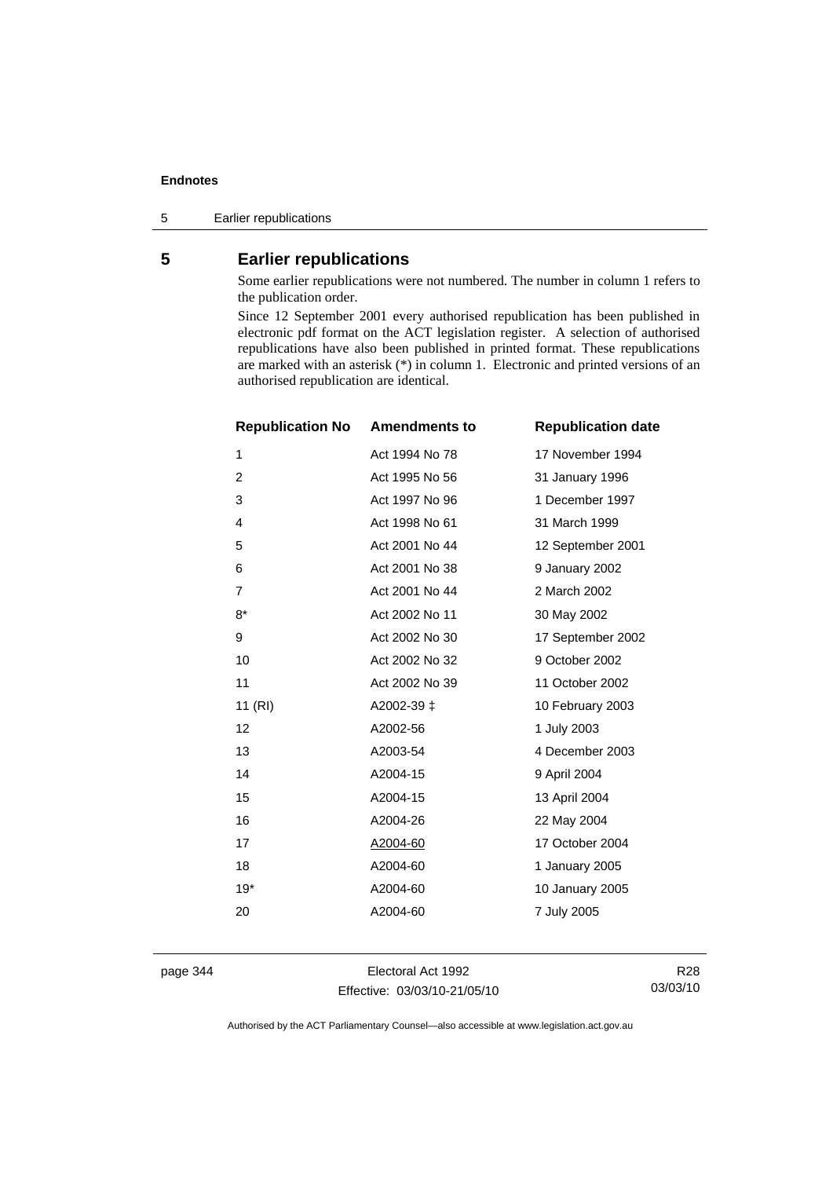## 5 Earlier republications

Some earlier republications were not numbered. The number in column 1 refers to the publication order.

Since 12 September 2001 every authorised republication has been published in electronic pdf format on the ACT legislation register. A selection of authorised republications have also been published in printed format. These republications are marked with an asterisk (*) in column 1. Electronic and printed versions of an authorised republication are identical.

| Republication No | Amendments to | Republication date |
|---|---|---|
| 1 | Act 1994 No 78 | 17 November 1994 |
| 2 | Act 1995 No 56 | 31 January 1996 |
| 3 | Act 1997 No 96 | 1 December 1997 |
| 4 | Act 1998 No 61 | 31 March 1999 |
| 5 | Act 2001 No 44 | 12 September 2001 |
| 6 | Act 2001 No 38 | 9 January 2002 |
| 7 | Act 2001 No 44 | 2 March 2002 |
| 8* | Act 2002 No 11 | 30 May 2002 |
| 9 | Act 2002 No 30 | 17 September 2002 |
| 10 | Act 2002 No 32 | 9 October 2002 |
| 11 | Act 2002 No 39 | 11 October 2002 |
| 11 (RI) | A2002-39 ‡ | 10 February 2003 |
| 12 | A2002-56 | 1 July 2003 |
| 13 | A2003-54 | 4 December 2003 |
| 14 | A2004-15 | 9 April 2004 |
| 15 | A2004-15 | 13 April 2004 |
| 16 | A2004-26 | 22 May 2004 |
| 17 | A2004-60 | 17 October 2004 |
| 18 | A2004-60 | 1 January 2005 |
| 19* | A2004-60 | 10 January 2005 |
| 20 | A2004-60 | 7 July 2005 |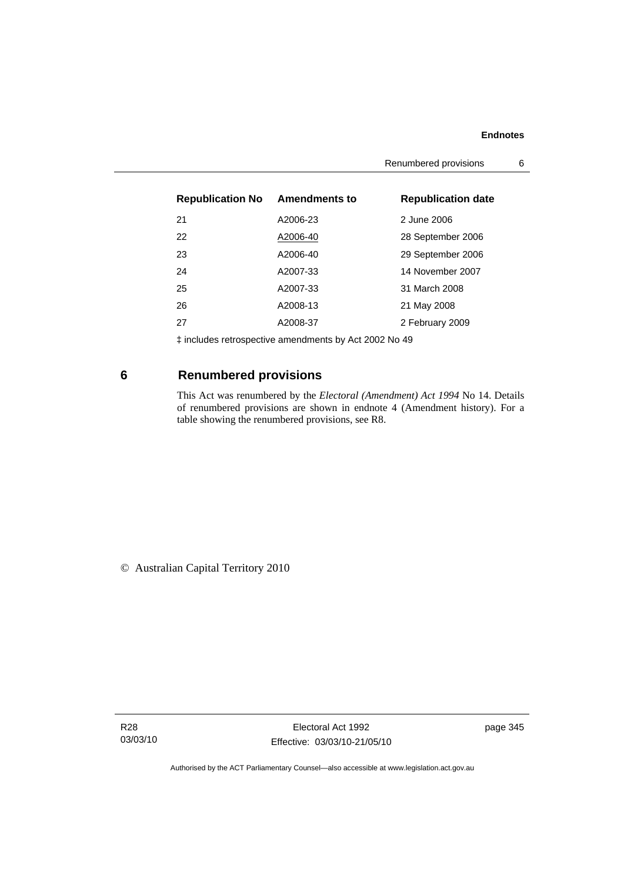| Republication No | Amendments to | Republication date |
|---|---|---|
| 21 | A2006-23 | 2 June 2006 |
| 22 | A2006-40 | 28 September 2006 |
| 23 | A2006-40 | 29 September 2006 |
| 24 | A2007-33 | 14 November 2007 |
| 25 | A2007-33 | 31 March 2008 |
| 26 | A2008-13 | 21 May 2008 |
| 27 | A2008-37 | 2 February 2009 |

‡ includes retrospective amendments by Act 2002 No 49

## 6 Renumbered provisions

This Act was renumbered by the *Electoral (Amendment) Act 1994* No 14. Details of renumbered provisions are shown in endnote 4 (Amendment history). For a table showing the renumbered provisions, see R8.

© Australian Capital Territory 2010